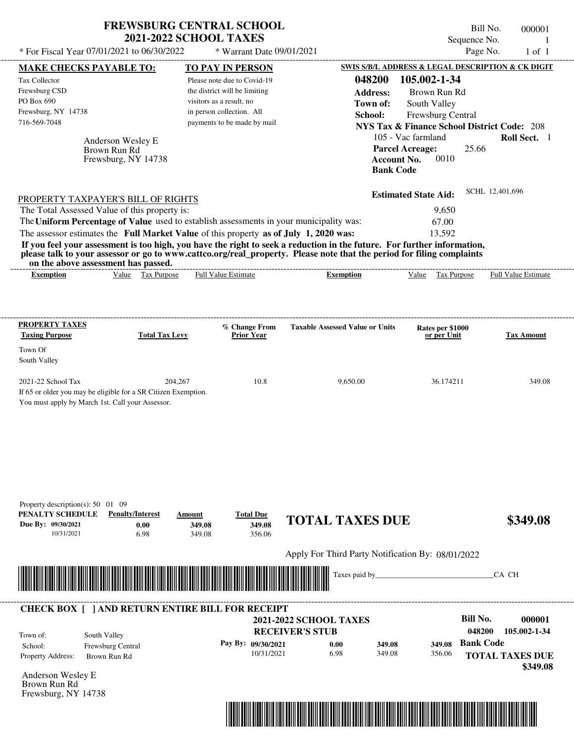# FREWSBURG CENTRAL SCHOOL
## 2021-2022 SCHOOL TAXES

\* For Fiscal Year 07/01/2021 to 06/30/2022 \* Warrant Date 09/01/2021

Bill No. 000001
Sequence No. 1
Page No. 1 of 1

**MAKE CHECKS PAYABLE TO:**

Tax Collector
Frewsburg CSD
PO Box 690
Frewsburg, NY 14738
716-569-7048

**TO PAY IN PERSON**

Please note due to Covid-19 the district will be limiting visitors as a result, no in person collection. All payments to be made by mail

**SWIS S/B/L ADDRESS & LEGAL DESCRIPTION & CK DIGIT**

**048200 105.002-1-34**
**Address:** Brown Run Rd
**Town of:** South Valley
**School:** Frewsburg Central
**NYS Tax & Finance School District Code:** 208
105 - Vac farmland **Roll Sect.** 1
**Parcel Acreage:** 25.66
**Account No.** 0010
**Bank Code**

Anderson Wesley E
Brown Run Rd
Frewsburg, NY 14738

**Estimated State Aid:** SCHL 12,401,696

PROPERTY TAXPAYER'S BILL OF RIGHTS

The Total Assessed Value of this property is: 9,650
The **Uniform Percentage of Value** used to establish assessments in your municipality was: 67.00
The assessor estimates the **Full Market Value** of this property **as of July 1, 2020 was:** 13,592

**If you feel your assessment is too high, you have the right to seek a reduction in the future. For further information, please talk to your assessor or go to www.cattco.org/real_property. Please note that the period for filing complaints on the above assessment has passed.**

| Exemption | Value | Tax Purpose | Full Value Estimate | Exemption | Value | Tax Purpose | Full Value Estimate |
|---|---|---|---|---|---|---|---|

| PROPERTY TAXES Taxing Purpose | Total Tax Levy | % Change From Prior Year | Taxable Assessed Value or Units | Rates per $1000 or per Unit | Tax Amount |
|---|---|---|---|---|---|
| Town Of South Valley | | | | | |
| 2021-22 School Tax | 204,267 | 10.8 | 9,650.00 | 36.174211 | 349.08 |

If 65 or older you may be eligible for a SR Citizen Exemption.
You must apply by March 1st. Call your Assessor.

Property description(s): 50 01 09

| PENALTY SCHEDULE | Penalty/Interest | Amount | Total Due |
|---|---|---|---|
| Due By: 09/30/2021 | 0.00 | 349.08 | 349.08 |
| 10/31/2021 | 6.98 | 349.08 | 356.06 |

**TOTAL TAXES DUE $349.08**

Apply For Third Party Notification By: 08/01/2022

Taxes paid by_______________________________CA CH

**CHECK BOX [ ] AND RETURN ENTIRE BILL FOR RECEIPT**

**2021-2022 SCHOOL TAXES**
**RECEIVER'S STUB**

**Bill No. 000001**
**048200 105.002-1-34**

Town of: South Valley
School: Frewsburg Central
Property Address: Brown Run Rd

| Pay By: | | | |
|---|---|---|---|
| 09/30/2021 | 0.00 | 349.08 | 349.08 |
| 10/31/2021 | 6.98 | 349.08 | 356.06 |

**Bank Code**

**TOTAL TAXES DUE $349.08**

Anderson Wesley E
Brown Run Rd
Frewsburg, NY 14738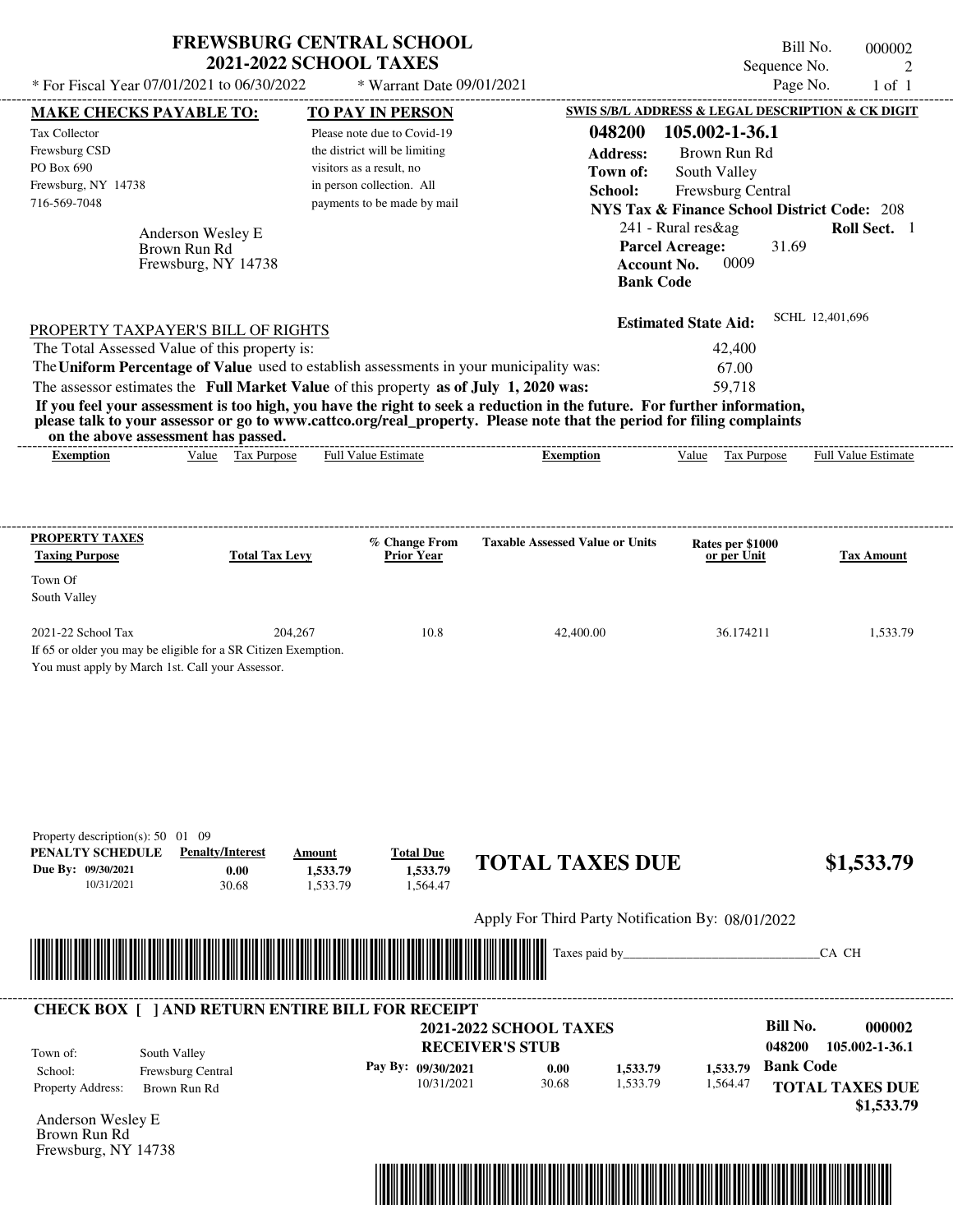# FREWSBURG CENTRAL SCHOOL
## 2021-2022 SCHOOL TAXES

\* For Fiscal Year 07/01/2021 to 06/30/2022 \* Warrant Date 09/01/2021

Bill No. 000002
Sequence No. 2
Page No. 1 of 1

**MAKE CHECKS PAYABLE TO:**
Tax Collector
Frewsburg CSD
PO Box 690
Frewsburg, NY 14738
716-569-7048

**TO PAY IN PERSON**
Please note due to Covid-19 the district will be limiting visitors as a result, no in person collection. All payments to be made by mail

**SWIS S/B/L ADDRESS & LEGAL DESCRIPTION & CK DIGIT**
**048200 105.002-1-36.1**
**Address:** Brown Run Rd
**Town of:** South Valley
**School:** Frewsburg Central
**NYS Tax & Finance School District Code:** 208
241 - Rural res&ag **Roll Sect.** 1
**Parcel Acreage:** 31.69
**Account No.** 0009
**Bank Code**

Anderson Wesley E
Brown Run Rd
Frewsburg, NY 14738

**Estimated State Aid:** SCHL 12,401,696

PROPERTY TAXPAYER'S BILL OF RIGHTS

The Total Assessed Value of this property is: 42,400
The **Uniform Percentage of Value** used to establish assessments in your municipality was: 67.00
The assessor estimates the **Full Market Value** of this property **as of July 1, 2020 was:** 59,718

**If you feel your assessment is too high, you have the right to seek a reduction in the future. For further information, please talk to your assessor or go to www.cattco.org/real_property. Please note that the period for filing complaints on the above assessment has passed.**

| Exemption | Value | Tax Purpose | Full Value Estimate | Exemption | Value | Tax Purpose | Full Value Estimate |
|---|---|---|---|---|---|---|---|

| PROPERTY TAXES Taxing Purpose | Total Tax Levy | % Change From Prior Year | Taxable Assessed Value or Units | Rates per $1000 or per Unit | Tax Amount |
|---|---|---|---|---|---|
| Town Of South Valley | | | | | |
| 2021-22 School Tax | 204,267 | 10.8 | 42,400.00 | 36.174211 | 1,533.79 |

If 65 or older you may be eligible for a SR Citizen Exemption.
You must apply by March 1st. Call your Assessor.

Property description(s): 50 01 09

| PENALTY SCHEDULE | Penalty/Interest | Amount | Total Due |
|---|---|---|---|
| Due By: 09/30/2021 | 0.00 | 1,533.79 | 1,533.79 |
| 10/31/2021 | 30.68 | 1,533.79 | 1,564.47 |

**TOTAL TAXES DUE $1,533.79**

Apply For Third Party Notification By: 08/01/2022

Taxes paid by_______________________________CA CH

**CHECK BOX [ ] AND RETURN ENTIRE BILL FOR RECEIPT**

**2021-2022 SCHOOL TAXES**
**RECEIVER'S STUB**

**Bill No. 000002**
**048200 105.002-1-36.1**

Town of: South Valley
School: Frewsburg Central
Property Address: Brown Run Rd

| Pay By: | | | |
|---|---|---|---|
| 09/30/2021 | 0.00 | 1,533.79 | 1,533.79 |
| 10/31/2021 | 30.68 | 1,533.79 | 1,564.47 |

**Bank Code**

**TOTAL TAXES DUE $1,533.79**

Anderson Wesley E
Brown Run Rd
Frewsburg, NY 14738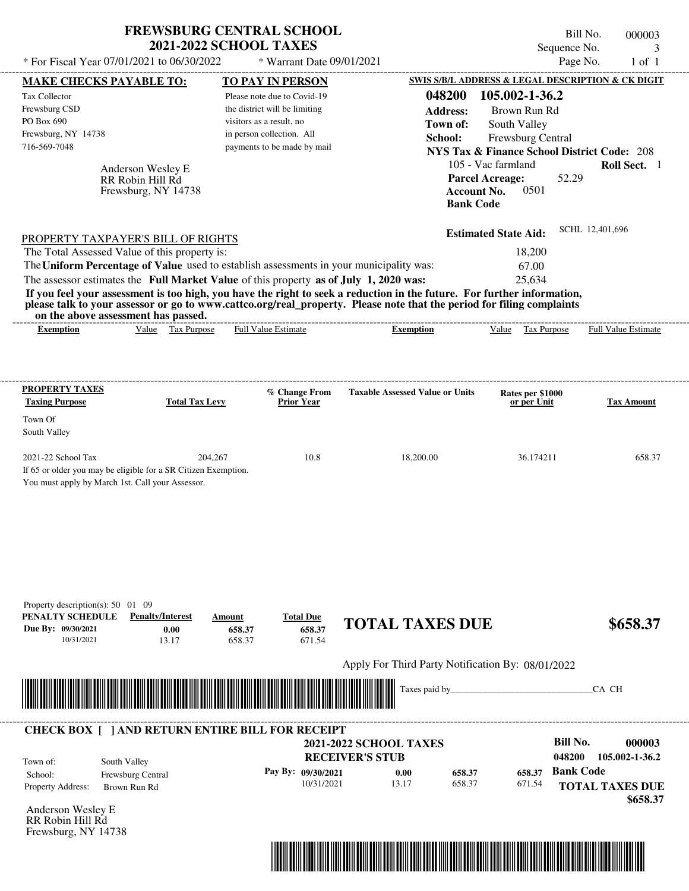# FREWSBURG CENTRAL SCHOOL
## 2021-2022 SCHOOL TAXES

* For Fiscal Year 07/01/2021 to 06/30/2022 * Warrant Date 09/01/2021

Bill No. 000003
Sequence No. 3
Page No. 1 of 1

**MAKE CHECKS PAYABLE TO:**

Tax Collector
Frewsburg CSD
PO Box 690
Frewsburg, NY 14738
716-569-7048

Anderson Wesley E
RR Robin Hill Rd
Frewsburg, NY 14738

**TO PAY IN PERSON**

Please note due to Covid-19 the district will be limiting visitors as a result, no in person collection. All payments to be made by mail

**SWIS S/B/L ADDRESS & LEGAL DESCRIPTION & CK DIGIT**

**048200 105.002-1-36.2**
**Address:** Brown Run Rd
**Town of:** South Valley
**School:** Frewsburg Central
**NYS Tax & Finance School District Code:** 208
105 - Vac farmland **Roll Sect.** 1
**Parcel Acreage:** 52.29
**Account No.** 0501
**Bank Code**

**Estimated State Aid:** SCHL 12,401,696

PROPERTY TAXPAYER'S BILL OF RIGHTS

The Total Assessed Value of this property is: 18,200
The **Uniform Percentage of Value** used to establish assessments in your municipality was: 67.00
The assessor estimates the **Full Market Value** of this property **as of July 1, 2020 was:** 25,634

**If you feel your assessment is too high, you have the right to seek a reduction in the future. For further information, please talk to your assessor or go to www.cattco.org/real_property. Please note that the period for filing complaints on the above assessment has passed.**

| Exemption | Value | Tax Purpose | Full Value Estimate | Exemption | Value | Tax Purpose | Full Value Estimate |
|---|---|---|---|---|---|---|---|

| PROPERTY TAXES Taxing Purpose | Total Tax Levy | % Change From Prior Year | Taxable Assessed Value or Units | Rates per $1000 or per Unit | Tax Amount |
|---|---|---|---|---|---|
| Town Of South Valley | | | | | |
| 2021-22 School Tax | 204,267 | 10.8 | 18,200.00 | 36.174211 | 658.37 |

If 65 or older you may be eligible for a SR Citizen Exemption.
You must apply by March 1st. Call your Assessor.

Property description(s): 50 01 09

| PENALTY SCHEDULE | Penalty/Interest | Amount | Total Due |
|---|---|---|---|
| Due By: 09/30/2021 | 0.00 | 658.37 | 658.37 |
| 10/31/2021 | 13.17 | 658.37 | 671.54 |

**TOTAL TAXES DUE $658.37**

Apply For Third Party Notification By: 08/01/2022

Taxes paid by_______________________________CA CH

**CHECK BOX [ ] AND RETURN ENTIRE BILL FOR RECEIPT**

**2021-2022 SCHOOL TAXES**
**RECEIVER'S STUB**

**Bill No. 000003**
**048200 105.002-1-36.2**

| | | |
|---|---|---|
| Town of: | South Valley | |
| School: | Frewsburg Central | |
| Property Address: | Brown Run Rd | |

| Pay By: | | | |
|---|---|---|---|
| 09/30/2021 | 0.00 | 658.37 | 658.37 |
| 10/31/2021 | 13.17 | 658.37 | 671.54 |

**Bank Code**

**TOTAL TAXES DUE $658.37**

Anderson Wesley E
RR Robin Hill Rd
Frewsburg, NY 14738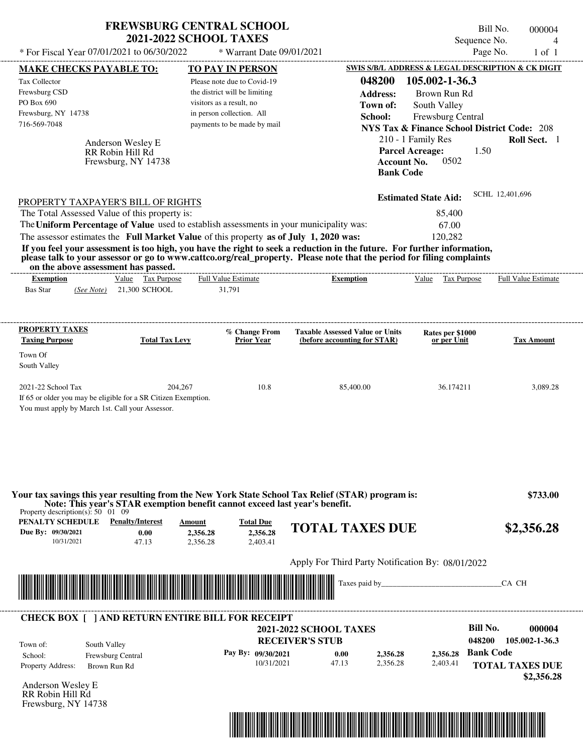# FREWSBURG CENTRAL SCHOOL
## 2021-2022 SCHOOL TAXES

\* For Fiscal Year 07/01/2021 to 06/30/2022 \* Warrant Date 09/01/2021

Bill No. 000004
Sequence No. 4
Page No. 1 of 1

**MAKE CHECKS PAYABLE TO:**
Tax Collector
Frewsburg CSD
PO Box 690
Frewsburg, NY 14738
716-569-7048

**TO PAY IN PERSON**
Please note due to Covid-19 the district will be limiting visitors as a result, no in person collection. All payments to be made by mail

**SWIS S/B/L ADDRESS & LEGAL DESCRIPTION & CK DIGIT**
**048200 105.002-1-36.3**
**Address:** Brown Run Rd
**Town of:** South Valley
**School:** Frewsburg Central
**NYS Tax & Finance School District Code:** 208
210 - 1 Family Res **Roll Sect.** 1
**Parcel Acreage:** 1.50
**Account No.** 0502
**Bank Code**

Anderson Wesley E
RR Robin Hill Rd
Frewsburg, NY 14738

**Estimated State Aid:** SCHL 12,401,696

PROPERTY TAXPAYER'S BILL OF RIGHTS

The Total Assessed Value of this property is: 85,400
The **Uniform Percentage of Value** used to establish assessments in your municipality was: 67.00
The assessor estimates the **Full Market Value** of this property **as of July 1, 2020 was:** 120,282

**If you feel your assessment is too high, you have the right to seek a reduction in the future. For further information, please talk to your assessor or go to www.cattco.org/real_property. Please note that the period for filing complaints on the above assessment has passed.**

| Exemption | Value | Tax Purpose | Full Value Estimate | Exemption | Value | Tax Purpose | Full Value Estimate |
|---|---|---|---|---|---|---|---|
| Bas Star *(See Note)* | 21,300 | SCHOOL | 31,791 | | | | |

| PROPERTY TAXES Taxing Purpose | Total Tax Levy | % Change From Prior Year | Taxable Assessed Value or Units (before accounting for STAR) | Rates per $1000 or per Unit | Tax Amount |
|---|---|---|---|---|---|
| Town Of South Valley | | | | | |
| 2021-22 School Tax | 204,267 | 10.8 | 85,400.00 | 36.174211 | 3,089.28 |

If 65 or older you may be eligible for a SR Citizen Exemption.
You must apply by March 1st. Call your Assessor.

**Your tax savings this year resulting from the New York State School Tax Relief (STAR) program is: $733.00**
**Note: This year's STAR exemption benefit cannot exceed last year's benefit.**

Property description(s): 50 01 09

| PENALTY SCHEDULE | Penalty/Interest | Amount | Total Due |
|---|---|---|---|
| Due By: 09/30/2021 | 0.00 | 2,356.28 | 2,356.28 |
| 10/31/2021 | 47.13 | 2,356.28 | 2,403.41 |

**TOTAL TAXES DUE $2,356.28**

Apply For Third Party Notification By: 08/01/2022

Taxes paid by_______________________________CA CH

**CHECK BOX [ ] AND RETURN ENTIRE BILL FOR RECEIPT**

**2021-2022 SCHOOL TAXES**
**RECEIVER'S STUB**

**Bill No. 000004**
**048200 105.002-1-36.3**

Town of: South Valley
School: Frewsburg Central
Property Address: Brown Run Rd

| Pay By: | Penalty/Interest | Amount | Total Due |
|---|---|---|---|
| 09/30/2021 | 0.00 | 2,356.28 | 2,356.28 |
| 10/31/2021 | 47.13 | 2,356.28 | 2,403.41 |

**Bank Code**
**TOTAL TAXES DUE $2,356.28**

Anderson Wesley E
RR Robin Hill Rd
Frewsburg, NY 14738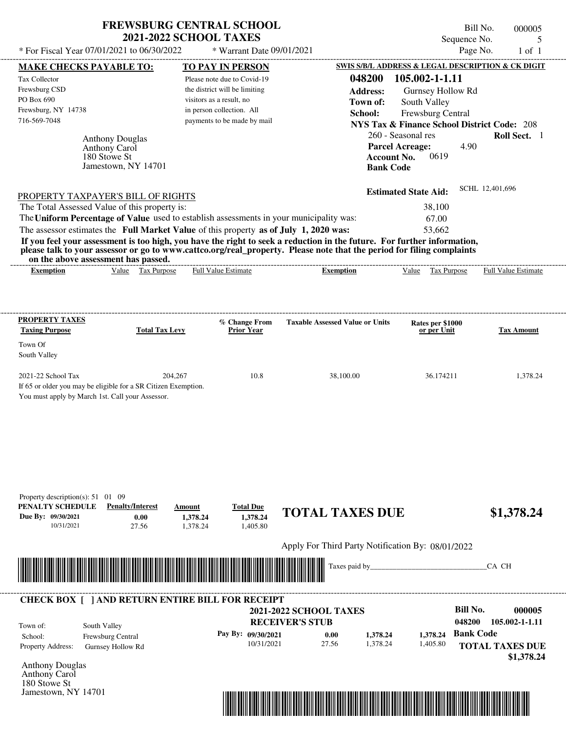# FREWSBURG CENTRAL SCHOOL
## 2021-2022 SCHOOL TAXES

\* For Fiscal Year 07/01/2021 to 06/30/2022 \* Warrant Date 09/01/2021

Bill No. 000005
Sequence No. 5
Page No. 1 of 1

**MAKE CHECKS PAYABLE TO:**

Tax Collector
Frewsburg CSD
PO Box 690
Frewsburg, NY 14738
716-569-7048

**TO PAY IN PERSON**

Please note due to Covid-19 the district will be limiting visitors as a result, no in person collection. All payments to be made by mail

**SWIS S/B/L ADDRESS & LEGAL DESCRIPTION & CK DIGIT**

**048200 105.002-1-1.11**
**Address:** Gurnsey Hollow Rd
**Town of:** South Valley
**School:** Frewsburg Central
**NYS Tax & Finance School District Code:** 208
260 - Seasonal res **Roll Sect.** 1
**Parcel Acreage:** 4.90
**Account No.** 0619
**Bank Code**

Anthony Douglas
Anthony Carol
180 Stowe St
Jamestown, NY 14701

**Estimated State Aid:** SCHL 12,401,696

PROPERTY TAXPAYER'S BILL OF RIGHTS

The Total Assessed Value of this property is: 38,100
The **Uniform Percentage of Value** used to establish assessments in your municipality was: 67.00
The assessor estimates the **Full Market Value** of this property **as of July 1, 2020 was:** 53,662

**If you feel your assessment is too high, you have the right to seek a reduction in the future. For further information, please talk to your assessor or go to www.cattco.org/real_property. Please note that the period for filing complaints on the above assessment has passed.**

| Exemption | Value | Tax Purpose | Full Value Estimate | Exemption | Value | Tax Purpose | Full Value Estimate |
|---|---|---|---|---|---|---|---|

| PROPERTY TAXES Taxing Purpose | Total Tax Levy | % Change From Prior Year | Taxable Assessed Value or Units | Rates per $1000 or per Unit | Tax Amount |
|---|---|---|---|---|---|
| Town Of South Valley | | | | | |
| 2021-22 School Tax | 204,267 | 10.8 | 38,100.00 | 36.174211 | 1,378.24 |

If 65 or older you may be eligible for a SR Citizen Exemption.
You must apply by March 1st. Call your Assessor.

Property description(s): 51 01 09

| PENALTY SCHEDULE | Penalty/Interest | Amount | Total Due |
|---|---|---|---|
| Due By: 09/30/2021 | 0.00 | 1,378.24 | 1,378.24 |
| 10/31/2021 | 27.56 | 1,378.24 | 1,405.80 |

**TOTAL TAXES DUE $1,378.24**

Apply For Third Party Notification By: 08/01/2022

Taxes paid by_______________________________CA CH

---

**CHECK BOX [ ] AND RETURN ENTIRE BILL FOR RECEIPT**

**2021-2022 SCHOOL TAXES**
**RECEIVER'S STUB**

**Bill No. 000005**
**048200 105.002-1-1.11**

Town of: South Valley
School: Frewsburg Central
Property Address: Gurnsey Hollow Rd

| Pay By: | Penalty/Interest | Amount | Total Due |
|---|---|---|---|
| 09/30/2021 | 0.00 | 1,378.24 | 1,378.24 |
| 10/31/2021 | 27.56 | 1,378.24 | 1,405.80 |

**Bank Code**

**TOTAL TAXES DUE $1,378.24**

Anthony Douglas
Anthony Carol
180 Stowe St
Jamestown, NY 14701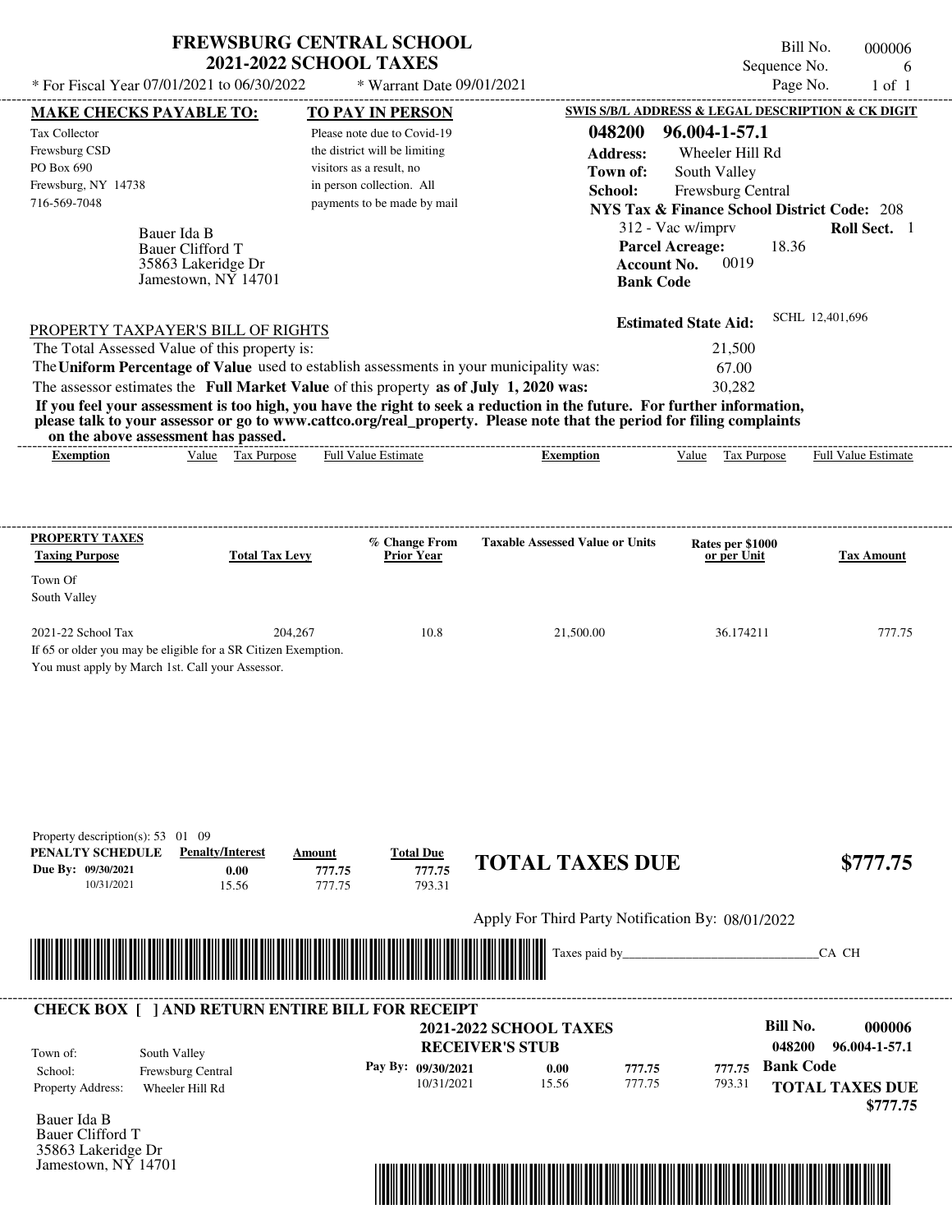# FREWSBURG CENTRAL SCHOOL
## 2021-2022 SCHOOL TAXES

Bill No. 000006
Sequence No. 6
Page No. 1 of 1

\* For Fiscal Year 07/01/2021 to 06/30/2022 \* Warrant Date 09/01/2021

**MAKE CHECKS PAYABLE TO:**

Tax Collector
Frewsburg CSD
PO Box 690
Frewsburg, NY 14738
716-569-7048

**TO PAY IN PERSON**

Please note due to Covid-19 the district will be limiting visitors as a result, no in person collection. All payments to be made by mail

**SWIS S/B/L ADDRESS & LEGAL DESCRIPTION & CK DIGIT**

**048200 96.004-1-57.1**
**Address:** Wheeler Hill Rd
**Town of:** South Valley
**School:** Frewsburg Central
**NYS Tax & Finance School District Code:** 208
312 - Vac w/imprv **Roll Sect.** 1
**Parcel Acreage:** 18.36
**Account No.** 0019
**Bank Code**

Bauer Ida B
Bauer Clifford T
35863 Lakeridge Dr
Jamestown, NY 14701

**Estimated State Aid:** SCHL 12,401,696

PROPERTY TAXPAYER'S BILL OF RIGHTS

The Total Assessed Value of this property is: 21,500
The **Uniform Percentage of Value** used to establish assessments in your municipality was: 67.00
The assessor estimates the **Full Market Value** of this property **as of July 1, 2020 was:** 30,282

**If you feel your assessment is too high, you have the right to seek a reduction in the future. For further information, please talk to your assessor or go to www.cattco.org/real_property. Please note that the period for filing complaints on the above assessment has passed.**

| Exemption | Value | Tax Purpose | Full Value Estimate | Exemption | Value | Tax Purpose | Full Value Estimate |
|---|---|---|---|---|---|---|---|

| PROPERTY TAXES Taxing Purpose | Total Tax Levy | % Change From Prior Year | Taxable Assessed Value or Units | Rates per $1000 or per Unit | Tax Amount |
|---|---|---|---|---|---|
| Town Of South Valley | | | | | |
| 2021-22 School Tax | 204,267 | 10.8 | 21,500.00 | 36.174211 | 777.75 |

If 65 or older you may be eligible for a SR Citizen Exemption.
You must apply by March 1st. Call your Assessor.

Property description(s): 53 01 09

| PENALTY SCHEDULE | Penalty/Interest | Amount | Total Due |
|---|---|---|---|
| Due By: 09/30/2021 | 0.00 | 777.75 | 777.75 |
| 10/31/2021 | 15.56 | 777.75 | 793.31 |

**TOTAL TAXES DUE $777.75**

Apply For Third Party Notification By: 08/01/2022

Taxes paid by_______________________________CA CH

**CHECK BOX [ ] AND RETURN ENTIRE BILL FOR RECEIPT**

**2021-2022 SCHOOL TAXES**
**RECEIVER'S STUB**

**Bill No. 000006**
**048200 96.004-1-57.1**

Town of: South Valley
School: Frewsburg Central
Property Address: Wheeler Hill Rd

| Pay By: | | | |
|---|---|---|---|
| 09/30/2021 | 0.00 | 777.75 | 777.75 |
| 10/31/2021 | 15.56 | 777.75 | 793.31 |

**Bank Code**

**TOTAL TAXES DUE $777.75**

Bauer Ida B
Bauer Clifford T
35863 Lakeridge Dr
Jamestown, NY 14701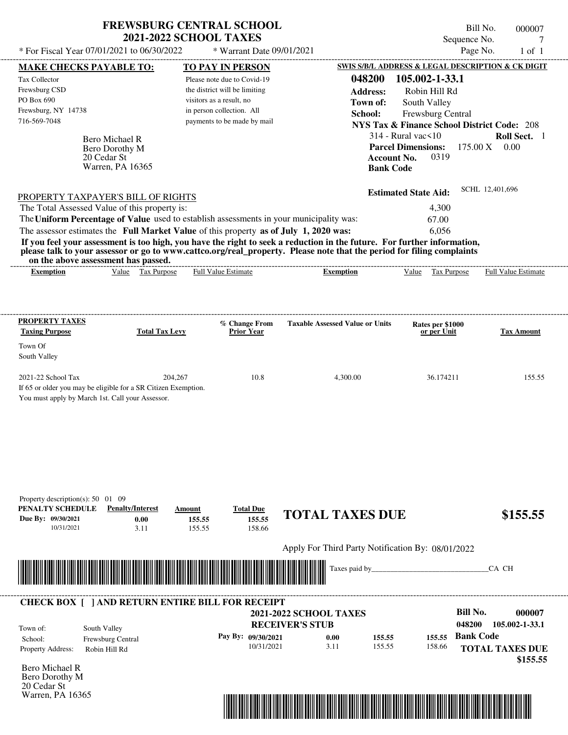# FREWSBURG CENTRAL SCHOOL
## 2021-2022 SCHOOL TAXES

Bill No. 000007
Sequence No. 7
Page No. 1 of 1

* For Fiscal Year 07/01/2021 to 06/30/2022 * Warrant Date 09/01/2021

**MAKE CHECKS PAYABLE TO:**
Tax Collector
Frewsburg CSD
PO Box 690
Frewsburg, NY 14738
716-569-7048

**TO PAY IN PERSON**
Please note due to Covid-19 the district will be limiting visitors as a result, no in person collection. All payments to be made by mail

**SWIS S/B/L ADDRESS & LEGAL DESCRIPTION & CK DIGIT**
**048200 105.002-1-33.1**
**Address:** Robin Hill Rd
**Town of:** South Valley
**School:** Frewsburg Central
**NYS Tax & Finance School District Code:** 208
314 - Rural vac<10 **Roll Sect.** 1
**Parcel Dimensions:** 175.00 X 0.00
**Account No.** 0319
**Bank Code**

Bero Michael R
Bero Dorothy M
20 Cedar St
Warren, PA 16365

**Estimated State Aid:** SCHL 12,401,696

PROPERTY TAXPAYER'S BILL OF RIGHTS

The Total Assessed Value of this property is: 4,300
The **Uniform Percentage of Value** used to establish assessments in your municipality was: 67.00
The assessor estimates the **Full Market Value** of this property **as of July 1, 2020 was:** 6,056

**If you feel your assessment is too high, you have the right to seek a reduction in the future. For further information, please talk to your assessor or go to www.cattco.org/real_property. Please note that the period for filing complaints on the above assessment has passed.**

| Exemption | Value | Tax Purpose | Full Value Estimate | Exemption | Value | Tax Purpose | Full Value Estimate |
|---|---|---|---|---|---|---|---|

| PROPERTY TAXES Taxing Purpose | Total Tax Levy | % Change From Prior Year | Taxable Assessed Value or Units | Rates per $1000 or per Unit | Tax Amount |
|---|---|---|---|---|---|
| Town Of South Valley | | | | | |
| 2021-22 School Tax | 204,267 | 10.8 | 4,300.00 | 36.174211 | 155.55 |

If 65 or older you may be eligible for a SR Citizen Exemption.
You must apply by March 1st. Call your Assessor.

Property description(s): 50 01 09

| PENALTY SCHEDULE | Penalty/Interest | Amount | Total Due |
|---|---|---|---|
| Due By: 09/30/2021 | 0.00 | 155.55 | 155.55 |
| 10/31/2021 | 3.11 | 155.55 | 158.66 |

**TOTAL TAXES DUE $155.55**

Apply For Third Party Notification By: 08/01/2022

Taxes paid by_______________________________CA CH

**CHECK BOX [ ] AND RETURN ENTIRE BILL FOR RECEIPT**

**2021-2022 SCHOOL TAXES**
**RECEIVER'S STUB**

**Bill No. 000007**
**048200 105.002-1-33.1**

Town of: South Valley
School: Frewsburg Central
Property Address: Robin Hill Rd

| Pay By: | | | |
|---|---|---|---|
| 09/30/2021 | 0.00 | 155.55 | 155.55 |
| 10/31/2021 | 3.11 | 155.55 | 158.66 |

**Bank Code**

**TOTAL TAXES DUE $155.55**

Bero Michael R
Bero Dorothy M
20 Cedar St
Warren, PA 16365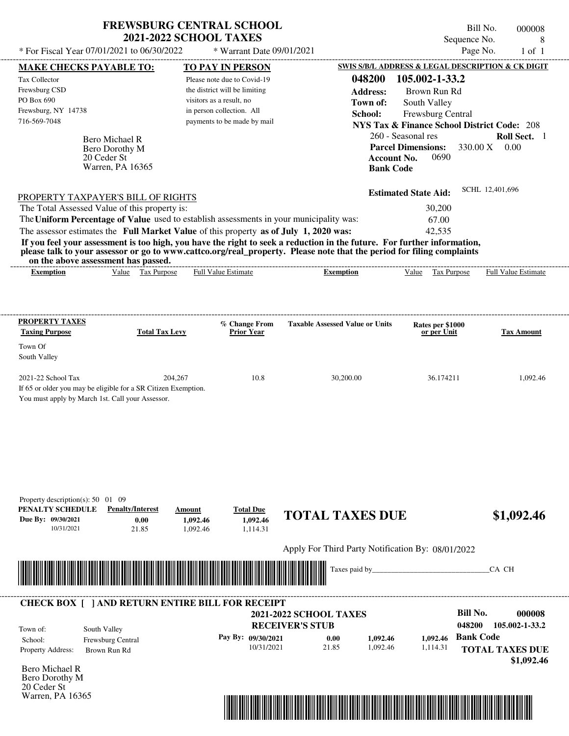# FREWSBURG CENTRAL SCHOOL
## 2021-2022 SCHOOL TAXES

\* For Fiscal Year 07/01/2021 to 06/30/2022 \* Warrant Date 09/01/2021

Bill No. 000008
Sequence No. 8
Page No. 1 of 1

**MAKE CHECKS PAYABLE TO:**

Tax Collector
Frewsburg CSD
PO Box 690
Frewsburg, NY 14738
716-569-7048

Bero Michael R
Bero Dorothy M
20 Ceder St
Warren, PA 16365

**TO PAY IN PERSON**

Please note due to Covid-19 the district will be limiting visitors as a result, no in person collection. All payments to be made by mail

**SWIS S/B/L ADDRESS & LEGAL DESCRIPTION & CK DIGIT**

**048200 105.002-1-33.2**
**Address:** Brown Run Rd
**Town of:** South Valley
**School:** Frewsburg Central
**NYS Tax & Finance School District Code:** 208
260 - Seasonal res **Roll Sect.** 1
**Parcel Dimensions:** 330.00 X 0.00
**Account No.** 0690
**Bank Code**

**Estimated State Aid:** SCHL 12,401,696

PROPERTY TAXPAYER'S BILL OF RIGHTS

The Total Assessed Value of this property is: 30,200
The **Uniform Percentage of Value** used to establish assessments in your municipality was: 67.00
The assessor estimates the **Full Market Value** of this property **as of July 1, 2020 was:** 42,535

**If you feel your assessment is too high, you have the right to seek a reduction in the future. For further information, please talk to your assessor or go to www.cattco.org/real_property. Please note that the period for filing complaints on the above assessment has passed.**

| Exemption | Value | Tax Purpose | Full Value Estimate | Exemption | Value | Tax Purpose | Full Value Estimate |
|---|---|---|---|---|---|---|---|

| PROPERTY TAXES Taxing Purpose | Total Tax Levy | % Change From Prior Year | Taxable Assessed Value or Units | Rates per $1000 or per Unit | Tax Amount |
|---|---|---|---|---|---|
| Town Of South Valley | | | | | |
| 2021-22 School Tax | 204,267 | 10.8 | 30,200.00 | 36.174211 | 1,092.46 |

If 65 or older you may be eligible for a SR Citizen Exemption.
You must apply by March 1st. Call your Assessor.

Property description(s): 50 01 09

| PENALTY SCHEDULE | Penalty/Interest | Amount | Total Due |
|---|---|---|---|
| Due By: 09/30/2021 | 0.00 | 1,092.46 | 1,092.46 |
| 10/31/2021 | 21.85 | 1,092.46 | 1,114.31 |

**TOTAL TAXES DUE $1,092.46**

Apply For Third Party Notification By: 08/01/2022

Taxes paid by_______________________________CA CH

**CHECK BOX [ ] AND RETURN ENTIRE BILL FOR RECEIPT**

**2021-2022 SCHOOL TAXES**
**RECEIVER'S STUB**

**Bill No. 000008**
**048200 105.002-1-33.2**

Town of: South Valley
School: Frewsburg Central
Property Address: Brown Run Rd

| Pay By: | | | |
|---|---|---|---|
| 09/30/2021 | 0.00 | 1,092.46 | 1,092.46 |
| 10/31/2021 | 21.85 | 1,092.46 | 1,114.31 |

**Bank Code**

**TOTAL TAXES DUE $1,092.46**

Bero Michael R
Bero Dorothy M
20 Ceder St
Warren, PA 16365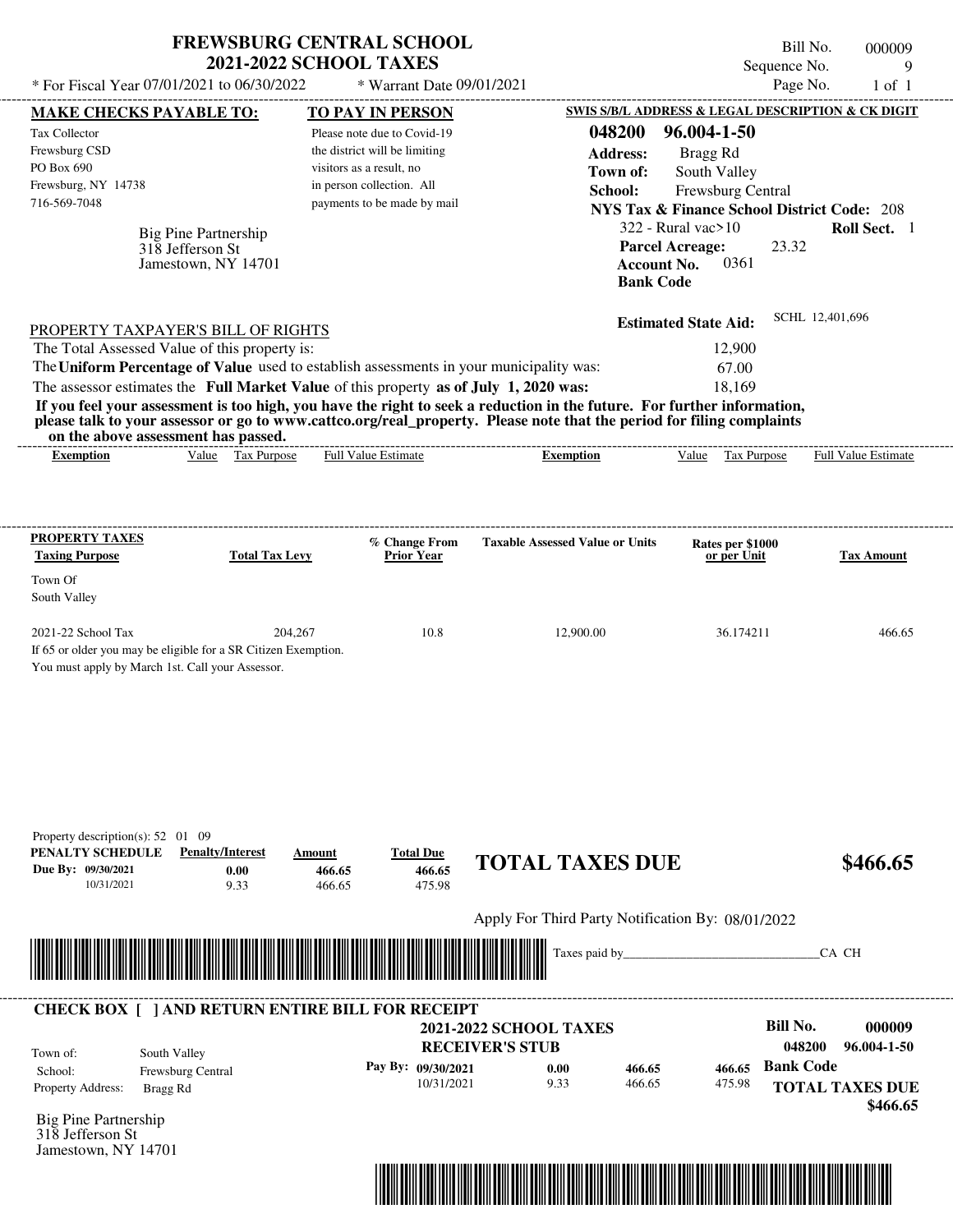# FREWSBURG CENTRAL SCHOOL
## 2021-2022 SCHOOL TAXES

\* For Fiscal Year 07/01/2021 to 06/30/2022 &nbsp;&nbsp; \* Warrant Date 09/01/2021

Bill No. 000009
Sequence No. 9
Page No. 1 of 1

**MAKE CHECKS PAYABLE TO:**

Tax Collector
Frewsburg CSD
PO Box 690
Frewsburg, NY 14738
716-569-7048

**TO PAY IN PERSON**

Please note due to Covid-19 the district will be limiting visitors as a result, no in person collection. All payments to be made by mail

**SWIS S/B/L ADDRESS & LEGAL DESCRIPTION & CK DIGIT**

**048200 96.004-1-50**
**Address:** Bragg Rd
**Town of:** South Valley
**School:** Frewsburg Central
**NYS Tax & Finance School District Code:** 208
322 - Rural vac>10 &nbsp;&nbsp; **Roll Sect.** 1
**Parcel Acreage:** 23.32
**Account No.** 0361
**Bank Code**

Big Pine Partnership
318 Jefferson St
Jamestown, NY 14701

**Estimated State Aid:** SCHL 12,401,696

PROPERTY TAXPAYER'S BILL OF RIGHTS

| | |
|---|---|
| The Total Assessed Value of this property is: | 12,900 |
| The **Uniform Percentage of Value** used to establish assessments in your municipality was: | 67.00 |
| The assessor estimates the **Full Market Value** of this property **as of July 1, 2020 was:** | 18,169 |

**If you feel your assessment is too high, you have the right to seek a reduction in the future. For further information, please talk to your assessor or go to www.cattco.org/real_property. Please note that the period for filing complaints on the above assessment has passed.**

| Exemption | Value | Tax Purpose | Full Value Estimate | Exemption | Value | Tax Purpose | Full Value Estimate |
|---|---|---|---|---|---|---|---|

| PROPERTY TAXES Taxing Purpose | Total Tax Levy | % Change From Prior Year | Taxable Assessed Value or Units | Rates per $1000 or per Unit | Tax Amount |
|---|---|---|---|---|---|
| Town Of South Valley | | | | | |
| 2021-22 School Tax | 204,267 | 10.8 | 12,900.00 | 36.174211 | 466.65 |

If 65 or older you may be eligible for a SR Citizen Exemption.
You must apply by March 1st. Call your Assessor.

Property description(s): 52 01 09

| PENALTY SCHEDULE | Penalty/Interest | Amount | Total Due |
|---|---|---|---|
| Due By: 09/30/2021 | 0.00 | 466.65 | 466.65 |
| 10/31/2021 | 9.33 | 466.65 | 475.98 |

**TOTAL TAXES DUE $466.65**

Apply For Third Party Notification By: 08/01/2022

Taxes paid by_______________________________CA CH

**CHECK BOX [ ] AND RETURN ENTIRE BILL FOR RECEIPT**

**2021-2022 SCHOOL TAXES**
**RECEIVER'S STUB**

**Bill No. 000009**
048200 96.004-1-50

Town of: South Valley
School: Frewsburg Central
Property Address: Bragg Rd

| Pay By: | | | | |
|---|---|---|---|---|
| 09/30/2021 | 0.00 | 466.65 | 466.65 | **Bank Code** |
| 10/31/2021 | 9.33 | 466.65 | 475.98 | |

**TOTAL TAXES DUE $466.65**

Big Pine Partnership
318 Jefferson St
Jamestown, NY 14701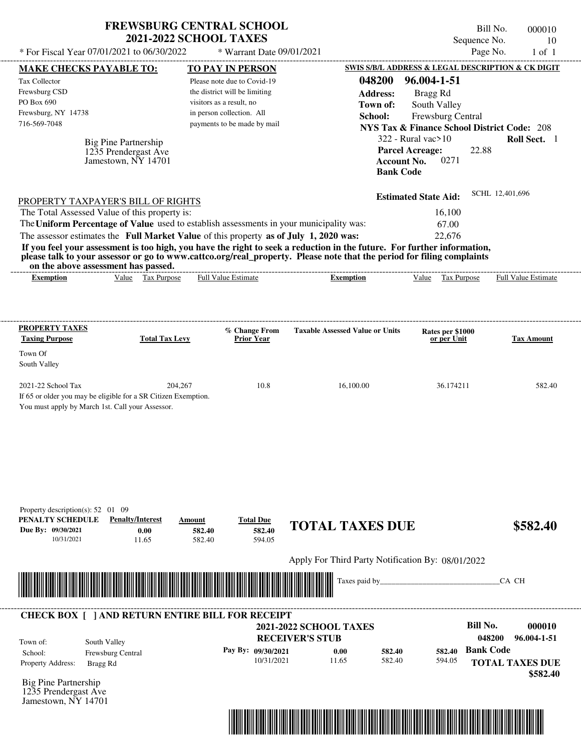# FREWSBURG CENTRAL SCHOOL
## 2021-2022 SCHOOL TAXES

Bill No. 000010
Sequence No. 10
Page No. 1 of 1

* For Fiscal Year 07/01/2021 to 06/30/2022 * Warrant Date 09/01/2021

**MAKE CHECKS PAYABLE TO:**

Tax Collector
Frewsburg CSD
PO Box 690
Frewsburg, NY 14738
716-569-7048

Big Pine Partnership
1235 Prendergast Ave
Jamestown, NY 14701

**TO PAY IN PERSON**

Please note due to Covid-19 the district will be limiting visitors as a result, no in person collection. All payments to be made by mail

**SWIS S/B/L ADDRESS & LEGAL DESCRIPTION & CK DIGIT**

**048200 96.004-1-51**
**Address:** Bragg Rd
**Town of:** South Valley
**School:** Frewsburg Central
**NYS Tax & Finance School District Code:** 208
322 - Rural vac>10 **Roll Sect.** 1
**Parcel Acreage:** 22.88
**Account No.** 0271
**Bank Code**

**Estimated State Aid:** SCHL 12,401,696

PROPERTY TAXPAYER'S BILL OF RIGHTS

The Total Assessed Value of this property is: 16,100
The **Uniform Percentage of Value** used to establish assessments in your municipality was: 67.00
The assessor estimates the **Full Market Value** of this property **as of July 1, 2020 was:** 22,676

**If you feel your assessment is too high, you have the right to seek a reduction in the future. For further information, please talk to your assessor or go to www.cattco.org/real_property. Please note that the period for filing complaints on the above assessment has passed.**

| Exemption | Value | Tax Purpose | Full Value Estimate | Exemption | Value | Tax Purpose | Full Value Estimate |
|---|---|---|---|---|---|---|---|

| PROPERTY TAXES Taxing Purpose | Total Tax Levy | % Change From Prior Year | Taxable Assessed Value or Units | Rates per $1000 or per Unit | Tax Amount |
|---|---|---|---|---|---|
| Town Of South Valley | | | | | |
| 2021-22 School Tax | 204,267 | 10.8 | 16,100.00 | 36.174211 | 582.40 |

If 65 or older you may be eligible for a SR Citizen Exemption.
You must apply by March 1st. Call your Assessor.

Property description(s): 52 01 09

| PENALTY SCHEDULE | Penalty/Interest | Amount | Total Due |
|---|---|---|---|
| Due By: 09/30/2021 | 0.00 | 582.40 | 582.40 |
| 10/31/2021 | 11.65 | 582.40 | 594.05 |

**TOTAL TAXES DUE $582.40**

Apply For Third Party Notification By: 08/01/2022

Taxes paid by_______________________________CA CH

**CHECK BOX [ ] AND RETURN ENTIRE BILL FOR RECEIPT**

**2021-2022 SCHOOL TAXES**
**RECEIVER'S STUB**

Town of: South Valley
School: Frewsburg Central
Property Address: Bragg Rd

| Pay By: | | | |
|---|---|---|---|
| 09/30/2021 | 0.00 | 582.40 | 582.40 |
| 10/31/2021 | 11.65 | 582.40 | 594.05 |

**Bill No. 000010**
**048200 96.004-1-51**
**Bank Code**
**TOTAL TAXES DUE $582.40**

Big Pine Partnership
1235 Prendergast Ave
Jamestown, NY 14701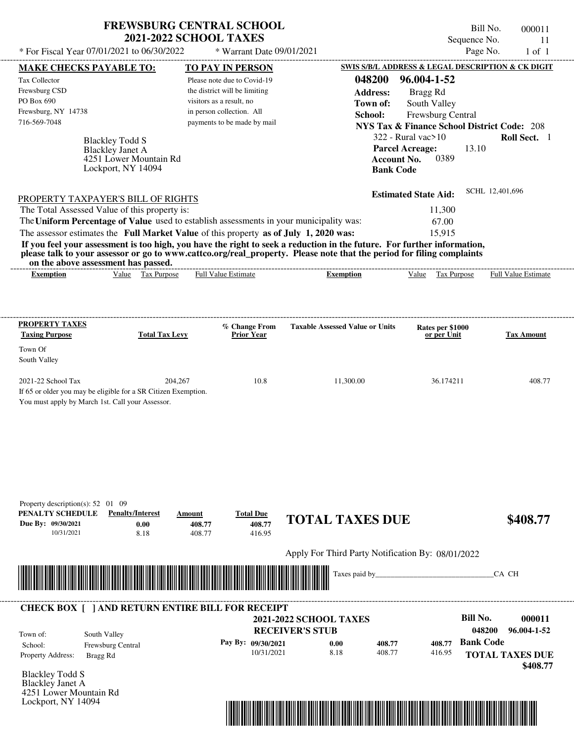# FREWSBURG CENTRAL SCHOOL
## 2021-2022 SCHOOL TAXES

\* For Fiscal Year 07/01/2021 to 06/30/2022 &nbsp;&nbsp; \* Warrant Date 09/01/2021

Bill No. 000011
Sequence No. 11
Page No. 1 of 1

**MAKE CHECKS PAYABLE TO:**

Tax Collector
Frewsburg CSD
PO Box 690
Frewsburg, NY 14738
716-569-7048

**TO PAY IN PERSON**

Please note due to Covid-19 the district will be limiting visitors as a result, no in person collection. All payments to be made by mail

**SWIS S/B/L ADDRESS & LEGAL DESCRIPTION & CK DIGIT**

**048200 96.004-1-52**
**Address:** Bragg Rd
**Town of:** South Valley
**School:** Frewsburg Central
**NYS Tax & Finance School District Code:** 208
322 - Rural vac>10 &nbsp;&nbsp; **Roll Sect.** 1
**Parcel Acreage:** 13.10
**Account No.** 0389
**Bank Code**

Blackley Todd S
Blackley Janet A
4251 Lower Mountain Rd
Lockport, NY 14094

**Estimated State Aid:** SCHL 12,401,696

PROPERTY TAXPAYER'S BILL OF RIGHTS

The Total Assessed Value of this property is: 11,300
The **Uniform Percentage of Value** used to establish assessments in your municipality was: 67.00
The assessor estimates the **Full Market Value** of this property **as of July 1, 2020 was:** 15,915

**If you feel your assessment is too high, you have the right to seek a reduction in the future. For further information, please talk to your assessor or go to www.cattco.org/real_property. Please note that the period for filing complaints on the above assessment has passed.**

| Exemption | Value | Tax Purpose | Full Value Estimate | Exemption | Value | Tax Purpose | Full Value Estimate |
|---|---|---|---|---|---|---|---|

| PROPERTY TAXES Taxing Purpose | Total Tax Levy | % Change From Prior Year | Taxable Assessed Value or Units | Rates per $1000 or per Unit | Tax Amount |
|---|---|---|---|---|---|
| Town Of South Valley | | | | | |
| 2021-22 School Tax | 204,267 | 10.8 | 11,300.00 | 36.174211 | 408.77 |

If 65 or older you may be eligible for a SR Citizen Exemption.
You must apply by March 1st. Call your Assessor.

Property description(s): 52 01 09

| PENALTY SCHEDULE | Penalty/Interest | Amount | Total Due |
|---|---|---|---|
| Due By: 09/30/2021 | 0.00 | 408.77 | 408.77 |
| 10/31/2021 | 8.18 | 408.77 | 416.95 |

**TOTAL TAXES DUE $408.77**

Apply For Third Party Notification By: 08/01/2022

Taxes paid by\_\_\_\_\_\_\_\_\_\_\_\_\_\_\_\_\_\_\_\_\_\_\_\_\_\_\_\_\_\_CA CH

**CHECK BOX [ ] AND RETURN ENTIRE BILL FOR RECEIPT**

**2021-2022 SCHOOL TAXES**
**RECEIVER'S STUB**

**Bill No. 000011**
**048200 96.004-1-52**

Town of: South Valley
School: Frewsburg Central
Property Address: Bragg Rd

| Pay By: | Penalty/Interest | Amount | Total Due |
|---|---|---|---|
| 09/30/2021 | 0.00 | 408.77 | 408.77 |
| 10/31/2021 | 8.18 | 408.77 | 416.95 |

**Bank Code**

**TOTAL TAXES DUE $408.77**

Blackley Todd S
Blackley Janet A
4251 Lower Mountain Rd
Lockport, NY 14094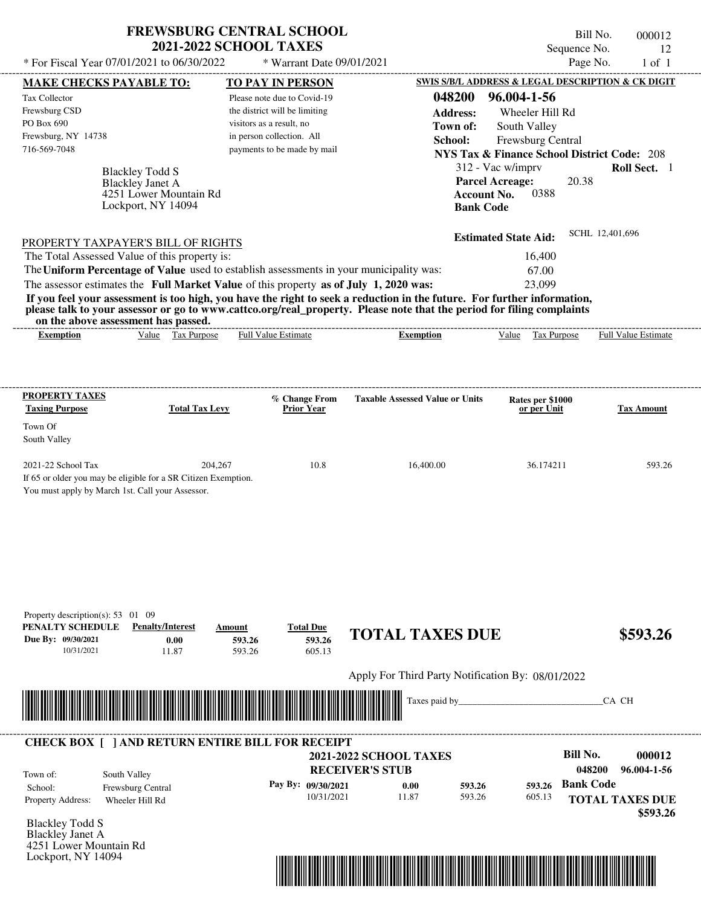# FREWSBURG CENTRAL SCHOOL
## 2021-2022 SCHOOL TAXES

\* For Fiscal Year 07/01/2021 to 06/30/2022 \* Warrant Date 09/01/2021

Bill No. 000012
Sequence No. 12
Page No. 1 of 1

**MAKE CHECKS PAYABLE TO:**

Tax Collector
Frewsburg CSD
PO Box 690
Frewsburg, NY 14738
716-569-7048

**TO PAY IN PERSON**

Please note due to Covid-19 the district will be limiting visitors as a result, no in person collection. All payments to be made by mail

**SWIS S/B/L ADDRESS & LEGAL DESCRIPTION & CK DIGIT**

**048200 96.004-1-56**
**Address:** Wheeler Hill Rd
**Town of:** South Valley
**School:** Frewsburg Central
**NYS Tax & Finance School District Code:** 208
312 - Vac w/imprv **Roll Sect.** 1
**Parcel Acreage:** 20.38
**Account No.** 0388
**Bank Code**

Blackley Todd S
Blackley Janet A
4251 Lower Mountain Rd
Lockport, NY 14094

**Estimated State Aid:** SCHL 12,401,696

PROPERTY TAXPAYER'S BILL OF RIGHTS

The Total Assessed Value of this property is: 16,400
The **Uniform Percentage of Value** used to establish assessments in your municipality was: 67.00
The assessor estimates the **Full Market Value** of this property **as of July 1, 2020 was:** 23,099

**If you feel your assessment is too high, you have the right to seek a reduction in the future. For further information, please talk to your assessor or go to www.cattco.org/real_property. Please note that the period for filing complaints on the above assessment has passed.**

| Exemption | Value | Tax Purpose | Full Value Estimate | Exemption | Value | Tax Purpose | Full Value Estimate |
|---|---|---|---|---|---|---|---|

| PROPERTY TAXES Taxing Purpose | Total Tax Levy | % Change From Prior Year | Taxable Assessed Value or Units | Rates per $1000 or per Unit | Tax Amount |
|---|---|---|---|---|---|
| Town Of South Valley | | | | | |
| 2021-22 School Tax | 204,267 | 10.8 | 16,400.00 | 36.174211 | 593.26 |

If 65 or older you may be eligible for a SR Citizen Exemption.
You must apply by March 1st. Call your Assessor.

Property description(s): 53 01 09

| PENALTY SCHEDULE | Penalty/Interest | Amount | Total Due |
|---|---|---|---|
| Due By: 09/30/2021 | 0.00 | 593.26 | 593.26 |
| 10/31/2021 | 11.87 | 593.26 | 605.13 |

**TOTAL TAXES DUE $593.26**

Apply For Third Party Notification By: 08/01/2022

Taxes paid by_______________________________CA CH

---

**CHECK BOX [ ] AND RETURN ENTIRE BILL FOR RECEIPT**

**2021-2022 SCHOOL TAXES**
**RECEIVER'S STUB**

**Bill No. 000012**
048200 96.004-1-56

Town of: South Valley
School: Frewsburg Central
Property Address: Wheeler Hill Rd

| Pay By: | Penalty/Interest | Amount | Total Due |
|---|---|---|---|
| 09/30/2021 | 0.00 | 593.26 | 593.26 |
| 10/31/2021 | 11.87 | 593.26 | 605.13 |

**Bank Code**

**TOTAL TAXES DUE $593.26**

Blackley Todd S
Blackley Janet A
4251 Lower Mountain Rd
Lockport, NY 14094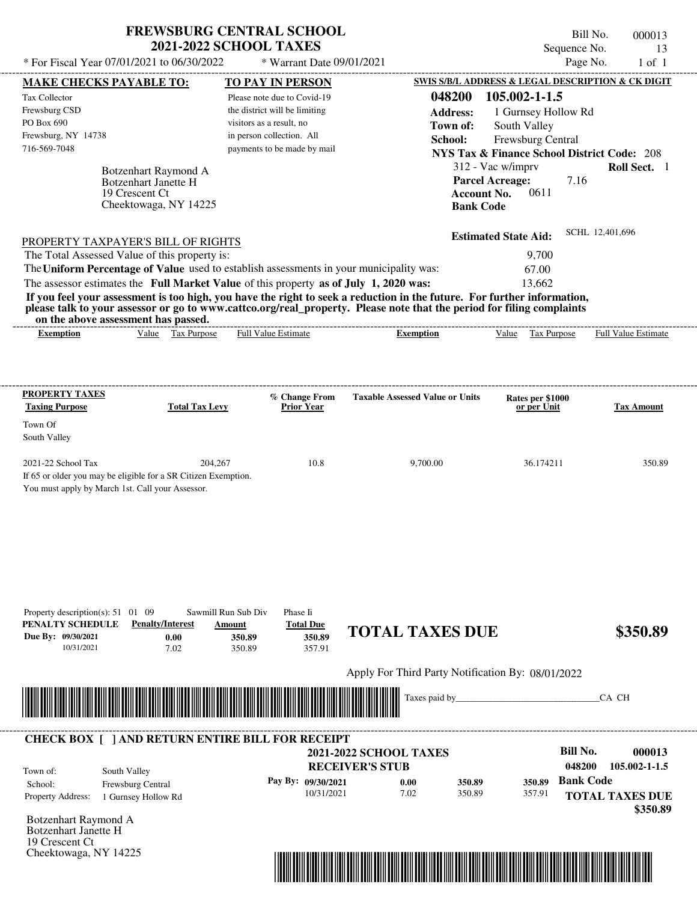# FREWSBURG CENTRAL SCHOOL
## 2021-2022 SCHOOL TAXES

\* For Fiscal Year 07/01/2021 to 06/30/2022 &nbsp;&nbsp; \* Warrant Date 09/01/2021

Bill No. 000013
Sequence No. 13
Page No. 1 of 1

**MAKE CHECKS PAYABLE TO:**

Tax Collector
Frewsburg CSD
PO Box 690
Frewsburg, NY 14738
716-569-7048

**TO PAY IN PERSON**

Please note due to Covid-19 the district will be limiting visitors as a result, no in person collection. All payments to be made by mail

**SWIS S/B/L ADDRESS & LEGAL DESCRIPTION & CK DIGIT**

**048200 105.002-1-1.5**
**Address:** 1 Gurnsey Hollow Rd
**Town of:** South Valley
**School:** Frewsburg Central
**NYS Tax & Finance School District Code:** 208
312 - Vac w/imprv &nbsp;&nbsp; **Roll Sect.** 1
**Parcel Acreage:** 7.16
**Account No.** 0611
**Bank Code**

Botzenhart Raymond A
Botzenhart Janette H
19 Crescent Ct
Cheektowaga, NY 14225

**Estimated State Aid:** SCHL 12,401,696

PROPERTY TAXPAYER'S BILL OF RIGHTS

The Total Assessed Value of this property is: 9,700
The **Uniform Percentage of Value** used to establish assessments in your municipality was: 67.00
The assessor estimates the **Full Market Value** of this property **as of July 1, 2020 was:** 13,662

**If you feel your assessment is too high, you have the right to seek a reduction in the future. For further information, please talk to your assessor or go to www.cattco.org/real_property. Please note that the period for filing complaints on the above assessment has passed.**

| Exemption | Value | Tax Purpose | Full Value Estimate | Exemption | Value | Tax Purpose | Full Value Estimate |
|---|---|---|---|---|---|---|---|

**PROPERTY TAXES**

| Taxing Purpose | Total Tax Levy | % Change From Prior Year | Taxable Assessed Value or Units | Rates per $1000 or per Unit | Tax Amount |
|---|---|---|---|---|---|
| Town Of South Valley | | | | | |
| 2021-22 School Tax | 204,267 | 10.8 | 9,700.00 | 36.174211 | 350.89 |

If 65 or older you may be eligible for a SR Citizen Exemption.
You must apply by March 1st. Call your Assessor.

Property description(s): 51 01 09 &nbsp;&nbsp; Sawmill Run Sub Div &nbsp;&nbsp; Phase Ii

| PENALTY SCHEDULE | Penalty/Interest | Amount | Total Due |
|---|---|---|---|
| Due By: 09/30/2021 | 0.00 | 350.89 | 350.89 |
| 10/31/2021 | 7.02 | 350.89 | 357.91 |

**TOTAL TAXES DUE** **$350.89**

Apply For Third Party Notification By: 08/01/2022

Taxes paid by_______________________________CA CH

---

**CHECK BOX [ ] AND RETURN ENTIRE BILL FOR RECEIPT**

**2021-2022 SCHOOL TAXES**
**RECEIVER'S STUB**

**Bill No.** **000013**
048200 105.002-1-1.5

Town of: South Valley
School: Frewsburg Central
Property Address: 1 Gurnsey Hollow Rd

| Pay By: | | | |
|---|---|---|---|
| 09/30/2021 | 0.00 | 350.89 | 350.89 |
| 10/31/2021 | 7.02 | 350.89 | 357.91 |

**Bank Code**

**TOTAL TAXES DUE** **$350.89**

Botzenhart Raymond A
Botzenhart Janette H
19 Crescent Ct
Cheektowaga, NY 14225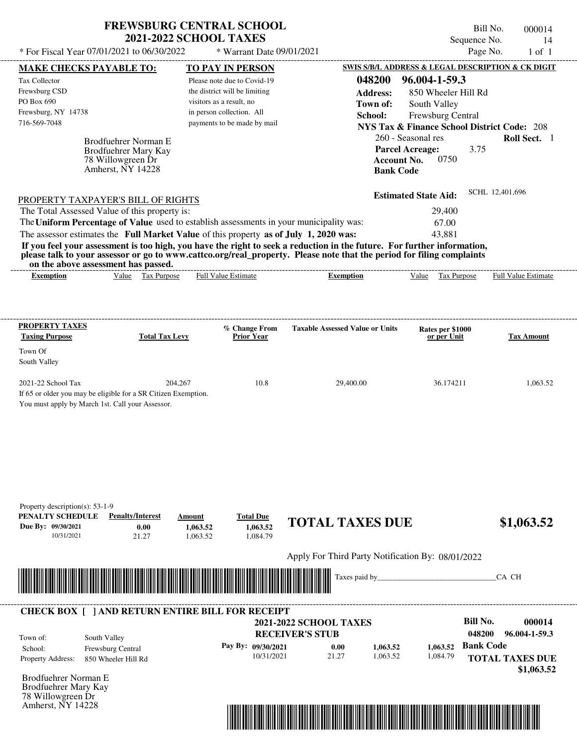# FREWSBURG CENTRAL SCHOOL
## 2021-2022 SCHOOL TAXES

\* For Fiscal Year 07/01/2021 to 06/30/2022 \* Warrant Date 09/01/2021

Bill No. 000014
Sequence No. 14
Page No. 1 of 1

**MAKE CHECKS PAYABLE TO:**

Tax Collector
Frewsburg CSD
PO Box 690
Frewsburg, NY 14738
716-569-7048

**TO PAY IN PERSON**

Please note due to Covid-19 the district will be limiting visitors as a result, no in person collection. All payments to be made by mail

**SWIS S/B/L ADDRESS & LEGAL DESCRIPTION & CK DIGIT**

**048200 96.004-1-59.3**
**Address:** 850 Wheeler Hill Rd
**Town of:** South Valley
**School:** Frewsburg Central
**NYS Tax & Finance School District Code:** 208
260 - Seasonal res **Roll Sect.** 1
**Parcel Acreage:** 3.75
**Account No.** 0750
**Bank Code**

Brodfuehrer Norman E
Brodfuehrer Mary Kay
78 Willowgreen Dr
Amherst, NY 14228

**Estimated State Aid:** SCHL 12,401,696

PROPERTY TAXPAYER'S BILL OF RIGHTS

| | |
|---|---|
| The Total Assessed Value of this property is: | 29,400 |
| The **Uniform Percentage of Value** used to establish assessments in your municipality was: | 67.00 |
| The assessor estimates the **Full Market Value** of this property **as of July 1, 2020 was:** | 43,881 |

**If you feel your assessment is too high, you have the right to seek a reduction in the future. For further information, please talk to your assessor or go to www.cattco.org/real_property. Please note that the period for filing complaints on the above assessment has passed.**

| Exemption | Value | Tax Purpose | Full Value Estimate | Exemption | Value | Tax Purpose | Full Value Estimate |
|---|---|---|---|---|---|---|---|

| PROPERTY TAXES Taxing Purpose | Total Tax Levy | % Change From Prior Year | Taxable Assessed Value or Units | Rates per $1000 or per Unit | Tax Amount |
|---|---|---|---|---|---|
| Town Of South Valley | | | | | |
| 2021-22 School Tax | 204,267 | 10.8 | 29,400.00 | 36.174211 | 1,063.52 |

If 65 or older you may be eligible for a SR Citizen Exemption.
You must apply by March 1st. Call your Assessor.

Property description(s): 53-1-9

| PENALTY SCHEDULE | Penalty/Interest | Amount | Total Due |
|---|---|---|---|
| Due By: 09/30/2021 | 0.00 | 1,063.52 | 1,063.52 |
| 10/31/2021 | 21.27 | 1,063.52 | 1,084.79 |

**TOTAL TAXES DUE $1,063.52**

Apply For Third Party Notification By: 08/01/2022

Taxes paid by_______________________________CA CH

**CHECK BOX [ ] AND RETURN ENTIRE BILL FOR RECEIPT**

**2021-2022 SCHOOL TAXES**
**RECEIVER'S STUB**

**Bill No. 000014**
**048200 96.004-1-59.3**

| | |
|---|---|
| Town of: | South Valley |
| School: | Frewsburg Central |
| Property Address: | 850 Wheeler Hill Rd |

| Pay By: | | | |
|---|---|---|---|
| 09/30/2021 | 0.00 | 1,063.52 | 1,063.52 |
| 10/31/2021 | 21.27 | 1,063.52 | 1,084.79 |

**Bank Code**

**TOTAL TAXES DUE $1,063.52**

Brodfuehrer Norman E
Brodfuehrer Mary Kay
78 Willowgreen Dr
Amherst, NY 14228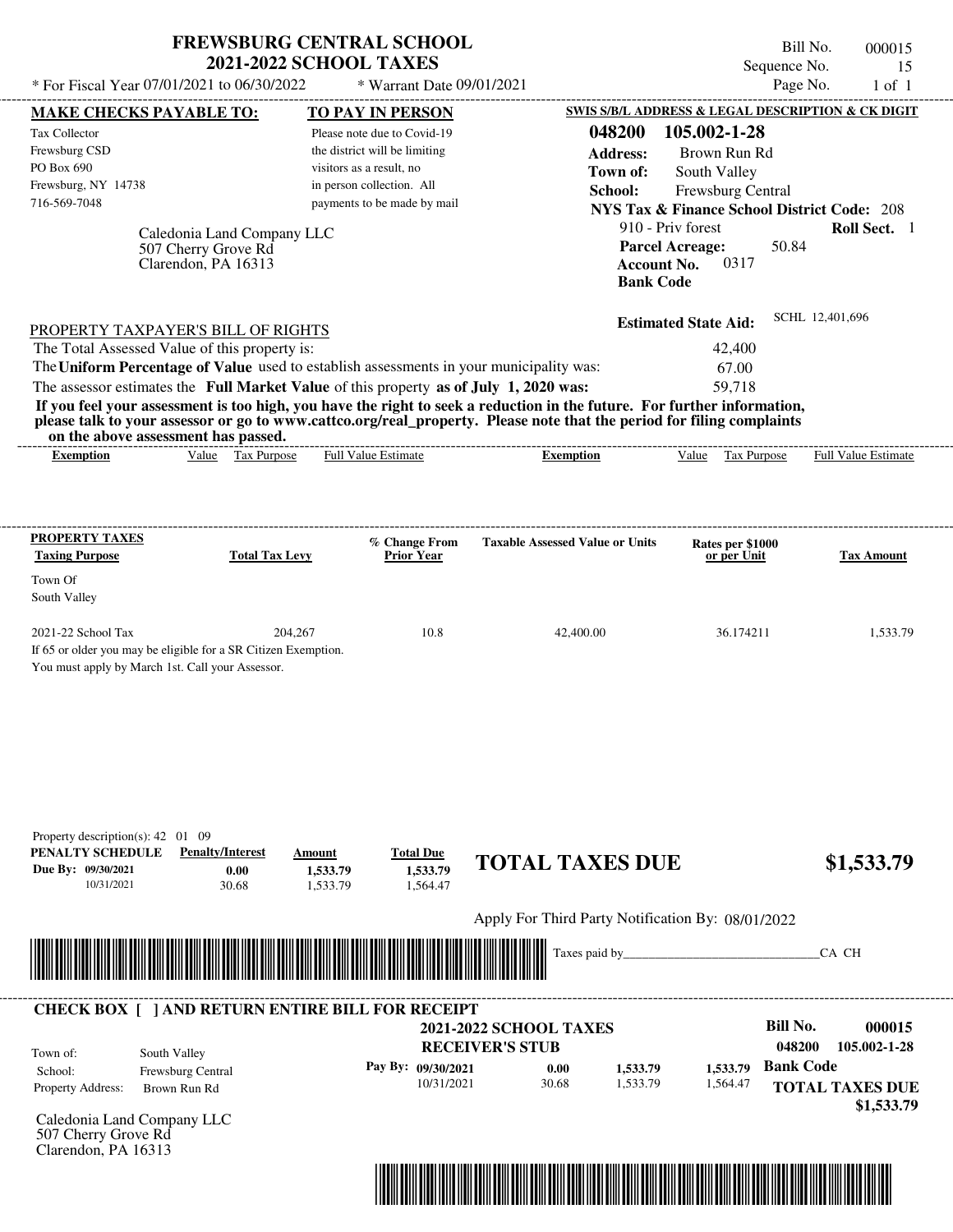# FREWSBURG CENTRAL SCHOOL
## 2021-2022 SCHOOL TAXES

\* For Fiscal Year 07/01/2021 to 06/30/2022 &nbsp;&nbsp; \* Warrant Date 09/01/2021

Bill No. 000015
Sequence No. 15
Page No. 1 of 1

**MAKE CHECKS PAYABLE TO:**
Tax Collector
Frewsburg CSD
PO Box 690
Frewsburg, NY 14738
716-569-7048

**TO PAY IN PERSON**
Please note due to Covid-19 the district will be limiting visitors as a result, no in person collection. All payments to be made by mail

**SWIS S/B/L ADDRESS & LEGAL DESCRIPTION & CK DIGIT**
**048200 105.002-1-28**
**Address:** Brown Run Rd
**Town of:** South Valley
**School:** Frewsburg Central
**NYS Tax & Finance School District Code:** 208
910 - Priv forest &nbsp;&nbsp; **Roll Sect.** 1
**Parcel Acreage:** 50.84
**Account No.** 0317
**Bank Code**

Caledonia Land Company LLC
507 Cherry Grove Rd
Clarendon, PA 16313

**Estimated State Aid:** SCHL 12,401,696

PROPERTY TAXPAYER'S BILL OF RIGHTS

| | |
|---|---|
| The Total Assessed Value of this property is: | 42,400 |
| The **Uniform Percentage of Value** used to establish assessments in your municipality was: | 67.00 |
| The assessor estimates the **Full Market Value** of this property **as of July 1, 2020 was:** | 59,718 |

**If you feel your assessment is too high, you have the right to seek a reduction in the future. For further information, please talk to your assessor or go to www.cattco.org/real_property. Please note that the period for filing complaints on the above assessment has passed.**

| Exemption | Value | Tax Purpose | Full Value Estimate | Exemption | Value | Tax Purpose | Full Value Estimate |
|---|---|---|---|---|---|---|---|

| PROPERTY TAXES Taxing Purpose | Total Tax Levy | % Change From Prior Year | Taxable Assessed Value or Units | Rates per $1000 or per Unit | Tax Amount |
|---|---|---|---|---|---|
| Town Of South Valley | | | | | |
| 2021-22 School Tax | 204,267 | 10.8 | 42,400.00 | 36.174211 | 1,533.79 |

If 65 or older you may be eligible for a SR Citizen Exemption.
You must apply by March 1st. Call your Assessor.

Property description(s): 42 01 09

| PENALTY SCHEDULE | Penalty/Interest | Amount | Total Due |
|---|---|---|---|
| Due By: 09/30/2021 | 0.00 | 1,533.79 | 1,533.79 |
| 10/31/2021 | 30.68 | 1,533.79 | 1,564.47 |

**TOTAL TAXES DUE $1,533.79**

Apply For Third Party Notification By: 08/01/2022

Taxes paid by_______________________________CA CH

---

**CHECK BOX [ ] AND RETURN ENTIRE BILL FOR RECEIPT**

**2021-2022 SCHOOL TAXES**
**RECEIVER'S STUB**

**Bill No. 000015**
**048200 105.002-1-28**

Town of: South Valley
School: Frewsburg Central
Property Address: Brown Run Rd

| Pay By: | | | |
|---|---|---|---|
| 09/30/2021 | 0.00 | 1,533.79 | 1,533.79 |
| 10/31/2021 | 30.68 | 1,533.79 | 1,564.47 |

**Bank Code**

**TOTAL TAXES DUE $1,533.79**

Caledonia Land Company LLC
507 Cherry Grove Rd
Clarendon, PA 16313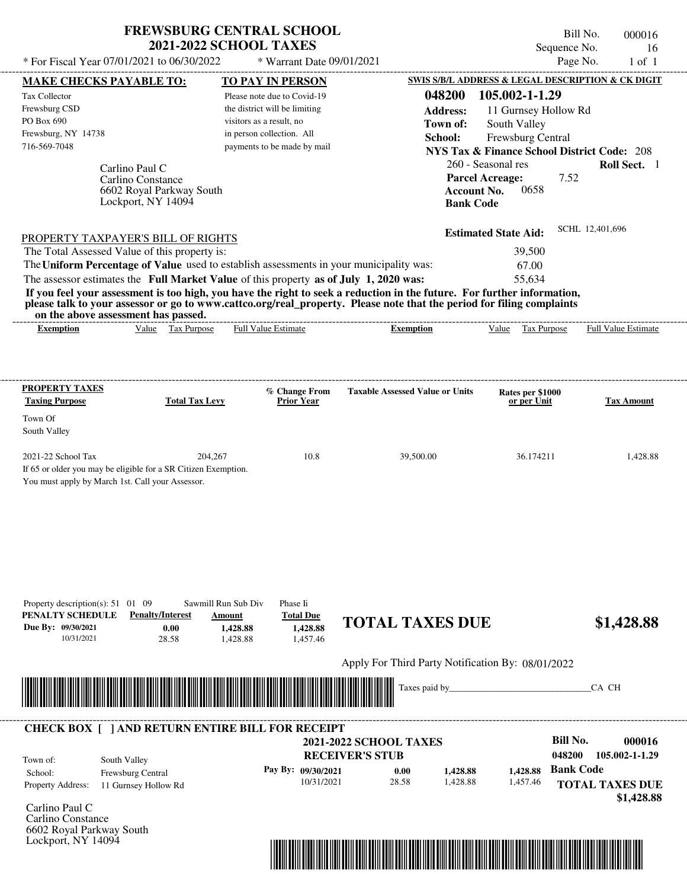# FREWSBURG CENTRAL SCHOOL
## 2021-2022 SCHOOL TAXES

\* For Fiscal Year 07/01/2021 to 06/30/2022 — \* Warrant Date 09/01/2021

Bill No. 000016
Sequence No. 16
Page No. 1 of 1

**MAKE CHECKS PAYABLE TO:**
Tax Collector
Frewsburg CSD
PO Box 690
Frewsburg, NY 14738
716-569-7048

**TO PAY IN PERSON**
Please note due to Covid-19 the district will be limiting visitors as a result, no in person collection. All payments to be made by mail

**SWIS S/B/L ADDRESS & LEGAL DESCRIPTION & CK DIGIT**
**048200 105.002-1-1.29**
**Address:** 11 Gurnsey Hollow Rd
**Town of:** South Valley
**School:** Frewsburg Central
**NYS Tax & Finance School District Code:** 208
260 - Seasonal res — **Roll Sect.** 1
**Parcel Acreage:** 7.52
**Account No.** 0658
**Bank Code**

Carlino Paul C
Carlino Constance
6602 Royal Parkway South
Lockport, NY 14094

**Estimated State Aid:** SCHL 12,401,696

PROPERTY TAXPAYER'S BILL OF RIGHTS

The Total Assessed Value of this property is: 39,500
The **Uniform Percentage of Value** used to establish assessments in your municipality was: 67.00
The assessor estimates the **Full Market Value** of this property **as of July 1, 2020 was:** 55,634

**If you feel your assessment is too high, you have the right to seek a reduction in the future. For further information, please talk to your assessor or go to www.cattco.org/real_property. Please note that the period for filing complaints on the above assessment has passed.**

| Exemption | Value | Tax Purpose | Full Value Estimate | Exemption | Value | Tax Purpose | Full Value Estimate |
|---|---|---|---|---|---|---|---|

**PROPERTY TAXES**

| Taxing Purpose | Total Tax Levy | % Change From Prior Year | Taxable Assessed Value or Units | Rates per $1000 or per Unit | Tax Amount |
|---|---|---|---|---|---|
| Town Of South Valley | | | | | |
| 2021-22 School Tax | 204,267 | 10.8 | 39,500.00 | 36.174211 | 1,428.88 |

If 65 or older you may be eligible for a SR Citizen Exemption.
You must apply by March 1st. Call your Assessor.

Property description(s): 51 01 09 Sawmill Run Sub Div Phase Ii

| PENALTY SCHEDULE | Penalty/Interest | Amount | Total Due |
|---|---|---|---|
| Due By: 09/30/2021 | 0.00 | 1,428.88 | 1,428.88 |
| 10/31/2021 | 28.58 | 1,428.88 | 1,457.46 |

**TOTAL TAXES DUE $1,428.88**

Apply For Third Party Notification By: 08/01/2022

Taxes paid by_______________________________CA CH

**CHECK BOX [ ] AND RETURN ENTIRE BILL FOR RECEIPT**

**2021-2022 SCHOOL TAXES**
**RECEIVER'S STUB**

**Bill No. 000016**
**048200 105.002-1-1.29**

Town of: South Valley
School: Frewsburg Central
Property Address: 11 Gurnsey Hollow Rd

| Pay By: | Penalty/Interest | Amount | Total Due |
|---|---|---|---|
| 09/30/2021 | 0.00 | 1,428.88 | 1,428.88 |
| 10/31/2021 | 28.58 | 1,428.88 | 1,457.46 |

**Bank Code**
**TOTAL TAXES DUE $1,428.88**

Carlino Paul C
Carlino Constance
6602 Royal Parkway South
Lockport, NY 14094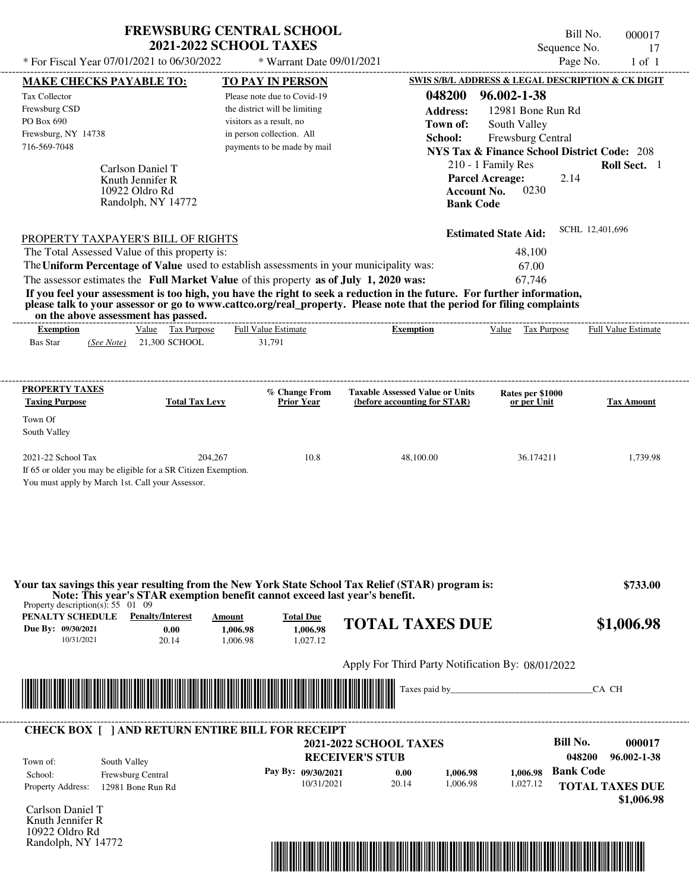# FREWSBURG CENTRAL SCHOOL
## 2021-2022 SCHOOL TAXES

\* For Fiscal Year 07/01/2021 to 06/30/2022 &nbsp;&nbsp; \* Warrant Date 09/01/2021

Bill No. 000017
Sequence No. 17
Page No. 1 of 1

**MAKE CHECKS PAYABLE TO:**

Tax Collector
Frewsburg CSD
PO Box 690
Frewsburg, NY 14738
716-569-7048

**TO PAY IN PERSON**

Please note due to Covid-19 the district will be limiting visitors as a result, no in person collection. All payments to be made by mail

**SWIS S/B/L ADDRESS & LEGAL DESCRIPTION & CK DIGIT**

**048200 96.002-1-38**
**Address:** 12981 Bone Run Rd
**Town of:** South Valley
**School:** Frewsburg Central
**NYS Tax & Finance School District Code:** 208
210 - 1 Family Res &nbsp;&nbsp; **Roll Sect.** 1
**Parcel Acreage:** 2.14
**Account No.** 0230
**Bank Code**

Carlson Daniel T
Knuth Jennifer R
10922 Oldro Rd
Randolph, NY 14772

**Estimated State Aid:** SCHL 12,401,696

PROPERTY TAXPAYER'S BILL OF RIGHTS

The Total Assessed Value of this property is: 48,100
The **Uniform Percentage of Value** used to establish assessments in your municipality was: 67.00
The assessor estimates the **Full Market Value** of this property **as of July 1, 2020 was:** 67,746

**If you feel your assessment is too high, you have the right to seek a reduction in the future. For further information, please talk to your assessor or go to www.cattco.org/real_property. Please note that the period for filing complaints on the above assessment has passed.**

| Exemption | Value | Tax Purpose | Full Value Estimate | Exemption | Value | Tax Purpose | Full Value Estimate |
|---|---|---|---|---|---|---|---|
| Bas Star *(See Note)* | 21,300 | SCHOOL | 31,791 | | | | |

| PROPERTY TAXES Taxing Purpose | Total Tax Levy | % Change From Prior Year | Taxable Assessed Value or Units (before accounting for STAR) | Rates per $1000 or per Unit | Tax Amount |
|---|---|---|---|---|---|
| Town Of South Valley | | | | | |
| 2021-22 School Tax | 204,267 | 10.8 | 48,100.00 | 36.174211 | 1,739.98 |

If 65 or older you may be eligible for a SR Citizen Exemption.
You must apply by March 1st. Call your Assessor.

**Your tax savings this year resulting from the New York State School Tax Relief (STAR) program is: $733.00**
**Note: This year's STAR exemption benefit cannot exceed last year's benefit.**

Property description(s): 55 01 09

| PENALTY SCHEDULE | Penalty/Interest | Amount | Total Due |
|---|---|---|---|
| Due By: 09/30/2021 | 0.00 | 1,006.98 | 1,006.98 |
| 10/31/2021 | 20.14 | 1,006.98 | 1,027.12 |

**TOTAL TAXES DUE $1,006.98**

Apply For Third Party Notification By: 08/01/2022

Taxes paid by______________________________CA CH

---

**CHECK BOX [ ] AND RETURN ENTIRE BILL FOR RECEIPT**

**2021-2022 SCHOOL TAXES**
**RECEIVER'S STUB**

**Bill No. 000017**
**048200 96.002-1-38**

Town of: South Valley
School: Frewsburg Central
Property Address: 12981 Bone Run Rd

| Pay By | Penalty/Interest | Amount | Total Due |
|---|---|---|---|
| 09/30/2021 | 0.00 | 1,006.98 | 1,006.98 |
| 10/31/2021 | 20.14 | 1,006.98 | 1,027.12 |

**Bank Code**
**TOTAL TAXES DUE $1,006.98**

Carlson Daniel T
Knuth Jennifer R
10922 Oldro Rd
Randolph, NY 14772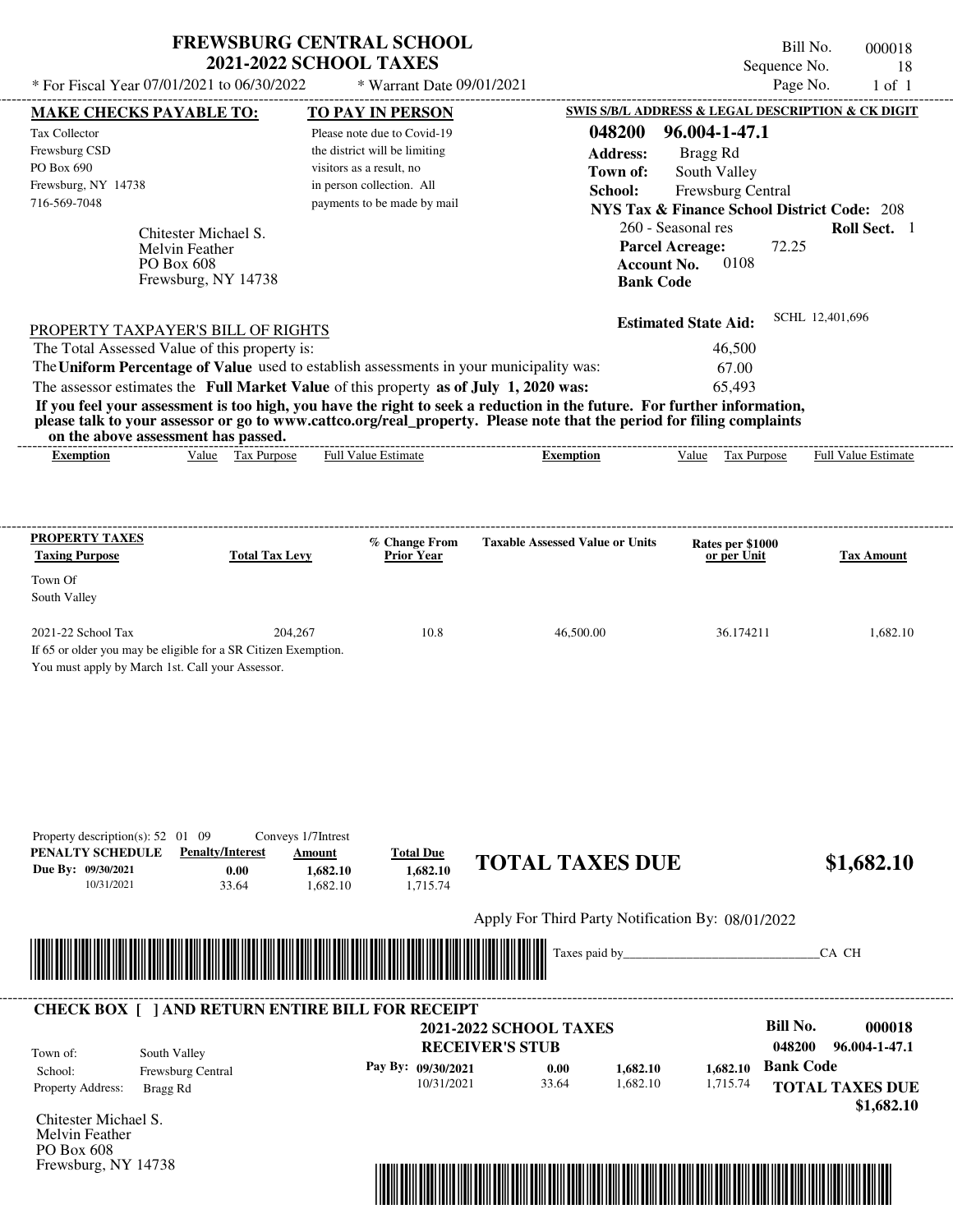# FREWSBURG CENTRAL SCHOOL
## 2021-2022 SCHOOL TAXES

\* For Fiscal Year 07/01/2021 to 06/30/2022 &nbsp;&nbsp;&nbsp; \* Warrant Date 09/01/2021

Bill No. 000018
Sequence No. 18
Page No. 1 of 1

| MAKE CHECKS PAYABLE TO: | TO PAY IN PERSON | SWIS S/B/L ADDRESS & LEGAL DESCRIPTION & CK DIGIT |
|---|---|---|
| Tax Collector<br>Frewsburg CSD<br>PO Box 690<br>Frewsburg, NY 14738<br>716-569-7048 | Please note due to Covid-19 the district will be limiting visitors as a result, no in person collection. All payments to be made by mail | **048200 96.004-1-47.1**<br>**Address:** Bragg Rd<br>**Town of:** South Valley<br>**School:** Frewsburg Central<br>**NYS Tax & Finance School District Code:** 208<br>260 - Seasonal res &nbsp; **Roll Sect.** 1<br>**Parcel Acreage:** 72.25<br>**Account No.** 0108<br>**Bank Code** |

Chitester Michael S.
Melvin Feather
PO Box 608
Frewsburg, NY 14738

**Estimated State Aid:** SCHL 12,401,696

PROPERTY TAXPAYER'S BILL OF RIGHTS

The Total Assessed Value of this property is: 46,500

The **Uniform Percentage of Value** used to establish assessments in your municipality was: 67.00

The assessor estimates the **Full Market Value** of this property **as of July 1, 2020 was:** 65,493

**If you feel your assessment is too high, you have the right to seek a reduction in the future. For further information, please talk to your assessor or go to www.cattco.org/real_property. Please note that the period for filing complaints on the above assessment has passed.**

| Exemption | Value | Tax Purpose | Full Value Estimate | Exemption | Value | Tax Purpose | Full Value Estimate |
|---|---|---|---|---|---|---|---|

| PROPERTY TAXES Taxing Purpose | Total Tax Levy | % Change From Prior Year | Taxable Assessed Value or Units | Rates per $1000 or per Unit | Tax Amount |
|---|---|---|---|---|---|
| Town Of South Valley | | | | | |
| 2021-22 School Tax | 204,267 | 10.8 | 46,500.00 | 36.174211 | 1,682.10 |

If 65 or older you may be eligible for a SR Citizen Exemption.
You must apply by March 1st. Call your Assessor.

Property description(s): 52 01 09 &nbsp;&nbsp; Conveys 1/7Intrest

| PENALTY SCHEDULE | Penalty/Interest | Amount | Total Due |
|---|---|---|---|
| Due By: 09/30/2021 | 0.00 | 1,682.10 | 1,682.10 |
| 10/31/2021 | 33.64 | 1,682.10 | 1,715.74 |

**TOTAL TAXES DUE $1,682.10**

Apply For Third Party Notification By: 08/01/2022

Taxes paid by_______________________________CA CH

**CHECK BOX [ ] AND RETURN ENTIRE BILL FOR RECEIPT**

**2021-2022 SCHOOL TAXES**
**RECEIVER'S STUB**

Town of: South Valley
School: Frewsburg Central
Property Address: Bragg Rd

| Pay By: | Penalty/Interest | Amount | Total Due |
|---|---|---|---|
| 09/30/2021 | 0.00 | 1,682.10 | 1,682.10 |
| 10/31/2021 | 33.64 | 1,682.10 | 1,715.74 |

**Bill No. 000018**
**048200 96.004-1-47.1**
**Bank Code**
**TOTAL TAXES DUE $1,682.10**

Chitester Michael S.
Melvin Feather
PO Box 608
Frewsburg, NY 14738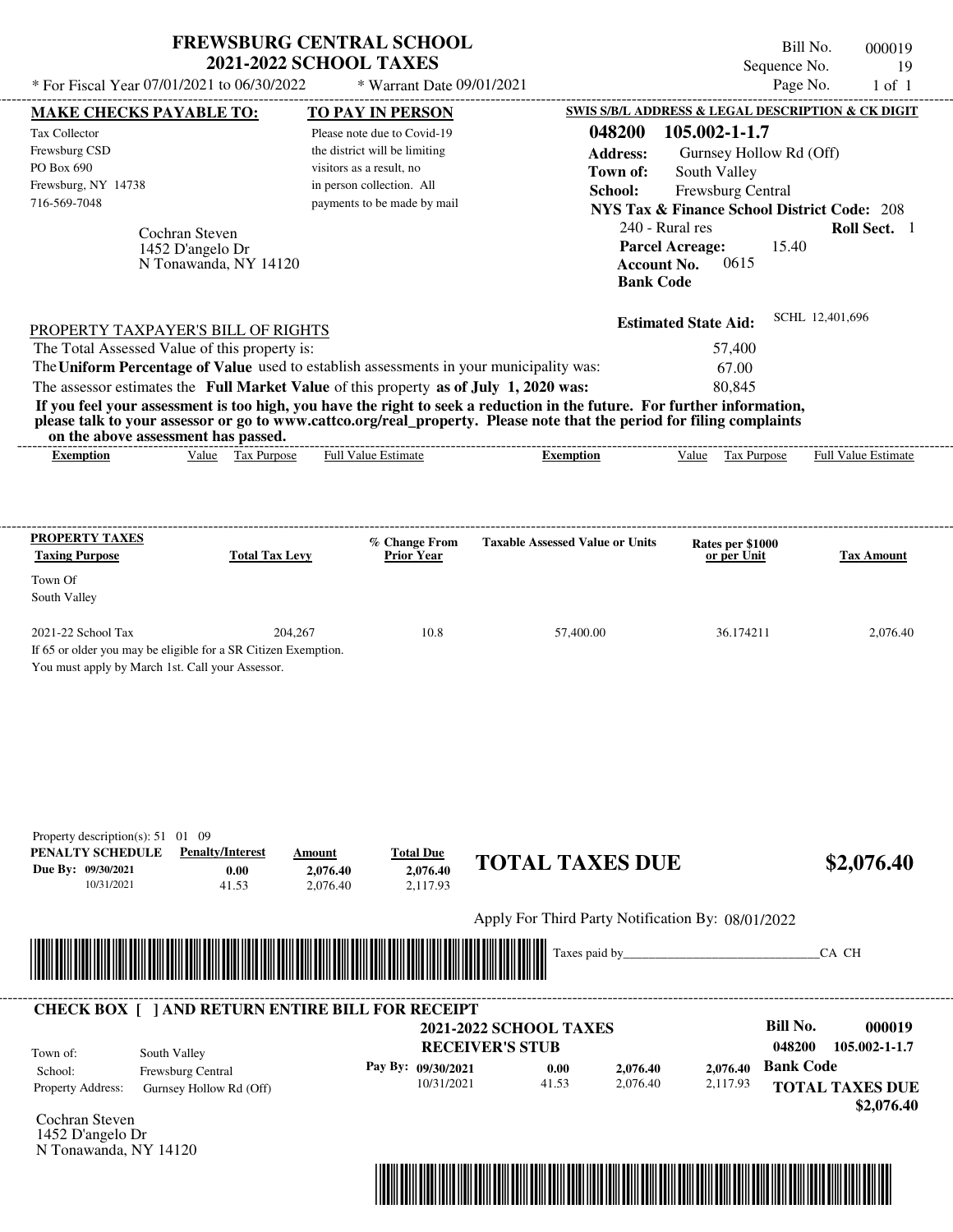# FREWSBURG CENTRAL SCHOOL
## 2021-2022 SCHOOL TAXES

\* For Fiscal Year 07/01/2021 to 06/30/2022 \* Warrant Date 09/01/2021

Bill No. 000019
Sequence No. 19
Page No. 1 of 1

**MAKE CHECKS PAYABLE TO:**

Tax Collector
Frewsburg CSD
PO Box 690
Frewsburg, NY 14738
716-569-7048

**TO PAY IN PERSON**

Please note due to Covid-19 the district will be limiting visitors as a result, no in person collection. All payments to be made by mail

**SWIS S/B/L ADDRESS & LEGAL DESCRIPTION & CK DIGIT**

**048200 105.002-1-1.7**
**Address:** Gurnsey Hollow Rd (Off)
**Town of:** South Valley
**School:** Frewsburg Central
**NYS Tax & Finance School District Code:** 208
240 - Rural res **Roll Sect.** 1
**Parcel Acreage:** 15.40
**Account No.** 0615
**Bank Code**

Cochran Steven
1452 D'angelo Dr
N Tonawanda, NY 14120

**Estimated State Aid:** SCHL 12,401,696

PROPERTY TAXPAYER'S BILL OF RIGHTS

The Total Assessed Value of this property is: 57,400
The **Uniform Percentage of Value** used to establish assessments in your municipality was: 67.00
The assessor estimates the **Full Market Value** of this property **as of July 1, 2020 was:** 80,845

**If you feel your assessment is too high, you have the right to seek a reduction in the future. For further information, please talk to your assessor or go to www.cattco.org/real_property. Please note that the period for filing complaints on the above assessment has passed.**

| Exemption | Value | Tax Purpose | Full Value Estimate | Exemption | Value | Tax Purpose | Full Value Estimate |
|---|---|---|---|---|---|---|---|

| PROPERTY TAXES Taxing Purpose | Total Tax Levy | % Change From Prior Year | Taxable Assessed Value or Units | Rates per $1000 or per Unit | Tax Amount |
|---|---|---|---|---|---|
| Town Of South Valley | | | | | |
| 2021-22 School Tax | 204,267 | 10.8 | 57,400.00 | 36.174211 | 2,076.40 |

If 65 or older you may be eligible for a SR Citizen Exemption.
You must apply by March 1st. Call your Assessor.

Property description(s): 51 01 09

| PENALTY SCHEDULE | Penalty/Interest | Amount | Total Due |
|---|---|---|---|
| Due By: 09/30/2021 | 0.00 | 2,076.40 | 2,076.40 |
| 10/31/2021 | 41.53 | 2,076.40 | 2,117.93 |

**TOTAL TAXES DUE $2,076.40**

Apply For Third Party Notification By: 08/01/2022

Taxes paid by\_\_\_\_\_\_\_\_\_\_\_\_\_\_\_\_\_\_\_\_\_\_\_\_\_\_\_\_\_\_CA CH

**CHECK BOX [ ] AND RETURN ENTIRE BILL FOR RECEIPT**

**2021-2022 SCHOOL TAXES**
**RECEIVER'S STUB**

**Bill No. 000019**
**048200 105.002-1-1.7**

Town of: South Valley
School: Frewsburg Central
Property Address: Gurnsey Hollow Rd (Off)

| Pay By: | | | |
|---|---|---|---|
| 09/30/2021 | 0.00 | 2,076.40 | 2,076.40 |
| 10/31/2021 | 41.53 | 2,076.40 | 2,117.93 |

**Bank Code**

**TOTAL TAXES DUE $2,076.40**

Cochran Steven
1452 D'angelo Dr
N Tonawanda, NY 14120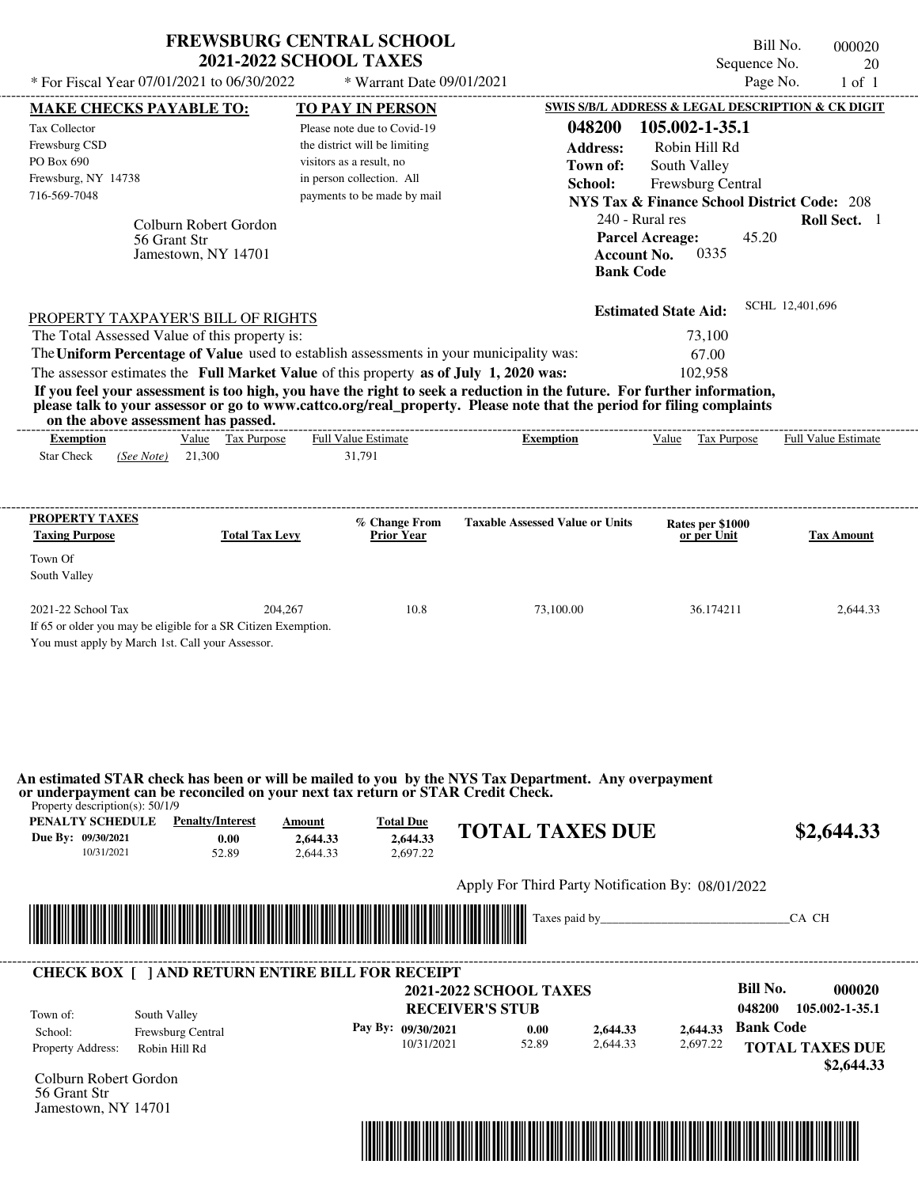# FREWSBURG CENTRAL SCHOOL
## 2021-2022 SCHOOL TAXES

\* For Fiscal Year 07/01/2021 to 06/30/2022 \* Warrant Date 09/01/2021

Bill No. 000020
Sequence No. 20
Page No. 1 of 1

**MAKE CHECKS PAYABLE TO:**
Tax Collector
Frewsburg CSD
PO Box 690
Frewsburg, NY 14738
716-569-7048

**TO PAY IN PERSON**
Please note due to Covid-19 the district will be limiting visitors as a result, no in person collection. All payments to be made by mail

**SWIS S/B/L ADDRESS & LEGAL DESCRIPTION & CK DIGIT**
**048200 105.002-1-35.1**
**Address:** Robin Hill Rd
**Town of:** South Valley
**School:** Frewsburg Central
**NYS Tax & Finance School District Code:** 208
240 - Rural res **Roll Sect.** 1
**Parcel Acreage:** 45.20
**Account No.** 0335
**Bank Code**

Colburn Robert Gordon
56 Grant Str
Jamestown, NY 14701

**Estimated State Aid:** SCHL 12,401,696

PROPERTY TAXPAYER'S BILL OF RIGHTS

The Total Assessed Value of this property is: 73,100
The **Uniform Percentage of Value** used to establish assessments in your municipality was: 67.00
The assessor estimates the **Full Market Value** of this property **as of July 1, 2020 was:** 102,958

**If you feel your assessment is too high, you have the right to seek a reduction in the future. For further information, please talk to your assessor or go to www.cattco.org/real_property. Please note that the period for filing complaints on the above assessment has passed.**

| Exemption | Value | Tax Purpose | Full Value Estimate | Exemption | Value | Tax Purpose | Full Value Estimate |
|---|---|---|---|---|---|---|---|
| Star Check *(See Note)* | 21,300 | | 31,791 | | | | |

| PROPERTY TAXES Taxing Purpose | Total Tax Levy | % Change From Prior Year | Taxable Assessed Value or Units | Rates per $1000 or per Unit | Tax Amount |
|---|---|---|---|---|---|
| Town Of South Valley | | | | | |
| 2021-22 School Tax | 204,267 | 10.8 | 73,100.00 | 36.174211 | 2,644.33 |

If 65 or older you may be eligible for a SR Citizen Exemption.
You must apply by March 1st. Call your Assessor.

**An estimated STAR check has been or will be mailed to you by the NYS Tax Department. Any overpayment or underpayment can be reconciled on your next tax return or STAR Credit Check.**

Property description(s): 50/1/9

| PENALTY SCHEDULE | Penalty/Interest | Amount | Total Due |
|---|---|---|---|
| Due By: 09/30/2021 | 0.00 | 2,644.33 | 2,644.33 |
| 10/31/2021 | 52.89 | 2,644.33 | 2,697.22 |

**TOTAL TAXES DUE $2,644.33**

Apply For Third Party Notification By: 08/01/2022

Taxes paid by_______________________________CA CH

---

**CHECK BOX [ ] AND RETURN ENTIRE BILL FOR RECEIPT**

**2021-2022 SCHOOL TAXES**
**RECEIVER'S STUB**

**Bill No. 000020**
**048200 105.002-1-35.1**

Town of: South Valley
School: Frewsburg Central
Property Address: Robin Hill Rd

| Pay By: | Penalty/Interest | Amount | Total Due |
|---|---|---|---|
| 09/30/2021 | 0.00 | 2,644.33 | 2,644.33 |
| 10/31/2021 | 52.89 | 2,644.33 | 2,697.22 |

**Bank Code**

**TOTAL TAXES DUE $2,644.33**

Colburn Robert Gordon
56 Grant Str
Jamestown, NY 14701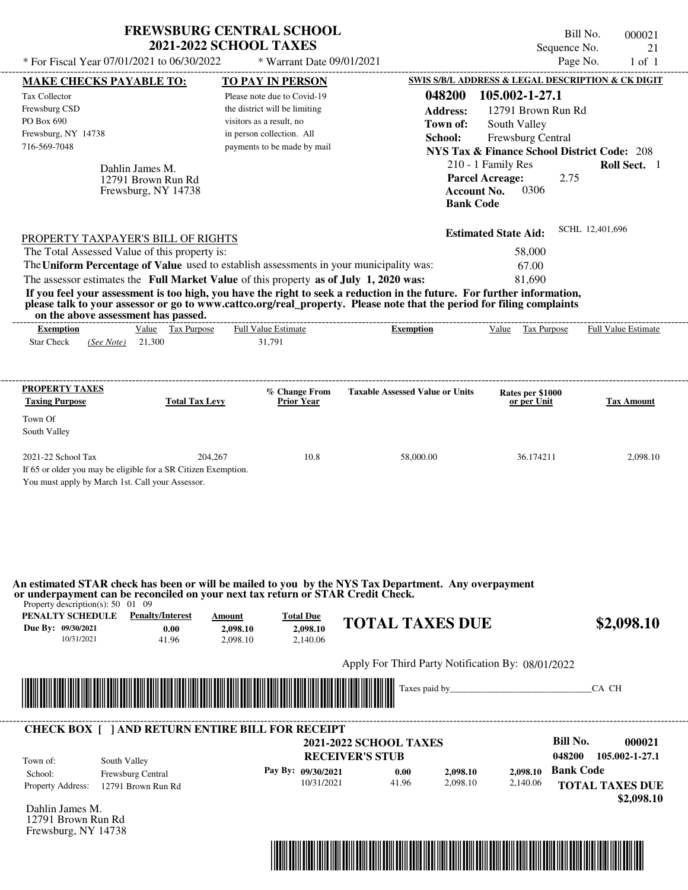# FREWSBURG CENTRAL SCHOOL
## 2021-2022 SCHOOL TAXES

\* For Fiscal Year 07/01/2021 to 06/30/2022 \* Warrant Date 09/01/2021

Bill No. 000021
Sequence No. 21
Page No. 1 of 1

**MAKE CHECKS PAYABLE TO:**

Tax Collector
Frewsburg CSD
PO Box 690
Frewsburg, NY 14738
716-569-7048

Dahlin James M.
12791 Brown Run Rd
Frewsburg, NY 14738

**TO PAY IN PERSON**

Please note due to Covid-19 the district will be limiting visitors as a result, no in person collection. All payments to be made by mail

**SWIS S/B/L ADDRESS & LEGAL DESCRIPTION & CK DIGIT**

**048200 105.002-1-27.1**
**Address:** 12791 Brown Run Rd
**Town of:** South Valley
**School:** Frewsburg Central
**NYS Tax & Finance School District Code:** 208
210 - 1 Family Res **Roll Sect.** 1
**Parcel Acreage:** 2.75
**Account No.** 0306
**Bank Code**

**Estimated State Aid:** SCHL 12,401,696

PROPERTY TAXPAYER'S BILL OF RIGHTS

The Total Assessed Value of this property is: 58,000
The **Uniform Percentage of Value** used to establish assessments in your municipality was: 67.00
The assessor estimates the **Full Market Value** of this property **as of July 1, 2020 was:** 81,690

**If you feel your assessment is too high, you have the right to seek a reduction in the future. For further information, please talk to your assessor or go to www.cattco.org/real_property. Please note that the period for filing complaints on the above assessment has passed.**

| Exemption | Value | Tax Purpose | Full Value Estimate | Exemption | Value | Tax Purpose | Full Value Estimate |
|---|---|---|---|---|---|---|---|
| Star Check *(See Note)* | 21,300 | | 31,791 | | | | |

| PROPERTY TAXES Taxing Purpose | Total Tax Levy | % Change From Prior Year | Taxable Assessed Value or Units | Rates per $1000 or per Unit | Tax Amount |
|---|---|---|---|---|---|
| Town Of South Valley | | | | | |
| 2021-22 School Tax | 204,267 | 10.8 | 58,000.00 | 36.174211 | 2,098.10 |

If 65 or older you may be eligible for a SR Citizen Exemption.
You must apply by March 1st. Call your Assessor.

**An estimated STAR check has been or will be mailed to you by the NYS Tax Department. Any overpayment or underpayment can be reconciled on your next tax return or STAR Credit Check.**

Property description(s): 50 01 09

| PENALTY SCHEDULE | Penalty/Interest | Amount | Total Due |
|---|---|---|---|
| Due By: 09/30/2021 | 0.00 | 2,098.10 | 2,098.10 |
| 10/31/2021 | 41.96 | 2,098.10 | 2,140.06 |

**TOTAL TAXES DUE $2,098.10**

Apply For Third Party Notification By: 08/01/2022

Taxes paid by_______________________________CA CH

**CHECK BOX [ ] AND RETURN ENTIRE BILL FOR RECEIPT**

**2021-2022 SCHOOL TAXES**
**RECEIVER'S STUB**

**Bill No. 000021**
**048200 105.002-1-27.1**

Town of: South Valley
School: Frewsburg Central
Property Address: 12791 Brown Run Rd

| Pay By: | | | |
|---|---|---|---|
| 09/30/2021 | 0.00 | 2,098.10 | 2,098.10 |
| 10/31/2021 | 41.96 | 2,098.10 | 2,140.06 |

**Bank Code**

**TOTAL TAXES DUE $2,098.10**

Dahlin James M.
12791 Brown Run Rd
Frewsburg, NY 14738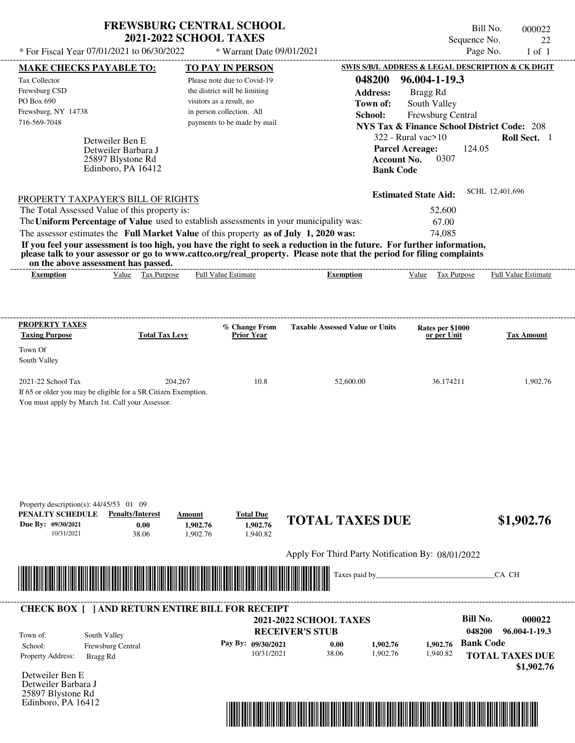# FREWSBURG CENTRAL SCHOOL
## 2021-2022 SCHOOL TAXES

\* For Fiscal Year 07/01/2021 to 06/30/2022 \* Warrant Date 09/01/2021

Bill No. 000022
Sequence No. 22
Page No. 1 of 1

**MAKE CHECKS PAYABLE TO:**
Tax Collector
Frewsburg CSD
PO Box 690
Frewsburg, NY 14738
716-569-7048

**TO PAY IN PERSON**
Please note due to Covid-19 the district will be limiting visitors as a result, no in person collection. All payments to be made by mail

**SWIS S/B/L ADDRESS & LEGAL DESCRIPTION & CK DIGIT**
**048200 96.004-1-19.3**
**Address:** Bragg Rd
**Town of:** South Valley
**School:** Frewsburg Central
**NYS Tax & Finance School District Code:** 208
322 - Rural vac>10 **Roll Sect.** 1
**Parcel Acreage:** 124.05
**Account No.** 0307
**Bank Code**

Detweiler Ben E
Detweiler Barbara J
25897 Blystone Rd
Edinboro, PA 16412

**Estimated State Aid:** SCHL 12,401,696

PROPERTY TAXPAYER'S BILL OF RIGHTS

| | |
|---|---|
| The Total Assessed Value of this property is: | 52,600 |
| The **Uniform Percentage of Value** used to establish assessments in your municipality was: | 67.00 |
| The assessor estimates the **Full Market Value** of this property **as of July 1, 2020 was:** | 74,085 |

**If you feel your assessment is too high, you have the right to seek a reduction in the future. For further information, please talk to your assessor or go to www.cattco.org/real_property. Please note that the period for filing complaints on the above assessment has passed.**

| Exemption | Value | Tax Purpose | Full Value Estimate | Exemption | Value | Tax Purpose | Full Value Estimate |
|---|---|---|---|---|---|---|---|

| PROPERTY TAXES Taxing Purpose | Total Tax Levy | % Change From Prior Year | Taxable Assessed Value or Units | Rates per $1000 or per Unit | Tax Amount |
|---|---|---|---|---|---|
| Town Of South Valley | | | | | |
| 2021-22 School Tax | 204,267 | 10.8 | 52,600.00 | 36.174211 | 1,902.76 |

If 65 or older you may be eligible for a SR Citizen Exemption.
You must apply by March 1st. Call your Assessor.

Property description(s): 44/45/53 01 09

| PENALTY SCHEDULE | Penalty/Interest | Amount | Total Due |
|---|---|---|---|
| Due By: 09/30/2021 | 0.00 | 1,902.76 | 1,902.76 |
| 10/31/2021 | 38.06 | 1,902.76 | 1,940.82 |

**TOTAL TAXES DUE $1,902.76**

Apply For Third Party Notification By: 08/01/2022

Taxes paid by_______________________________CA CH

**CHECK BOX [ ] AND RETURN ENTIRE BILL FOR RECEIPT**

**2021-2022 SCHOOL TAXES**
**RECEIVER'S STUB**

Bill No. **000022**
**048200 96.004-1-19.3**

Town of: South Valley
School: Frewsburg Central
Property Address: Bragg Rd

| Pay By: | | | |
|---|---|---|---|
| 09/30/2021 | 0.00 | 1,902.76 | 1,902.76 |
| 10/31/2021 | 38.06 | 1,902.76 | 1,940.82 |

**Bank Code**

**TOTAL TAXES DUE $1,902.76**

Detweiler Ben E
Detweiler Barbara J
25897 Blystone Rd
Edinboro, PA 16412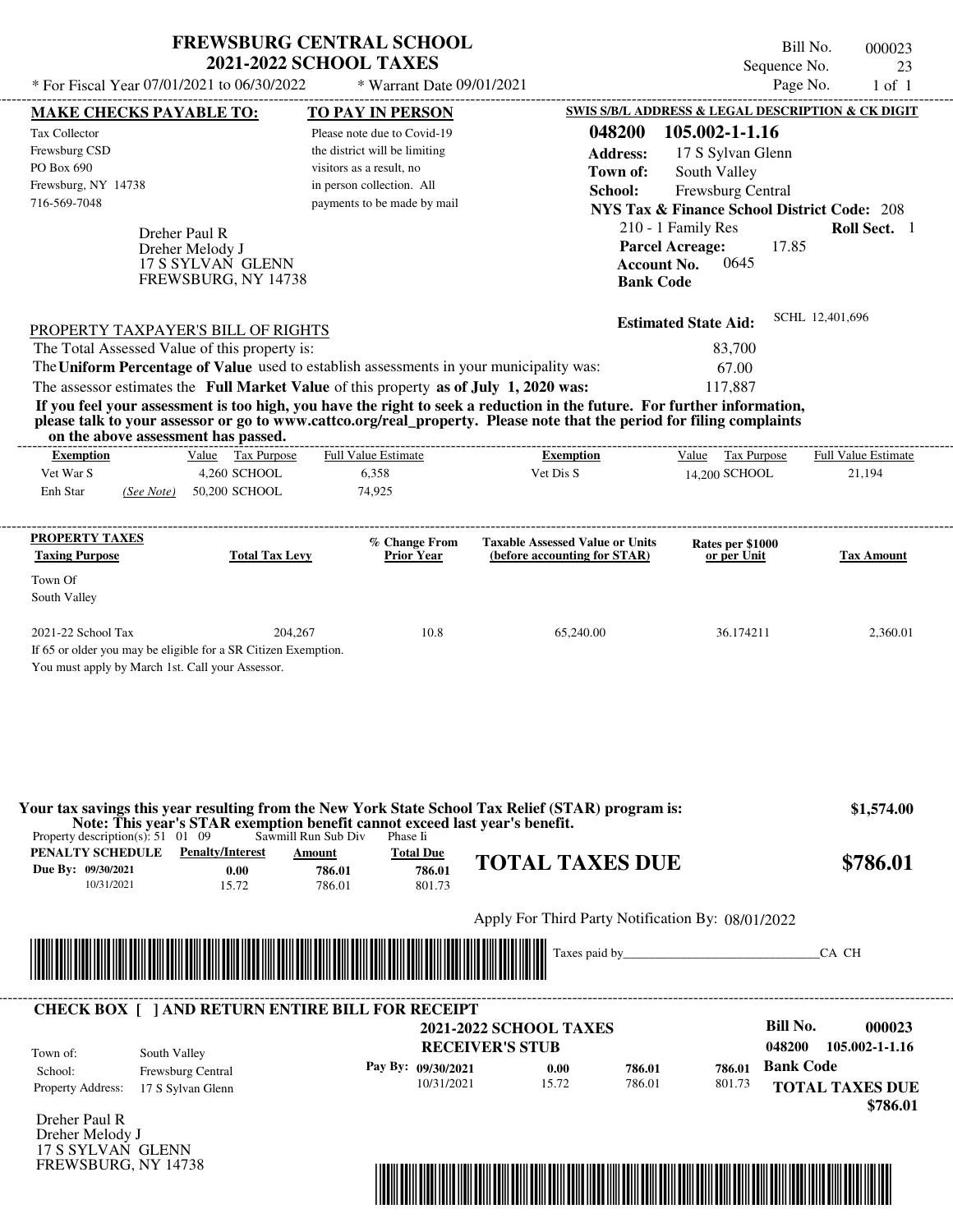# FREWSBURG CENTRAL SCHOOL
## 2021-2022 SCHOOL TAXES

* For Fiscal Year 07/01/2021 to 06/30/2022 * Warrant Date 09/01/2021

Bill No. 000023
Sequence No. 23
Page No. 1 of 1

**MAKE CHECKS PAYABLE TO:**

Tax Collector
Frewsburg CSD
PO Box 690
Frewsburg, NY 14738
716-569-7048

**TO PAY IN PERSON**

Please note due to Covid-19 the district will be limiting visitors as a result, no in person collection. All payments to be made by mail

**SWIS S/B/L ADDRESS & LEGAL DESCRIPTION & CK DIGIT**

**048200 105.002-1-1.16**
**Address:** 17 S Sylvan Glenn
**Town of:** South Valley
**School:** Frewsburg Central
**NYS Tax & Finance School District Code:** 208
210 - 1 Family Res **Roll Sect.** 1
**Parcel Acreage:** 17.85
**Account No.** 0645
**Bank Code**

Dreher Paul R
Dreher Melody J
17 S SYLVAN GLENN
FREWSBURG, NY 14738

**Estimated State Aid:** SCHL 12,401,696

PROPERTY TAXPAYER'S BILL OF RIGHTS

The Total Assessed Value of this property is: 83,700
The **Uniform Percentage of Value** used to establish assessments in your municipality was: 67.00
The assessor estimates the **Full Market Value** of this property **as of July 1, 2020 was:** 117,887

**If you feel your assessment is too high, you have the right to seek a reduction in the future. For further information, please talk to your assessor or go to www.cattco.org/real_property. Please note that the period for filing complaints on the above assessment has passed.**

| Exemption | Value | Tax Purpose | Full Value Estimate | Exemption | Value | Tax Purpose | Full Value Estimate |
|---|---|---|---|---|---|---|---|
| Vet War S | 4,260 | SCHOOL | 6,358 | Vet Dis S | 14,200 | SCHOOL | 21,194 |
| Enh Star *(See Note)* | 50,200 | SCHOOL | 74,925 | | | | |

| PROPERTY TAXES Taxing Purpose | Total Tax Levy | % Change From Prior Year | Taxable Assessed Value or Units (before accounting for STAR) | Rates per $1000 or per Unit | Tax Amount |
|---|---|---|---|---|---|
| Town Of South Valley | | | | | |
| 2021-22 School Tax | 204,267 | 10.8 | 65,240.00 | 36.174211 | 2,360.01 |

If 65 or older you may be eligible for a SR Citizen Exemption.
You must apply by March 1st. Call your Assessor.

**Your tax savings this year resulting from the New York State School Tax Relief (STAR) program is: $1,574.00**
**Note: This year's STAR exemption benefit cannot exceed last year's benefit.**

Property description(s): 51 01 09 Sawmill Run Sub Div Phase Ii

| PENALTY SCHEDULE | Penalty/Interest | Amount | Total Due |
|---|---|---|---|
| Due By: 09/30/2021 | 0.00 | 786.01 | 786.01 |
| 10/31/2021 | 15.72 | 786.01 | 801.73 |

**TOTAL TAXES DUE $786.01**

Apply For Third Party Notification By: 08/01/2022

Taxes paid by_______________________________CA CH

**CHECK BOX [ ] AND RETURN ENTIRE BILL FOR RECEIPT**

**2021-2022 SCHOOL TAXES**
**RECEIVER'S STUB**

**Bill No. 000023**
**048200 105.002-1-1.16**

Town of: South Valley
School: Frewsburg Central
Property Address: 17 S Sylvan Glenn

| Pay By: | Penalty/Interest | Amount | Total Due |
|---|---|---|---|
| 09/30/2021 | 0.00 | 786.01 | 786.01 |
| 10/31/2021 | 15.72 | 786.01 | 801.73 |

**Bank Code**

**TOTAL TAXES DUE $786.01**

Dreher Paul R
Dreher Melody J
17 S SYLVAN GLENN
FREWSBURG, NY 14738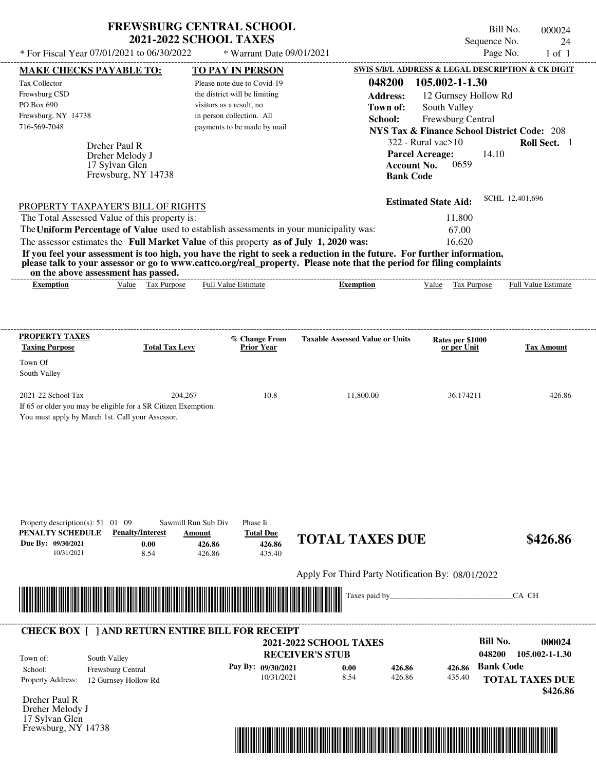# FREWSBURG CENTRAL SCHOOL
## 2021-2022 SCHOOL TAXES

\* For Fiscal Year 07/01/2021 to 06/30/2022 \* Warrant Date 09/01/2021

Bill No. 000024
Sequence No. 24
Page No. 1 of 1

**MAKE CHECKS PAYABLE TO:**
Tax Collector
Frewsburg CSD
PO Box 690
Frewsburg, NY 14738
716-569-7048

**TO PAY IN PERSON**
Please note due to Covid-19 the district will be limiting visitors as a result, no in person collection. All payments to be made by mail

**SWIS S/B/L ADDRESS & LEGAL DESCRIPTION & CK DIGIT**
**048200 105.002-1-1.30**
**Address:** 12 Gurnsey Hollow Rd
**Town of:** South Valley
**School:** Frewsburg Central
**NYS Tax & Finance School District Code:** 208
322 - Rural vac>10 **Roll Sect.** 1
**Parcel Acreage:** 14.10
**Account No.** 0659
**Bank Code**

Dreher Paul R
Dreher Melody J
17 Sylvan Glen
Frewsburg, NY 14738

**Estimated State Aid:** SCHL 12,401,696

PROPERTY TAXPAYER'S BILL OF RIGHTS

The Total Assessed Value of this property is: 11,800
The **Uniform Percentage of Value** used to establish assessments in your municipality was: 67.00
The assessor estimates the **Full Market Value** of this property **as of July 1, 2020 was:** 16,620

**If you feel your assessment is too high, you have the right to seek a reduction in the future. For further information, please talk to your assessor or go to www.cattco.org/real_property. Please note that the period for filing complaints on the above assessment has passed.**

| Exemption | Value | Tax Purpose | Full Value Estimate | Exemption | Value | Tax Purpose | Full Value Estimate |
|---|---|---|---|---|---|---|---|

| PROPERTY TAXES Taxing Purpose | Total Tax Levy | % Change From Prior Year | Taxable Assessed Value or Units | Rates per $1000 or per Unit | Tax Amount |
|---|---|---|---|---|---|
| Town Of South Valley | | | | | |
| 2021-22 School Tax | 204,267 | 10.8 | 11,800.00 | 36.174211 | 426.86 |

If 65 or older you may be eligible for a SR Citizen Exemption.
You must apply by March 1st. Call your Assessor.

Property description(s): 51 01 09 Sawmill Run Sub Div Phase Ii

| PENALTY SCHEDULE | Penalty/Interest | Amount | Total Due |
|---|---|---|---|
| Due By: 09/30/2021 | 0.00 | 426.86 | 426.86 |
| 10/31/2021 | 8.54 | 426.86 | 435.40 |

**TOTAL TAXES DUE $426.86**

Apply For Third Party Notification By: 08/01/2022

Taxes paid by_______________________________CA CH

**CHECK BOX [ ] AND RETURN ENTIRE BILL FOR RECEIPT**

**2021-2022 SCHOOL TAXES**
**RECEIVER'S STUB**

Bill No. 000024
048200 105.002-1-1.30

Town of: South Valley
School: Frewsburg Central
Property Address: 12 Gurnsey Hollow Rd

| Pay By: | | | |
|---|---|---|---|
| 09/30/2021 | 0.00 | 426.86 | 426.86 |
| 10/31/2021 | 8.54 | 426.86 | 435.40 |

**Bank Code**

**TOTAL TAXES DUE $426.86**

Dreher Paul R
Dreher Melody J
17 Sylvan Glen
Frewsburg, NY 14738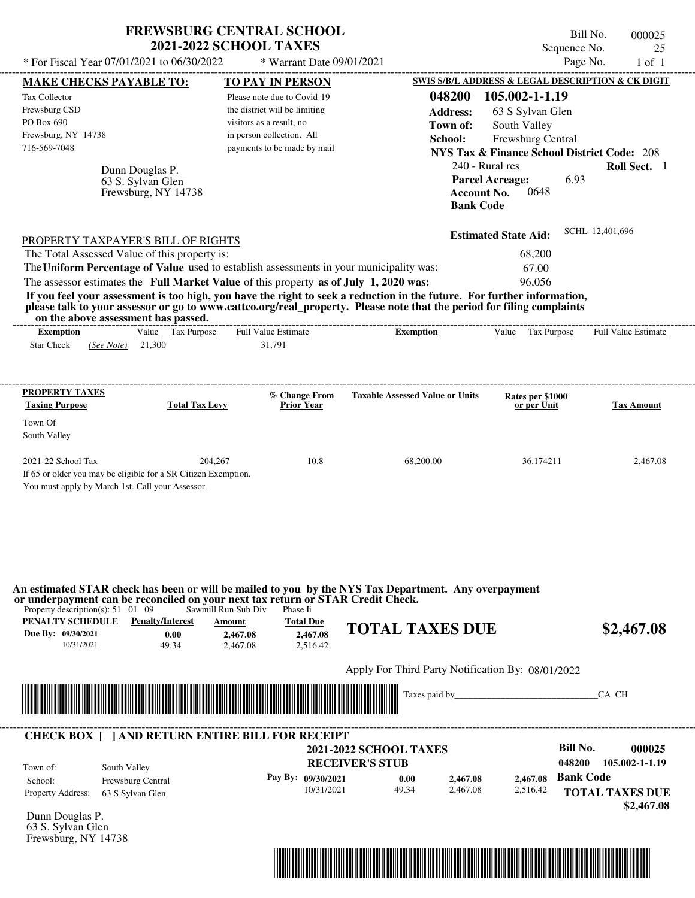# FREWSBURG CENTRAL SCHOOL
## 2021-2022 SCHOOL TAXES

Bill No. 000025
Sequence No. 25
Page No. 1 of 1

\* For Fiscal Year 07/01/2021 to 06/30/2022 \* Warrant Date 09/01/2021

**MAKE CHECKS PAYABLE TO:**

Tax Collector
Frewsburg CSD
PO Box 690
Frewsburg, NY 14738
716-569-7048

Dunn Douglas P.
63 S. Sylvan Glen
Frewsburg, NY 14738

**TO PAY IN PERSON**

Please note due to Covid-19 the district will be limiting visitors as a result, no in person collection. All payments to be made by mail

**SWIS S/B/L ADDRESS & LEGAL DESCRIPTION & CK DIGIT**

**048200 105.002-1-1.19**
**Address:** 63 S Sylvan Glen
**Town of:** South Valley
**School:** Frewsburg Central
**NYS Tax & Finance School District Code:** 208
240 - Rural res **Roll Sect.** 1
**Parcel Acreage:** 6.93
**Account No.** 0648
**Bank Code**

**Estimated State Aid:** SCHL 12,401,696

PROPERTY TAXPAYER'S BILL OF RIGHTS

The Total Assessed Value of this property is: 68,200
The **Uniform Percentage of Value** used to establish assessments in your municipality was: 67.00
The assessor estimates the **Full Market Value** of this property **as of July 1, 2020 was:** 96,056

**If you feel your assessment is too high, you have the right to seek a reduction in the future. For further information, please talk to your assessor or go to www.cattco.org/real_property. Please note that the period for filing complaints on the above assessment has passed.**

| Exemption | Value | Tax Purpose | Full Value Estimate | Exemption | Value | Tax Purpose | Full Value Estimate |
|---|---|---|---|---|---|---|---|
| Star Check *(See Note)* | 21,300 | | 31,791 | | | | |

| PROPERTY TAXES Taxing Purpose | Total Tax Levy | % Change From Prior Year | Taxable Assessed Value or Units | Rates per $1000 or per Unit | Tax Amount |
|---|---|---|---|---|---|
| Town Of South Valley | | | | | |
| 2021-22 School Tax | 204,267 | 10.8 | 68,200.00 | 36.174211 | 2,467.08 |

If 65 or older you may be eligible for a SR Citizen Exemption.
You must apply by March 1st. Call your Assessor.

**An estimated STAR check has been or will be mailed to you by the NYS Tax Department. Any overpayment or underpayment can be reconciled on your next tax return or STAR Credit Check.**

Property description(s): 51 01 09 Sawmill Run Sub Div Phase Ii

| PENALTY SCHEDULE | Penalty/Interest | Amount | Total Due |
|---|---|---|---|
| Due By: 09/30/2021 | 0.00 | 2,467.08 | 2,467.08 |
| 10/31/2021 | 49.34 | 2,467.08 | 2,516.42 |

**TOTAL TAXES DUE $2,467.08**

Apply For Third Party Notification By: 08/01/2022

Taxes paid by_______________________________CA CH

**CHECK BOX [ ] AND RETURN ENTIRE BILL FOR RECEIPT**

**2021-2022 SCHOOL TAXES**
**RECEIVER'S STUB**

**Bill No. 000025**
048200 105.002-1-1.19

Town of: South Valley
School: Frewsburg Central
Property Address: 63 S Sylvan Glen

| Pay By: | | | |
|---|---|---|---|
| 09/30/2021 | 0.00 | 2,467.08 | 2,467.08 |
| 10/31/2021 | 49.34 | 2,467.08 | 2,516.42 |

**Bank Code**

**TOTAL TAXES DUE $2,467.08**

Dunn Douglas P.
63 S. Sylvan Glen
Frewsburg, NY 14738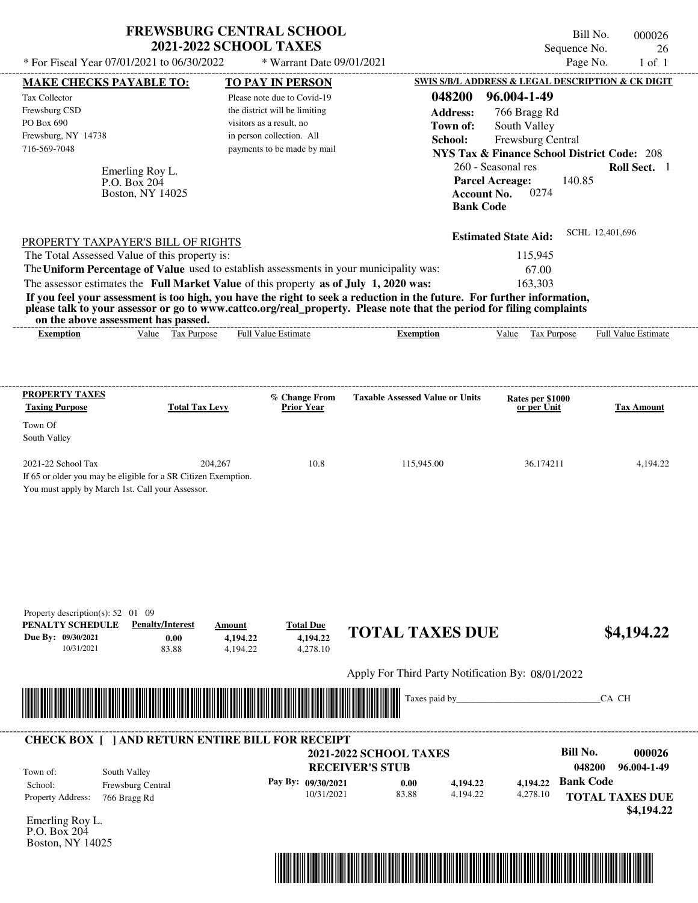# FREWSBURG CENTRAL SCHOOL
## 2021-2022 SCHOOL TAXES

\* For Fiscal Year 07/01/2021 to 06/30/2022 \* Warrant Date 09/01/2021

Bill No. 000026
Sequence No. 26
Page No. 1 of 1

**MAKE CHECKS PAYABLE TO:**
Tax Collector
Frewsburg CSD
PO Box 690
Frewsburg, NY 14738
716-569-7048

Emerling Roy L.
P.O. Box 204
Boston, NY 14025

**TO PAY IN PERSON**
Please note due to Covid-19 the district will be limiting visitors as a result, no in person collection. All payments to be made by mail

**SWIS S/B/L ADDRESS & LEGAL DESCRIPTION & CK DIGIT**
**048200 96.004-1-49**
**Address:** 766 Bragg Rd
**Town of:** South Valley
**School:** Frewsburg Central
**NYS Tax & Finance School District Code:** 208
260 - Seasonal res **Roll Sect.** 1
**Parcel Acreage:** 140.85
**Account No.** 0274
**Bank Code**

**Estimated State Aid:** SCHL 12,401,696

PROPERTY TAXPAYER'S BILL OF RIGHTS

The Total Assessed Value of this property is: 115,945
The **Uniform Percentage of Value** used to establish assessments in your municipality was: 67.00
The assessor estimates the **Full Market Value** of this property **as of July 1, 2020 was:** 163,303

**If you feel your assessment is too high, you have the right to seek a reduction in the future. For further information, please talk to your assessor or go to www.cattco.org/real_property. Please note that the period for filing complaints on the above assessment has passed.**

| Exemption | Value | Tax Purpose | Full Value Estimate | Exemption | Value | Tax Purpose | Full Value Estimate |
|---|---|---|---|---|---|---|---|

| PROPERTY TAXES Taxing Purpose | Total Tax Levy | % Change From Prior Year | Taxable Assessed Value or Units | Rates per $1000 or per Unit | Tax Amount |
|---|---|---|---|---|---|
| Town Of South Valley | | | | | |
| 2021-22 School Tax | 204,267 | 10.8 | 115,945.00 | 36.174211 | 4,194.22 |

If 65 or older you may be eligible for a SR Citizen Exemption.
You must apply by March 1st. Call your Assessor.

Property description(s): 52 01 09

| PENALTY SCHEDULE | Penalty/Interest | Amount | Total Due |
|---|---|---|---|
| Due By: 09/30/2021 | 0.00 | 4,194.22 | 4,194.22 |
| 10/31/2021 | 83.88 | 4,194.22 | 4,278.10 |

**TOTAL TAXES DUE $4,194.22**

Apply For Third Party Notification By: 08/01/2022

Taxes paid by_______________________________CA CH

---

**CHECK BOX [ ] AND RETURN ENTIRE BILL FOR RECEIPT**

**2021-2022 SCHOOL TAXES**
**RECEIVER'S STUB**

**Bill No. 000026**
**048200 96.004-1-49**

Town of: South Valley
School: Frewsburg Central
Property Address: 766 Bragg Rd

| Pay By: | | | |
|---|---|---|---|
| 09/30/2021 | 0.00 | 4,194.22 | 4,194.22 |
| 10/31/2021 | 83.88 | 4,194.22 | 4,278.10 |

**Bank Code**

**TOTAL TAXES DUE $4,194.22**

Emerling Roy L.
P.O. Box 204
Boston, NY 14025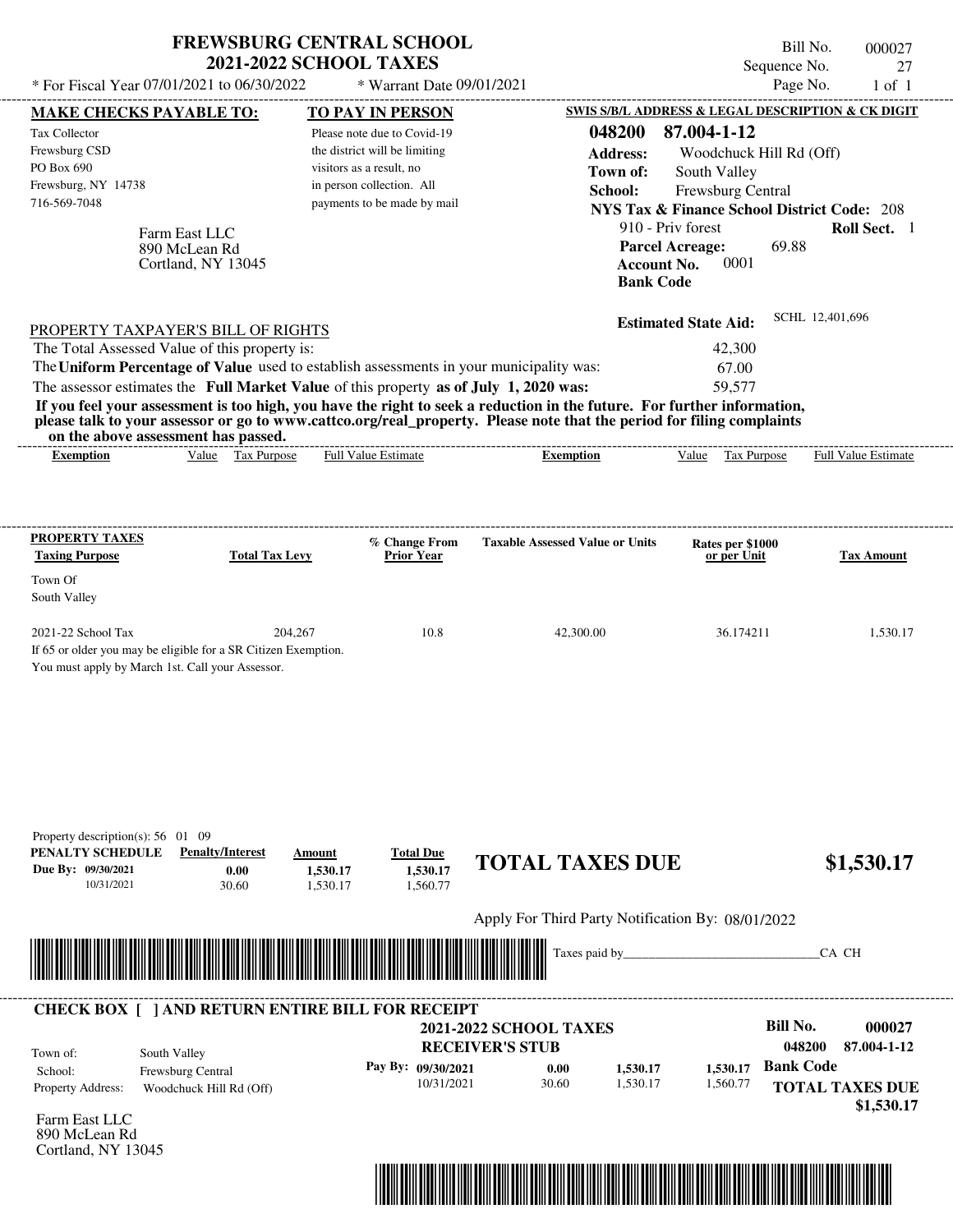# FREWSBURG CENTRAL SCHOOL
## 2021-2022 SCHOOL TAXES

\* For Fiscal Year 07/01/2021 to 06/30/2022 &nbsp;&nbsp; \* Warrant Date 09/01/2021

Bill No. 000027
Sequence No. 27
Page No. 1 of 1

**MAKE CHECKS PAYABLE TO:**
Tax Collector
Frewsburg CSD
PO Box 690
Frewsburg, NY 14738
716-569-7048

**TO PAY IN PERSON**
Please note due to Covid-19 the district will be limiting visitors as a result, no in person collection. All payments to be made by mail

**SWIS S/B/L ADDRESS & LEGAL DESCRIPTION & CK DIGIT**
**048200 87.004-1-12**
**Address:** Woodchuck Hill Rd (Off)
**Town of:** South Valley
**School:** Frewsburg Central
**NYS Tax & Finance School District Code:** 208
910 - Priv forest &nbsp;&nbsp; **Roll Sect.** 1
**Parcel Acreage:** 69.88
**Account No.** 0001
**Bank Code**

Farm East LLC
890 McLean Rd
Cortland, NY 13045

**Estimated State Aid:** SCHL 12,401,696

PROPERTY TAXPAYER'S BILL OF RIGHTS

The Total Assessed Value of this property is: 42,300
The **Uniform Percentage of Value** used to establish assessments in your municipality was: 67.00
The assessor estimates the **Full Market Value** of this property **as of July 1, 2020 was:** 59,577

**If you feel your assessment is too high, you have the right to seek a reduction in the future. For further information, please talk to your assessor or go to www.cattco.org/real_property. Please note that the period for filing complaints on the above assessment has passed.**

| Exemption | Value | Tax Purpose | Full Value Estimate | Exemption | Value | Tax Purpose | Full Value Estimate |
|---|---|---|---|---|---|---|---|

| PROPERTY TAXES Taxing Purpose | Total Tax Levy | % Change From Prior Year | Taxable Assessed Value or Units | Rates per $1000 or per Unit | Tax Amount |
|---|---|---|---|---|---|
| Town Of South Valley | | | | | |
| 2021-22 School Tax | 204,267 | 10.8 | 42,300.00 | 36.174211 | 1,530.17 |

If 65 or older you may be eligible for a SR Citizen Exemption.
You must apply by March 1st. Call your Assessor.

Property description(s): 56 01 09

| PENALTY SCHEDULE | Penalty/Interest | Amount | Total Due |
|---|---|---|---|
| Due By: 09/30/2021 | 0.00 | 1,530.17 | 1,530.17 |
| 10/31/2021 | 30.60 | 1,530.17 | 1,560.77 |

**TOTAL TAXES DUE $1,530.17**

Apply For Third Party Notification By: 08/01/2022

Taxes paid by_______________________________CA CH

**CHECK BOX [ ] AND RETURN ENTIRE BILL FOR RECEIPT**

**2021-2022 SCHOOL TAXES**
**RECEIVER'S STUB**

**Bill No. 000027**
**048200 87.004-1-12**

Town of: South Valley
School: Frewsburg Central
Property Address: Woodchuck Hill Rd (Off)

| Pay By: | Penalty/Interest | Amount | Total Due |
|---|---|---|---|
| 09/30/2021 | 0.00 | 1,530.17 | 1,530.17 |
| 10/31/2021 | 30.60 | 1,530.17 | 1,560.77 |

**Bank Code**

**TOTAL TAXES DUE $1,530.17**

Farm East LLC
890 McLean Rd
Cortland, NY 13045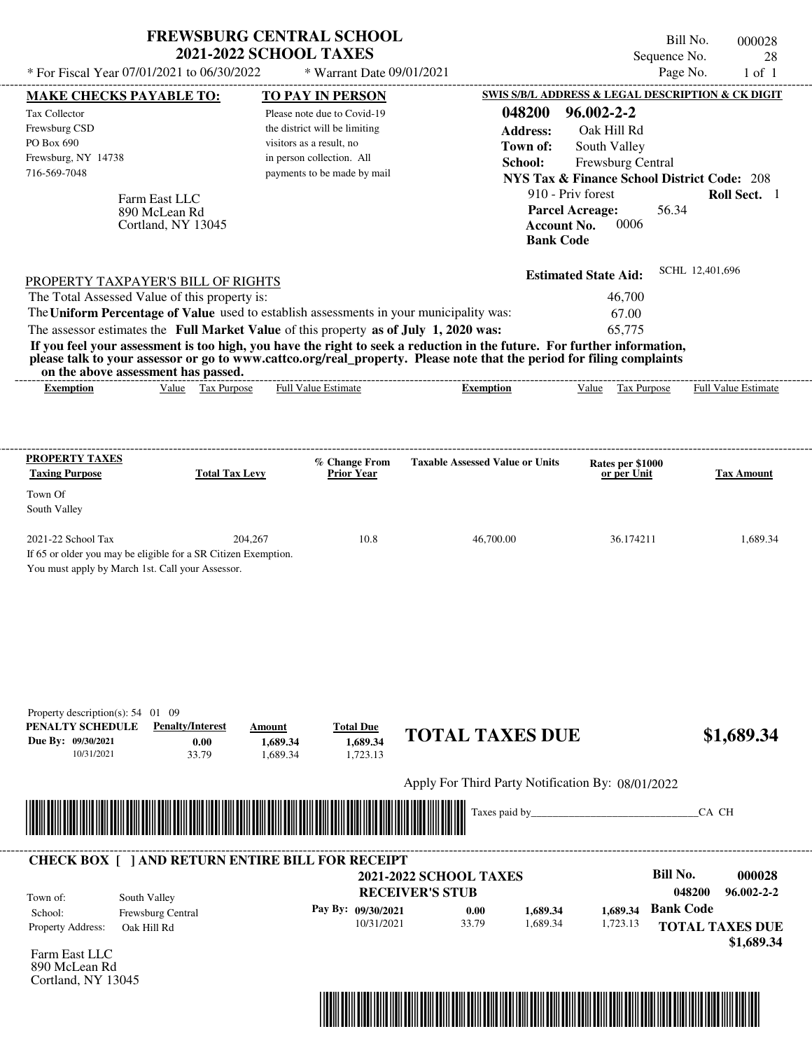# FREWSBURG CENTRAL SCHOOL
## 2021-2022 SCHOOL TAXES

\* For Fiscal Year 07/01/2021 to 06/30/2022 &nbsp;&nbsp;&nbsp; \* Warrant Date 09/01/2021

Bill No. 000028
Sequence No. 28
Page No. 1 of 1

**MAKE CHECKS PAYABLE TO:**

Tax Collector
Frewsburg CSD
PO Box 690
Frewsburg, NY 14738
716-569-7048

Farm East LLC
890 McLean Rd
Cortland, NY 13045

**TO PAY IN PERSON**

Please note due to Covid-19 the district will be limiting visitors as a result, no in person collection. All payments to be made by mail

**SWIS S/B/L ADDRESS & LEGAL DESCRIPTION & CK DIGIT**

**048200 96.002-2-2**
**Address:** Oak Hill Rd
**Town of:** South Valley
**School:** Frewsburg Central
**NYS Tax & Finance School District Code:** 208
910 - Priv forest &nbsp;&nbsp; **Roll Sect.** 1
**Parcel Acreage:** 56.34
**Account No.** 0006
**Bank Code**

**Estimated State Aid:** SCHL 12,401,696

PROPERTY TAXPAYER'S BILL OF RIGHTS

The Total Assessed Value of this property is: 46,700
The **Uniform Percentage of Value** used to establish assessments in your municipality was: 67.00
The assessor estimates the **Full Market Value** of this property **as of July 1, 2020 was:** 65,775

**If you feel your assessment is too high, you have the right to seek a reduction in the future. For further information, please talk to your assessor or go to www.cattco.org/real_property. Please note that the period for filing complaints on the above assessment has passed.**

| Exemption | Value | Tax Purpose | Full Value Estimate | Exemption | Value | Tax Purpose | Full Value Estimate |
|---|---|---|---|---|---|---|---|

**PROPERTY TAXES**

| Taxing Purpose | Total Tax Levy | % Change From Prior Year | Taxable Assessed Value or Units | Rates per $1000 or per Unit | Tax Amount |
|---|---|---|---|---|---|
| Town Of South Valley | | | | | |
| 2021-22 School Tax | 204,267 | 10.8 | 46,700.00 | 36.174211 | 1,689.34 |

If 65 or older you may be eligible for a SR Citizen Exemption.
You must apply by March 1st. Call your Assessor.

Property description(s): 54 01 09

| PENALTY SCHEDULE | Penalty/Interest | Amount | Total Due |
|---|---|---|---|
| Due By: 09/30/2021 | 0.00 | 1,689.34 | 1,689.34 |
| 10/31/2021 | 33.79 | 1,689.34 | 1,723.13 |

**TOTAL TAXES DUE** **$1,689.34**

Apply For Third Party Notification By: 08/01/2022

Taxes paid by_______________________________CA CH

---

**CHECK BOX [ ] AND RETURN ENTIRE BILL FOR RECEIPT**

**2021-2022 SCHOOL TAXES**
**RECEIVER'S STUB**

**Bill No. 000028**
**048200 96.002-2-2**

Town of: South Valley
School: Frewsburg Central
Property Address: Oak Hill Rd

| Pay By: | | | |
|---|---|---|---|
| 09/30/2021 | 0.00 | 1,689.34 | 1,689.34 |
| 10/31/2021 | 33.79 | 1,689.34 | 1,723.13 |

**Bank Code**

**TOTAL TAXES DUE**
**$1,689.34**

Farm East LLC
890 McLean Rd
Cortland, NY 13045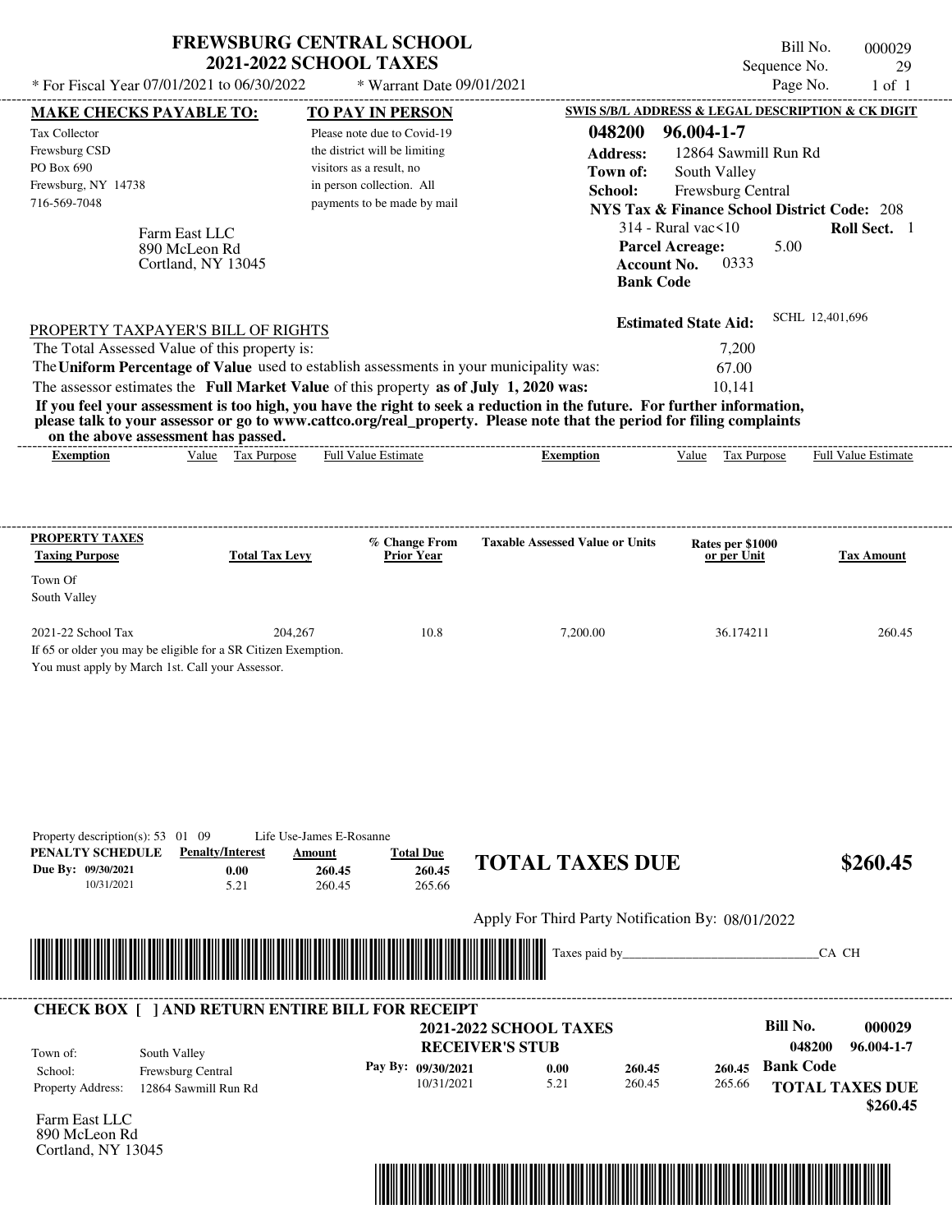# FREWSBURG CENTRAL SCHOOL
## 2021-2022 SCHOOL TAXES

Bill No. 000029
Sequence No. 29
Page No. 1 of 1

* For Fiscal Year 07/01/2021 to 06/30/2022 * Warrant Date 09/01/2021

**MAKE CHECKS PAYABLE TO:**
Tax Collector
Frewsburg CSD
PO Box 690
Frewsburg, NY 14738
716-569-7048

**TO PAY IN PERSON**
Please note due to Covid-19 the district will be limiting visitors as a result, no in person collection. All payments to be made by mail

**SWIS S/B/L ADDRESS & LEGAL DESCRIPTION & CK DIGIT**
048200 96.004-1-7
**Address:** 12864 Sawmill Run Rd
**Town of:** South Valley
**School:** Frewsburg Central
**NYS Tax & Finance School District Code:** 208
314 - Rural vac<10 **Roll Sect.** 1
**Parcel Acreage:** 5.00
**Account No.** 0333
**Bank Code**

Farm East LLC
890 McLeon Rd
Cortland, NY 13045

**Estimated State Aid:** SCHL 12,401,696

PROPERTY TAXPAYER'S BILL OF RIGHTS

The Total Assessed Value of this property is: 7,200
The **Uniform Percentage of Value** used to establish assessments in your municipality was: 67.00
The assessor estimates the **Full Market Value** of this property **as of July 1, 2020 was:** 10,141

**If you feel your assessment is too high, you have the right to seek a reduction in the future. For further information, please talk to your assessor or go to www.cattco.org/real_property. Please note that the period for filing complaints on the above assessment has passed.**

| Exemption | Value | Tax Purpose | Full Value Estimate | Exemption | Value | Tax Purpose | Full Value Estimate |
|---|---|---|---|---|---|---|---|

| PROPERTY TAXES Taxing Purpose | Total Tax Levy | % Change From Prior Year | Taxable Assessed Value or Units | Rates per $1000 or per Unit | Tax Amount |
|---|---|---|---|---|---|
| Town Of South Valley | | | | | |
| 2021-22 School Tax | 204,267 | 10.8 | 7,200.00 | 36.174211 | 260.45 |

If 65 or older you may be eligible for a SR Citizen Exemption.
You must apply by March 1st. Call your Assessor.

Property description(s): 53 01 09 Life Use-James E-Rosanne

| PENALTY SCHEDULE | Penalty/Interest | Amount | Total Due |
|---|---|---|---|
| Due By: 09/30/2021 | 0.00 | 260.45 | 260.45 |
| 10/31/2021 | 5.21 | 260.45 | 265.66 |

**TOTAL TAXES DUE $260.45**

Apply For Third Party Notification By: 08/01/2022

Taxes paid by_______________________________CA CH

---

**CHECK BOX [ ] AND RETURN ENTIRE BILL FOR RECEIPT**

**2021-2022 SCHOOL TAXES**
**RECEIVER'S STUB**

**Bill No.** 000029
048200 96.004-1-7

Town of: South Valley
School: Frewsburg Central
Property Address: 12864 Sawmill Run Rd

| Pay By: | | | |
|---|---|---|---|
| 09/30/2021 | 0.00 | 260.45 | 260.45 |
| 10/31/2021 | 5.21 | 260.45 | 265.66 |

**Bank Code**
**TOTAL TAXES DUE $260.45**

Farm East LLC
890 McLeon Rd
Cortland, NY 13045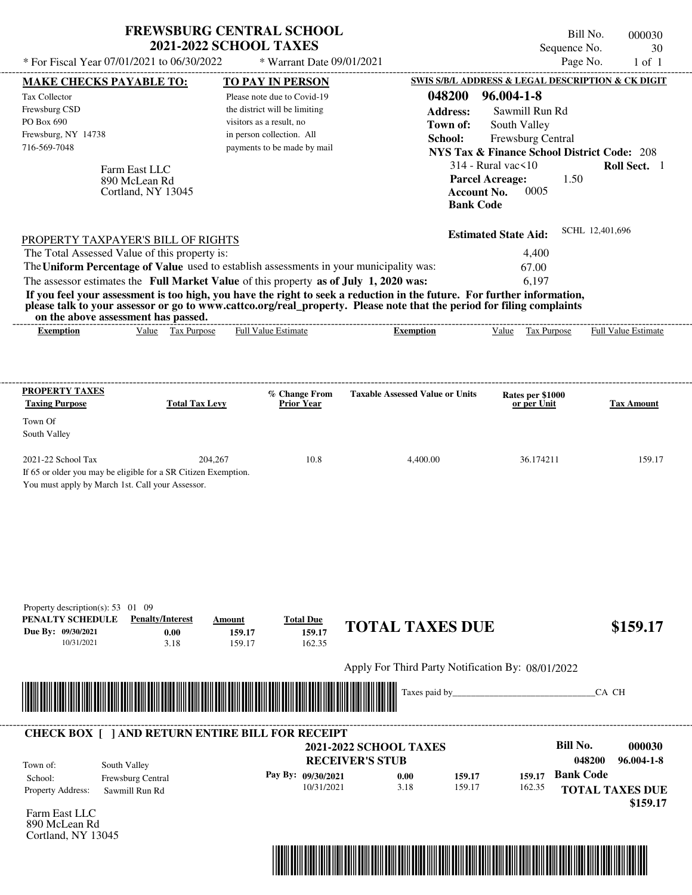# FREWSBURG CENTRAL SCHOOL
## 2021-2022 SCHOOL TAXES

\* For Fiscal Year 07/01/2021 to 06/30/2022 — \* Warrant Date 09/01/2021

Bill No. 000030
Sequence No. 30
Page No. 1 of 1

**MAKE CHECKS PAYABLE TO:**
Tax Collector
Frewsburg CSD
PO Box 690
Frewsburg, NY 14738
716-569-7048

**TO PAY IN PERSON**
Please note due to Covid-19 the district will be limiting visitors as a result, no in person collection. All payments to be made by mail

**SWIS S/B/L ADDRESS & LEGAL DESCRIPTION & CK DIGIT**
**048200 96.004-1-8**
**Address:** Sawmill Run Rd
**Town of:** South Valley
**School:** Frewsburg Central
**NYS Tax & Finance School District Code:** 208
314 - Rural vac<10 — **Roll Sect.** 1
**Parcel Acreage:** 1.50
**Account No.** 0005
**Bank Code**

Farm East LLC
890 McLean Rd
Cortland, NY 13045

**Estimated State Aid:** SCHL 12,401,696

PROPERTY TAXPAYER'S BILL OF RIGHTS

The Total Assessed Value of this property is: 4,400
The **Uniform Percentage of Value** used to establish assessments in your municipality was: 67.00
The assessor estimates the **Full Market Value** of this property **as of July 1, 2020 was:** 6,197

**If you feel your assessment is too high, you have the right to seek a reduction in the future. For further information, please talk to your assessor or go to www.cattco.org/real_property. Please note that the period for filing complaints on the above assessment has passed.**

| Exemption | Value | Tax Purpose | Full Value Estimate | Exemption | Value | Tax Purpose | Full Value Estimate |
|---|---|---|---|---|---|---|---|

| PROPERTY TAXES Taxing Purpose | Total Tax Levy | % Change From Prior Year | Taxable Assessed Value or Units | Rates per $1000 or per Unit | Tax Amount |
|---|---|---|---|---|---|
| Town Of South Valley | | | | | |
| 2021-22 School Tax | 204,267 | 10.8 | 4,400.00 | 36.174211 | 159.17 |

If 65 or older you may be eligible for a SR Citizen Exemption.
You must apply by March 1st. Call your Assessor.

Property description(s): 53 01 09

| PENALTY SCHEDULE | Penalty/Interest | Amount | Total Due |
|---|---|---|---|
| Due By: 09/30/2021 | 0.00 | 159.17 | 159.17 |
| 10/31/2021 | 3.18 | 159.17 | 162.35 |

**TOTAL TAXES DUE $159.17**

Apply For Third Party Notification By: 08/01/2022

Taxes paid by_______________________________CA CH

**CHECK BOX [ ] AND RETURN ENTIRE BILL FOR RECEIPT**

**2021-2022 SCHOOL TAXES**
**RECEIVER'S STUB**

**Bill No. 000030**
**048200 96.004-1-8**

Town of: South Valley
School: Frewsburg Central
Property Address: Sawmill Run Rd

| Pay By: | | | |
|---|---|---|---|
| 09/30/2021 | 0.00 | 159.17 | 159.17 |
| 10/31/2021 | 3.18 | 159.17 | 162.35 |

**Bank Code**

**TOTAL TAXES DUE $159.17**

Farm East LLC
890 McLean Rd
Cortland, NY 13045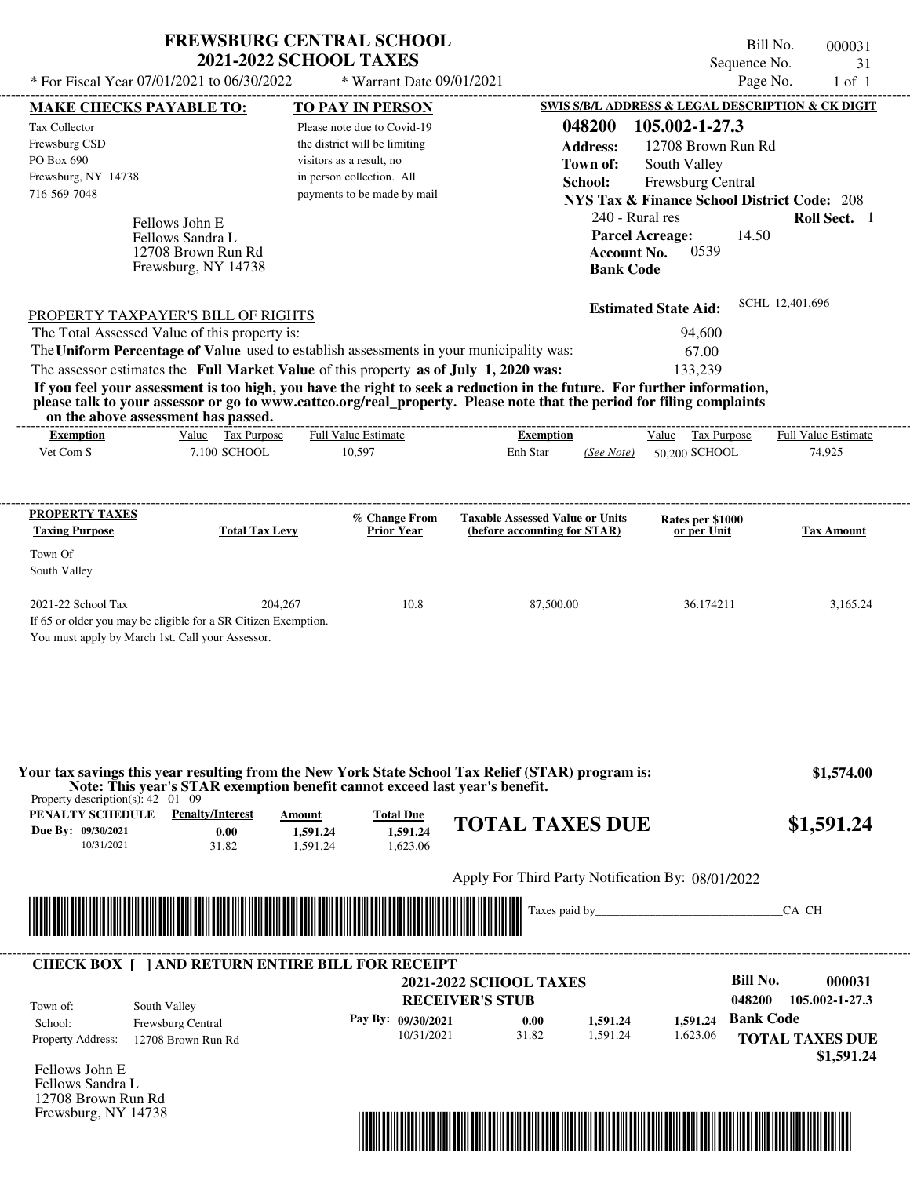# FREWSBURG CENTRAL SCHOOL
## 2021-2022 SCHOOL TAXES

\* For Fiscal Year 07/01/2021 to 06/30/2022 \* Warrant Date 09/01/2021

Bill No. 000031
Sequence No. 31
Page No. 1 of 1

**MAKE CHECKS PAYABLE TO:**

Tax Collector
Frewsburg CSD
PO Box 690
Frewsburg, NY 14738
716-569-7048

**TO PAY IN PERSON**

Please note due to Covid-19 the district will be limiting visitors as a result, no in person collection. All payments to be made by mail

**SWIS S/B/L ADDRESS & LEGAL DESCRIPTION & CK DIGIT**

**048200 105.002-1-27.3**
**Address:** 12708 Brown Run Rd
**Town of:** South Valley
**School:** Frewsburg Central
**NYS Tax & Finance School District Code:** 208
240 - Rural res **Roll Sect.** 1
**Parcel Acreage:** 14.50
**Account No.** 0539
**Bank Code**

Fellows John E
Fellows Sandra L
12708 Brown Run Rd
Frewsburg, NY 14738

**Estimated State Aid:** SCHL 12,401,696

PROPERTY TAXPAYER'S BILL OF RIGHTS

The Total Assessed Value of this property is: 94,600
The **Uniform Percentage of Value** used to establish assessments in your municipality was: 67.00
The assessor estimates the **Full Market Value** of this property **as of July 1, 2020 was:** 133,239

**If you feel your assessment is too high, you have the right to seek a reduction in the future. For further information, please talk to your assessor or go to www.cattco.org/real_property. Please note that the period for filing complaints on the above assessment has passed.**

| Exemption | Value | Tax Purpose | Full Value Estimate | Exemption | | Value | Tax Purpose | Full Value Estimate |
|---|---|---|---|---|---|---|---|---|
| Vet Com S | 7,100 | SCHOOL | 10,597 | Enh Star | (See Note) | 50,200 | SCHOOL | 74,925 |

| PROPERTY TAXES Taxing Purpose | Total Tax Levy | % Change From Prior Year | Taxable Assessed Value or Units (before accounting for STAR) | Rates per $1000 or per Unit | Tax Amount |
|---|---|---|---|---|---|
| Town Of South Valley | | | | | |
| 2021-22 School Tax | 204,267 | 10.8 | 87,500.00 | 36.174211 | 3,165.24 |

If 65 or older you may be eligible for a SR Citizen Exemption.
You must apply by March 1st. Call your Assessor.

**Your tax savings this year resulting from the New York State School Tax Relief (STAR) program is: $1,574.00**
**Note: This year's STAR exemption benefit cannot exceed last year's benefit.**

Property description(s): 42 01 09

| PENALTY SCHEDULE | Penalty/Interest | Amount | Total Due |
|---|---|---|---|
| Due By: 09/30/2021 | 0.00 | 1,591.24 | 1,591.24 |
| 10/31/2021 | 31.82 | 1,591.24 | 1,623.06 |

**TOTAL TAXES DUE $1,591.24**

Apply For Third Party Notification By: 08/01/2022

Taxes paid by_______________________________CA CH

**CHECK BOX [ ] AND RETURN ENTIRE BILL FOR RECEIPT**

**2021-2022 SCHOOL TAXES**
**RECEIVER'S STUB**

**Bill No. 000031**
**048200 105.002-1-27.3**

Town of: South Valley
School: Frewsburg Central
Property Address: 12708 Brown Run Rd

| Pay By: | | | |
|---|---|---|---|
| 09/30/2021 | 0.00 | 1,591.24 | 1,591.24 |
| 10/31/2021 | 31.82 | 1,591.24 | 1,623.06 |

**Bank Code**

**TOTAL TAXES DUE $1,591.24**

Fellows John E
Fellows Sandra L
12708 Brown Run Rd
Frewsburg, NY 14738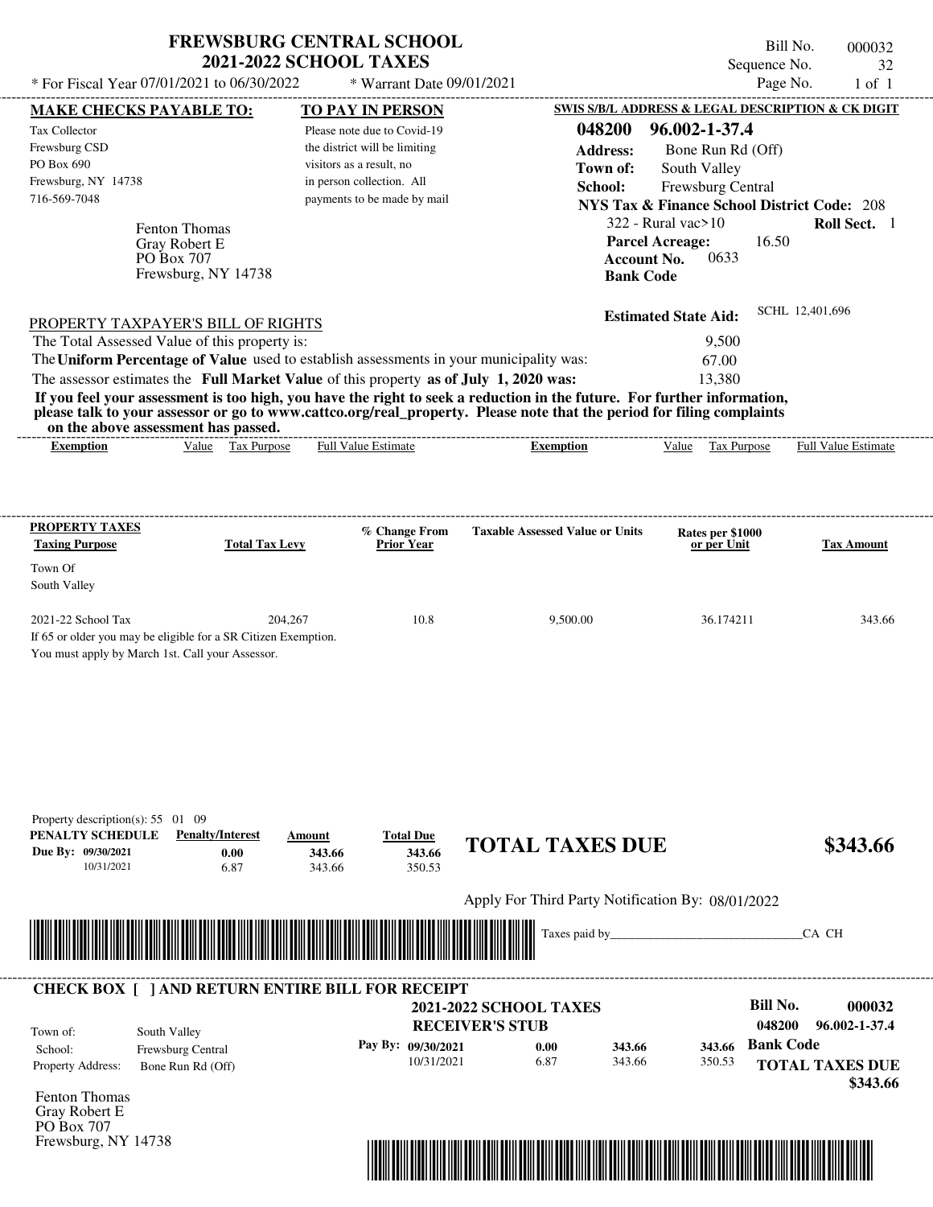# FREWSBURG CENTRAL SCHOOL
## 2021-2022 SCHOOL TAXES

\* For Fiscal Year 07/01/2021 to 06/30/2022 \* Warrant Date 09/01/2021

Bill No. 000032
Sequence No. 32
Page No. 1 of 1

**MAKE CHECKS PAYABLE TO:**

Tax Collector
Frewsburg CSD
PO Box 690
Frewsburg, NY 14738
716-569-7048

**TO PAY IN PERSON**

Please note due to Covid-19 the district will be limiting visitors as a result, no in person collection. All payments to be made by mail

**SWIS S/B/L ADDRESS & LEGAL DESCRIPTION & CK DIGIT**

**048200 96.002-1-37.4**
**Address:** Bone Run Rd (Off)
**Town of:** South Valley
**School:** Frewsburg Central
**NYS Tax & Finance School District Code:** 208
322 - Rural vac>10 **Roll Sect.** 1
**Parcel Acreage:** 16.50
**Account No.** 0633
**Bank Code**

Fenton Thomas
Gray Robert E
PO Box 707
Frewsburg, NY 14738

**Estimated State Aid:** SCHL 12,401,696

PROPERTY TAXPAYER'S BILL OF RIGHTS

The Total Assessed Value of this property is: 9,500
The **Uniform Percentage of Value** used to establish assessments in your municipality was: 67.00
The assessor estimates the **Full Market Value** of this property **as of July 1, 2020 was:** 13,380

**If you feel your assessment is too high, you have the right to seek a reduction in the future. For further information, please talk to your assessor or go to www.cattco.org/real_property. Please note that the period for filing complaints on the above assessment has passed.**

| Exemption | Value | Tax Purpose | Full Value Estimate | Exemption | Value | Tax Purpose | Full Value Estimate |
|---|---|---|---|---|---|---|---|

| PROPERTY TAXES Taxing Purpose | Total Tax Levy | % Change From Prior Year | Taxable Assessed Value or Units | Rates per $1000 or per Unit | Tax Amount |
|---|---|---|---|---|---|
| Town Of South Valley | | | | | |
| 2021-22 School Tax | 204,267 | 10.8 | 9,500.00 | 36.174211 | 343.66 |

If 65 or older you may be eligible for a SR Citizen Exemption.
You must apply by March 1st. Call your Assessor.

Property description(s): 55 01 09

| PENALTY SCHEDULE | Penalty/Interest | Amount | Total Due |
|---|---|---|---|
| Due By: 09/30/2021 | 0.00 | 343.66 | 343.66 |
| 10/31/2021 | 6.87 | 343.66 | 350.53 |

**TOTAL TAXES DUE $343.66**

Apply For Third Party Notification By: 08/01/2022

Taxes paid by\_\_\_\_\_\_\_\_\_\_\_\_\_\_\_\_\_\_\_\_\_\_\_\_\_\_\_\_\_\_CA CH

**CHECK BOX [ ] AND RETURN ENTIRE BILL FOR RECEIPT**

**2021-2022 SCHOOL TAXES**
**RECEIVER'S STUB**

**Bill No. 000032**
**048200 96.002-1-37.4**

Town of: South Valley
School: Frewsburg Central
Property Address: Bone Run Rd (Off)

| Pay By: | | | |
|---|---|---|---|
| 09/30/2021 | 0.00 | 343.66 | 343.66 |
| 10/31/2021 | 6.87 | 343.66 | 350.53 |

**Bank Code**

**TOTAL TAXES DUE $343.66**

Fenton Thomas
Gray Robert E
PO Box 707
Frewsburg, NY 14738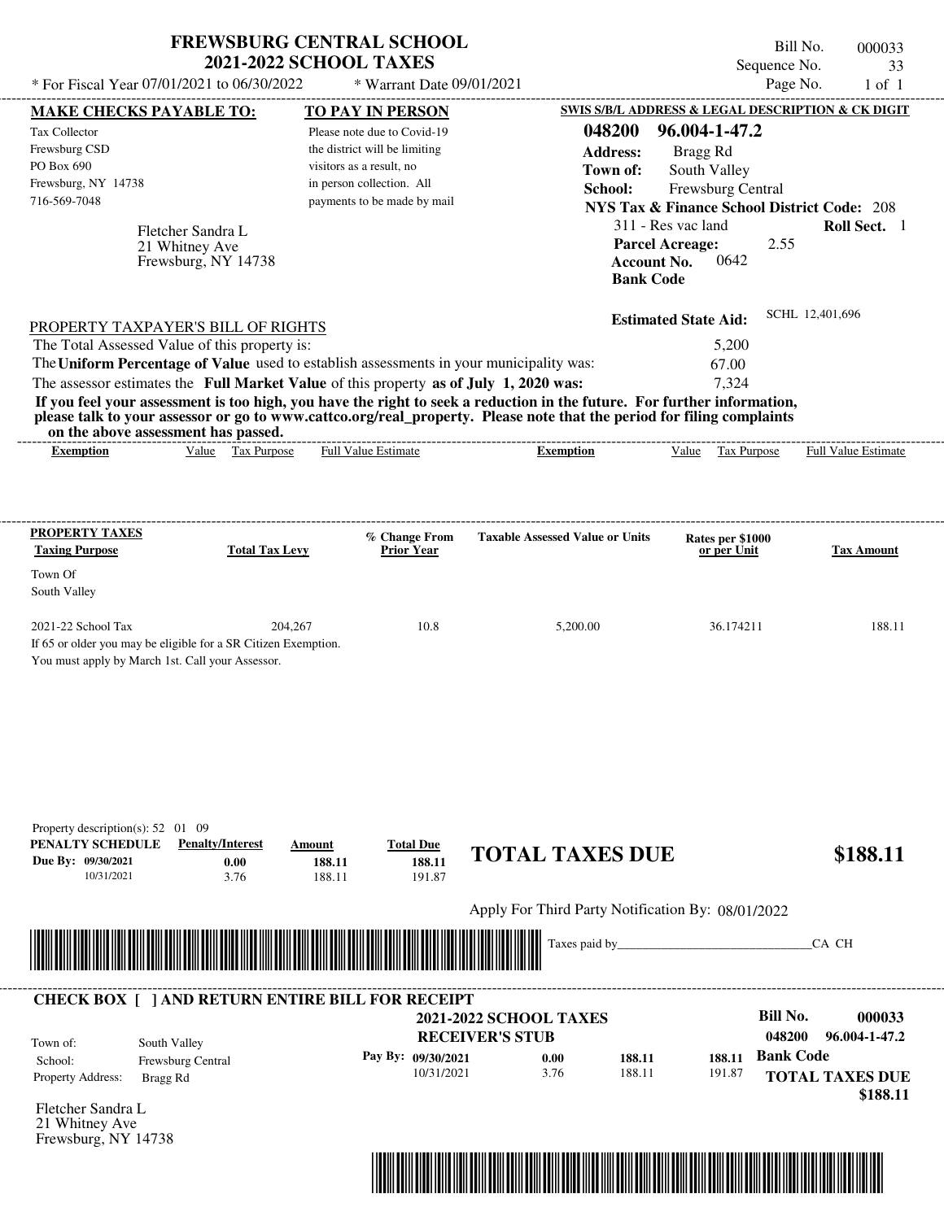# FREWSBURG CENTRAL SCHOOL
## 2021-2022 SCHOOL TAXES

\* For Fiscal Year 07/01/2021 to 06/30/2022 &nbsp;&nbsp;&nbsp; \* Warrant Date 09/01/2021

Bill No. 000033
Sequence No. 33
Page No. 1 of 1

**MAKE CHECKS PAYABLE TO:**

Tax Collector
Frewsburg CSD
PO Box 690
Frewsburg, NY 14738
716-569-7048

**TO PAY IN PERSON**

Please note due to Covid-19 the district will be limiting visitors as a result, no in person collection. All payments to be made by mail

**SWIS S/B/L ADDRESS & LEGAL DESCRIPTION & CK DIGIT**

**048200 96.004-1-47.2**
**Address:** Bragg Rd
**Town of:** South Valley
**School:** Frewsburg Central
**NYS Tax & Finance School District Code:** 208
311 - Res vac land &nbsp;&nbsp; **Roll Sect.** 1
**Parcel Acreage:** 2.55
**Account No.** 0642
**Bank Code**

Fletcher Sandra L
21 Whitney Ave
Frewsburg, NY 14738

**Estimated State Aid:** SCHL 12,401,696

PROPERTY TAXPAYER'S BILL OF RIGHTS

The Total Assessed Value of this property is: 5,200
The **Uniform Percentage of Value** used to establish assessments in your municipality was: 67.00
The assessor estimates the **Full Market Value** of this property **as of July 1, 2020 was:** 7,324

**If you feel your assessment is too high, you have the right to seek a reduction in the future. For further information, please talk to your assessor or go to www.cattco.org/real_property. Please note that the period for filing complaints on the above assessment has passed.**

| Exemption | Value | Tax Purpose | Full Value Estimate | Exemption | Value | Tax Purpose | Full Value Estimate |
|---|---|---|---|---|---|---|---|

| PROPERTY TAXES Taxing Purpose | Total Tax Levy | % Change From Prior Year | Taxable Assessed Value or Units | Rates per $1000 or per Unit | Tax Amount |
|---|---|---|---|---|---|
| Town Of South Valley | | | | | |
| 2021-22 School Tax | 204,267 | 10.8 | 5,200.00 | 36.174211 | 188.11 |

If 65 or older you may be eligible for a SR Citizen Exemption.
You must apply by March 1st. Call your Assessor.

Property description(s): 52 01 09

| PENALTY SCHEDULE | Penalty/Interest | Amount | Total Due |
|---|---|---|---|
| Due By: 09/30/2021 | 0.00 | 188.11 | 188.11 |
| 10/31/2021 | 3.76 | 188.11 | 191.87 |

**TOTAL TAXES DUE** **$188.11**

Apply For Third Party Notification By: 08/01/2022

Taxes paid by_______________________________CA CH

**CHECK BOX [ ] AND RETURN ENTIRE BILL FOR RECEIPT**

**2021-2022 SCHOOL TAXES**
**RECEIVER'S STUB**

**Bill No. 000033**
**048200 96.004-1-47.2**

| | | | | | |
|---|---|---|---|---|---|
| Town of: | South Valley | Pay By: 09/30/2021 | 0.00 | 188.11 | 188.11 |
| School: | Frewsburg Central | 10/31/2021 | 3.76 | 188.11 | 191.87 |
| Property Address: | Bragg Rd | | | | |

**Bank Code**

**TOTAL TAXES DUE $188.11**

Fletcher Sandra L
21 Whitney Ave
Frewsburg, NY 14738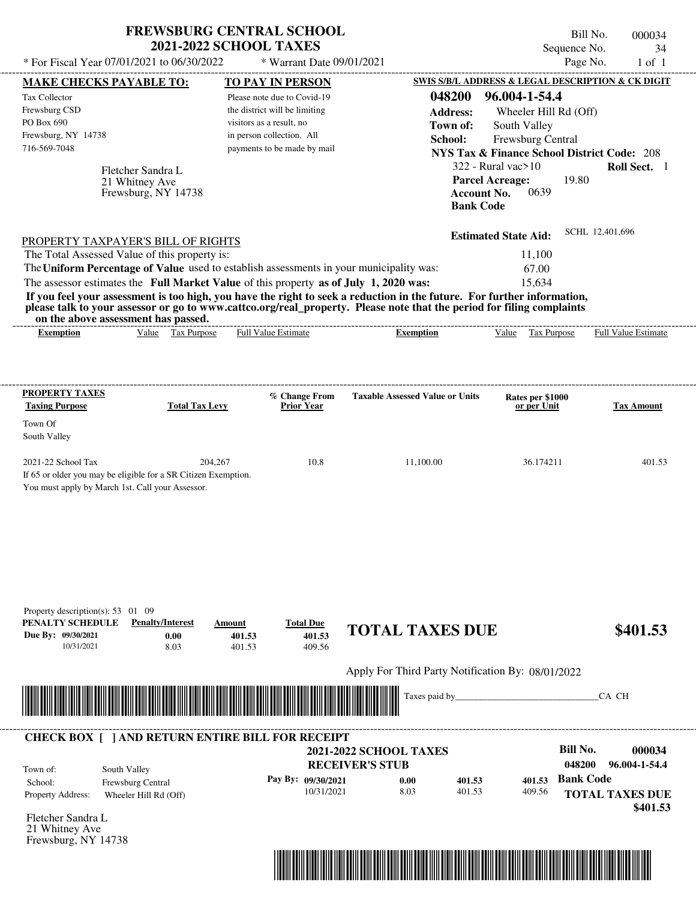# FREWSBURG CENTRAL SCHOOL
## 2021-2022 SCHOOL TAXES

\* For Fiscal Year 07/01/2021 to 06/30/2022 \* Warrant Date 09/01/2021

Bill No. 000034
Sequence No. 34
Page No. 1 of 1

**MAKE CHECKS PAYABLE TO:**

Tax Collector
Frewsburg CSD
PO Box 690
Frewsburg, NY 14738
716-569-7048

Fletcher Sandra L
21 Whitney Ave
Frewsburg, NY 14738

**TO PAY IN PERSON**

Please note due to Covid-19 the district will be limiting visitors as a result, no in person collection. All payments to be made by mail

**SWIS S/B/L ADDRESS & LEGAL DESCRIPTION & CK DIGIT**

**048200 96.004-1-54.4**
**Address:** Wheeler Hill Rd (Off)
**Town of:** South Valley
**School:** Frewsburg Central
**NYS Tax & Finance School District Code:** 208
322 - Rural vac>10 **Roll Sect.** 1
**Parcel Acreage:** 19.80
**Account No.** 0639
**Bank Code**

**Estimated State Aid:** SCHL 12,401,696

PROPERTY TAXPAYER'S BILL OF RIGHTS

The Total Assessed Value of this property is: 11,100
The **Uniform Percentage of Value** used to establish assessments in your municipality was: 67.00
The assessor estimates the **Full Market Value** of this property **as of July 1, 2020 was:** 15,634

**If you feel your assessment is too high, you have the right to seek a reduction in the future. For further information, please talk to your assessor or go to www.cattco.org/real_property. Please note that the period for filing complaints on the above assessment has passed.**

| Exemption | Value | Tax Purpose | Full Value Estimate | Exemption | Value | Tax Purpose | Full Value Estimate |
|---|---|---|---|---|---|---|---|

| PROPERTY TAXES Taxing Purpose | Total Tax Levy | % Change From Prior Year | Taxable Assessed Value or Units | Rates per $1000 or per Unit | Tax Amount |
|---|---|---|---|---|---|
| Town Of South Valley | | | | | |
| 2021-22 School Tax | 204,267 | 10.8 | 11,100.00 | 36.174211 | 401.53 |

If 65 or older you may be eligible for a SR Citizen Exemption.
You must apply by March 1st. Call your Assessor.

Property description(s): 53 01 09

| PENALTY SCHEDULE | Penalty/Interest | Amount | Total Due |
|---|---|---|---|
| Due By: 09/30/2021 | 0.00 | 401.53 | 401.53 |
| 10/31/2021 | 8.03 | 401.53 | 409.56 |

**TOTAL TAXES DUE $401.53**

Apply For Third Party Notification By: 08/01/2022

Taxes paid by_______________________________CA CH

**CHECK BOX [ ] AND RETURN ENTIRE BILL FOR RECEIPT**

**2021-2022 SCHOOL TAXES**
**RECEIVER'S STUB**

**Bill No.** **000034**
**048200 96.004-1-54.4**

Town of: South Valley
School: Frewsburg Central
Property Address: Wheeler Hill Rd (Off)

| Pay By: | | | |
|---|---|---|---|
| 09/30/2021 | 0.00 | 401.53 | 401.53 |
| 10/31/2021 | 8.03 | 401.53 | 409.56 |

**Bank Code**

**TOTAL TAXES DUE**
**$401.53**

Fletcher Sandra L
21 Whitney Ave
Frewsburg, NY 14738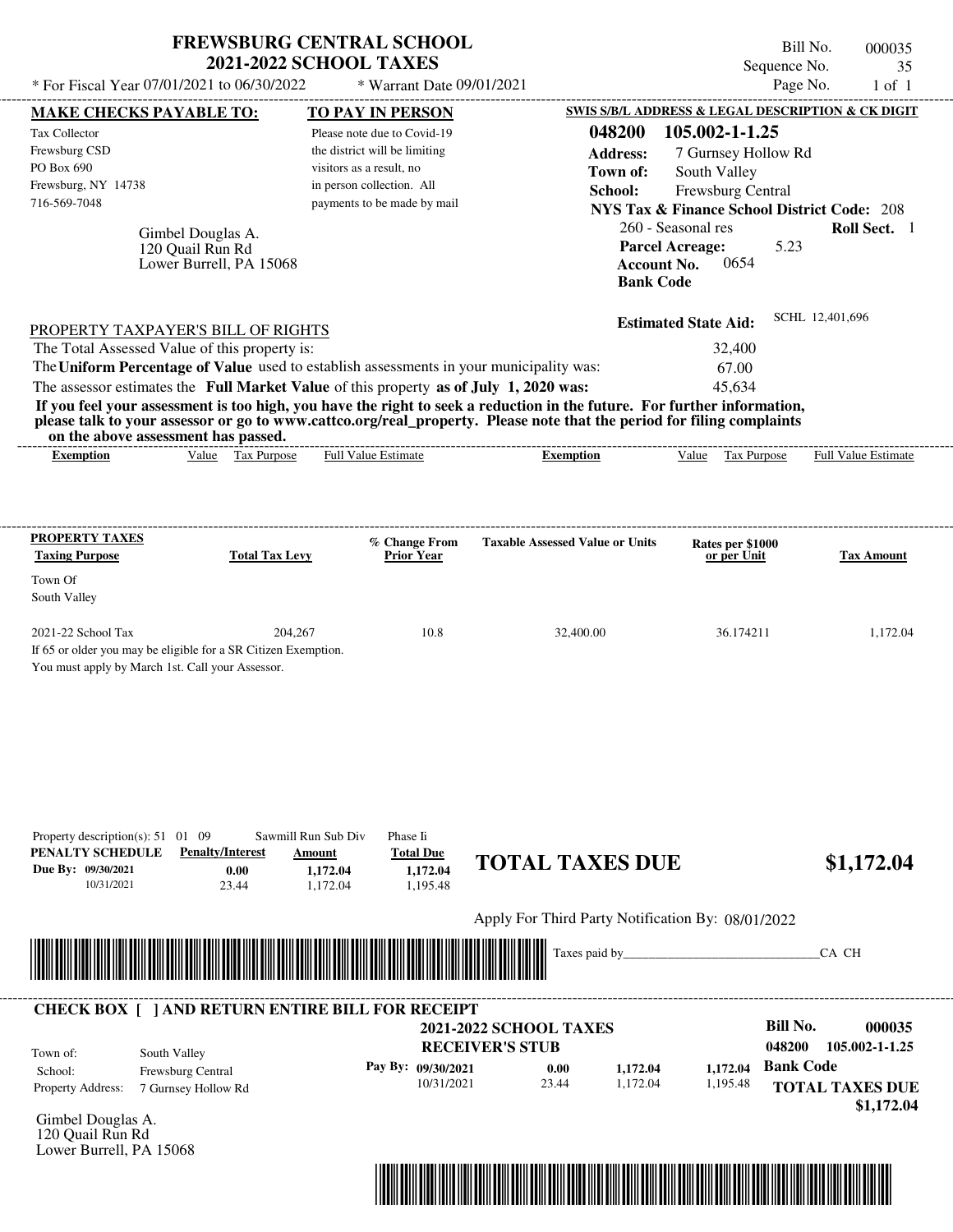# FREWSBURG CENTRAL SCHOOL
## 2021-2022 SCHOOL TAXES

\* For Fiscal Year 07/01/2021 to 06/30/2022 \* Warrant Date 09/01/2021

Bill No. 000035
Sequence No. 35
Page No. 1 of 1

**MAKE CHECKS PAYABLE TO:**
Tax Collector
Frewsburg CSD
PO Box 690
Frewsburg, NY 14738
716-569-7048

**TO PAY IN PERSON**
Please note due to Covid-19 the district will be limiting visitors as a result, no in person collection. All payments to be made by mail

**SWIS S/B/L ADDRESS & LEGAL DESCRIPTION & CK DIGIT**
**048200 105.002-1-1.25**
**Address:** 7 Gurnsey Hollow Rd
**Town of:** South Valley
**School:** Frewsburg Central
**NYS Tax & Finance School District Code:** 208
260 - Seasonal res **Roll Sect.** 1
**Parcel Acreage:** 5.23
**Account No.** 0654
**Bank Code**

Gimbel Douglas A.
120 Quail Run Rd
Lower Burrell, PA 15068

**Estimated State Aid:** SCHL 12,401,696

PROPERTY TAXPAYER'S BILL OF RIGHTS
The Total Assessed Value of this property is: 32,400
The **Uniform Percentage of Value** used to establish assessments in your municipality was: 67.00
The assessor estimates the **Full Market Value** of this property **as of July 1, 2020 was:** 45,634

**If you feel your assessment is too high, you have the right to seek a reduction in the future. For further information, please talk to your assessor or go to www.cattco.org/real_property. Please note that the period for filing complaints on the above assessment has passed.**

| Exemption | Value | Tax Purpose | Full Value Estimate | Exemption | Value | Tax Purpose | Full Value Estimate |
|---|---|---|---|---|---|---|---|

| PROPERTY TAXES Taxing Purpose | Total Tax Levy | % Change From Prior Year | Taxable Assessed Value or Units | Rates per $1000 or per Unit | Tax Amount |
|---|---|---|---|---|---|
| Town Of South Valley | | | | | |
| 2021-22 School Tax | 204,267 | 10.8 | 32,400.00 | 36.174211 | 1,172.04 |

If 65 or older you may be eligible for a SR Citizen Exemption.
You must apply by March 1st. Call your Assessor.

Property description(s): 51 01 09 Sawmill Run Sub Div Phase Ii

| PENALTY SCHEDULE | Penalty/Interest | Amount | Total Due |
|---|---|---|---|
| Due By: 09/30/2021 | 0.00 | 1,172.04 | 1,172.04 |
| 10/31/2021 | 23.44 | 1,172.04 | 1,195.48 |

**TOTAL TAXES DUE $1,172.04**

Apply For Third Party Notification By: 08/01/2022

Taxes paid by_______________________________CA CH

**CHECK BOX [ ] AND RETURN ENTIRE BILL FOR RECEIPT**

**2021-2022 SCHOOL TAXES**
**RECEIVER'S STUB**

**Bill No. 000035**
048200 105.002-1-1.25

Town of: South Valley
School: Frewsburg Central
Property Address: 7 Gurnsey Hollow Rd

| Pay By: | | | | |
|---|---|---|---|---|
| 09/30/2021 | 0.00 | 1,172.04 | 1,172.04 | **Bank Code** |
| 10/31/2021 | 23.44 | 1,172.04 | 1,195.48 | |

**TOTAL TAXES DUE $1,172.04**

Gimbel Douglas A.
120 Quail Run Rd
Lower Burrell, PA 15068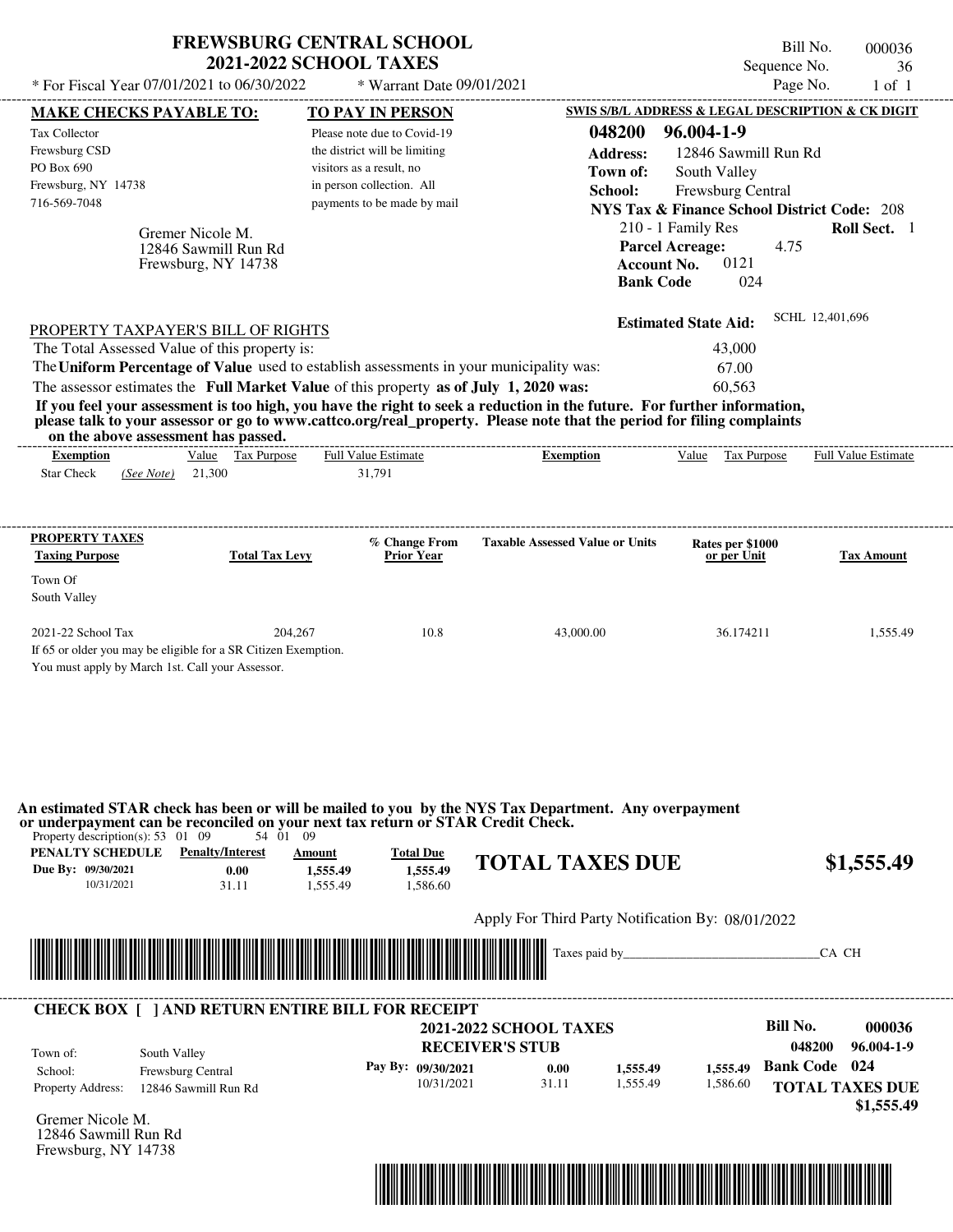# FREWSBURG CENTRAL SCHOOL
## 2021-2022 SCHOOL TAXES

\* For Fiscal Year 07/01/2021 to 06/30/2022 \* Warrant Date 09/01/2021

Bill No. 000036
Sequence No. 36
Page No. 1 of 1

**MAKE CHECKS PAYABLE TO:**

Tax Collector
Frewsburg CSD
PO Box 690
Frewsburg, NY 14738
716-569-7048

**TO PAY IN PERSON**

Please note due to Covid-19 the district will be limiting visitors as a result, no in person collection. All payments to be made by mail

**SWIS S/B/L ADDRESS & LEGAL DESCRIPTION & CK DIGIT**

**048200 96.004-1-9**
**Address:** 12846 Sawmill Run Rd
**Town of:** South Valley
**School:** Frewsburg Central
**NYS Tax & Finance School District Code:** 208
210 - 1 Family Res **Roll Sect.** 1
**Parcel Acreage:** 4.75
**Account No.** 0121
**Bank Code** 024

Gremer Nicole M.
12846 Sawmill Run Rd
Frewsburg, NY 14738

**Estimated State Aid:** SCHL 12,401,696

PROPERTY TAXPAYER'S BILL OF RIGHTS

The Total Assessed Value of this property is: 43,000
The **Uniform Percentage of Value** used to establish assessments in your municipality was: 67.00
The assessor estimates the **Full Market Value** of this property **as of July 1, 2020 was:** 60,563

**If you feel your assessment is too high, you have the right to seek a reduction in the future. For further information, please talk to your assessor or go to www.cattco.org/real_property. Please note that the period for filing complaints on the above assessment has passed.**

| Exemption | Value | Tax Purpose | Full Value Estimate | Exemption | Value | Tax Purpose | Full Value Estimate |
|---|---|---|---|---|---|---|---|
| Star Check *(See Note)* | 21,300 | | 31,791 | | | | |

| PROPERTY TAXES Taxing Purpose | Total Tax Levy | % Change From Prior Year | Taxable Assessed Value or Units | Rates per $1000 or per Unit | Tax Amount |
|---|---|---|---|---|---|
| Town Of South Valley | | | | | |
| 2021-22 School Tax | 204,267 | 10.8 | 43,000.00 | 36.174211 | 1,555.49 |

If 65 or older you may be eligible for a SR Citizen Exemption.
You must apply by March 1st. Call your Assessor.

**An estimated STAR check has been or will be mailed to you by the NYS Tax Department. Any overpayment or underpayment can be reconciled on your next tax return or STAR Credit Check.**

Property description(s): 53 01 09 54 01 09

| PENALTY SCHEDULE | Penalty/Interest | Amount | Total Due |
|---|---|---|---|
| Due By: 09/30/2021 | 0.00 | 1,555.49 | 1,555.49 |
| 10/31/2021 | 31.11 | 1,555.49 | 1,586.60 |

**TOTAL TAXES DUE $1,555.49**

Apply For Third Party Notification By: 08/01/2022

Taxes paid by________________________________CA CH

**CHECK BOX [ ] AND RETURN ENTIRE BILL FOR RECEIPT**

**2021-2022 SCHOOL TAXES**
**RECEIVER'S STUB**

Town of: South Valley
School: Frewsburg Central
Property Address: 12846 Sawmill Run Rd

| Pay By: | | | |
|---|---|---|---|
| 09/30/2021 | 0.00 | 1,555.49 | 1,555.49 |
| 10/31/2021 | 31.11 | 1,555.49 | 1,586.60 |

**Bill No. 000036**
048200 96.004-1-9
**Bank Code 024**
**TOTAL TAXES DUE $1,555.49**

Gremer Nicole M.
12846 Sawmill Run Rd
Frewsburg, NY 14738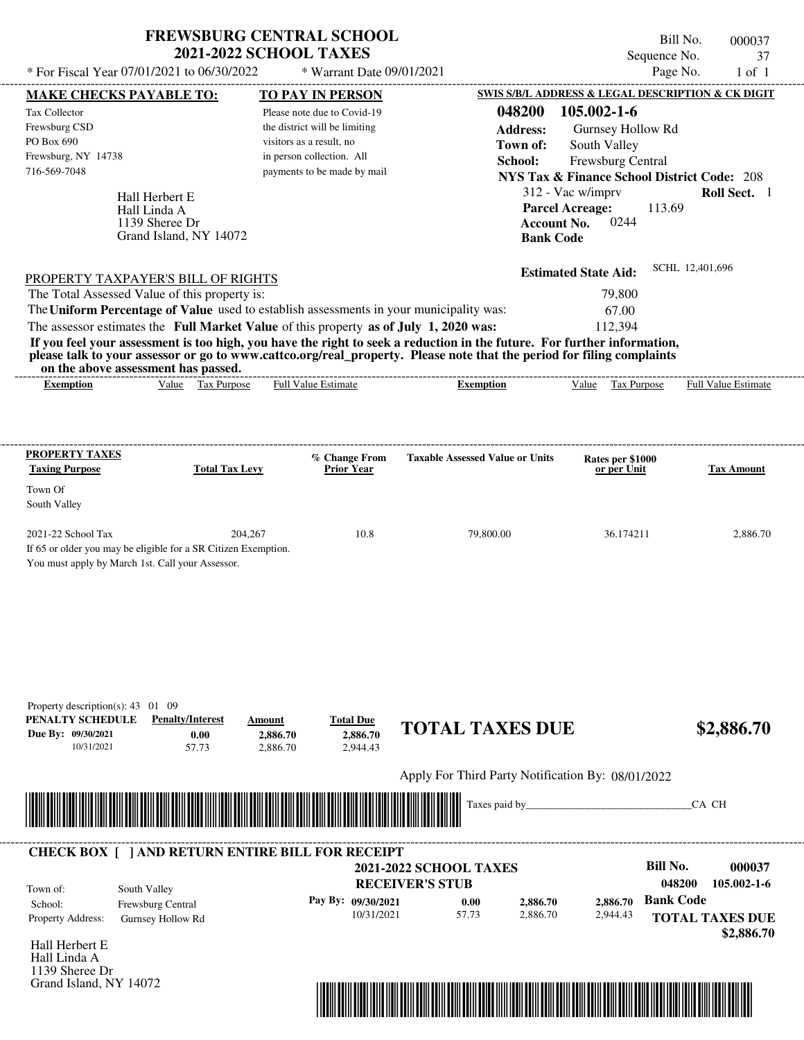# FREWSBURG CENTRAL SCHOOL
## 2021-2022 SCHOOL TAXES

\* For Fiscal Year 07/01/2021 to 06/30/2022 \* Warrant Date 09/01/2021

Bill No. 000037
Sequence No. 37
Page No. 1 of 1

**MAKE CHECKS PAYABLE TO:**
Tax Collector
Frewsburg CSD
PO Box 690
Frewsburg, NY 14738
716-569-7048

**TO PAY IN PERSON**
Please note due to Covid-19 the district will be limiting visitors as a result, no in person collection. All payments to be made by mail

**SWIS S/B/L ADDRESS & LEGAL DESCRIPTION & CK DIGIT**
**048200 105.002-1-6**
**Address:** Gurnsey Hollow Rd
**Town of:** South Valley
**School:** Frewsburg Central
**NYS Tax & Finance School District Code:** 208
312 - Vac w/imprv **Roll Sect.** 1
**Parcel Acreage:** 113.69
**Account No.** 0244
**Bank Code**

Hall Herbert E
Hall Linda A
1139 Sheree Dr
Grand Island, NY 14072

**Estimated State Aid:** SCHL 12,401,696

PROPERTY TAXPAYER'S BILL OF RIGHTS

The Total Assessed Value of this property is: 79,800
The **Uniform Percentage of Value** used to establish assessments in your municipality was: 67.00
The assessor estimates the **Full Market Value** of this property **as of July 1, 2020 was:** 112,394

**If you feel your assessment is too high, you have the right to seek a reduction in the future. For further information, please talk to your assessor or go to www.cattco.org/real_property. Please note that the period for filing complaints on the above assessment has passed.**

| Exemption | Value | Tax Purpose | Full Value Estimate | Exemption | Value | Tax Purpose | Full Value Estimate |
|---|---|---|---|---|---|---|---|

| PROPERTY TAXES Taxing Purpose | Total Tax Levy | % Change From Prior Year | Taxable Assessed Value or Units | Rates per $1000 or per Unit | Tax Amount |
|---|---|---|---|---|---|
| Town Of South Valley | | | | | |
| 2021-22 School Tax | 204,267 | 10.8 | 79,800.00 | 36.174211 | 2,886.70 |

If 65 or older you may be eligible for a SR Citizen Exemption.
You must apply by March 1st. Call your Assessor.

Property description(s): 43 01 09

| PENALTY SCHEDULE | Penalty/Interest | Amount | Total Due |
|---|---|---|---|
| Due By: 09/30/2021 | 0.00 | 2,886.70 | 2,886.70 |
| 10/31/2021 | 57.73 | 2,886.70 | 2,944.43 |

**TOTAL TAXES DUE $2,886.70**

Apply For Third Party Notification By: 08/01/2022

Taxes paid by________________________________CA CH

**CHECK BOX [ ] AND RETURN ENTIRE BILL FOR RECEIPT**

**2021-2022 SCHOOL TAXES**
**RECEIVER'S STUB**

Bill No. **000037**
048200 105.002-1-6

Town of: South Valley
School: Frewsburg Central
Property Address: Gurnsey Hollow Rd

| Pay By: | | | |
|---|---|---|---|
| 09/30/2021 | 0.00 | 2,886.70 | 2,886.70 |
| 10/31/2021 | 57.73 | 2,886.70 | 2,944.43 |

**Bank Code**

**TOTAL TAXES DUE $2,886.70**

Hall Herbert E
Hall Linda A
1139 Sheree Dr
Grand Island, NY 14072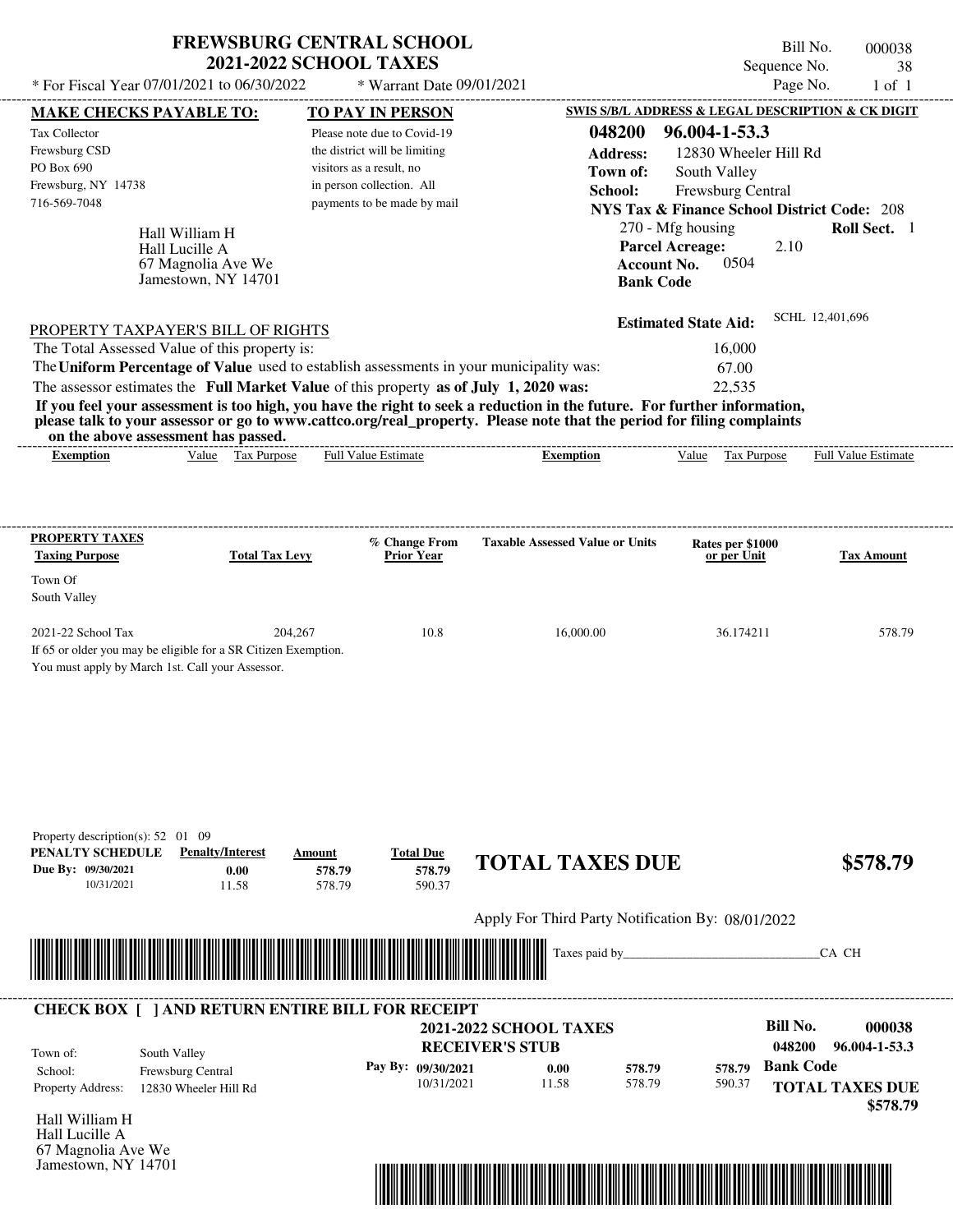# FREWSBURG CENTRAL SCHOOL
## 2021-2022 SCHOOL TAXES

\* For Fiscal Year 07/01/2021 to 06/30/2022 \* Warrant Date 09/01/2021

Bill No. 000038
Sequence No. 38
Page No. 1 of 1

**MAKE CHECKS PAYABLE TO:**
Tax Collector
Frewsburg CSD
PO Box 690
Frewsburg, NY 14738
716-569-7048

**TO PAY IN PERSON**
Please note due to Covid-19 the district will be limiting visitors as a result, no in person collection. All payments to be made by mail

**SWIS S/B/L ADDRESS & LEGAL DESCRIPTION & CK DIGIT**
**048200 96.004-1-53.3**
**Address:** 12830 Wheeler Hill Rd
**Town of:** South Valley
**School:** Frewsburg Central
**NYS Tax & Finance School District Code:** 208
270 - Mfg housing **Roll Sect.** 1
**Parcel Acreage:** 2.10
**Account No.** 0504
**Bank Code**

Hall William H
Hall Lucille A
67 Magnolia Ave We
Jamestown, NY 14701

**Estimated State Aid:** SCHL 12,401,696

PROPERTY TAXPAYER'S BILL OF RIGHTS

The Total Assessed Value of this property is: 16,000
The **Uniform Percentage of Value** used to establish assessments in your municipality was: 67.00
The assessor estimates the **Full Market Value** of this property **as of July 1, 2020 was:** 22,535

**If you feel your assessment is too high, you have the right to seek a reduction in the future. For further information, please talk to your assessor or go to www.cattco.org/real_property. Please note that the period for filing complaints on the above assessment has passed.**

| Exemption | Value | Tax Purpose | Full Value Estimate | Exemption | Value | Tax Purpose | Full Value Estimate |
|---|---|---|---|---|---|---|---|

| PROPERTY TAXES Taxing Purpose | Total Tax Levy | % Change From Prior Year | Taxable Assessed Value or Units | Rates per $1000 or per Unit | Tax Amount |
|---|---|---|---|---|---|
| Town Of South Valley | | | | | |
| 2021-22 School Tax | 204,267 | 10.8 | 16,000.00 | 36.174211 | 578.79 |

If 65 or older you may be eligible for a SR Citizen Exemption.
You must apply by March 1st. Call your Assessor.

Property description(s): 52 01 09

| PENALTY SCHEDULE | Penalty/Interest | Amount | Total Due |
|---|---|---|---|
| Due By: 09/30/2021 | 0.00 | 578.79 | 578.79 |
| 10/31/2021 | 11.58 | 578.79 | 590.37 |

**TOTAL TAXES DUE $578.79**

Apply For Third Party Notification By: 08/01/2022

Taxes paid by_______________________________CA CH

**CHECK BOX [ ] AND RETURN ENTIRE BILL FOR RECEIPT**

**2021-2022 SCHOOL TAXES**
**RECEIVER'S STUB**

Bill No. **000038**
**048200 96.004-1-53.3**

Town of: South Valley
School: Frewsburg Central
Property Address: 12830 Wheeler Hill Rd

| Pay By: | | | |
|---|---|---|---|
| 09/30/2021 | 0.00 | 578.79 | 578.79 |
| 10/31/2021 | 11.58 | 578.79 | 590.37 |

**Bank Code**
**TOTAL TAXES DUE $578.79**

Hall William H
Hall Lucille A
67 Magnolia Ave We
Jamestown, NY 14701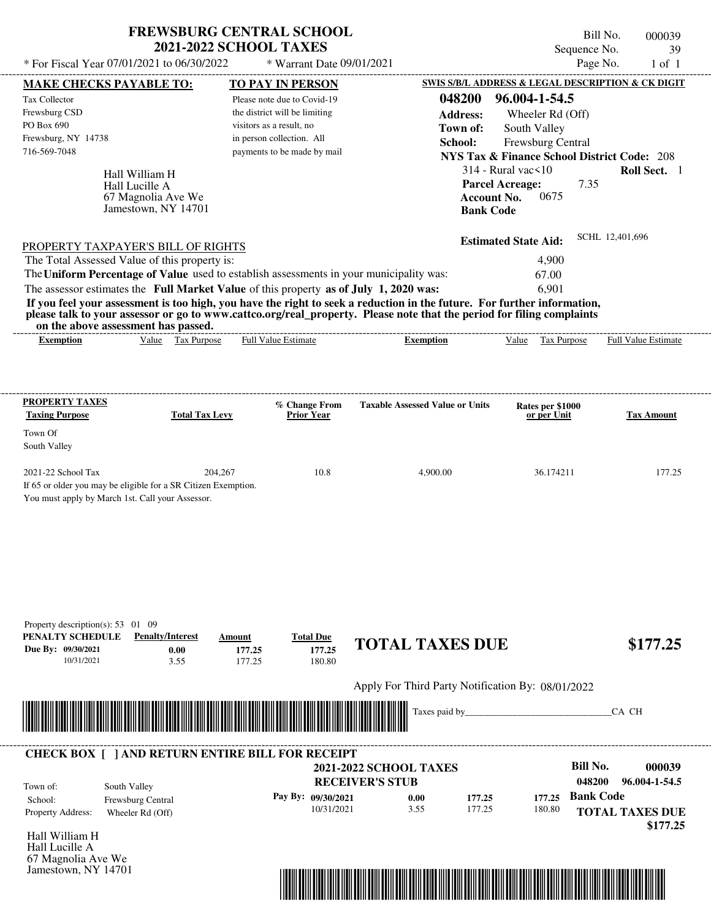# FREWSBURG CENTRAL SCHOOL
## 2021-2022 SCHOOL TAXES

\* For Fiscal Year 07/01/2021 to 06/30/2022 \* Warrant Date 09/01/2021

Bill No. 000039
Sequence No. 39

**MAKE CHECKS PAYABLE TO:**

Tax Collector
Frewsburg CSD
PO Box 690
Frewsburg, NY 14738
716-569-7048

**TO PAY IN PERSON**

Please note due to Covid-19 the district will be limiting visitors as a result, no in person collection. All payments to be made by mail

**SWIS S/B/L ADDRESS & LEGAL DESCRIPTION & CK DIGIT**

**048200 96.004-1-54.5**
**Address:** Wheeler Rd (Off)
**Town of:** South Valley
**School:** Frewsburg Central
**NYS Tax & Finance School District Code:** 208
314 - Rural vac<10 **Roll Sect.** 1
**Parcel Acreage:** 7.35
**Account No.** 0675
**Bank Code**

Hall William H
Hall Lucille A
67 Magnolia Ave We
Jamestown, NY 14701

**Estimated State Aid:** SCHL 12,401,696

PROPERTY TAXPAYER'S BILL OF RIGHTS

The Total Assessed Value of this property is: 4,900
The **Uniform Percentage of Value** used to establish assessments in your municipality was: 67.00
The assessor estimates the **Full Market Value** of this property **as of July 1, 2020 was:** 6,901

**If you feel your assessment is too high, you have the right to seek a reduction in the future. For further information, please talk to your assessor or go to www.cattco.org/real_property. Please note that the period for filing complaints on the above assessment has passed.**

| Exemption | Value | Tax Purpose | Full Value Estimate | Exemption | Value | Tax Purpose | Full Value Estimate |
|---|---|---|---|---|---|---|---|

| PROPERTY TAXES Taxing Purpose | Total Tax Levy | % Change From Prior Year | Taxable Assessed Value or Units | Rates per $1000 or per Unit | Tax Amount |
|---|---|---|---|---|---|
| Town Of South Valley | | | | | |
| 2021-22 School Tax | 204,267 | 10.8 | 4,900.00 | 36.174211 | 177.25 |

If 65 or older you may be eligible for a SR Citizen Exemption.
You must apply by March 1st. Call your Assessor.

Property description(s): 53 01 09

| PENALTY SCHEDULE | Penalty/Interest | Amount | Total Due |
|---|---|---|---|
| Due By: 09/30/2021 | 0.00 | 177.25 | 177.25 |
| 10/31/2021 | 3.55 | 177.25 | 180.80 |

**TOTAL TAXES DUE $177.25**

Apply For Third Party Notification By: 08/01/2022

Taxes paid by_______________________________CA CH

---

**CHECK BOX [ ] AND RETURN ENTIRE BILL FOR RECEIPT**

**2021-2022 SCHOOL TAXES**
**RECEIVER'S STUB**

**Bill No. 000039**
048200 96.004-1-54.5

Town of: South Valley
School: Frewsburg Central
Property Address: Wheeler Rd (Off)

| Pay By: | | | |
|---|---|---|---|
| 09/30/2021 | 0.00 | 177.25 | 177.25 |
| 10/31/2021 | 3.55 | 177.25 | 180.80 |

**Bank Code**

**TOTAL TAXES DUE $177.25**

Hall William H
Hall Lucille A
67 Magnolia Ave We
Jamestown, NY 14701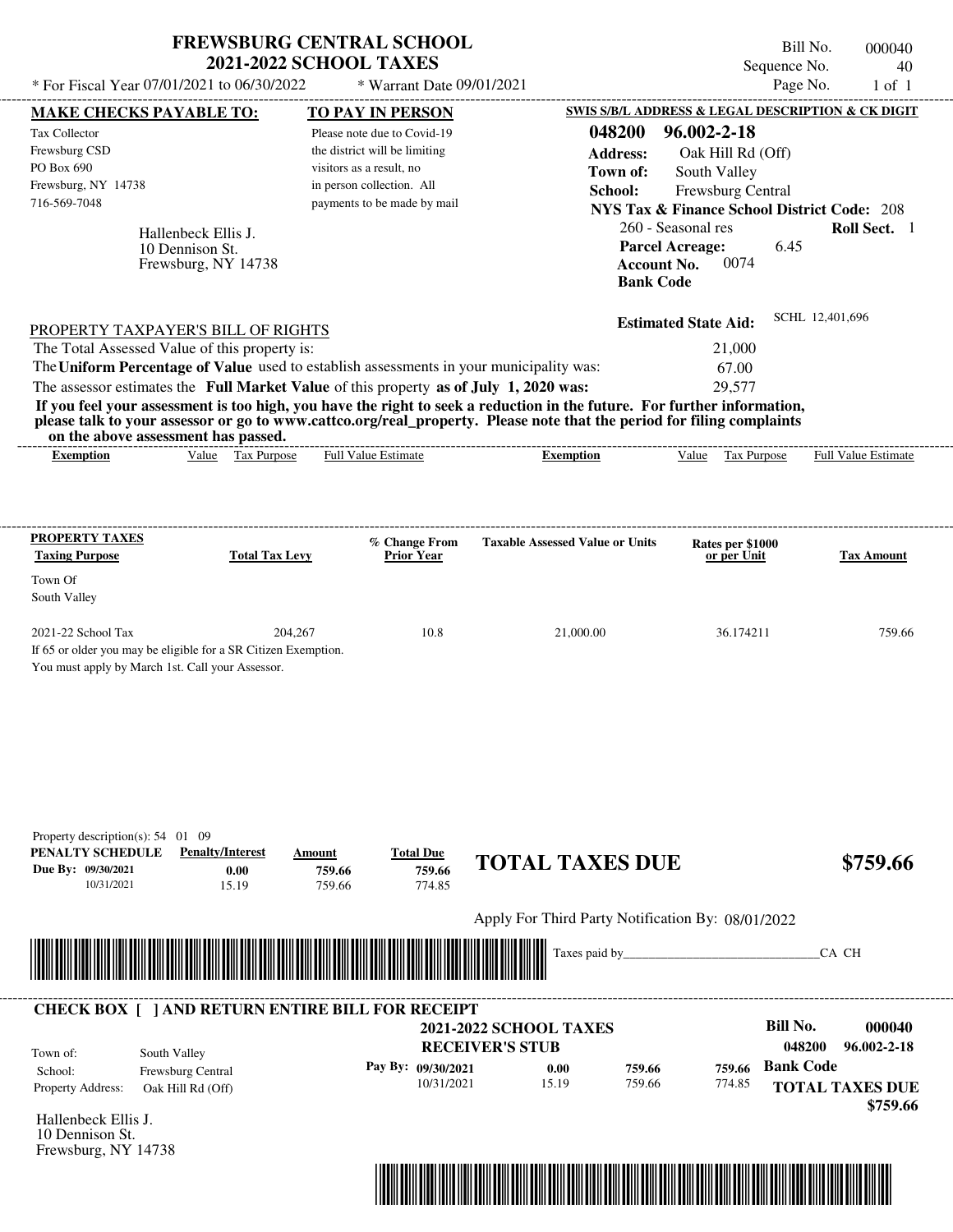# FREWSBURG CENTRAL SCHOOL
## 2021-2022 SCHOOL TAXES

\* For Fiscal Year 07/01/2021 to 06/30/2022 \* Warrant Date 09/01/2021

Bill No. 000040
Sequence No. 40
Page No. 1 of 1

**MAKE CHECKS PAYABLE TO:**

Tax Collector
Frewsburg CSD
PO Box 690
Frewsburg, NY 14738
716-569-7048

Hallenbeck Ellis J.
10 Dennison St.
Frewsburg, NY 14738

**TO PAY IN PERSON**

Please note due to Covid-19 the district will be limiting visitors as a result, no in person collection. All payments to be made by mail

**SWIS S/B/L ADDRESS & LEGAL DESCRIPTION & CK DIGIT**

**048200 96.002-2-18**
**Address:** Oak Hill Rd (Off)
**Town of:** South Valley
**School:** Frewsburg Central
**NYS Tax & Finance School District Code:** 208
260 - Seasonal res **Roll Sect.** 1
**Parcel Acreage:** 6.45
**Account No.** 0074
**Bank Code**

**Estimated State Aid:** SCHL 12,401,696

PROPERTY TAXPAYER'S BILL OF RIGHTS

The Total Assessed Value of this property is: 21,000
The **Uniform Percentage of Value** used to establish assessments in your municipality was: 67.00
The assessor estimates the **Full Market Value** of this property **as of July 1, 2020 was:** 29,577

**If you feel your assessment is too high, you have the right to seek a reduction in the future. For further information, please talk to your assessor or go to www.cattco.org/real_property. Please note that the period for filing complaints on the above assessment has passed.**

| Exemption | Value | Tax Purpose | Full Value Estimate | Exemption | Value | Tax Purpose | Full Value Estimate |
|---|---|---|---|---|---|---|---|

| PROPERTY TAXES Taxing Purpose | Total Tax Levy | % Change From Prior Year | Taxable Assessed Value or Units | Rates per $1000 or per Unit | Tax Amount |
|---|---|---|---|---|---|
| Town Of South Valley | | | | | |
| 2021-22 School Tax | 204,267 | 10.8 | 21,000.00 | 36.174211 | 759.66 |

If 65 or older you may be eligible for a SR Citizen Exemption.
You must apply by March 1st. Call your Assessor.

Property description(s): 54 01 09

| PENALTY SCHEDULE | Penalty/Interest | Amount | Total Due |
|---|---|---|---|
| Due By: 09/30/2021 | 0.00 | 759.66 | 759.66 |
| 10/31/2021 | 15.19 | 759.66 | 774.85 |

**TOTAL TAXES DUE** **$759.66**

Apply For Third Party Notification By: 08/01/2022

Taxes paid by_______________________________CA CH

**CHECK BOX [ ] AND RETURN ENTIRE BILL FOR RECEIPT**

**2021-2022 SCHOOL TAXES**
**RECEIVER'S STUB**

**Bill No. 000040**
**048200 96.002-2-18**

Town of: South Valley
School: Frewsburg Central
Property Address: Oak Hill Rd (Off)

| Pay By: | | | |
|---|---|---|---|
| 09/30/2021 | 0.00 | 759.66 | 759.66 |
| 10/31/2021 | 15.19 | 759.66 | 774.85 |

**Bank Code**

**TOTAL TAXES DUE $759.66**

Hallenbeck Ellis J.
10 Dennison St.
Frewsburg, NY 14738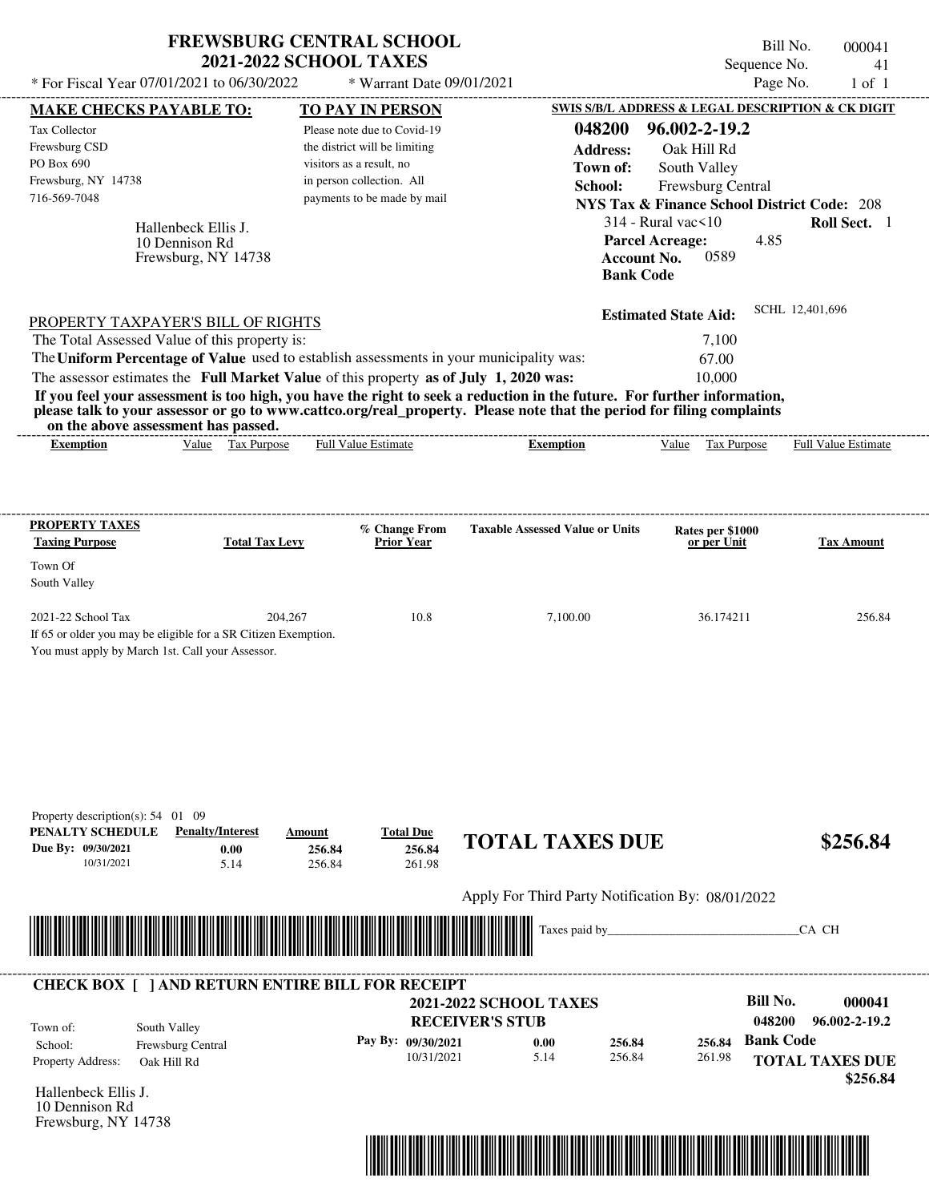# FREWSBURG CENTRAL SCHOOL
## 2021-2022 SCHOOL TAXES

\* For Fiscal Year 07/01/2021 to 06/30/2022 &nbsp;&nbsp; \* Warrant Date 09/01/2021

Bill No. 000041
Sequence No. 41
Page No. 1 of 1

**MAKE CHECKS PAYABLE TO:**

Tax Collector
Frewsburg CSD
PO Box 690
Frewsburg, NY 14738
716-569-7048

**TO PAY IN PERSON**

Please note due to Covid-19 the district will be limiting visitors as a result, no in person collection. All payments to be made by mail

**SWIS S/B/L ADDRESS & LEGAL DESCRIPTION & CK DIGIT**

**048200 96.002-2-19.2**
**Address:** Oak Hill Rd
**Town of:** South Valley
**School:** Frewsburg Central
**NYS Tax & Finance School District Code:** 208
314 - Rural vac<10 &nbsp;&nbsp; **Roll Sect.** 1
**Parcel Acreage:** 4.85
**Account No.** 0589
**Bank Code**

Hallenbeck Ellis J.
10 Dennison Rd
Frewsburg, NY 14738

**Estimated State Aid:** SCHL 12,401,696

PROPERTY TAXPAYER'S BILL OF RIGHTS

The Total Assessed Value of this property is: 7,100
The **Uniform Percentage of Value** used to establish assessments in your municipality was: 67.00
The assessor estimates the **Full Market Value** of this property **as of July 1, 2020 was:** 10,000

**If you feel your assessment is too high, you have the right to seek a reduction in the future. For further information, please talk to your assessor or go to www.cattco.org/real_property. Please note that the period for filing complaints on the above assessment has passed.**

| Exemption | Value | Tax Purpose | Full Value Estimate | Exemption | Value | Tax Purpose | Full Value Estimate |
|---|---|---|---|---|---|---|---|

| PROPERTY TAXES Taxing Purpose | Total Tax Levy | % Change From Prior Year | Taxable Assessed Value or Units | Rates per $1000 or per Unit | Tax Amount |
|---|---|---|---|---|---|
| Town Of South Valley | | | | | |
| 2021-22 School Tax | 204,267 | 10.8 | 7,100.00 | 36.174211 | 256.84 |

If 65 or older you may be eligible for a SR Citizen Exemption.
You must apply by March 1st. Call your Assessor.

Property description(s): 54 01 09

| PENALTY SCHEDULE | Penalty/Interest | Amount | Total Due |
|---|---|---|---|
| Due By: 09/30/2021 | 0.00 | 256.84 | 256.84 |
| 10/31/2021 | 5.14 | 256.84 | 261.98 |

**TOTAL TAXES DUE $256.84**

Apply For Third Party Notification By: 08/01/2022

Taxes paid by_______________________________CA CH

**CHECK BOX [ ] AND RETURN ENTIRE BILL FOR RECEIPT**

**2021-2022 SCHOOL TAXES**
**RECEIVER'S STUB**

**Bill No. 000041**
**048200 96.002-2-19.2**

Town of: South Valley
School: Frewsburg Central
Property Address: Oak Hill Rd

| Pay By: | | | |
|---|---|---|---|
| 09/30/2021 | 0.00 | 256.84 | 256.84 |
| 10/31/2021 | 5.14 | 256.84 | 261.98 |

**Bank Code**

**TOTAL TAXES DUE $256.84**

Hallenbeck Ellis J.
10 Dennison Rd
Frewsburg, NY 14738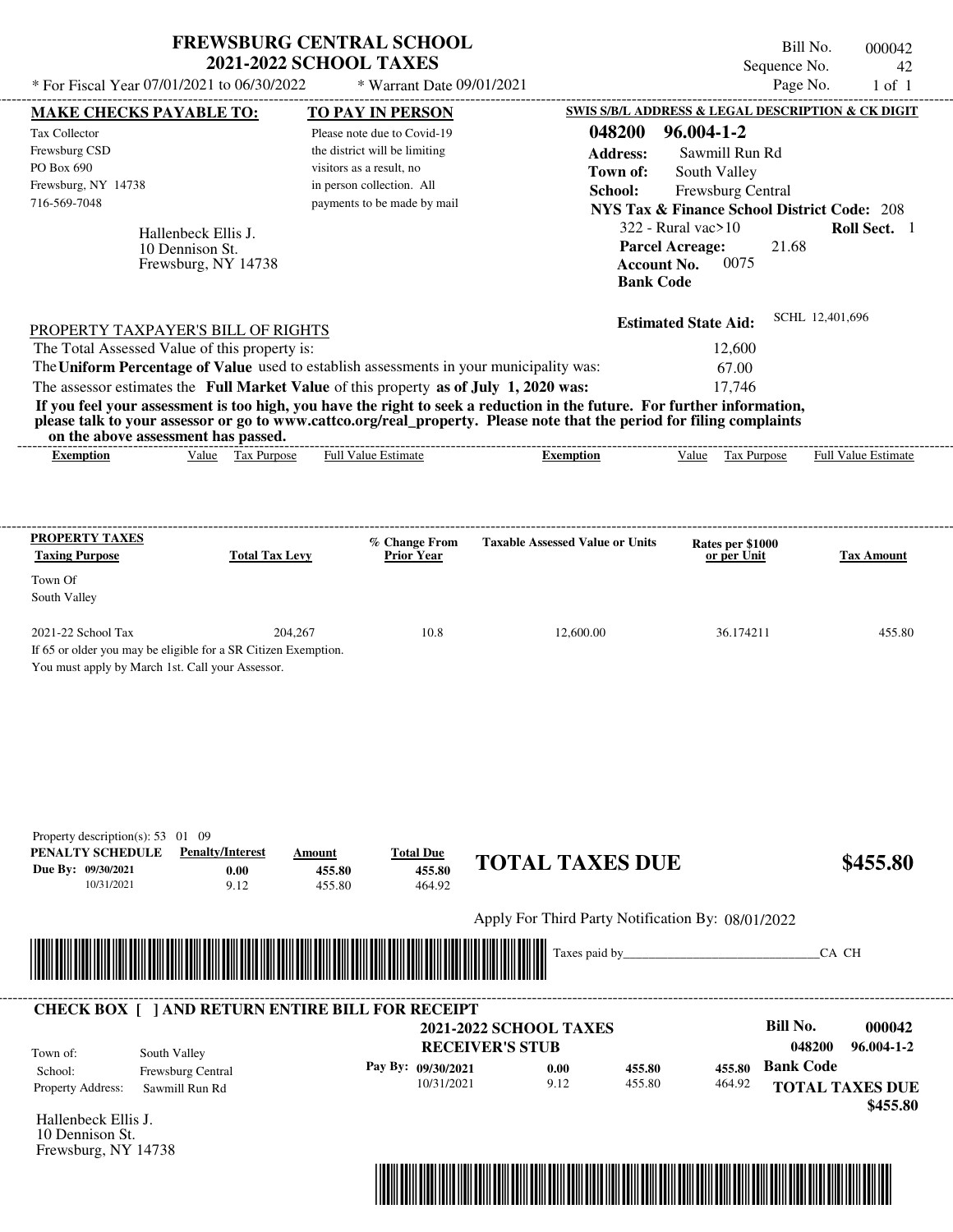# FREWSBURG CENTRAL SCHOOL
## 2021-2022 SCHOOL TAXES

\* For Fiscal Year 07/01/2021 to 06/30/2022 &nbsp;&nbsp; \* Warrant Date 09/01/2021

Bill No. 000042
Sequence No. 42
Page No. 1 of 1

**MAKE CHECKS PAYABLE TO:**
Tax Collector
Frewsburg CSD
PO Box 690
Frewsburg, NY 14738
716-569-7048

**TO PAY IN PERSON**
Please note due to Covid-19 the district will be limiting visitors as a result, no in person collection. All payments to be made by mail

Hallenbeck Ellis J.
10 Dennison St.
Frewsburg, NY 14738

**SWIS S/B/L ADDRESS & LEGAL DESCRIPTION & CK DIGIT**
**048200 96.004-1-2**
**Address:** Sawmill Run Rd
**Town of:** South Valley
**School:** Frewsburg Central
**NYS Tax & Finance School District Code:** 208
322 - Rural vac>10 &nbsp;&nbsp; **Roll Sect.** 1
**Parcel Acreage:** 21.68
**Account No.** 0075
**Bank Code**

**Estimated State Aid:** SCHL 12,401,696

PROPERTY TAXPAYER'S BILL OF RIGHTS

| | |
|---|---|
| The Total Assessed Value of this property is: | 12,600 |
| The **Uniform Percentage of Value** used to establish assessments in your municipality was: | 67.00 |
| The assessor estimates the **Full Market Value** of this property **as of July 1, 2020 was:** | 17,746 |

**If you feel your assessment is too high, you have the right to seek a reduction in the future. For further information, please talk to your assessor or go to www.cattco.org/real_property. Please note that the period for filing complaints on the above assessment has passed.**

| Exemption | Value | Tax Purpose | Full Value Estimate | Exemption | Value | Tax Purpose | Full Value Estimate |
|---|---|---|---|---|---|---|---|

**PROPERTY TAXES**

| Taxing Purpose | Total Tax Levy | % Change From Prior Year | Taxable Assessed Value or Units | Rates per $1000 or per Unit | Tax Amount |
|---|---|---|---|---|---|
| Town Of South Valley | | | | | |
| 2021-22 School Tax | 204,267 | 10.8 | 12,600.00 | 36.174211 | 455.80 |

If 65 or older you may be eligible for a SR Citizen Exemption.
You must apply by March 1st. Call your Assessor.

Property description(s): 53 01 09

| PENALTY SCHEDULE | Penalty/Interest | Amount | Total Due |
|---|---|---|---|
| Due By: 09/30/2021 | 0.00 | 455.80 | 455.80 |
| 10/31/2021 | 9.12 | 455.80 | 464.92 |

**TOTAL TAXES DUE $455.80**

Apply For Third Party Notification By: 08/01/2022

Taxes paid by_______________________________CA CH

**CHECK BOX [ ] AND RETURN ENTIRE BILL FOR RECEIPT**

**2021-2022 SCHOOL TAXES**
**RECEIVER'S STUB**

**Bill No. 000042**
**048200 96.004-1-2**

| | |
|---|---|
| Town of: | South Valley |
| School: | Frewsburg Central |
| Property Address: | Sawmill Run Rd |

| Pay By | Penalty/Interest | Amount | Total Due |
|---|---|---|---|
| 09/30/2021 | 0.00 | 455.80 | 455.80 |
| 10/31/2021 | 9.12 | 455.80 | 464.92 |

**Bank Code**

**TOTAL TAXES DUE $455.80**

Hallenbeck Ellis J.
10 Dennison St.
Frewsburg, NY 14738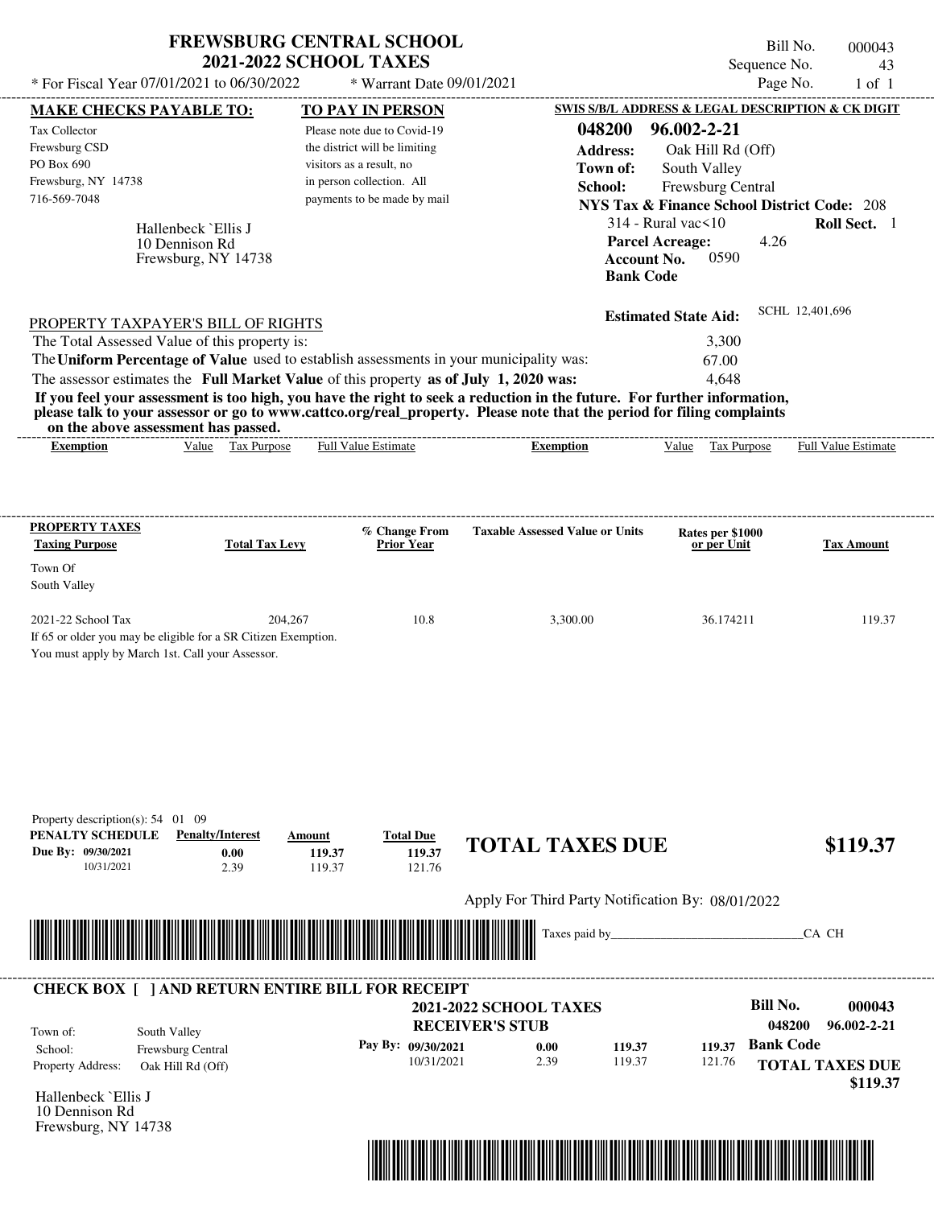# FREWSBURG CENTRAL SCHOOL
## 2021-2022 SCHOOL TAXES

\* For Fiscal Year 07/01/2021 to 06/30/2022 &nbsp;&nbsp;&nbsp; \* Warrant Date 09/01/2021

Bill No. 000043
Sequence No. 43
Page No. 1 of 1

**MAKE CHECKS PAYABLE TO:**

Tax Collector
Frewsburg CSD
PO Box 690
Frewsburg, NY 14738
716-569-7048

**TO PAY IN PERSON**

Please note due to Covid-19 the district will be limiting visitors as a result, no in person collection. All payments to be made by mail

Hallenbeck `Ellis J
10 Dennison Rd
Frewsburg, NY 14738

**SWIS S/B/L ADDRESS & LEGAL DESCRIPTION & CK DIGIT**

**048200 96.002-2-21**
**Address:** Oak Hill Rd (Off)
**Town of:** South Valley
**School:** Frewsburg Central
**NYS Tax & Finance School District Code:** 208
314 - Rural vac<10 &nbsp;&nbsp; **Roll Sect.** 1
**Parcel Acreage:** 4.26
**Account No.** 0590
**Bank Code**

**Estimated State Aid:** SCHL 12,401,696

PROPERTY TAXPAYER'S BILL OF RIGHTS

The Total Assessed Value of this property is: 3,300
The **Uniform Percentage of Value** used to establish assessments in your municipality was: 67.00
The assessor estimates the **Full Market Value** of this property **as of July 1, 2020 was:** 4,648

**If you feel your assessment is too high, you have the right to seek a reduction in the future. For further information, please talk to your assessor or go to www.cattco.org/real_property. Please note that the period for filing complaints on the above assessment has passed.**

| Exemption | Value | Tax Purpose | Full Value Estimate | Exemption | Value | Tax Purpose | Full Value Estimate |
|---|---|---|---|---|---|---|---|

| PROPERTY TAXES Taxing Purpose | Total Tax Levy | % Change From Prior Year | Taxable Assessed Value or Units | Rates per $1000 or per Unit | Tax Amount |
|---|---|---|---|---|---|
| Town Of South Valley | | | | | |
| 2021-22 School Tax | 204,267 | 10.8 | 3,300.00 | 36.174211 | 119.37 |

If 65 or older you may be eligible for a SR Citizen Exemption.
You must apply by March 1st. Call your Assessor.

Property description(s): 54 01 09

| PENALTY SCHEDULE | Penalty/Interest | Amount | Total Due |
|---|---|---|---|
| Due By: 09/30/2021 | 0.00 | 119.37 | 119.37 |
| 10/31/2021 | 2.39 | 119.37 | 121.76 |

**TOTAL TAXES DUE $119.37**

Apply For Third Party Notification By: 08/01/2022

Taxes paid by_______________________________CA CH

**CHECK BOX [ ] AND RETURN ENTIRE BILL FOR RECEIPT**

**2021-2022 SCHOOL TAXES**
**RECEIVER'S STUB**

**Bill No. 000043**
**048200 96.002-2-21**

Town of: South Valley
School: Frewsburg Central
Property Address: Oak Hill Rd (Off)

| Pay By: | | | |
|---|---|---|---|
| 09/30/2021 | 0.00 | 119.37 | 119.37 |
| 10/31/2021 | 2.39 | 119.37 | 121.76 |

**Bank Code**

**TOTAL TAXES DUE $119.37**

Hallenbeck `Ellis J
10 Dennison Rd
Frewsburg, NY 14738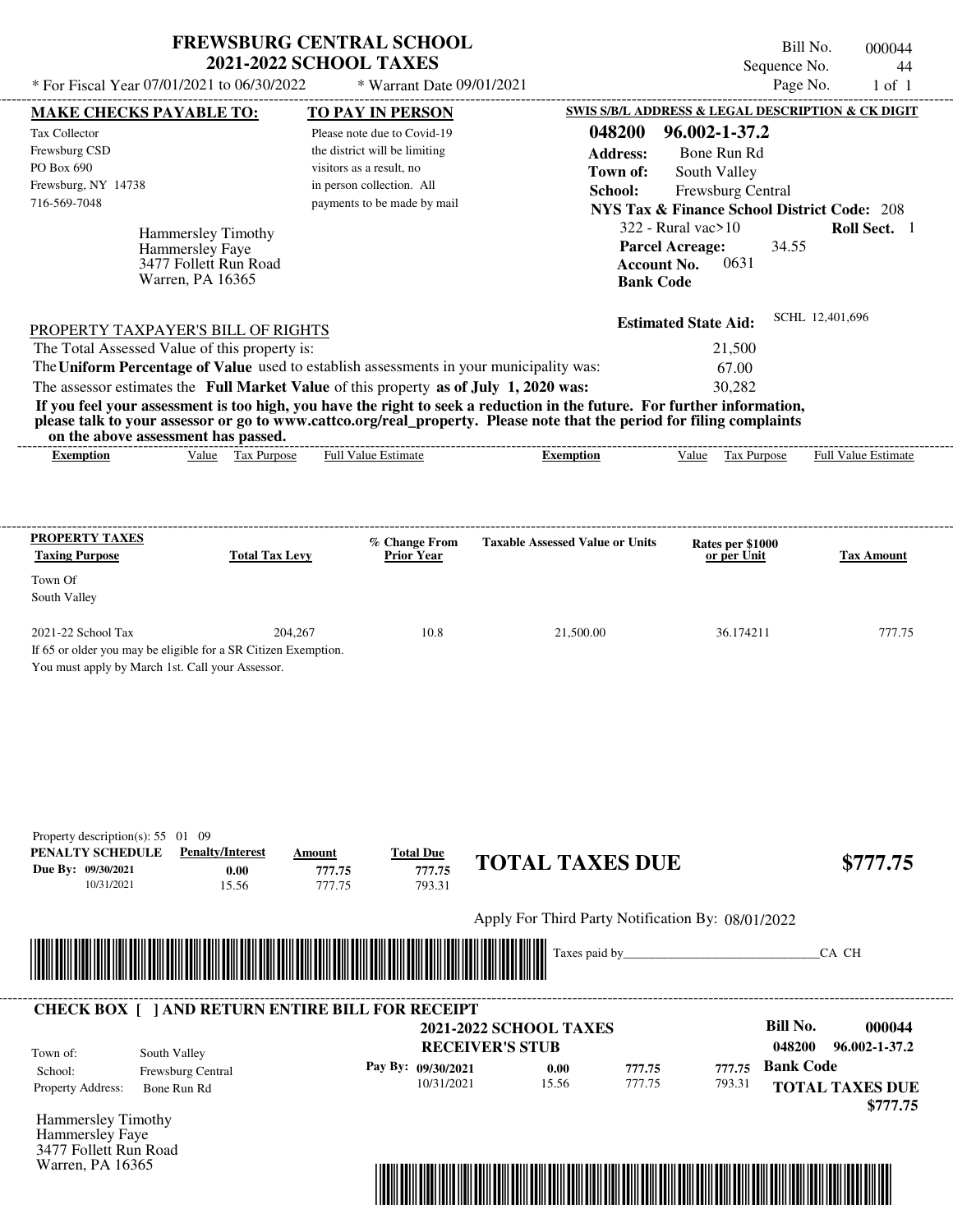# FREWSBURG CENTRAL SCHOOL
## 2021-2022 SCHOOL TAXES

\* For Fiscal Year 07/01/2021 to 06/30/2022 &nbsp;&nbsp; \* Warrant Date 09/01/2021

Bill No. 000044
Sequence No. 44
Page No. 1 of 1

**MAKE CHECKS PAYABLE TO:**
Tax Collector
Frewsburg CSD
PO Box 690
Frewsburg, NY 14738
716-569-7048

**TO PAY IN PERSON**
Please note due to Covid-19 the district will be limiting visitors as a result, no in person collection. All payments to be made by mail

Hammersley Timothy
Hammersley Faye
3477 Follett Run Road
Warren, PA 16365

**SWIS S/B/L ADDRESS & LEGAL DESCRIPTION & CK DIGIT**
**048200 96.002-1-37.2**
**Address:** Bone Run Rd
**Town of:** South Valley
**School:** Frewsburg Central
**NYS Tax & Finance School District Code:** 208
322 - Rural vac>10 &nbsp;&nbsp; **Roll Sect.** 1
**Parcel Acreage:** 34.55
**Account No.** 0631
**Bank Code**

**Estimated State Aid:** SCHL 12,401,696

PROPERTY TAXPAYER'S BILL OF RIGHTS

The Total Assessed Value of this property is: 21,500
The **Uniform Percentage of Value** used to establish assessments in your municipality was: 67.00
The assessor estimates the **Full Market Value** of this property **as of July 1, 2020 was:** 30,282

**If you feel your assessment is too high, you have the right to seek a reduction in the future. For further information, please talk to your assessor or go to www.cattco.org/real_property. Please note that the period for filing complaints on the above assessment has passed.**

| Exemption | Value | Tax Purpose | Full Value Estimate | Exemption | Value | Tax Purpose | Full Value Estimate |
|---|---|---|---|---|---|---|---|

| PROPERTY TAXES Taxing Purpose | Total Tax Levy | % Change From Prior Year | Taxable Assessed Value or Units | Rates per $1000 or per Unit | Tax Amount |
|---|---|---|---|---|---|
| Town Of South Valley | | | | | |
| 2021-22 School Tax | 204,267 | 10.8 | 21,500.00 | 36.174211 | 777.75 |

If 65 or older you may be eligible for a SR Citizen Exemption.
You must apply by March 1st. Call your Assessor.

Property description(s): 55 01 09

| PENALTY SCHEDULE | Penalty/Interest | Amount | Total Due |
|---|---|---|---|
| Due By: 09/30/2021 | 0.00 | 777.75 | 777.75 |
| 10/31/2021 | 15.56 | 777.75 | 793.31 |

**TOTAL TAXES DUE $777.75**

Apply For Third Party Notification By: 08/01/2022

Taxes paid by_______________________________CA CH

**CHECK BOX [ ] AND RETURN ENTIRE BILL FOR RECEIPT**

**2021-2022 SCHOOL TAXES**
**RECEIVER'S STUB**

**Bill No. 000044**
**048200 96.002-1-37.2**

Town of: South Valley
School: Frewsburg Central
Property Address: Bone Run Rd

| Pay By: | | | |
|---|---|---|---|
| 09/30/2021 | 0.00 | 777.75 | 777.75 |
| 10/31/2021 | 15.56 | 777.75 | 793.31 |

**Bank Code**

**TOTAL TAXES DUE $777.75**

Hammersley Timothy
Hammersley Faye
3477 Follett Run Road
Warren, PA 16365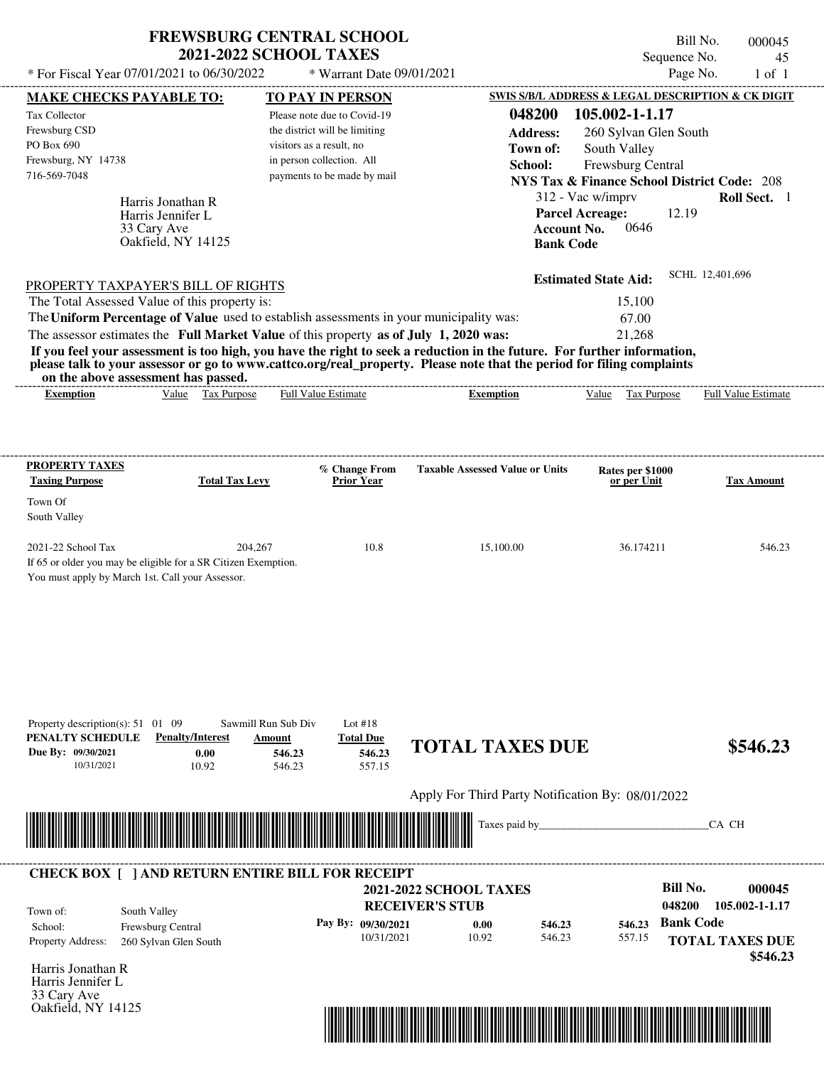# FREWSBURG CENTRAL SCHOOL
## 2021-2022 SCHOOL TAXES

* For Fiscal Year 07/01/2021 to 06/30/2022 * Warrant Date 09/01/2021

Bill No. 000045
Sequence No. 45
Page No. 1 of 1

**MAKE CHECKS PAYABLE TO:**
Tax Collector
Frewsburg CSD
PO Box 690
Frewsburg, NY 14738
716-569-7048

**TO PAY IN PERSON**
Please note due to Covid-19 the district will be limiting visitors as a result, no in person collection. All payments to be made by mail

**SWIS S/B/L ADDRESS & LEGAL DESCRIPTION & CK DIGIT**
**048200 105.002-1-1.17**
**Address:** 260 Sylvan Glen South
**Town of:** South Valley
**School:** Frewsburg Central
**NYS Tax & Finance School District Code:** 208
312 - Vac w/imprv **Roll Sect.** 1
**Parcel Acreage:** 12.19
**Account No.** 0646
**Bank Code**

Harris Jonathan R
Harris Jennifer L
33 Cary Ave
Oakfield, NY 14125

**Estimated State Aid:** SCHL 12,401,696

PROPERTY TAXPAYER'S BILL OF RIGHTS

The Total Assessed Value of this property is: 15,100
The **Uniform Percentage of Value** used to establish assessments in your municipality was: 67.00
The assessor estimates the **Full Market Value** of this property **as of July 1, 2020 was:** 21,268

**If you feel your assessment is too high, you have the right to seek a reduction in the future. For further information, please talk to your assessor or go to www.cattco.org/real_property. Please note that the period for filing complaints on the above assessment has passed.**

| Exemption | Value | Tax Purpose | Full Value Estimate | Exemption | Value | Tax Purpose | Full Value Estimate |
|---|---|---|---|---|---|---|---|

| PROPERTY TAXES Taxing Purpose | Total Tax Levy | % Change From Prior Year | Taxable Assessed Value or Units | Rates per $1000 or per Unit | Tax Amount |
|---|---|---|---|---|---|
| Town Of South Valley | | | | | |
| 2021-22 School Tax | 204,267 | 10.8 | 15,100.00 | 36.174211 | 546.23 |

If 65 or older you may be eligible for a SR Citizen Exemption.
You must apply by March 1st. Call your Assessor.

Property description(s): 51 01 09 Sawmill Run Sub Div Lot #18

| PENALTY SCHEDULE | Penalty/Interest | Amount | Total Due |
|---|---|---|---|
| Due By: 09/30/2021 | 0.00 | 546.23 | 546.23 |
| 10/31/2021 | 10.92 | 546.23 | 557.15 |

**TOTAL TAXES DUE $546.23**

Apply For Third Party Notification By: 08/01/2022

Taxes paid by_______________________________CA CH

**CHECK BOX [ ] AND RETURN ENTIRE BILL FOR RECEIPT**

**2021-2022 SCHOOL TAXES**
**RECEIVER'S STUB**

**Bill No. 000045**
**048200 105.002-1-1.17**

Town of: South Valley
School: Frewsburg Central
Property Address: 260 Sylvan Glen South

| Pay By: | Penalty/Interest | Amount | Total Due |
|---|---|---|---|
| 09/30/2021 | 0.00 | 546.23 | 546.23 |
| 10/31/2021 | 10.92 | 546.23 | 557.15 |

**Bank Code**
**TOTAL TAXES DUE $546.23**

Harris Jonathan R
Harris Jennifer L
33 Cary Ave
Oakfield, NY 14125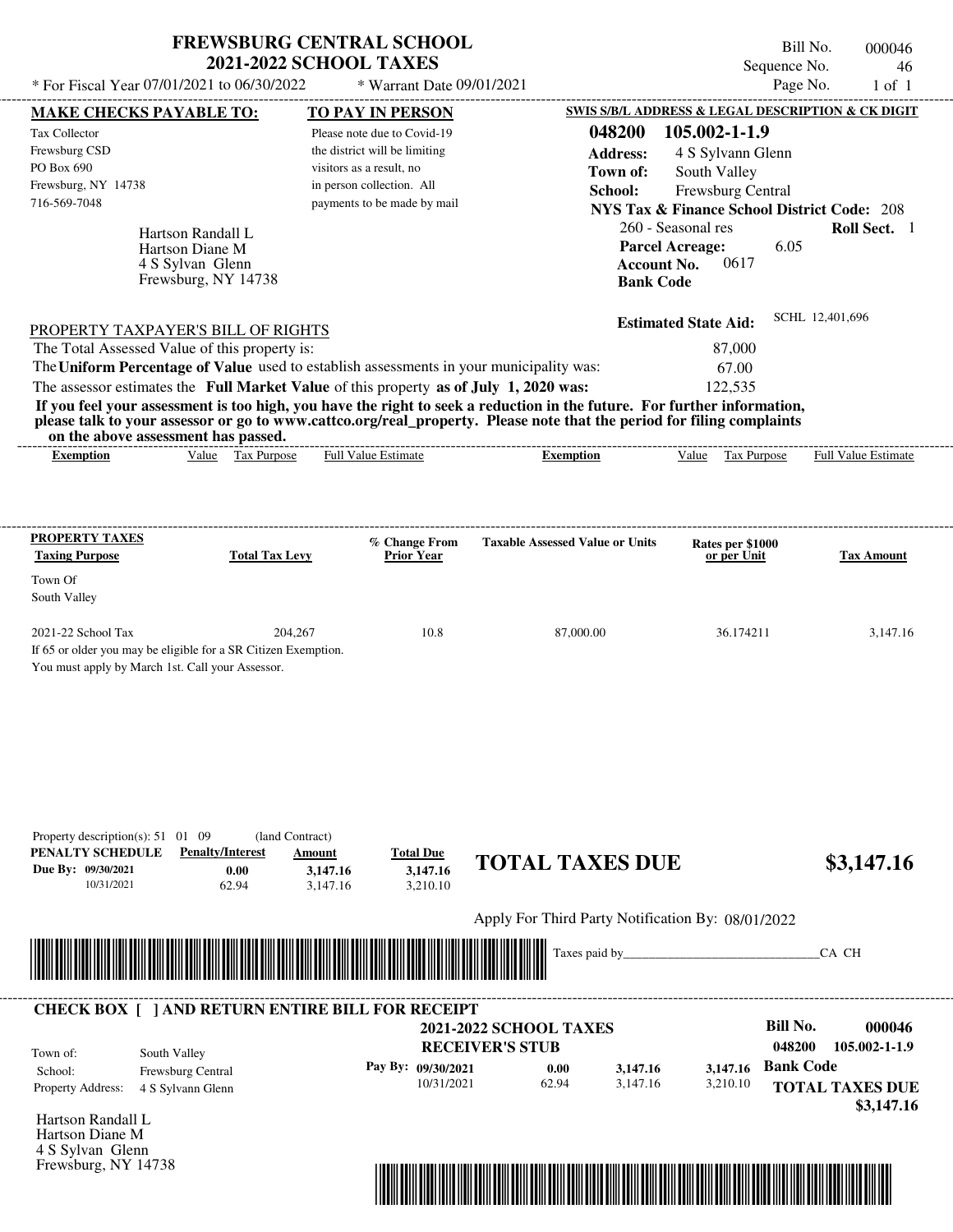# FREWSBURG CENTRAL SCHOOL
## 2021-2022 SCHOOL TAXES

Bill No. 000046
Sequence No. 46
Page No. 1 of 1

\* For Fiscal Year 07/01/2021 to 06/30/2022 \* Warrant Date 09/01/2021

**MAKE CHECKS PAYABLE TO:**

Tax Collector
Frewsburg CSD
PO Box 690
Frewsburg, NY 14738
716-569-7048

**TO PAY IN PERSON**

Please note due to Covid-19 the district will be limiting visitors as a result, no in person collection. All payments to be made by mail

**SWIS S/B/L ADDRESS & LEGAL DESCRIPTION & CK DIGIT**

**048200 105.002-1-1.9**
**Address:** 4 S Sylvann Glenn
**Town of:** South Valley
**School:** Frewsburg Central
**NYS Tax & Finance School District Code:** 208
260 - Seasonal res **Roll Sect.** 1
**Parcel Acreage:** 6.05
**Account No.** 0617
**Bank Code**

Hartson Randall L
Hartson Diane M
4 S Sylvan Glenn
Frewsburg, NY 14738

**Estimated State Aid:** SCHL 12,401,696

PROPERTY TAXPAYER'S BILL OF RIGHTS

| | |
|---|---|
| The Total Assessed Value of this property is: | 87,000 |
| The **Uniform Percentage of Value** used to establish assessments in your municipality was: | 67.00 |
| The assessor estimates the **Full Market Value** of this property **as of July 1, 2020 was:** | 122,535 |

**If you feel your assessment is too high, you have the right to seek a reduction in the future. For further information, please talk to your assessor or go to www.cattco.org/real_property. Please note that the period for filing complaints on the above assessment has passed.**

| Exemption | Value | Tax Purpose | Full Value Estimate | Exemption | Value | Tax Purpose | Full Value Estimate |
|---|---|---|---|---|---|---|---|

| PROPERTY TAXES Taxing Purpose | Total Tax Levy | % Change From Prior Year | Taxable Assessed Value or Units | Rates per $1000 or per Unit | Tax Amount |
|---|---|---|---|---|---|
| Town Of South Valley | | | | | |
| 2021-22 School Tax | 204,267 | 10.8 | 87,000.00 | 36.174211 | 3,147.16 |

If 65 or older you may be eligible for a SR Citizen Exemption.
You must apply by March 1st. Call your Assessor.

Property description(s): 51 01 09 (land Contract)

| PENALTY SCHEDULE | Penalty/Interest | Amount | Total Due |
|---|---|---|---|
| Due By: 09/30/2021 | 0.00 | 3,147.16 | 3,147.16 |
| 10/31/2021 | 62.94 | 3,147.16 | 3,210.10 |

**TOTAL TAXES DUE $3,147.16**

Apply For Third Party Notification By: 08/01/2022

Taxes paid by_______________________________CA CH

---

**CHECK BOX [ ] AND RETURN ENTIRE BILL FOR RECEIPT**

**2021-2022 SCHOOL TAXES**
**RECEIVER'S STUB**

**Bill No. 000046**
**048200 105.002-1-1.9**

Town of: South Valley
School: Frewsburg Central
Property Address: 4 S Sylvann Glenn

| Pay By: | | | |
|---|---|---|---|
| 09/30/2021 | 0.00 | 3,147.16 | 3,147.16 |
| 10/31/2021 | 62.94 | 3,147.16 | 3,210.10 |

**Bank Code**

**TOTAL TAXES DUE $3,147.16**

Hartson Randall L
Hartson Diane M
4 S Sylvan Glenn
Frewsburg, NY 14738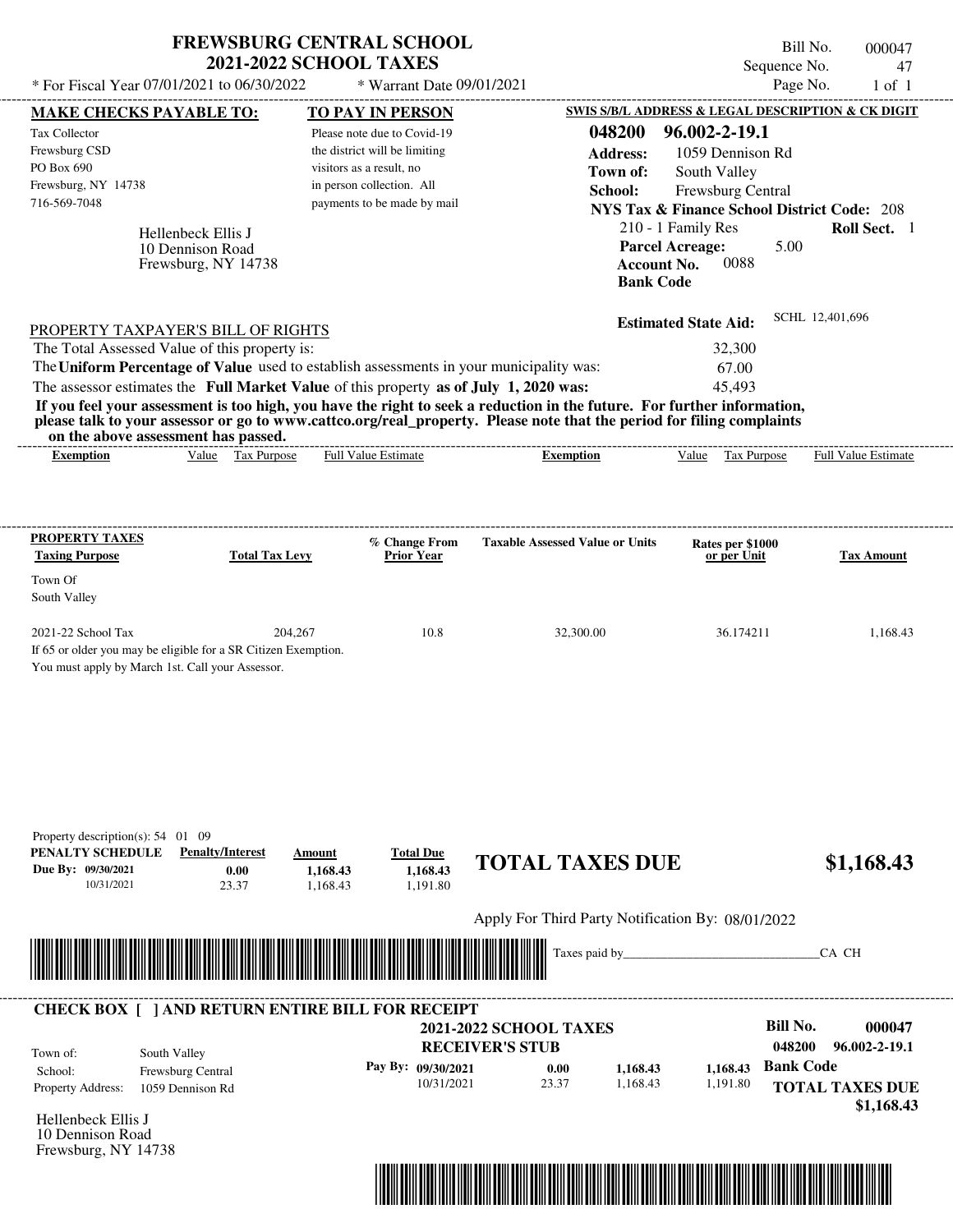# FREWSBURG CENTRAL SCHOOL
## 2021-2022 SCHOOL TAXES

\* For Fiscal Year 07/01/2021 to 06/30/2022 \* Warrant Date 09/01/2021

Bill No. 000047
Sequence No. 47

**MAKE CHECKS PAYABLE TO:**

Tax Collector
Frewsburg CSD
PO Box 690
Frewsburg, NY 14738
716-569-7048

Hellenbeck Ellis J
10 Dennison Road
Frewsburg, NY 14738

**TO PAY IN PERSON**

Please note due to Covid-19 the district will be limiting visitors as a result, no in person collection. All payments to be made by mail

**SWIS S/B/L ADDRESS & LEGAL DESCRIPTION & CK DIGIT**

**048200 96.002-2-19.1**
**Address:** 1059 Dennison Rd
**Town of:** South Valley
**School:** Frewsburg Central
**NYS Tax & Finance School District Code:** 208
210 - 1 Family Res **Roll Sect.** 1
**Parcel Acreage:** 5.00
**Account No.** 0088
**Bank Code**

**Estimated State Aid:** SCHL 12,401,696

PROPERTY TAXPAYER'S BILL OF RIGHTS

The Total Assessed Value of this property is: 32,300
The **Uniform Percentage of Value** used to establish assessments in your municipality was: 67.00
The assessor estimates the **Full Market Value** of this property **as of July 1, 2020 was:** 45,493

**If you feel your assessment is too high, you have the right to seek a reduction in the future. For further information, please talk to your assessor or go to www.cattco.org/real_property. Please note that the period for filing complaints on the above assessment has passed.**

| Exemption | Value | Tax Purpose | Full Value Estimate | Exemption | Value | Tax Purpose | Full Value Estimate |
|---|---|---|---|---|---|---|---|

| PROPERTY TAXES Taxing Purpose | Total Tax Levy | % Change From Prior Year | Taxable Assessed Value or Units | Rates per $1000 or per Unit | Tax Amount |
|---|---|---|---|---|---|
| Town Of South Valley | | | | | |
| 2021-22 School Tax | 204,267 | 10.8 | 32,300.00 | 36.174211 | 1,168.43 |

If 65 or older you may be eligible for a SR Citizen Exemption.
You must apply by March 1st. Call your Assessor.

Property description(s): 54 01 09

| PENALTY SCHEDULE | Penalty/Interest | Amount | Total Due |
|---|---|---|---|
| Due By: 09/30/2021 | 0.00 | 1,168.43 | 1,168.43 |
| 10/31/2021 | 23.37 | 1,168.43 | 1,191.80 |

**TOTAL TAXES DUE $1,168.43**

Apply For Third Party Notification By: 08/01/2022

Taxes paid by_______________________________CA CH

**CHECK BOX [ ] AND RETURN ENTIRE BILL FOR RECEIPT**

**2021-2022 SCHOOL TAXES**
**RECEIVER'S STUB**

**Bill No. 000047**
**048200 96.002-2-19.1**

Town of: South Valley
School: Frewsburg Central
Property Address: 1059 Dennison Rd

| Pay By: | | | |
|---|---|---|---|
| 09/30/2021 | 0.00 | 1,168.43 | 1,168.43 |
| 10/31/2021 | 23.37 | 1,168.43 | 1,191.80 |

**Bank Code**
**TOTAL TAXES DUE $1,168.43**

Hellenbeck Ellis J
10 Dennison Road
Frewsburg, NY 14738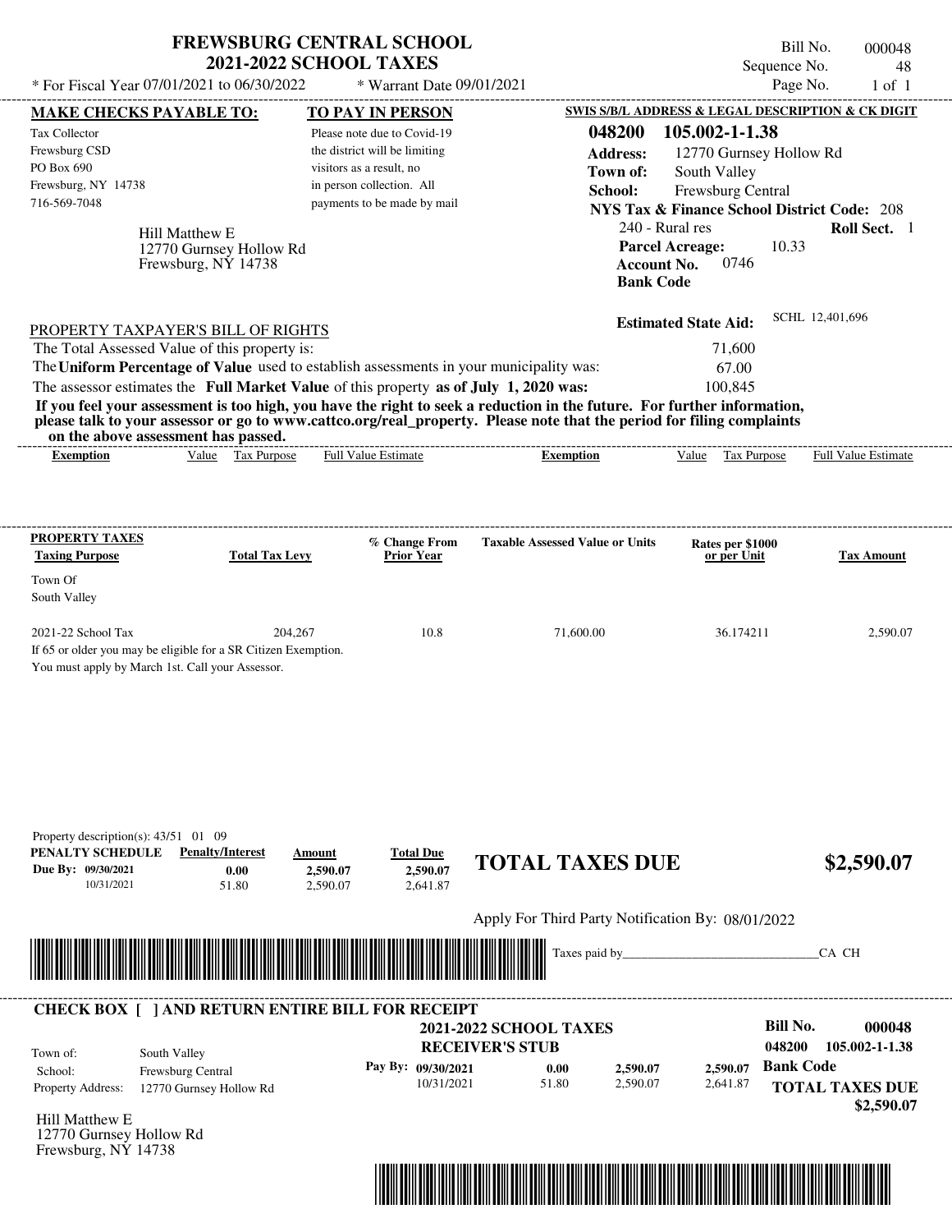# FREWSBURG CENTRAL SCHOOL
## 2021-2022 SCHOOL TAXES

\* For Fiscal Year 07/01/2021 to 06/30/2022 &nbsp;&nbsp;&nbsp; \* Warrant Date 09/01/2021

Bill No. 000048
Sequence No. 48
Page No. 1 of 1

**MAKE CHECKS PAYABLE TO:**
Tax Collector
Frewsburg CSD
PO Box 690
Frewsburg, NY 14738
716-569-7048

**TO PAY IN PERSON**
Please note due to Covid-19 the district will be limiting visitors as a result, no in person collection. All payments to be made by mail

**SWIS S/B/L ADDRESS & LEGAL DESCRIPTION & CK DIGIT**
**048200 105.002-1-1.38**
**Address:** 12770 Gurnsey Hollow Rd
**Town of:** South Valley
**School:** Frewsburg Central
**NYS Tax & Finance School District Code:** 208
240 - Rural res &nbsp;&nbsp; **Roll Sect.** 1
**Parcel Acreage:** 10.33
**Account No.** 0746
**Bank Code**

Hill Matthew E
12770 Gurnsey Hollow Rd
Frewsburg, NY 14738

**Estimated State Aid:** SCHL 12,401,696

PROPERTY TAXPAYER'S BILL OF RIGHTS

The Total Assessed Value of this property is: 71,600
The **Uniform Percentage of Value** used to establish assessments in your municipality was: 67.00
The assessor estimates the **Full Market Value** of this property **as of July 1, 2020 was:** 100,845

**If you feel your assessment is too high, you have the right to seek a reduction in the future. For further information, please talk to your assessor or go to www.cattco.org/real_property. Please note that the period for filing complaints on the above assessment has passed.**

| Exemption | Value | Tax Purpose | Full Value Estimate | Exemption | Value | Tax Purpose | Full Value Estimate |
|---|---|---|---|---|---|---|---|

| PROPERTY TAXES Taxing Purpose | Total Tax Levy | % Change From Prior Year | Taxable Assessed Value or Units | Rates per $1000 or per Unit | Tax Amount |
|---|---|---|---|---|---|
| Town Of South Valley | | | | | |
| 2021-22 School Tax | 204,267 | 10.8 | 71,600.00 | 36.174211 | 2,590.07 |

If 65 or older you may be eligible for a SR Citizen Exemption.
You must apply by March 1st. Call your Assessor.

Property description(s): 43/51 01 09

| PENALTY SCHEDULE | Penalty/Interest | Amount | Total Due |
|---|---|---|---|
| Due By: 09/30/2021 | 0.00 | 2,590.07 | 2,590.07 |
| 10/31/2021 | 51.80 | 2,590.07 | 2,641.87 |

**TOTAL TAXES DUE $2,590.07**

Apply For Third Party Notification By: 08/01/2022

Taxes paid by_______________________________CA CH

---

**CHECK BOX [ ] AND RETURN ENTIRE BILL FOR RECEIPT**

**2021-2022 SCHOOL TAXES**
**RECEIVER'S STUB**

**Bill No. 000048**
**048200 105.002-1-1.38**

Town of: South Valley
School: Frewsburg Central
Property Address: 12770 Gurnsey Hollow Rd

| Pay By: | Penalty/Interest | Amount | Total Due |
|---|---|---|---|
| 09/30/2021 | 0.00 | 2,590.07 | 2,590.07 |
| 10/31/2021 | 51.80 | 2,590.07 | 2,641.87 |

**Bank Code**

**TOTAL TAXES DUE $2,590.07**

Hill Matthew E
12770 Gurnsey Hollow Rd
Frewsburg, NY 14738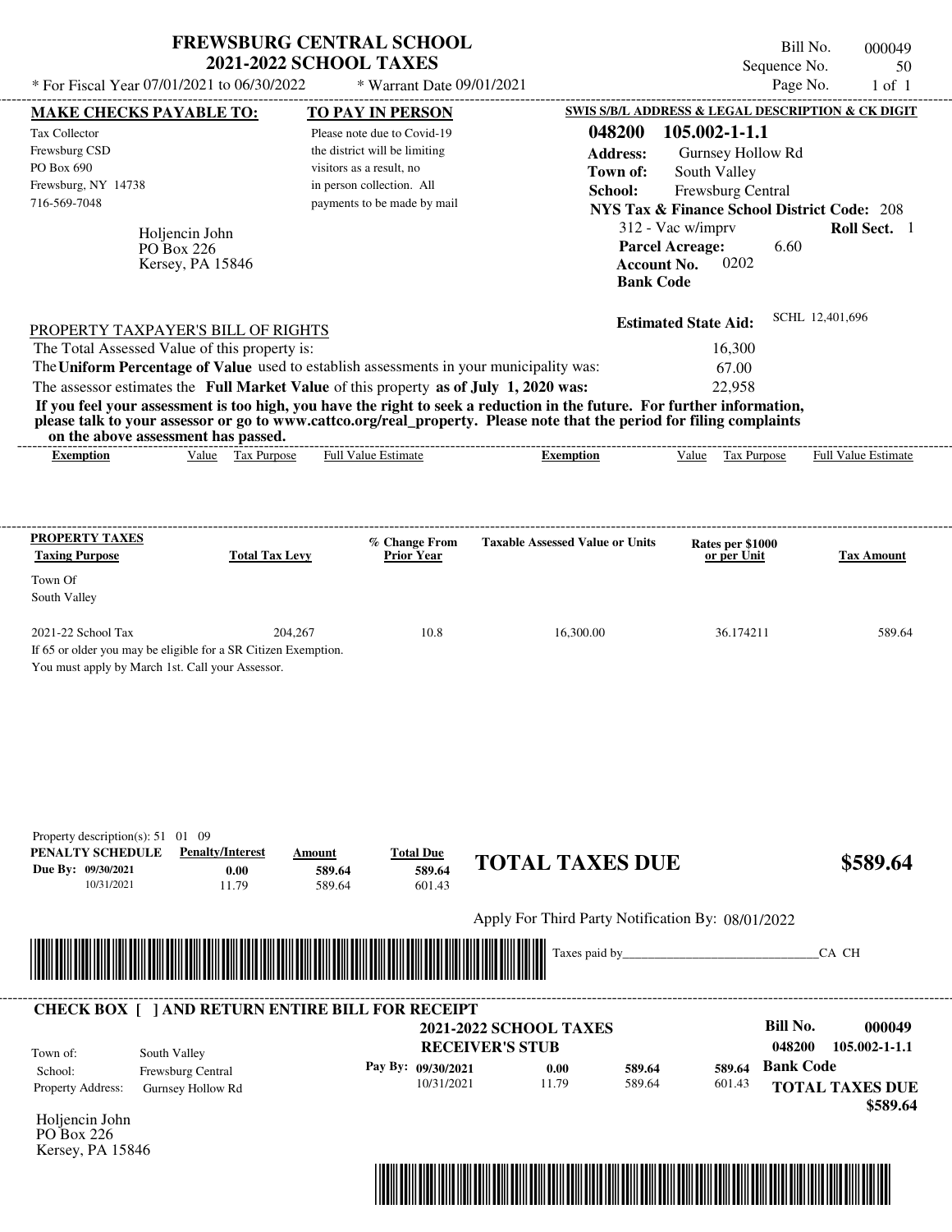# FREWSBURG CENTRAL SCHOOL
## 2021-2022 SCHOOL TAXES

Bill No. 000049
Sequence No. 50
Page No. 1 of 1

* For Fiscal Year 07/01/2021 to 06/30/2022 * Warrant Date 09/01/2021

**MAKE CHECKS PAYABLE TO:**

Tax Collector
Frewsburg CSD
PO Box 690
Frewsburg, NY 14738
716-569-7048

Holjencin John
PO Box 226
Kersey, PA 15846

**TO PAY IN PERSON**

Please note due to Covid-19 the district will be limiting visitors as a result, no in person collection. All payments to be made by mail

**SWIS S/B/L ADDRESS & LEGAL DESCRIPTION & CK DIGIT**

**048200 105.002-1-1.1**
**Address:** Gurnsey Hollow Rd
**Town of:** South Valley
**School:** Frewsburg Central
**NYS Tax & Finance School District Code:** 208
312 - Vac w/imprv **Roll Sect.** 1
**Parcel Acreage:** 6.60
**Account No.** 0202
**Bank Code**

**Estimated State Aid:** SCHL 12,401,696

PROPERTY TAXPAYER'S BILL OF RIGHTS

The Total Assessed Value of this property is: 16,300
The **Uniform Percentage of Value** used to establish assessments in your municipality was: 67.00
The assessor estimates the **Full Market Value** of this property **as of July 1, 2020 was:** 22,958

**If you feel your assessment is too high, you have the right to seek a reduction in the future. For further information, please talk to your assessor or go to www.cattco.org/real_property. Please note that the period for filing complaints on the above assessment has passed.**

| Exemption | Value | Tax Purpose | Full Value Estimate | Exemption | Value | Tax Purpose | Full Value Estimate |
|---|---|---|---|---|---|---|---|

| PROPERTY TAXES Taxing Purpose | Total Tax Levy | % Change From Prior Year | Taxable Assessed Value or Units | Rates per $1000 or per Unit | Tax Amount |
|---|---|---|---|---|---|
| Town Of South Valley | | | | | |
| 2021-22 School Tax | 204,267 | 10.8 | 16,300.00 | 36.174211 | 589.64 |

If 65 or older you may be eligible for a SR Citizen Exemption.
You must apply by March 1st. Call your Assessor.

Property description(s): 51 01 09

| PENALTY SCHEDULE | Penalty/Interest | Amount | Total Due |
|---|---|---|---|
| Due By: 09/30/2021 | 0.00 | 589.64 | 589.64 |
| 10/31/2021 | 11.79 | 589.64 | 601.43 |

**TOTAL TAXES DUE $589.64**

Apply For Third Party Notification By: 08/01/2022

Taxes paid by_______________________________CA CH

---

**CHECK BOX [ ] AND RETURN ENTIRE BILL FOR RECEIPT**

**2021-2022 SCHOOL TAXES**
**RECEIVER'S STUB**

**Bill No. 000049**
**048200 105.002-1-1.1**
**Bank Code**

Town of: South Valley
School: Frewsburg Central
Property Address: Gurnsey Hollow Rd

| Pay By: | | | |
|---|---|---|---|
| 09/30/2021 | 0.00 | 589.64 | 589.64 |
| 10/31/2021 | 11.79 | 589.64 | 601.43 |

**TOTAL TAXES DUE $589.64**

Holjencin John
PO Box 226
Kersey, PA 15846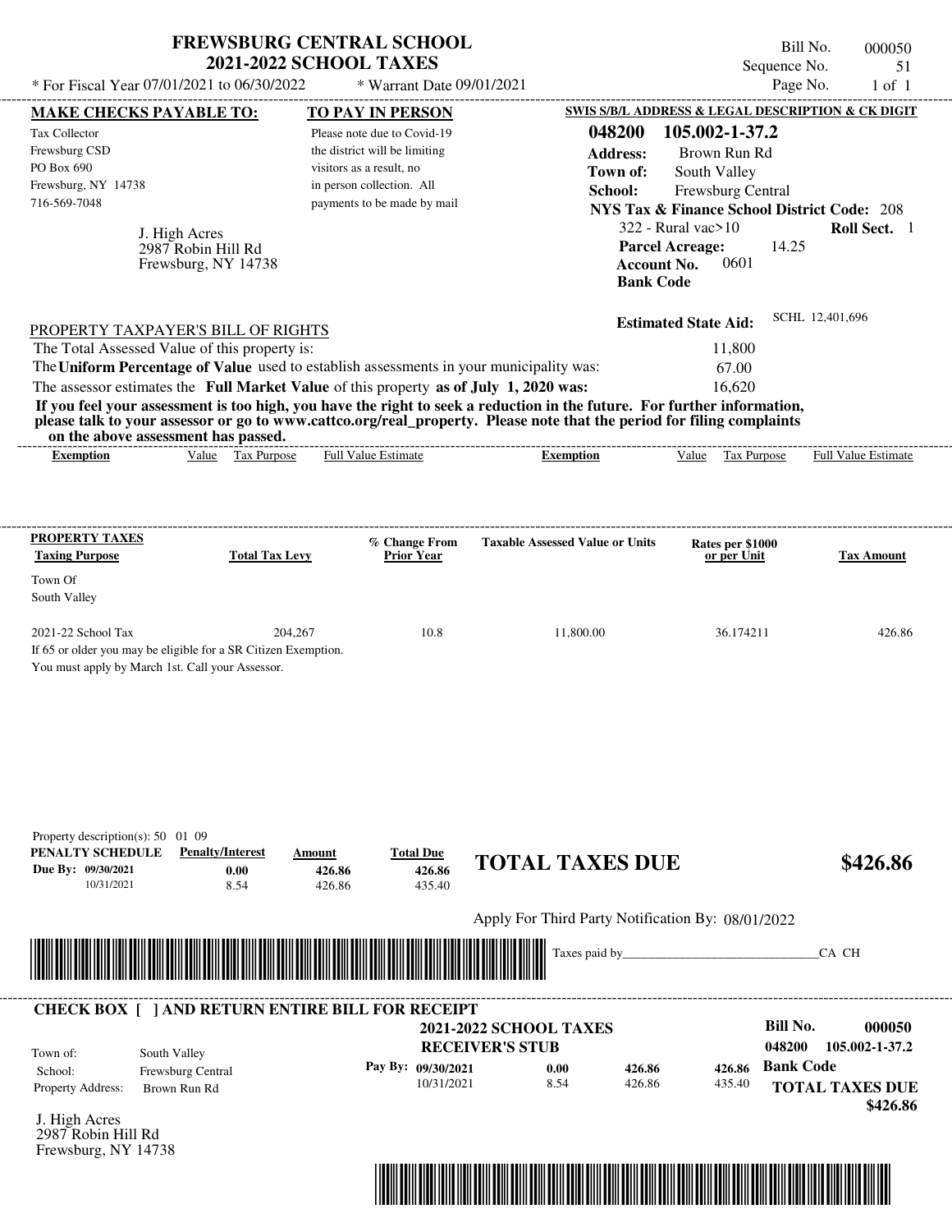# FREWSBURG CENTRAL SCHOOL
## 2021-2022 SCHOOL TAXES

* For Fiscal Year 07/01/2021 to 06/30/2022 * Warrant Date 09/01/2021

Bill No. 000050
Sequence No. 51
Page No. 1 of 1

**MAKE CHECKS PAYABLE TO:**
Tax Collector
Frewsburg CSD
PO Box 690
Frewsburg, NY 14738
716-569-7048

J. High Acres
2987 Robin Hill Rd
Frewsburg, NY 14738

**TO PAY IN PERSON**
Please note due to Covid-19 the district will be limiting visitors as a result, no in person collection. All payments to be made by mail

**SWIS S/B/L ADDRESS & LEGAL DESCRIPTION & CK DIGIT**
**048200 105.002-1-37.2**
**Address:** Brown Run Rd
**Town of:** South Valley
**School:** Frewsburg Central
**NYS Tax & Finance School District Code:** 208
322 - Rural vac>10 **Roll Sect.** 1
**Parcel Acreage:** 14.25
**Account No.** 0601
**Bank Code**

**Estimated State Aid:** SCHL 12,401,696

PROPERTY TAXPAYER'S BILL OF RIGHTS

The Total Assessed Value of this property is: 11,800
The **Uniform Percentage of Value** used to establish assessments in your municipality was: 67.00
The assessor estimates the **Full Market Value** of this property **as of July 1, 2020 was:** 16,620

**If you feel your assessment is too high, you have the right to seek a reduction in the future. For further information, please talk to your assessor or go to www.cattco.org/real_property. Please note that the period for filing complaints on the above assessment has passed.**

| Exemption | Value | Tax Purpose | Full Value Estimate | Exemption | Value | Tax Purpose | Full Value Estimate |
|---|---|---|---|---|---|---|---|

| PROPERTY TAXES Taxing Purpose | Total Tax Levy | % Change From Prior Year | Taxable Assessed Value or Units | Rates per $1000 or per Unit | Tax Amount |
|---|---|---|---|---|---|
| Town Of South Valley | | | | | |
| 2021-22 School Tax | 204,267 | 10.8 | 11,800.00 | 36.174211 | 426.86 |

If 65 or older you may be eligible for a SR Citizen Exemption.
You must apply by March 1st. Call your Assessor.

Property description(s): 50 01 09

| PENALTY SCHEDULE | Penalty/Interest | Amount | Total Due |
|---|---|---|---|
| Due By: 09/30/2021 | 0.00 | 426.86 | 426.86 |
| 10/31/2021 | 8.54 | 426.86 | 435.40 |

**TOTAL TAXES DUE $426.86**

Apply For Third Party Notification By: 08/01/2022

Taxes paid by_______________________________CA CH

---

**CHECK BOX [ ] AND RETURN ENTIRE BILL FOR RECEIPT**

**2021-2022 SCHOOL TAXES**
**RECEIVER'S STUB**

**Bill No. 000050**
**048200 105.002-1-37.2**

Town of: South Valley
School: Frewsburg Central
Property Address: Brown Run Rd

| Pay By: | | | |
|---|---|---|---|
| 09/30/2021 | 0.00 | 426.86 | 426.86 |
| 10/31/2021 | 8.54 | 426.86 | 435.40 |

**Bank Code**
**TOTAL TAXES DUE $426.86**

J. High Acres
2987 Robin Hill Rd
Frewsburg, NY 14738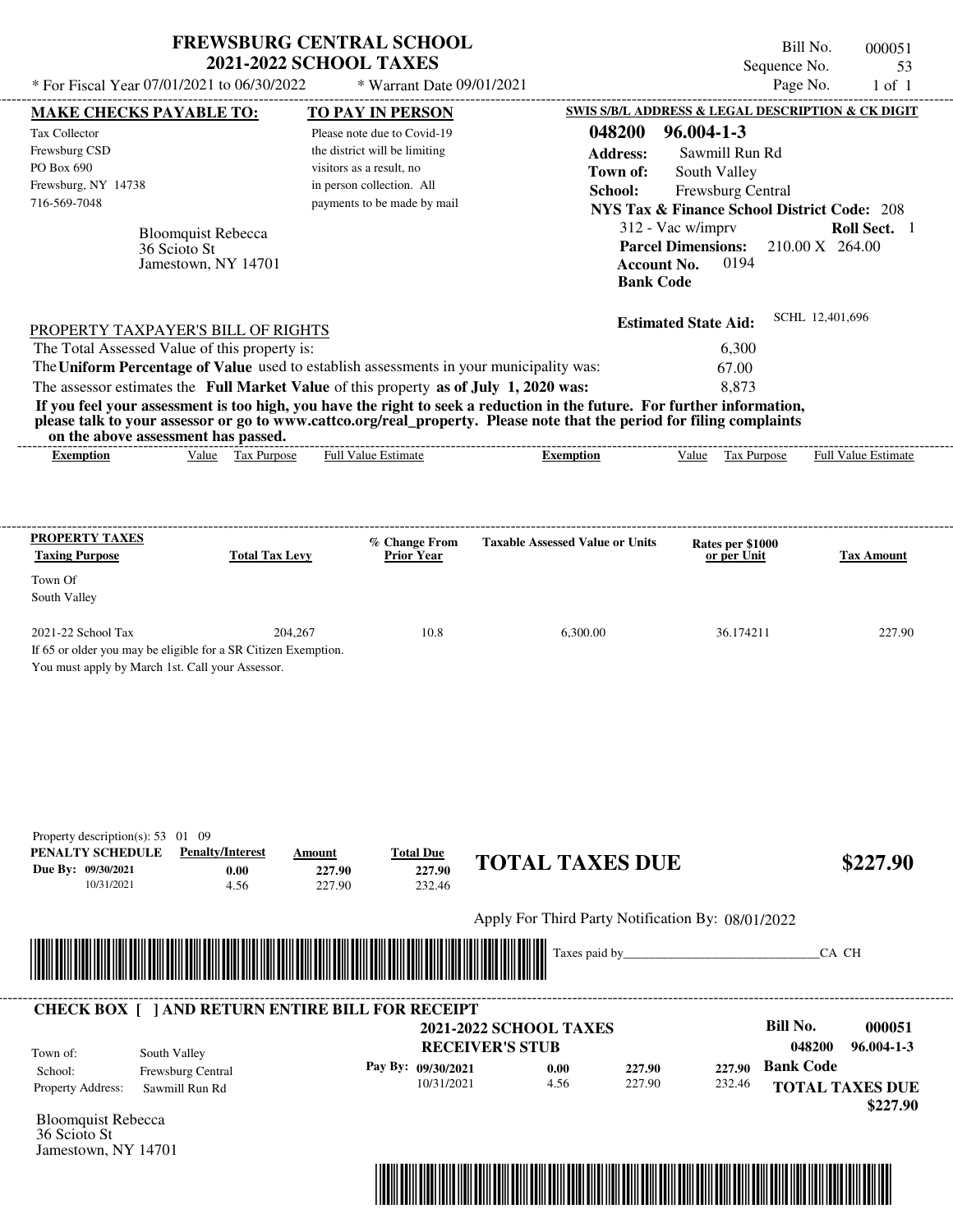# FREWSBURG CENTRAL SCHOOL
## 2021-2022 SCHOOL TAXES

\* For Fiscal Year 07/01/2021 to 06/30/2022 \* Warrant Date 09/01/2021

Bill No. 000051
Sequence No. 53
Page No. 1 of 1

**MAKE CHECKS PAYABLE TO:**
Tax Collector
Frewsburg CSD
PO Box 690
Frewsburg, NY 14738
716-569-7048

**TO PAY IN PERSON**
Please note due to Covid-19 the district will be limiting visitors as a result, no in person collection. All payments to be made by mail

**SWIS S/B/L ADDRESS & LEGAL DESCRIPTION & CK DIGIT**
**048200 96.004-1-3**
**Address:** Sawmill Run Rd
**Town of:** South Valley
**School:** Frewsburg Central
**NYS Tax & Finance School District Code:** 208
312 - Vac w/imprv **Roll Sect.** 1
**Parcel Dimensions:** 210.00 X 264.00
**Account No.** 0194
**Bank Code**

Bloomquist Rebecca
36 Scioto St
Jamestown, NY 14701

**Estimated State Aid:** SCHL 12,401,696

PROPERTY TAXPAYER'S BILL OF RIGHTS

The Total Assessed Value of this property is: 6,300
The **Uniform Percentage of Value** used to establish assessments in your municipality was: 67.00
The assessor estimates the **Full Market Value** of this property **as of July 1, 2020 was:** 8,873

**If you feel your assessment is too high, you have the right to seek a reduction in the future. For further information, please talk to your assessor or go to www.cattco.org/real_property. Please note that the period for filing complaints on the above assessment has passed.**

| Exemption | Value | Tax Purpose | Full Value Estimate | Exemption | Value | Tax Purpose | Full Value Estimate |
|---|---|---|---|---|---|---|---|

| PROPERTY TAXES Taxing Purpose | Total Tax Levy | % Change From Prior Year | Taxable Assessed Value or Units | Rates per $1000 or per Unit | Tax Amount |
|---|---|---|---|---|---|
| Town Of South Valley | | | | | |
| 2021-22 School Tax | 204,267 | 10.8 | 6,300.00 | 36.174211 | 227.90 |

If 65 or older you may be eligible for a SR Citizen Exemption.
You must apply by March 1st. Call your Assessor.

Property description(s): 53 01 09

| PENALTY SCHEDULE | Penalty/Interest | Amount | Total Due |
|---|---|---|---|
| Due By: 09/30/2021 | 0.00 | 227.90 | 227.90 |
| 10/31/2021 | 4.56 | 227.90 | 232.46 |

**TOTAL TAXES DUE $227.90**

Apply For Third Party Notification By: 08/01/2022

Taxes paid by_______________________________CA CH

---

**CHECK BOX [ ] AND RETURN ENTIRE BILL FOR RECEIPT**

**2021-2022 SCHOOL TAXES**
**RECEIVER'S STUB**

**Bill No. 000051**
**048200 96.004-1-3**

Town of: South Valley
School: Frewsburg Central
Property Address: Sawmill Run Rd

| Pay By: | | | |
|---|---|---|---|
| 09/30/2021 | 0.00 | 227.90 | 227.90 |
| 10/31/2021 | 4.56 | 227.90 | 232.46 |

**Bank Code**

**TOTAL TAXES DUE $227.90**

Bloomquist Rebecca
36 Scioto St
Jamestown, NY 14701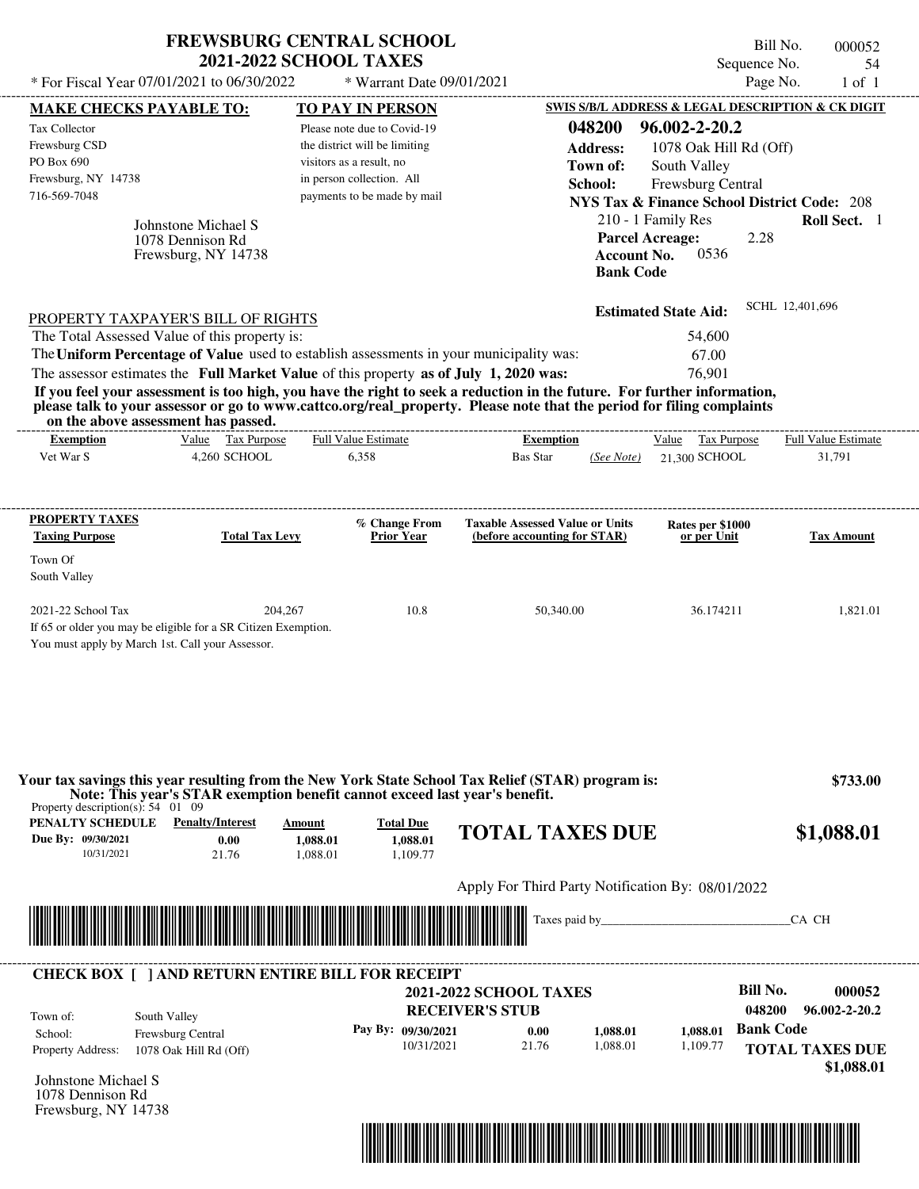# FREWSBURG CENTRAL SCHOOL
## 2021-2022 SCHOOL TAXES

* For Fiscal Year 07/01/2021 to 06/30/2022 &nbsp;&nbsp; * Warrant Date 09/01/2021

Bill No. 000052
Sequence No. 54
Page No. 1 of 1

| MAKE CHECKS PAYABLE TO: | TO PAY IN PERSON | SWIS S/B/L ADDRESS & LEGAL DESCRIPTION & CK DIGIT |
|---|---|---|
| Tax Collector<br>Frewsburg CSD<br>PO Box 690<br>Frewsburg, NY 14738<br>716-569-7048 | Please note due to Covid-19 the district will be limiting visitors as a result, no in person collection. All payments to be made by mail | **048200 96.002-2-20.2**<br>**Address:** 1078 Oak Hill Rd (Off)<br>**Town of:** South Valley<br>**School:** Frewsburg Central<br>**NYS Tax & Finance School District Code:** 208<br>210 - 1 Family Res &nbsp; **Roll Sect.** 1<br>**Parcel Acreage:** 2.28<br>**Account No.** 0536<br>**Bank Code** |

Johnstone Michael S
1078 Dennison Rd
Frewsburg, NY 14738

**Estimated State Aid:** SCHL 12,401,696

PROPERTY TAXPAYER'S BILL OF RIGHTS

The Total Assessed Value of this property is: 54,600

The **Uniform Percentage of Value** used to establish assessments in your municipality was: 67.00

The assessor estimates the **Full Market Value** of this property **as of July 1, 2020 was:** 76,901

**If you feel your assessment is too high, you have the right to seek a reduction in the future. For further information, please talk to your assessor or go to www.cattco.org/real_property. Please note that the period for filing complaints on the above assessment has passed.**

| Exemption | Value | Tax Purpose | Full Value Estimate | Exemption | | Value | Tax Purpose | Full Value Estimate |
|---|---|---|---|---|---|---|---|---|
| Vet War S | 4,260 | SCHOOL | 6,358 | Bas Star | (See Note) | 21,300 | SCHOOL | 31,791 |

| PROPERTY TAXES<br>Taxing Purpose | Total Tax Levy | % Change From Prior Year | Taxable Assessed Value or Units (before accounting for STAR) | Rates per $1000 or per Unit | Tax Amount |
|---|---|---|---|---|---|
| Town Of South Valley | | | | | |
| 2021-22 School Tax | 204,267 | 10.8 | 50,340.00 | 36.174211 | 1,821.01 |

If 65 or older you may be eligible for a SR Citizen Exemption.
You must apply by March 1st. Call your Assessor.

**Your tax savings this year resulting from the New York State School Tax Relief (STAR) program is: $733.00**
**Note: This year's STAR exemption benefit cannot exceed last year's benefit.**

Property description(s): 54 01 09

| PENALTY SCHEDULE | Penalty/Interest | Amount | Total Due |
|---|---|---|---|
| Due By: 09/30/2021 | 0.00 | 1,088.01 | 1,088.01 |
| 10/31/2021 | 21.76 | 1,088.01 | 1,109.77 |

**TOTAL TAXES DUE $1,088.01**

Apply For Third Party Notification By: 08/01/2022

Taxes paid by_______________________________CA CH

---

**CHECK BOX [ ] AND RETURN ENTIRE BILL FOR RECEIPT**

**2021-2022 SCHOOL TAXES**
**RECEIVER'S STUB**

**Bill No. 000052**
048200 96.002-2-20.2

| | |
|---|---|
| Town of: | South Valley |
| School: | Frewsburg Central |
| Property Address: | 1078 Oak Hill Rd (Off) |

| Pay By: | Penalty/Interest | Amount | Total Due |
|---|---|---|---|
| 09/30/2021 | 0.00 | 1,088.01 | 1,088.01 |
| 10/31/2021 | 21.76 | 1,088.01 | 1,109.77 |

**Bank Code**

**TOTAL TAXES DUE $1,088.01**

Johnstone Michael S
1078 Dennison Rd
Frewsburg, NY 14738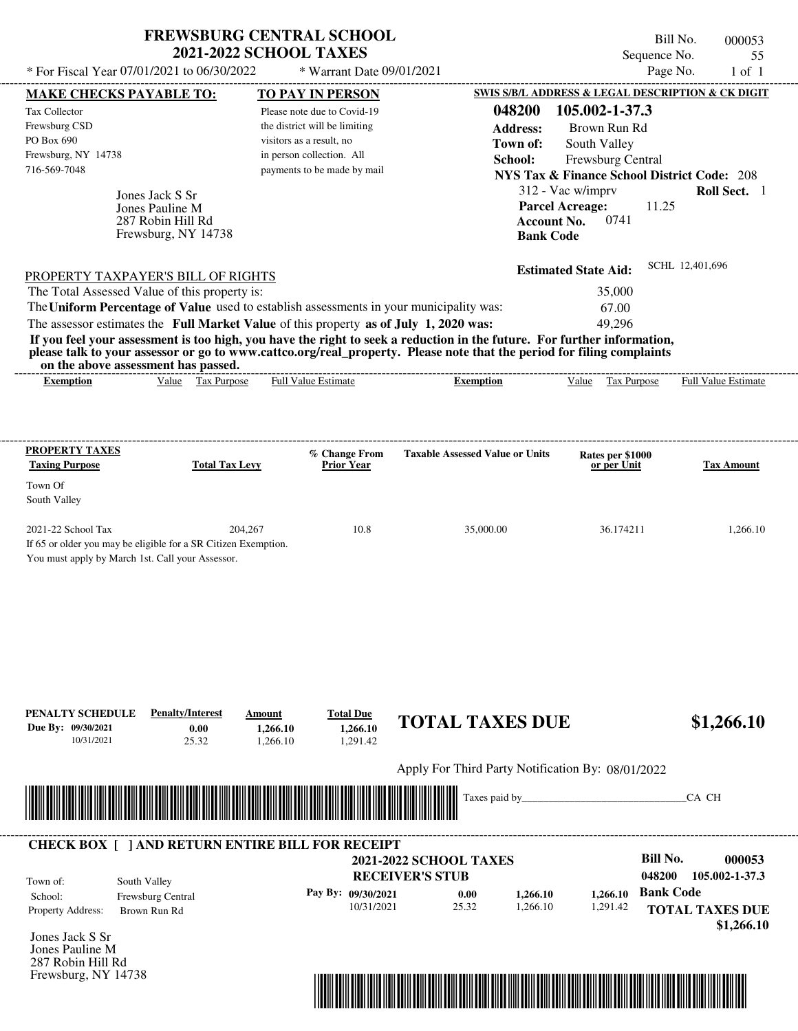# FREWSBURG CENTRAL SCHOOL
## 2021-2022 SCHOOL TAXES

Bill No. 000053
Sequence No. 55
Page No. 1 of 1

* For Fiscal Year 07/01/2021 to 06/30/2022    * Warrant Date 09/01/2021

**MAKE CHECKS PAYABLE TO:**
Tax Collector
Frewsburg CSD
PO Box 690
Frewsburg, NY 14738
716-569-7048

**TO PAY IN PERSON**
Please note due to Covid-19 the district will be limiting visitors as a result, no in person collection. All payments to be made by mail

**SWIS S/B/L ADDRESS & LEGAL DESCRIPTION & CK DIGIT**
**048200 105.002-1-37.3**
**Address:** Brown Run Rd
**Town of:** South Valley
**School:** Frewsburg Central
**NYS Tax & Finance School District Code:** 208
312 - Vac w/imprv    **Roll Sect.** 1
**Parcel Acreage:** 11.25
**Account No.** 0741
**Bank Code**

Jones Jack S Sr
Jones Pauline M
287 Robin Hill Rd
Frewsburg, NY 14738

**Estimated State Aid:** SCHL 12,401,696

PROPERTY TAXPAYER'S BILL OF RIGHTS

The Total Assessed Value of this property is: 35,000
The **Uniform Percentage of Value** used to establish assessments in your municipality was: 67.00
The assessor estimates the **Full Market Value** of this property **as of July 1, 2020 was:** 49,296

**If you feel your assessment is too high, you have the right to seek a reduction in the future. For further information, please talk to your assessor or go to www.cattco.org/real_property. Please note that the period for filing complaints on the above assessment has passed.**

| Exemption | Value | Tax Purpose | Full Value Estimate | Exemption | Value | Tax Purpose | Full Value Estimate |
|---|---|---|---|---|---|---|---|

| PROPERTY TAXES Taxing Purpose | Total Tax Levy | % Change From Prior Year | Taxable Assessed Value or Units | Rates per $1000 or per Unit | Tax Amount |
|---|---|---|---|---|---|
| Town Of South Valley | | | | | |
| 2021-22 School Tax | 204,267 | 10.8 | 35,000.00 | 36.174211 | 1,266.10 |

If 65 or older you may be eligible for a SR Citizen Exemption.
You must apply by March 1st. Call your Assessor.

| PENALTY SCHEDULE | Penalty/Interest | Amount | Total Due |
|---|---|---|---|
| Due By: 09/30/2021 | 0.00 | 1,266.10 | 1,266.10 |
| 10/31/2021 | 25.32 | 1,266.10 | 1,291.42 |

**TOTAL TAXES DUE $1,266.10**

Apply For Third Party Notification By: 08/01/2022

Taxes paid by______________________________CA CH

---

**CHECK BOX [ ] AND RETURN ENTIRE BILL FOR RECEIPT**

**2021-2022 SCHOOL TAXES**
**RECEIVER'S STUB**

**Bill No. 000053**
**048200 105.002-1-37.3**

Town of: South Valley
School: Frewsburg Central
Property Address: Brown Run Rd

| Pay By: | | | |
|---|---|---|---|
| 09/30/2021 | 0.00 | 1,266.10 | 1,266.10 |
| 10/31/2021 | 25.32 | 1,266.10 | 1,291.42 |

**Bank Code**

**TOTAL TAXES DUE $1,266.10**

Jones Jack S Sr
Jones Pauline M
287 Robin Hill Rd
Frewsburg, NY 14738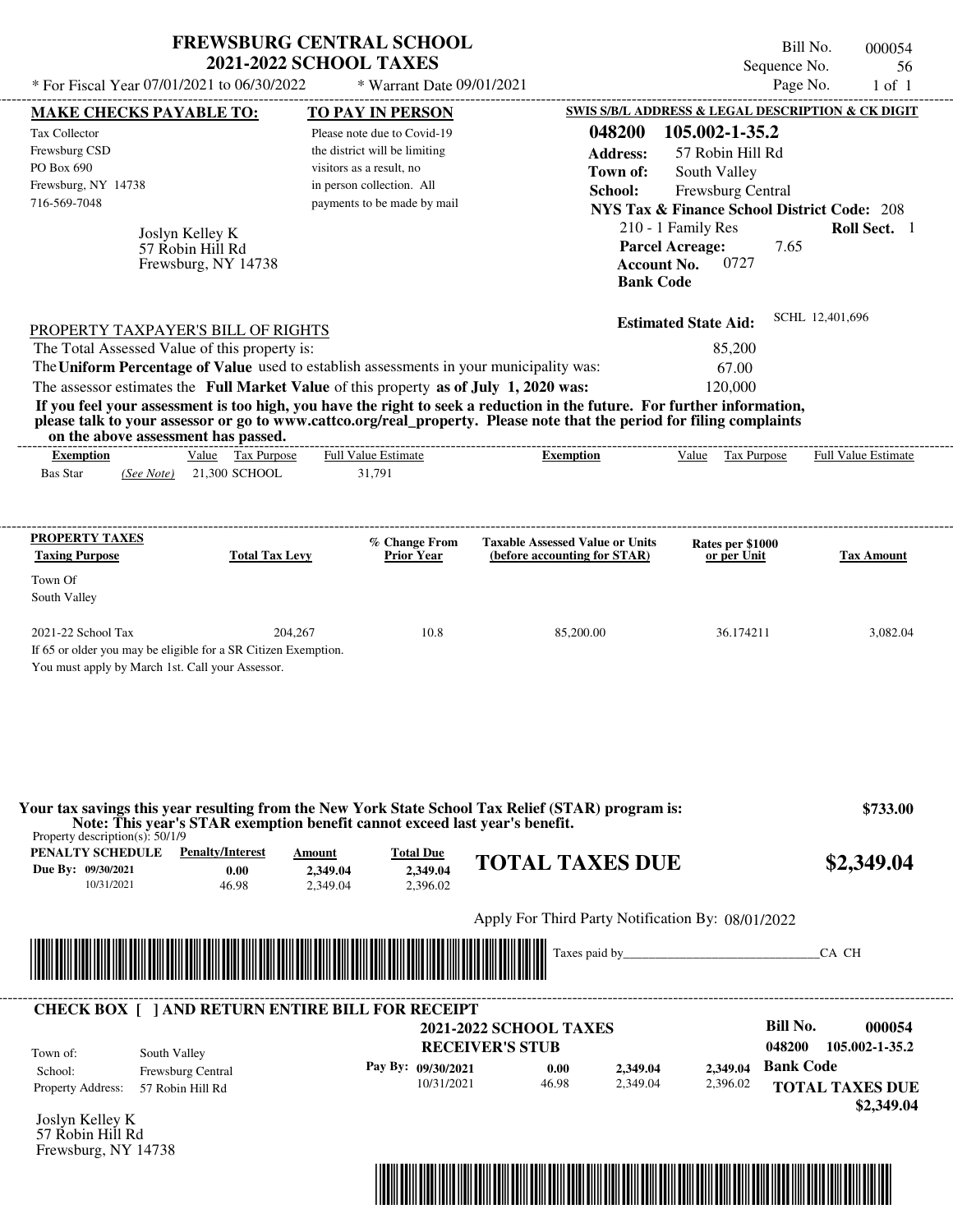# FREWSBURG CENTRAL SCHOOL
## 2021-2022 SCHOOL TAXES

\* For Fiscal Year 07/01/2021 to 06/30/2022 \* Warrant Date 09/01/2021

Bill No. 000054
Sequence No. 56
Page No. 1 of 1

**MAKE CHECKS PAYABLE TO:**

Tax Collector
Frewsburg CSD
PO Box 690
Frewsburg, NY 14738
716-569-7048

**TO PAY IN PERSON**

Please note due to Covid-19 the district will be limiting visitors as a result, no in person collection. All payments to be made by mail

**SWIS S/B/L ADDRESS & LEGAL DESCRIPTION & CK DIGIT**

**048200 105.002-1-35.2**
**Address:** 57 Robin Hill Rd
**Town of:** South Valley
**School:** Frewsburg Central
**NYS Tax & Finance School District Code:** 208
210 - 1 Family Res **Roll Sect.** 1
**Parcel Acreage:** 7.65
**Account No.** 0727
**Bank Code**

Joslyn Kelley K
57 Robin Hill Rd
Frewsburg, NY 14738

**Estimated State Aid:** SCHL 12,401,696

PROPERTY TAXPAYER'S BILL OF RIGHTS

| | |
|---|---|
| The Total Assessed Value of this property is: | 85,200 |
| The **Uniform Percentage of Value** used to establish assessments in your municipality was: | 67.00 |
| The assessor estimates the **Full Market Value** of this property **as of July 1, 2020 was:** | 120,000 |

**If you feel your assessment is too high, you have the right to seek a reduction in the future. For further information, please talk to your assessor or go to www.cattco.org/real_property. Please note that the period for filing complaints on the above assessment has passed.**

| Exemption | Value | Tax Purpose | Full Value Estimate | Exemption | Value | Tax Purpose | Full Value Estimate |
|---|---|---|---|---|---|---|---|
| Bas Star *(See Note)* | 21,300 | SCHOOL | 31,791 | | | | |

| PROPERTY TAXES Taxing Purpose | Total Tax Levy | % Change From Prior Year | Taxable Assessed Value or Units (before accounting for STAR) | Rates per $1000 or per Unit | Tax Amount |
|---|---|---|---|---|---|
| Town Of South Valley | | | | | |
| 2021-22 School Tax | 204,267 | 10.8 | 85,200.00 | 36.174211 | 3,082.04 |

If 65 or older you may be eligible for a SR Citizen Exemption.
You must apply by March 1st. Call your Assessor.

**Your tax savings this year resulting from the New York State School Tax Relief (STAR) program is: $733.00**
**Note: This year's STAR exemption benefit cannot exceed last year's benefit.**

Property description(s): 50/1/9

| PENALTY SCHEDULE | Penalty/Interest | Amount | Total Due |
|---|---|---|---|
| Due By: 09/30/2021 | 0.00 | 2,349.04 | 2,349.04 |
| 10/31/2021 | 46.98 | 2,349.04 | 2,396.02 |

**TOTAL TAXES DUE $2,349.04**

Apply For Third Party Notification By: 08/01/2022

Taxes paid by_______________________________CA CH

**CHECK BOX [ ] AND RETURN ENTIRE BILL FOR RECEIPT**

**2021-2022 SCHOOL TAXES**
**RECEIVER'S STUB**

**Bill No. 000054**
**048200 105.002-1-35.2**

| | |
|---|---|
| Town of: | South Valley |
| School: | Frewsburg Central |
| Property Address: | 57 Robin Hill Rd |

| | | | |
|---|---|---|---|
| **Pay By: 09/30/2021** | 0.00 | 2,349.04 | 2,349.04 |
| 10/31/2021 | 46.98 | 2,349.04 | 2,396.02 |

**Bank Code**

**TOTAL TAXES DUE $2,349.04**

Joslyn Kelley K
57 Robin Hill Rd
Frewsburg, NY 14738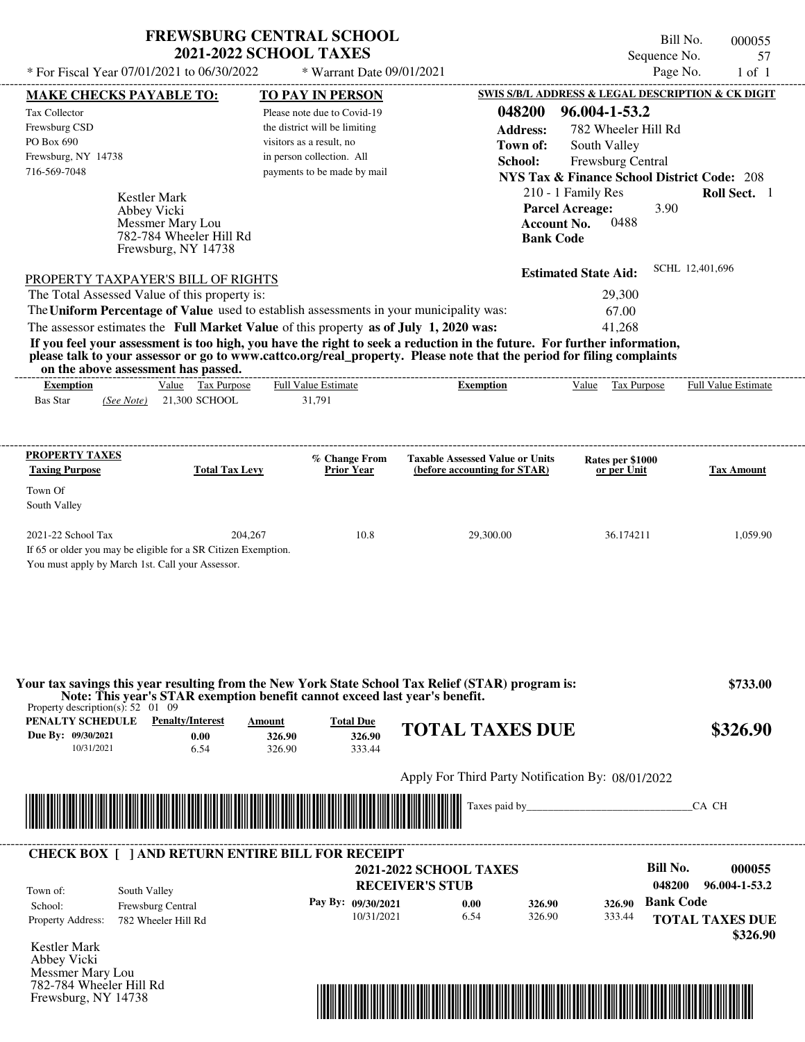# FREWSBURG CENTRAL SCHOOL
## 2021-2022 SCHOOL TAXES

\* For Fiscal Year 07/01/2021 to 06/30/2022 &nbsp;&nbsp; \* Warrant Date 09/01/2021

Bill No. 000055
Sequence No. 57
Page No. 1 of 1

| MAKE CHECKS PAYABLE TO: | TO PAY IN PERSON | SWIS S/B/L ADDRESS & LEGAL DESCRIPTION & CK DIGIT |
|---|---|---|
| Tax Collector<br>Frewsburg CSD<br>PO Box 690<br>Frewsburg, NY 14738<br>716-569-7048 | Please note due to Covid-19 the district will be limiting visitors as a result, no in person collection. All payments to be made by mail | **048200 96.004-1-53.2**<br>**Address:** 782 Wheeler Hill Rd<br>**Town of:** South Valley<br>**School:** Frewsburg Central<br>**NYS Tax & Finance School District Code:** 208 |

Kestler Mark
Abbey Vicki
Messmer Mary Lou
782-784 Wheeler Hill Rd
Frewsburg, NY 14738

210 - 1 Family Res &nbsp;&nbsp; **Roll Sect.** 1
**Parcel Acreage:** 3.90
**Account No.** 0488
**Bank Code**

**Estimated State Aid:** SCHL 12,401,696

### PROPERTY TAXPAYER'S BILL OF RIGHTS

The Total Assessed Value of this property is: 29,300

The **Uniform Percentage of Value** used to establish assessments in your municipality was: 67.00

The assessor estimates the **Full Market Value** of this property **as of July 1, 2020 was:** 41,268

**If you feel your assessment is too high, you have the right to seek a reduction in the future. For further information, please talk to your assessor or go to www.cattco.org/real_property. Please note that the period for filing complaints on the above assessment has passed.**

| Exemption | Value | Tax Purpose | Full Value Estimate | Exemption | Value | Tax Purpose | Full Value Estimate |
|---|---|---|---|---|---|---|---|
| Bas Star *(See Note)* | 21,300 | SCHOOL | 31,791 | | | | |

| PROPERTY TAXES Taxing Purpose | Total Tax Levy | % Change From Prior Year | Taxable Assessed Value or Units (before accounting for STAR) | Rates per $1000 or per Unit | Tax Amount |
|---|---|---|---|---|---|
| Town Of South Valley | | | | | |
| 2021-22 School Tax | 204,267 | 10.8 | 29,300.00 | 36.174211 | 1,059.90 |

If 65 or older you may be eligible for a SR Citizen Exemption.
You must apply by March 1st. Call your Assessor.

**Your tax savings this year resulting from the New York State School Tax Relief (STAR) program is: $733.00**
**Note: This year's STAR exemption benefit cannot exceed last year's benefit.**

Property description(s): 52 01 09

| PENALTY SCHEDULE | Penalty/Interest | Amount | Total Due |
|---|---|---|---|
| Due By: 09/30/2021 | 0.00 | 326.90 | 326.90 |
| 10/31/2021 | 6.54 | 326.90 | 333.44 |

## TOTAL TAXES DUE $326.90

Apply For Third Party Notification By: 08/01/2022

Taxes paid by_______________________________CA CH

---

**CHECK BOX [ ] AND RETURN ENTIRE BILL FOR RECEIPT**

**2021-2022 SCHOOL TAXES**
**RECEIVER'S STUB**

Bill No. **000055**
**048200 96.004-1-53.2**

| | | | | | |
|---|---|---|---|---|---|
| Town of: | South Valley | | | | |
| School: | Frewsburg Central | Pay By: 09/30/2021 | 0.00 | 326.90 | 326.90 |
| Property Address: | 782 Wheeler Hill Rd | 10/31/2021 | 6.54 | 326.90 | 333.44 |

**Bank Code**

**TOTAL TAXES DUE $326.90**

Kestler Mark
Abbey Vicki
Messmer Mary Lou
782-784 Wheeler Hill Rd
Frewsburg, NY 14738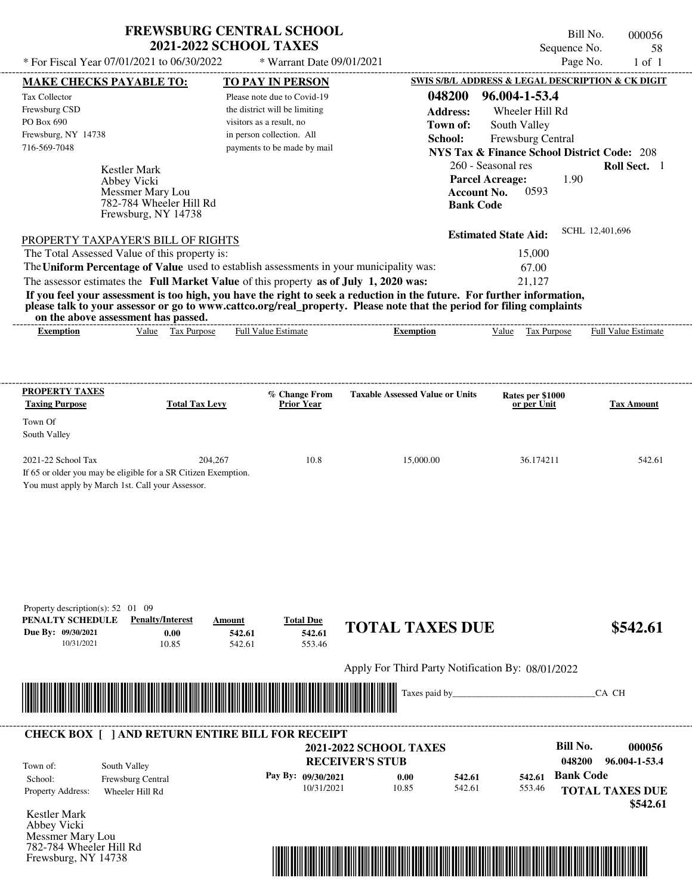# FREWSBURG CENTRAL SCHOOL
## 2021-2022 SCHOOL TAXES

* For Fiscal Year 07/01/2021 to 06/30/2022 &nbsp;&nbsp;&nbsp; * Warrant Date 09/01/2021

Bill No. 000056
Sequence No. 58
Page No. 1 of 1

**MAKE CHECKS PAYABLE TO:**

Tax Collector
Frewsburg CSD
PO Box 690
Frewsburg, NY 14738
716-569-7048

**TO PAY IN PERSON**

Please note due to Covid-19 the district will be limiting visitors as a result, no in person collection. All payments to be made by mail

**SWIS S/B/L ADDRESS & LEGAL DESCRIPTION & CK DIGIT**

**048200 96.004-1-53.4**
**Address:** Wheeler Hill Rd
**Town of:** South Valley
**School:** Frewsburg Central
**NYS Tax & Finance School District Code:** 208
260 - Seasonal res &nbsp;&nbsp; **Roll Sect.** 1
**Parcel Acreage:** 1.90
**Account No.** 0593
**Bank Code**

Kestler Mark
Abbey Vicki
Messmer Mary Lou
782-784 Wheeler Hill Rd
Frewsburg, NY 14738

**Estimated State Aid:** SCHL 12,401,696

PROPERTY TAXPAYER'S BILL OF RIGHTS

The Total Assessed Value of this property is: 15,000
The **Uniform Percentage of Value** used to establish assessments in your municipality was: 67.00
The assessor estimates the **Full Market Value** of this property **as of July 1, 2020 was:** 21,127

**If you feel your assessment is too high, you have the right to seek a reduction in the future. For further information, please talk to your assessor or go to www.cattco.org/real_property. Please note that the period for filing complaints on the above assessment has passed.**

| Exemption | Value | Tax Purpose | Full Value Estimate | Exemption | Value | Tax Purpose | Full Value Estimate |
|---|---|---|---|---|---|---|---|

| PROPERTY TAXES Taxing Purpose | Total Tax Levy | % Change From Prior Year | Taxable Assessed Value or Units | Rates per $1000 or per Unit | Tax Amount |
|---|---|---|---|---|---|
| Town Of South Valley | | | | | |
| 2021-22 School Tax | 204,267 | 10.8 | 15,000.00 | 36.174211 | 542.61 |

If 65 or older you may be eligible for a SR Citizen Exemption.
You must apply by March 1st. Call your Assessor.

Property description(s): 52 01 09

| PENALTY SCHEDULE | Penalty/Interest | Amount | Total Due |
|---|---|---|---|
| Due By: 09/30/2021 | 0.00 | 542.61 | 542.61 |
| 10/31/2021 | 10.85 | 542.61 | 553.46 |

**TOTAL TAXES DUE** **$542.61**

Apply For Third Party Notification By: 08/01/2022

Taxes paid by_______________________________CA CH

**CHECK BOX [ ] AND RETURN ENTIRE BILL FOR RECEIPT**

**2021-2022 SCHOOL TAXES**
**RECEIVER'S STUB**

**Bill No.** 000056
048200 96.004-1-53.4

Town of: South Valley
School: Frewsburg Central
Property Address: Wheeler Hill Rd

| Pay By: | | | |
|---|---|---|---|
| 09/30/2021 | 0.00 | 542.61 | 542.61 |
| 10/31/2021 | 10.85 | 542.61 | 553.46 |

**Bank Code**
**TOTAL TAXES DUE** **$542.61**

Kestler Mark
Abbey Vicki
Messmer Mary Lou
782-784 Wheeler Hill Rd
Frewsburg, NY 14738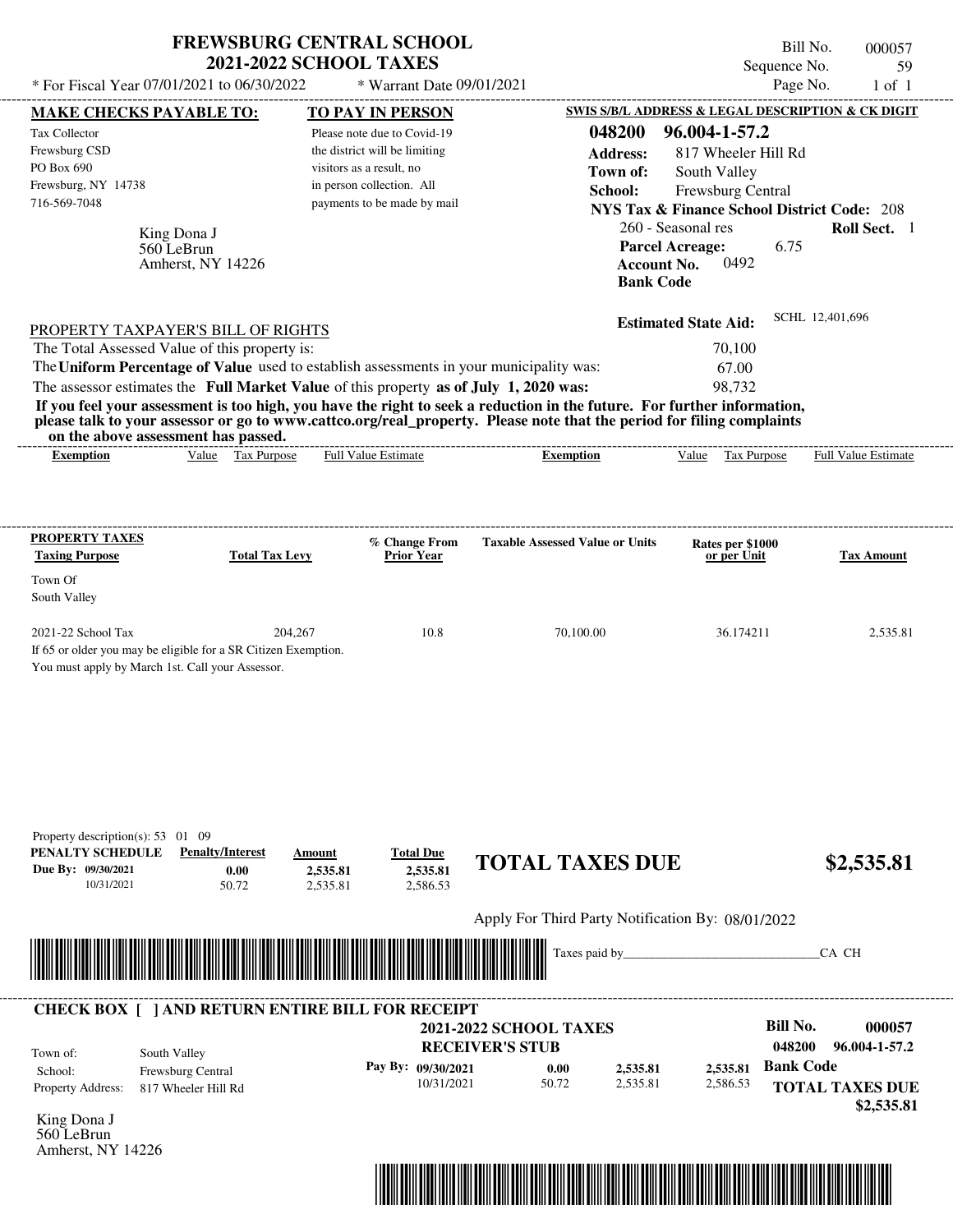# FREWSBURG CENTRAL SCHOOL
## 2021-2022 SCHOOL TAXES

Bill No. 000057
Sequence No. 59
Page No. 1 of 1

* For Fiscal Year 07/01/2021 to 06/30/2022 * Warrant Date 09/01/2021

**MAKE CHECKS PAYABLE TO:**
Tax Collector
Frewsburg CSD
PO Box 690
Frewsburg, NY 14738
716-569-7048

King Dona J
560 LeBrun
Amherst, NY 14226

**TO PAY IN PERSON**
Please note due to Covid-19 the district will be limiting visitors as a result, no in person collection. All payments to be made by mail

**SWIS S/B/L ADDRESS & LEGAL DESCRIPTION & CK DIGIT**
**048200 96.004-1-57.2**
**Address:** 817 Wheeler Hill Rd
**Town of:** South Valley
**School:** Frewsburg Central
**NYS Tax & Finance School District Code:** 208
260 - Seasonal res **Roll Sect.** 1
**Parcel Acreage:** 6.75
**Account No.** 0492
**Bank Code**

**Estimated State Aid:** SCHL 12,401,696

PROPERTY TAXPAYER'S BILL OF RIGHTS
The Total Assessed Value of this property is: 70,100
The **Uniform Percentage of Value** used to establish assessments in your municipality was: 67.00
The assessor estimates the **Full Market Value** of this property **as of July 1, 2020 was:** 98,732

**If you feel your assessment is too high, you have the right to seek a reduction in the future. For further information, please talk to your assessor or go to www.cattco.org/real_property. Please note that the period for filing complaints on the above assessment has passed.**

| Exemption | Value | Tax Purpose | Full Value Estimate | Exemption | Value | Tax Purpose | Full Value Estimate |
|---|---|---|---|---|---|---|---|

| PROPERTY TAXES Taxing Purpose | Total Tax Levy | % Change From Prior Year | Taxable Assessed Value or Units | Rates per $1000 or per Unit | Tax Amount |
|---|---|---|---|---|---|
| Town Of South Valley | | | | | |
| 2021-22 School Tax | 204,267 | 10.8 | 70,100.00 | 36.174211 | 2,535.81 |

If 65 or older you may be eligible for a SR Citizen Exemption.
You must apply by March 1st. Call your Assessor.

Property description(s): 53 01 09

| PENALTY SCHEDULE | Penalty/Interest | Amount | Total Due |
|---|---|---|---|
| Due By: 09/30/2021 | 0.00 | 2,535.81 | 2,535.81 |
| 10/31/2021 | 50.72 | 2,535.81 | 2,586.53 |

**TOTAL TAXES DUE $2,535.81**

Apply For Third Party Notification By: 08/01/2022

Taxes paid by_______________________________CA CH

**CHECK BOX [ ] AND RETURN ENTIRE BILL FOR RECEIPT**

**2021-2022 SCHOOL TAXES**
**RECEIVER'S STUB**

**Bill No.** **000057**
**048200 96.004-1-57.2**

Town of: South Valley
School: Frewsburg Central
Property Address: 817 Wheeler Hill Rd

| Pay By: | | | |
|---|---|---|---|
| 09/30/2021 | 0.00 | 2,535.81 | 2,535.81 |
| 10/31/2021 | 50.72 | 2,535.81 | 2,586.53 |

**Bank Code**
**TOTAL TAXES DUE**
**$2,535.81**

King Dona J
560 LeBrun
Amherst, NY 14226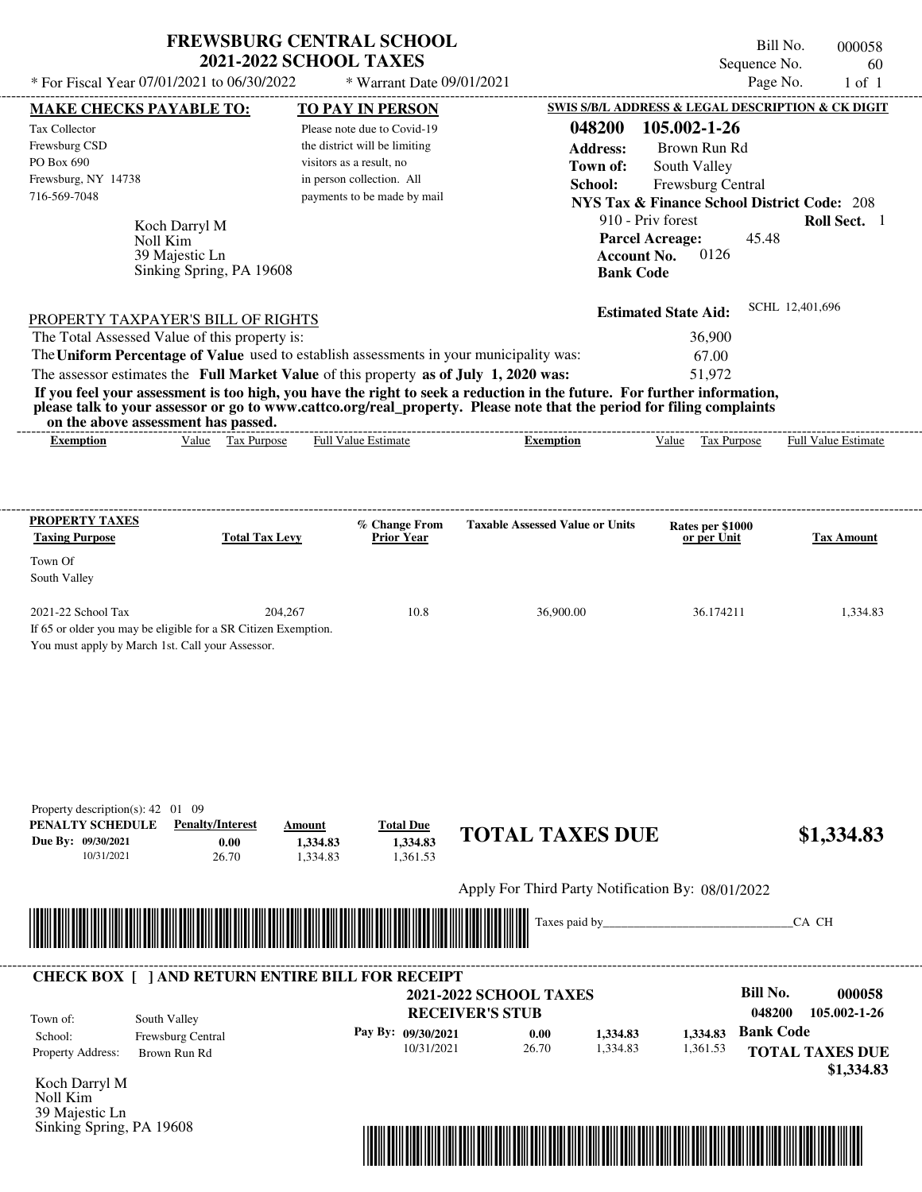# FREWSBURG CENTRAL SCHOOL
## 2021-2022 SCHOOL TAXES

\* For Fiscal Year 07/01/2021 to 06/30/2022 \* Warrant Date 09/01/2021

Bill No. 000058
Sequence No. 60
Page No. 1 of 1

**MAKE CHECKS PAYABLE TO:**

Tax Collector
Frewsburg CSD
PO Box 690
Frewsburg, NY 14738
716-569-7048

**TO PAY IN PERSON**

Please note due to Covid-19 the district will be limiting visitors as a result, no in person collection. All payments to be made by mail

**SWIS S/B/L ADDRESS & LEGAL DESCRIPTION & CK DIGIT**

**048200 105.002-1-26**
**Address:** Brown Run Rd
**Town of:** South Valley
**School:** Frewsburg Central
**NYS Tax & Finance School District Code:** 208
910 - Priv forest **Roll Sect.** 1
**Parcel Acreage:** 45.48
**Account No.** 0126
**Bank Code**

Koch Darryl M
Noll Kim
39 Majestic Ln
Sinking Spring, PA 19608

**Estimated State Aid:** SCHL 12,401,696

PROPERTY TAXPAYER'S BILL OF RIGHTS

The Total Assessed Value of this property is: 36,900
The **Uniform Percentage of Value** used to establish assessments in your municipality was: 67.00
The assessor estimates the **Full Market Value** of this property **as of July 1, 2020 was:** 51,972

**If you feel your assessment is too high, you have the right to seek a reduction in the future. For further information, please talk to your assessor or go to www.cattco.org/real_property. Please note that the period for filing complaints on the above assessment has passed.**

| Exemption | Value | Tax Purpose | Full Value Estimate | Exemption | Value | Tax Purpose | Full Value Estimate |
|---|---|---|---|---|---|---|---|

| PROPERTY TAXES Taxing Purpose | Total Tax Levy | % Change From Prior Year | Taxable Assessed Value or Units | Rates per $1000 or per Unit | Tax Amount |
|---|---|---|---|---|---|
| Town Of South Valley | | | | | |
| 2021-22 School Tax | 204,267 | 10.8 | 36,900.00 | 36.174211 | 1,334.83 |

If 65 or older you may be eligible for a SR Citizen Exemption.
You must apply by March 1st. Call your Assessor.

Property description(s): 42 01 09

| PENALTY SCHEDULE | Penalty/Interest | Amount | Total Due |
|---|---|---|---|
| Due By: 09/30/2021 | 0.00 | 1,334.83 | 1,334.83 |
| 10/31/2021 | 26.70 | 1,334.83 | 1,361.53 |

**TOTAL TAXES DUE $1,334.83**

Apply For Third Party Notification By: 08/01/2022

Taxes paid by_______________________________CA CH

**CHECK BOX [ ] AND RETURN ENTIRE BILL FOR RECEIPT**

**2021-2022 SCHOOL TAXES**
**RECEIVER'S STUB**

**Bill No. 000058**
**048200 105.002-1-26**

Town of: South Valley
School: Frewsburg Central
Property Address: Brown Run Rd

| Pay By: | | | | |
|---|---|---|---|---|
| 09/30/2021 | 0.00 | 1,334.83 | 1,334.83 | **Bank Code** |
| 10/31/2021 | 26.70 | 1,334.83 | 1,361.53 | |

**TOTAL TAXES DUE $1,334.83**

Koch Darryl M
Noll Kim
39 Majestic Ln
Sinking Spring, PA 19608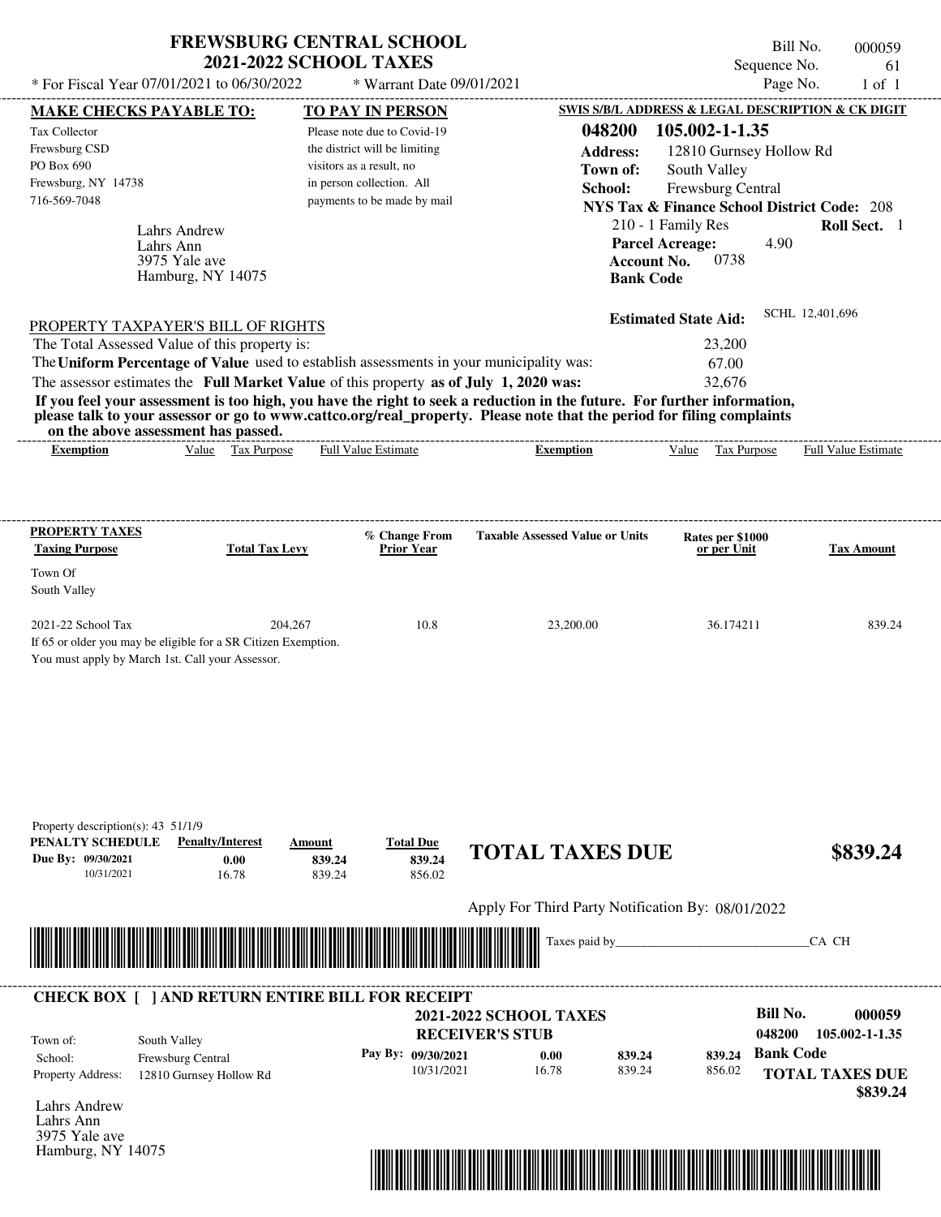# FREWSBURG CENTRAL SCHOOL
## 2021-2022 SCHOOL TAXES

\* For Fiscal Year 07/01/2021 to 06/30/2022 | \* Warrant Date 09/01/2021

Bill No. 000059
Sequence No. 61
Page No. 1 of 1

**MAKE CHECKS PAYABLE TO:**
Tax Collector
Frewsburg CSD
PO Box 690
Frewsburg, NY 14738
716-569-7048

**TO PAY IN PERSON**
Please note due to Covid-19 the district will be limiting visitors as a result, no in person collection. All payments to be made by mail

**SWIS S/B/L ADDRESS & LEGAL DESCRIPTION & CK DIGIT**
**048200 105.002-1-1.35**
**Address:** 12810 Gurnsey Hollow Rd
**Town of:** South Valley
**School:** Frewsburg Central
**NYS Tax & Finance School District Code:** 208
210 - 1 Family Res **Roll Sect.** 1
**Parcel Acreage:** 4.90
**Account No.** 0738
**Bank Code**

Lahrs Andrew
Lahrs Ann
3975 Yale ave
Hamburg, NY 14075

**Estimated State Aid:** SCHL 12,401,696

PROPERTY TAXPAYER'S BILL OF RIGHTS

The Total Assessed Value of this property is: 23,200
The **Uniform Percentage of Value** used to establish assessments in your municipality was: 67.00
The assessor estimates the **Full Market Value** of this property **as of July 1, 2020 was:** 32,676

**If you feel your assessment is too high, you have the right to seek a reduction in the future. For further information, please talk to your assessor or go to www.cattco.org/real_property. Please note that the period for filing complaints on the above assessment has passed.**

| Exemption | Value | Tax Purpose | Full Value Estimate | Exemption | Value | Tax Purpose | Full Value Estimate |
|---|---|---|---|---|---|---|---|

**PROPERTY TAXES**

| Taxing Purpose | Total Tax Levy | % Change From Prior Year | Taxable Assessed Value or Units | Rates per $1000 or per Unit | Tax Amount |
|---|---|---|---|---|---|
| Town Of South Valley | | | | | |
| 2021-22 School Tax | 204,267 | 10.8 | 23,200.00 | 36.174211 | 839.24 |

If 65 or older you may be eligible for a SR Citizen Exemption.
You must apply by March 1st. Call your Assessor.

Property description(s): 43 51/1/9

| PENALTY SCHEDULE | Penalty/Interest | Amount | Total Due |
|---|---|---|---|
| Due By: 09/30/2021 | 0.00 | 839.24 | 839.24 |
| 10/31/2021 | 16.78 | 839.24 | 856.02 |

**TOTAL TAXES DUE $839.24**

Apply For Third Party Notification By: 08/01/2022

Taxes paid by_______________________________CA CH

**CHECK BOX [ ] AND RETURN ENTIRE BILL FOR RECEIPT**

**2021-2022 SCHOOL TAXES**
**RECEIVER'S STUB**

**Bill No. 000059**
**048200 105.002-1-1.35**

Town of: South Valley
School: Frewsburg Central
Property Address: 12810 Gurnsey Hollow Rd

| Pay By: | Penalty/Interest | Amount | Total Due |
|---|---|---|---|
| 09/30/2021 | 0.00 | 839.24 | 839.24 |
| 10/31/2021 | 16.78 | 839.24 | 856.02 |

**Bank Code**
**TOTAL TAXES DUE $839.24**

Lahrs Andrew
Lahrs Ann
3975 Yale ave
Hamburg, NY 14075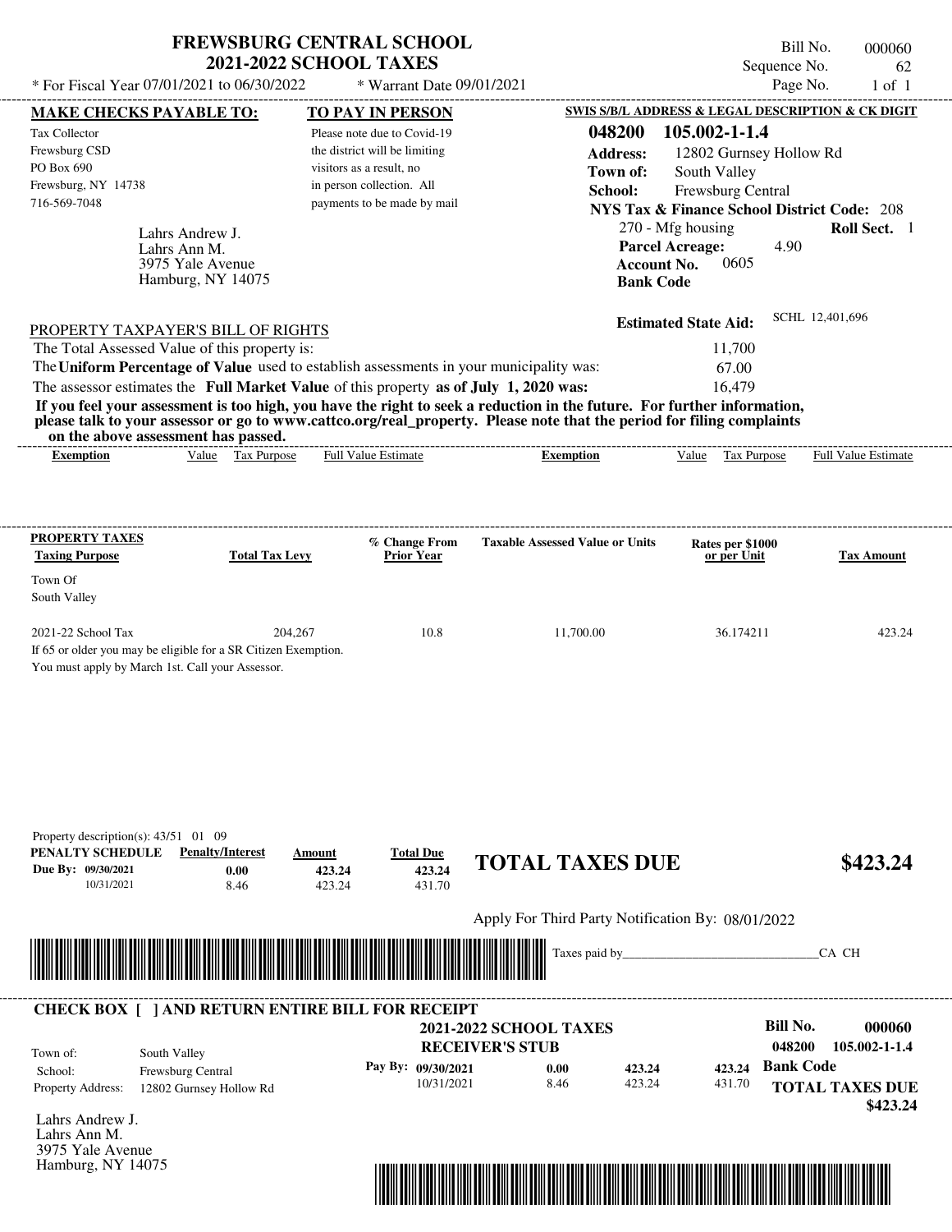# FREWSBURG CENTRAL SCHOOL
## 2021-2022 SCHOOL TAXES

\* For Fiscal Year 07/01/2021 to 06/30/2022 \* Warrant Date 09/01/2021

Bill No. 000060
Sequence No. 62
Page No. 1 of 1

**MAKE CHECKS PAYABLE TO:**

Tax Collector
Frewsburg CSD
PO Box 690
Frewsburg, NY 14738
716-569-7048

**TO PAY IN PERSON**

Please note due to Covid-19 the district will be limiting visitors as a result, no in person collection. All payments to be made by mail

**SWIS S/B/L ADDRESS & LEGAL DESCRIPTION & CK DIGIT**

**048200 105.002-1-1.4**
**Address:** 12802 Gurnsey Hollow Rd
**Town of:** South Valley
**School:** Frewsburg Central
**NYS Tax & Finance School District Code:** 208
270 - Mfg housing **Roll Sect.** 1
**Parcel Acreage:** 4.90
**Account No.** 0605
**Bank Code**

Lahrs Andrew J.
Lahrs Ann M.
3975 Yale Avenue
Hamburg, NY 14075

**Estimated State Aid:** SCHL 12,401,696

PROPERTY TAXPAYER'S BILL OF RIGHTS

The Total Assessed Value of this property is: 11,700
The **Uniform Percentage of Value** used to establish assessments in your municipality was: 67.00
The assessor estimates the **Full Market Value** of this property **as of July 1, 2020 was:** 16,479

**If you feel your assessment is too high, you have the right to seek a reduction in the future. For further information, please talk to your assessor or go to www.cattco.org/real_property. Please note that the period for filing complaints on the above assessment has passed.**

| Exemption | Value | Tax Purpose | Full Value Estimate | Exemption | Value | Tax Purpose | Full Value Estimate |
|---|---|---|---|---|---|---|---|

| PROPERTY TAXES Taxing Purpose | Total Tax Levy | % Change From Prior Year | Taxable Assessed Value or Units | Rates per $1000 or per Unit | Tax Amount |
|---|---|---|---|---|---|
| Town Of South Valley | | | | | |
| 2021-22 School Tax | 204,267 | 10.8 | 11,700.00 | 36.174211 | 423.24 |

If 65 or older you may be eligible for a SR Citizen Exemption.
You must apply by March 1st. Call your Assessor.

Property description(s): 43/51 01 09

| PENALTY SCHEDULE | Penalty/Interest | Amount | Total Due |
|---|---|---|---|
| Due By: 09/30/2021 | 0.00 | 423.24 | 423.24 |
| 10/31/2021 | 8.46 | 423.24 | 431.70 |

**TOTAL TAXES DUE $423.24**

Apply For Third Party Notification By: 08/01/2022

Taxes paid by_______________________________CA CH

**CHECK BOX [ ] AND RETURN ENTIRE BILL FOR RECEIPT**

**2021-2022 SCHOOL TAXES**
**RECEIVER'S STUB**

**Bill No. 000060**
**048200 105.002-1-1.4**

Town of: South Valley
School: Frewsburg Central
Property Address: 12802 Gurnsey Hollow Rd

| Pay By: | | | |
|---|---|---|---|
| 09/30/2021 | 0.00 | 423.24 | 423.24 |
| 10/31/2021 | 8.46 | 423.24 | 431.70 |

**Bank Code**

**TOTAL TAXES DUE $423.24**

Lahrs Andrew J.
Lahrs Ann M.
3975 Yale Avenue
Hamburg, NY 14075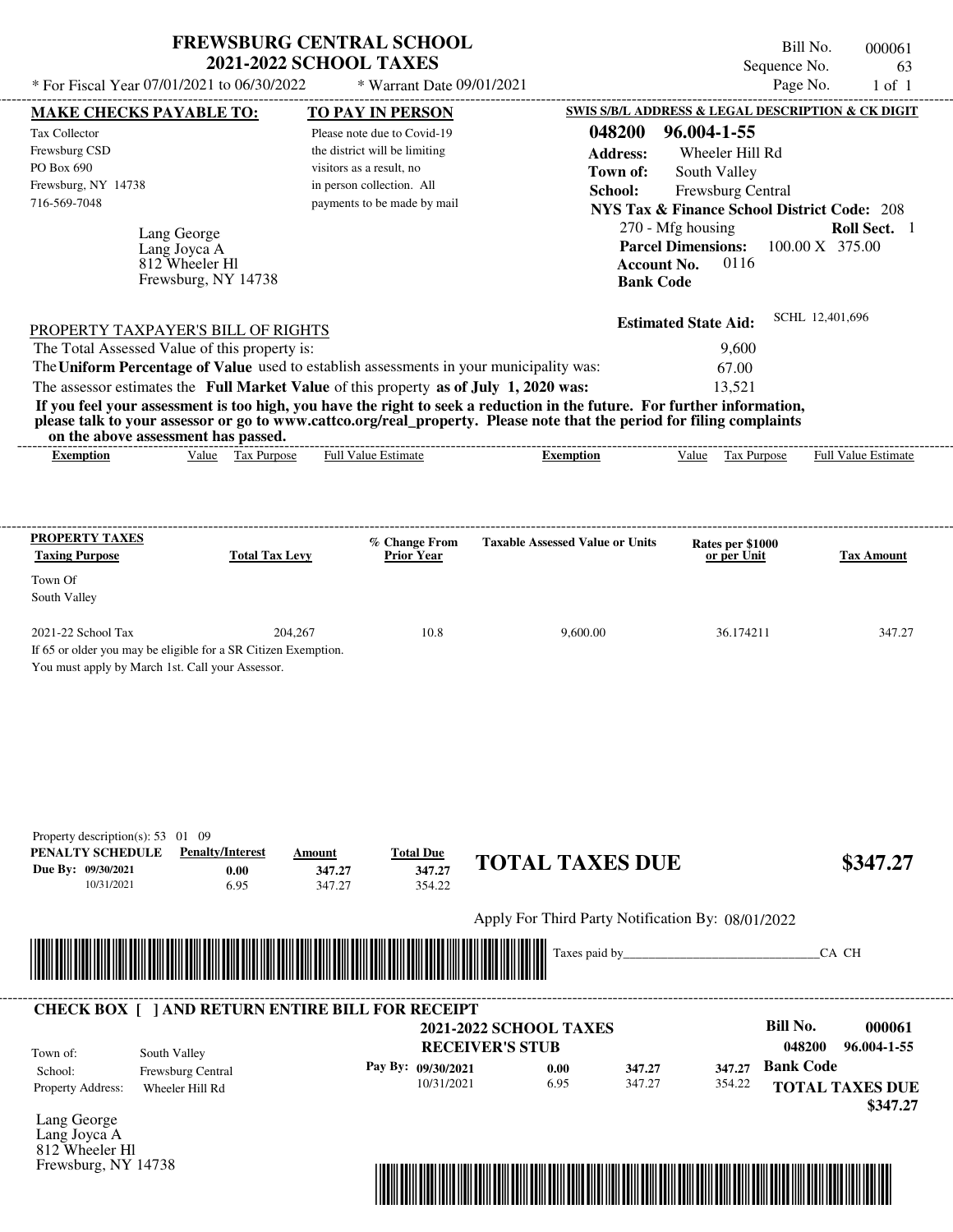# FREWSBURG CENTRAL SCHOOL
## 2021-2022 SCHOOL TAXES

Bill No. 000061
Sequence No. 63
Page No. 1 of 1

* For Fiscal Year 07/01/2021 to 06/30/2022 * Warrant Date 09/01/2021

**MAKE CHECKS PAYABLE TO:**

Tax Collector
Frewsburg CSD
PO Box 690
Frewsburg, NY 14738
716-569-7048

**TO PAY IN PERSON**

Please note due to Covid-19 the district will be limiting visitors as a result, no in person collection. All payments to be made by mail

**SWIS S/B/L ADDRESS & LEGAL DESCRIPTION & CK DIGIT**

**048200 96.004-1-55**
**Address:** Wheeler Hill Rd
**Town of:** South Valley
**School:** Frewsburg Central
**NYS Tax & Finance School District Code:** 208
270 - Mfg housing **Roll Sect.** 1
**Parcel Dimensions:** 100.00 X 375.00
**Account No.** 0116
**Bank Code**

Lang George
Lang Joyca A
812 Wheeler Hl
Frewsburg, NY 14738

**Estimated State Aid:** SCHL 12,401,696

PROPERTY TAXPAYER'S BILL OF RIGHTS

The Total Assessed Value of this property is: 9,600
The **Uniform Percentage of Value** used to establish assessments in your municipality was: 67.00
The assessor estimates the **Full Market Value** of this property **as of July 1, 2020 was:** 13,521

**If you feel your assessment is too high, you have the right to seek a reduction in the future. For further information, please talk to your assessor or go to www.cattco.org/real_property. Please note that the period for filing complaints on the above assessment has passed.**

| Exemption | Value | Tax Purpose | Full Value Estimate | Exemption | Value | Tax Purpose | Full Value Estimate |
|---|---|---|---|---|---|---|---|

| PROPERTY TAXES Taxing Purpose | Total Tax Levy | % Change From Prior Year | Taxable Assessed Value or Units | Rates per $1000 or per Unit | Tax Amount |
|---|---|---|---|---|---|
| Town Of South Valley | | | | | |
| 2021-22 School Tax | 204,267 | 10.8 | 9,600.00 | 36.174211 | 347.27 |

If 65 or older you may be eligible for a SR Citizen Exemption.
You must apply by March 1st. Call your Assessor.

Property description(s): 53 01 09

| PENALTY SCHEDULE | Penalty/Interest | Amount | Total Due |
|---|---|---|---|
| Due By: 09/30/2021 | 0.00 | 347.27 | 347.27 |
| 10/31/2021 | 6.95 | 347.27 | 354.22 |

**TOTAL TAXES DUE $347.27**

Apply For Third Party Notification By: 08/01/2022

Taxes paid by_______________________________CA CH

---

**CHECK BOX [ ] AND RETURN ENTIRE BILL FOR RECEIPT**

**2021-2022 SCHOOL TAXES**
**RECEIVER'S STUB**

**Bill No. 000061**
**048200 96.004-1-55**

Town of: South Valley
School: Frewsburg Central
Property Address: Wheeler Hill Rd

| Pay By: | | | |
|---|---|---|---|
| 09/30/2021 | 0.00 | 347.27 | 347.27 |
| 10/31/2021 | 6.95 | 347.27 | 354.22 |

**Bank Code**

**TOTAL TAXES DUE**
**$347.27**

Lang George
Lang Joyca A
812 Wheeler Hl
Frewsburg, NY 14738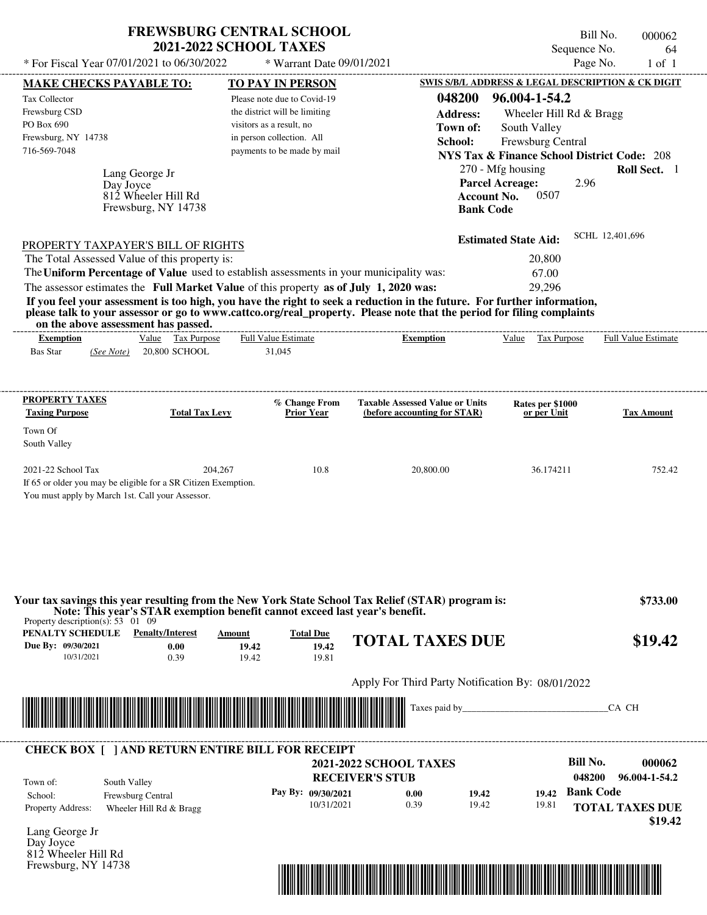# FREWSBURG CENTRAL SCHOOL
## 2021-2022 SCHOOL TAXES

\* For Fiscal Year 07/01/2021 to 06/30/2022 \* Warrant Date 09/01/2021

Bill No. 000062
Sequence No. 64
Page No. 1 of 1

**MAKE CHECKS PAYABLE TO:**

Tax Collector
Frewsburg CSD
PO Box 690
Frewsburg, NY 14738
716-569-7048

**TO PAY IN PERSON**

Please note due to Covid-19 the district will be limiting visitors as a result, no in person collection. All payments to be made by mail

**SWIS S/B/L ADDRESS & LEGAL DESCRIPTION & CK DIGIT**

**048200 96.004-1-54.2**
**Address:** Wheeler Hill Rd & Bragg
**Town of:** South Valley
**School:** Frewsburg Central
**NYS Tax & Finance School District Code:** 208
270 - Mfg housing **Roll Sect.** 1
**Parcel Acreage:** 2.96
**Account No.** 0507
**Bank Code**

Lang George Jr
Day Joyce
812 Wheeler Hill Rd
Frewsburg, NY 14738

**Estimated State Aid:** SCHL 12,401,696

PROPERTY TAXPAYER'S BILL OF RIGHTS

The Total Assessed Value of this property is: 20,800
The **Uniform Percentage of Value** used to establish assessments in your municipality was: 67.00
The assessor estimates the **Full Market Value** of this property **as of July 1, 2020 was:** 29,296

**If you feel your assessment is too high, you have the right to seek a reduction in the future. For further information, please talk to your assessor or go to www.cattco.org/real_property. Please note that the period for filing complaints on the above assessment has passed.**

| Exemption | Value | Tax Purpose | Full Value Estimate | Exemption | Value | Tax Purpose | Full Value Estimate |
|---|---|---|---|---|---|---|---|
| Bas Star *(See Note)* | 20,800 | SCHOOL | 31,045 | | | | |

| PROPERTY TAXES Taxing Purpose | Total Tax Levy | % Change From Prior Year | Taxable Assessed Value or Units (before accounting for STAR) | Rates per $1000 or per Unit | Tax Amount |
|---|---|---|---|---|---|
| Town Of South Valley | | | | | |
| 2021-22 School Tax | 204,267 | 10.8 | 20,800.00 | 36.174211 | 752.42 |

If 65 or older you may be eligible for a SR Citizen Exemption.
You must apply by March 1st. Call your Assessor.

**Your tax savings this year resulting from the New York State School Tax Relief (STAR) program is: $733.00**
**Note: This year's STAR exemption benefit cannot exceed last year's benefit.**

Property description(s): 53 01 09

| PENALTY SCHEDULE | Penalty/Interest | Amount | Total Due |
|---|---|---|---|
| Due By: 09/30/2021 | 0.00 | 19.42 | 19.42 |
| 10/31/2021 | 0.39 | 19.42 | 19.81 |

**TOTAL TAXES DUE $19.42**

Apply For Third Party Notification By: 08/01/2022

Taxes paid by_______________________________CA CH

**CHECK BOX [ ] AND RETURN ENTIRE BILL FOR RECEIPT**

**2021-2022 SCHOOL TAXES**
**RECEIVER'S STUB**

**Bill No. 000062**
**048200 96.004-1-54.2**

Town of: South Valley
School: Frewsburg Central
Property Address: Wheeler Hill Rd & Bragg

| Pay By: | | | | |
|---|---|---|---|---|
| 09/30/2021 | 0.00 | 19.42 | 19.42 | **Bank Code** |
| 10/31/2021 | 0.39 | 19.42 | 19.81 | |

**TOTAL TAXES DUE $19.42**

Lang George Jr
Day Joyce
812 Wheeler Hill Rd
Frewsburg, NY 14738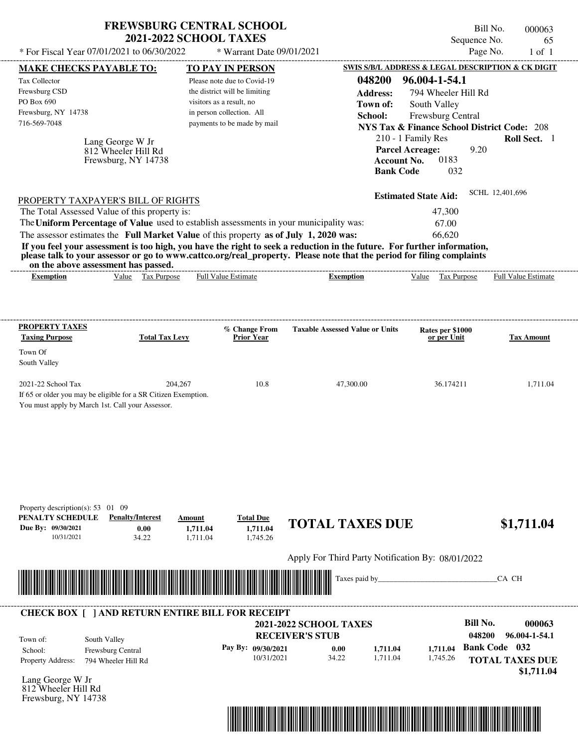# FREWSBURG CENTRAL SCHOOL
## 2021-2022 SCHOOL TAXES

\* For Fiscal Year 07/01/2021 to 06/30/2022 &nbsp;&nbsp; \* Warrant Date 09/01/2021

Bill No. 000063
Sequence No. 65
Page No. 1 of 1

**MAKE CHECKS PAYABLE TO:**

Tax Collector
Frewsburg CSD
PO Box 690
Frewsburg, NY 14738
716-569-7048

**TO PAY IN PERSON**

Please note due to Covid-19 the district will be limiting visitors as a result, no in person collection. All payments to be made by mail

**SWIS S/B/L ADDRESS & LEGAL DESCRIPTION & CK DIGIT**

**048200 96.004-1-54.1**
**Address:** 794 Wheeler Hill Rd
**Town of:** South Valley
**School:** Frewsburg Central
**NYS Tax & Finance School District Code:** 208
210 - 1 Family Res &nbsp;&nbsp; **Roll Sect.** 1
**Parcel Acreage:** 9.20
**Account No.** 0183
**Bank Code** 032

Lang George W Jr
812 Wheeler Hill Rd
Frewsburg, NY 14738

**Estimated State Aid:** SCHL 12,401,696

PROPERTY TAXPAYER'S BILL OF RIGHTS

The Total Assessed Value of this property is: 47,300
The **Uniform Percentage of Value** used to establish assessments in your municipality was: 67.00
The assessor estimates the **Full Market Value** of this property **as of July 1, 2020 was:** 66,620

**If you feel your assessment is too high, you have the right to seek a reduction in the future. For further information, please talk to your assessor or go to www.cattco.org/real_property. Please note that the period for filing complaints on the above assessment has passed.**

| Exemption | Value | Tax Purpose | Full Value Estimate | Exemption | Value | Tax Purpose | Full Value Estimate |
|---|---|---|---|---|---|---|---|

**PROPERTY TAXES**

| Taxing Purpose | Total Tax Levy | % Change From Prior Year | Taxable Assessed Value or Units | Rates per $1000 or per Unit | Tax Amount |
|---|---|---|---|---|---|
| Town Of South Valley | | | | | |
| 2021-22 School Tax | 204,267 | 10.8 | 47,300.00 | 36.174211 | 1,711.04 |

If 65 or older you may be eligible for a SR Citizen Exemption.
You must apply by March 1st. Call your Assessor.

Property description(s): 53 01 09

| PENALTY SCHEDULE | Penalty/Interest | Amount | Total Due |
|---|---|---|---|
| Due By: 09/30/2021 | 0.00 | 1,711.04 | 1,711.04 |
| 10/31/2021 | 34.22 | 1,711.04 | 1,745.26 |

**TOTAL TAXES DUE** **$1,711.04**

Apply For Third Party Notification By: 08/01/2022

Taxes paid by_______________________________CA CH

**CHECK BOX [ ] AND RETURN ENTIRE BILL FOR RECEIPT**

**2021-2022 SCHOOL TAXES**
**RECEIVER'S STUB**

**Bill No.** **000063**
**048200** **96.004-1-54.1**

Town of: South Valley
School: Frewsburg Central
Property Address: 794 Wheeler Hill Rd

| Pay By: | Penalty/Interest | Amount | Total Due |
|---|---|---|---|
| 09/30/2021 | 0.00 | 1,711.04 | 1,711.04 |
| 10/31/2021 | 34.22 | 1,711.04 | 1,745.26 |

**Bank Code 032**
**TOTAL TAXES DUE**
**$1,711.04**

Lang George W Jr
812 Wheeler Hill Rd
Frewsburg, NY 14738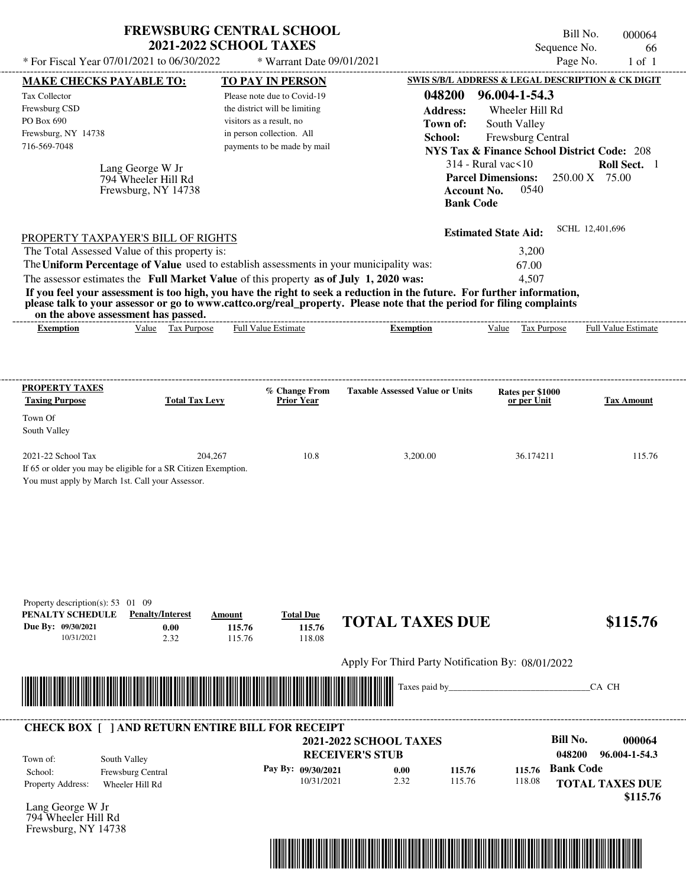# FREWSBURG CENTRAL SCHOOL
## 2021-2022 SCHOOL TAXES

\* For Fiscal Year 07/01/2021 to 06/30/2022 \* Warrant Date 09/01/2021

Bill No. 000064
Sequence No. 66
Page No. 1 of 1

**MAKE CHECKS PAYABLE TO:**

Tax Collector
Frewsburg CSD
PO Box 690
Frewsburg, NY 14738
716-569-7048

Lang George W Jr
794 Wheeler Hill Rd
Frewsburg, NY 14738

**TO PAY IN PERSON**

Please note due to Covid-19 the district will be limiting visitors as a result, no in person collection. All payments to be made by mail

**SWIS S/B/L ADDRESS & LEGAL DESCRIPTION & CK DIGIT**

**048200 96.004-1-54.3**
**Address:** Wheeler Hill Rd
**Town of:** South Valley
**School:** Frewsburg Central
**NYS Tax & Finance School District Code:** 208
314 - Rural vac<10 **Roll Sect.** 1
**Parcel Dimensions:** 250.00 X 75.00
**Account No.** 0540
**Bank Code**

**Estimated State Aid:** SCHL 12,401,696

PROPERTY TAXPAYER'S BILL OF RIGHTS

The Total Assessed Value of this property is: 3,200
The **Uniform Percentage of Value** used to establish assessments in your municipality was: 67.00
The assessor estimates the **Full Market Value** of this property **as of July 1, 2020 was:** 4,507

**If you feel your assessment is too high, you have the right to seek a reduction in the future. For further information, please talk to your assessor or go to www.cattco.org/real_property. Please note that the period for filing complaints on the above assessment has passed.**

| Exemption | Value | Tax Purpose | Full Value Estimate | Exemption | Value | Tax Purpose | Full Value Estimate |
|---|---|---|---|---|---|---|---|

| PROPERTY TAXES Taxing Purpose | Total Tax Levy | % Change From Prior Year | Taxable Assessed Value or Units | Rates per $1000 or per Unit | Tax Amount |
|---|---|---|---|---|---|
| Town Of South Valley | | | | | |
| 2021-22 School Tax | 204,267 | 10.8 | 3,200.00 | 36.174211 | 115.76 |

If 65 or older you may be eligible for a SR Citizen Exemption.
You must apply by March 1st. Call your Assessor.

Property description(s): 53 01 09

| PENALTY SCHEDULE | Penalty/Interest | Amount | Total Due |
|---|---|---|---|
| Due By: 09/30/2021 | 0.00 | 115.76 | 115.76 |
| 10/31/2021 | 2.32 | 115.76 | 118.08 |

**TOTAL TAXES DUE $115.76**

Apply For Third Party Notification By: 08/01/2022

Taxes paid by\_\_\_\_\_\_\_\_\_\_\_\_\_\_\_\_\_\_\_\_\_\_\_\_\_\_\_\_\_\_CA CH

**CHECK BOX [ ] AND RETURN ENTIRE BILL FOR RECEIPT**

**2021-2022 SCHOOL TAXES**
**RECEIVER'S STUB**

**Bill No. 000064**
**048200 96.004-1-54.3**

Town of: South Valley
School: Frewsburg Central
Property Address: Wheeler Hill Rd

| Pay By: | | | |
|---|---|---|---|
| 09/30/2021 | 0.00 | 115.76 | 115.76 |
| 10/31/2021 | 2.32 | 115.76 | 118.08 |

**Bank Code**

**TOTAL TAXES DUE $115.76**

Lang George W Jr
794 Wheeler Hill Rd
Frewsburg, NY 14738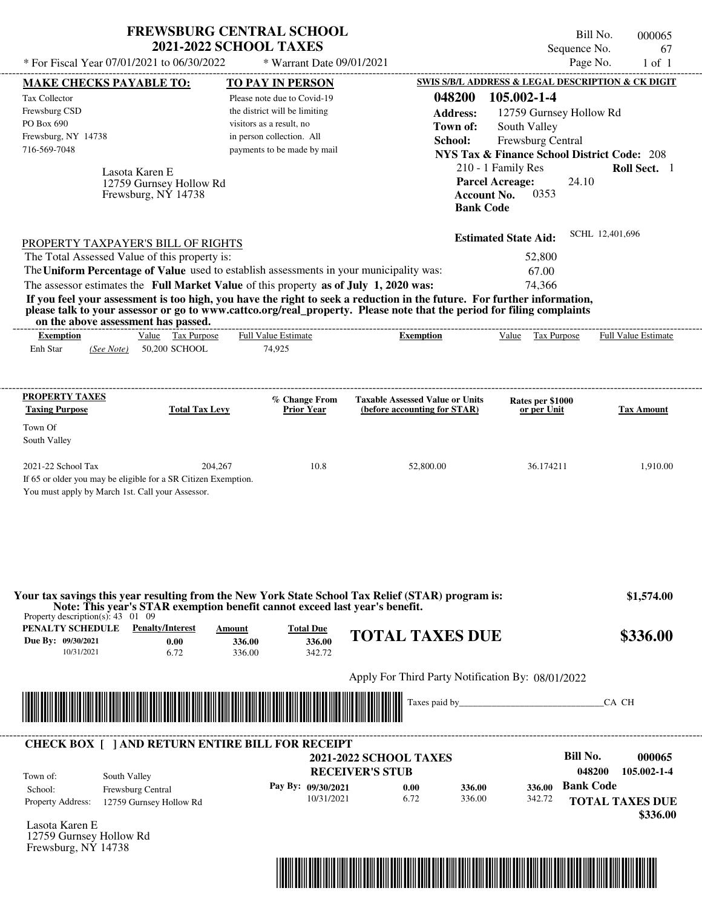# FREWSBURG CENTRAL SCHOOL
## 2021-2022 SCHOOL TAXES

Bill No. 000065
Sequence No. 67
Page No. 1 of 1

* For Fiscal Year 07/01/2021 to 06/30/2022 * Warrant Date 09/01/2021

**MAKE CHECKS PAYABLE TO:**
Tax Collector
Frewsburg CSD
PO Box 690
Frewsburg, NY 14738
716-569-7048

**TO PAY IN PERSON**
Please note due to Covid-19 the district will be limiting visitors as a result, no in person collection. All payments to be made by mail

**SWIS S/B/L ADDRESS & LEGAL DESCRIPTION & CK DIGIT**
**048200 105.002-1-4**
**Address:** 12759 Gurnsey Hollow Rd
**Town of:** South Valley
**School:** Frewsburg Central
**NYS Tax & Finance School District Code:** 208
210 - 1 Family Res **Roll Sect.** 1
**Parcel Acreage:** 24.10
**Account No.** 0353
**Bank Code**

Lasota Karen E
12759 Gurnsey Hollow Rd
Frewsburg, NY 14738

**Estimated State Aid:** SCHL 12,401,696

PROPERTY TAXPAYER'S BILL OF RIGHTS

The Total Assessed Value of this property is: 52,800
The **Uniform Percentage of Value** used to establish assessments in your municipality was: 67.00
The assessor estimates the **Full Market Value** of this property **as of July 1, 2020 was:** 74,366

**If you feel your assessment is too high, you have the right to seek a reduction in the future. For further information, please talk to your assessor or go to www.cattco.org/real_property. Please note that the period for filing complaints on the above assessment has passed.**

| Exemption | Value | Tax Purpose | Full Value Estimate | Exemption | Value | Tax Purpose | Full Value Estimate |
|---|---|---|---|---|---|---|---|
| Enh Star *(See Note)* | 50,200 | SCHOOL | 74,925 | | | | |

| PROPERTY TAXES Taxing Purpose | Total Tax Levy | % Change From Prior Year | Taxable Assessed Value or Units (before accounting for STAR) | Rates per $1000 or per Unit | Tax Amount |
|---|---|---|---|---|---|
| Town Of South Valley | | | | | |
| 2021-22 School Tax | 204,267 | 10.8 | 52,800.00 | 36.174211 | 1,910.00 |

If 65 or older you may be eligible for a SR Citizen Exemption.
You must apply by March 1st. Call your Assessor.

**Your tax savings this year resulting from the New York State School Tax Relief (STAR) program is:** **$1,574.00**
**Note: This year's STAR exemption benefit cannot exceed last year's benefit.**

Property description(s): 43 01 09

| PENALTY SCHEDULE | Penalty/Interest | Amount | Total Due |
|---|---|---|---|
| Due By: 09/30/2021 | 0.00 | 336.00 | 336.00 |
| 10/31/2021 | 6.72 | 336.00 | 342.72 |

**TOTAL TAXES DUE** **$336.00**

Apply For Third Party Notification By: 08/01/2022

Taxes paid by_______________________________CA CH

---

**CHECK BOX [ ] AND RETURN ENTIRE BILL FOR RECEIPT**

**2021-2022 SCHOOL TAXES**
**RECEIVER'S STUB**

**Bill No.** 000065
048200 105.002-1-4

Town of: South Valley
School: Frewsburg Central
Property Address: 12759 Gurnsey Hollow Rd

| Pay By: | | | | |
|---|---|---|---|---|
| 09/30/2021 | 0.00 | 336.00 | 336.00 | **Bank Code** |
| 10/31/2021 | 6.72 | 336.00 | 342.72 | |

**TOTAL TAXES DUE**
**$336.00**

Lasota Karen E
12759 Gurnsey Hollow Rd
Frewsburg, NY 14738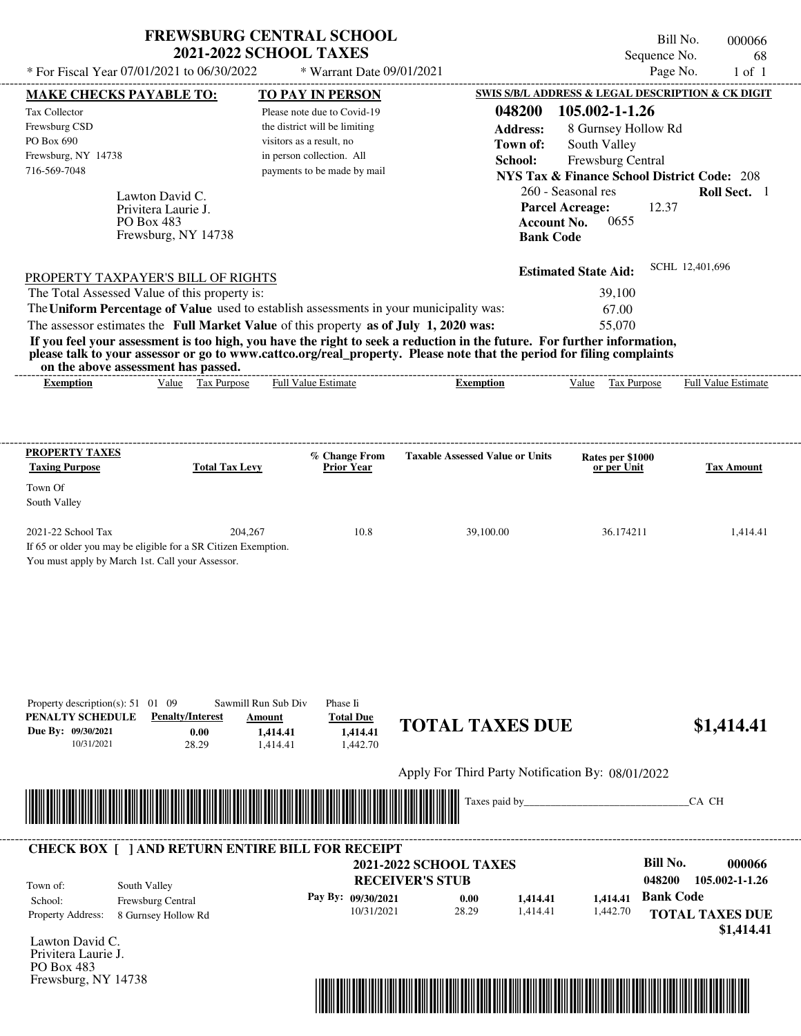# FREWSBURG CENTRAL SCHOOL
## 2021-2022 SCHOOL TAXES

\* For Fiscal Year 07/01/2021 to 06/30/2022 \* Warrant Date 09/01/2021

Bill No. 000066
Sequence No. 68
Page No. 1 of 1

**MAKE CHECKS PAYABLE TO:**
Tax Collector
Frewsburg CSD
PO Box 690
Frewsburg, NY 14738
716-569-7048

**TO PAY IN PERSON**
Please note due to Covid-19 the district will be limiting visitors as a result, no in person collection. All payments to be made by mail

**SWIS S/B/L ADDRESS & LEGAL DESCRIPTION & CK DIGIT**
**048200 105.002-1-1.26**
**Address:** 8 Gurnsey Hollow Rd
**Town of:** South Valley
**School:** Frewsburg Central
**NYS Tax & Finance School District Code:** 208
260 - Seasonal res **Roll Sect.** 1
**Parcel Acreage:** 12.37
**Account No.** 0655
**Bank Code**

Lawton David C.
Privitera Laurie J.
PO Box 483
Frewsburg, NY 14738

**Estimated State Aid:** SCHL 12,401,696

PROPERTY TAXPAYER'S BILL OF RIGHTS

The Total Assessed Value of this property is: 39,100
The **Uniform Percentage of Value** used to establish assessments in your municipality was: 67.00
The assessor estimates the **Full Market Value** of this property **as of July 1, 2020 was:** 55,070

**If you feel your assessment is too high, you have the right to seek a reduction in the future. For further information, please talk to your assessor or go to www.cattco.org/real_property. Please note that the period for filing complaints on the above assessment has passed.**

| Exemption | Value | Tax Purpose | Full Value Estimate | Exemption | Value | Tax Purpose | Full Value Estimate |
|---|---|---|---|---|---|---|---|

**PROPERTY TAXES**

| Taxing Purpose | Total Tax Levy | % Change From Prior Year | Taxable Assessed Value or Units | Rates per $1000 or per Unit | Tax Amount |
|---|---|---|---|---|---|
| Town Of South Valley | | | | | |
| 2021-22 School Tax | 204,267 | 10.8 | 39,100.00 | 36.174211 | 1,414.41 |

If 65 or older you may be eligible for a SR Citizen Exemption.
You must apply by March 1st. Call your Assessor.

Property description(s): 51 01 09 Sawmill Run Sub Div Phase Ii

| PENALTY SCHEDULE | Penalty/Interest | Amount | Total Due |
|---|---|---|---|
| Due By: 09/30/2021 | 0.00 | 1,414.41 | 1,414.41 |
| 10/31/2021 | 28.29 | 1,414.41 | 1,442.70 |

**TOTAL TAXES DUE $1,414.41**

Apply For Third Party Notification By: 08/01/2022

Taxes paid by_______________________________CA CH

**CHECK BOX [ ] AND RETURN ENTIRE BILL FOR RECEIPT**

**2021-2022 SCHOOL TAXES**
**RECEIVER'S STUB**

**Bill No. 000066**
**048200 105.002-1-1.26**

Town of: South Valley
School: Frewsburg Central
Property Address: 8 Gurnsey Hollow Rd

| Pay By: | | | |
|---|---|---|---|
| 09/30/2021 | 0.00 | 1,414.41 | 1,414.41 |
| 10/31/2021 | 28.29 | 1,414.41 | 1,442.70 |

**Bank Code**

**TOTAL TAXES DUE $1,414.41**

Lawton David C.
Privitera Laurie J.
PO Box 483
Frewsburg, NY 14738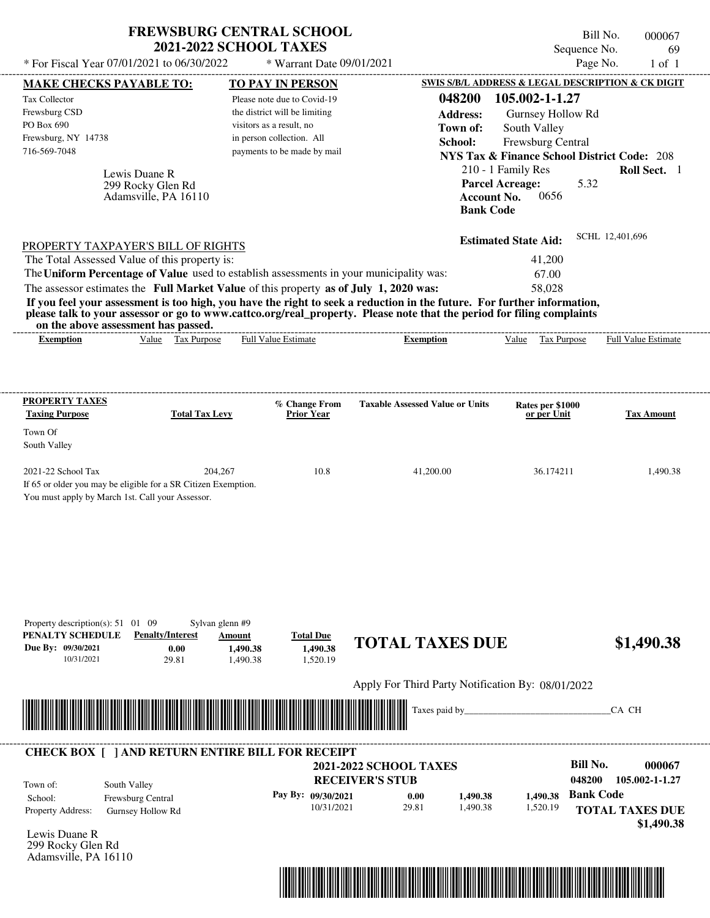# FREWSBURG CENTRAL SCHOOL
## 2021-2022 SCHOOL TAXES

Bill No. 000067
Sequence No. 69

* For Fiscal Year 07/01/2021 to 06/30/2022 * Warrant Date 09/01/2021

**MAKE CHECKS PAYABLE TO:**

Tax Collector
Frewsburg CSD
PO Box 690
Frewsburg, NY 14738
716-569-7048

**TO PAY IN PERSON**

Please note due to Covid-19 the district will be limiting visitors as a result, no in person collection. All payments to be made by mail

Lewis Duane R
299 Rocky Glen Rd
Adamsville, PA 16110

**SWIS S/B/L ADDRESS & LEGAL DESCRIPTION & CK DIGIT**

**048200 105.002-1-1.27**
**Address:** Gurnsey Hollow Rd
**Town of:** South Valley
**School:** Frewsburg Central
**NYS Tax & Finance School District Code:** 208
210 - 1 Family Res **Roll Sect.** 1
**Parcel Acreage:** 5.32
**Account No.** 0656
**Bank Code**

**Estimated State Aid:** SCHL 12,401,696

PROPERTY TAXPAYER'S BILL OF RIGHTS

The Total Assessed Value of this property is: 41,200
The **Uniform Percentage of Value** used to establish assessments in your municipality was: 67.00
The assessor estimates the **Full Market Value** of this property **as of July 1, 2020 was:** 58,028

**If you feel your assessment is too high, you have the right to seek a reduction in the future. For further information, please talk to your assessor or go to www.cattco.org/real_property. Please note that the period for filing complaints on the above assessment has passed.**

| Exemption | Value | Tax Purpose | Full Value Estimate | Exemption | Value | Tax Purpose | Full Value Estimate |
|---|---|---|---|---|---|---|---|

| PROPERTY TAXES Taxing Purpose | Total Tax Levy | % Change From Prior Year | Taxable Assessed Value or Units | Rates per $1000 or per Unit | Tax Amount |
|---|---|---|---|---|---|
| Town Of South Valley | | | | | |
| 2021-22 School Tax | 204,267 | 10.8 | 41,200.00 | 36.174211 | 1,490.38 |

If 65 or older you may be eligible for a SR Citizen Exemption.
You must apply by March 1st. Call your Assessor.

Property description(s): 51 01 09 Sylvan glenn #9

| PENALTY SCHEDULE | Penalty/Interest | Amount | Total Due |
|---|---|---|---|
| Due By: 09/30/2021 | 0.00 | 1,490.38 | 1,490.38 |
| 10/31/2021 | 29.81 | 1,490.38 | 1,520.19 |

**TOTAL TAXES DUE $1,490.38**

Apply For Third Party Notification By: 08/01/2022

Taxes paid by_______________________________CA CH

**CHECK BOX [ ] AND RETURN ENTIRE BILL FOR RECEIPT**

**2021-2022 SCHOOL TAXES**
**RECEIVER'S STUB**

**Bill No. 000067**
**048200 105.002-1-1.27**

Town of: South Valley
School: Frewsburg Central
Property Address: Gurnsey Hollow Rd

| Pay By: | | | |
|---|---|---|---|
| 09/30/2021 | 0.00 | 1,490.38 | 1,490.38 |
| 10/31/2021 | 29.81 | 1,490.38 | 1,520.19 |

**Bank Code**

**TOTAL TAXES DUE $1,490.38**

Lewis Duane R
299 Rocky Glen Rd
Adamsville, PA 16110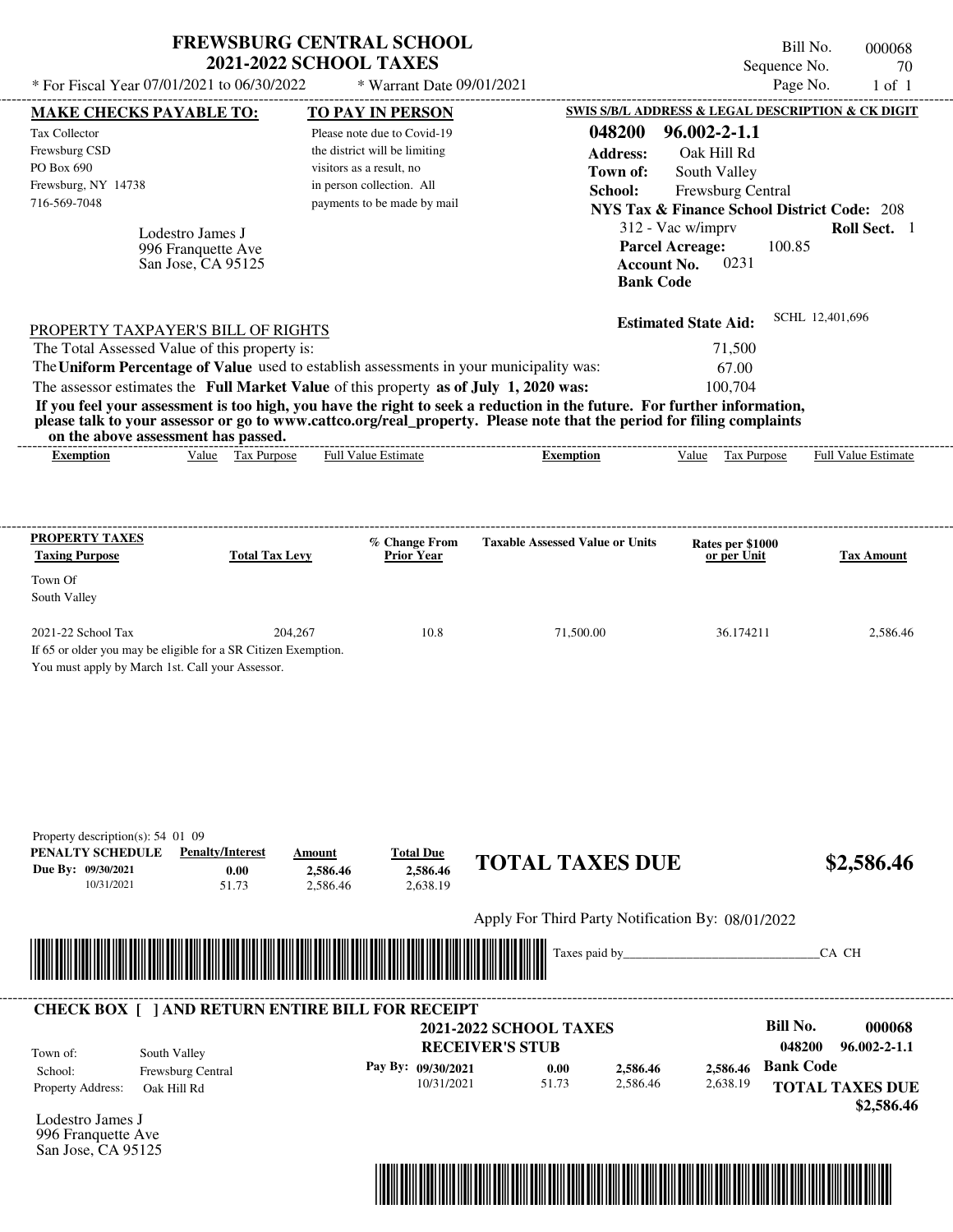# FREWSBURG CENTRAL SCHOOL
## 2021-2022 SCHOOL TAXES

* For Fiscal Year 07/01/2021 to 06/30/2022 * Warrant Date 09/01/2021

Bill No. 000068
Sequence No. 70
Page No. 1 of 1

**MAKE CHECKS PAYABLE TO:**

Tax Collector
Frewsburg CSD
PO Box 690
Frewsburg, NY 14738
716-569-7048

Lodestro James J
996 Franquette Ave
San Jose, CA 95125

**TO PAY IN PERSON**

Please note due to Covid-19 the district will be limiting visitors as a result, no in person collection. All payments to be made by mail

**SWIS S/B/L ADDRESS & LEGAL DESCRIPTION & CK DIGIT**

**048200 96.002-2-1.1**
**Address:** Oak Hill Rd
**Town of:** South Valley
**School:** Frewsburg Central
**NYS Tax & Finance School District Code:** 208
312 - Vac w/imprv **Roll Sect.** 1
**Parcel Acreage:** 100.85
**Account No.** 0231
**Bank Code**

**Estimated State Aid:** SCHL 12,401,696

PROPERTY TAXPAYER'S BILL OF RIGHTS

The Total Assessed Value of this property is: 71,500
The **Uniform Percentage of Value** used to establish assessments in your municipality was: 67.00
The assessor estimates the **Full Market Value** of this property **as of July 1, 2020 was:** 100,704

**If you feel your assessment is too high, you have the right to seek a reduction in the future. For further information, please talk to your assessor or go to www.cattco.org/real_property. Please note that the period for filing complaints on the above assessment has passed.**

| Exemption | Value | Tax Purpose | Full Value Estimate | Exemption | Value | Tax Purpose | Full Value Estimate |
|---|---|---|---|---|---|---|---|

| PROPERTY TAXES Taxing Purpose | Total Tax Levy | % Change From Prior Year | Taxable Assessed Value or Units | Rates per $1000 or per Unit | Tax Amount |
|---|---|---|---|---|---|
| Town Of South Valley | | | | | |
| 2021-22 School Tax | 204,267 | 10.8 | 71,500.00 | 36.174211 | 2,586.46 |

If 65 or older you may be eligible for a SR Citizen Exemption.
You must apply by March 1st. Call your Assessor.

Property description(s): 54 01 09

| PENALTY SCHEDULE | Penalty/Interest | Amount | Total Due |
|---|---|---|---|
| Due By: 09/30/2021 | 0.00 | 2,586.46 | 2,586.46 |
| 10/31/2021 | 51.73 | 2,586.46 | 2,638.19 |

**TOTAL TAXES DUE $2,586.46**

Apply For Third Party Notification By: 08/01/2022

Taxes paid by_______________________________CA CH

**CHECK BOX [ ] AND RETURN ENTIRE BILL FOR RECEIPT**

**2021-2022 SCHOOL TAXES**
**RECEIVER'S STUB**

**Bill No. 000068**
**048200 96.002-2-1.1**

Town of: South Valley
School: Frewsburg Central
Property Address: Oak Hill Rd

| Pay By: | | | |
|---|---|---|---|
| 09/30/2021 | 0.00 | 2,586.46 | 2,586.46 |
| 10/31/2021 | 51.73 | 2,586.46 | 2,638.19 |

**Bank Code**

**TOTAL TAXES DUE $2,586.46**

Lodestro James J
996 Franquette Ave
San Jose, CA 95125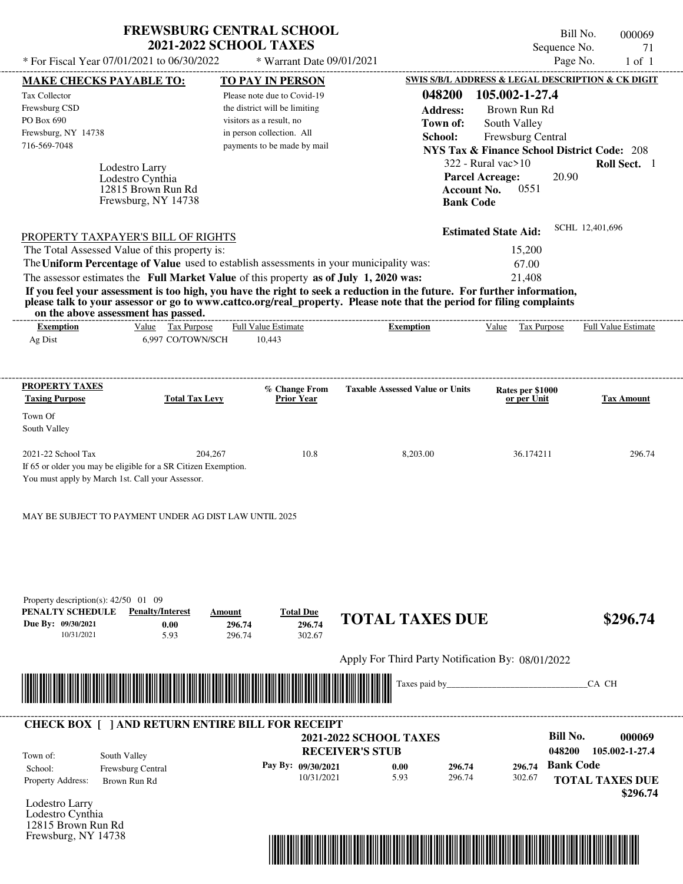# FREWSBURG CENTRAL SCHOOL
## 2021-2022 SCHOOL TAXES

Bill No. 000069
Sequence No. 71

\* For Fiscal Year 07/01/2021 to 06/30/2022 \* Warrant Date 09/01/2021

**MAKE CHECKS PAYABLE TO:**

Tax Collector
Frewsburg CSD
PO Box 690
Frewsburg, NY 14738
716-569-7048

**TO PAY IN PERSON**

Please note due to Covid-19 the district will be limiting visitors as a result, no in person collection. All payments to be made by mail

**SWIS S/B/L ADDRESS & LEGAL DESCRIPTION & CK DIGIT**

**048200 105.002-1-27.4**
**Address:** Brown Run Rd
**Town of:** South Valley
**School:** Frewsburg Central
**NYS Tax & Finance School District Code:** 208
322 - Rural vac>10 **Roll Sect.** 1
**Parcel Acreage:** 20.90
**Account No.** 0551
**Bank Code**

Lodestro Larry
Lodestro Cynthia
12815 Brown Run Rd
Frewsburg, NY 14738

**Estimated State Aid:** SCHL 12,401,696

PROPERTY TAXPAYER'S BILL OF RIGHTS

| | |
|---|---|
| The Total Assessed Value of this property is: | 15,200 |
| The **Uniform Percentage of Value** used to establish assessments in your municipality was: | 67.00 |
| The assessor estimates the **Full Market Value** of this property **as of July 1, 2020 was:** | 21,408 |

**If you feel your assessment is too high, you have the right to seek a reduction in the future. For further information, please talk to your assessor or go to www.cattco.org/real_property. Please note that the period for filing complaints on the above assessment has passed.**

| Exemption | Value | Tax Purpose | Full Value Estimate | Exemption | Value | Tax Purpose | Full Value Estimate |
|---|---|---|---|---|---|---|---|
| Ag Dist | 6,997 | CO/TOWN/SCH | 10,443 | | | | |

| PROPERTY TAXES Taxing Purpose | Total Tax Levy | % Change From Prior Year | Taxable Assessed Value or Units | Rates per $1000 or per Unit | Tax Amount |
|---|---|---|---|---|---|
| Town Of South Valley | | | | | |
| 2021-22 School Tax | 204,267 | 10.8 | 8,203.00 | 36.174211 | 296.74 |

If 65 or older you may be eligible for a SR Citizen Exemption.
You must apply by March 1st. Call your Assessor.

MAY BE SUBJECT TO PAYMENT UNDER AG DIST LAW UNTIL 2025

Property description(s): 42/50 01 09

| PENALTY SCHEDULE | Penalty/Interest | Amount | Total Due |
|---|---|---|---|
| Due By: 09/30/2021 | 0.00 | 296.74 | 296.74 |
| 10/31/2021 | 5.93 | 296.74 | 302.67 |

**TOTAL TAXES DUE $296.74**

Apply For Third Party Notification By: 08/01/2022

Taxes paid by_______________________________CA CH

---

**CHECK BOX [ ] AND RETURN ENTIRE BILL FOR RECEIPT**

**2021-2022 SCHOOL TAXES**
**RECEIVER'S STUB**

**Bill No. 000069**
**048200 105.002-1-27.4**

Town of: South Valley
School: Frewsburg Central
Property Address: Brown Run Rd

| Pay By: | | | |
|---|---|---|---|
| 09/30/2021 | 0.00 | 296.74 | 296.74 |
| 10/31/2021 | 5.93 | 296.74 | 302.67 |

**Bank Code**

**TOTAL TAXES DUE $296.74**

Lodestro Larry
Lodestro Cynthia
12815 Brown Run Rd
Frewsburg, NY 14738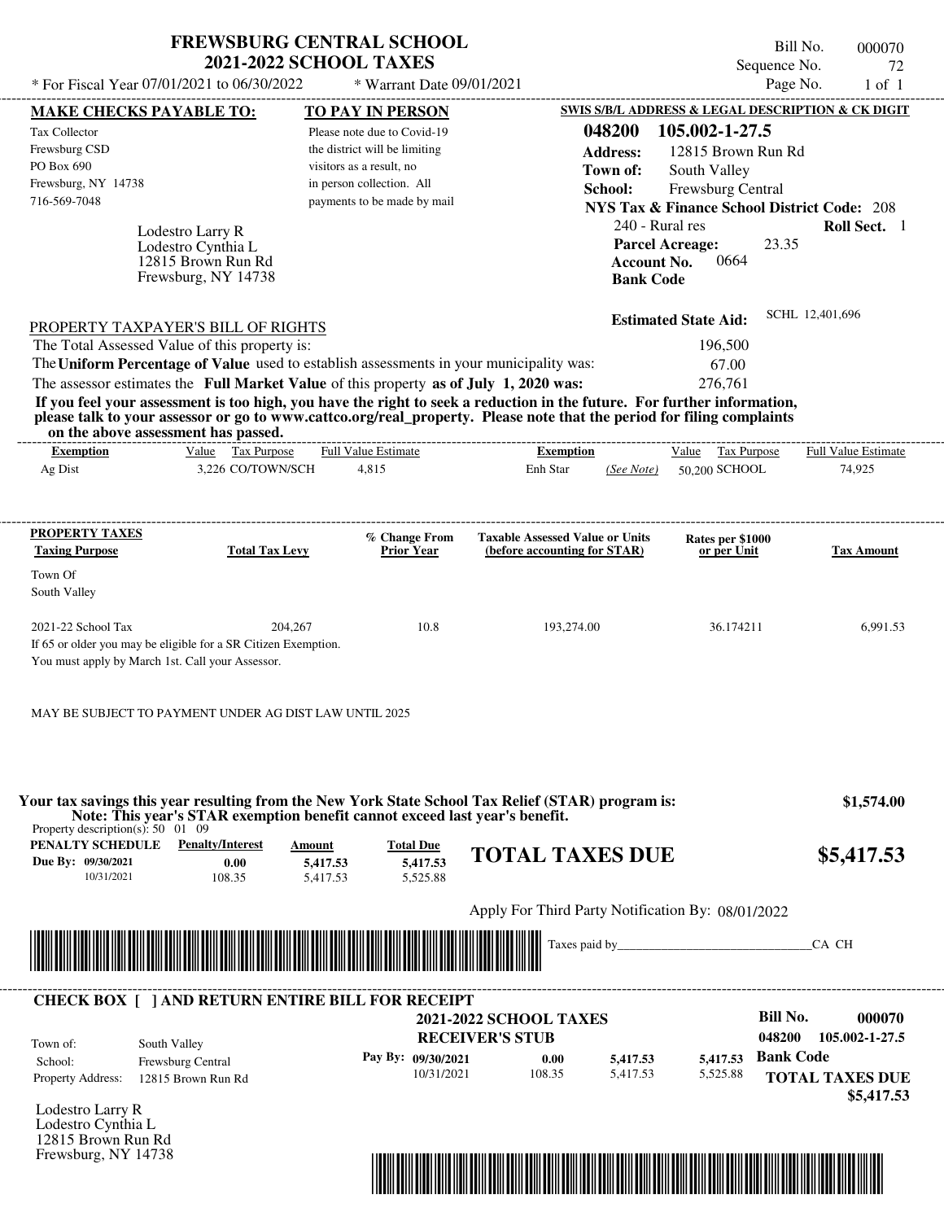# FREWSBURG CENTRAL SCHOOL
## 2021-2022 SCHOOL TAXES

\* For Fiscal Year 07/01/2021 to 06/30/2022 \* Warrant Date 09/01/2021

Bill No. 000070
Sequence No. 72
Page No. 1 of 1

**MAKE CHECKS PAYABLE TO:**
Tax Collector
Frewsburg CSD
PO Box 690
Frewsburg, NY 14738
716-569-7048

**TO PAY IN PERSON**
Please note due to Covid-19 the district will be limiting visitors as a result, no in person collection. All payments to be made by mail

**SWIS S/B/L ADDRESS & LEGAL DESCRIPTION & CK DIGIT**
**048200 105.002-1-27.5**
**Address:** 12815 Brown Run Rd
**Town of:** South Valley
**School:** Frewsburg Central
**NYS Tax & Finance School District Code:** 208
240 - Rural res **Roll Sect.** 1
**Parcel Acreage:** 23.35
**Account No.** 0664
**Bank Code**

Lodestro Larry R
Lodestro Cynthia L
12815 Brown Run Rd
Frewsburg, NY 14738

**Estimated State Aid:** SCHL 12,401,696

PROPERTY TAXPAYER'S BILL OF RIGHTS

The Total Assessed Value of this property is: 196,500
The **Uniform Percentage of Value** used to establish assessments in your municipality was: 67.00
The assessor estimates the **Full Market Value** of this property **as of July 1, 2020 was:** 276,761

**If you feel your assessment is too high, you have the right to seek a reduction in the future. For further information, please talk to your assessor or go to www.cattco.org/real_property. Please note that the period for filing complaints on the above assessment has passed.**

| Exemption | Value | Tax Purpose | Full Value Estimate | Exemption | | Value | Tax Purpose | Full Value Estimate |
|---|---|---|---|---|---|---|---|---|
| Ag Dist | 3,226 | CO/TOWN/SCH | 4,815 | Enh Star | (See Note) | 50,200 | SCHOOL | 74,925 |

| PROPERTY TAXES Taxing Purpose | Total Tax Levy | % Change From Prior Year | Taxable Assessed Value or Units (before accounting for STAR) | Rates per $1000 or per Unit | Tax Amount |
|---|---|---|---|---|---|
| Town Of South Valley | | | | | |
| 2021-22 School Tax | 204,267 | 10.8 | 193,274.00 | 36.174211 | 6,991.53 |

If 65 or older you may be eligible for a SR Citizen Exemption.
You must apply by March 1st. Call your Assessor.

MAY BE SUBJECT TO PAYMENT UNDER AG DIST LAW UNTIL 2025

**Your tax savings this year resulting from the New York State School Tax Relief (STAR) program is: $1,574.00**
**Note: This year's STAR exemption benefit cannot exceed last year's benefit.**

Property description(s): 50 01 09

| PENALTY SCHEDULE | Penalty/Interest | Amount | Total Due |
|---|---|---|---|
| Due By: 09/30/2021 | 0.00 | 5,417.53 | 5,417.53 |
| 10/31/2021 | 108.35 | 5,417.53 | 5,525.88 |

**TOTAL TAXES DUE $5,417.53**

Apply For Third Party Notification By: 08/01/2022

Taxes paid by_______________________________CA CH

**CHECK BOX [ ] AND RETURN ENTIRE BILL FOR RECEIPT**

**2021-2022 SCHOOL TAXES**
**RECEIVER'S STUB**

Bill No. **000070**
048200 105.002-1-27.5

Town of: South Valley
School: Frewsburg Central
Property Address: 12815 Brown Run Rd

| Pay By: | | | | |
|---|---|---|---|---|
| 09/30/2021 | 0.00 | 5,417.53 | 5,417.53 | **Bank Code** |
| 10/31/2021 | 108.35 | 5,417.53 | 5,525.88 | |

**TOTAL TAXES DUE $5,417.53**

Lodestro Larry R
Lodestro Cynthia L
12815 Brown Run Rd
Frewsburg, NY 14738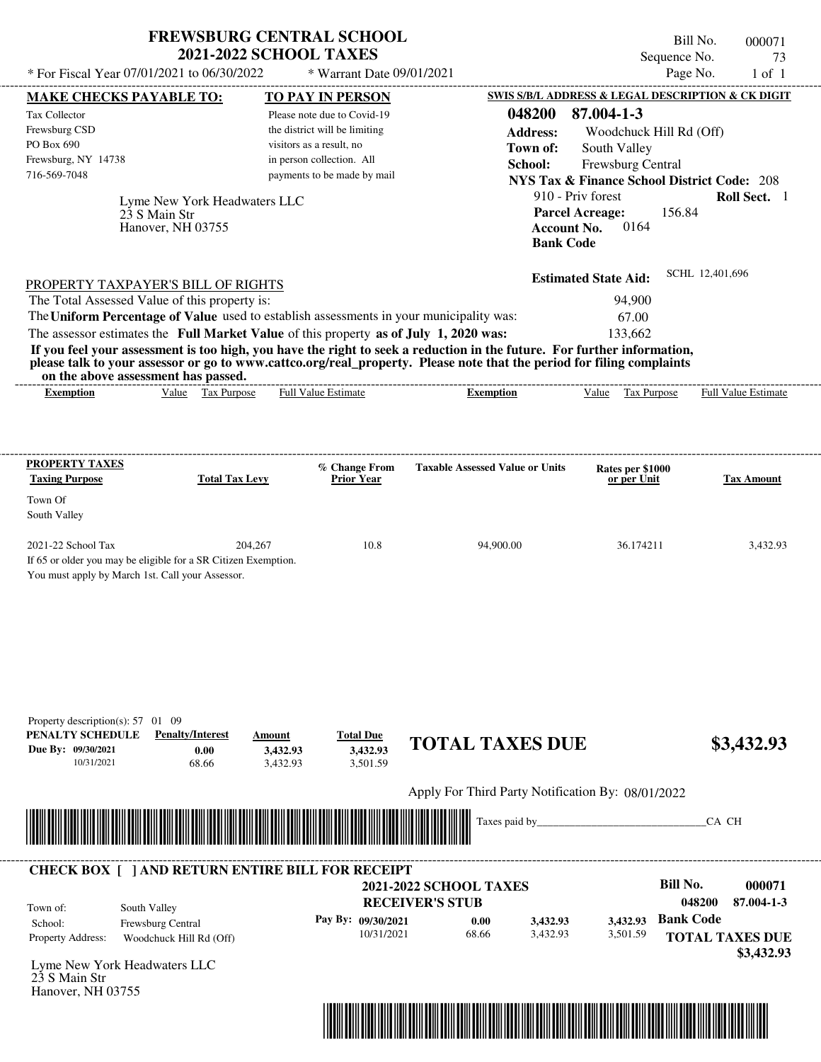# FREWSBURG CENTRAL SCHOOL
## 2021-2022 SCHOOL TAXES

\* For Fiscal Year 07/01/2021 to 06/30/2022 &nbsp;&nbsp; \* Warrant Date 09/01/2021

Bill No. 000071
Sequence No. 73
Page No. 1 of 1

**MAKE CHECKS PAYABLE TO:**

Tax Collector
Frewsburg CSD
PO Box 690
Frewsburg, NY 14738
716-569-7048

**TO PAY IN PERSON**

Please note due to Covid-19 the district will be limiting visitors as a result, no in person collection. All payments to be made by mail

**SWIS S/B/L ADDRESS & LEGAL DESCRIPTION & CK DIGIT**

**048200 87.004-1-3**
**Address:** Woodchuck Hill Rd (Off)
**Town of:** South Valley
**School:** Frewsburg Central
**NYS Tax & Finance School District Code:** 208
910 - Priv forest &nbsp;&nbsp; **Roll Sect.** 1
**Parcel Acreage:** 156.84
**Account No.** 0164
**Bank Code**

Lyme New York Headwaters LLC
23 S Main Str
Hanover, NH 03755

**Estimated State Aid:** SCHL 12,401,696

PROPERTY TAXPAYER'S BILL OF RIGHTS

The Total Assessed Value of this property is: 94,900
The **Uniform Percentage of Value** used to establish assessments in your municipality was: 67.00
The assessor estimates the **Full Market Value** of this property **as of July 1, 2020 was:** 133,662

**If you feel your assessment is too high, you have the right to seek a reduction in the future. For further information, please talk to your assessor or go to www.cattco.org/real_property. Please note that the period for filing complaints on the above assessment has passed.**

| Exemption | Value | Tax Purpose | Full Value Estimate | Exemption | Value | Tax Purpose | Full Value Estimate |
|---|---|---|---|---|---|---|---|

| PROPERTY TAXES Taxing Purpose | Total Tax Levy | % Change From Prior Year | Taxable Assessed Value or Units | Rates per $1000 or per Unit | Tax Amount |
|---|---|---|---|---|---|
| Town Of South Valley | | | | | |
| 2021-22 School Tax | 204,267 | 10.8 | 94,900.00 | 36.174211 | 3,432.93 |

If 65 or older you may be eligible for a SR Citizen Exemption.
You must apply by March 1st. Call your Assessor.

Property description(s): 57 01 09

| PENALTY SCHEDULE | Penalty/Interest | Amount | Total Due |
|---|---|---|---|
| Due By: 09/30/2021 | 0.00 | 3,432.93 | 3,432.93 |
| 10/31/2021 | 68.66 | 3,432.93 | 3,501.59 |

**TOTAL TAXES DUE** **$3,432.93**

Apply For Third Party Notification By: 08/01/2022

Taxes paid by_______________________________CA CH

---

**CHECK BOX [ ] AND RETURN ENTIRE BILL FOR RECEIPT**

**2021-2022 SCHOOL TAXES**
**RECEIVER'S STUB**

**Bill No.** **000071**
**048200 87.004-1-3**

Town of: South Valley
School: Frewsburg Central
Property Address: Woodchuck Hill Rd (Off)

| Pay By: | Penalty/Interest | Amount | Total Due |
|---|---|---|---|
| 09/30/2021 | 0.00 | 3,432.93 | 3,432.93 |
| 10/31/2021 | 68.66 | 3,432.93 | 3,501.59 |

**Bank Code**

**TOTAL TAXES DUE**
**$3,432.93**

Lyme New York Headwaters LLC
23 S Main Str
Hanover, NH 03755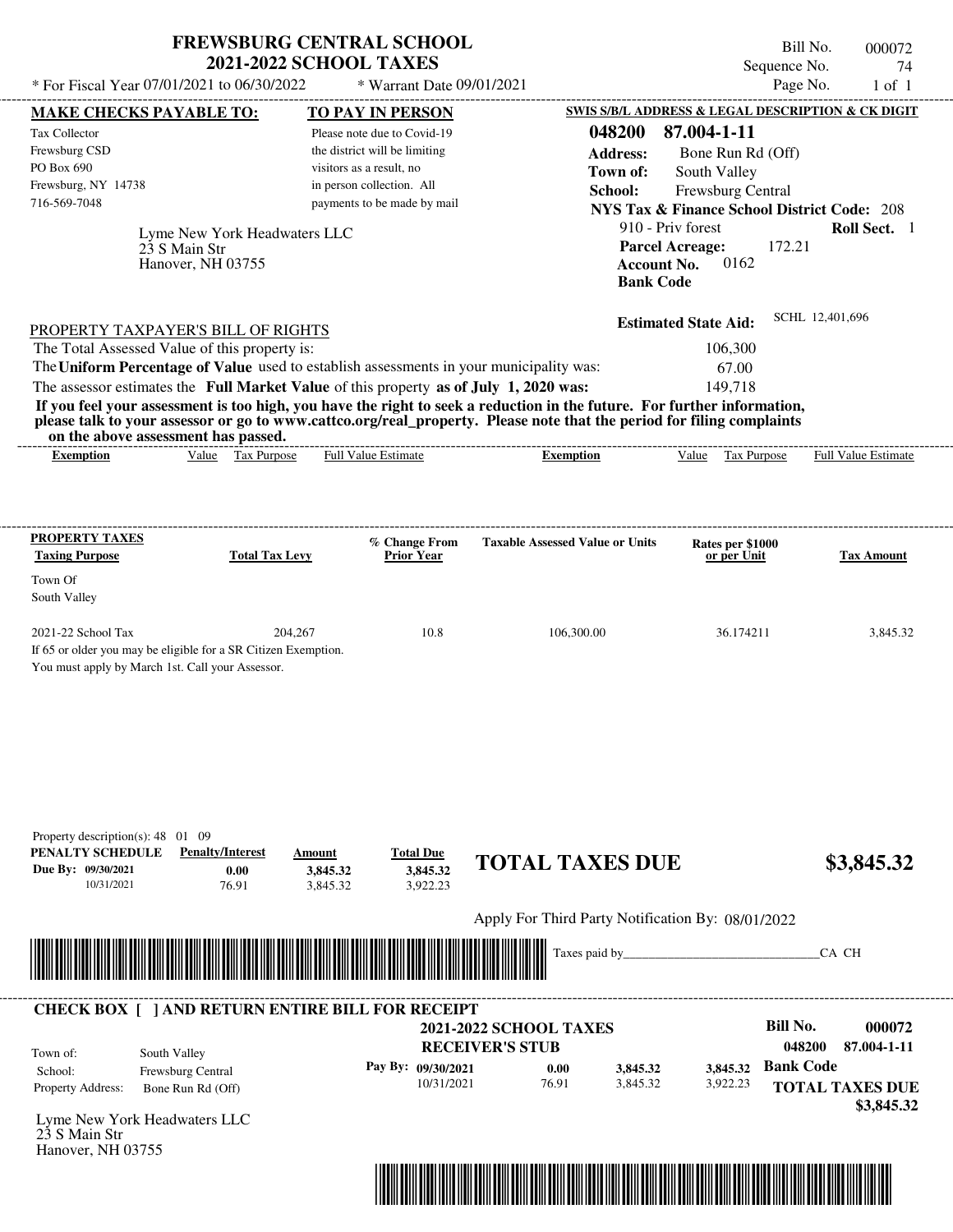# FREWSBURG CENTRAL SCHOOL
## 2021-2022 SCHOOL TAXES

\* For Fiscal Year 07/01/2021 to 06/30/2022 — \* Warrant Date 09/01/2021

Bill No. 000072
Sequence No. 74
Page No. 1 of 1

**MAKE CHECKS PAYABLE TO:**
Tax Collector
Frewsburg CSD
PO Box 690
Frewsburg, NY 14738
716-569-7048

**TO PAY IN PERSON**
Please note due to Covid-19 the district will be limiting visitors as a result, no in person collection. All payments to be made by mail

**SWIS S/B/L ADDRESS & LEGAL DESCRIPTION & CK DIGIT**
**048200 87.004-1-11**
**Address:** Bone Run Rd (Off)
**Town of:** South Valley
**School:** Frewsburg Central
**NYS Tax & Finance School District Code:** 208
910 - Priv forest — **Roll Sect.** 1
**Parcel Acreage:** 172.21
**Account No.** 0162
**Bank Code**

Lyme New York Headwaters LLC
23 S Main Str
Hanover, NH 03755

**Estimated State Aid:** SCHL 12,401,696

PROPERTY TAXPAYER'S BILL OF RIGHTS

The Total Assessed Value of this property is: 106,300
The **Uniform Percentage of Value** used to establish assessments in your municipality was: 67.00
The assessor estimates the **Full Market Value** of this property **as of July 1, 2020 was:** 149,718

**If you feel your assessment is too high, you have the right to seek a reduction in the future. For further information, please talk to your assessor or go to www.cattco.org/real_property. Please note that the period for filing complaints on the above assessment has passed.**

| Exemption | Value | Tax Purpose | Full Value Estimate | Exemption | Value | Tax Purpose | Full Value Estimate |
|---|---|---|---|---|---|---|---|

| PROPERTY TAXES Taxing Purpose | Total Tax Levy | % Change From Prior Year | Taxable Assessed Value or Units | Rates per $1000 or per Unit | Tax Amount |
|---|---|---|---|---|---|
| Town Of South Valley | | | | | |
| 2021-22 School Tax | 204,267 | 10.8 | 106,300.00 | 36.174211 | 3,845.32 |

If 65 or older you may be eligible for a SR Citizen Exemption.
You must apply by March 1st. Call your Assessor.

Property description(s): 48 01 09

| PENALTY SCHEDULE | Penalty/Interest | Amount | Total Due |
|---|---|---|---|
| Due By: 09/30/2021 | 0.00 | 3,845.32 | 3,845.32 |
| 10/31/2021 | 76.91 | 3,845.32 | 3,922.23 |

**TOTAL TAXES DUE $3,845.32**

Apply For Third Party Notification By: 08/01/2022

Taxes paid by______________________________CA CH

**CHECK BOX [ ] AND RETURN ENTIRE BILL FOR RECEIPT**

**2021-2022 SCHOOL TAXES**
**RECEIVER'S STUB**

**Bill No. 000072**
**048200 87.004-1-11**

Town of: South Valley
School: Frewsburg Central
Property Address: Bone Run Rd (Off)

| Pay By: | | | |
|---|---|---|---|
| 09/30/2021 | 0.00 | 3,845.32 | 3,845.32 |
| 10/31/2021 | 76.91 | 3,845.32 | 3,922.23 |

**Bank Code**

**TOTAL TAXES DUE $3,845.32**

Lyme New York Headwaters LLC
23 S Main Str
Hanover, NH 03755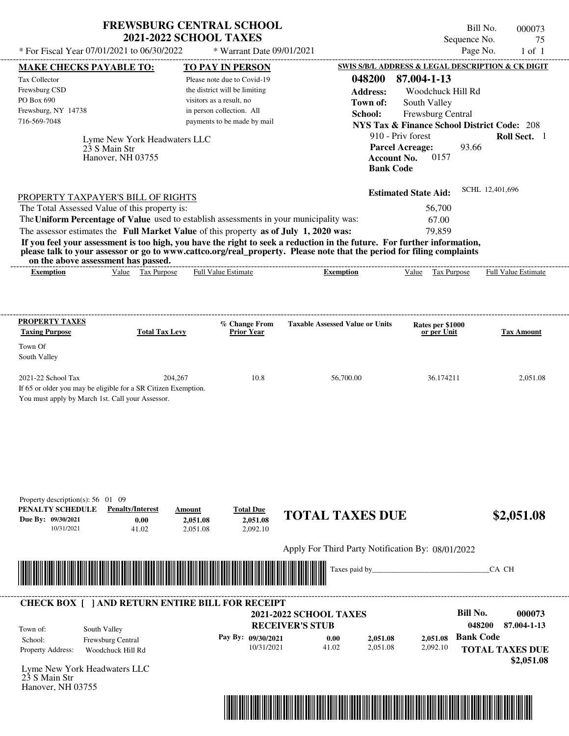# FREWSBURG CENTRAL SCHOOL
## 2021-2022 SCHOOL TAXES

* For Fiscal Year 07/01/2021 to 06/30/2022 &nbsp;&nbsp;&nbsp; * Warrant Date 09/01/2021

Bill No. 000073
Sequence No. 75
Page No. 1 of 1

**MAKE CHECKS PAYABLE TO:**
Tax Collector
Frewsburg CSD
PO Box 690
Frewsburg, NY 14738
716-569-7048

**TO PAY IN PERSON**
Please note due to Covid-19 the district will be limiting visitors as a result, no in person collection. All payments to be made by mail

**SWIS S/B/L ADDRESS & LEGAL DESCRIPTION & CK DIGIT**
**048200 87.004-1-13**
**Address:** Woodchuck Hill Rd
**Town of:** South Valley
**School:** Frewsburg Central
**NYS Tax & Finance School District Code:** 208
910 - Priv forest &nbsp;&nbsp; **Roll Sect.** 1
**Parcel Acreage:** 93.66
**Account No.** 0157
**Bank Code**

Lyme New York Headwaters LLC
23 S Main Str
Hanover, NH 03755

**Estimated State Aid:** SCHL 12,401,696

PROPERTY TAXPAYER'S BILL OF RIGHTS

| | |
|---|---|
| The Total Assessed Value of this property is: | 56,700 |
| The **Uniform Percentage of Value** used to establish assessments in your municipality was: | 67.00 |
| The assessor estimates the **Full Market Value** of this property **as of July 1, 2020 was:** | 79,859 |

**If you feel your assessment is too high, you have the right to seek a reduction in the future. For further information, please talk to your assessor or go to www.cattco.org/real_property. Please note that the period for filing complaints on the above assessment has passed.**

| Exemption | Value | Tax Purpose | Full Value Estimate | Exemption | Value | Tax Purpose | Full Value Estimate |
|---|---|---|---|---|---|---|---|

| PROPERTY TAXES Taxing Purpose | Total Tax Levy | % Change From Prior Year | Taxable Assessed Value or Units | Rates per $1000 or per Unit | Tax Amount |
|---|---|---|---|---|---|
| Town Of South Valley | | | | | |
| 2021-22 School Tax | 204,267 | 10.8 | 56,700.00 | 36.174211 | 2,051.08 |

If 65 or older you may be eligible for a SR Citizen Exemption.
You must apply by March 1st. Call your Assessor.

Property description(s): 56 01 09

| PENALTY SCHEDULE | Penalty/Interest | Amount | Total Due |
|---|---|---|---|
| Due By: 09/30/2021 | 0.00 | 2,051.08 | 2,051.08 |
| 10/31/2021 | 41.02 | 2,051.08 | 2,092.10 |

**TOTAL TAXES DUE** **$2,051.08**

Apply For Third Party Notification By: 08/01/2022

Taxes paid by_______________________________CA CH

---

**CHECK BOX [ ] AND RETURN ENTIRE BILL FOR RECEIPT**

**2021-2022 SCHOOL TAXES**
**RECEIVER'S STUB**

**Bill No.** **000073**
**048200 87.004-1-13**

| | |
|---|---|
| Town of: | South Valley |
| School: | Frewsburg Central |
| Property Address: | Woodchuck Hill Rd |

| Pay By: | | | |
|---|---|---|---|
| 09/30/2021 | 0.00 | 2,051.08 | 2,051.08 |
| 10/31/2021 | 41.02 | 2,051.08 | 2,092.10 |

**Bank Code**

**TOTAL TAXES DUE** **$2,051.08**

Lyme New York Headwaters LLC
23 S Main Str
Hanover, NH 03755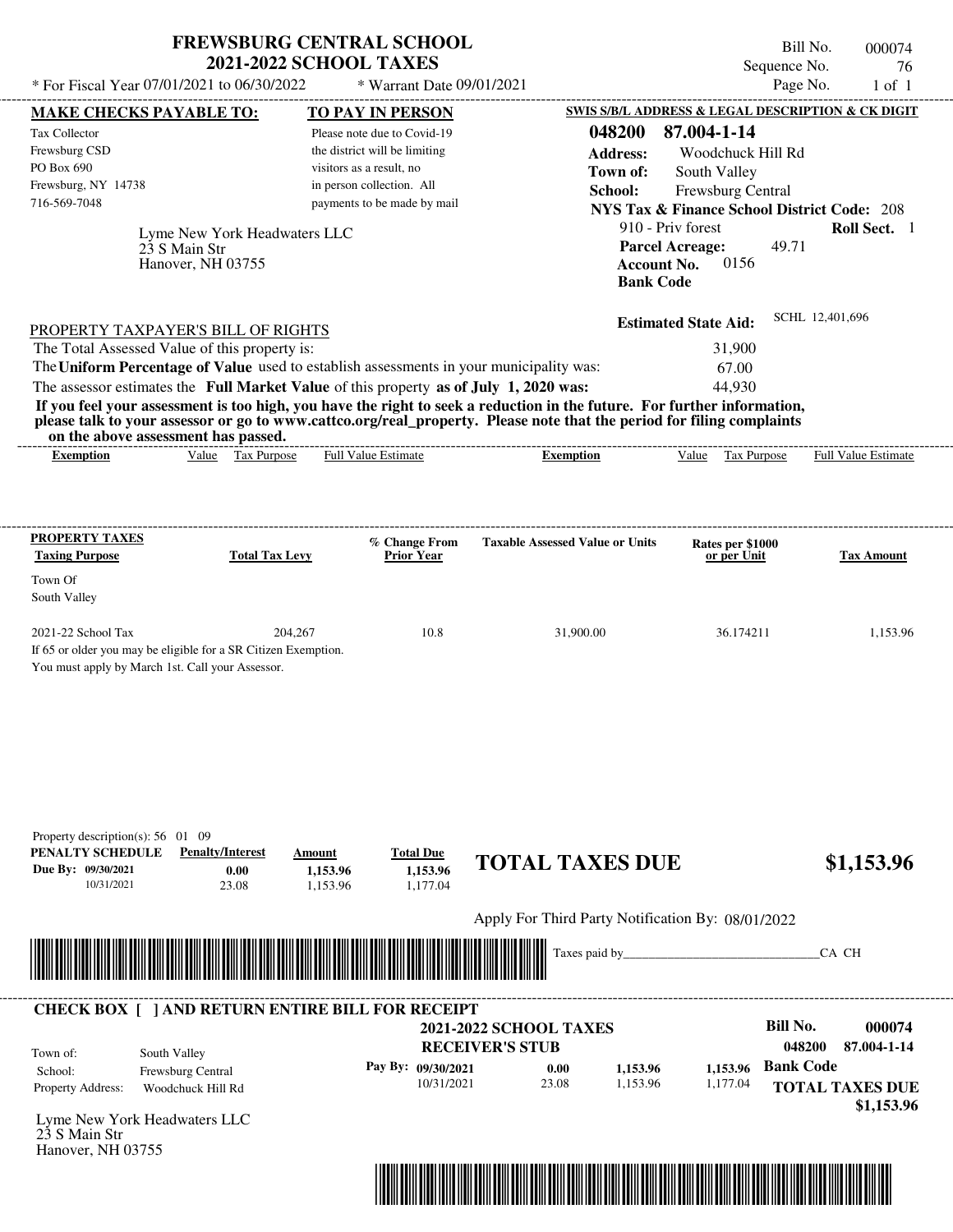# FREWSBURG CENTRAL SCHOOL
## 2021-2022 SCHOOL TAXES

\* For Fiscal Year 07/01/2021 to 06/30/2022 &nbsp;&nbsp; \* Warrant Date 09/01/2021

Bill No. 000074
Sequence No. 76
Page No. 1 of 1

**MAKE CHECKS PAYABLE TO:**

Tax Collector
Frewsburg CSD
PO Box 690
Frewsburg, NY 14738
716-569-7048

**TO PAY IN PERSON**

Please note due to Covid-19 the district will be limiting visitors as a result, no in person collection. All payments to be made by mail

**SWIS S/B/L ADDRESS & LEGAL DESCRIPTION & CK DIGIT**

**048200 87.004-1-14**
**Address:** Woodchuck Hill Rd
**Town of:** South Valley
**School:** Frewsburg Central
**NYS Tax & Finance School District Code:** 208
910 - Priv forest &nbsp;&nbsp; **Roll Sect.** 1
**Parcel Acreage:** 49.71
**Account No.** 0156
**Bank Code**

Lyme New York Headwaters LLC
23 S Main Str
Hanover, NH 03755

**Estimated State Aid:** SCHL 12,401,696

PROPERTY TAXPAYER'S BILL OF RIGHTS

The Total Assessed Value of this property is: 31,900
The **Uniform Percentage of Value** used to establish assessments in your municipality was: 67.00
The assessor estimates the **Full Market Value** of this property **as of July 1, 2020 was:** 44,930

**If you feel your assessment is too high, you have the right to seek a reduction in the future. For further information, please talk to your assessor or go to www.cattco.org/real_property. Please note that the period for filing complaints on the above assessment has passed.**

| Exemption | Value | Tax Purpose | Full Value Estimate | Exemption | Value | Tax Purpose | Full Value Estimate |
|---|---|---|---|---|---|---|---|

**PROPERTY TAXES**

| Taxing Purpose | Total Tax Levy | % Change From Prior Year | Taxable Assessed Value or Units | Rates per $1000 or per Unit | Tax Amount |
|---|---|---|---|---|---|
| Town Of South Valley | | | | | |
| 2021-22 School Tax | 204,267 | 10.8 | 31,900.00 | 36.174211 | 1,153.96 |

If 65 or older you may be eligible for a SR Citizen Exemption.
You must apply by March 1st. Call your Assessor.

Property description(s): 56 01 09

| PENALTY SCHEDULE | Penalty/Interest | Amount | Total Due |
|---|---|---|---|
| Due By: 09/30/2021 | 0.00 | 1,153.96 | 1,153.96 |
| 10/31/2021 | 23.08 | 1,153.96 | 1,177.04 |

**TOTAL TAXES DUE $1,153.96**

Apply For Third Party Notification By: 08/01/2022

Taxes paid by_______________________________CA CH

---

**CHECK BOX [ ] AND RETURN ENTIRE BILL FOR RECEIPT**

**2021-2022 SCHOOL TAXES**
**RECEIVER'S STUB**

**Bill No. 000074**
**048200 87.004-1-14**

Town of: South Valley
School: Frewsburg Central
Property Address: Woodchuck Hill Rd

| Pay By: | | | |
|---|---|---|---|
| 09/30/2021 | 0.00 | 1,153.96 | 1,153.96 |
| 10/31/2021 | 23.08 | 1,153.96 | 1,177.04 |

**Bank Code**

**TOTAL TAXES DUE $1,153.96**

Lyme New York Headwaters LLC
23 S Main Str
Hanover, NH 03755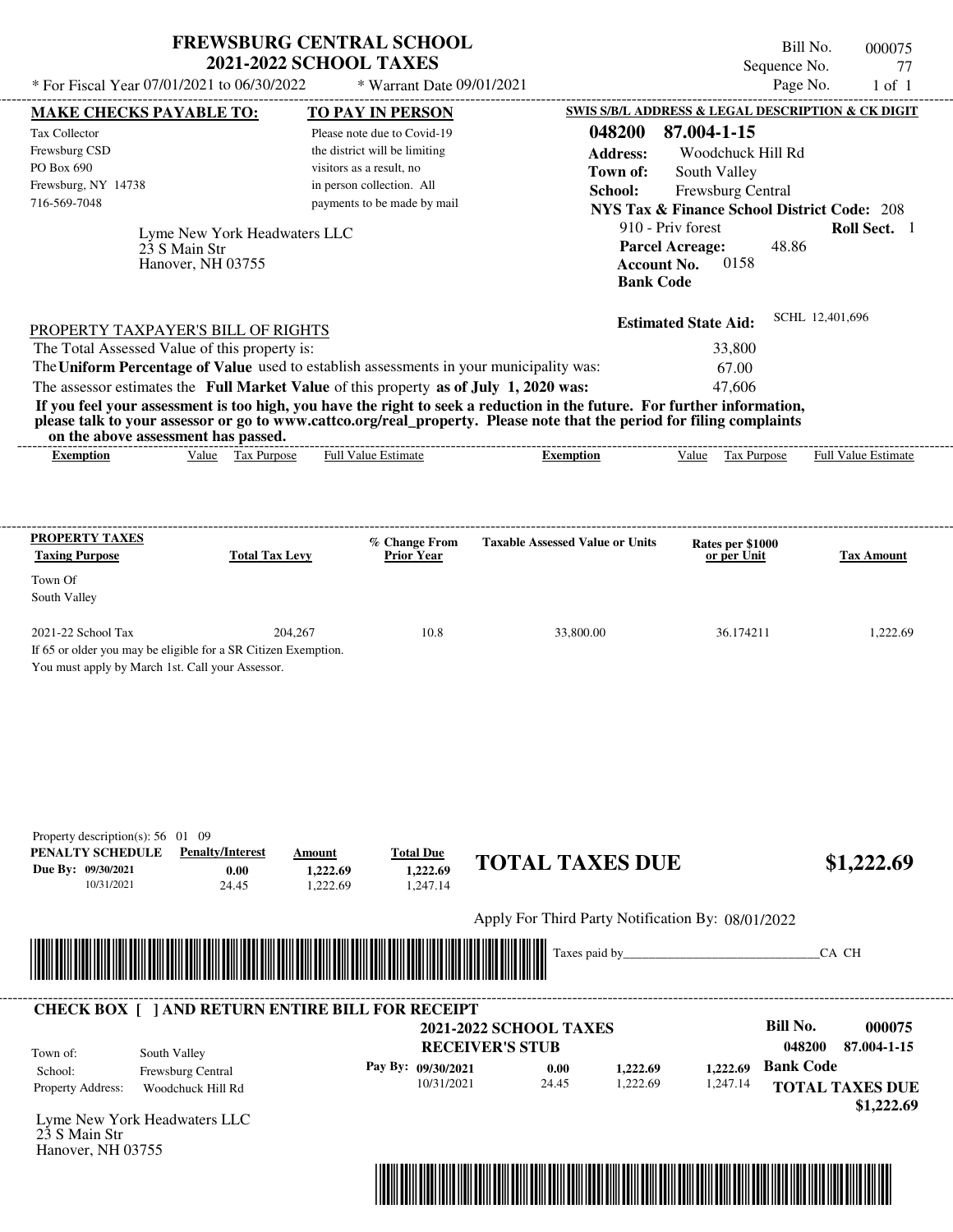# FREWSBURG CENTRAL SCHOOL
## 2021-2022 SCHOOL TAXES

\* For Fiscal Year 07/01/2021 to 06/30/2022 \* Warrant Date 09/01/2021

Bill No. 000075
Sequence No. 77
Page No. 1 of 1

**MAKE CHECKS PAYABLE TO:**
Tax Collector
Frewsburg CSD
PO Box 690
Frewsburg, NY 14738
716-569-7048

**TO PAY IN PERSON**
Please note due to Covid-19 the district will be limiting visitors as a result, no in person collection. All payments to be made by mail

**SWIS S/B/L ADDRESS & LEGAL DESCRIPTION & CK DIGIT**
**048200 87.004-1-15**
**Address:** Woodchuck Hill Rd
**Town of:** South Valley
**School:** Frewsburg Central
**NYS Tax & Finance School District Code:** 208
910 - Priv forest **Roll Sect.** 1
**Parcel Acreage:** 48.86
**Account No.** 0158
**Bank Code**

Lyme New York Headwaters LLC
23 S Main Str
Hanover, NH 03755

**Estimated State Aid:** SCHL 12,401,696

PROPERTY TAXPAYER'S BILL OF RIGHTS

The Total Assessed Value of this property is: 33,800
The **Uniform Percentage of Value** used to establish assessments in your municipality was: 67.00
The assessor estimates the **Full Market Value** of this property **as of July 1, 2020 was:** 47,606

**If you feel your assessment is too high, you have the right to seek a reduction in the future. For further information, please talk to your assessor or go to www.cattco.org/real_property. Please note that the period for filing complaints on the above assessment has passed.**

| Exemption | Value | Tax Purpose | Full Value Estimate | Exemption | Value | Tax Purpose | Full Value Estimate |
|---|---|---|---|---|---|---|---|

**PROPERTY TAXES**

| Taxing Purpose | Total Tax Levy | % Change From Prior Year | Taxable Assessed Value or Units | Rates per $1000 or per Unit | Tax Amount |
|---|---|---|---|---|---|
| Town Of South Valley | | | | | |
| 2021-22 School Tax | 204,267 | 10.8 | 33,800.00 | 36.174211 | 1,222.69 |

If 65 or older you may be eligible for a SR Citizen Exemption.
You must apply by March 1st. Call your Assessor.

Property description(s): 56 01 09

| PENALTY SCHEDULE | Penalty/Interest | Amount | Total Due |
|---|---|---|---|
| Due By: 09/30/2021 | 0.00 | 1,222.69 | 1,222.69 |
| 10/31/2021 | 24.45 | 1,222.69 | 1,247.14 |

**TOTAL TAXES DUE $1,222.69**

Apply For Third Party Notification By: 08/01/2022

Taxes paid by_______________________________CA CH

**CHECK BOX [ ] AND RETURN ENTIRE BILL FOR RECEIPT**

**2021-2022 SCHOOL TAXES**
**RECEIVER'S STUB**

**Bill No. 000075**
048200 87.004-1-15

Town of: South Valley
School: Frewsburg Central
Property Address: Woodchuck Hill Rd

| Pay By: | | | |
|---|---|---|---|
| 09/30/2021 | 0.00 | 1,222.69 | 1,222.69 |
| 10/31/2021 | 24.45 | 1,222.69 | 1,247.14 |

**Bank Code**

**TOTAL TAXES DUE $1,222.69**

Lyme New York Headwaters LLC
23 S Main Str
Hanover, NH 03755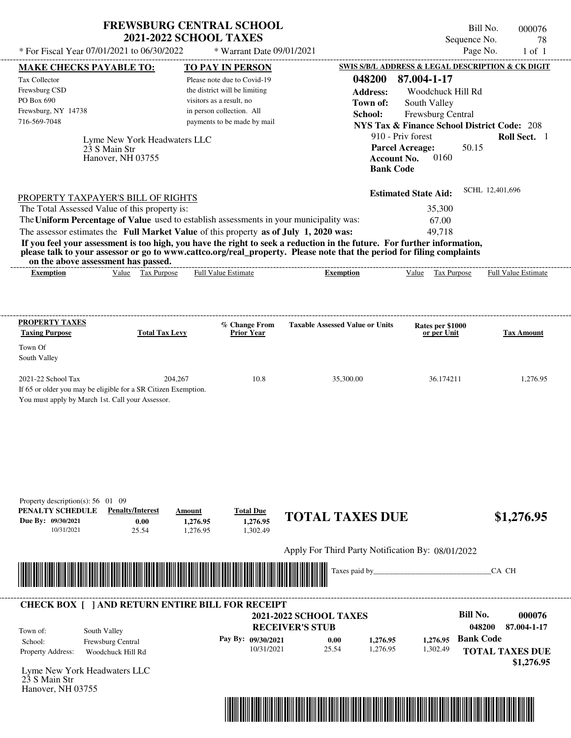# FREWSBURG CENTRAL SCHOOL
## 2021-2022 SCHOOL TAXES

* For Fiscal Year 07/01/2021 to 06/30/2022 — * Warrant Date 09/01/2021

Bill No. 000076
Sequence No. 78
Page No. 1 of 1

**MAKE CHECKS PAYABLE TO:**
Tax Collector
Frewsburg CSD
PO Box 690
Frewsburg, NY 14738
716-569-7048

**TO PAY IN PERSON**
Please note due to Covid-19 the district will be limiting visitors as a result, no in person collection. All payments to be made by mail

**SWIS S/B/L ADDRESS & LEGAL DESCRIPTION & CK DIGIT**
**048200 87.004-1-17**
**Address:** Woodchuck Hill Rd
**Town of:** South Valley
**School:** Frewsburg Central
**NYS Tax & Finance School District Code:** 208
910 - Priv forest — **Roll Sect.** 1
**Parcel Acreage:** 50.15
**Account No.** 0160
**Bank Code**

Lyme New York Headwaters LLC
23 S Main Str
Hanover, NH 03755

**Estimated State Aid:** SCHL 12,401,696

PROPERTY TAXPAYER'S BILL OF RIGHTS

The Total Assessed Value of this property is: 35,300
The **Uniform Percentage of Value** used to establish assessments in your municipality was: 67.00
The assessor estimates the **Full Market Value** of this property **as of July 1, 2020 was:** 49,718

**If you feel your assessment is too high, you have the right to seek a reduction in the future. For further information, please talk to your assessor or go to www.cattco.org/real_property. Please note that the period for filing complaints on the above assessment has passed.**

| Exemption | Value | Tax Purpose | Full Value Estimate | Exemption | Value | Tax Purpose | Full Value Estimate |
|---|---|---|---|---|---|---|---|

| PROPERTY TAXES Taxing Purpose | Total Tax Levy | % Change From Prior Year | Taxable Assessed Value or Units | Rates per $1000 or per Unit | Tax Amount |
|---|---|---|---|---|---|
| Town Of South Valley | | | | | |
| 2021-22 School Tax | 204,267 | 10.8 | 35,300.00 | 36.174211 | 1,276.95 |

If 65 or older you may be eligible for a SR Citizen Exemption.
You must apply by March 1st. Call your Assessor.

Property description(s): 56 01 09

| PENALTY SCHEDULE | Penalty/Interest | Amount | Total Due |
|---|---|---|---|
| Due By: 09/30/2021 | 0.00 | 1,276.95 | 1,276.95 |
| 10/31/2021 | 25.54 | 1,276.95 | 1,302.49 |

**TOTAL TAXES DUE $1,276.95**

Apply For Third Party Notification By: 08/01/2022

Taxes paid by_______________________________CA CH

**CHECK BOX [ ] AND RETURN ENTIRE BILL FOR RECEIPT**

**2021-2022 SCHOOL TAXES**
**RECEIVER'S STUB**

**Bill No. 000076**
048200 87.004-1-17

Town of: South Valley
School: Frewsburg Central
Property Address: Woodchuck Hill Rd

| Pay By: | | | |
|---|---|---|---|
| 09/30/2021 | 0.00 | 1,276.95 | 1,276.95 |
| 10/31/2021 | 25.54 | 1,276.95 | 1,302.49 |

**Bank Code**
**TOTAL TAXES DUE $1,276.95**

Lyme New York Headwaters LLC
23 S Main Str
Hanover, NH 03755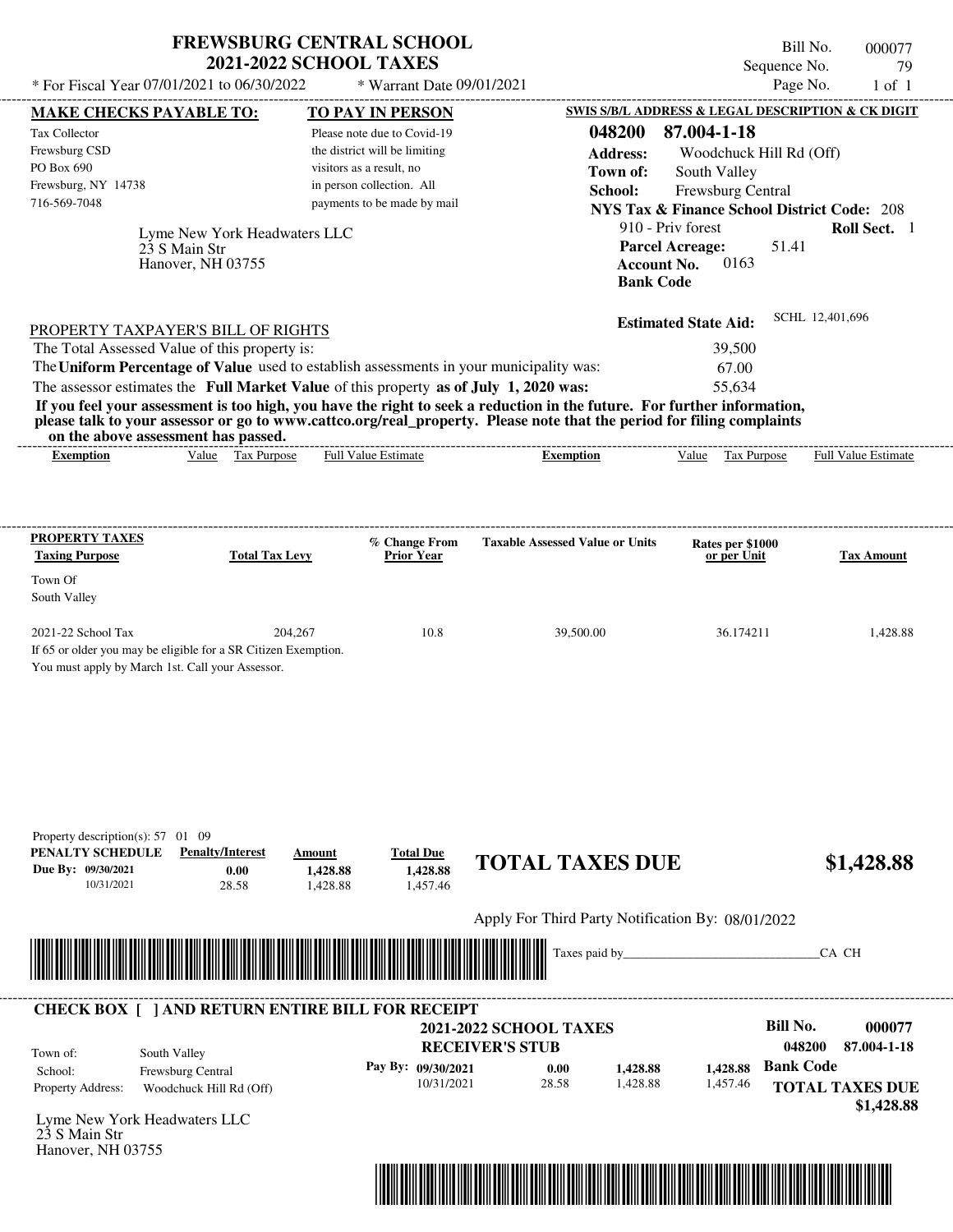# FREWSBURG CENTRAL SCHOOL
## 2021-2022 SCHOOL TAXES

\* For Fiscal Year 07/01/2021 to 06/30/2022 &nbsp;&nbsp; \* Warrant Date 09/01/2021

Bill No. 000077
Sequence No. 79
Page No. 1 of 1

**MAKE CHECKS PAYABLE TO:**

Tax Collector
Frewsburg CSD
PO Box 690
Frewsburg, NY 14738
716-569-7048

**TO PAY IN PERSON**

Please note due to Covid-19 the district will be limiting visitors as a result, no in person collection. All payments to be made by mail

**SWIS S/B/L ADDRESS & LEGAL DESCRIPTION & CK DIGIT**

**048200 87.004-1-18**
**Address:** Woodchuck Hill Rd (Off)
**Town of:** South Valley
**School:** Frewsburg Central
**NYS Tax & Finance School District Code:** 208
910 - Priv forest &nbsp;&nbsp; **Roll Sect.** 1
**Parcel Acreage:** 51.41
**Account No.** 0163
**Bank Code**

Lyme New York Headwaters LLC
23 S Main Str
Hanover, NH 03755

**Estimated State Aid:** SCHL 12,401,696

PROPERTY TAXPAYER'S BILL OF RIGHTS

| | |
|---|---|
| The Total Assessed Value of this property is: | 39,500 |
| The **Uniform Percentage of Value** used to establish assessments in your municipality was: | 67.00 |
| The assessor estimates the **Full Market Value** of this property **as of July 1, 2020 was:** | 55,634 |

**If you feel your assessment is too high, you have the right to seek a reduction in the future. For further information, please talk to your assessor or go to www.cattco.org/real_property. Please note that the period for filing complaints on the above assessment has passed.**

| Exemption | Value | Tax Purpose | Full Value Estimate | Exemption | Value | Tax Purpose | Full Value Estimate |
|---|---|---|---|---|---|---|---|

| PROPERTY TAXES Taxing Purpose | Total Tax Levy | % Change From Prior Year | Taxable Assessed Value or Units | Rates per $1000 or per Unit | Tax Amount |
|---|---|---|---|---|---|
| Town Of South Valley | | | | | |
| 2021-22 School Tax | 204,267 | 10.8 | 39,500.00 | 36.174211 | 1,428.88 |

If 65 or older you may be eligible for a SR Citizen Exemption.
You must apply by March 1st. Call your Assessor.

Property description(s): 57 01 09

| PENALTY SCHEDULE | Penalty/Interest | Amount | Total Due |
|---|---|---|---|
| Due By: 09/30/2021 | 0.00 | 1,428.88 | 1,428.88 |
| 10/31/2021 | 28.58 | 1,428.88 | 1,457.46 |

**TOTAL TAXES DUE** **$1,428.88**

Apply For Third Party Notification By: 08/01/2022

Taxes paid by\_\_\_\_\_\_\_\_\_\_\_\_\_\_\_\_\_\_\_\_\_\_\_\_\_\_\_\_\_\_CA CH

---

**CHECK BOX [ ] AND RETURN ENTIRE BILL FOR RECEIPT**

**2021-2022 SCHOOL TAXES**
**RECEIVER'S STUB**

**Bill No. 000077**
**048200 87.004-1-18**

| | |
|---|---|
| Town of: | South Valley |
| School: | Frewsburg Central |
| Property Address: | Woodchuck Hill Rd (Off) |

| Pay By: | | | |
|---|---|---|---|
| 09/30/2021 | 0.00 | 1,428.88 | 1,428.88 |
| 10/31/2021 | 28.58 | 1,428.88 | 1,457.46 |

**Bank Code**

**TOTAL TAXES DUE**
**$1,428.88**

Lyme New York Headwaters LLC
23 S Main Str
Hanover, NH 03755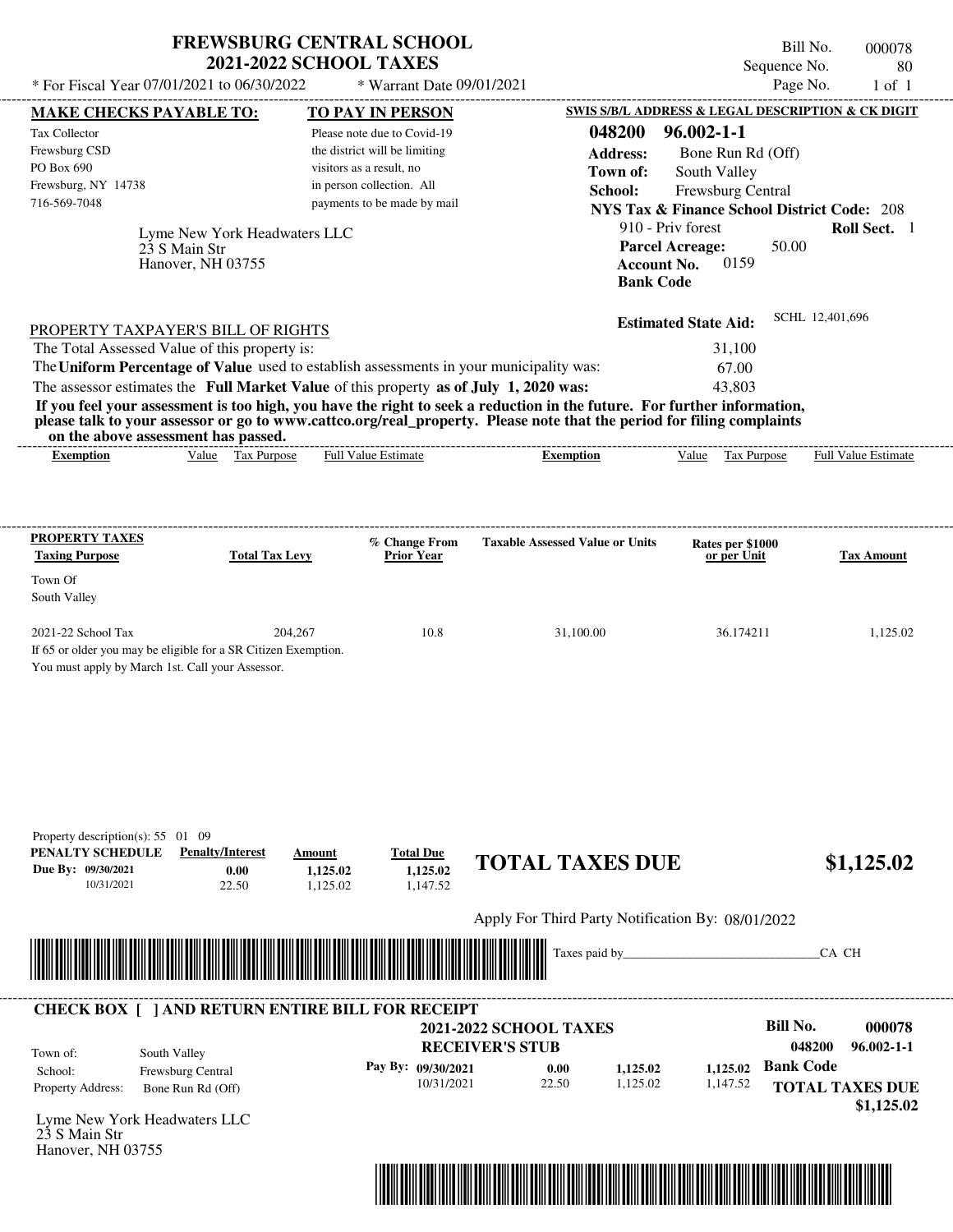# FREWSBURG CENTRAL SCHOOL
## 2021-2022 SCHOOL TAXES

\* For Fiscal Year 07/01/2021 to 06/30/2022 \* Warrant Date 09/01/2021

Bill No. 000078
Sequence No. 80
Page No. 1 of 1

**MAKE CHECKS PAYABLE TO:**

Tax Collector
Frewsburg CSD
PO Box 690
Frewsburg, NY 14738
716-569-7048

**TO PAY IN PERSON**

Please note due to Covid-19 the district will be limiting visitors as a result, no in person collection. All payments to be made by mail

**SWIS S/B/L ADDRESS & LEGAL DESCRIPTION & CK DIGIT**

**048200 96.002-1-1**
**Address:** Bone Run Rd (Off)
**Town of:** South Valley
**School:** Frewsburg Central
**NYS Tax & Finance School District Code:** 208
910 - Priv forest **Roll Sect.** 1
**Parcel Acreage:** 50.00
**Account No.** 0159
**Bank Code**

Lyme New York Headwaters LLC
23 S Main Str
Hanover, NH 03755

**Estimated State Aid:** SCHL 12,401,696

PROPERTY TAXPAYER'S BILL OF RIGHTS

The Total Assessed Value of this property is: 31,100
The **Uniform Percentage of Value** used to establish assessments in your municipality was: 67.00
The assessor estimates the **Full Market Value** of this property **as of July 1, 2020 was:** 43,803

**If you feel your assessment is too high, you have the right to seek a reduction in the future. For further information, please talk to your assessor or go to www.cattco.org/real_property. Please note that the period for filing complaints on the above assessment has passed.**

| Exemption | Value | Tax Purpose | Full Value Estimate | Exemption | Value | Tax Purpose | Full Value Estimate |
|---|---|---|---|---|---|---|---|

| PROPERTY TAXES Taxing Purpose | Total Tax Levy | % Change From Prior Year | Taxable Assessed Value or Units | Rates per $1000 or per Unit | Tax Amount |
|---|---|---|---|---|---|
| Town Of South Valley | | | | | |
| 2021-22 School Tax | 204,267 | 10.8 | 31,100.00 | 36.174211 | 1,125.02 |

If 65 or older you may be eligible for a SR Citizen Exemption.
You must apply by March 1st. Call your Assessor.

Property description(s): 55 01 09

| PENALTY SCHEDULE | Penalty/Interest | Amount | Total Due |
|---|---|---|---|
| Due By: 09/30/2021 | 0.00 | 1,125.02 | 1,125.02 |
| 10/31/2021 | 22.50 | 1,125.02 | 1,147.52 |

**TOTAL TAXES DUE $1,125.02**

Apply For Third Party Notification By: 08/01/2022

Taxes paid by_______________________________CA CH

**CHECK BOX [ ] AND RETURN ENTIRE BILL FOR RECEIPT**

**2021-2022 SCHOOL TAXES**
**RECEIVER'S STUB**

**Bill No. 000078**
**048200 96.002-1-1**

Town of: South Valley
School: Frewsburg Central
Property Address: Bone Run Rd (Off)

| Pay By: | | | |
|---|---|---|---|
| 09/30/2021 | 0.00 | 1,125.02 | 1,125.02 |
| 10/31/2021 | 22.50 | 1,125.02 | 1,147.52 |

**Bank Code**

**TOTAL TAXES DUE $1,125.02**

Lyme New York Headwaters LLC
23 S Main Str
Hanover, NH 03755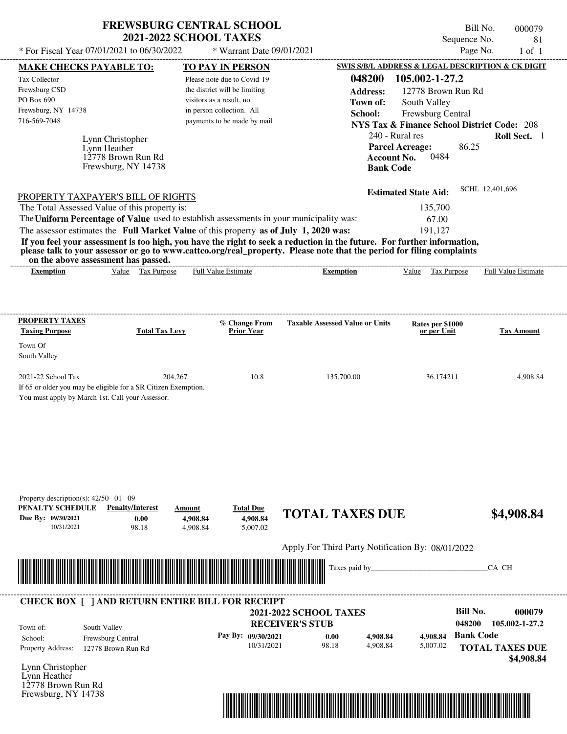# FREWSBURG CENTRAL SCHOOL
## 2021-2022 SCHOOL TAXES

\* For Fiscal Year 07/01/2021 to 06/30/2022 &nbsp;&nbsp;&nbsp; \* Warrant Date 09/01/2021

Bill No. 000079
Sequence No. 81
Page No. 1 of 1

**MAKE CHECKS PAYABLE TO:**

Tax Collector
Frewsburg CSD
PO Box 690
Frewsburg, NY 14738
716-569-7048

**TO PAY IN PERSON**

Please note due to Covid-19 the district will be limiting visitors as a result, no in person collection. All payments to be made by mail

**SWIS S/B/L ADDRESS & LEGAL DESCRIPTION & CK DIGIT**

**048200 105.002-1-27.2**
**Address:** 12778 Brown Run Rd
**Town of:** South Valley
**School:** Frewsburg Central
**NYS Tax & Finance School District Code:** 208
240 - Rural res &nbsp;&nbsp; **Roll Sect.** 1
**Parcel Acreage:** 86.25
**Account No.** 0484
**Bank Code**

Lynn Christopher
Lynn Heather
12778 Brown Run Rd
Frewsburg, NY 14738

**Estimated State Aid:** SCHL 12,401,696

PROPERTY TAXPAYER'S BILL OF RIGHTS

The Total Assessed Value of this property is: 135,700
The **Uniform Percentage of Value** used to establish assessments in your municipality was: 67.00
The assessor estimates the **Full Market Value** of this property **as of July 1, 2020 was:** 191,127

**If you feel your assessment is too high, you have the right to seek a reduction in the future. For further information, please talk to your assessor or go to www.cattco.org/real_property. Please note that the period for filing complaints on the above assessment has passed.**

| Exemption | Value | Tax Purpose | Full Value Estimate | Exemption | Value | Tax Purpose | Full Value Estimate |
|---|---|---|---|---|---|---|---|

| PROPERTY TAXES Taxing Purpose | Total Tax Levy | % Change From Prior Year | Taxable Assessed Value or Units | Rates per $1000 or per Unit | Tax Amount |
|---|---|---|---|---|---|
| Town Of South Valley | | | | | |
| 2021-22 School Tax | 204,267 | 10.8 | 135,700.00 | 36.174211 | 4,908.84 |

If 65 or older you may be eligible for a SR Citizen Exemption.
You must apply by March 1st. Call your Assessor.

Property description(s): 42/50 01 09

| PENALTY SCHEDULE | Penalty/Interest | Amount | Total Due |
|---|---|---|---|
| Due By: 09/30/2021 | 0.00 | 4,908.84 | 4,908.84 |
| 10/31/2021 | 98.18 | 4,908.84 | 5,007.02 |

**TOTAL TAXES DUE $4,908.84**

Apply For Third Party Notification By: 08/01/2022

Taxes paid by\_\_\_\_\_\_\_\_\_\_\_\_\_\_\_\_\_\_\_\_\_\_\_\_\_\_\_\_\_\_CA CH

**CHECK BOX [ ] AND RETURN ENTIRE BILL FOR RECEIPT**

**2021-2022 SCHOOL TAXES**
**RECEIVER'S STUB**

**Bill No. 000079**
048200 105.002-1-27.2

Town of: South Valley
School: Frewsburg Central
Property Address: 12778 Brown Run Rd

| Pay By: | | | |
|---|---|---|---|
| 09/30/2021 | 0.00 | 4,908.84 | 4,908.84 |
| 10/31/2021 | 98.18 | 4,908.84 | 5,007.02 |

**Bank Code**

**TOTAL TAXES DUE $4,908.84**

Lynn Christopher
Lynn Heather
12778 Brown Run Rd
Frewsburg, NY 14738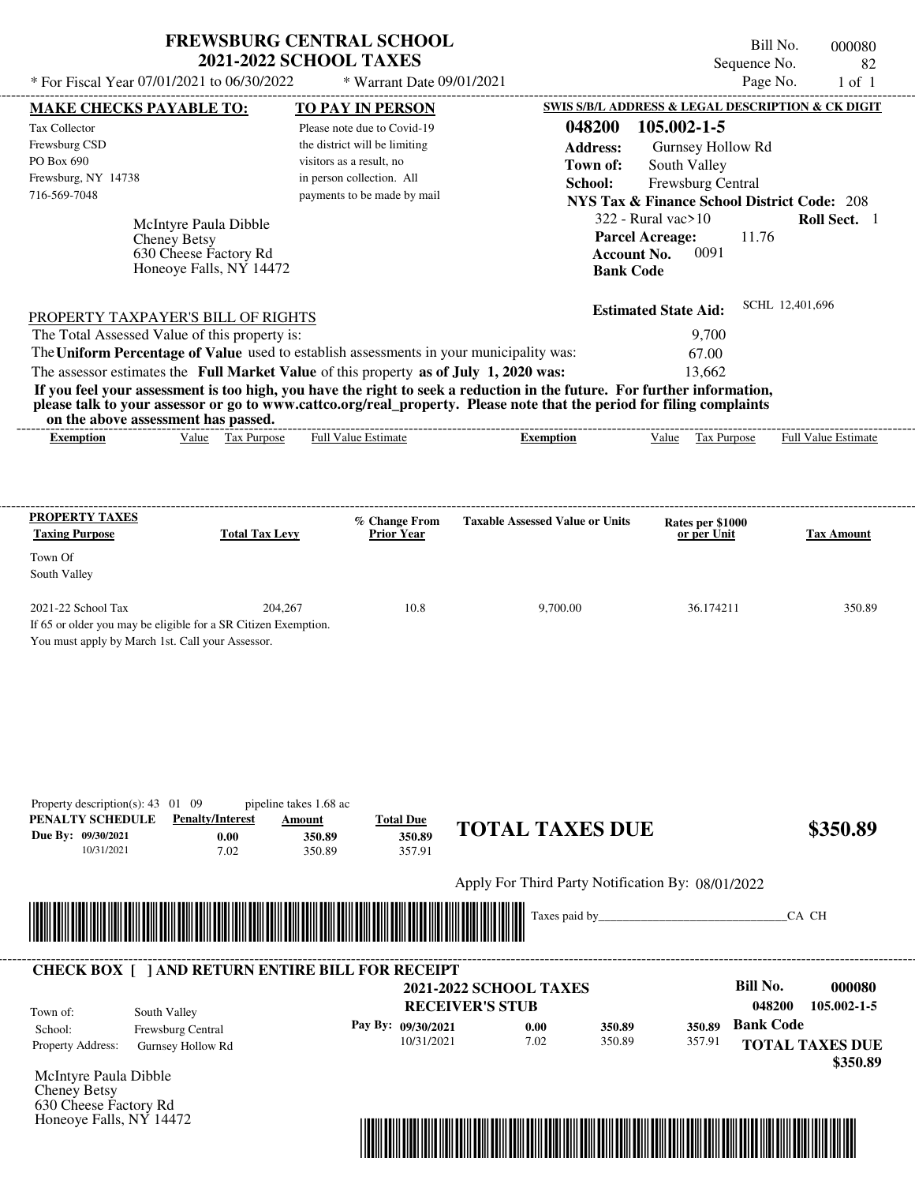# FREWSBURG CENTRAL SCHOOL
## 2021-2022 SCHOOL TAXES

\* For Fiscal Year 07/01/2021 to 06/30/2022 \* Warrant Date 09/01/2021

Bill No. 000080
Sequence No. 82
Page No. 1 of 1

**MAKE CHECKS PAYABLE TO:**
Tax Collector
Frewsburg CSD
PO Box 690
Frewsburg, NY 14738
716-569-7048

**TO PAY IN PERSON**
Please note due to Covid-19 the district will be limiting visitors as a result, no in person collection. All payments to be made by mail

**SWIS S/B/L ADDRESS & LEGAL DESCRIPTION & CK DIGIT**
**048200 105.002-1-5**
**Address:** Gurnsey Hollow Rd
**Town of:** South Valley
**School:** Frewsburg Central
**NYS Tax & Finance School District Code:** 208
322 - Rural vac>10 **Roll Sect.** 1
**Parcel Acreage:** 11.76
**Account No.** 0091
**Bank Code**

McIntyre Paula Dibble
Cheney Betsy
630 Cheese Factory Rd
Honeoye Falls, NY 14472

**Estimated State Aid:** SCHL 12,401,696

PROPERTY TAXPAYER'S BILL OF RIGHTS

The Total Assessed Value of this property is: 9,700
The **Uniform Percentage of Value** used to establish assessments in your municipality was: 67.00
The assessor estimates the **Full Market Value** of this property **as of July 1, 2020 was:** 13,662

**If you feel your assessment is too high, you have the right to seek a reduction in the future. For further information, please talk to your assessor or go to www.cattco.org/real_property. Please note that the period for filing complaints on the above assessment has passed.**

| Exemption | Value | Tax Purpose | Full Value Estimate | Exemption | Value | Tax Purpose | Full Value Estimate |
|---|---|---|---|---|---|---|---|

| PROPERTY TAXES Taxing Purpose | Total Tax Levy | % Change From Prior Year | Taxable Assessed Value or Units | Rates per $1000 or per Unit | Tax Amount |
|---|---|---|---|---|---|
| Town Of South Valley | | | | | |
| 2021-22 School Tax | 204,267 | 10.8 | 9,700.00 | 36.174211 | 350.89 |

If 65 or older you may be eligible for a SR Citizen Exemption.
You must apply by March 1st. Call your Assessor.

Property description(s): 43 01 09 pipeline takes 1.68 ac

| PENALTY SCHEDULE | Penalty/Interest | Amount | Total Due |
|---|---|---|---|
| Due By: 09/30/2021 | 0.00 | 350.89 | 350.89 |
| 10/31/2021 | 7.02 | 350.89 | 357.91 |

**TOTAL TAXES DUE** **$350.89**

Apply For Third Party Notification By: 08/01/2022

Taxes paid by_______________________________CA CH

**CHECK BOX [ ] AND RETURN ENTIRE BILL FOR RECEIPT**

**2021-2022 SCHOOL TAXES**
**RECEIVER'S STUB**

**Bill No. 000080**
**048200 105.002-1-5**

Town of: South Valley
School: Frewsburg Central
Property Address: Gurnsey Hollow Rd

| Pay By: | | | |
|---|---|---|---|
| 09/30/2021 | 0.00 | 350.89 | 350.89 |
| 10/31/2021 | 7.02 | 350.89 | 357.91 |

**Bank Code**
**TOTAL TAXES DUE** **$350.89**

McIntyre Paula Dibble
Cheney Betsy
630 Cheese Factory Rd
Honeoye Falls, NY 14472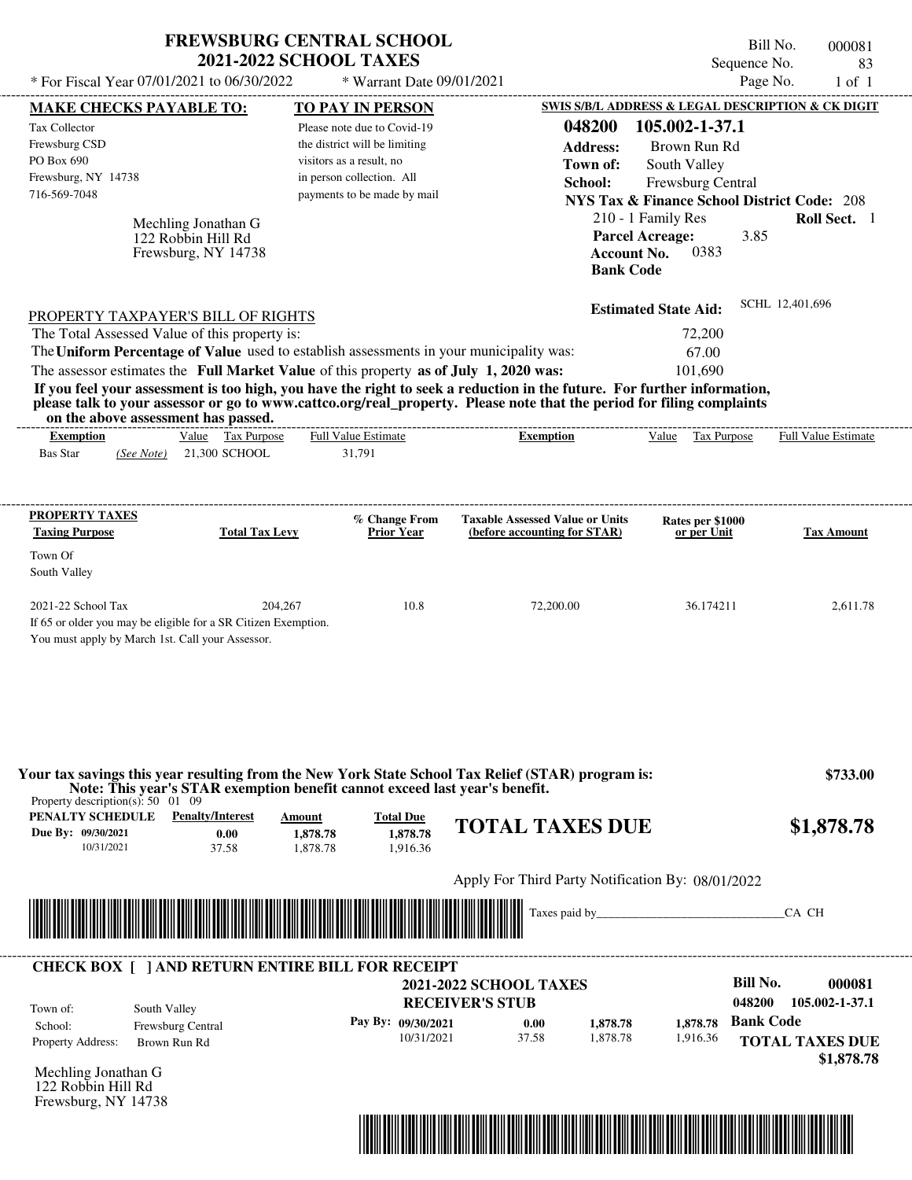# FREWSBURG CENTRAL SCHOOL
## 2021-2022 SCHOOL TAXES

Bill No. 000081
Sequence No. 83
Page No. 1 of 1

* For Fiscal Year 07/01/2021 to 06/30/2022 * Warrant Date 09/01/2021

**MAKE CHECKS PAYABLE TO:**

Tax Collector
Frewsburg CSD
PO Box 690
Frewsburg, NY 14738
716-569-7048

Mechling Jonathan G
122 Robbin Hill Rd
Frewsburg, NY 14738

**TO PAY IN PERSON**

Please note due to Covid-19 the district will be limiting visitors as a result, no in person collection. All payments to be made by mail

**SWIS S/B/L ADDRESS & LEGAL DESCRIPTION & CK DIGIT**

**048200 105.002-1-37.1**
**Address:** Brown Run Rd
**Town of:** South Valley
**School:** Frewsburg Central
**NYS Tax & Finance School District Code:** 208
210 - 1 Family Res **Roll Sect.** 1
**Parcel Acreage:** 3.85
**Account No.** 0383
**Bank Code**

**Estimated State Aid:** SCHL 12,401,696

PROPERTY TAXPAYER'S BILL OF RIGHTS

The Total Assessed Value of this property is: 72,200
The **Uniform Percentage of Value** used to establish assessments in your municipality was: 67.00
The assessor estimates the **Full Market Value** of this property **as of July 1, 2020 was:** 101,690

**If you feel your assessment is too high, you have the right to seek a reduction in the future. For further information, please talk to your assessor or go to www.cattco.org/real_property. Please note that the period for filing complaints on the above assessment has passed.**

| Exemption | Value | Tax Purpose | Full Value Estimate | Exemption | Value | Tax Purpose | Full Value Estimate |
|---|---|---|---|---|---|---|---|
| Bas Star *(See Note)* | 21,300 | SCHOOL | 31,791 | | | | |

| PROPERTY TAXES Taxing Purpose | Total Tax Levy | % Change From Prior Year | Taxable Assessed Value or Units (before accounting for STAR) | Rates per $1000 or per Unit | Tax Amount |
|---|---|---|---|---|---|
| Town Of South Valley | | | | | |
| 2021-22 School Tax | 204,267 | 10.8 | 72,200.00 | 36.174211 | 2,611.78 |

If 65 or older you may be eligible for a SR Citizen Exemption.
You must apply by March 1st. Call your Assessor.

**Your tax savings this year resulting from the New York State School Tax Relief (STAR) program is: $733.00**
**Note: This year's STAR exemption benefit cannot exceed last year's benefit.**

Property description(s): 50 01 09

| PENALTY SCHEDULE | Penalty/Interest | Amount | Total Due |
|---|---|---|---|
| Due By: 09/30/2021 | 0.00 | 1,878.78 | 1,878.78 |
| 10/31/2021 | 37.58 | 1,878.78 | 1,916.36 |

**TOTAL TAXES DUE $1,878.78**

Apply For Third Party Notification By: 08/01/2022

Taxes paid by_______________________________CA CH

---

**CHECK BOX [ ] AND RETURN ENTIRE BILL FOR RECEIPT**

**2021-2022 SCHOOL TAXES**
**RECEIVER'S STUB**

**Bill No. 000081**
048200 105.002-1-37.1

Town of: South Valley
School: Frewsburg Central
Property Address: Brown Run Rd

| Pay By: | | | |
|---|---|---|---|
| 09/30/2021 | 0.00 | 1,878.78 | 1,878.78 |
| 10/31/2021 | 37.58 | 1,878.78 | 1,916.36 |

**Bank Code**

**TOTAL TAXES DUE $1,878.78**

Mechling Jonathan G
122 Robbin Hill Rd
Frewsburg, NY 14738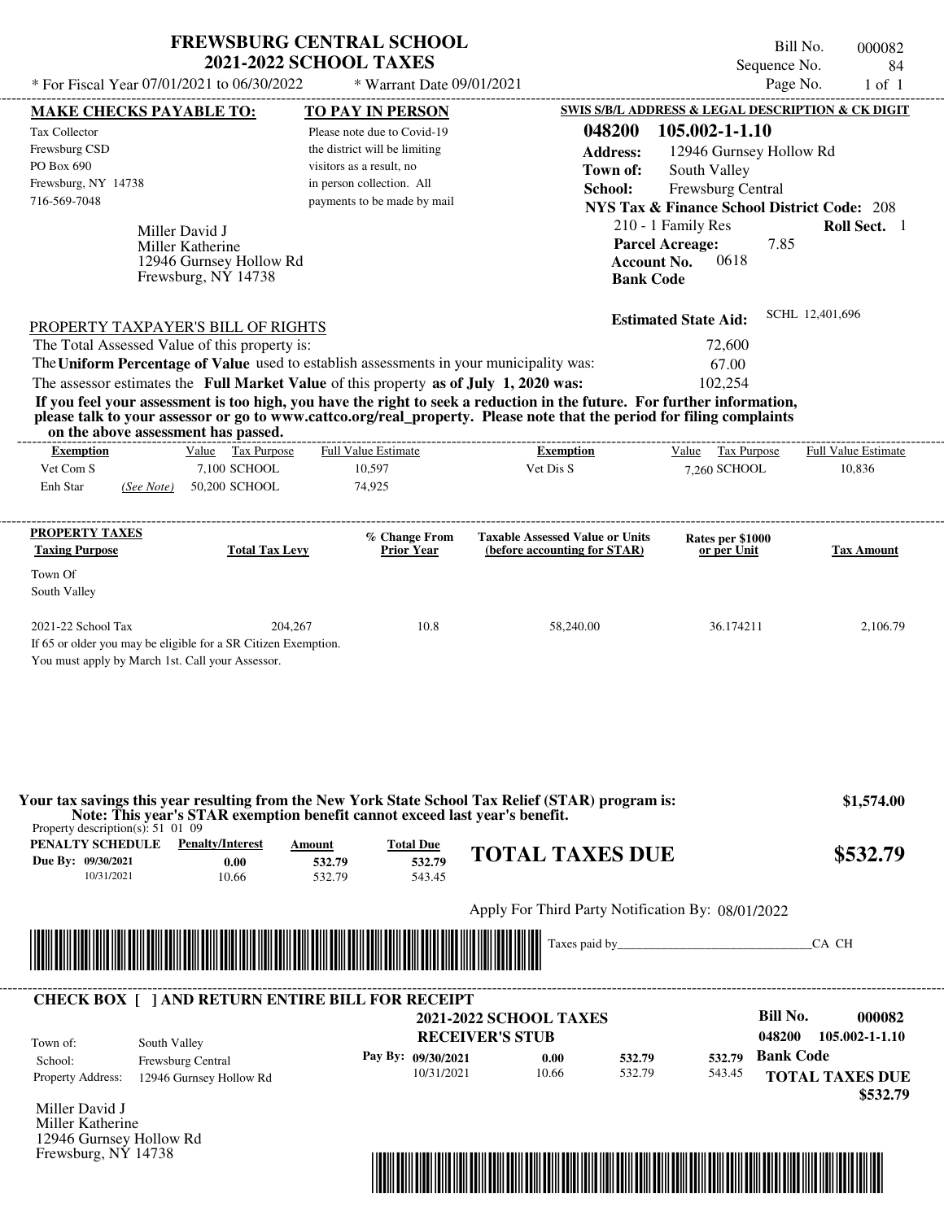# FREWSBURG CENTRAL SCHOOL
## 2021-2022 SCHOOL TAXES

\* For Fiscal Year 07/01/2021 to 06/30/2022 &nbsp;&nbsp; \* Warrant Date 09/01/2021

Bill No. 000082
Sequence No. 84
Page No. 1 of 1

**MAKE CHECKS PAYABLE TO:**

Tax Collector
Frewsburg CSD
PO Box 690
Frewsburg, NY 14738
716-569-7048

**TO PAY IN PERSON**

Please note due to Covid-19 the district will be limiting visitors as a result, no in person collection. All payments to be made by mail

**SWIS S/B/L ADDRESS & LEGAL DESCRIPTION & CK DIGIT**

**048200 105.002-1-1.10**

**Address:** 12946 Gurnsey Hollow Rd
**Town of:** South Valley
**School:** Frewsburg Central
**NYS Tax & Finance School District Code:** 208
210 - 1 Family Res &nbsp;&nbsp; **Roll Sect.** 1
**Parcel Acreage:** 7.85
**Account No.** 0618
**Bank Code**

Miller David J
Miller Katherine
12946 Gurnsey Hollow Rd
Frewsburg, NY 14738

**Estimated State Aid:** SCHL 12,401,696

PROPERTY TAXPAYER'S BILL OF RIGHTS

The Total Assessed Value of this property is: 72,600
The **Uniform Percentage of Value** used to establish assessments in your municipality was: 67.00
The assessor estimates the **Full Market Value** of this property **as of July 1, 2020 was:** 102,254

**If you feel your assessment is too high, you have the right to seek a reduction in the future. For further information, please talk to your assessor or go to www.cattco.org/real_property. Please note that the period for filing complaints on the above assessment has passed.**

| Exemption | Value | Tax Purpose | Full Value Estimate | Exemption | Value | Tax Purpose | Full Value Estimate |
|---|---|---|---|---|---|---|---|
| Vet Com S | 7,100 | SCHOOL | 10,597 | Vet Dis S | 7,260 | SCHOOL | 10,836 |
| Enh Star *(See Note)* | 50,200 | SCHOOL | 74,925 | | | | |

| PROPERTY TAXES Taxing Purpose | Total Tax Levy | % Change From Prior Year | Taxable Assessed Value or Units (before accounting for STAR) | Rates per $1000 or per Unit | Tax Amount |
|---|---|---|---|---|---|
| Town Of South Valley | | | | | |
| 2021-22 School Tax | 204,267 | 10.8 | 58,240.00 | 36.174211 | 2,106.79 |

If 65 or older you may be eligible for a SR Citizen Exemption.
You must apply by March 1st. Call your Assessor.

**Your tax savings this year resulting from the New York State School Tax Relief (STAR) program is: $1,574.00**
**Note: This year's STAR exemption benefit cannot exceed last year's benefit.**

Property description(s): 51 01 09

| PENALTY SCHEDULE | Penalty/Interest | Amount | Total Due |
|---|---|---|---|
| Due By: 09/30/2021 | 0.00 | 532.79 | 532.79 |
| 10/31/2021 | 10.66 | 532.79 | 543.45 |

**TOTAL TAXES DUE $532.79**

Apply For Third Party Notification By: 08/01/2022

Taxes paid by_______________________________CA CH

**CHECK BOX [ ] AND RETURN ENTIRE BILL FOR RECEIPT**

**2021-2022 SCHOOL TAXES**
**RECEIVER'S STUB**

**Bill No. 000082**
**048200 105.002-1-1.10**

Town of: South Valley
School: Frewsburg Central
Property Address: 12946 Gurnsey Hollow Rd

| Pay By: | Penalty/Interest | Amount | Total Due |
|---|---|---|---|
| 09/30/2021 | 0.00 | 532.79 | 532.79 |
| 10/31/2021 | 10.66 | 532.79 | 543.45 |

**Bank Code**

**TOTAL TAXES DUE $532.79**

Miller David J
Miller Katherine
12946 Gurnsey Hollow Rd
Frewsburg, NY 14738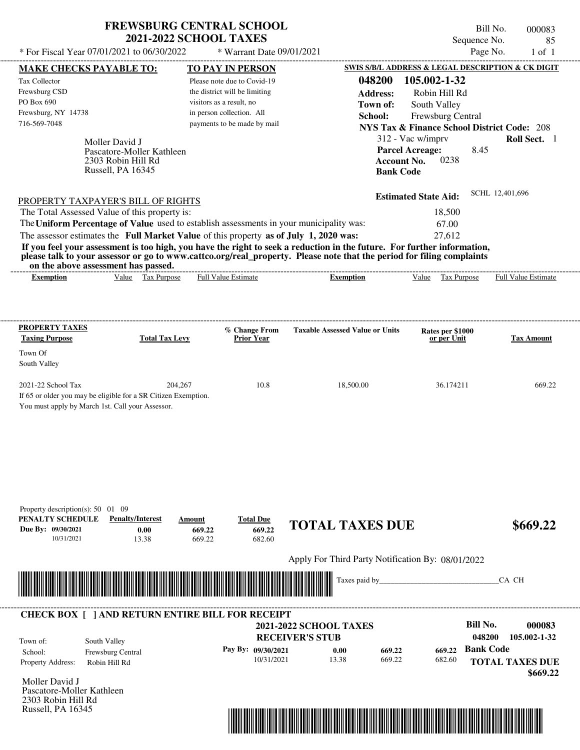# FREWSBURG CENTRAL SCHOOL
## 2021-2022 SCHOOL TAXES

\* For Fiscal Year 07/01/2021 to 06/30/2022 \* Warrant Date 09/01/2021

Bill No. 000083
Sequence No. 85
Page No. 1 of 1

**MAKE CHECKS PAYABLE TO:**

Tax Collector
Frewsburg CSD
PO Box 690
Frewsburg, NY 14738
716-569-7048

**TO PAY IN PERSON**

Please note due to Covid-19 the district will be limiting visitors as a result, no in person collection. All payments to be made by mail

**SWIS S/B/L ADDRESS & LEGAL DESCRIPTION & CK DIGIT**

**048200 105.002-1-32**
**Address:** Robin Hill Rd
**Town of:** South Valley
**School:** Frewsburg Central
**NYS Tax & Finance School District Code:** 208
312 - Vac w/imprv **Roll Sect.** 1
**Parcel Acreage:** 8.45
**Account No.** 0238
**Bank Code**

Moller David J
Pascatore-Moller Kathleen
2303 Robin Hill Rd
Russell, PA 16345

**Estimated State Aid:** SCHL 12,401,696

PROPERTY TAXPAYER'S BILL OF RIGHTS

The Total Assessed Value of this property is: 18,500
The **Uniform Percentage of Value** used to establish assessments in your municipality was: 67.00
The assessor estimates the **Full Market Value** of this property **as of July 1, 2020 was:** 27,612

**If you feel your assessment is too high, you have the right to seek a reduction in the future. For further information, please talk to your assessor or go to www.cattco.org/real_property. Please note that the period for filing complaints on the above assessment has passed.**

| Exemption | Value | Tax Purpose | Full Value Estimate | Exemption | Value | Tax Purpose | Full Value Estimate |
|---|---|---|---|---|---|---|---|

| PROPERTY TAXES Taxing Purpose | Total Tax Levy | % Change From Prior Year | Taxable Assessed Value or Units | Rates per $1000 or per Unit | Tax Amount |
|---|---|---|---|---|---|
| Town Of South Valley | | | | | |
| 2021-22 School Tax | 204,267 | 10.8 | 18,500.00 | 36.174211 | 669.22 |

If 65 or older you may be eligible for a SR Citizen Exemption.
You must apply by March 1st. Call your Assessor.

Property description(s): 50 01 09

| PENALTY SCHEDULE | Penalty/Interest | Amount | Total Due |
|---|---|---|---|
| Due By: 09/30/2021 | 0.00 | 669.22 | 669.22 |
| 10/31/2021 | 13.38 | 669.22 | 682.60 |

**TOTAL TAXES DUE $669.22**

Apply For Third Party Notification By: 08/01/2022

Taxes paid by_______________________________CA CH

**CHECK BOX [ ] AND RETURN ENTIRE BILL FOR RECEIPT**

**2021-2022 SCHOOL TAXES**
**RECEIVER'S STUB**

**Bill No. 000083**
**048200 105.002-1-32**
**Bank Code**

Town of: South Valley
School: Frewsburg Central
Property Address: Robin Hill Rd

| Pay By: | Penalty/Interest | Amount | Total Due |
|---|---|---|---|
| 09/30/2021 | 0.00 | 669.22 | 669.22 |
| 10/31/2021 | 13.38 | 669.22 | 682.60 |

**TOTAL TAXES DUE $669.22**

Moller David J
Pascatore-Moller Kathleen
2303 Robin Hill Rd
Russell, PA 16345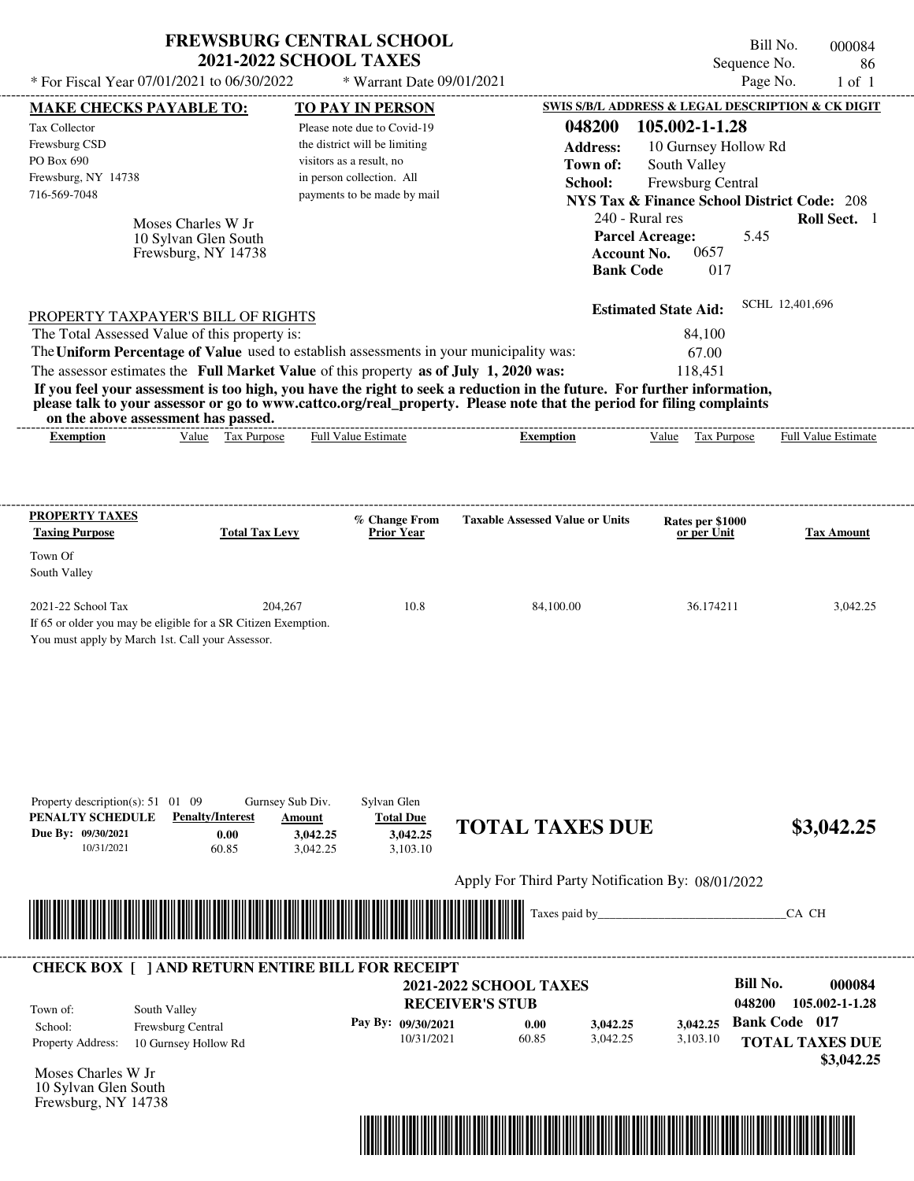# FREWSBURG CENTRAL SCHOOL
## 2021-2022 SCHOOL TAXES

\* For Fiscal Year 07/01/2021 to 06/30/2022 \* Warrant Date 09/01/2021

Bill No. 000084
Sequence No. 86
Page No. 1 of 1

**MAKE CHECKS PAYABLE TO:**

Tax Collector
Frewsburg CSD
PO Box 690
Frewsburg, NY 14738
716-569-7048

Moses Charles W Jr
10 Sylvan Glen South
Frewsburg, NY 14738

**TO PAY IN PERSON**

Please note due to Covid-19 the district will be limiting visitors as a result, no in person collection. All payments to be made by mail

**SWIS S/B/L ADDRESS & LEGAL DESCRIPTION & CK DIGIT**

**048200 105.002-1-1.28**
**Address:** 10 Gurnsey Hollow Rd
**Town of:** South Valley
**School:** Frewsburg Central
**NYS Tax & Finance School District Code:** 208
240 - Rural res **Roll Sect.** 1
**Parcel Acreage:** 5.45
**Account No.** 0657
**Bank Code** 017

**Estimated State Aid:** SCHL 12,401,696

PROPERTY TAXPAYER'S BILL OF RIGHTS

The Total Assessed Value of this property is: 84,100
The **Uniform Percentage of Value** used to establish assessments in your municipality was: 67.00
The assessor estimates the **Full Market Value** of this property **as of July 1, 2020 was:** 118,451

**If you feel your assessment is too high, you have the right to seek a reduction in the future. For further information, please talk to your assessor or go to www.cattco.org/real_property. Please note that the period for filing complaints on the above assessment has passed.**

| Exemption | Value | Tax Purpose | Full Value Estimate | Exemption | Value | Tax Purpose | Full Value Estimate |
|---|---|---|---|---|---|---|---|

| PROPERTY TAXES Taxing Purpose | Total Tax Levy | % Change From Prior Year | Taxable Assessed Value or Units | Rates per $1000 or per Unit | Tax Amount |
|---|---|---|---|---|---|
| Town Of South Valley | | | | | |
| 2021-22 School Tax | 204,267 | 10.8 | 84,100.00 | 36.174211 | 3,042.25 |

If 65 or older you may be eligible for a SR Citizen Exemption.
You must apply by March 1st. Call your Assessor.

Property description(s): 51 01 09 Gurnsey Sub Div. Sylvan Glen

| PENALTY SCHEDULE | Penalty/Interest | Amount | Total Due |
|---|---|---|---|
| Due By: 09/30/2021 | 0.00 | 3,042.25 | 3,042.25 |
| 10/31/2021 | 60.85 | 3,042.25 | 3,103.10 |

**TOTAL TAXES DUE $3,042.25**

Apply For Third Party Notification By: 08/01/2022

Taxes paid by_______________________________CA CH

---

**CHECK BOX [ ] AND RETURN ENTIRE BILL FOR RECEIPT**

**2021-2022 SCHOOL TAXES**
**RECEIVER'S STUB**

**Bill No. 000084**
**048200 105.002-1-1.28**

Town of: South Valley
School: Frewsburg Central
Property Address: 10 Gurnsey Hollow Rd

| Pay By: | Penalty/Interest | Amount | Total Due |
|---|---|---|---|
| 09/30/2021 | 0.00 | 3,042.25 | 3,042.25 |
| 10/31/2021 | 60.85 | 3,042.25 | 3,103.10 |

**Bank Code 017**
**TOTAL TAXES DUE $3,042.25**

Moses Charles W Jr
10 Sylvan Glen South
Frewsburg, NY 14738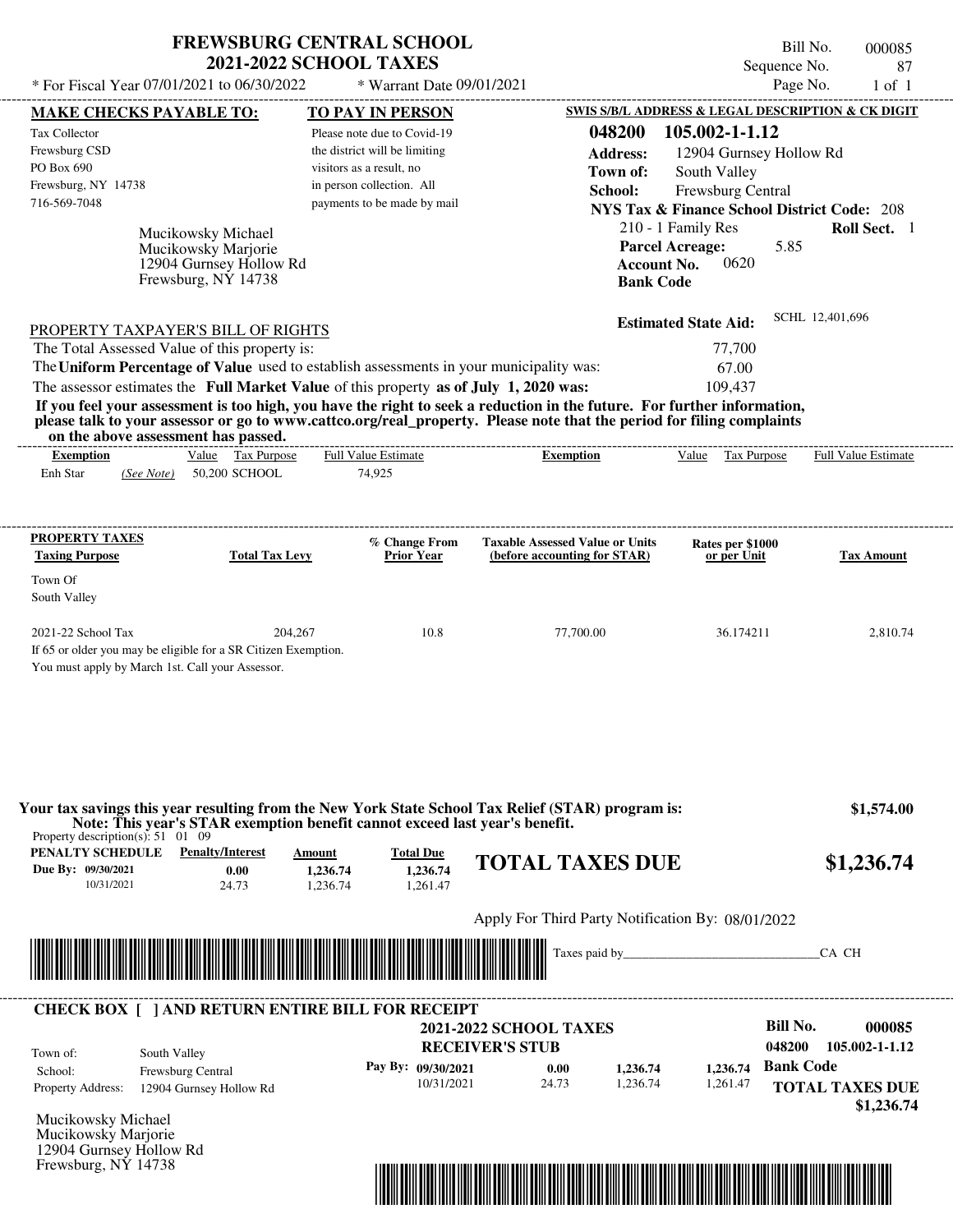# FREWSBURG CENTRAL SCHOOL
## 2021-2022 SCHOOL TAXES

\* For Fiscal Year 07/01/2021 to 06/30/2022 \* Warrant Date 09/01/2021

Bill No. 000085
Sequence No. 87
Page No. 1 of 1

**MAKE CHECKS PAYABLE TO:**
Tax Collector
Frewsburg CSD
PO Box 690
Frewsburg, NY 14738
716-569-7048

**TO PAY IN PERSON**
Please note due to Covid-19 the district will be limiting visitors as a result, no in person collection. All payments to be made by mail

**SWIS S/B/L ADDRESS & LEGAL DESCRIPTION & CK DIGIT**
**048200 105.002-1-1.12**
**Address:** 12904 Gurnsey Hollow Rd
**Town of:** South Valley
**School:** Frewsburg Central
**NYS Tax & Finance School District Code:** 208
210 - 1 Family Res **Roll Sect.** 1
**Parcel Acreage:** 5.85
**Account No.** 0620
**Bank Code**

Mucikowsky Michael
Mucikowsky Marjorie
12904 Gurnsey Hollow Rd
Frewsburg, NY 14738

**Estimated State Aid:** SCHL 12,401,696

PROPERTY TAXPAYER'S BILL OF RIGHTS

The Total Assessed Value of this property is: 77,700
The **Uniform Percentage of Value** used to establish assessments in your municipality was: 67.00
The assessor estimates the **Full Market Value** of this property **as of July 1, 2020 was:** 109,437

**If you feel your assessment is too high, you have the right to seek a reduction in the future. For further information, please talk to your assessor or go to www.cattco.org/real_property. Please note that the period for filing complaints on the above assessment has passed.**

| Exemption | Value | Tax Purpose | Full Value Estimate | Exemption | Value | Tax Purpose | Full Value Estimate |
|---|---|---|---|---|---|---|---|
| Enh Star *(See Note)* | 50,200 | SCHOOL | 74,925 | | | | |

| PROPERTY TAXES Taxing Purpose | Total Tax Levy | % Change From Prior Year | Taxable Assessed Value or Units (before accounting for STAR) | Rates per $1000 or per Unit | Tax Amount |
|---|---|---|---|---|---|
| Town Of South Valley | | | | | |
| 2021-22 School Tax | 204,267 | 10.8 | 77,700.00 | 36.174211 | 2,810.74 |

If 65 or older you may be eligible for a SR Citizen Exemption.
You must apply by March 1st. Call your Assessor.

**Your tax savings this year resulting from the New York State School Tax Relief (STAR) program is: $1,574.00**
**Note: This year's STAR exemption benefit cannot exceed last year's benefit.**

Property description(s): 51 01 09

| PENALTY SCHEDULE | Penalty/Interest | Amount | Total Due |
|---|---|---|---|
| Due By: 09/30/2021 | 0.00 | 1,236.74 | 1,236.74 |
| 10/31/2021 | 24.73 | 1,236.74 | 1,261.47 |

**TOTAL TAXES DUE $1,236.74**

Apply For Third Party Notification By: 08/01/2022

Taxes paid by______________________________CA CH

---

**CHECK BOX [ ] AND RETURN ENTIRE BILL FOR RECEIPT**

**2021-2022 SCHOOL TAXES**
**RECEIVER'S STUB**

**Bill No. 000085**
048200 105.002-1-1.12

Town of: South Valley
School: Frewsburg Central
Property Address: 12904 Gurnsey Hollow Rd

| Pay By: | | | |
|---|---|---|---|
| 09/30/2021 | 0.00 | 1,236.74 | 1,236.74 |
| 10/31/2021 | 24.73 | 1,236.74 | 1,261.47 |

**Bank Code**

**TOTAL TAXES DUE $1,236.74**

Mucikowsky Michael
Mucikowsky Marjorie
12904 Gurnsey Hollow Rd
Frewsburg, NY 14738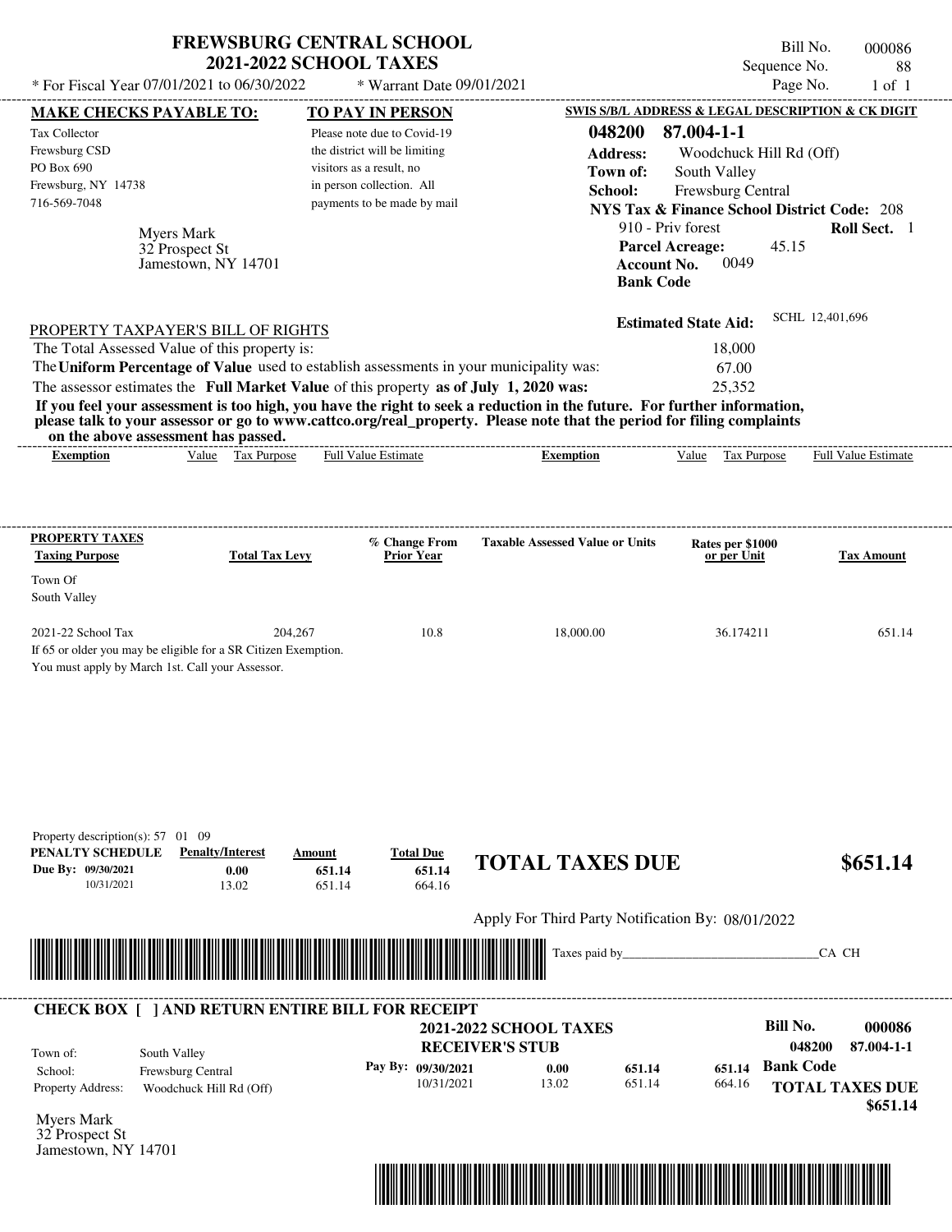# FREWSBURG CENTRAL SCHOOL
## 2021-2022 SCHOOL TAXES

\* For Fiscal Year 07/01/2021 to 06/30/2022 \* Warrant Date 09/01/2021

Bill No. 000086
Sequence No. 88
Page No. 1 of 1

**MAKE CHECKS PAYABLE TO:**

Tax Collector
Frewsburg CSD
PO Box 690
Frewsburg, NY 14738
716-569-7048

**TO PAY IN PERSON**

Please note due to Covid-19 the district will be limiting visitors as a result, no in person collection. All payments to be made by mail

**SWIS S/B/L ADDRESS & LEGAL DESCRIPTION & CK DIGIT**

**048200 87.004-1-1**
**Address:** Woodchuck Hill Rd (Off)
**Town of:** South Valley
**School:** Frewsburg Central
**NYS Tax & Finance School District Code:** 208
910 - Priv forest **Roll Sect.** 1
**Parcel Acreage:** 45.15
**Account No.** 0049
**Bank Code**

Myers Mark
32 Prospect St
Jamestown, NY 14701

**Estimated State Aid:** SCHL 12,401,696

PROPERTY TAXPAYER'S BILL OF RIGHTS

The Total Assessed Value of this property is: 18,000
The **Uniform Percentage of Value** used to establish assessments in your municipality was: 67.00
The assessor estimates the **Full Market Value** of this property **as of July 1, 2020 was:** 25,352

**If you feel your assessment is too high, you have the right to seek a reduction in the future. For further information, please talk to your assessor or go to www.cattco.org/real_property. Please note that the period for filing complaints on the above assessment has passed.**

| Exemption | Value | Tax Purpose | Full Value Estimate | Exemption | Value | Tax Purpose | Full Value Estimate |
|---|---|---|---|---|---|---|---|

**PROPERTY TAXES**

| Taxing Purpose | Total Tax Levy | % Change From Prior Year | Taxable Assessed Value or Units | Rates per $1000 or per Unit | Tax Amount |
|---|---|---|---|---|---|
| Town Of South Valley | | | | | |
| 2021-22 School Tax | 204,267 | 10.8 | 18,000.00 | 36.174211 | 651.14 |

If 65 or older you may be eligible for a SR Citizen Exemption.
You must apply by March 1st. Call your Assessor.

Property description(s): 57 01 09

| PENALTY SCHEDULE | Penalty/Interest | Amount | Total Due |
|---|---|---|---|
| Due By: 09/30/2021 | 0.00 | 651.14 | 651.14 |
| 10/31/2021 | 13.02 | 651.14 | 664.16 |

**TOTAL TAXES DUE $651.14**

Apply For Third Party Notification By: 08/01/2022

Taxes paid by_______________________________CA CH

---

**CHECK BOX [ ] AND RETURN ENTIRE BILL FOR RECEIPT**

**2021-2022 SCHOOL TAXES**
**RECEIVER'S STUB**

**Bill No. 000086**
**048200 87.004-1-1**

Town of: South Valley
School: Frewsburg Central
Property Address: Woodchuck Hill Rd (Off)

| Pay By: | | | |
|---|---|---|---|
| 09/30/2021 | 0.00 | 651.14 | 651.14 |
| 10/31/2021 | 13.02 | 651.14 | 664.16 |

**Bank Code**

**TOTAL TAXES DUE**
**$651.14**

Myers Mark
32 Prospect St
Jamestown, NY 14701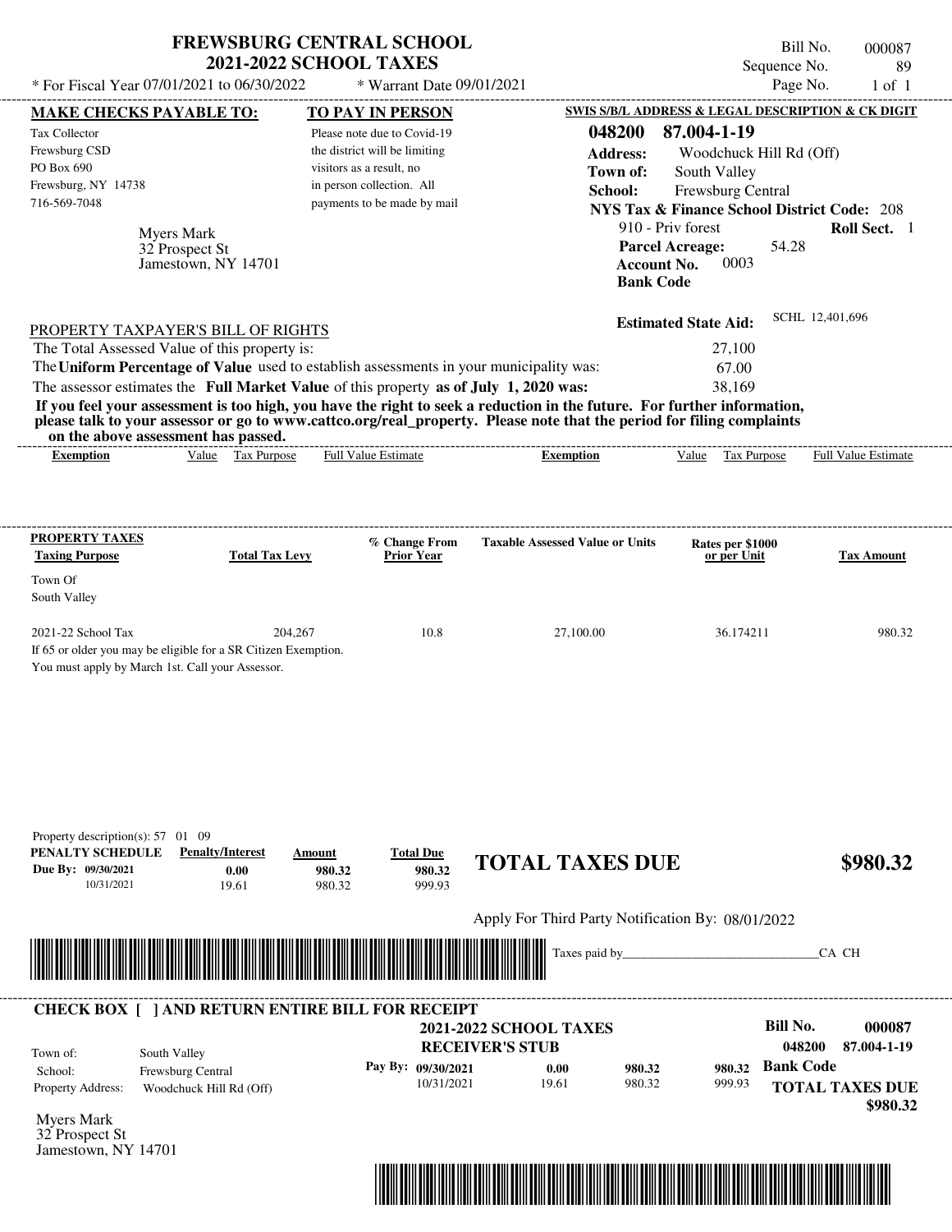# FREWSBURG CENTRAL SCHOOL
## 2021-2022 SCHOOL TAXES

\* For Fiscal Year 07/01/2021 to 06/30/2022 \* Warrant Date 09/01/2021

Bill No. 000087
Sequence No. 89
Page No. 1 of 1

**MAKE CHECKS PAYABLE TO:**
Tax Collector
Frewsburg CSD
PO Box 690
Frewsburg, NY 14738
716-569-7048

**TO PAY IN PERSON**
Please note due to Covid-19 the district will be limiting visitors as a result, no in person collection. All payments to be made by mail

**SWIS S/B/L ADDRESS & LEGAL DESCRIPTION & CK DIGIT**
**048200 87.004-1-19**
**Address:** Woodchuck Hill Rd (Off)
**Town of:** South Valley
**School:** Frewsburg Central
**NYS Tax & Finance School District Code:** 208
910 - Priv forest **Roll Sect.** 1
**Parcel Acreage:** 54.28
**Account No.** 0003
**Bank Code**

Myers Mark
32 Prospect St
Jamestown, NY 14701

**Estimated State Aid:** SCHL 12,401,696

PROPERTY TAXPAYER'S BILL OF RIGHTS

The Total Assessed Value of this property is: 27,100
The **Uniform Percentage of Value** used to establish assessments in your municipality was: 67.00
The assessor estimates the **Full Market Value** of this property **as of July 1, 2020 was:** 38,169

**If you feel your assessment is too high, you have the right to seek a reduction in the future. For further information, please talk to your assessor or go to www.cattco.org/real_property. Please note that the period for filing complaints on the above assessment has passed.**

| Exemption | Value | Tax Purpose | Full Value Estimate | Exemption | Value | Tax Purpose | Full Value Estimate |
|---|---|---|---|---|---|---|---|

**PROPERTY TAXES**

| Taxing Purpose | Total Tax Levy | % Change From Prior Year | Taxable Assessed Value or Units | Rates per $1000 or per Unit | Tax Amount |
|---|---|---|---|---|---|
| Town Of South Valley | | | | | |
| 2021-22 School Tax | 204,267 | 10.8 | 27,100.00 | 36.174211 | 980.32 |

If 65 or older you may be eligible for a SR Citizen Exemption.
You must apply by March 1st. Call your Assessor.

Property description(s): 57 01 09

| PENALTY SCHEDULE | Penalty/Interest | Amount | Total Due |
|---|---|---|---|
| Due By: 09/30/2021 | 0.00 | 980.32 | 980.32 |
| 10/31/2021 | 19.61 | 980.32 | 999.93 |

**TOTAL TAXES DUE $980.32**

Apply For Third Party Notification By: 08/01/2022

Taxes paid by_______________________________CA CH

**CHECK BOX [ ] AND RETURN ENTIRE BILL FOR RECEIPT**

**2021-2022 SCHOOL TAXES**
**RECEIVER'S STUB**

Town of: South Valley
School: Frewsburg Central
Property Address: Woodchuck Hill Rd (Off)

**Bill No. 000087**
**048200 87.004-1-19**

| Pay By: | | | |
|---|---|---|---|
| 09/30/2021 | 0.00 | 980.32 | 980.32 |
| 10/31/2021 | 19.61 | 980.32 | 999.93 |

**Bank Code**

**TOTAL TAXES DUE $980.32**

Myers Mark
32 Prospect St
Jamestown, NY 14701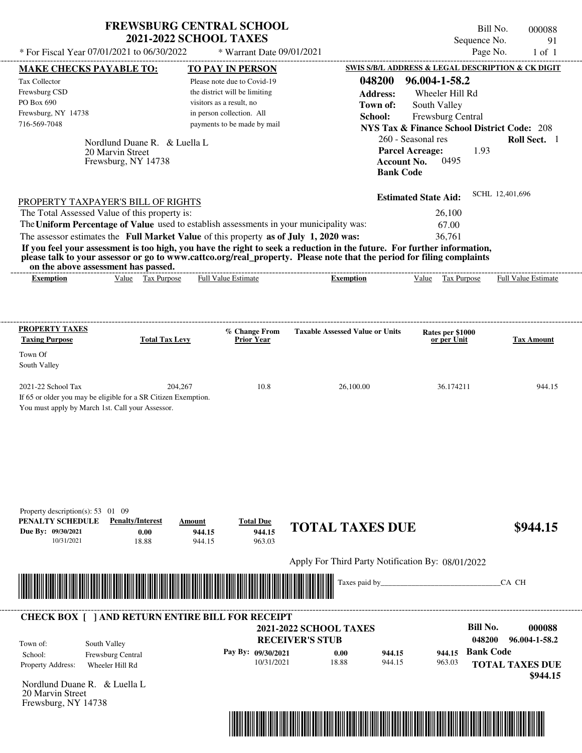# FREWSBURG CENTRAL SCHOOL
## 2021-2022 SCHOOL TAXES

\* For Fiscal Year 07/01/2021 to 06/30/2022 &nbsp;&nbsp;&nbsp; \* Warrant Date 09/01/2021

Bill No. 000088
Sequence No. 91
Page No. 1 of 1

**MAKE CHECKS PAYABLE TO:**
Tax Collector
Frewsburg CSD
PO Box 690
Frewsburg, NY 14738
716-569-7048

**TO PAY IN PERSON**
Please note due to Covid-19 the district will be limiting visitors as a result, no in person collection. All payments to be made by mail

**SWIS S/B/L ADDRESS & LEGAL DESCRIPTION & CK DIGIT**
**048200 96.004-1-58.2**
**Address:** Wheeler Hill Rd
**Town of:** South Valley
**School:** Frewsburg Central
**NYS Tax & Finance School District Code:** 208
260 - Seasonal res &nbsp;&nbsp; **Roll Sect.** 1
**Parcel Acreage:** 1.93
**Account No.** 0495
**Bank Code**

Nordlund Duane R. & Luella L
20 Marvin Street
Frewsburg, NY 14738

**Estimated State Aid:** SCHL 12,401,696

PROPERTY TAXPAYER'S BILL OF RIGHTS

The Total Assessed Value of this property is: 26,100
The **Uniform Percentage of Value** used to establish assessments in your municipality was: 67.00
The assessor estimates the **Full Market Value** of this property **as of July 1, 2020 was:** 36,761

**If you feel your assessment is too high, you have the right to seek a reduction in the future. For further information, please talk to your assessor or go to www.cattco.org/real_property. Please note that the period for filing complaints on the above assessment has passed.**

| Exemption | Value | Tax Purpose | Full Value Estimate | Exemption | Value | Tax Purpose | Full Value Estimate |
|---|---|---|---|---|---|---|---|

| PROPERTY TAXES Taxing Purpose | Total Tax Levy | % Change From Prior Year | Taxable Assessed Value or Units | Rates per $1000 or per Unit | Tax Amount |
|---|---|---|---|---|---|
| Town Of South Valley | | | | | |
| 2021-22 School Tax | 204,267 | 10.8 | 26,100.00 | 36.174211 | 944.15 |

If 65 or older you may be eligible for a SR Citizen Exemption.
You must apply by March 1st. Call your Assessor.

Property description(s): 53 01 09

| PENALTY SCHEDULE | Penalty/Interest | Amount | Total Due |
|---|---|---|---|
| Due By: 09/30/2021 | 0.00 | 944.15 | 944.15 |
| 10/31/2021 | 18.88 | 944.15 | 963.03 |

**TOTAL TAXES DUE $944.15**

Apply For Third Party Notification By: 08/01/2022

Taxes paid by_______________________________CA CH

**CHECK BOX [ ] AND RETURN ENTIRE BILL FOR RECEIPT**

**2021-2022 SCHOOL TAXES**
**RECEIVER'S STUB**

**Bill No. 000088**
**048200 96.004-1-58.2**

Town of: South Valley
School: Frewsburg Central
Property Address: Wheeler Hill Rd

| Pay By: | | | |
|---|---|---|---|
| 09/30/2021 | 0.00 | 944.15 | 944.15 |
| 10/31/2021 | 18.88 | 944.15 | 963.03 |

**Bank Code**
**TOTAL TAXES DUE $944.15**

Nordlund Duane R. & Luella L
20 Marvin Street
Frewsburg, NY 14738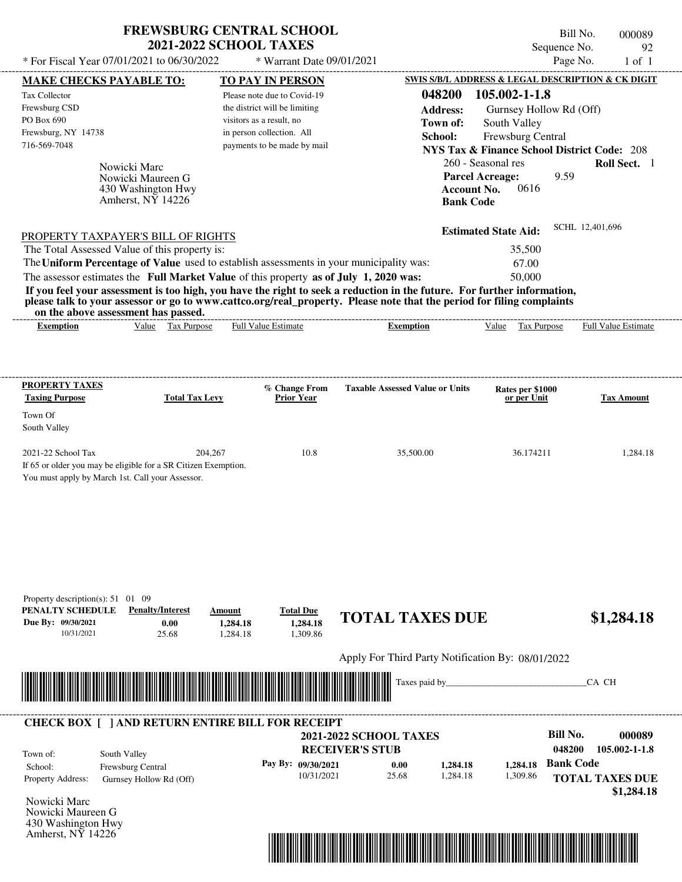# FREWSBURG CENTRAL SCHOOL
## 2021-2022 SCHOOL TAXES

\* For Fiscal Year 07/01/2021 to 06/30/2022 &nbsp;&nbsp; \* Warrant Date 09/01/2021

Bill No. 000089
Sequence No. 92
Page No. 1 of 1

**MAKE CHECKS PAYABLE TO:**
Tax Collector
Frewsburg CSD
PO Box 690
Frewsburg, NY 14738
716-569-7048

**TO PAY IN PERSON**
Please note due to Covid-19 the district will be limiting visitors as a result, no in person collection. All payments to be made by mail

**SWIS S/B/L ADDRESS & LEGAL DESCRIPTION & CK DIGIT**
**048200 105.002-1-1.8**
**Address:** Gurnsey Hollow Rd (Off)
**Town of:** South Valley
**School:** Frewsburg Central
**NYS Tax & Finance School District Code:** 208
260 - Seasonal res &nbsp;&nbsp; **Roll Sect.** 1
**Parcel Acreage:** 9.59
**Account No.** 0616
**Bank Code**

Nowicki Marc
Nowicki Maureen G
430 Washington Hwy
Amherst, NY 14226

**Estimated State Aid:** SCHL 12,401,696

PROPERTY TAXPAYER'S BILL OF RIGHTS

The Total Assessed Value of this property is: 35,500
The **Uniform Percentage of Value** used to establish assessments in your municipality was: 67.00
The assessor estimates the **Full Market Value** of this property **as of July 1, 2020 was:** 50,000

**If you feel your assessment is too high, you have the right to seek a reduction in the future. For further information, please talk to your assessor or go to www.cattco.org/real_property. Please note that the period for filing complaints on the above assessment has passed.**

| Exemption | Value | Tax Purpose | Full Value Estimate | Exemption | Value | Tax Purpose | Full Value Estimate |
|---|---|---|---|---|---|---|---|

| PROPERTY TAXES Taxing Purpose | Total Tax Levy | % Change From Prior Year | Taxable Assessed Value or Units | Rates per $1000 or per Unit | Tax Amount |
|---|---|---|---|---|---|
| Town Of South Valley | | | | | |
| 2021-22 School Tax | 204,267 | 10.8 | 35,500.00 | 36.174211 | 1,284.18 |

If 65 or older you may be eligible for a SR Citizen Exemption.
You must apply by March 1st. Call your Assessor.

Property description(s): 51 01 09

| PENALTY SCHEDULE | Penalty/Interest | Amount | Total Due |
|---|---|---|---|
| Due By: 09/30/2021 | 0.00 | 1,284.18 | 1,284.18 |
| 10/31/2021 | 25.68 | 1,284.18 | 1,309.86 |

**TOTAL TAXES DUE $1,284.18**

Apply For Third Party Notification By: 08/01/2022

Taxes paid by_______________________________CA CH

**CHECK BOX [ ] AND RETURN ENTIRE BILL FOR RECEIPT**

**2021-2022 SCHOOL TAXES**
**RECEIVER'S STUB**

**Bill No. 000089**
**048200 105.002-1-1.8**

Town of: South Valley
School: Frewsburg Central
Property Address: Gurnsey Hollow Rd (Off)

| Pay By: | | | |
|---|---|---|---|
| 09/30/2021 | 0.00 | 1,284.18 | 1,284.18 |
| 10/31/2021 | 25.68 | 1,284.18 | 1,309.86 |

**Bank Code**

**TOTAL TAXES DUE $1,284.18**

Nowicki Marc
Nowicki Maureen G
430 Washington Hwy
Amherst, NY 14226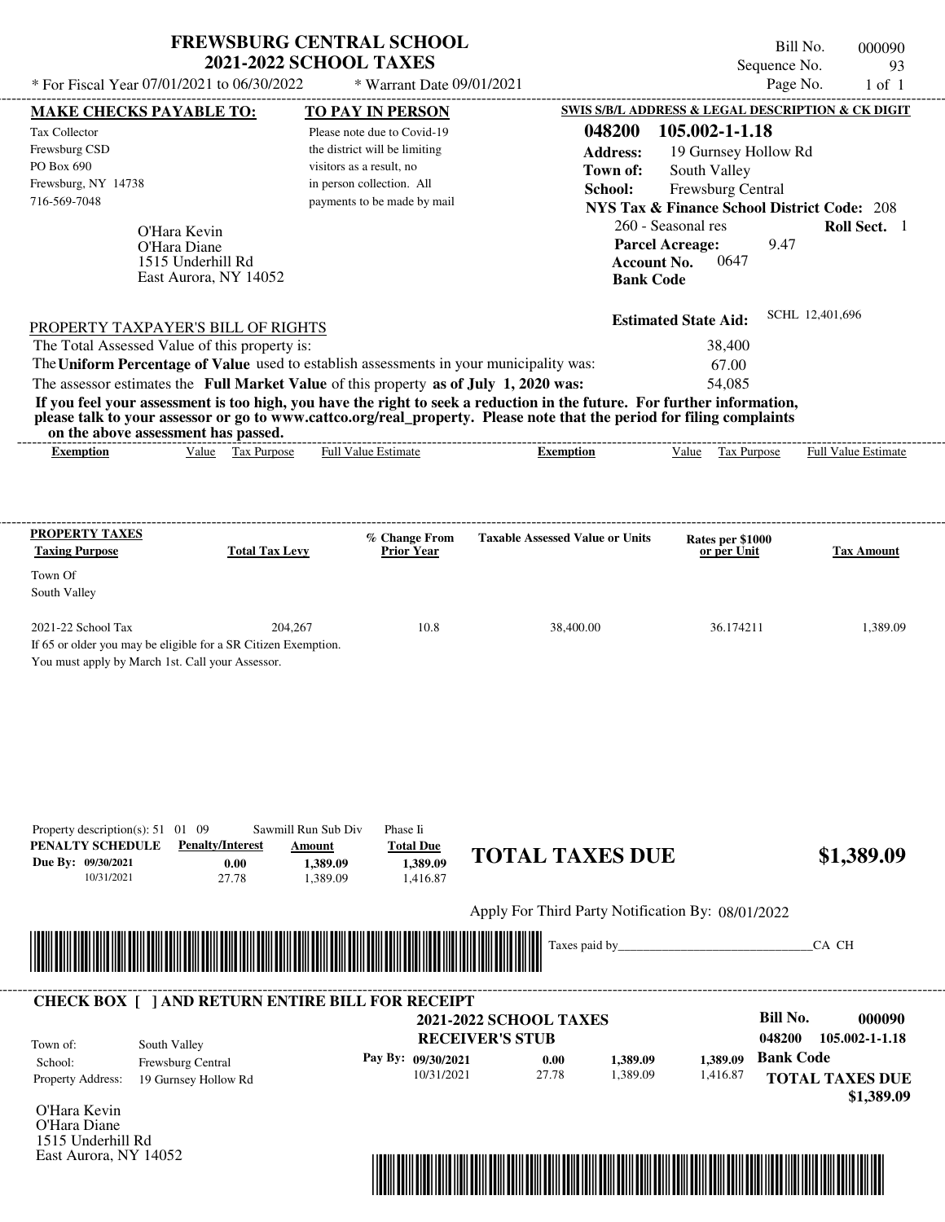# FREWSBURG CENTRAL SCHOOL
## 2021-2022 SCHOOL TAXES

* For Fiscal Year 07/01/2021 to 06/30/2022 * Warrant Date 09/01/2021

Bill No. 000090
Sequence No. 93
Page No. 1 of 1

**MAKE CHECKS PAYABLE TO:**

Tax Collector
Frewsburg CSD
PO Box 690
Frewsburg, NY 14738
716-569-7048

**TO PAY IN PERSON**

Please note due to Covid-19 the district will be limiting visitors as a result, no in person collection. All payments to be made by mail

**SWIS S/B/L ADDRESS & LEGAL DESCRIPTION & CK DIGIT**

**048200 105.002-1-1.18**
**Address:** 19 Gurnsey Hollow Rd
**Town of:** South Valley
**School:** Frewsburg Central
**NYS Tax & Finance School District Code:** 208
260 - Seasonal res **Roll Sect.** 1
**Parcel Acreage:** 9.47
**Account No.** 0647
**Bank Code**

O'Hara Kevin
O'Hara Diane
1515 Underhill Rd
East Aurora, NY 14052

**Estimated State Aid:** SCHL 12,401,696

PROPERTY TAXPAYER'S BILL OF RIGHTS

The Total Assessed Value of this property is: 38,400
The **Uniform Percentage of Value** used to establish assessments in your municipality was: 67.00
The assessor estimates the **Full Market Value** of this property **as of July 1, 2020 was:** 54,085

**If you feel your assessment is too high, you have the right to seek a reduction in the future. For further information, please talk to your assessor or go to www.cattco.org/real_property. Please note that the period for filing complaints on the above assessment has passed.**

| Exemption | Value | Tax Purpose | Full Value Estimate | Exemption | Value | Tax Purpose | Full Value Estimate |
|---|---|---|---|---|---|---|---|

**PROPERTY TAXES**

| Taxing Purpose | Total Tax Levy | % Change From Prior Year | Taxable Assessed Value or Units | Rates per $1000 or per Unit | Tax Amount |
|---|---|---|---|---|---|
| Town Of South Valley | | | | | |
| 2021-22 School Tax | 204,267 | 10.8 | 38,400.00 | 36.174211 | 1,389.09 |

If 65 or older you may be eligible for a SR Citizen Exemption.
You must apply by March 1st. Call your Assessor.

Property description(s): 51 01 09 Sawmill Run Sub Div Phase Ii

| PENALTY SCHEDULE | Penalty/Interest | Amount | Total Due |
|---|---|---|---|
| Due By: 09/30/2021 | 0.00 | 1,389.09 | 1,389.09 |
| 10/31/2021 | 27.78 | 1,389.09 | 1,416.87 |

**TOTAL TAXES DUE $1,389.09**

Apply For Third Party Notification By: 08/01/2022

Taxes paid by_______________________________CA CH

**CHECK BOX [ ] AND RETURN ENTIRE BILL FOR RECEIPT**

**2021-2022 SCHOOL TAXES**
**RECEIVER'S STUB**

**Bill No. 000090**
**048200 105.002-1-1.18**

Town of: South Valley
School: Frewsburg Central
Property Address: 19 Gurnsey Hollow Rd

| Pay By: | | | |
|---|---|---|---|
| 09/30/2021 | 0.00 | 1,389.09 | 1,389.09 |
| 10/31/2021 | 27.78 | 1,389.09 | 1,416.87 |

**Bank Code**

**TOTAL TAXES DUE $1,389.09**

O'Hara Kevin
O'Hara Diane
1515 Underhill Rd
East Aurora, NY 14052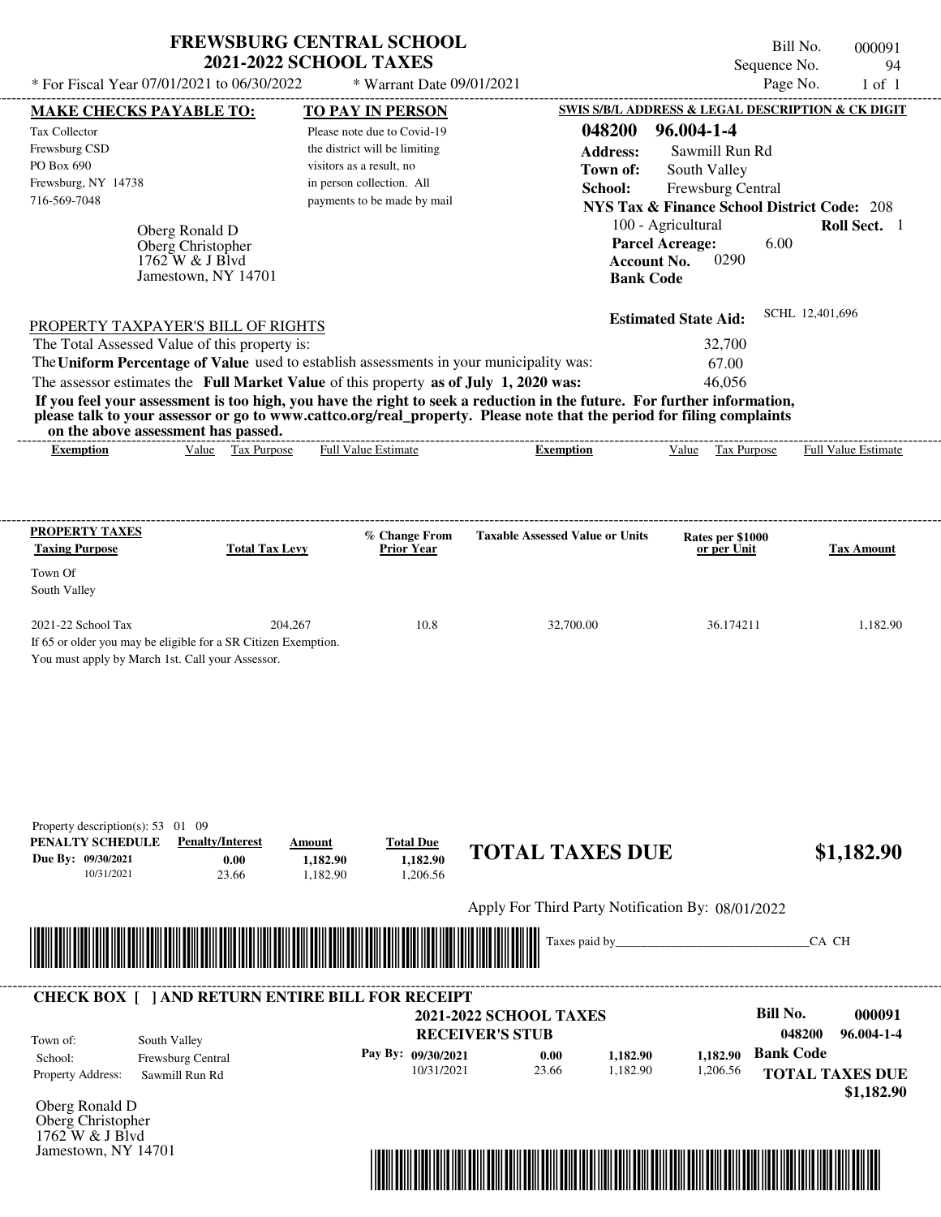# FREWSBURG CENTRAL SCHOOL
## 2021-2022 SCHOOL TAXES

Bill No. 000091
Sequence No. 94
Page No. 1 of 1

* For Fiscal Year 07/01/2021 to 06/30/2022 * Warrant Date 09/01/2021

**MAKE CHECKS PAYABLE TO:**

Tax Collector
Frewsburg CSD
PO Box 690
Frewsburg, NY 14738
716-569-7048

**TO PAY IN PERSON**

Please note due to Covid-19 the district will be limiting visitors as a result, no in person collection. All payments to be made by mail

**SWIS S/B/L ADDRESS & LEGAL DESCRIPTION & CK DIGIT**

**048200 96.004-1-4**
**Address:** Sawmill Run Rd
**Town of:** South Valley
**School:** Frewsburg Central
**NYS Tax & Finance School District Code:** 208
100 - Agricultural **Roll Sect.** 1
**Parcel Acreage:** 6.00
**Account No.** 0290
**Bank Code**

Oberg Ronald D
Oberg Christopher
1762 W & J Blvd
Jamestown, NY 14701

**Estimated State Aid:** SCHL 12,401,696

PROPERTY TAXPAYER'S BILL OF RIGHTS

The Total Assessed Value of this property is: 32,700
The **Uniform Percentage of Value** used to establish assessments in your municipality was: 67.00
The assessor estimates the **Full Market Value** of this property **as of July 1, 2020 was:** 46,056

**If you feel your assessment is too high, you have the right to seek a reduction in the future. For further information, please talk to your assessor or go to www.cattco.org/real_property. Please note that the period for filing complaints on the above assessment has passed.**

| Exemption | Value | Tax Purpose | Full Value Estimate | Exemption | Value | Tax Purpose | Full Value Estimate |
|---|---|---|---|---|---|---|---|

| PROPERTY TAXES Taxing Purpose | Total Tax Levy | % Change From Prior Year | Taxable Assessed Value or Units | Rates per $1000 or per Unit | Tax Amount |
|---|---|---|---|---|---|
| Town Of South Valley | | | | | |
| 2021-22 School Tax | 204,267 | 10.8 | 32,700.00 | 36.174211 | 1,182.90 |

If 65 or older you may be eligible for a SR Citizen Exemption.
You must apply by March 1st. Call your Assessor.

Property description(s): 53 01 09

| PENALTY SCHEDULE | Penalty/Interest | Amount | Total Due |
|---|---|---|---|
| Due By: 09/30/2021 | 0.00 | 1,182.90 | 1,182.90 |
| 10/31/2021 | 23.66 | 1,182.90 | 1,206.56 |

**TOTAL TAXES DUE $1,182.90**

Apply For Third Party Notification By: 08/01/2022

Taxes paid by_______________________________CA CH

**CHECK BOX [ ] AND RETURN ENTIRE BILL FOR RECEIPT**

**2021-2022 SCHOOL TAXES**
**RECEIVER'S STUB**

**Bill No. 000091**
**048200 96.004-1-4**

Town of: South Valley
School: Frewsburg Central
Property Address: Sawmill Run Rd

| Pay By: | | | |
|---|---|---|---|
| 09/30/2021 | 0.00 | 1,182.90 | 1,182.90 |
| 10/31/2021 | 23.66 | 1,182.90 | 1,206.56 |

**Bank Code**

**TOTAL TAXES DUE**
**$1,182.90**

Oberg Ronald D
Oberg Christopher
1762 W & J Blvd
Jamestown, NY 14701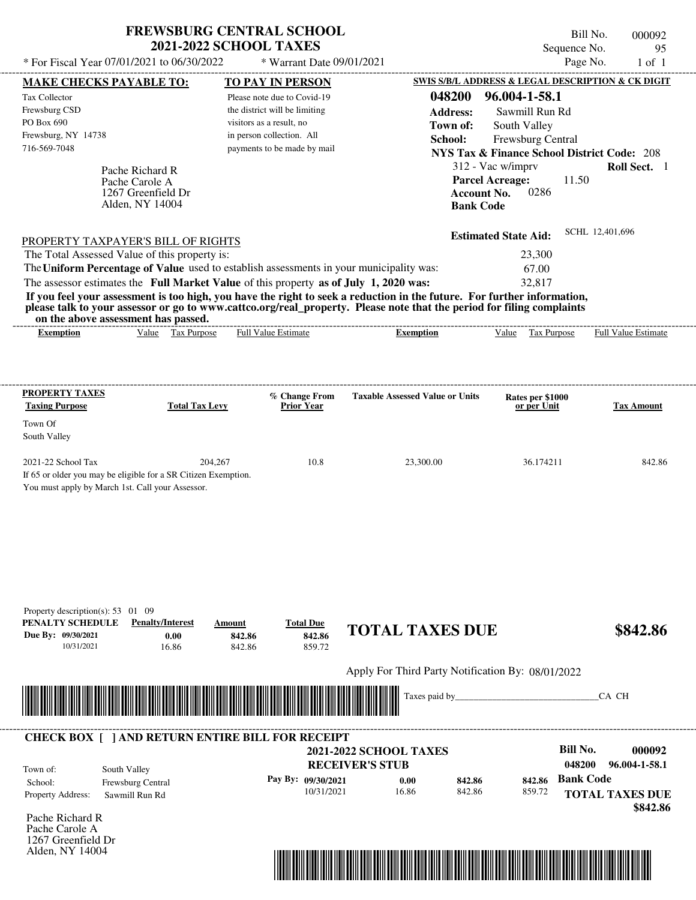# FREWSBURG CENTRAL SCHOOL
## 2021-2022 SCHOOL TAXES

\* For Fiscal Year 07/01/2021 to 06/30/2022 \* Warrant Date 09/01/2021

Bill No. 000092
Sequence No. 95
Page No. 1 of 1

**MAKE CHECKS PAYABLE TO:**

Tax Collector
Frewsburg CSD
PO Box 690
Frewsburg, NY 14738
716-569-7048

Pache Richard R
Pache Carole A
1267 Greenfield Dr
Alden, NY 14004

**TO PAY IN PERSON**

Please note due to Covid-19 the district will be limiting visitors as a result, no in person collection. All payments to be made by mail

**SWIS S/B/L ADDRESS & LEGAL DESCRIPTION & CK DIGIT**

**048200 96.004-1-58.1**
**Address:** Sawmill Run Rd
**Town of:** South Valley
**School:** Frewsburg Central
**NYS Tax & Finance School District Code:** 208
312 - Vac w/imprv **Roll Sect.** 1
**Parcel Acreage:** 11.50
**Account No.** 0286
**Bank Code**

**Estimated State Aid:** SCHL 12,401,696

PROPERTY TAXPAYER'S BILL OF RIGHTS

The Total Assessed Value of this property is: 23,300
The **Uniform Percentage of Value** used to establish assessments in your municipality was: 67.00
The assessor estimates the **Full Market Value** of this property **as of July 1, 2020 was:** 32,817

**If you feel your assessment is too high, you have the right to seek a reduction in the future. For further information, please talk to your assessor or go to www.cattco.org/real_property. Please note that the period for filing complaints on the above assessment has passed.**

| Exemption | Value | Tax Purpose | Full Value Estimate | Exemption | Value | Tax Purpose | Full Value Estimate |
|---|---|---|---|---|---|---|---|

| PROPERTY TAXES Taxing Purpose | Total Tax Levy | % Change From Prior Year | Taxable Assessed Value or Units | Rates per $1000 or per Unit | Tax Amount |
|---|---|---|---|---|---|
| Town Of South Valley | | | | | |
| 2021-22 School Tax | 204,267 | 10.8 | 23,300.00 | 36.174211 | 842.86 |

If 65 or older you may be eligible for a SR Citizen Exemption.
You must apply by March 1st. Call your Assessor.

Property description(s): 53 01 09

| PENALTY SCHEDULE | Penalty/Interest | Amount | Total Due |
|---|---|---|---|
| Due By: 09/30/2021 | 0.00 | 842.86 | 842.86 |
| 10/31/2021 | 16.86 | 842.86 | 859.72 |

**TOTAL TAXES DUE $842.86**

Apply For Third Party Notification By: 08/01/2022

Taxes paid by_______________________________CA CH

**CHECK BOX [ ] AND RETURN ENTIRE BILL FOR RECEIPT**

**2021-2022 SCHOOL TAXES**
**RECEIVER'S STUB**

**Bill No. 000092**
**048200 96.004-1-58.1**

Town of: South Valley
School: Frewsburg Central
Property Address: Sawmill Run Rd

| Pay By: | Penalty/Interest | Amount | Total Due |
|---|---|---|---|
| 09/30/2021 | 0.00 | 842.86 | 842.86 |
| 10/31/2021 | 16.86 | 842.86 | 859.72 |

**Bank Code**

**TOTAL TAXES DUE $842.86**

Pache Richard R
Pache Carole A
1267 Greenfield Dr
Alden, NY 14004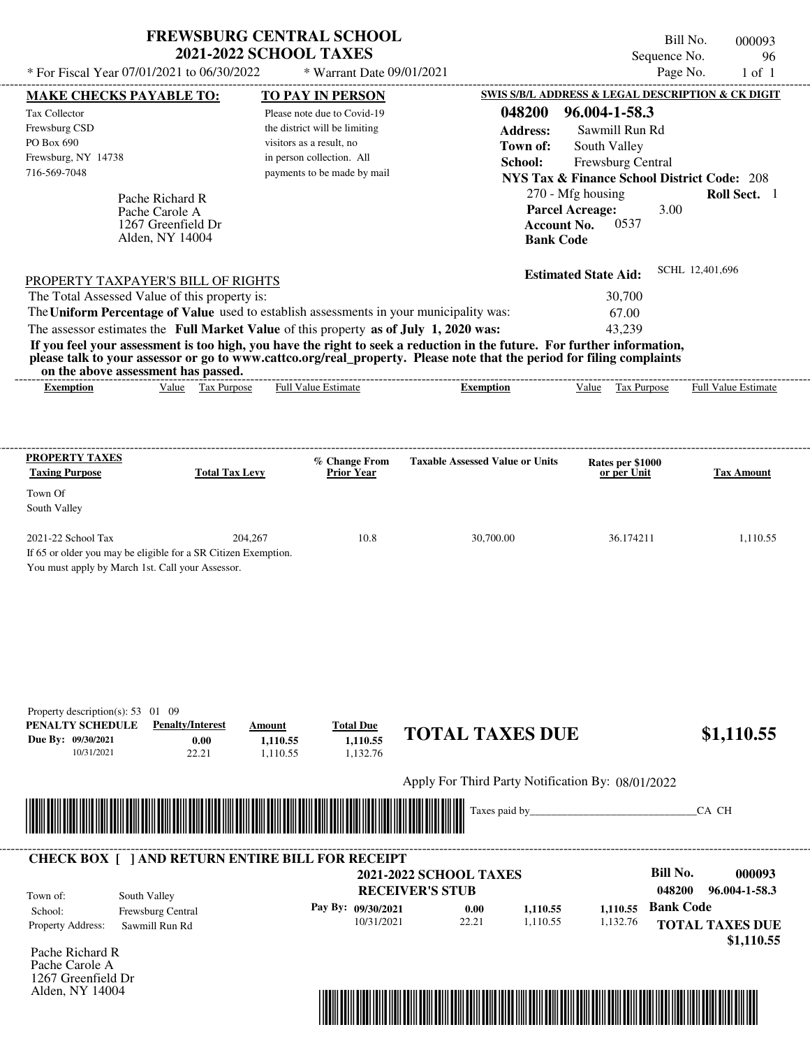# FREWSBURG CENTRAL SCHOOL
## 2021-2022 SCHOOL TAXES

* For Fiscal Year 07/01/2021 to 06/30/2022 * Warrant Date 09/01/2021

Bill No. 000093
Sequence No. 96
Page No. 1 of 1

**MAKE CHECKS PAYABLE TO:**
Tax Collector
Frewsburg CSD
PO Box 690
Frewsburg, NY 14738
716-569-7048

**TO PAY IN PERSON**
Please note due to Covid-19 the district will be limiting visitors as a result, no in person collection. All payments to be made by mail

**SWIS S/B/L ADDRESS & LEGAL DESCRIPTION & CK DIGIT**
**048200 96.004-1-58.3**
**Address:** Sawmill Run Rd
**Town of:** South Valley
**School:** Frewsburg Central
**NYS Tax & Finance School District Code:** 208
270 - Mfg housing **Roll Sect.** 1
**Parcel Acreage:** 3.00
**Account No.** 0537
**Bank Code**

Pache Richard R
Pache Carole A
1267 Greenfield Dr
Alden, NY 14004

**Estimated State Aid:** SCHL 12,401,696

PROPERTY TAXPAYER'S BILL OF RIGHTS

The Total Assessed Value of this property is: 30,700
The **Uniform Percentage of Value** used to establish assessments in your municipality was: 67.00
The assessor estimates the **Full Market Value** of this property **as of July 1, 2020 was:** 43,239

**If you feel your assessment is too high, you have the right to seek a reduction in the future. For further information, please talk to your assessor or go to www.cattco.org/real_property. Please note that the period for filing complaints on the above assessment has passed.**

| Exemption | Value | Tax Purpose | Full Value Estimate | Exemption | Value | Tax Purpose | Full Value Estimate |
|---|---|---|---|---|---|---|---|

| PROPERTY TAXES Taxing Purpose | Total Tax Levy | % Change From Prior Year | Taxable Assessed Value or Units | Rates per $1000 or per Unit | Tax Amount |
|---|---|---|---|---|---|
| Town Of South Valley | | | | | |
| 2021-22 School Tax | 204,267 | 10.8 | 30,700.00 | 36.174211 | 1,110.55 |

If 65 or older you may be eligible for a SR Citizen Exemption.
You must apply by March 1st. Call your Assessor.

Property description(s): 53 01 09

| PENALTY SCHEDULE | Penalty/Interest | Amount | Total Due |
|---|---|---|---|
| Due By: 09/30/2021 | 0.00 | 1,110.55 | 1,110.55 |
| 10/31/2021 | 22.21 | 1,110.55 | 1,132.76 |

**TOTAL TAXES DUE $1,110.55**

Apply For Third Party Notification By: 08/01/2022

Taxes paid by_______________________________CA CH

**CHECK BOX [ ] AND RETURN ENTIRE BILL FOR RECEIPT**

**2021-2022 SCHOOL TAXES**
**RECEIVER'S STUB**

**Bill No. 000093**
**048200 96.004-1-58.3**

Town of: South Valley
School: Frewsburg Central
Property Address: Sawmill Run Rd

| Pay By: | | | |
|---|---|---|---|
| 09/30/2021 | 0.00 | 1,110.55 | 1,110.55 |
| 10/31/2021 | 22.21 | 1,110.55 | 1,132.76 |

**Bank Code**

**TOTAL TAXES DUE $1,110.55**

Pache Richard R
Pache Carole A
1267 Greenfield Dr
Alden, NY 14004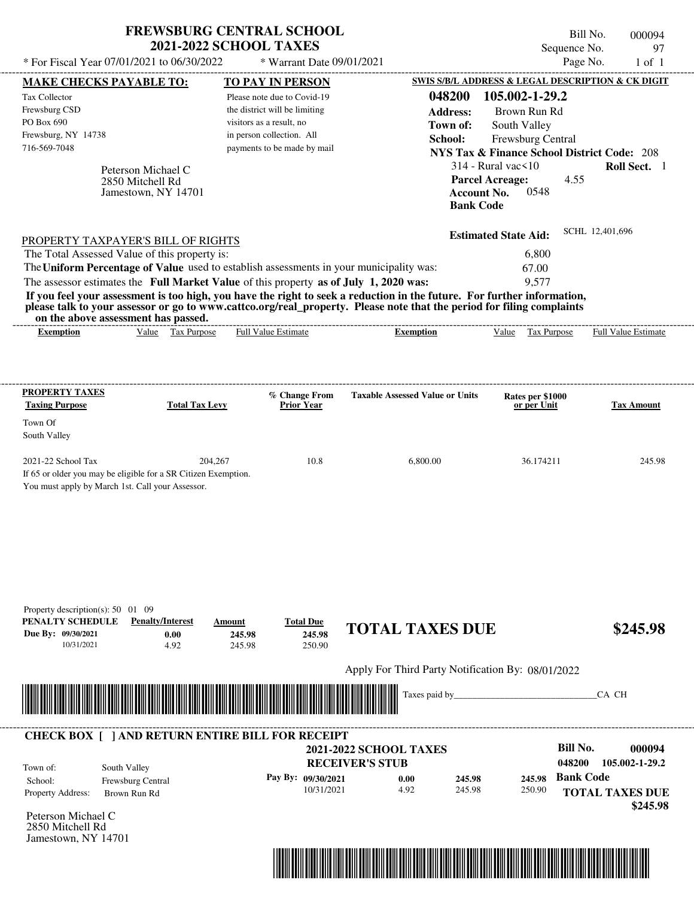# FREWSBURG CENTRAL SCHOOL
## 2021-2022 SCHOOL TAXES

\* For Fiscal Year 07/01/2021 to 06/30/2022 — \* Warrant Date 09/01/2021

Bill No. 000094
Sequence No. 97
Page No. 1 of 1

**MAKE CHECKS PAYABLE TO:**
Tax Collector
Frewsburg CSD
PO Box 690
Frewsburg, NY 14738
716-569-7048

**TO PAY IN PERSON**
Please note due to Covid-19 the district will be limiting visitors as a result, no in person collection. All payments to be made by mail

**SWIS S/B/L ADDRESS & LEGAL DESCRIPTION & CK DIGIT**
**048200 105.002-1-29.2**
**Address:** Brown Run Rd
**Town of:** South Valley
**School:** Frewsburg Central
**NYS Tax & Finance School District Code:** 208
314 - Rural vac<10 — **Roll Sect.** 1
**Parcel Acreage:** 4.55
**Account No.** 0548
**Bank Code**

Peterson Michael C
2850 Mitchell Rd
Jamestown, NY 14701

**Estimated State Aid:** SCHL 12,401,696

PROPERTY TAXPAYER'S BILL OF RIGHTS

| | |
|---|---|
| The Total Assessed Value of this property is: | 6,800 |
| The **Uniform Percentage of Value** used to establish assessments in your municipality was: | 67.00 |
| The assessor estimates the **Full Market Value** of this property **as of July 1, 2020 was:** | 9,577 |

**If you feel your assessment is too high, you have the right to seek a reduction in the future. For further information, please talk to your assessor or go to www.cattco.org/real_property. Please note that the period for filing complaints on the above assessment has passed.**

| Exemption | Value | Tax Purpose | Full Value Estimate | Exemption | Value | Tax Purpose | Full Value Estimate |
|---|---|---|---|---|---|---|---|

| PROPERTY TAXES Taxing Purpose | Total Tax Levy | % Change From Prior Year | Taxable Assessed Value or Units | Rates per $1000 or per Unit | Tax Amount |
|---|---|---|---|---|---|
| Town Of South Valley | | | | | |
| 2021-22 School Tax | 204,267 | 10.8 | 6,800.00 | 36.174211 | 245.98 |

If 65 or older you may be eligible for a SR Citizen Exemption.
You must apply by March 1st. Call your Assessor.

Property description(s): 50 01 09

| PENALTY SCHEDULE | Penalty/Interest | Amount | Total Due |
|---|---|---|---|
| Due By: 09/30/2021 | 0.00 | 245.98 | 245.98 |
| 10/31/2021 | 4.92 | 245.98 | 250.90 |

**TOTAL TAXES DUE $245.98**

Apply For Third Party Notification By: 08/01/2022

Taxes paid by________________________________CA CH

---

**CHECK BOX [ ] AND RETURN ENTIRE BILL FOR RECEIPT**

**2021-2022 SCHOOL TAXES**
**RECEIVER'S STUB**

**Bill No. 000094**
**048200 105.002-1-29.2**

Town of: South Valley
School: Frewsburg Central
Property Address: Brown Run Rd

| Pay By: | Penalty/Interest | Amount | Total Due |
|---|---|---|---|
| 09/30/2021 | 0.00 | 245.98 | 245.98 |
| 10/31/2021 | 4.92 | 245.98 | 250.90 |

**Bank Code**

**TOTAL TAXES DUE $245.98**

Peterson Michael C
2850 Mitchell Rd
Jamestown, NY 14701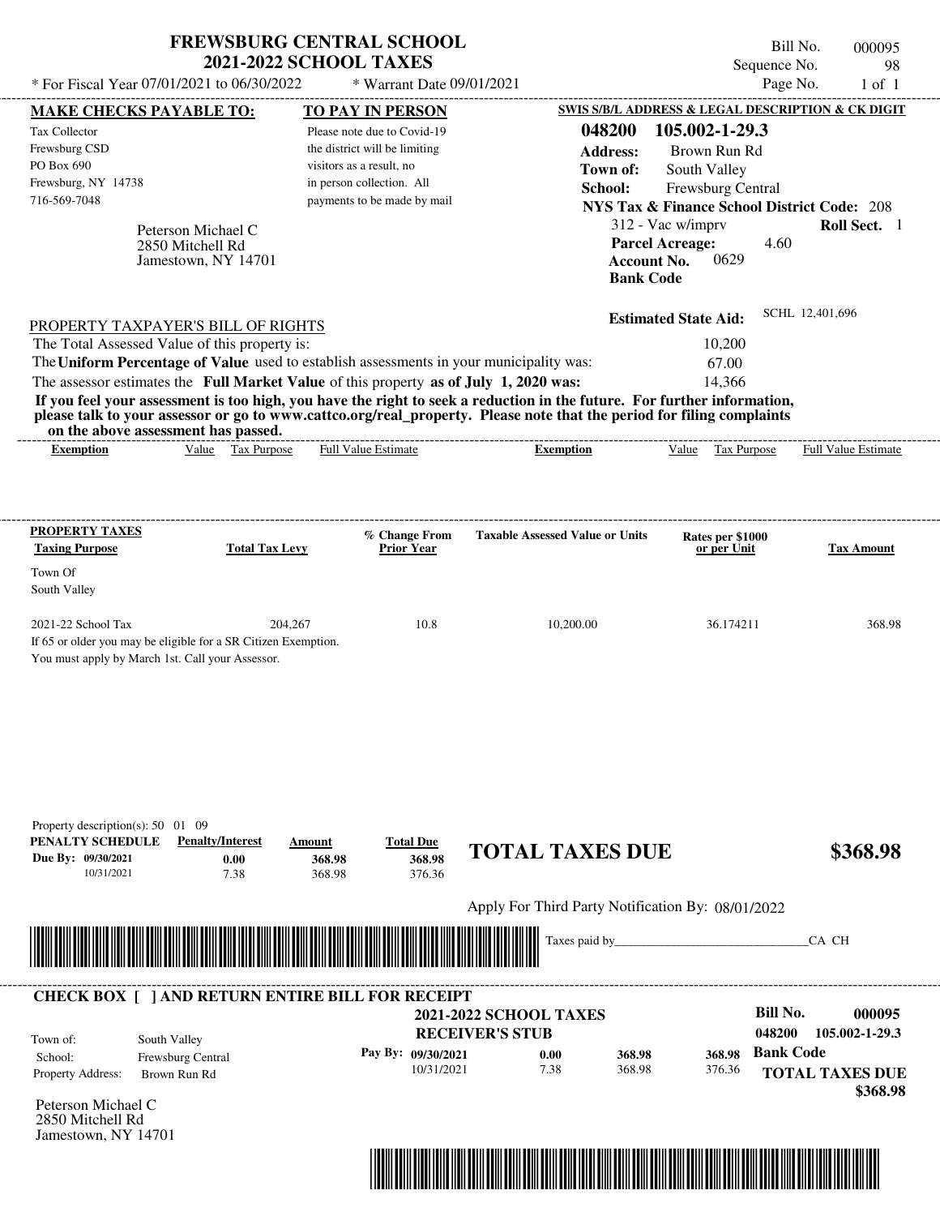# FREWSBURG CENTRAL SCHOOL
## 2021-2022 SCHOOL TAXES

Bill No. 000095
Sequence No. 98
Page No. 1 of 1

* For Fiscal Year 07/01/2021 to 06/30/2022 * Warrant Date 09/01/2021

**MAKE CHECKS PAYABLE TO:**
Tax Collector
Frewsburg CSD
PO Box 690
Frewsburg, NY 14738
716-569-7048

**TO PAY IN PERSON**
Please note due to Covid-19 the district will be limiting visitors as a result, no in person collection. All payments to be made by mail

**SWIS S/B/L ADDRESS & LEGAL DESCRIPTION & CK DIGIT**
**048200 105.002-1-29.3**
**Address:** Brown Run Rd
**Town of:** South Valley
**School:** Frewsburg Central
**NYS Tax & Finance School District Code:** 208
312 - Vac w/imprv **Roll Sect.** 1
**Parcel Acreage:** 4.60
**Account No.** 0629
**Bank Code**

Peterson Michael C
2850 Mitchell Rd
Jamestown, NY 14701

**Estimated State Aid:** SCHL 12,401,696

PROPERTY TAXPAYER'S BILL OF RIGHTS

The Total Assessed Value of this property is: 10,200
The **Uniform Percentage of Value** used to establish assessments in your municipality was: 67.00
The assessor estimates the **Full Market Value** of this property **as of July 1, 2020 was:** 14,366

**If you feel your assessment is too high, you have the right to seek a reduction in the future. For further information, please talk to your assessor or go to www.cattco.org/real_property. Please note that the period for filing complaints on the above assessment has passed.**

| Exemption | Value | Tax Purpose | Full Value Estimate | Exemption | Value | Tax Purpose | Full Value Estimate |
|---|---|---|---|---|---|---|---|

| PROPERTY TAXES Taxing Purpose | Total Tax Levy | % Change From Prior Year | Taxable Assessed Value or Units | Rates per $1000 or per Unit | Tax Amount |
|---|---|---|---|---|---|
| Town Of South Valley | | | | | |
| 2021-22 School Tax | 204,267 | 10.8 | 10,200.00 | 36.174211 | 368.98 |

If 65 or older you may be eligible for a SR Citizen Exemption.
You must apply by March 1st. Call your Assessor.

Property description(s): 50 01 09

| PENALTY SCHEDULE | Penalty/Interest | Amount | Total Due |
|---|---|---|---|
| Due By: 09/30/2021 | 0.00 | 368.98 | 368.98 |
| 10/31/2021 | 7.38 | 368.98 | 376.36 |

**TOTAL TAXES DUE $368.98**

Apply For Third Party Notification By: 08/01/2022

Taxes paid by_______________________________CA CH

**CHECK BOX [ ] AND RETURN ENTIRE BILL FOR RECEIPT**

**2021-2022 SCHOOL TAXES**
**RECEIVER'S STUB**

**Bill No. 000095**
**048200 105.002-1-29.3**

Town of: South Valley
School: Frewsburg Central
Property Address: Brown Run Rd

| Pay By: | | | |
|---|---|---|---|
| 09/30/2021 | 0.00 | 368.98 | 368.98 |
| 10/31/2021 | 7.38 | 368.98 | 376.36 |

**Bank Code**
**TOTAL TAXES DUE $368.98**

Peterson Michael C
2850 Mitchell Rd
Jamestown, NY 14701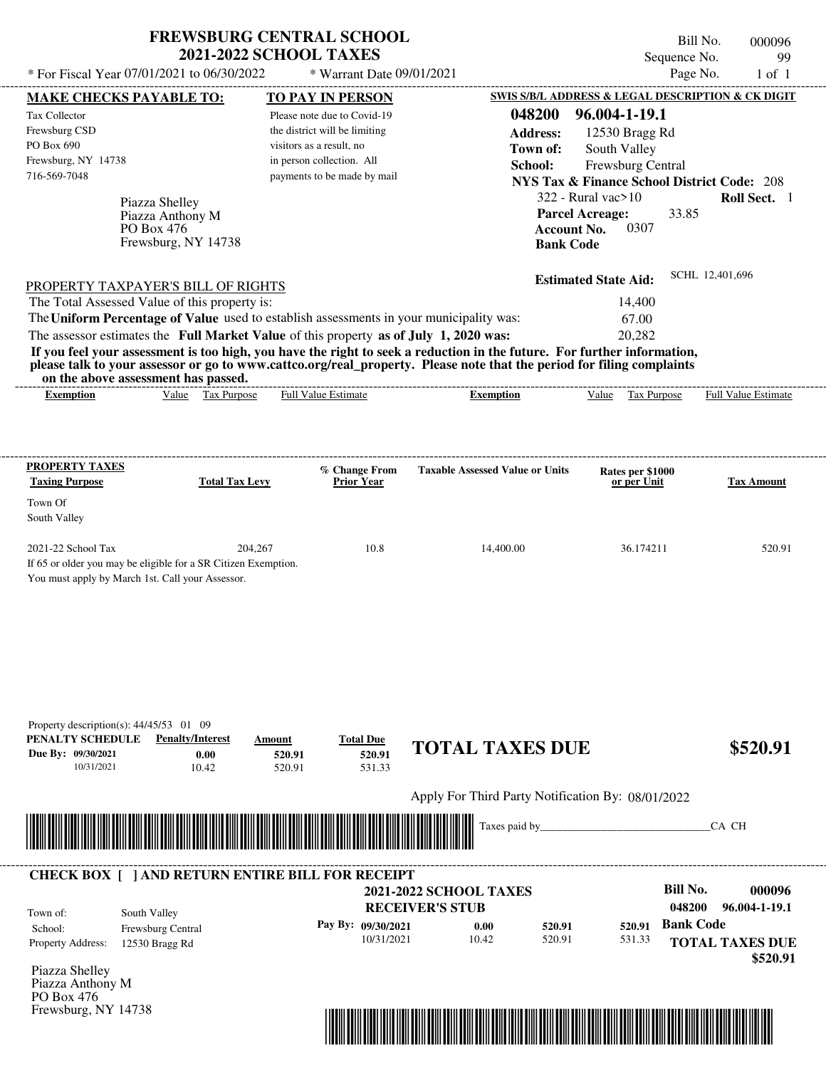# FREWSBURG CENTRAL SCHOOL
## 2021-2022 SCHOOL TAXES

Bill No. 000096
Sequence No. 99
Page No. 1 of 1

\* For Fiscal Year 07/01/2021 to 06/30/2022 &nbsp;&nbsp;&nbsp; \* Warrant Date 09/01/2021

**MAKE CHECKS PAYABLE TO:**

Tax Collector
Frewsburg CSD
PO Box 690
Frewsburg, NY 14738
716-569-7048

**TO PAY IN PERSON**

Please note due to Covid-19 the district will be limiting visitors as a result, no in person collection. All payments to be made by mail

**SWIS S/B/L ADDRESS & LEGAL DESCRIPTION & CK DIGIT**

**048200 96.004-1-19.1**
**Address:** 12530 Bragg Rd
**Town of:** South Valley
**School:** Frewsburg Central
**NYS Tax & Finance School District Code:** 208
322 - Rural vac>10 &nbsp;&nbsp; **Roll Sect.** 1
**Parcel Acreage:** 33.85
**Account No.** 0307
**Bank Code**

Piazza Shelley
Piazza Anthony M
PO Box 476
Frewsburg, NY 14738

**Estimated State Aid:** SCHL 12,401,696

PROPERTY TAXPAYER'S BILL OF RIGHTS

The Total Assessed Value of this property is: 14,400
The **Uniform Percentage of Value** used to establish assessments in your municipality was: 67.00
The assessor estimates the **Full Market Value** of this property **as of July 1, 2020 was:** 20,282

**If you feel your assessment is too high, you have the right to seek a reduction in the future. For further information, please talk to your assessor or go to www.cattco.org/real_property. Please note that the period for filing complaints on the above assessment has passed.**

| Exemption | Value | Tax Purpose | Full Value Estimate | Exemption | Value | Tax Purpose | Full Value Estimate |
|---|---|---|---|---|---|---|---|

| PROPERTY TAXES Taxing Purpose | Total Tax Levy | % Change From Prior Year | Taxable Assessed Value or Units | Rates per $1000 or per Unit | Tax Amount |
|---|---|---|---|---|---|
| Town Of South Valley | | | | | |
| 2021-22 School Tax | 204,267 | 10.8 | 14,400.00 | 36.174211 | 520.91 |

If 65 or older you may be eligible for a SR Citizen Exemption.
You must apply by March 1st. Call your Assessor.

Property description(s): 44/45/53 01 09

| PENALTY SCHEDULE | Penalty/Interest | Amount | Total Due |
|---|---|---|---|
| Due By: 09/30/2021 | 0.00 | 520.91 | 520.91 |
| 10/31/2021 | 10.42 | 520.91 | 531.33 |

**TOTAL TAXES DUE $520.91**

Apply For Third Party Notification By: 08/01/2022

Taxes paid by_______________________________CA CH

---

**CHECK BOX [ ] AND RETURN ENTIRE BILL FOR RECEIPT**

**2021-2022 SCHOOL TAXES**
**RECEIVER'S STUB**

**Bill No. 000096**
**048200 96.004-1-19.1**

Town of: South Valley
School: Frewsburg Central
Property Address: 12530 Bragg Rd

| Pay By: | | | |
|---|---|---|---|
| 09/30/2021 | 0.00 | 520.91 | 520.91 |
| 10/31/2021 | 10.42 | 520.91 | 531.33 |

**Bank Code**

**TOTAL TAXES DUE $520.91**

Piazza Shelley
Piazza Anthony M
PO Box 476
Frewsburg, NY 14738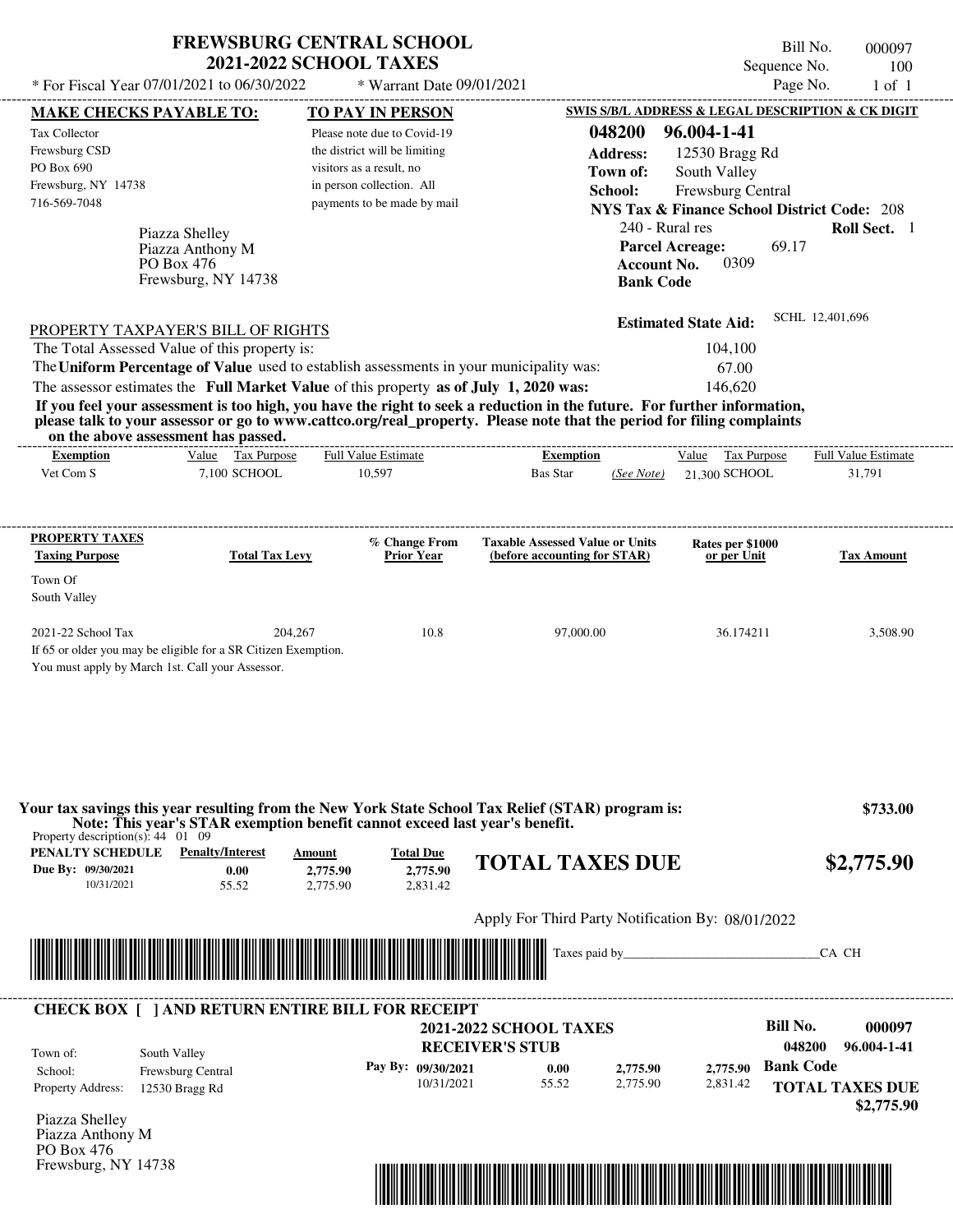# FREWSBURG CENTRAL SCHOOL
## 2021-2022 SCHOOL TAXES

Bill No. 000097
Sequence No. 100
Page No. 1 of 1

* For Fiscal Year 07/01/2021 to 06/30/2022 * Warrant Date 09/01/2021

**MAKE CHECKS PAYABLE TO:**

Tax Collector
Frewsburg CSD
PO Box 690
Frewsburg, NY 14738
716-569-7048

**TO PAY IN PERSON**

Please note due to Covid-19 the district will be limiting visitors as a result, no in person collection. All payments to be made by mail

**SWIS S/B/L ADDRESS & LEGAL DESCRIPTION & CK DIGIT**

**048200 96.004-1-41**
**Address:** 12530 Bragg Rd
**Town of:** South Valley
**School:** Frewsburg Central
**NYS Tax & Finance School District Code:** 208
240 - Rural res **Roll Sect.** 1
**Parcel Acreage:** 69.17
**Account No.** 0309
**Bank Code**

Piazza Shelley
Piazza Anthony M
PO Box 476
Frewsburg, NY 14738

**Estimated State Aid:** SCHL 12,401,696

PROPERTY TAXPAYER'S BILL OF RIGHTS

The Total Assessed Value of this property is: 104,100
The **Uniform Percentage of Value** used to establish assessments in your municipality was: 67.00
The assessor estimates the **Full Market Value** of this property **as of July 1, 2020 was:** 146,620

**If you feel your assessment is too high, you have the right to seek a reduction in the future. For further information, please talk to your assessor or go to www.cattco.org/real_property. Please note that the period for filing complaints on the above assessment has passed.**

| Exemption | Value | Tax Purpose | Full Value Estimate | Exemption | Value | Tax Purpose | Full Value Estimate |
|---|---|---|---|---|---|---|---|
| Vet Com S | 7,100 | SCHOOL | 10,597 | Bas Star (See Note) | 21,300 | SCHOOL | 31,791 |

| PROPERTY TAXES Taxing Purpose | Total Tax Levy | % Change From Prior Year | Taxable Assessed Value or Units (before accounting for STAR) | Rates per $1000 or per Unit | Tax Amount |
|---|---|---|---|---|---|
| Town Of South Valley | | | | | |
| 2021-22 School Tax | 204,267 | 10.8 | 97,000.00 | 36.174211 | 3,508.90 |

If 65 or older you may be eligible for a SR Citizen Exemption.
You must apply by March 1st. Call your Assessor.

**Your tax savings this year resulting from the New York State School Tax Relief (STAR) program is: $733.00**
**Note: This year's STAR exemption benefit cannot exceed last year's benefit.**

Property description(s): 44 01 09

| PENALTY SCHEDULE | Penalty/Interest | Amount | Total Due |
|---|---|---|---|
| Due By: 09/30/2021 | 0.00 | 2,775.90 | 2,775.90 |
| 10/31/2021 | 55.52 | 2,775.90 | 2,831.42 |

**TOTAL TAXES DUE $2,775.90**

Apply For Third Party Notification By: 08/01/2022

Taxes paid by______________________________CA CH

**CHECK BOX [ ] AND RETURN ENTIRE BILL FOR RECEIPT**

**2021-2022 SCHOOL TAXES**
**RECEIVER'S STUB**

**Bill No. 000097**
**048200 96.004-1-41**

Town of: South Valley
School: Frewsburg Central
Property Address: 12530 Bragg Rd

| Pay By: | | | |
|---|---|---|---|
| 09/30/2021 | 0.00 | 2,775.90 | 2,775.90 |
| 10/31/2021 | 55.52 | 2,775.90 | 2,831.42 |

**Bank Code**

**TOTAL TAXES DUE $2,775.90**

Piazza Shelley
Piazza Anthony M
PO Box 476
Frewsburg, NY 14738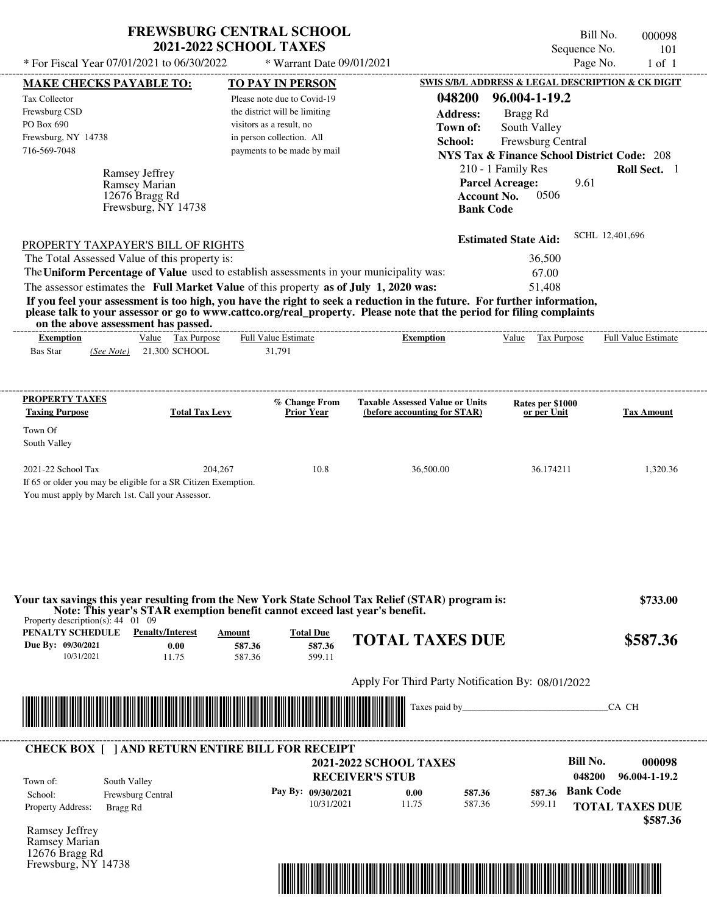# FREWSBURG CENTRAL SCHOOL
## 2021-2022 SCHOOL TAXES

\* For Fiscal Year 07/01/2021 to 06/30/2022 \* Warrant Date 09/01/2021

Bill No. 000098
Sequence No. 101
Page No. 1 of 1

**MAKE CHECKS PAYABLE TO:**

Tax Collector
Frewsburg CSD
PO Box 690
Frewsburg, NY 14738
716-569-7048

Ramsey Jeffrey
Ramsey Marian
12676 Bragg Rd
Frewsburg, NY 14738

**TO PAY IN PERSON**

Please note due to Covid-19 the district will be limiting visitors as a result, no in person collection. All payments to be made by mail

**SWIS S/B/L ADDRESS & LEGAL DESCRIPTION & CK DIGIT**

**048200 96.004-1-19.2**
**Address:** Bragg Rd
**Town of:** South Valley
**School:** Frewsburg Central
**NYS Tax & Finance School District Code:** 208
210 - 1 Family Res **Roll Sect.** 1
**Parcel Acreage:** 9.61
**Account No.** 0506
**Bank Code**

**Estimated State Aid:** SCHL 12,401,696

PROPERTY TAXPAYER'S BILL OF RIGHTS

The Total Assessed Value of this property is: 36,500
The **Uniform Percentage of Value** used to establish assessments in your municipality was: 67.00
The assessor estimates the **Full Market Value** of this property **as of July 1, 2020 was:** 51,408

**If you feel your assessment is too high, you have the right to seek a reduction in the future. For further information, please talk to your assessor or go to www.cattco.org/real_property. Please note that the period for filing complaints on the above assessment has passed.**

| Exemption | Value | Tax Purpose | Full Value Estimate | Exemption | Value | Tax Purpose | Full Value Estimate |
|---|---|---|---|---|---|---|---|
| Bas Star *(See Note)* | 21,300 | SCHOOL | 31,791 | | | | |

| PROPERTY TAXES Taxing Purpose | Total Tax Levy | % Change From Prior Year | Taxable Assessed Value or Units (before accounting for STAR) | Rates per $1000 or per Unit | Tax Amount |
|---|---|---|---|---|---|
| Town Of South Valley | | | | | |
| 2021-22 School Tax | 204,267 | 10.8 | 36,500.00 | 36.174211 | 1,320.36 |

If 65 or older you may be eligible for a SR Citizen Exemption.
You must apply by March 1st. Call your Assessor.

**Your tax savings this year resulting from the New York State School Tax Relief (STAR) program is: $733.00**
**Note: This year's STAR exemption benefit cannot exceed last year's benefit.**

Property description(s): 44 01 09

| PENALTY SCHEDULE | Penalty/Interest | Amount | Total Due |
|---|---|---|---|
| Due By: 09/30/2021 | 0.00 | 587.36 | 587.36 |
| 10/31/2021 | 11.75 | 587.36 | 599.11 |

**TOTAL TAXES DUE $587.36**

Apply For Third Party Notification By: 08/01/2022

Taxes paid by_______________________________CA CH

**CHECK BOX [ ] AND RETURN ENTIRE BILL FOR RECEIPT**

**2021-2022 SCHOOL TAXES**
**RECEIVER'S STUB**

**Bill No. 000098**
**048200 96.004-1-19.2**

Town of: South Valley
School: Frewsburg Central
Property Address: Bragg Rd

| Pay By: | Penalty/Interest | Amount | Total Due |
|---|---|---|---|
| 09/30/2021 | 0.00 | 587.36 | 587.36 |
| 10/31/2021 | 11.75 | 587.36 | 599.11 |

**Bank Code**

**TOTAL TAXES DUE $587.36**

Ramsey Jeffrey
Ramsey Marian
12676 Bragg Rd
Frewsburg, NY 14738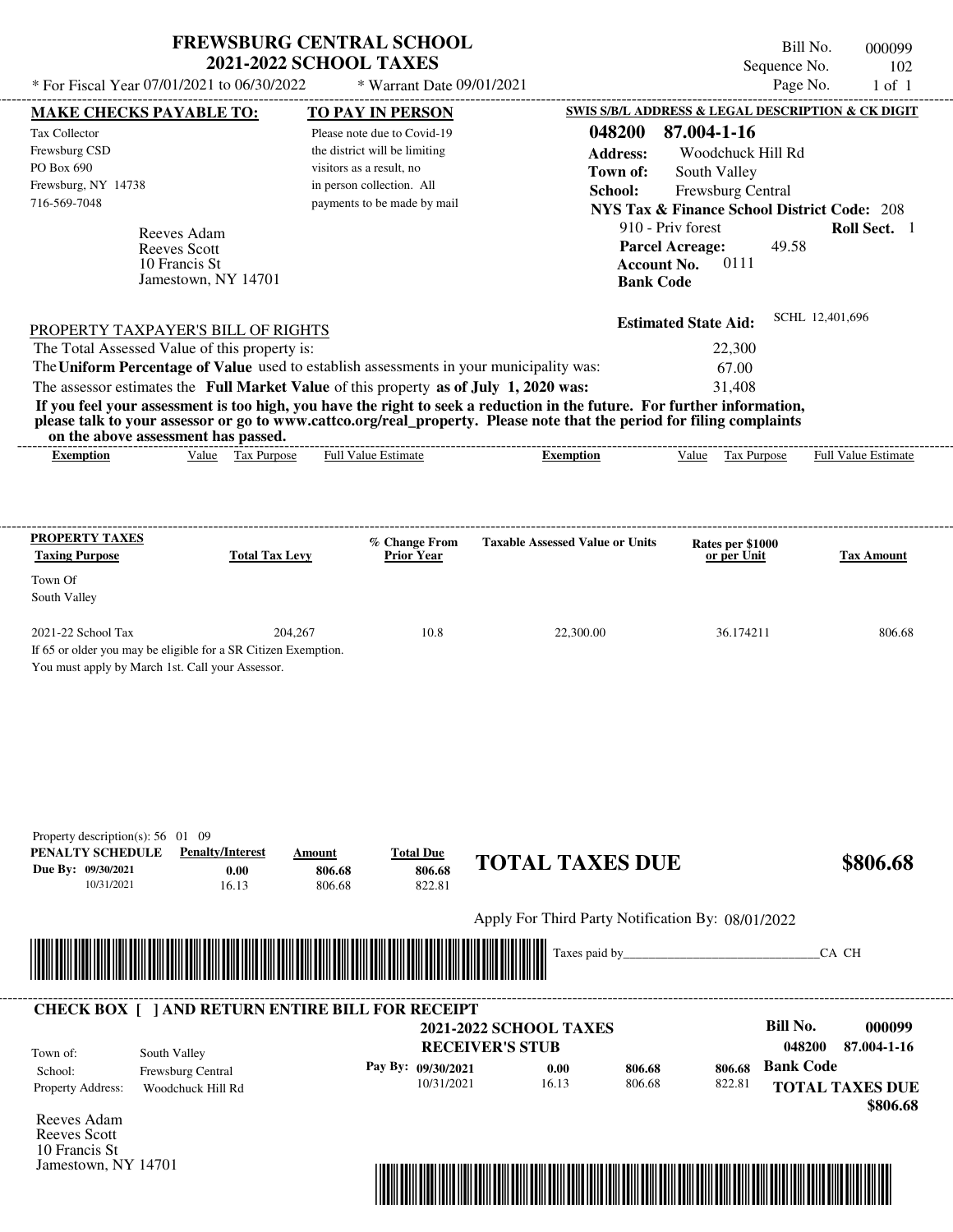# FREWSBURG CENTRAL SCHOOL
## 2021-2022 SCHOOL TAXES

\* For Fiscal Year 07/01/2021 to 06/30/2022 \* Warrant Date 09/01/2021

Bill No. 000099
Sequence No. 102
Page No. 1 of 1

**MAKE CHECKS PAYABLE TO:**

Tax Collector
Frewsburg CSD
PO Box 690
Frewsburg, NY 14738
716-569-7048

**TO PAY IN PERSON**

Please note due to Covid-19 the district will be limiting visitors as a result, no in person collection. All payments to be made by mail

**SWIS S/B/L ADDRESS & LEGAL DESCRIPTION & CK DIGIT**

**048200 87.004-1-16**
**Address:** Woodchuck Hill Rd
**Town of:** South Valley
**School:** Frewsburg Central
**NYS Tax & Finance School District Code:** 208
910 - Priv forest **Roll Sect.** 1
**Parcel Acreage:** 49.58
**Account No.** 0111
**Bank Code**

Reeves Adam
Reeves Scott
10 Francis St
Jamestown, NY 14701

**Estimated State Aid:** SCHL 12,401,696

PROPERTY TAXPAYER'S BILL OF RIGHTS

The Total Assessed Value of this property is: 22,300
The **Uniform Percentage of Value** used to establish assessments in your municipality was: 67.00
The assessor estimates the **Full Market Value** of this property **as of July 1, 2020 was:** 31,408

**If you feel your assessment is too high, you have the right to seek a reduction in the future. For further information, please talk to your assessor or go to www.cattco.org/real_property. Please note that the period for filing complaints on the above assessment has passed.**

| Exemption | Value | Tax Purpose | Full Value Estimate | Exemption | Value | Tax Purpose | Full Value Estimate |
|---|---|---|---|---|---|---|---|

| PROPERTY TAXES Taxing Purpose | Total Tax Levy | % Change From Prior Year | Taxable Assessed Value or Units | Rates per $1000 or per Unit | Tax Amount |
|---|---|---|---|---|---|
| Town Of South Valley | | | | | |
| 2021-22 School Tax | 204,267 | 10.8 | 22,300.00 | 36.174211 | 806.68 |

If 65 or older you may be eligible for a SR Citizen Exemption.
You must apply by March 1st. Call your Assessor.

Property description(s): 56 01 09

| PENALTY SCHEDULE | Penalty/Interest | Amount | Total Due |
|---|---|---|---|
| Due By: 09/30/2021 | 0.00 | 806.68 | 806.68 |
| 10/31/2021 | 16.13 | 806.68 | 822.81 |

**TOTAL TAXES DUE $806.68**

Apply For Third Party Notification By: 08/01/2022

Taxes paid by_______________________________CA CH

**CHECK BOX [ ] AND RETURN ENTIRE BILL FOR RECEIPT**

**2021-2022 SCHOOL TAXES**
**RECEIVER'S STUB**

**Bill No. 000099**
**048200 87.004-1-16**

Town of: South Valley
School: Frewsburg Central
Property Address: Woodchuck Hill Rd

| Pay By: | | | |
|---|---|---|---|
| 09/30/2021 | 0.00 | 806.68 | 806.68 |
| 10/31/2021 | 16.13 | 806.68 | 822.81 |

**Bank Code**

**TOTAL TAXES DUE $806.68**

Reeves Adam
Reeves Scott
10 Francis St
Jamestown, NY 14701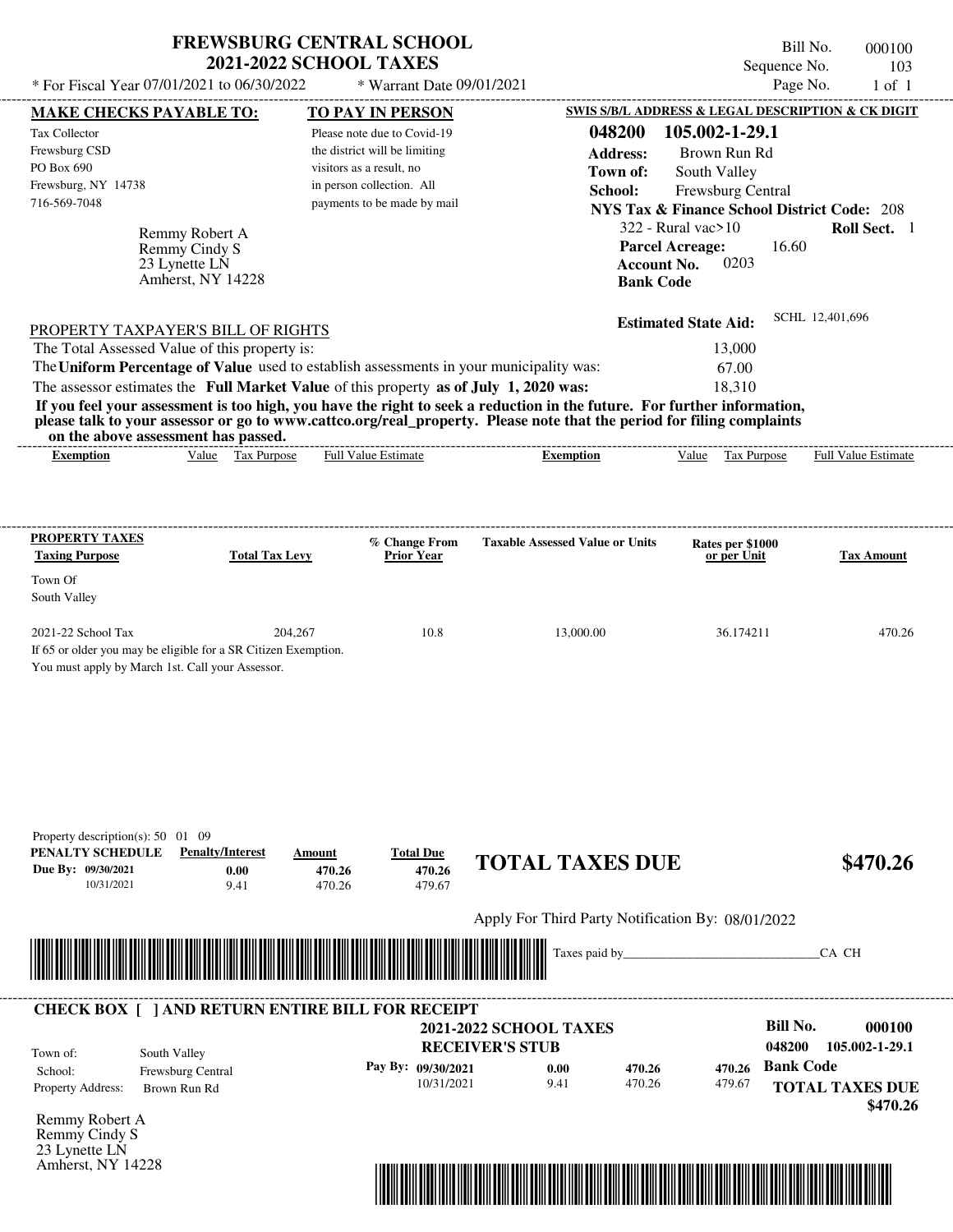# FREWSBURG CENTRAL SCHOOL
## 2021-2022 SCHOOL TAXES

* For Fiscal Year 07/01/2021 to 06/30/2022 &nbsp;&nbsp; * Warrant Date 09/01/2021

Bill No. 000100
Sequence No. 103
Page No. 1 of 1

**MAKE CHECKS PAYABLE TO:**

Tax Collector
Frewsburg CSD
PO Box 690
Frewsburg, NY 14738
716-569-7048

**TO PAY IN PERSON**

Please note due to Covid-19 the district will be limiting visitors as a result, no in person collection. All payments to be made by mail

**SWIS S/B/L ADDRESS & LEGAL DESCRIPTION & CK DIGIT**

**048200 105.002-1-29.1**
**Address:** Brown Run Rd
**Town of:** South Valley
**School:** Frewsburg Central
**NYS Tax & Finance School District Code:** 208
322 - Rural vac>10 &nbsp;&nbsp; **Roll Sect.** 1
**Parcel Acreage:** 16.60
**Account No.** 0203
**Bank Code**

Remmy Robert A
Remmy Cindy S
23 Lynette LN
Amherst, NY 14228

**Estimated State Aid:** SCHL 12,401,696

PROPERTY TAXPAYER'S BILL OF RIGHTS

The Total Assessed Value of this property is: 13,000
The **Uniform Percentage of Value** used to establish assessments in your municipality was: 67.00
The assessor estimates the **Full Market Value** of this property **as of July 1, 2020 was:** 18,310

**If you feel your assessment is too high, you have the right to seek a reduction in the future. For further information, please talk to your assessor or go to www.cattco.org/real_property. Please note that the period for filing complaints on the above assessment has passed.**

| Exemption | Value | Tax Purpose | Full Value Estimate | Exemption | Value | Tax Purpose | Full Value Estimate |
|---|---|---|---|---|---|---|---|

| PROPERTY TAXES Taxing Purpose | Total Tax Levy | % Change From Prior Year | Taxable Assessed Value or Units | Rates per $1000 or per Unit | Tax Amount |
|---|---|---|---|---|---|
| Town Of South Valley | | | | | |
| 2021-22 School Tax | 204,267 | 10.8 | 13,000.00 | 36.174211 | 470.26 |

If 65 or older you may be eligible for a SR Citizen Exemption.
You must apply by March 1st. Call your Assessor.

Property description(s): 50 01 09

| PENALTY SCHEDULE | Penalty/Interest | Amount | Total Due |
|---|---|---|---|
| Due By: 09/30/2021 | 0.00 | 470.26 | 470.26 |
| 10/31/2021 | 9.41 | 470.26 | 479.67 |

**TOTAL TAXES DUE $470.26**

Apply For Third Party Notification By: 08/01/2022

Taxes paid by_______________________________CA CH

---

**CHECK BOX [ ] AND RETURN ENTIRE BILL FOR RECEIPT**

**2021-2022 SCHOOL TAXES**
**RECEIVER'S STUB**

**Bill No. 000100**
**048200 105.002-1-29.1**

Town of: South Valley
School: Frewsburg Central
Property Address: Brown Run Rd

| Pay By: | Penalty/Interest | Amount | Total Due |
|---|---|---|---|
| 09/30/2021 | 0.00 | 470.26 | 470.26 |
| 10/31/2021 | 9.41 | 470.26 | 479.67 |

**Bank Code**

**TOTAL TAXES DUE $470.26**

Remmy Robert A
Remmy Cindy S
23 Lynette LN
Amherst, NY 14228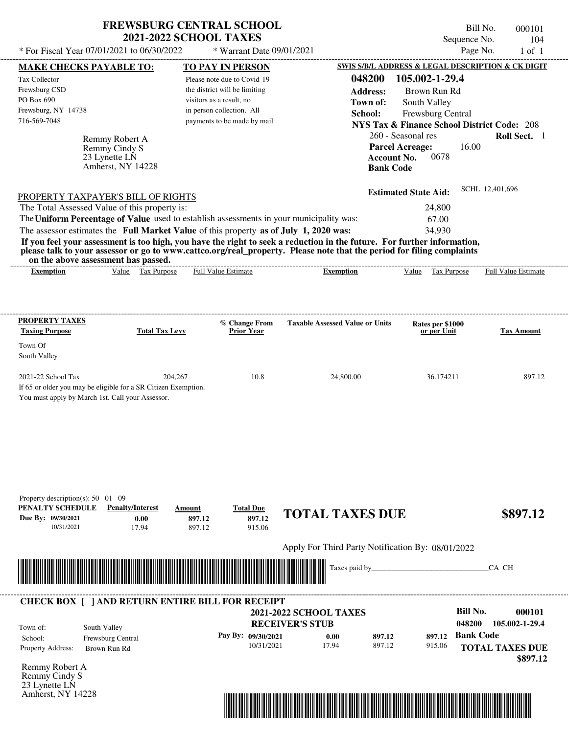# FREWSBURG CENTRAL SCHOOL
## 2021-2022 SCHOOL TAXES

\* For Fiscal Year 07/01/2021 to 06/30/2022 \* Warrant Date 09/01/2021

Bill No. 000101
Sequence No. 104
Page No. 1 of 1

**MAKE CHECKS PAYABLE TO:**

Tax Collector
Frewsburg CSD
PO Box 690
Frewsburg, NY 14738
716-569-7048

**TO PAY IN PERSON**

Please note due to Covid-19 the district will be limiting visitors as a result, no in person collection. All payments to be made by mail

**SWIS S/B/L ADDRESS & LEGAL DESCRIPTION & CK DIGIT**

**048200 105.002-1-29.4**
**Address:** Brown Run Rd
**Town of:** South Valley
**School:** Frewsburg Central
**NYS Tax & Finance School District Code:** 208
260 - Seasonal res **Roll Sect.** 1
**Parcel Acreage:** 16.00
**Account No.** 0678
**Bank Code**

Remmy Robert A
Remmy Cindy S
23 Lynette LN
Amherst, NY 14228

**Estimated State Aid:** SCHL 12,401,696

PROPERTY TAXPAYER'S BILL OF RIGHTS

The Total Assessed Value of this property is: 24,800
The **Uniform Percentage of Value** used to establish assessments in your municipality was: 67.00
The assessor estimates the **Full Market Value** of this property **as of July 1, 2020 was:** 34,930

**If you feel your assessment is too high, you have the right to seek a reduction in the future. For further information, please talk to your assessor or go to www.cattco.org/real_property. Please note that the period for filing complaints on the above assessment has passed.**

| Exemption | Value | Tax Purpose | Full Value Estimate | Exemption | Value | Tax Purpose | Full Value Estimate |
|---|---|---|---|---|---|---|---|

| PROPERTY TAXES Taxing Purpose | Total Tax Levy | % Change From Prior Year | Taxable Assessed Value or Units | Rates per $1000 or per Unit | Tax Amount |
|---|---|---|---|---|---|
| Town Of South Valley | | | | | |
| 2021-22 School Tax | 204,267 | 10.8 | 24,800.00 | 36.174211 | 897.12 |

If 65 or older you may be eligible for a SR Citizen Exemption.
You must apply by March 1st. Call your Assessor.

Property description(s): 50 01 09

| PENALTY SCHEDULE | Penalty/Interest | Amount | Total Due |
|---|---|---|---|
| Due By: 09/30/2021 | 0.00 | 897.12 | 897.12 |
| 10/31/2021 | 17.94 | 897.12 | 915.06 |

**TOTAL TAXES DUE $897.12**

Apply For Third Party Notification By: 08/01/2022

Taxes paid by_______________________________CA CH

**CHECK BOX [ ] AND RETURN ENTIRE BILL FOR RECEIPT**

**2021-2022 SCHOOL TAXES**
**RECEIVER'S STUB**

**Bill No. 000101**
**048200 105.002-1-29.4**

Town of: South Valley
School: Frewsburg Central
Property Address: Brown Run Rd

| Pay By: | Penalty/Interest | Amount | Total Due |
|---|---|---|---|
| 09/30/2021 | 0.00 | 897.12 | 897.12 |
| 10/31/2021 | 17.94 | 897.12 | 915.06 |

**Bank Code**

**TOTAL TAXES DUE $897.12**

Remmy Robert A
Remmy Cindy S
23 Lynette LN
Amherst, NY 14228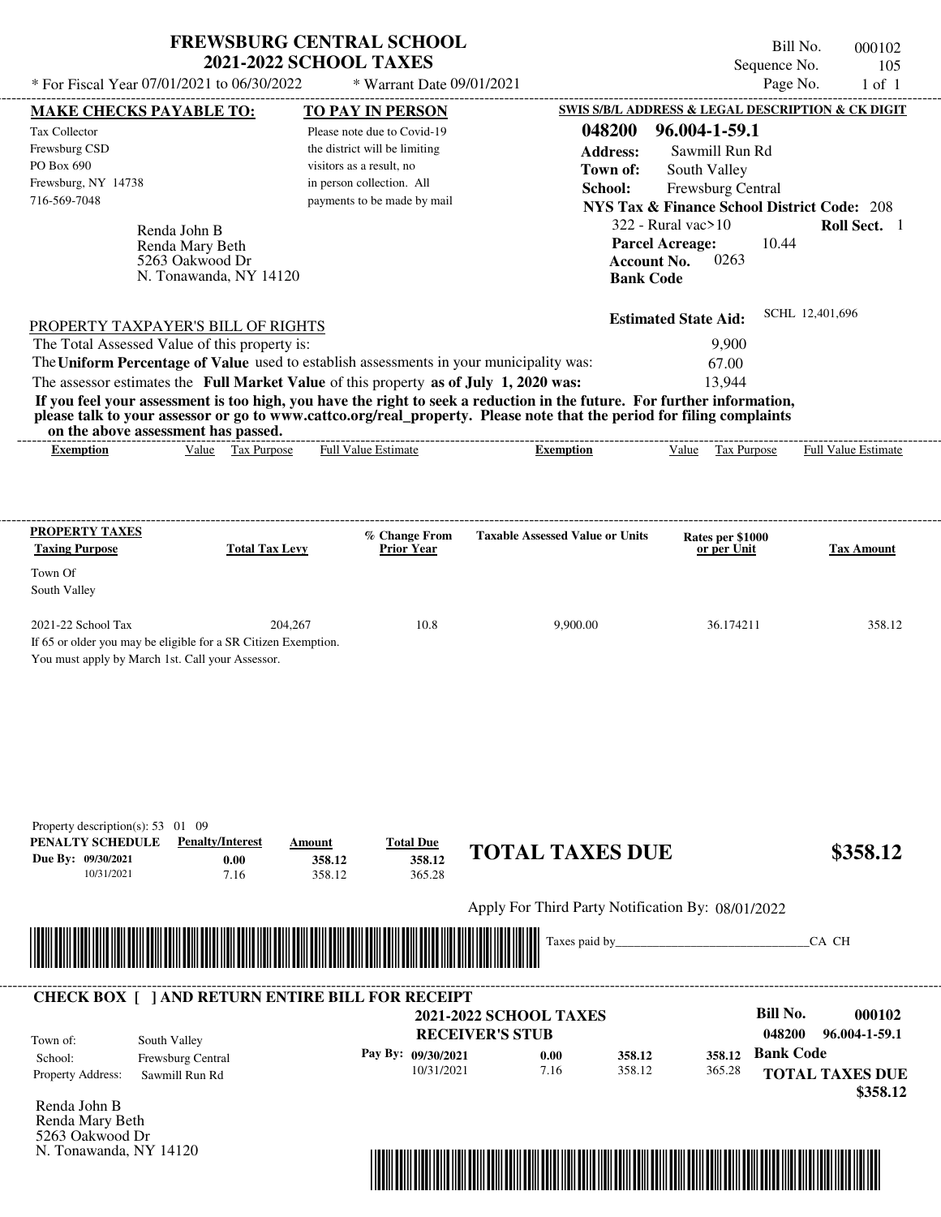# FREWSBURG CENTRAL SCHOOL
## 2021-2022 SCHOOL TAXES

\* For Fiscal Year 07/01/2021 to 06/30/2022 \* Warrant Date 09/01/2021

Bill No. 000102
Sequence No. 105
Page No. 1 of 1

**MAKE CHECKS PAYABLE TO:**

Tax Collector
Frewsburg CSD
PO Box 690
Frewsburg, NY 14738
716-569-7048

**TO PAY IN PERSON**

Please note due to Covid-19 the district will be limiting visitors as a result, no in person collection. All payments to be made by mail

**SWIS S/B/L ADDRESS & LEGAL DESCRIPTION & CK DIGIT**

**048200 96.004-1-59.1**
**Address:** Sawmill Run Rd
**Town of:** South Valley
**School:** Frewsburg Central
**NYS Tax & Finance School District Code:** 208
322 - Rural vac>10 **Roll Sect.** 1
**Parcel Acreage:** 10.44
**Account No.** 0263
**Bank Code**

Renda John B
Renda Mary Beth
5263 Oakwood Dr
N. Tonawanda, NY 14120

**Estimated State Aid:** SCHL 12,401,696

PROPERTY TAXPAYER'S BILL OF RIGHTS

The Total Assessed Value of this property is: 9,900
The **Uniform Percentage of Value** used to establish assessments in your municipality was: 67.00
The assessor estimates the **Full Market Value** of this property **as of July 1, 2020 was:** 13,944

**If you feel your assessment is too high, you have the right to seek a reduction in the future. For further information, please talk to your assessor or go to www.cattco.org/real_property. Please note that the period for filing complaints on the above assessment has passed.**

| Exemption | Value | Tax Purpose | Full Value Estimate | Exemption | Value | Tax Purpose | Full Value Estimate |
|---|---|---|---|---|---|---|---|

**PROPERTY TAXES**

| Taxing Purpose | Total Tax Levy | % Change From Prior Year | Taxable Assessed Value or Units | Rates per $1000 or per Unit | Tax Amount |
|---|---|---|---|---|---|
| Town Of South Valley | | | | | |
| 2021-22 School Tax | 204,267 | 10.8 | 9,900.00 | 36.174211 | 358.12 |

If 65 or older you may be eligible for a SR Citizen Exemption.
You must apply by March 1st. Call your Assessor.

Property description(s): 53 01 09

| PENALTY SCHEDULE | Penalty/Interest | Amount | Total Due |
|---|---|---|---|
| Due By: 09/30/2021 | 0.00 | 358.12 | 358.12 |
| 10/31/2021 | 7.16 | 358.12 | 365.28 |

**TOTAL TAXES DUE $358.12**

Apply For Third Party Notification By: 08/01/2022

Taxes paid by_______________________________CA CH

**CHECK BOX [ ] AND RETURN ENTIRE BILL FOR RECEIPT**

**2021-2022 SCHOOL TAXES**
**RECEIVER'S STUB**

**Bill No. 000102**
**048200 96.004-1-59.1**

Town of: South Valley
School: Frewsburg Central
Property Address: Sawmill Run Rd

| Pay By: | | | |
|---|---|---|---|
| 09/30/2021 | 0.00 | 358.12 | 358.12 |
| 10/31/2021 | 7.16 | 358.12 | 365.28 |

**Bank Code**

**TOTAL TAXES DUE $358.12**

Renda John B
Renda Mary Beth
5263 Oakwood Dr
N. Tonawanda, NY 14120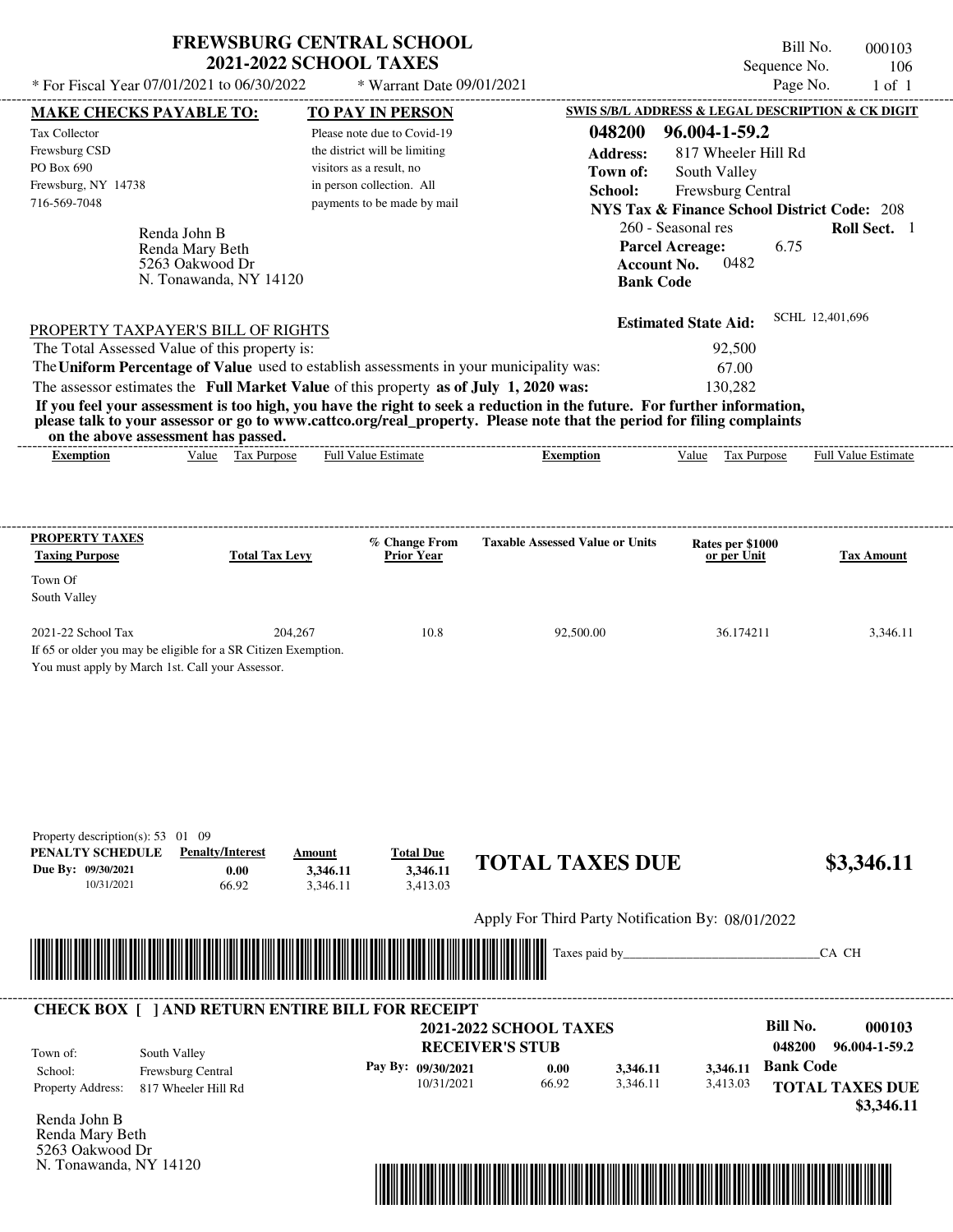# FREWSBURG CENTRAL SCHOOL
## 2021-2022 SCHOOL TAXES

Bill No. 000103
Sequence No. 106
Page No. 1 of 1

* For Fiscal Year 07/01/2021 to 06/30/2022 * Warrant Date 09/01/2021

**MAKE CHECKS PAYABLE TO:**
Tax Collector
Frewsburg CSD
PO Box 690
Frewsburg, NY 14738
716-569-7048

**TO PAY IN PERSON**
Please note due to Covid-19 the district will be limiting visitors as a result, no in person collection. All payments to be made by mail

**SWIS S/B/L ADDRESS & LEGAL DESCRIPTION & CK DIGIT**
**048200 96.004-1-59.2**
**Address:** 817 Wheeler Hill Rd
**Town of:** South Valley
**School:** Frewsburg Central
**NYS Tax & Finance School District Code:** 208
260 - Seasonal res **Roll Sect.** 1
**Parcel Acreage:** 6.75
**Account No.** 0482
**Bank Code**

Renda John B
Renda Mary Beth
5263 Oakwood Dr
N. Tonawanda, NY 14120

**Estimated State Aid:** SCHL 12,401,696

PROPERTY TAXPAYER'S BILL OF RIGHTS

The Total Assessed Value of this property is: 92,500
The **Uniform Percentage of Value** used to establish assessments in your municipality was: 67.00
The assessor estimates the **Full Market Value** of this property **as of July 1, 2020 was:** 130,282

**If you feel your assessment is too high, you have the right to seek a reduction in the future. For further information, please talk to your assessor or go to www.cattco.org/real_property. Please note that the period for filing complaints on the above assessment has passed.**

| Exemption | Value | Tax Purpose | Full Value Estimate | Exemption | Value | Tax Purpose | Full Value Estimate |
|---|---|---|---|---|---|---|---|

| PROPERTY TAXES Taxing Purpose | Total Tax Levy | % Change From Prior Year | Taxable Assessed Value or Units | Rates per $1000 or per Unit | Tax Amount |
|---|---|---|---|---|---|
| Town Of South Valley | | | | | |
| 2021-22 School Tax | 204,267 | 10.8 | 92,500.00 | 36.174211 | 3,346.11 |

If 65 or older you may be eligible for a SR Citizen Exemption.
You must apply by March 1st. Call your Assessor.

Property description(s): 53 01 09

| PENALTY SCHEDULE | Penalty/Interest | Amount | Total Due |
|---|---|---|---|
| Due By: 09/30/2021 | 0.00 | 3,346.11 | 3,346.11 |
| 10/31/2021 | 66.92 | 3,346.11 | 3,413.03 |

**TOTAL TAXES DUE $3,346.11**

Apply For Third Party Notification By: 08/01/2022

Taxes paid by_______________________________CA CH

**CHECK BOX [ ] AND RETURN ENTIRE BILL FOR RECEIPT**

**2021-2022 SCHOOL TAXES**
**RECEIVER'S STUB**

**Bill No. 000103**
**048200 96.004-1-59.2**

Town of: South Valley
School: Frewsburg Central
Property Address: 817 Wheeler Hill Rd

| Pay By: | | | |
|---|---|---|---|
| 09/30/2021 | 0.00 | 3,346.11 | 3,346.11 |
| 10/31/2021 | 66.92 | 3,346.11 | 3,413.03 |

**Bank Code**
**TOTAL TAXES DUE $3,346.11**

Renda John B
Renda Mary Beth
5263 Oakwood Dr
N. Tonawanda, NY 14120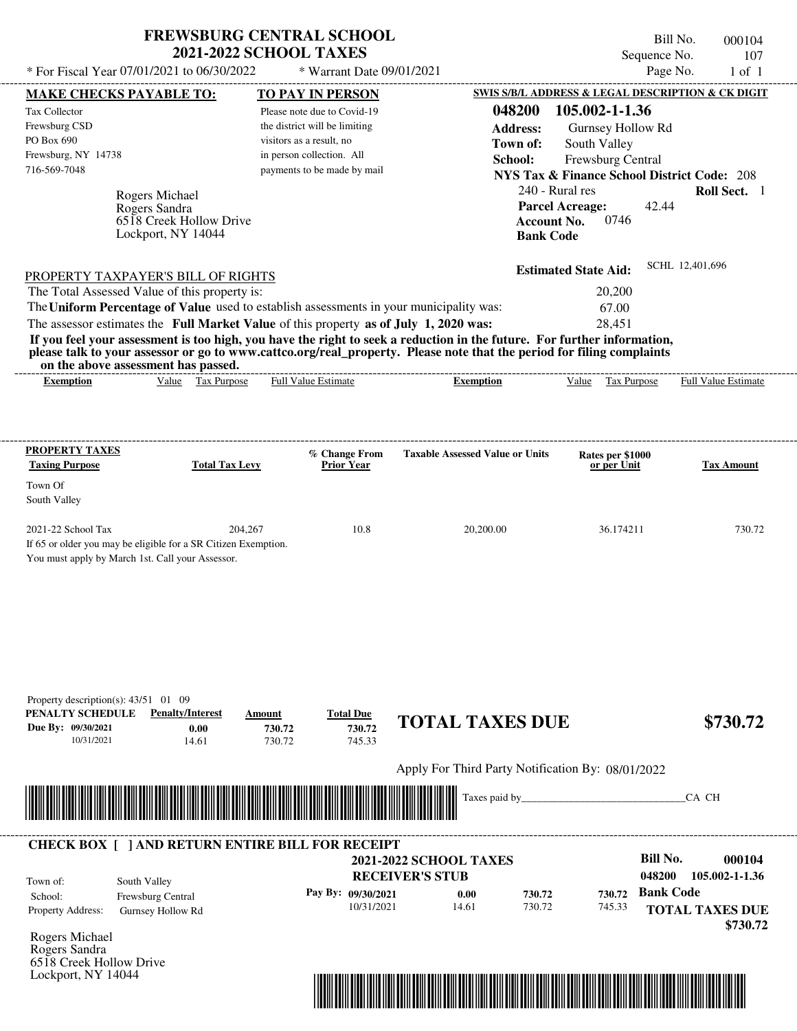# FREWSBURG CENTRAL SCHOOL
## 2021-2022 SCHOOL TAXES

\* For Fiscal Year 07/01/2021 to 06/30/2022 \* Warrant Date 09/01/2021

Bill No. 000104
Sequence No. 107
Page No. 1 of 1

**MAKE CHECKS PAYABLE TO:**

Tax Collector
Frewsburg CSD
PO Box 690
Frewsburg, NY 14738
716-569-7048

**TO PAY IN PERSON**

Please note due to Covid-19 the district will be limiting visitors as a result, no in person collection. All payments to be made by mail

**SWIS S/B/L ADDRESS & LEGAL DESCRIPTION & CK DIGIT**

**048200 105.002-1-1.36**
**Address:** Gurnsey Hollow Rd
**Town of:** South Valley
**School:** Frewsburg Central
**NYS Tax & Finance School District Code:** 208
240 - Rural res **Roll Sect.** 1
**Parcel Acreage:** 42.44
**Account No.** 0746
**Bank Code**

Rogers Michael
Rogers Sandra
6518 Creek Hollow Drive
Lockport, NY 14044

**Estimated State Aid:** SCHL 12,401,696

PROPERTY TAXPAYER'S BILL OF RIGHTS

The Total Assessed Value of this property is: 20,200
The **Uniform Percentage of Value** used to establish assessments in your municipality was: 67.00
The assessor estimates the **Full Market Value** of this property **as of July 1, 2020 was:** 28,451

**If you feel your assessment is too high, you have the right to seek a reduction in the future. For further information, please talk to your assessor or go to www.cattco.org/real_property. Please note that the period for filing complaints on the above assessment has passed.**

| Exemption | Value | Tax Purpose | Full Value Estimate | Exemption | Value | Tax Purpose | Full Value Estimate |
|---|---|---|---|---|---|---|---|

| PROPERTY TAXES Taxing Purpose | Total Tax Levy | % Change From Prior Year | Taxable Assessed Value or Units | Rates per $1000 or per Unit | Tax Amount |
|---|---|---|---|---|---|
| Town Of South Valley | | | | | |
| 2021-22 School Tax | 204,267 | 10.8 | 20,200.00 | 36.174211 | 730.72 |

If 65 or older you may be eligible for a SR Citizen Exemption.
You must apply by March 1st. Call your Assessor.

Property description(s): 43/51 01 09

| PENALTY SCHEDULE | Penalty/Interest | Amount | Total Due |
|---|---|---|---|
| Due By: 09/30/2021 | 0.00 | 730.72 | 730.72 |
| 10/31/2021 | 14.61 | 730.72 | 745.33 |

**TOTAL TAXES DUE $730.72**

Apply For Third Party Notification By: 08/01/2022

Taxes paid by_______________________________CA CH

**CHECK BOX [ ] AND RETURN ENTIRE BILL FOR RECEIPT**

**2021-2022 SCHOOL TAXES**
**RECEIVER'S STUB**

**Bill No. 000104**
**048200 105.002-1-1.36**

Town of: South Valley
School: Frewsburg Central
Property Address: Gurnsey Hollow Rd

| Pay By: | | | |
|---|---|---|---|
| 09/30/2021 | 0.00 | 730.72 | 730.72 |
| 10/31/2021 | 14.61 | 730.72 | 745.33 |

**Bank Code**

**TOTAL TAXES DUE $730.72**

Rogers Michael
Rogers Sandra
6518 Creek Hollow Drive
Lockport, NY 14044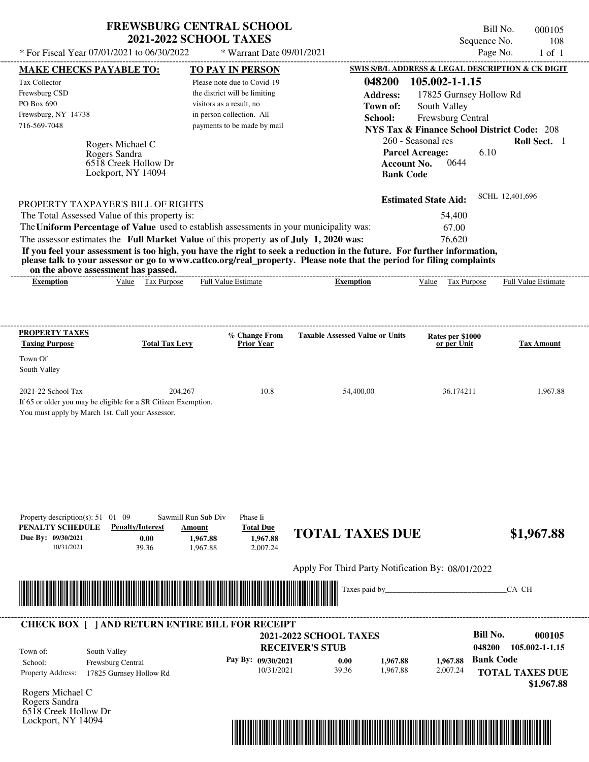# FREWSBURG CENTRAL SCHOOL
## 2021-2022 SCHOOL TAXES

\* For Fiscal Year 07/01/2021 to 06/30/2022 \* Warrant Date 09/01/2021

Bill No. 000105
Sequence No. 108
Page No. 1 of 1

**MAKE CHECKS PAYABLE TO:**

Tax Collector
Frewsburg CSD
PO Box 690
Frewsburg, NY 14738
716-569-7048

**TO PAY IN PERSON**

Please note due to Covid-19 the district will be limiting visitors as a result, no in person collection. All payments to be made by mail

**SWIS S/B/L ADDRESS & LEGAL DESCRIPTION & CK DIGIT**

**048200 105.002-1-1.15**
**Address:** 17825 Gurnsey Hollow Rd
**Town of:** South Valley
**School:** Frewsburg Central
**NYS Tax & Finance School District Code:** 208
260 - Seasonal res **Roll Sect.** 1
**Parcel Acreage:** 6.10
**Account No.** 0644
**Bank Code**

Rogers Michael C
Rogers Sandra
6518 Creek Hollow Dr
Lockport, NY 14094

**Estimated State Aid:** SCHL 12,401,696

PROPERTY TAXPAYER'S BILL OF RIGHTS

The Total Assessed Value of this property is: 54,400
The **Uniform Percentage of Value** used to establish assessments in your municipality was: 67.00
The assessor estimates the **Full Market Value** of this property **as of July 1, 2020 was:** 76,620

**If you feel your assessment is too high, you have the right to seek a reduction in the future. For further information, please talk to your assessor or go to www.cattco.org/real_property. Please note that the period for filing complaints on the above assessment has passed.**

| Exemption | Value | Tax Purpose | Full Value Estimate | Exemption | Value | Tax Purpose | Full Value Estimate |
|---|---|---|---|---|---|---|---|

| PROPERTY TAXES Taxing Purpose | Total Tax Levy | % Change From Prior Year | Taxable Assessed Value or Units | Rates per $1000 or per Unit | Tax Amount |
|---|---|---|---|---|---|
| Town Of South Valley | | | | | |
| 2021-22 School Tax | 204,267 | 10.8 | 54,400.00 | 36.174211 | 1,967.88 |

If 65 or older you may be eligible for a SR Citizen Exemption.
You must apply by March 1st. Call your Assessor.

Property description(s): 51 01 09 Sawmill Run Sub Div Phase Ii

| PENALTY SCHEDULE | Penalty/Interest | Amount | Total Due |
|---|---|---|---|
| Due By: 09/30/2021 | 0.00 | 1,967.88 | 1,967.88 |
| 10/31/2021 | 39.36 | 1,967.88 | 2,007.24 |

**TOTAL TAXES DUE $1,967.88**

Apply For Third Party Notification By: 08/01/2022

Taxes paid by_______________________________CA CH

**CHECK BOX [ ] AND RETURN ENTIRE BILL FOR RECEIPT**

**2021-2022 SCHOOL TAXES**
**RECEIVER'S STUB**

**Bill No.** **000105**
048200 105.002-1-1.15
**Bank Code**

Town of: South Valley
School: Frewsburg Central
Property Address: 17825 Gurnsey Hollow Rd

| Pay By: | | | |
|---|---|---|---|
| 09/30/2021 | 0.00 | 1,967.88 | 1,967.88 |
| 10/31/2021 | 39.36 | 1,967.88 | 2,007.24 |

**TOTAL TAXES DUE $1,967.88**

Rogers Michael C
Rogers Sandra
6518 Creek Hollow Dr
Lockport, NY 14094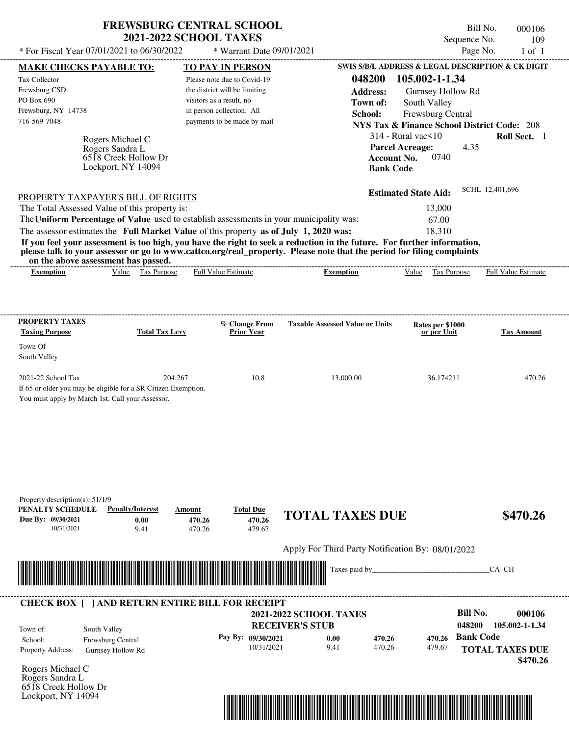# FREWSBURG CENTRAL SCHOOL
## 2021-2022 SCHOOL TAXES

\* For Fiscal Year 07/01/2021 to 06/30/2022 \* Warrant Date 09/01/2021

Bill No. 000106
Sequence No. 109
Page No. 1 of 1

**MAKE CHECKS PAYABLE TO:**
Tax Collector
Frewsburg CSD
PO Box 690
Frewsburg, NY 14738
716-569-7048

**TO PAY IN PERSON**
Please note due to Covid-19 the district will be limiting visitors as a result, no in person collection. All payments to be made by mail

**SWIS S/B/L ADDRESS & LEGAL DESCRIPTION & CK DIGIT**
**048200 105.002-1-1.34**
**Address:** Gurnsey Hollow Rd
**Town of:** South Valley
**School:** Frewsburg Central
**NYS Tax & Finance School District Code:** 208
314 - Rural vac<10 **Roll Sect.** 1
**Parcel Acreage:** 4.35
**Account No.** 0740
**Bank Code**

Rogers Michael C
Rogers Sandra L
6518 Creek Hollow Dr
Lockport, NY 14094

**Estimated State Aid:** SCHL 12,401,696

PROPERTY TAXPAYER'S BILL OF RIGHTS

The Total Assessed Value of this property is: 13,000
The **Uniform Percentage of Value** used to establish assessments in your municipality was: 67.00
The assessor estimates the **Full Market Value** of this property **as of July 1, 2020 was:** 18,310

**If you feel your assessment is too high, you have the right to seek a reduction in the future. For further information, please talk to your assessor or go to www.cattco.org/real_property. Please note that the period for filing complaints on the above assessment has passed.**

| Exemption | Value | Tax Purpose | Full Value Estimate | Exemption | Value | Tax Purpose | Full Value Estimate |
|---|---|---|---|---|---|---|---|

**PROPERTY TAXES**

| Taxing Purpose | Total Tax Levy | % Change From Prior Year | Taxable Assessed Value or Units | Rates per $1000 or per Unit | Tax Amount |
|---|---|---|---|---|---|
| Town Of South Valley | | | | | |
| 2021-22 School Tax | 204,267 | 10.8 | 13,000.00 | 36.174211 | 470.26 |

If 65 or older you may be eligible for a SR Citizen Exemption.
You must apply by March 1st. Call your Assessor.

Property description(s): 51/1/9

| PENALTY SCHEDULE | Penalty/Interest | Amount | Total Due |
|---|---|---|---|
| Due By: 09/30/2021 | 0.00 | 470.26 | 470.26 |
| 10/31/2021 | 9.41 | 470.26 | 479.67 |

**TOTAL TAXES DUE $470.26**

Apply For Third Party Notification By: 08/01/2022

Taxes paid by_______________________________CA CH

**CHECK BOX [ ] AND RETURN ENTIRE BILL FOR RECEIPT**

**2021-2022 SCHOOL TAXES**
**RECEIVER'S STUB**

**Bill No.** **000106**
048200 **105.002-1-1.34**

Town of: South Valley
School: Frewsburg Central
Property Address: Gurnsey Hollow Rd

| Pay By: | | | | |
|---|---|---|---|---|
| 09/30/2021 | 0.00 | 470.26 | 470.26 | **Bank Code** |
| 10/31/2021 | 9.41 | 470.26 | 479.67 | |

**TOTAL TAXES DUE**
**$470.26**

Rogers Michael C
Rogers Sandra L
6518 Creek Hollow Dr
Lockport, NY 14094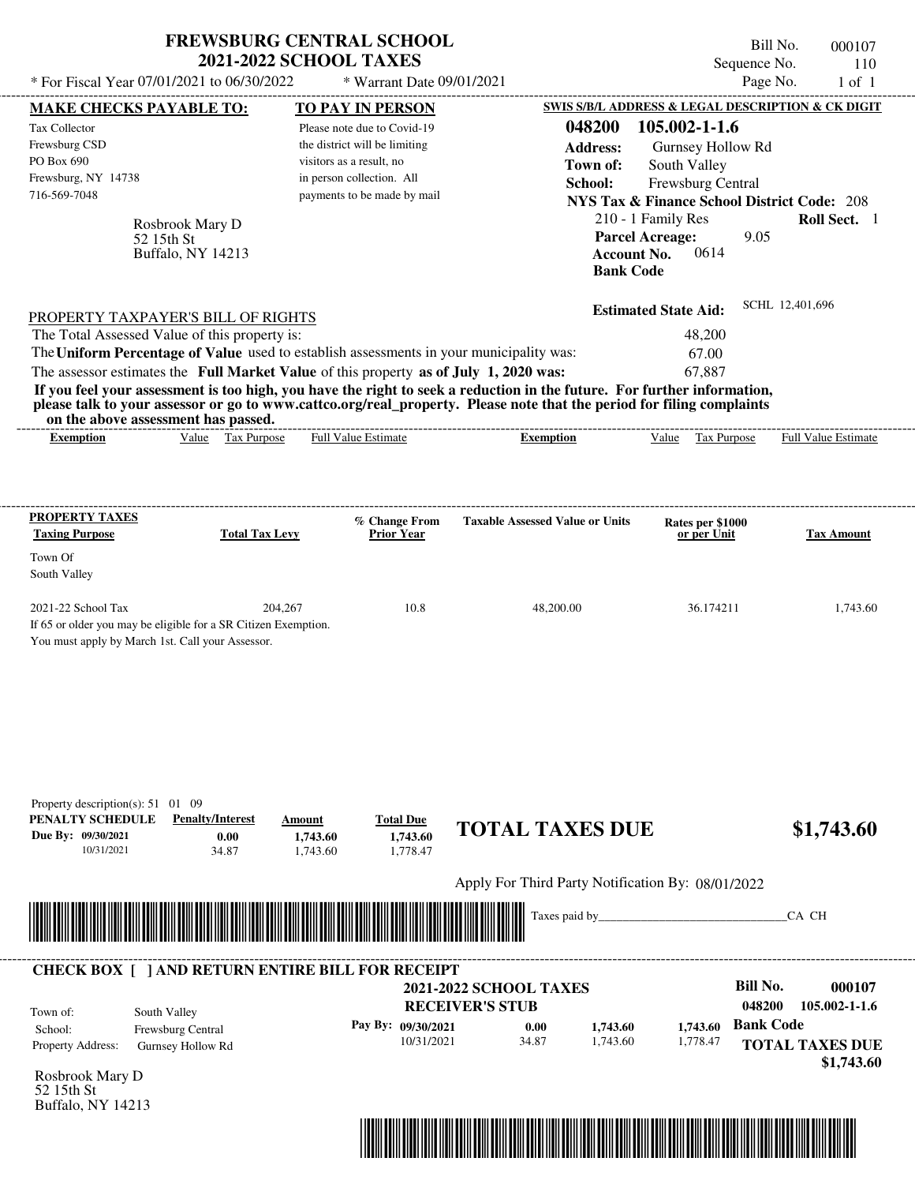# FREWSBURG CENTRAL SCHOOL
## 2021-2022 SCHOOL TAXES

\* For Fiscal Year 07/01/2021 to 06/30/2022 \* Warrant Date 09/01/2021

Bill No. 000107
Sequence No. 110
Page No. 1 of 1

**MAKE CHECKS PAYABLE TO:**
Tax Collector
Frewsburg CSD
PO Box 690
Frewsburg, NY 14738
716-569-7048

**TO PAY IN PERSON**
Please note due to Covid-19 the district will be limiting visitors as a result, no in person collection. All payments to be made by mail

**SWIS S/B/L ADDRESS & LEGAL DESCRIPTION & CK DIGIT**
**048200 105.002-1-1.6**
**Address:** Gurnsey Hollow Rd
**Town of:** South Valley
**School:** Frewsburg Central
**NYS Tax & Finance School District Code:** 208
210 - 1 Family Res **Roll Sect.** 1
**Parcel Acreage:** 9.05
**Account No.** 0614
**Bank Code**

Rosbrook Mary D
52 15th St
Buffalo, NY 14213

**Estimated State Aid:** SCHL 12,401,696

PROPERTY TAXPAYER'S BILL OF RIGHTS

The Total Assessed Value of this property is: 48,200
The **Uniform Percentage of Value** used to establish assessments in your municipality was: 67.00
The assessor estimates the **Full Market Value** of this property **as of July 1, 2020 was:** 67,887

**If you feel your assessment is too high, you have the right to seek a reduction in the future. For further information, please talk to your assessor or go to www.cattco.org/real_property. Please note that the period for filing complaints on the above assessment has passed.**

| Exemption | Value | Tax Purpose | Full Value Estimate | Exemption | Value | Tax Purpose | Full Value Estimate |
|---|---|---|---|---|---|---|---|

| PROPERTY TAXES Taxing Purpose | Total Tax Levy | % Change From Prior Year | Taxable Assessed Value or Units | Rates per $1000 or per Unit | Tax Amount |
|---|---|---|---|---|---|
| Town Of South Valley | | | | | |
| 2021-22 School Tax | 204,267 | 10.8 | 48,200.00 | 36.174211 | 1,743.60 |

If 65 or older you may be eligible for a SR Citizen Exemption.
You must apply by March 1st. Call your Assessor.

Property description(s): 51 01 09

| PENALTY SCHEDULE | Penalty/Interest | Amount | Total Due |
|---|---|---|---|
| Due By: 09/30/2021 | 0.00 | 1,743.60 | 1,743.60 |
| 10/31/2021 | 34.87 | 1,743.60 | 1,778.47 |

**TOTAL TAXES DUE $1,743.60**

Apply For Third Party Notification By: 08/01/2022

Taxes paid by________________________________CA CH

**CHECK BOX [ ] AND RETURN ENTIRE BILL FOR RECEIPT**

**2021-2022 SCHOOL TAXES**
**RECEIVER'S STUB**

**Bill No. 000107**
**048200 105.002-1-1.6**

Town of: South Valley
School: Frewsburg Central
Property Address: Gurnsey Hollow Rd

| Pay By: | | | |
|---|---|---|---|
| 09/30/2021 | 0.00 | 1,743.60 | 1,743.60 |
| 10/31/2021 | 34.87 | 1,743.60 | 1,778.47 |

**Bank Code**

**TOTAL TAXES DUE $1,743.60**

Rosbrook Mary D
52 15th St
Buffalo, NY 14213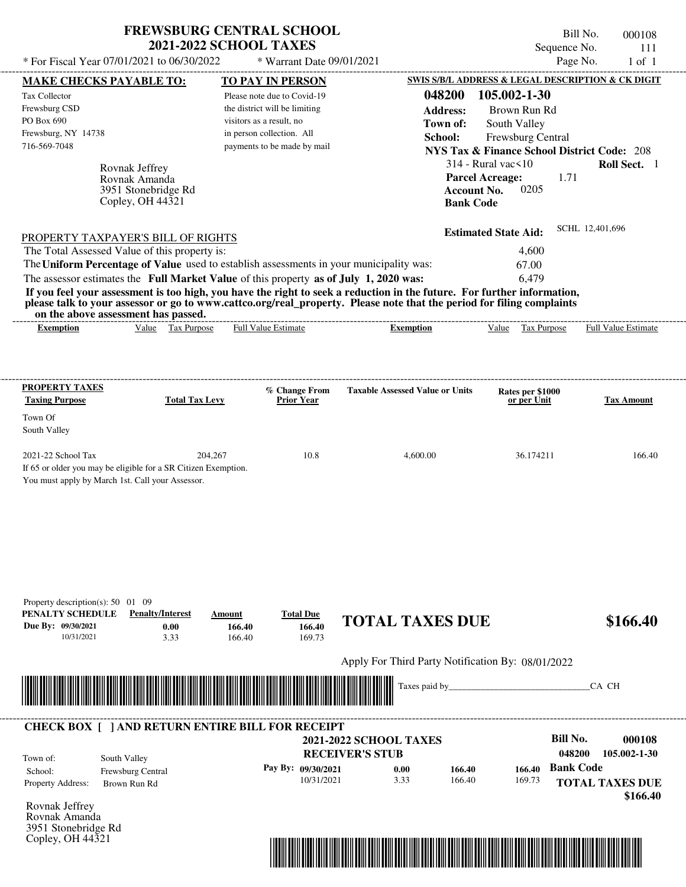# FREWSBURG CENTRAL SCHOOL
## 2021-2022 SCHOOL TAXES

\* For Fiscal Year 07/01/2021 to 06/30/2022 \* Warrant Date 09/01/2021

Bill No. 000108
Sequence No. 111
Page No. 1 of 1

**MAKE CHECKS PAYABLE TO:**

Tax Collector
Frewsburg CSD
PO Box 690
Frewsburg, NY 14738
716-569-7048

**TO PAY IN PERSON**

Please note due to Covid-19 the district will be limiting visitors as a result, no in person collection. All payments to be made by mail

**SWIS S/B/L ADDRESS & LEGAL DESCRIPTION & CK DIGIT**

**048200 105.002-1-30**
**Address:** Brown Run Rd
**Town of:** South Valley
**School:** Frewsburg Central
**NYS Tax & Finance School District Code:** 208
314 - Rural vac<10 **Roll Sect.** 1
**Parcel Acreage:** 1.71
**Account No.** 0205
**Bank Code**

Rovnak Jeffrey
Rovnak Amanda
3951 Stonebridge Rd
Copley, OH 44321

**Estimated State Aid:** SCHL 12,401,696

PROPERTY TAXPAYER'S BILL OF RIGHTS

The Total Assessed Value of this property is: 4,600
The **Uniform Percentage of Value** used to establish assessments in your municipality was: 67.00
The assessor estimates the **Full Market Value** of this property **as of July 1, 2020 was:** 6,479

**If you feel your assessment is too high, you have the right to seek a reduction in the future. For further information, please talk to your assessor or go to www.cattco.org/real_property. Please note that the period for filing complaints on the above assessment has passed.**

| Exemption | Value | Tax Purpose | Full Value Estimate | Exemption | Value | Tax Purpose | Full Value Estimate |
|---|---|---|---|---|---|---|---|

| PROPERTY TAXES Taxing Purpose | Total Tax Levy | % Change From Prior Year | Taxable Assessed Value or Units | Rates per $1000 or per Unit | Tax Amount |
|---|---|---|---|---|---|
| Town Of South Valley | | | | | |
| 2021-22 School Tax | 204,267 | 10.8 | 4,600.00 | 36.174211 | 166.40 |

If 65 or older you may be eligible for a SR Citizen Exemption.
You must apply by March 1st. Call your Assessor.

Property description(s): 50 01 09

| PENALTY SCHEDULE | Penalty/Interest | Amount | Total Due |
|---|---|---|---|
| Due By: 09/30/2021 | 0.00 | 166.40 | 166.40 |
| 10/31/2021 | 3.33 | 166.40 | 169.73 |

**TOTAL TAXES DUE $166.40**

Apply For Third Party Notification By: 08/01/2022

Taxes paid by\_\_\_\_\_\_\_\_\_\_\_\_\_\_\_\_\_\_\_\_\_\_\_\_\_\_\_\_\_\_CA CH

**CHECK BOX [ ] AND RETURN ENTIRE BILL FOR RECEIPT**

**2021-2022 SCHOOL TAXES**
**RECEIVER'S STUB**

**Bill No. 000108**
**048200 105.002-1-30**

Town of: South Valley
School: Frewsburg Central
Property Address: Brown Run Rd

| Pay By: | Penalty/Interest | Amount | Total Due |
|---|---|---|---|
| 09/30/2021 | 0.00 | 166.40 | 166.40 |
| 10/31/2021 | 3.33 | 166.40 | 169.73 |

**Bank Code**
**TOTAL TAXES DUE $166.40**

Rovnak Jeffrey
Rovnak Amanda
3951 Stonebridge Rd
Copley, OH 44321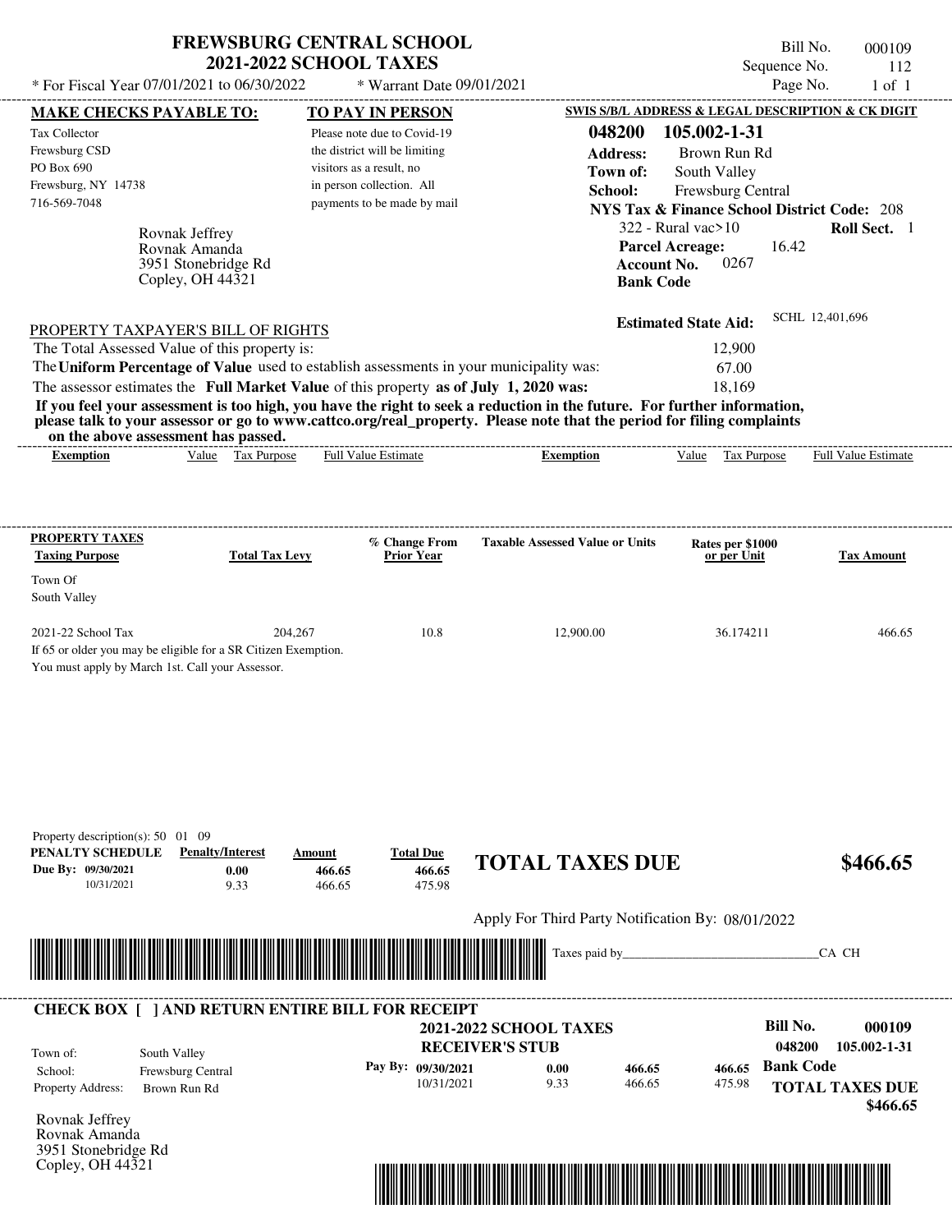# FREWSBURG CENTRAL SCHOOL
## 2021-2022 SCHOOL TAXES

* For Fiscal Year 07/01/2021 to 06/30/2022 * Warrant Date 09/01/2021

Bill No. 000109
Sequence No. 112
Page No. 1 of 1

**MAKE CHECKS PAYABLE TO:**

Tax Collector
Frewsburg CSD
PO Box 690
Frewsburg, NY 14738
716-569-7048

**TO PAY IN PERSON**

Please note due to Covid-19 the district will be limiting visitors as a result, no in person collection. All payments to be made by mail

**SWIS S/B/L ADDRESS & LEGAL DESCRIPTION & CK DIGIT**

**048200 105.002-1-31**
**Address:** Brown Run Rd
**Town of:** South Valley
**School:** Frewsburg Central
**NYS Tax & Finance School District Code:** 208
322 - Rural vac>10 **Roll Sect.** 1
**Parcel Acreage:** 16.42
**Account No.** 0267
**Bank Code**

Rovnak Jeffrey
Rovnak Amanda
3951 Stonebridge Rd
Copley, OH 44321

**Estimated State Aid:** SCHL 12,401,696

PROPERTY TAXPAYER'S BILL OF RIGHTS

The Total Assessed Value of this property is: 12,900
The **Uniform Percentage of Value** used to establish assessments in your municipality was: 67.00
The assessor estimates the **Full Market Value** of this property **as of July 1, 2020 was:** 18,169

**If you feel your assessment is too high, you have the right to seek a reduction in the future. For further information, please talk to your assessor or go to www.cattco.org/real_property. Please note that the period for filing complaints on the above assessment has passed.**

| Exemption | Value | Tax Purpose | Full Value Estimate | Exemption | Value | Tax Purpose | Full Value Estimate |
|---|---|---|---|---|---|---|---|

| PROPERTY TAXES Taxing Purpose | Total Tax Levy | % Change From Prior Year | Taxable Assessed Value or Units | Rates per $1000 or per Unit | Tax Amount |
|---|---|---|---|---|---|
| Town Of South Valley | | | | | |
| 2021-22 School Tax | 204,267 | 10.8 | 12,900.00 | 36.174211 | 466.65 |

If 65 or older you may be eligible for a SR Citizen Exemption.
You must apply by March 1st. Call your Assessor.

Property description(s): 50 01 09

| PENALTY SCHEDULE | Penalty/Interest | Amount | Total Due |
|---|---|---|---|
| Due By: 09/30/2021 | 0.00 | 466.65 | 466.65 |
| 10/31/2021 | 9.33 | 466.65 | 475.98 |

**TOTAL TAXES DUE $466.65**

Apply For Third Party Notification By: 08/01/2022

Taxes paid by_______________________________CA CH

**CHECK BOX [ ] AND RETURN ENTIRE BILL FOR RECEIPT**

**2021-2022 SCHOOL TAXES**
**RECEIVER'S STUB**

**Bill No. 000109**
**048200 105.002-1-31**

Town of: South Valley
School: Frewsburg Central
Property Address: Brown Run Rd

| Pay By: | | | |
|---|---|---|---|
| 09/30/2021 | 0.00 | 466.65 | 466.65 |
| 10/31/2021 | 9.33 | 466.65 | 475.98 |

**Bank Code**

**TOTAL TAXES DUE**
**$466.65**

Rovnak Jeffrey
Rovnak Amanda
3951 Stonebridge Rd
Copley, OH 44321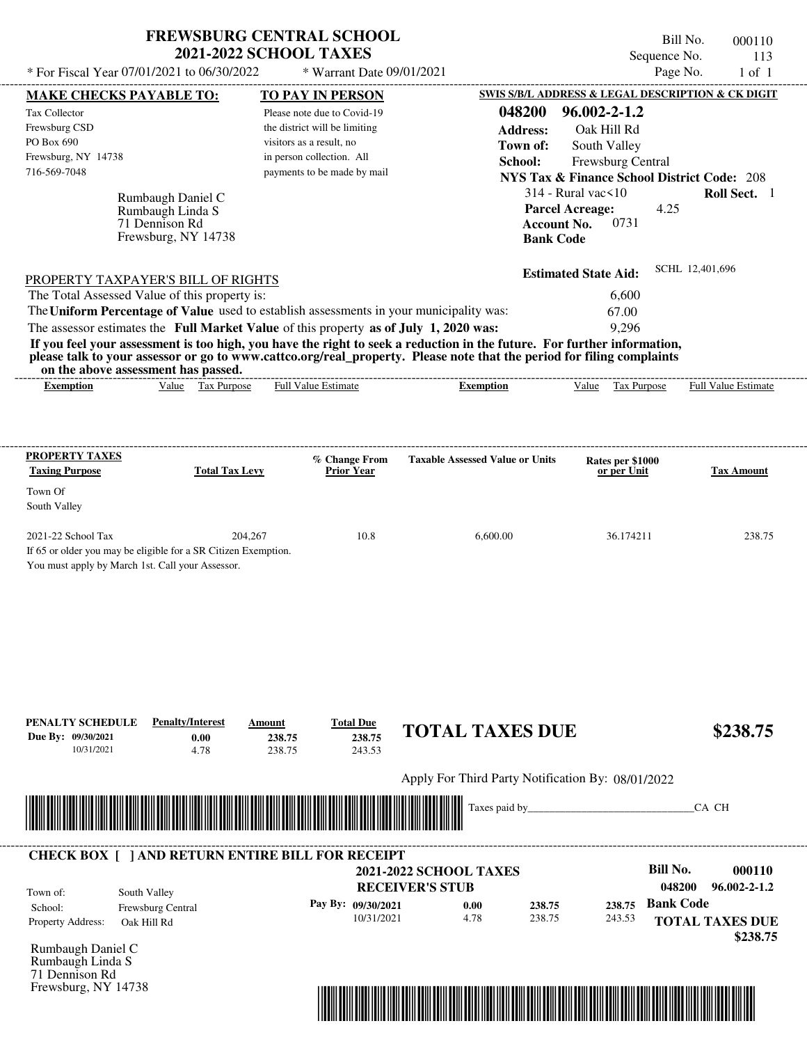# FREWSBURG CENTRAL SCHOOL
## 2021-2022 SCHOOL TAXES

* For Fiscal Year 07/01/2021 to 06/30/2022 * Warrant Date 09/01/2021

Bill No. 000110
Sequence No. 113
Page No. 1 of 1

**MAKE CHECKS PAYABLE TO:**

Tax Collector
Frewsburg CSD
PO Box 690
Frewsburg, NY 14738
716-569-7048

**TO PAY IN PERSON**

Please note due to Covid-19 the district will be limiting visitors as a result, no in person collection. All payments to be made by mail

**SWIS S/B/L ADDRESS & LEGAL DESCRIPTION & CK DIGIT**

**048200 96.002-2-1.2**
**Address:** Oak Hill Rd
**Town of:** South Valley
**School:** Frewsburg Central
**NYS Tax & Finance School District Code:** 208
314 - Rural vac<10 **Roll Sect.** 1
**Parcel Acreage:** 4.25
**Account No.** 0731
**Bank Code**

Rumbaugh Daniel C
Rumbaugh Linda S
71 Dennison Rd
Frewsburg, NY 14738

**Estimated State Aid:** SCHL 12,401,696

PROPERTY TAXPAYER'S BILL OF RIGHTS

The Total Assessed Value of this property is: 6,600
The **Uniform Percentage of Value** used to establish assessments in your municipality was: 67.00
The assessor estimates the **Full Market Value** of this property **as of July 1, 2020 was:** 9,296

**If you feel your assessment is too high, you have the right to seek a reduction in the future. For further information, please talk to your assessor or go to www.cattco.org/real_property. Please note that the period for filing complaints on the above assessment has passed.**

| Exemption | Value | Tax Purpose | Full Value Estimate | Exemption | Value | Tax Purpose | Full Value Estimate |
|---|---|---|---|---|---|---|---|

| PROPERTY TAXES Taxing Purpose | Total Tax Levy | % Change From Prior Year | Taxable Assessed Value or Units | Rates per $1000 or per Unit | Tax Amount |
|---|---|---|---|---|---|
| Town Of South Valley | | | | | |
| 2021-22 School Tax | 204,267 | 10.8 | 6,600.00 | 36.174211 | 238.75 |

If 65 or older you may be eligible for a SR Citizen Exemption.
You must apply by March 1st. Call your Assessor.

| PENALTY SCHEDULE | Penalty/Interest | Amount | Total Due |
|---|---|---|---|
| Due By: 09/30/2021 | 0.00 | 238.75 | 238.75 |
| 10/31/2021 | 4.78 | 238.75 | 243.53 |

**TOTAL TAXES DUE $238.75**

Apply For Third Party Notification By: 08/01/2022

Taxes paid by_______________________________CA CH

**CHECK BOX [ ] AND RETURN ENTIRE BILL FOR RECEIPT**

**2021-2022 SCHOOL TAXES**
**RECEIVER'S STUB**

**Bill No. 000110**
**048200 96.002-2-1.2**
**Bank Code**

Town of: South Valley
School: Frewsburg Central
Property Address: Oak Hill Rd

| Pay By: | Penalty/Interest | Amount | Total Due |
|---|---|---|---|
| 09/30/2021 | 0.00 | 238.75 | 238.75 |
| 10/31/2021 | 4.78 | 238.75 | 243.53 |

**TOTAL TAXES DUE $238.75**

Rumbaugh Daniel C
Rumbaugh Linda S
71 Dennison Rd
Frewsburg, NY 14738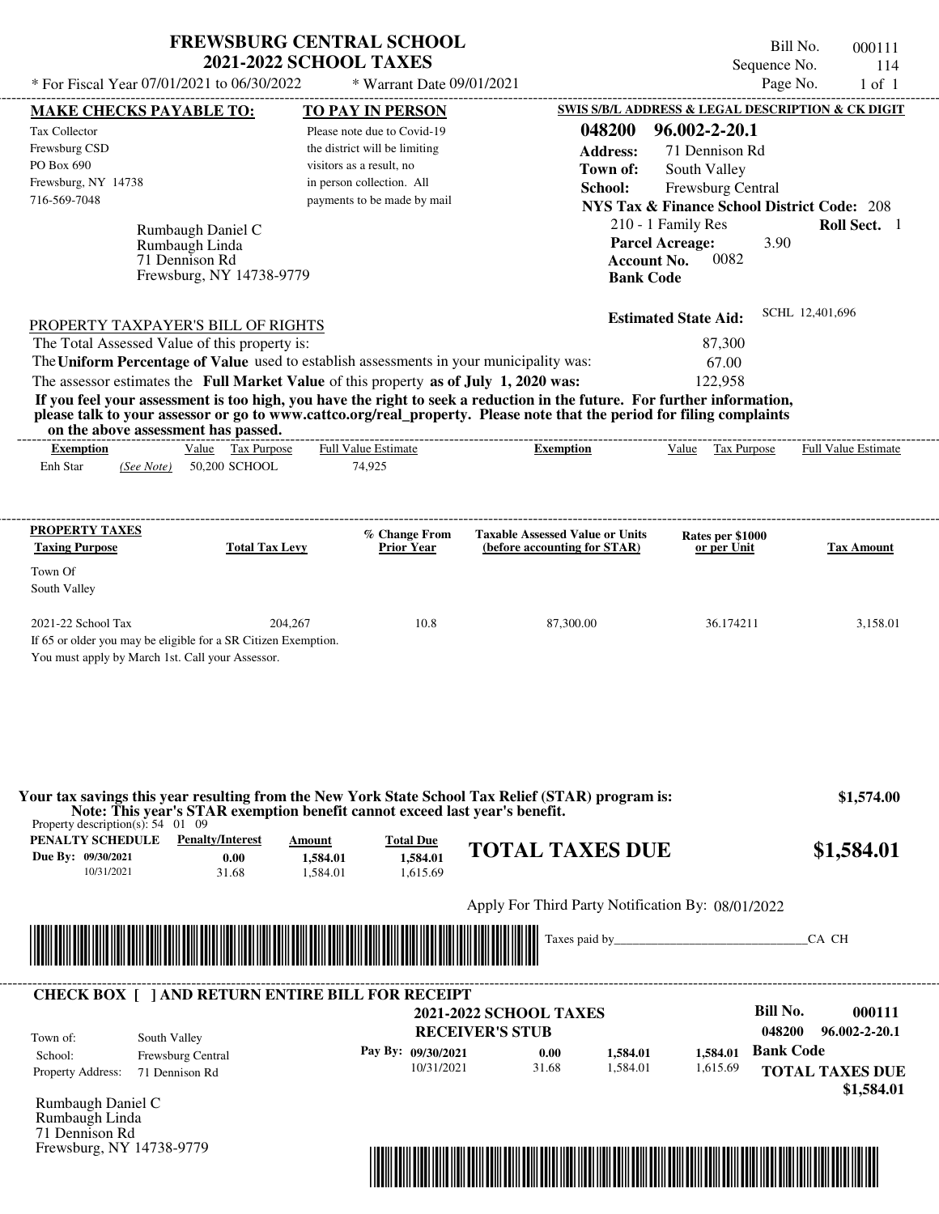# FREWSBURG CENTRAL SCHOOL
## 2021-2022 SCHOOL TAXES

\* For Fiscal Year 07/01/2021 to 06/30/2022 \* Warrant Date 09/01/2021

Bill No. 000111
Sequence No. 114
Page No. 1 of 1

**MAKE CHECKS PAYABLE TO:**

Tax Collector
Frewsburg CSD
PO Box 690
Frewsburg, NY 14738
716-569-7048

**TO PAY IN PERSON**

Please note due to Covid-19 the district will be limiting visitors as a result, no in person collection. All payments to be made by mail

**SWIS S/B/L ADDRESS & LEGAL DESCRIPTION & CK DIGIT**

**048200 96.002-2-20.1**
**Address:** 71 Dennison Rd
**Town of:** South Valley
**School:** Frewsburg Central
**NYS Tax & Finance School District Code:** 208
210 - 1 Family Res **Roll Sect.** 1
**Parcel Acreage:** 3.90
**Account No.** 0082
**Bank Code**

Rumbaugh Daniel C
Rumbaugh Linda
71 Dennison Rd
Frewsburg, NY 14738-9779

**Estimated State Aid:** SCHL 12,401,696

PROPERTY TAXPAYER'S BILL OF RIGHTS

The Total Assessed Value of this property is: 87,300
The **Uniform Percentage of Value** used to establish assessments in your municipality was: 67.00
The assessor estimates the **Full Market Value** of this property **as of July 1, 2020 was:** 122,958

**If you feel your assessment is too high, you have the right to seek a reduction in the future. For further information, please talk to your assessor or go to www.cattco.org/real_property. Please note that the period for filing complaints on the above assessment has passed.**

| Exemption | Value | Tax Purpose | Full Value Estimate | Exemption | Value | Tax Purpose | Full Value Estimate |
|---|---|---|---|---|---|---|---|
| Enh Star *(See Note)* | 50,200 | SCHOOL | 74,925 | | | | |

| PROPERTY TAXES Taxing Purpose | Total Tax Levy | % Change From Prior Year | Taxable Assessed Value or Units (before accounting for STAR) | Rates per $1000 or per Unit | Tax Amount |
|---|---|---|---|---|---|
| Town Of South Valley | | | | | |
| 2021-22 School Tax | 204,267 | 10.8 | 87,300.00 | 36.174211 | 3,158.01 |

If 65 or older you may be eligible for a SR Citizen Exemption.
You must apply by March 1st. Call your Assessor.

**Your tax savings this year resulting from the New York State School Tax Relief (STAR) program is: $1,574.00**
**Note: This year's STAR exemption benefit cannot exceed last year's benefit.**

Property description(s): 54 01 09

| PENALTY SCHEDULE | Penalty/Interest | Amount | Total Due |
|---|---|---|---|
| Due By: 09/30/2021 | 0.00 | 1,584.01 | 1,584.01 |
| 10/31/2021 | 31.68 | 1,584.01 | 1,615.69 |

**TOTAL TAXES DUE $1,584.01**

Apply For Third Party Notification By: 08/01/2022

Taxes paid by______________________________CA CH

**CHECK BOX [ ] AND RETURN ENTIRE BILL FOR RECEIPT**

**2021-2022 SCHOOL TAXES**
**RECEIVER'S STUB**

**Bill No. 000111**
**048200 96.002-2-20.1**

Town of: South Valley
School: Frewsburg Central
Property Address: 71 Dennison Rd

| Pay By: | | | |
|---|---|---|---|
| 09/30/2021 | 0.00 | 1,584.01 | 1,584.01 |
| 10/31/2021 | 31.68 | 1,584.01 | 1,615.69 |

**Bank Code**

**TOTAL TAXES DUE $1,584.01**

Rumbaugh Daniel C
Rumbaugh Linda
71 Dennison Rd
Frewsburg, NY 14738-9779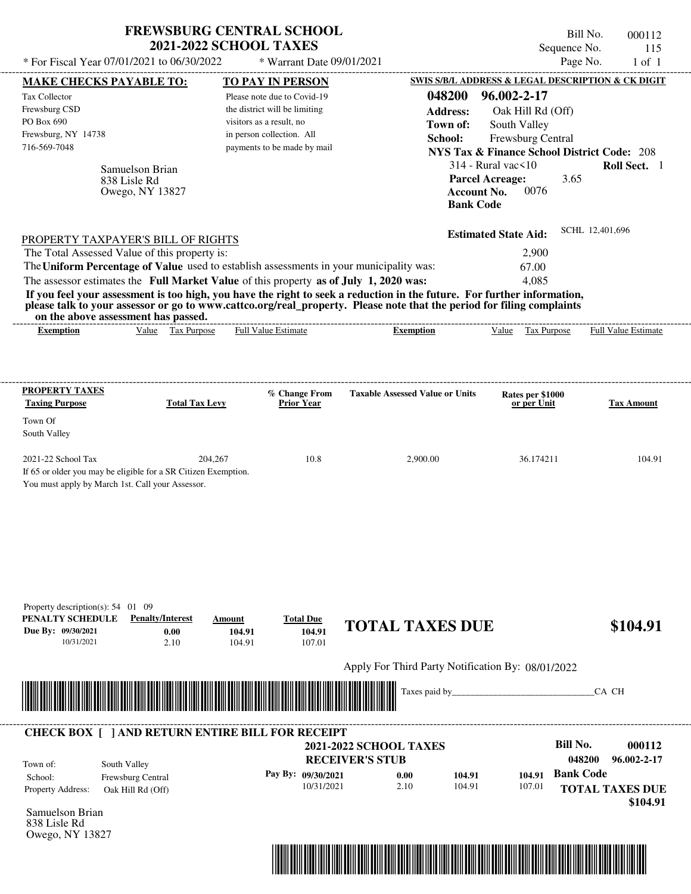# FREWSBURG CENTRAL SCHOOL
## 2021-2022 SCHOOL TAXES

\* For Fiscal Year 07/01/2021 to 06/30/2022 &nbsp;&nbsp; \* Warrant Date 09/01/2021

Bill No. 000112
Sequence No. 115
Page No. 1 of 1

**MAKE CHECKS PAYABLE TO:**
Tax Collector
Frewsburg CSD
PO Box 690
Frewsburg, NY 14738
716-569-7048

**TO PAY IN PERSON**
Please note due to Covid-19 the district will be limiting visitors as a result, no in person collection. All payments to be made by mail

**SWIS S/B/L ADDRESS & LEGAL DESCRIPTION & CK DIGIT**
**048200 96.002-2-17**
**Address:** Oak Hill Rd (Off)
**Town of:** South Valley
**School:** Frewsburg Central
**NYS Tax & Finance School District Code:** 208
314 - Rural vac<10 &nbsp;&nbsp; **Roll Sect.** 1
**Parcel Acreage:** 3.65
**Account No.** 0076
**Bank Code**

Samuelson Brian
838 Lisle Rd
Owego, NY 13827

**Estimated State Aid:** SCHL 12,401,696

PROPERTY TAXPAYER'S BILL OF RIGHTS

The Total Assessed Value of this property is: 2,900
The **Uniform Percentage of Value** used to establish assessments in your municipality was: 67.00
The assessor estimates the **Full Market Value** of this property **as of July 1, 2020 was:** 4,085

**If you feel your assessment is too high, you have the right to seek a reduction in the future. For further information, please talk to your assessor or go to www.cattco.org/real_property. Please note that the period for filing complaints on the above assessment has passed.**

| Exemption | Value | Tax Purpose | Full Value Estimate | Exemption | Value | Tax Purpose | Full Value Estimate |
|---|---|---|---|---|---|---|---|

| PROPERTY TAXES Taxing Purpose | Total Tax Levy | % Change From Prior Year | Taxable Assessed Value or Units | Rates per $1000 or per Unit | Tax Amount |
|---|---|---|---|---|---|
| Town Of South Valley | | | | | |
| 2021-22 School Tax | 204,267 | 10.8 | 2,900.00 | 36.174211 | 104.91 |

If 65 or older you may be eligible for a SR Citizen Exemption.
You must apply by March 1st. Call your Assessor.

Property description(s): 54 01 09

| PENALTY SCHEDULE | Penalty/Interest | Amount | Total Due |
|---|---|---|---|
| Due By: 09/30/2021 | 0.00 | 104.91 | 104.91 |
| 10/31/2021 | 2.10 | 104.91 | 107.01 |

**TOTAL TAXES DUE** **$104.91**

Apply For Third Party Notification By: 08/01/2022

Taxes paid by_______________________________CA CH

---

**CHECK BOX [ ] AND RETURN ENTIRE BILL FOR RECEIPT**

**2021-2022 SCHOOL TAXES**
**RECEIVER'S STUB**

**Bill No. 000112**
**048200 96.002-2-17**

Town of: South Valley
School: Frewsburg Central
Property Address: Oak Hill Rd (Off)

| Pay By: | Penalty/Interest | Amount | Total Due |
|---|---|---|---|
| 09/30/2021 | 0.00 | 104.91 | 104.91 |
| 10/31/2021 | 2.10 | 104.91 | 107.01 |

**Bank Code**

**TOTAL TAXES DUE $104.91**

Samuelson Brian
838 Lisle Rd
Owego, NY 13827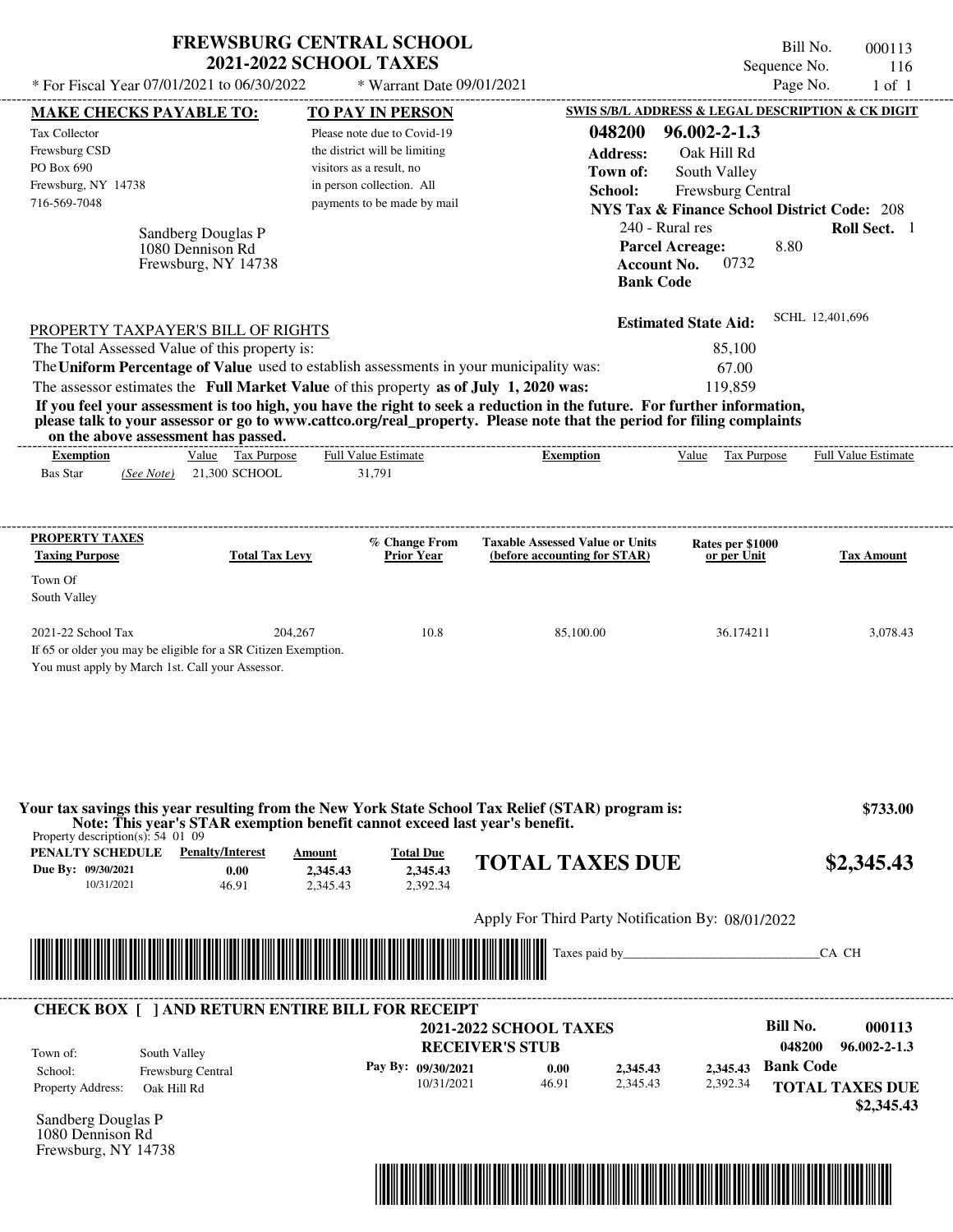# FREWSBURG CENTRAL SCHOOL
## 2021-2022 SCHOOL TAXES

\* For Fiscal Year 07/01/2021 to 06/30/2022 \* Warrant Date 09/01/2021

Bill No. 000113
Sequence No. 116
Page No. 1 of 1

**MAKE CHECKS PAYABLE TO:**

Tax Collector
Frewsburg CSD
PO Box 690
Frewsburg, NY 14738
716-569-7048

**TO PAY IN PERSON**

Please note due to Covid-19 the district will be limiting visitors as a result, no in person collection. All payments to be made by mail

**SWIS S/B/L ADDRESS & LEGAL DESCRIPTION & CK DIGIT**

**048200 96.002-2-1.3**
**Address:** Oak Hill Rd
**Town of:** South Valley
**School:** Frewsburg Central
**NYS Tax & Finance School District Code:** 208
240 - Rural res **Roll Sect.** 1
**Parcel Acreage:** 8.80
**Account No.** 0732
**Bank Code**

Sandberg Douglas P
1080 Dennison Rd
Frewsburg, NY 14738

**Estimated State Aid:** SCHL 12,401,696

PROPERTY TAXPAYER'S BILL OF RIGHTS

The Total Assessed Value of this property is: 85,100
The **Uniform Percentage of Value** used to establish assessments in your municipality was: 67.00
The assessor estimates the **Full Market Value** of this property **as of July 1, 2020 was:** 119,859

**If you feel your assessment is too high, you have the right to seek a reduction in the future. For further information, please talk to your assessor or go to www.cattco.org/real_property. Please note that the period for filing complaints on the above assessment has passed.**

| Exemption | Value | Tax Purpose | Full Value Estimate | Exemption | Value | Tax Purpose | Full Value Estimate |
|---|---|---|---|---|---|---|---|
| Bas Star *(See Note)* | 21,300 | SCHOOL | 31,791 | | | | |

| PROPERTY TAXES Taxing Purpose | Total Tax Levy | % Change From Prior Year | Taxable Assessed Value or Units (before accounting for STAR) | Rates per $1000 or per Unit | Tax Amount |
|---|---|---|---|---|---|
| Town Of South Valley | | | | | |
| 2021-22 School Tax | 204,267 | 10.8 | 85,100.00 | 36.174211 | 3,078.43 |

If 65 or older you may be eligible for a SR Citizen Exemption.
You must apply by March 1st. Call your Assessor.

**Your tax savings this year resulting from the New York State School Tax Relief (STAR) program is: $733.00**
**Note: This year's STAR exemption benefit cannot exceed last year's benefit.**

Property description(s): 54 01 09

| PENALTY SCHEDULE | Penalty/Interest | Amount | Total Due |
|---|---|---|---|
| Due By: 09/30/2021 | 0.00 | 2,345.43 | 2,345.43 |
| 10/31/2021 | 46.91 | 2,345.43 | 2,392.34 |

**TOTAL TAXES DUE $2,345.43**

Apply For Third Party Notification By: 08/01/2022

Taxes paid by\_\_\_\_\_\_\_\_\_\_\_\_\_\_\_\_\_\_\_\_\_\_\_\_\_\_\_\_\_\_CA CH

---

**CHECK BOX [ ] AND RETURN ENTIRE BILL FOR RECEIPT**

**2021-2022 SCHOOL TAXES**
**RECEIVER'S STUB**

**Bill No. 000113**
**048200 96.002-2-1.3**

Town of: South Valley
School: Frewsburg Central
Property Address: Oak Hill Rd

| Pay By: | | | | |
|---|---|---|---|---|
| 09/30/2021 | 0.00 | 2,345.43 | 2,345.43 | **Bank Code** |
| 10/31/2021 | 46.91 | 2,345.43 | 2,392.34 | |

**TOTAL TAXES DUE $2,345.43**

Sandberg Douglas P
1080 Dennison Rd
Frewsburg, NY 14738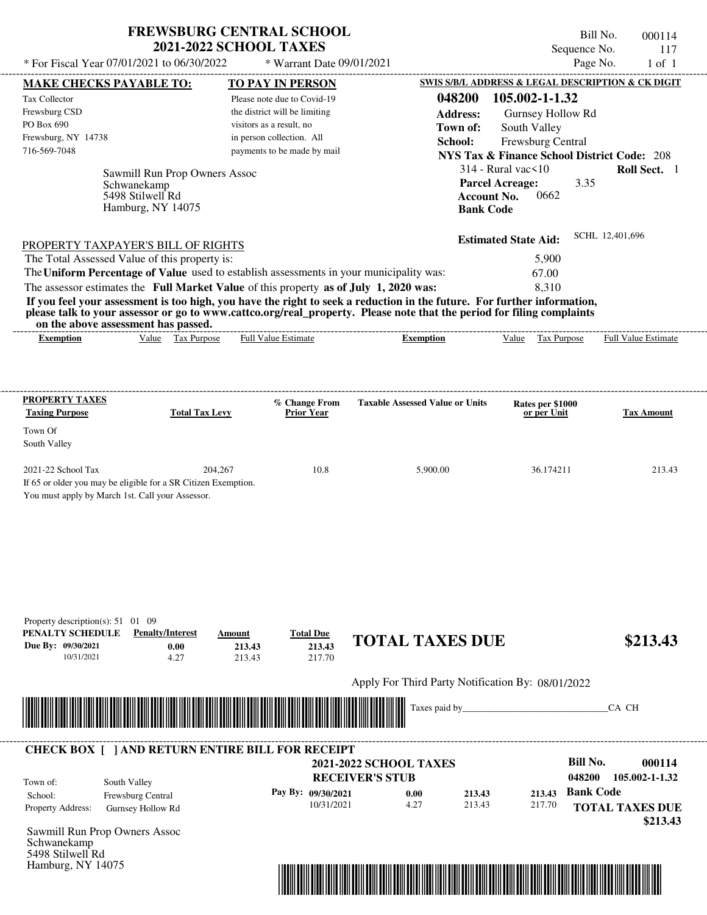# FREWSBURG CENTRAL SCHOOL
## 2021-2022 SCHOOL TAXES

\* For Fiscal Year 07/01/2021 to 06/30/2022 \* Warrant Date 09/01/2021

Bill No. 000114
Sequence No. 117
Page No. 1 of 1

**MAKE CHECKS PAYABLE TO:**
Tax Collector
Frewsburg CSD
PO Box 690
Frewsburg, NY 14738
716-569-7048

**TO PAY IN PERSON**
Please note due to Covid-19 the district will be limiting visitors as a result, no in person collection. All payments to be made by mail

**SWIS S/B/L ADDRESS & LEGAL DESCRIPTION & CK DIGIT**
**048200 105.002-1-1.32**
**Address:** Gurnsey Hollow Rd
**Town of:** South Valley
**School:** Frewsburg Central
**NYS Tax & Finance School District Code:** 208
314 - Rural vac<10 **Roll Sect.** 1
**Parcel Acreage:** 3.35
**Account No.** 0662
**Bank Code**

Sawmill Run Prop Owners Assoc
Schwanekamp
5498 Stilwell Rd
Hamburg, NY 14075

**Estimated State Aid:** SCHL 12,401,696

PROPERTY TAXPAYER'S BILL OF RIGHTS

The Total Assessed Value of this property is: 5,900
The **Uniform Percentage of Value** used to establish assessments in your municipality was: 67.00
The assessor estimates the **Full Market Value** of this property **as of July 1, 2020 was:** 8,310

**If you feel your assessment is too high, you have the right to seek a reduction in the future. For further information, please talk to your assessor or go to www.cattco.org/real_property. Please note that the period for filing complaints on the above assessment has passed.**

| Exemption | Value | Tax Purpose | Full Value Estimate | Exemption | Value | Tax Purpose | Full Value Estimate |
|---|---|---|---|---|---|---|---|

| PROPERTY TAXES Taxing Purpose | Total Tax Levy | % Change From Prior Year | Taxable Assessed Value or Units | Rates per $1000 or per Unit | Tax Amount |
|---|---|---|---|---|---|
| Town Of South Valley | | | | | |
| 2021-22 School Tax | 204,267 | 10.8 | 5,900.00 | 36.174211 | 213.43 |

If 65 or older you may be eligible for a SR Citizen Exemption.
You must apply by March 1st. Call your Assessor.

Property description(s): 51 01 09

| PENALTY SCHEDULE | Penalty/Interest | Amount | Total Due |
|---|---|---|---|
| Due By: 09/30/2021 | 0.00 | 213.43 | 213.43 |
| 10/31/2021 | 4.27 | 213.43 | 217.70 |

**TOTAL TAXES DUE $213.43**

Apply For Third Party Notification By: 08/01/2022

Taxes paid by_______________________________CA CH

**CHECK BOX [ ] AND RETURN ENTIRE BILL FOR RECEIPT**

**2021-2022 SCHOOL TAXES**
**RECEIVER'S STUB**

**Bill No. 000114**
**048200 105.002-1-1.32**

Town of: South Valley
School: Frewsburg Central
Property Address: Gurnsey Hollow Rd

| Pay By: | | | |
|---|---|---|---|
| 09/30/2021 | 0.00 | 213.43 | 213.43 |
| 10/31/2021 | 4.27 | 213.43 | 217.70 |

**Bank Code**

**TOTAL TAXES DUE $213.43**

Sawmill Run Prop Owners Assoc
Schwanekamp
5498 Stilwell Rd
Hamburg, NY 14075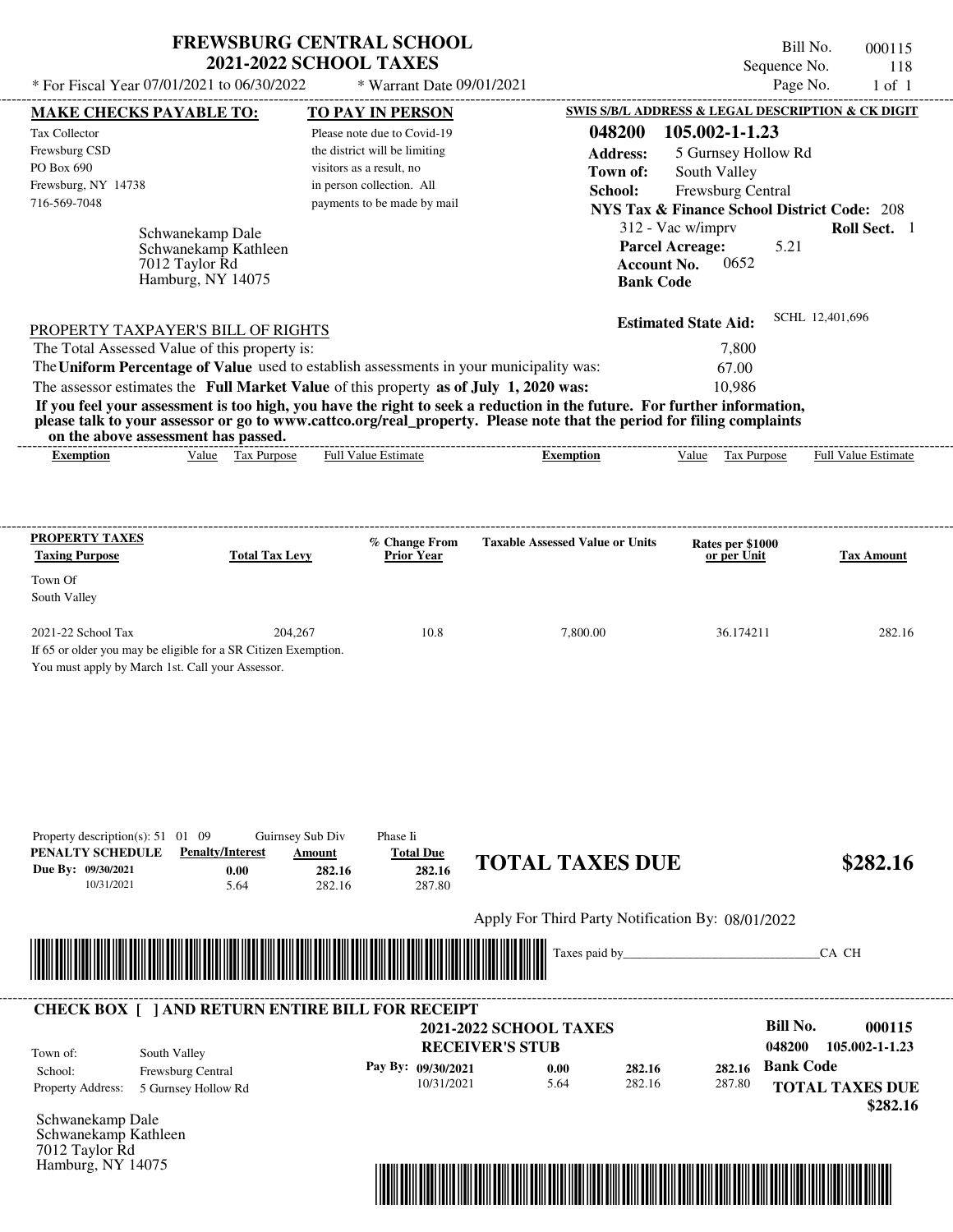# FREWSBURG CENTRAL SCHOOL
## 2021-2022 SCHOOL TAXES

\* For Fiscal Year 07/01/2021 to 06/30/2022 \* Warrant Date 09/01/2021

Bill No. 000115
Sequence No. 118
Page No. 1 of 1

**MAKE CHECKS PAYABLE TO:**

Tax Collector
Frewsburg CSD
PO Box 690
Frewsburg, NY 14738
716-569-7048

**TO PAY IN PERSON**

Please note due to Covid-19 the district will be limiting visitors as a result, no in person collection. All payments to be made by mail

**SWIS S/B/L ADDRESS & LEGAL DESCRIPTION & CK DIGIT**

**048200 105.002-1-1.23**
**Address:** 5 Gurnsey Hollow Rd
**Town of:** South Valley
**School:** Frewsburg Central
**NYS Tax & Finance School District Code:** 208
312 - Vac w/imprv **Roll Sect.** 1
**Parcel Acreage:** 5.21
**Account No.** 0652
**Bank Code**

Schwanekamp Dale
Schwanekamp Kathleen
7012 Taylor Rd
Hamburg, NY 14075

**Estimated State Aid:** SCHL 12,401,696

PROPERTY TAXPAYER'S BILL OF RIGHTS

The Total Assessed Value of this property is: 7,800
The **Uniform Percentage of Value** used to establish assessments in your municipality was: 67.00
The assessor estimates the **Full Market Value** of this property **as of July 1, 2020 was:** 10,986

**If you feel your assessment is too high, you have the right to seek a reduction in the future. For further information, please talk to your assessor or go to www.cattco.org/real_property. Please note that the period for filing complaints on the above assessment has passed.**

| Exemption | Value | Tax Purpose | Full Value Estimate | Exemption | Value | Tax Purpose | Full Value Estimate |
|---|---|---|---|---|---|---|---|

| PROPERTY TAXES Taxing Purpose | Total Tax Levy | % Change From Prior Year | Taxable Assessed Value or Units | Rates per $1000 or per Unit | Tax Amount |
|---|---|---|---|---|---|
| Town Of South Valley | | | | | |
| 2021-22 School Tax | 204,267 | 10.8 | 7,800.00 | 36.174211 | 282.16 |

If 65 or older you may be eligible for a SR Citizen Exemption.
You must apply by March 1st. Call your Assessor.

Property description(s): 51 01 09 Guirnsey Sub Div Phase Ii

| PENALTY SCHEDULE | Penalty/Interest | Amount | Total Due |
|---|---|---|---|
| Due By: 09/30/2021 | 0.00 | 282.16 | 282.16 |
| 10/31/2021 | 5.64 | 282.16 | 287.80 |

**TOTAL TAXES DUE $282.16**

Apply For Third Party Notification By: 08/01/2022

Taxes paid by_______________________________CA CH

**CHECK BOX [ ] AND RETURN ENTIRE BILL FOR RECEIPT**

**2021-2022 SCHOOL TAXES**
**RECEIVER'S STUB**

**Bill No. 000115**
**048200 105.002-1-1.23**

Town of: South Valley
School: Frewsburg Central
Property Address: 5 Gurnsey Hollow Rd

| Pay By: | Penalty/Interest | Amount | Total Due |
|---|---|---|---|
| 09/30/2021 | 0.00 | 282.16 | 282.16 |
| 10/31/2021 | 5.64 | 282.16 | 287.80 |

**Bank Code**

**TOTAL TAXES DUE $282.16**

Schwanekamp Dale
Schwanekamp Kathleen
7012 Taylor Rd
Hamburg, NY 14075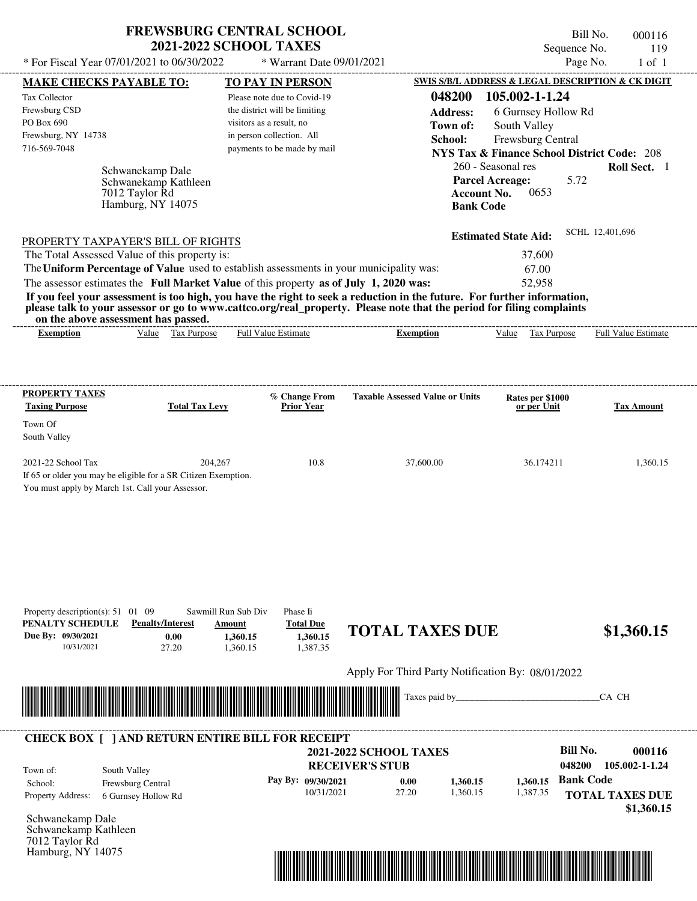# FREWSBURG CENTRAL SCHOOL
## 2021-2022 SCHOOL TAXES

\* For Fiscal Year 07/01/2021 to 06/30/2022 \* Warrant Date 09/01/2021

Bill No. 000116
Sequence No. 119
Page No. 1 of 1

**MAKE CHECKS PAYABLE TO:**
Tax Collector
Frewsburg CSD
PO Box 690
Frewsburg, NY 14738
716-569-7048

**TO PAY IN PERSON**
Please note due to Covid-19 the district will be limiting visitors as a result, no in person collection. All payments to be made by mail

**SWIS S/B/L ADDRESS & LEGAL DESCRIPTION & CK DIGIT**
**048200 105.002-1-1.24**
**Address:** 6 Gurnsey Hollow Rd
**Town of:** South Valley
**School:** Frewsburg Central
**NYS Tax & Finance School District Code:** 208
260 - Seasonal res **Roll Sect.** 1
**Parcel Acreage:** 5.72
**Account No.** 0653
**Bank Code**

Schwanekamp Dale
Schwanekamp Kathleen
7012 Taylor Rd
Hamburg, NY 14075

**Estimated State Aid:** SCHL 12,401,696

PROPERTY TAXPAYER'S BILL OF RIGHTS

The Total Assessed Value of this property is: 37,600
The **Uniform Percentage of Value** used to establish assessments in your municipality was: 67.00
The assessor estimates the **Full Market Value** of this property **as of July 1, 2020 was:** 52,958

**If you feel your assessment is too high, you have the right to seek a reduction in the future. For further information, please talk to your assessor or go to www.cattco.org/real_property. Please note that the period for filing complaints on the above assessment has passed.**

| Exemption | Value | Tax Purpose | Full Value Estimate | Exemption | Value | Tax Purpose | Full Value Estimate |
|---|---|---|---|---|---|---|---|

| PROPERTY TAXES Taxing Purpose | Total Tax Levy | % Change From Prior Year | Taxable Assessed Value or Units | Rates per $1000 or per Unit | Tax Amount |
|---|---|---|---|---|---|
| Town Of South Valley | | | | | |
| 2021-22 School Tax | 204,267 | 10.8 | 37,600.00 | 36.174211 | 1,360.15 |

If 65 or older you may be eligible for a SR Citizen Exemption.
You must apply by March 1st. Call your Assessor.

Property description(s): 51 01 09 Sawmill Run Sub Div Phase Ii

| PENALTY SCHEDULE | Penalty/Interest | Amount | Total Due |
|---|---|---|---|
| Due By: 09/30/2021 | 0.00 | 1,360.15 | 1,360.15 |
| 10/31/2021 | 27.20 | 1,360.15 | 1,387.35 |

**TOTAL TAXES DUE $1,360.15**

Apply For Third Party Notification By: 08/01/2022

Taxes paid by_______________________________CA CH

---

**CHECK BOX [ ] AND RETURN ENTIRE BILL FOR RECEIPT**

**2021-2022 SCHOOL TAXES**
**RECEIVER'S STUB**

**Bill No. 000116**
**048200 105.002-1-1.24**

Town of: South Valley
School: Frewsburg Central
Property Address: 6 Gurnsey Hollow Rd

| Pay By: | | | |
|---|---|---|---|
| 09/30/2021 | 0.00 | 1,360.15 | 1,360.15 |
| 10/31/2021 | 27.20 | 1,360.15 | 1,387.35 |

**Bank Code**

**TOTAL TAXES DUE $1,360.15**

Schwanekamp Dale
Schwanekamp Kathleen
7012 Taylor Rd
Hamburg, NY 14075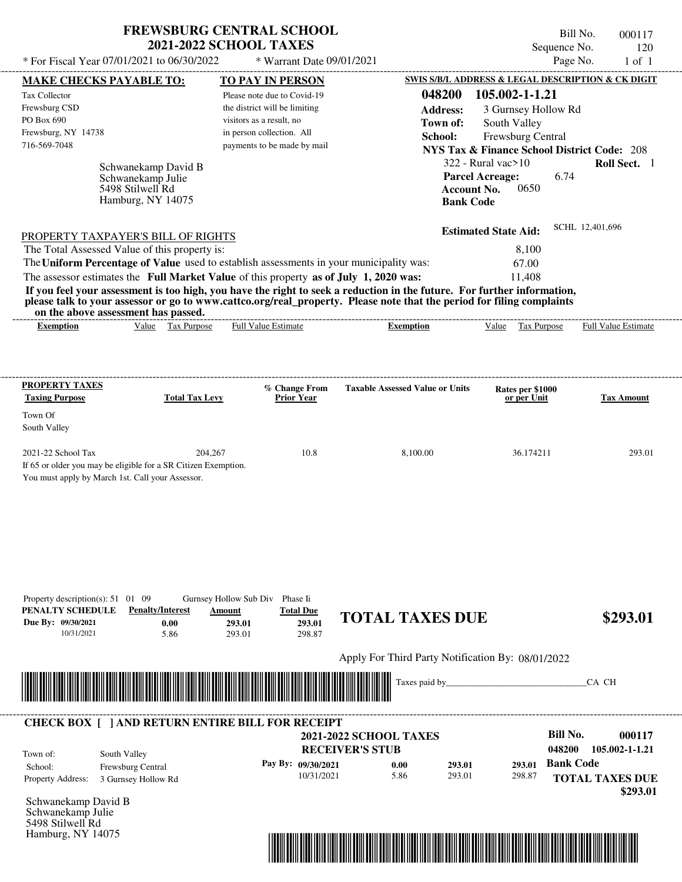# FREWSBURG CENTRAL SCHOOL
## 2021-2022 SCHOOL TAXES

* For Fiscal Year 07/01/2021 to 06/30/2022 &nbsp;&nbsp; * Warrant Date 09/01/2021

Bill No. 000117
Sequence No. 120
Page No. 1 of 1

**MAKE CHECKS PAYABLE TO:**
Tax Collector
Frewsburg CSD
PO Box 690
Frewsburg, NY 14738
716-569-7048

**TO PAY IN PERSON**
Please note due to Covid-19 the district will be limiting visitors as a result, no in person collection. All payments to be made by mail

**SWIS S/B/L ADDRESS & LEGAL DESCRIPTION & CK DIGIT**
**048200 105.002-1-1.21**
**Address:** 3 Gurnsey Hollow Rd
**Town of:** South Valley
**School:** Frewsburg Central
**NYS Tax & Finance School District Code:** 208
322 - Rural vac>10 &nbsp;&nbsp; **Roll Sect.** 1
**Parcel Acreage:** 6.74
**Account No.** 0650
**Bank Code**

Schwanekamp David B
Schwanekamp Julie
5498 Stilwell Rd
Hamburg, NY 14075

**Estimated State Aid:** SCHL 12,401,696

PROPERTY TAXPAYER'S BILL OF RIGHTS

The Total Assessed Value of this property is: 8,100
The **Uniform Percentage of Value** used to establish assessments in your municipality was: 67.00
The assessor estimates the **Full Market Value** of this property **as of July 1, 2020 was:** 11,408

**If you feel your assessment is too high, you have the right to seek a reduction in the future. For further information, please talk to your assessor or go to www.cattco.org/real_property. Please note that the period for filing complaints on the above assessment has passed.**

| Exemption | Value | Tax Purpose | Full Value Estimate | Exemption | Value | Tax Purpose | Full Value Estimate |
|---|---|---|---|---|---|---|---|

| PROPERTY TAXES Taxing Purpose | Total Tax Levy | % Change From Prior Year | Taxable Assessed Value or Units | Rates per $1000 or per Unit | Tax Amount |
|---|---|---|---|---|---|
| Town Of South Valley | | | | | |
| 2021-22 School Tax | 204,267 | 10.8 | 8,100.00 | 36.174211 | 293.01 |

If 65 or older you may be eligible for a SR Citizen Exemption.
You must apply by March 1st. Call your Assessor.

Property description(s): 51 01 09 &nbsp;&nbsp; Gurnsey Hollow Sub Div &nbsp;&nbsp; Phase Ii

| PENALTY SCHEDULE | Penalty/Interest | Amount | Total Due |
|---|---|---|---|
| Due By: 09/30/2021 | 0.00 | 293.01 | 293.01 |
| 10/31/2021 | 5.86 | 293.01 | 298.87 |

**TOTAL TAXES DUE** **$293.01**

Apply For Third Party Notification By: 08/01/2022

Taxes paid by_______________________________CA CH

**CHECK BOX [ ] AND RETURN ENTIRE BILL FOR RECEIPT**

**2021-2022 SCHOOL TAXES**
**RECEIVER'S STUB**

**Bill No.** **000117**
**048200 105.002-1-1.21**

Town of: South Valley
School: Frewsburg Central
Property Address: 3 Gurnsey Hollow Rd

| Pay By: | Penalty/Interest | Amount | Total Due |
|---|---|---|---|
| 09/30/2021 | 0.00 | 293.01 | 293.01 |
| 10/31/2021 | 5.86 | 293.01 | 298.87 |

**Bank Code**

**TOTAL TAXES DUE** **$293.01**

Schwanekamp David B
Schwanekamp Julie
5498 Stilwell Rd
Hamburg, NY 14075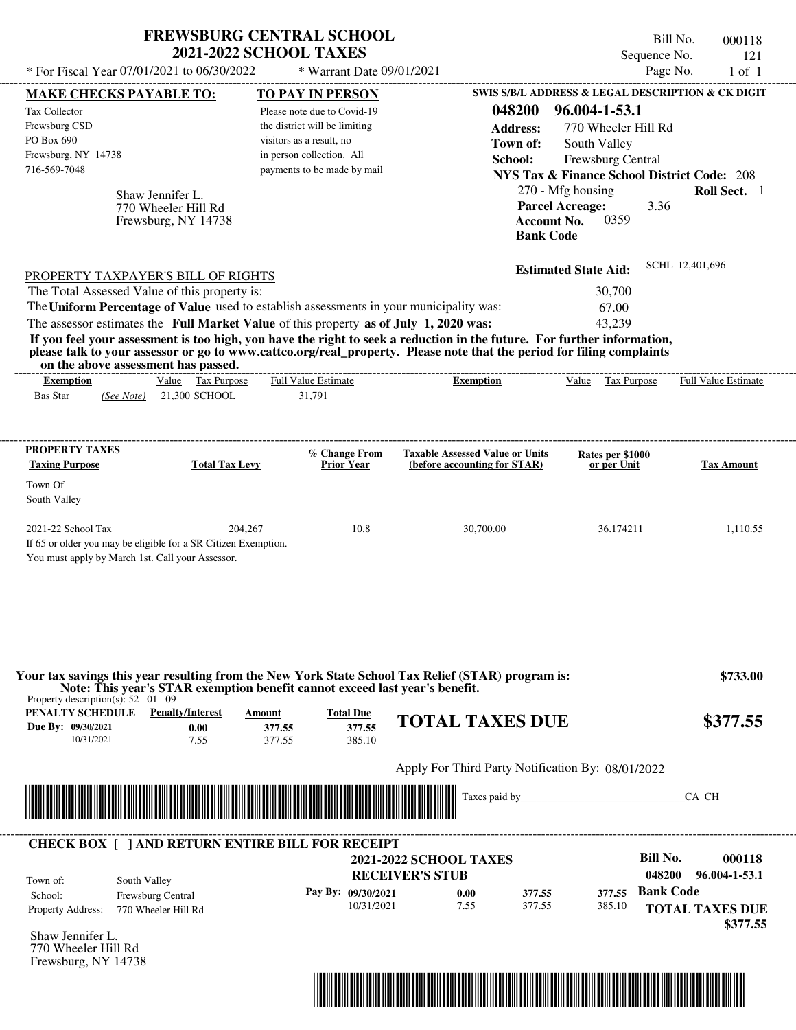# FREWSBURG CENTRAL SCHOOL
## 2021-2022 SCHOOL TAXES

Bill No. 000118
Sequence No. 121
Page No. 1 of 1

\* For Fiscal Year 07/01/2021 to 06/30/2022 \* Warrant Date 09/01/2021

**MAKE CHECKS PAYABLE TO:**
Tax Collector
Frewsburg CSD
PO Box 690
Frewsburg, NY 14738
716-569-7048

**TO PAY IN PERSON**
Please note due to Covid-19 the district will be limiting visitors as a result, no in person collection. All payments to be made by mail

**SWIS S/B/L ADDRESS & LEGAL DESCRIPTION & CK DIGIT**
**048200 96.004-1-53.1**
**Address:** 770 Wheeler Hill Rd
**Town of:** South Valley
**School:** Frewsburg Central
**NYS Tax & Finance School District Code:** 208
270 - Mfg housing **Roll Sect.** 1
**Parcel Acreage:** 3.36
**Account No.** 0359
**Bank Code**

Shaw Jennifer L.
770 Wheeler Hill Rd
Frewsburg, NY 14738

**Estimated State Aid:** SCHL 12,401,696

PROPERTY TAXPAYER'S BILL OF RIGHTS

| | |
|---|---|
| The Total Assessed Value of this property is: | 30,700 |
| The **Uniform Percentage of Value** used to establish assessments in your municipality was: | 67.00 |
| The assessor estimates the **Full Market Value** of this property **as of July 1, 2020 was:** | 43,239 |

**If you feel your assessment is too high, you have the right to seek a reduction in the future. For further information, please talk to your assessor or go to www.cattco.org/real_property. Please note that the period for filing complaints on the above assessment has passed.**

| Exemption | Value | Tax Purpose | Full Value Estimate | Exemption | Value | Tax Purpose | Full Value Estimate |
|---|---|---|---|---|---|---|---|
| Bas Star *(See Note)* | 21,300 | SCHOOL | 31,791 | | | | |

| PROPERTY TAXES Taxing Purpose | Total Tax Levy | % Change From Prior Year | Taxable Assessed Value or Units (before accounting for STAR) | Rates per $1000 or per Unit | Tax Amount |
|---|---|---|---|---|---|
| Town Of South Valley | | | | | |
| 2021-22 School Tax | 204,267 | 10.8 | 30,700.00 | 36.174211 | 1,110.55 |

If 65 or older you may be eligible for a SR Citizen Exemption.
You must apply by March 1st. Call your Assessor.

**Your tax savings this year resulting from the New York State School Tax Relief (STAR) program is: $733.00**
**Note: This year's STAR exemption benefit cannot exceed last year's benefit.**

Property description(s): 52 01 09

| PENALTY SCHEDULE | Penalty/Interest | Amount | Total Due |
|---|---|---|---|
| Due By: 09/30/2021 | 0.00 | 377.55 | 377.55 |
| 10/31/2021 | 7.55 | 377.55 | 385.10 |

**TOTAL TAXES DUE $377.55**

Apply For Third Party Notification By: 08/01/2022

Taxes paid by_______________________________CA CH

**CHECK BOX [ ] AND RETURN ENTIRE BILL FOR RECEIPT**

**2021-2022 SCHOOL TAXES**
**RECEIVER'S STUB**

**Bill No. 000118**
**048200 96.004-1-53.1**

Town of: South Valley
School: Frewsburg Central
Property Address: 770 Wheeler Hill Rd

| Pay By: | | | |
|---|---|---|---|
| 09/30/2021 | 0.00 | 377.55 | 377.55 |
| 10/31/2021 | 7.55 | 377.55 | 385.10 |

**Bank Code**
**TOTAL TAXES DUE $377.55**

Shaw Jennifer L.
770 Wheeler Hill Rd
Frewsburg, NY 14738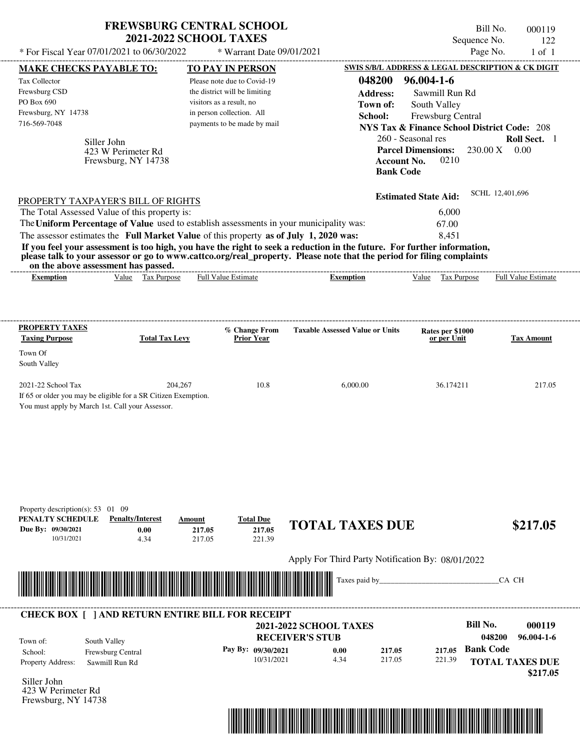# FREWSBURG CENTRAL SCHOOL
## 2021-2022 SCHOOL TAXES

\* For Fiscal Year 07/01/2021 to 06/30/2022 \* Warrant Date 09/01/2021

Bill No. 000119
Sequence No. 122
Page No. 1 of 1

**MAKE CHECKS PAYABLE TO:**

Tax Collector
Frewsburg CSD
PO Box 690
Frewsburg, NY 14738
716-569-7048

Siller John
423 W Perimeter Rd
Frewsburg, NY 14738

**TO PAY IN PERSON**

Please note due to Covid-19 the district will be limiting visitors as a result, no in person collection. All payments to be made by mail

**SWIS S/B/L ADDRESS & LEGAL DESCRIPTION & CK DIGIT**

**048200 96.004-1-6**
**Address:** Sawmill Run Rd
**Town of:** South Valley
**School:** Frewsburg Central
**NYS Tax & Finance School District Code:** 208
260 - Seasonal res **Roll Sect.** 1
**Parcel Dimensions:** 230.00 X 0.00
**Account No.** 0210
**Bank Code**

**Estimated State Aid:** SCHL 12,401,696

PROPERTY TAXPAYER'S BILL OF RIGHTS

The Total Assessed Value of this property is: 6,000
The **Uniform Percentage of Value** used to establish assessments in your municipality was: 67.00
The assessor estimates the **Full Market Value** of this property **as of July 1, 2020 was:** 8,451

**If you feel your assessment is too high, you have the right to seek a reduction in the future. For further information, please talk to your assessor or go to www.cattco.org/real_property. Please note that the period for filing complaints on the above assessment has passed.**

| Exemption | Value | Tax Purpose | Full Value Estimate | Exemption | Value | Tax Purpose | Full Value Estimate |
|---|---|---|---|---|---|---|---|

| PROPERTY TAXES Taxing Purpose | Total Tax Levy | % Change From Prior Year | Taxable Assessed Value or Units | Rates per $1000 or per Unit | Tax Amount |
|---|---|---|---|---|---|
| Town Of South Valley | | | | | |
| 2021-22 School Tax | 204,267 | 10.8 | 6,000.00 | 36.174211 | 217.05 |

If 65 or older you may be eligible for a SR Citizen Exemption.
You must apply by March 1st. Call your Assessor.

Property description(s): 53 01 09

| PENALTY SCHEDULE | Penalty/Interest | Amount | Total Due |
|---|---|---|---|
| Due By: 09/30/2021 | 0.00 | 217.05 | 217.05 |
| 10/31/2021 | 4.34 | 217.05 | 221.39 |

**TOTAL TAXES DUE $217.05**

Apply For Third Party Notification By: 08/01/2022

Taxes paid by_______________________________CA CH

---

**CHECK BOX [ ] AND RETURN ENTIRE BILL FOR RECEIPT**

**2021-2022 SCHOOL TAXES**
**RECEIVER'S STUB**

**Bill No. 000119**
**048200 96.004-1-6**

Town of: South Valley
School: Frewsburg Central
Property Address: Sawmill Run Rd

| Pay By: | | | |
|---|---|---|---|
| 09/30/2021 | 0.00 | 217.05 | 217.05 |
| 10/31/2021 | 4.34 | 217.05 | 221.39 |

**Bank Code**

**TOTAL TAXES DUE $217.05**

Siller John
423 W Perimeter Rd
Frewsburg, NY 14738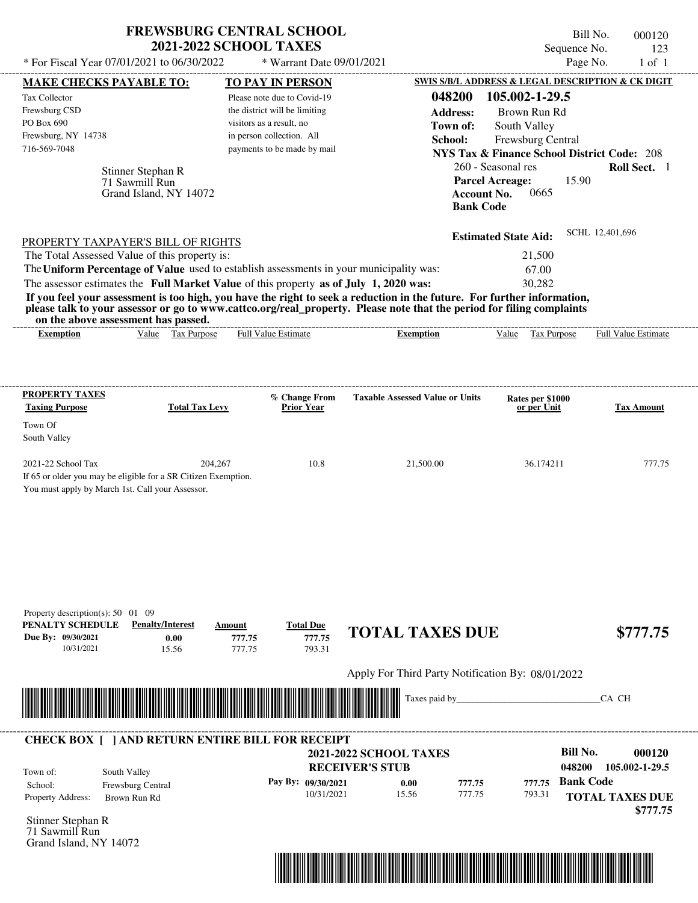# FREWSBURG CENTRAL SCHOOL
## 2021-2022 SCHOOL TAXES

* For Fiscal Year 07/01/2021 to 06/30/2022 * Warrant Date 09/01/2021

Bill No. 000120
Sequence No. 123
Page No. 1 of 1

**MAKE CHECKS PAYABLE TO:**

Tax Collector
Frewsburg CSD
PO Box 690
Frewsburg, NY 14738
716-569-7048

**TO PAY IN PERSON**

Please note due to Covid-19 the district will be limiting visitors as a result, no in person collection. All payments to be made by mail

Stinner Stephan R
71 Sawmill Run
Grand Island, NY 14072

**SWIS S/B/L ADDRESS & LEGAL DESCRIPTION & CK DIGIT**

**048200 105.002-1-29.5**
**Address:** Brown Run Rd
**Town of:** South Valley
**School:** Frewsburg Central
**NYS Tax & Finance School District Code:** 208
260 - Seasonal res **Roll Sect.** 1
**Parcel Acreage:** 15.90
**Account No.** 0665
**Bank Code**

**Estimated State Aid:** SCHL 12,401,696

PROPERTY TAXPAYER'S BILL OF RIGHTS

The Total Assessed Value of this property is: 21,500
The **Uniform Percentage of Value** used to establish assessments in your municipality was: 67.00
The assessor estimates the **Full Market Value** of this property **as of July 1, 2020 was:** 30,282

**If you feel your assessment is too high, you have the right to seek a reduction in the future. For further information, please talk to your assessor or go to www.cattco.org/real_property. Please note that the period for filing complaints on the above assessment has passed.**

| Exemption | Value | Tax Purpose | Full Value Estimate | Exemption | Value | Tax Purpose | Full Value Estimate |
|---|---|---|---|---|---|---|---|

| PROPERTY TAXES Taxing Purpose | Total Tax Levy | % Change From Prior Year | Taxable Assessed Value or Units | Rates per $1000 or per Unit | Tax Amount |
|---|---|---|---|---|---|
| Town Of South Valley | | | | | |
| 2021-22 School Tax | 204,267 | 10.8 | 21,500.00 | 36.174211 | 777.75 |

If 65 or older you may be eligible for a SR Citizen Exemption.
You must apply by March 1st. Call your Assessor.

Property description(s): 50 01 09

| PENALTY SCHEDULE | Penalty/Interest | Amount | Total Due |
|---|---|---|---|
| Due By: 09/30/2021 | 0.00 | 777.75 | 777.75 |
| 10/31/2021 | 15.56 | 777.75 | 793.31 |

**TOTAL TAXES DUE $777.75**

Apply For Third Party Notification By: 08/01/2022

Taxes paid by_______________________________CA CH

**CHECK BOX [ ] AND RETURN ENTIRE BILL FOR RECEIPT**

**2021-2022 SCHOOL TAXES**
**RECEIVER'S STUB**

**Bill No. 000120**
**048200 105.002-1-29.5**

Town of: South Valley
School: Frewsburg Central
Property Address: Brown Run Rd

| Pay By: | Penalty/Interest | Amount | Total Due |
|---|---|---|---|
| 09/30/2021 | 0.00 | 777.75 | 777.75 |
| 10/31/2021 | 15.56 | 777.75 | 793.31 |

**Bank Code**

**TOTAL TAXES DUE $777.75**

Stinner Stephan R
71 Sawmill Run
Grand Island, NY 14072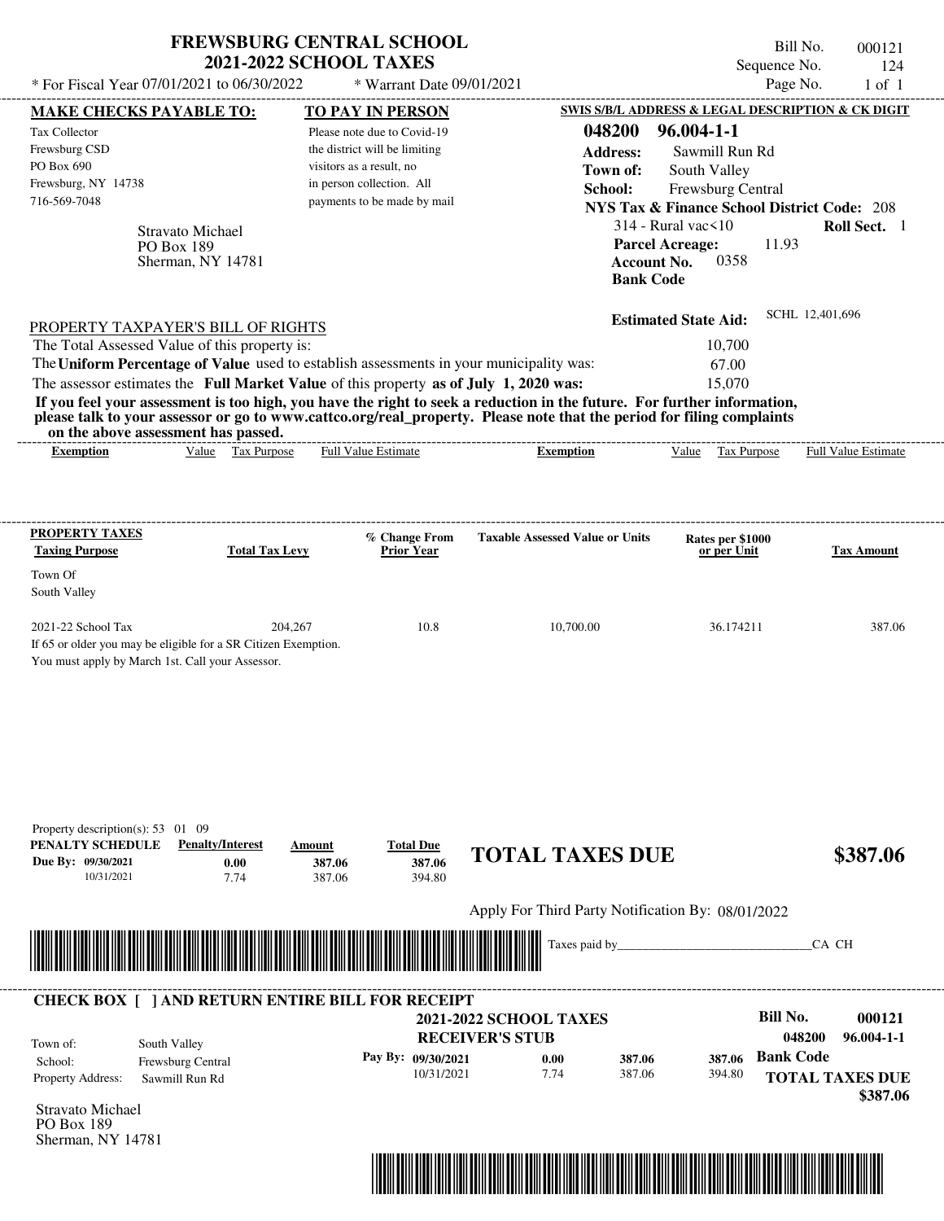# FREWSBURG CENTRAL SCHOOL
## 2021-2022 SCHOOL TAXES

\* For Fiscal Year 07/01/2021 to 06/30/2022 \* Warrant Date 09/01/2021

Bill No. 000121
Sequence No. 124
Page No. 1 of 1

**MAKE CHECKS PAYABLE TO:**

Tax Collector
Frewsburg CSD
PO Box 690
Frewsburg, NY 14738
716-569-7048

Stravato Michael
PO Box 189
Sherman, NY 14781

**TO PAY IN PERSON**

Please note due to Covid-19 the district will be limiting visitors as a result, no in person collection. All payments to be made by mail

**SWIS S/B/L ADDRESS & LEGAL DESCRIPTION & CK DIGIT**

**048200 96.004-1-1**
**Address:** Sawmill Run Rd
**Town of:** South Valley
**School:** Frewsburg Central
**NYS Tax & Finance School District Code:** 208
314 - Rural vac<10 **Roll Sect.** 1
**Parcel Acreage:** 11.93
**Account No.** 0358
**Bank Code**

**Estimated State Aid:** SCHL 12,401,696

PROPERTY TAXPAYER'S BILL OF RIGHTS

The Total Assessed Value of this property is: 10,700
The **Uniform Percentage of Value** used to establish assessments in your municipality was: 67.00
The assessor estimates the **Full Market Value** of this property **as of July 1, 2020 was:** 15,070

**If you feel your assessment is too high, you have the right to seek a reduction in the future. For further information, please talk to your assessor or go to www.cattco.org/real_property. Please note that the period for filing complaints on the above assessment has passed.**

| Exemption | Value | Tax Purpose | Full Value Estimate | Exemption | Value | Tax Purpose | Full Value Estimate |
|---|---|---|---|---|---|---|---|

| PROPERTY TAXES Taxing Purpose | Total Tax Levy | % Change From Prior Year | Taxable Assessed Value or Units | Rates per $1000 or per Unit | Tax Amount |
|---|---|---|---|---|---|
| Town Of South Valley | | | | | |
| 2021-22 School Tax | 204,267 | 10.8 | 10,700.00 | 36.174211 | 387.06 |

If 65 or older you may be eligible for a SR Citizen Exemption.
You must apply by March 1st. Call your Assessor.

Property description(s): 53 01 09

| PENALTY SCHEDULE | Penalty/Interest | Amount | Total Due |
|---|---|---|---|
| Due By: 09/30/2021 | 0.00 | 387.06 | 387.06 |
| 10/31/2021 | 7.74 | 387.06 | 394.80 |

**TOTAL TAXES DUE $387.06**

Apply For Third Party Notification By: 08/01/2022

Taxes paid by_______________________________CA CH

**CHECK BOX [ ] AND RETURN ENTIRE BILL FOR RECEIPT**

**2021-2022 SCHOOL TAXES**
**RECEIVER'S STUB**

**Bill No. 000121**
**048200 96.004-1-1**

Town of: South Valley
School: Frewsburg Central
Property Address: Sawmill Run Rd

| Pay By: | | | |
|---|---|---|---|
| 09/30/2021 | 0.00 | 387.06 | 387.06 |
| 10/31/2021 | 7.74 | 387.06 | 394.80 |

**Bank Code**

**TOTAL TAXES DUE $387.06**

Stravato Michael
PO Box 189
Sherman, NY 14781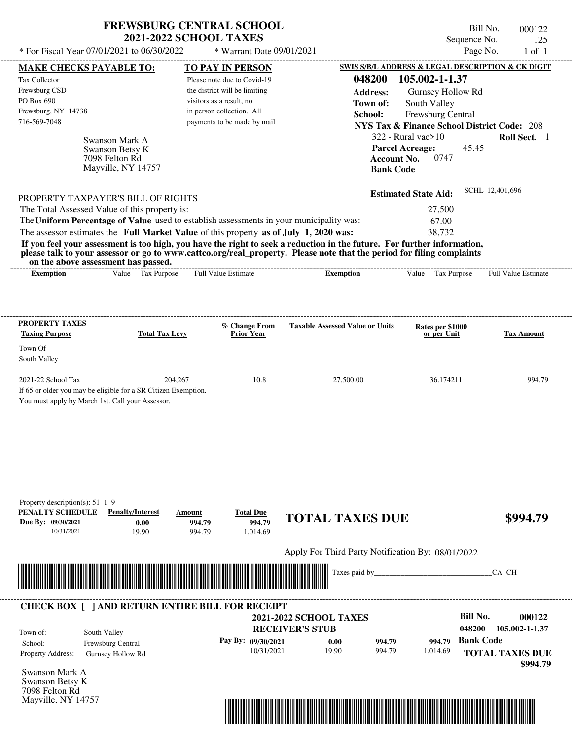# FREWSBURG CENTRAL SCHOOL
## 2021-2022 SCHOOL TAXES

\* For Fiscal Year 07/01/2021 to 06/30/2022 \* Warrant Date 09/01/2021

Bill No. 000122
Sequence No. 125
Page No. 1 of 1

**MAKE CHECKS PAYABLE TO:**

Tax Collector
Frewsburg CSD
PO Box 690
Frewsburg, NY 14738
716-569-7048

**TO PAY IN PERSON**

Please note due to Covid-19 the district will be limiting visitors as a result, no in person collection. All payments to be made by mail

**SWIS S/B/L ADDRESS & LEGAL DESCRIPTION & CK DIGIT**

**048200 105.002-1-1.37**
**Address:** Gurnsey Hollow Rd
**Town of:** South Valley
**School:** Frewsburg Central
**NYS Tax & Finance School District Code:** 208
322 - Rural vac>10 **Roll Sect.** 1
**Parcel Acreage:** 45.45
**Account No.** 0747
**Bank Code**

Swanson Mark A
Swanson Betsy K
7098 Felton Rd
Mayville, NY 14757

**Estimated State Aid:** SCHL 12,401,696

PROPERTY TAXPAYER'S BILL OF RIGHTS

The Total Assessed Value of this property is: 27,500
The **Uniform Percentage of Value** used to establish assessments in your municipality was: 67.00
The assessor estimates the **Full Market Value** of this property **as of July 1, 2020 was:** 38,732

**If you feel your assessment is too high, you have the right to seek a reduction in the future. For further information, please talk to your assessor or go to www.cattco.org/real_property. Please note that the period for filing complaints on the above assessment has passed.**

| Exemption | Value | Tax Purpose | Full Value Estimate | Exemption | Value | Tax Purpose | Full Value Estimate |
|---|---|---|---|---|---|---|---|

| PROPERTY TAXES Taxing Purpose | Total Tax Levy | % Change From Prior Year | Taxable Assessed Value or Units | Rates per $1000 or per Unit | Tax Amount |
|---|---|---|---|---|---|
| Town Of South Valley | | | | | |
| 2021-22 School Tax | 204,267 | 10.8 | 27,500.00 | 36.174211 | 994.79 |

If 65 or older you may be eligible for a SR Citizen Exemption.
You must apply by March 1st. Call your Assessor.

Property description(s): 51 1 9

| PENALTY SCHEDULE | Penalty/Interest | Amount | Total Due |
|---|---|---|---|
| Due By: 09/30/2021 | 0.00 | 994.79 | 994.79 |
| 10/31/2021 | 19.90 | 994.79 | 1,014.69 |

**TOTAL TAXES DUE $994.79**

Apply For Third Party Notification By: 08/01/2022

Taxes paid by_______________________________CA CH

**CHECK BOX [ ] AND RETURN ENTIRE BILL FOR RECEIPT**

**2021-2022 SCHOOL TAXES**
**RECEIVER'S STUB**

**Bill No. 000122**
**048200 105.002-1-1.37**

Town of: South Valley
School: Frewsburg Central
Property Address: Gurnsey Hollow Rd

| Pay By: | | | |
|---|---|---|---|
| 09/30/2021 | 0.00 | 994.79 | 994.79 |
| 10/31/2021 | 19.90 | 994.79 | 1,014.69 |

**Bank Code**

**TOTAL TAXES DUE $994.79**

Swanson Mark A
Swanson Betsy K
7098 Felton Rd
Mayville, NY 14757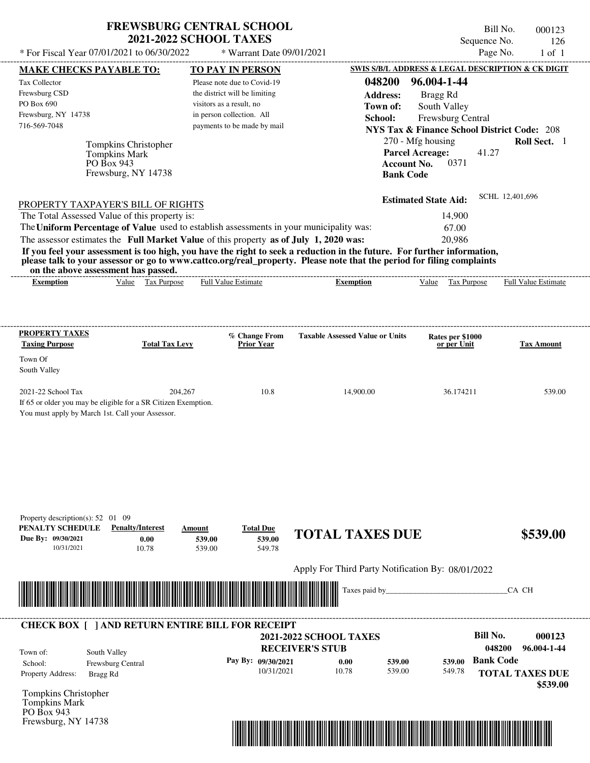# FREWSBURG CENTRAL SCHOOL
## 2021-2022 SCHOOL TAXES

\* For Fiscal Year 07/01/2021 to 06/30/2022 — \* Warrant Date 09/01/2021

Bill No. 000123
Sequence No. 126
Page No. 1 of 1

**MAKE CHECKS PAYABLE TO:**
Tax Collector
Frewsburg CSD
PO Box 690
Frewsburg, NY 14738
716-569-7048

**TO PAY IN PERSON**
Please note due to Covid-19 the district will be limiting visitors as a result, no in person collection. All payments to be made by mail

**SWIS S/B/L ADDRESS & LEGAL DESCRIPTION & CK DIGIT**
**048200 96.004-1-44**
**Address:** Bragg Rd
**Town of:** South Valley
**School:** Frewsburg Central
**NYS Tax & Finance School District Code:** 208
270 - Mfg housing — **Roll Sect.** 1
**Parcel Acreage:** 41.27
**Account No.** 0371
**Bank Code**

Tompkins Christopher
Tompkins Mark
PO Box 943
Frewsburg, NY 14738

**Estimated State Aid:** SCHL 12,401,696

PROPERTY TAXPAYER'S BILL OF RIGHTS

The Total Assessed Value of this property is: 14,900
The **Uniform Percentage of Value** used to establish assessments in your municipality was: 67.00
The assessor estimates the **Full Market Value** of this property **as of July 1, 2020 was:** 20,986

**If you feel your assessment is too high, you have the right to seek a reduction in the future. For further information, please talk to your assessor or go to www.cattco.org/real_property. Please note that the period for filing complaints on the above assessment has passed.**

| Exemption | Value | Tax Purpose | Full Value Estimate | Exemption | Value | Tax Purpose | Full Value Estimate |
|---|---|---|---|---|---|---|---|

| PROPERTY TAXES Taxing Purpose | Total Tax Levy | % Change From Prior Year | Taxable Assessed Value or Units | Rates per $1000 or per Unit | Tax Amount |
|---|---|---|---|---|---|
| Town Of South Valley | | | | | |
| 2021-22 School Tax | 204,267 | 10.8 | 14,900.00 | 36.174211 | 539.00 |

If 65 or older you may be eligible for a SR Citizen Exemption.
You must apply by March 1st. Call your Assessor.

Property description(s): 52 01 09

| PENALTY SCHEDULE | Penalty/Interest | Amount | Total Due |
|---|---|---|---|
| Due By: 09/30/2021 | 0.00 | 539.00 | 539.00 |
| 10/31/2021 | 10.78 | 539.00 | 549.78 |

**TOTAL TAXES DUE $539.00**

Apply For Third Party Notification By: 08/01/2022

Taxes paid by_______________________________CA CH

**CHECK BOX [ ] AND RETURN ENTIRE BILL FOR RECEIPT**

**2021-2022 SCHOOL TAXES**
**RECEIVER'S STUB**

**Bill No. 000123**
048200 96.004-1-44

Town of: South Valley
School: Frewsburg Central
Property Address: Bragg Rd

| Pay By: | Penalty/Interest | Amount | Total Due |
|---|---|---|---|
| 09/30/2021 | 0.00 | 539.00 | 539.00 |
| 10/31/2021 | 10.78 | 539.00 | 549.78 |

**Bank Code**
**TOTAL TAXES DUE $539.00**

Tompkins Christopher
Tompkins Mark
PO Box 943
Frewsburg, NY 14738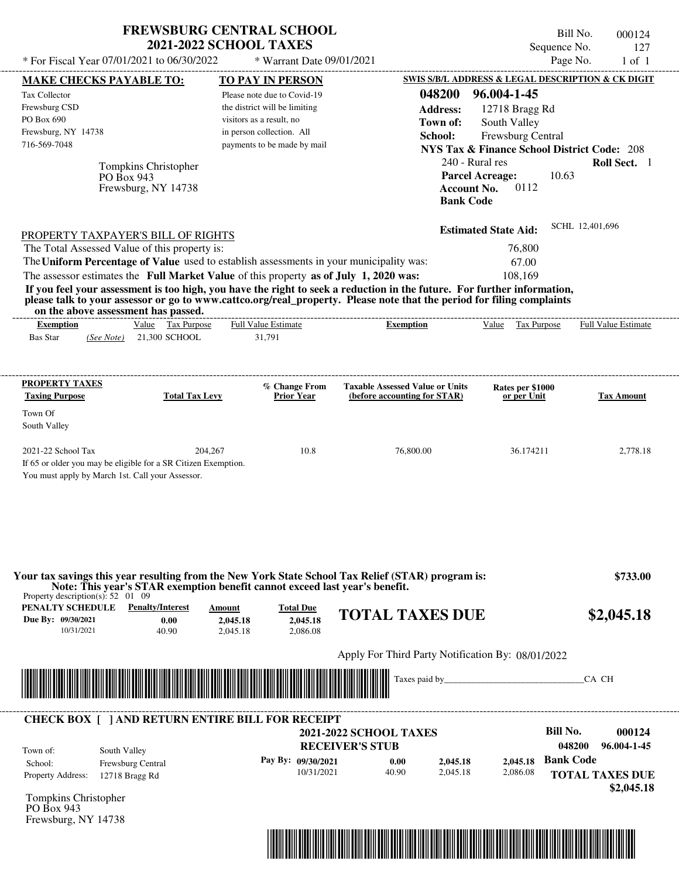# FREWSBURG CENTRAL SCHOOL
## 2021-2022 SCHOOL TAXES

\* For Fiscal Year 07/01/2021 to 06/30/2022 \* Warrant Date 09/01/2021

Bill No. 000124
Sequence No. 127
Page No. 1 of 1

**MAKE CHECKS PAYABLE TO:**

Tax Collector
Frewsburg CSD
PO Box 690
Frewsburg, NY 14738
716-569-7048

**TO PAY IN PERSON**

Please note due to Covid-19 the district will be limiting visitors as a result, no in person collection. All payments to be made by mail

**SWIS S/B/L ADDRESS & LEGAL DESCRIPTION & CK DIGIT**

**048200 96.004-1-45**
**Address:** 12718 Bragg Rd
**Town of:** South Valley
**School:** Frewsburg Central
**NYS Tax & Finance School District Code:** 208
240 - Rural res **Roll Sect.** 1
**Parcel Acreage:** 10.63
**Account No.** 0112
**Bank Code**

Tompkins Christopher
PO Box 943
Frewsburg, NY 14738

**Estimated State Aid:** SCHL 12,401,696

PROPERTY TAXPAYER'S BILL OF RIGHTS

The Total Assessed Value of this property is: 76,800
The **Uniform Percentage of Value** used to establish assessments in your municipality was: 67.00
The assessor estimates the **Full Market Value** of this property **as of July 1, 2020 was:** 108,169

**If you feel your assessment is too high, you have the right to seek a reduction in the future. For further information, please talk to your assessor or go to www.cattco.org/real_property. Please note that the period for filing complaints on the above assessment has passed.**

| Exemption | Value | Tax Purpose | Full Value Estimate | Exemption | Value | Tax Purpose | Full Value Estimate |
|---|---|---|---|---|---|---|---|
| Bas Star *(See Note)* | 21,300 | SCHOOL | 31,791 | | | | |

| PROPERTY TAXES Taxing Purpose | Total Tax Levy | % Change From Prior Year | Taxable Assessed Value or Units (before accounting for STAR) | Rates per $1000 or per Unit | Tax Amount |
|---|---|---|---|---|---|
| Town Of South Valley | | | | | |
| 2021-22 School Tax | 204,267 | 10.8 | 76,800.00 | 36.174211 | 2,778.18 |

If 65 or older you may be eligible for a SR Citizen Exemption.
You must apply by March 1st. Call your Assessor.

**Your tax savings this year resulting from the New York State School Tax Relief (STAR) program is: $733.00**
**Note: This year's STAR exemption benefit cannot exceed last year's benefit.**

Property description(s): 52 01 09

| PENALTY SCHEDULE | Penalty/Interest | Amount | Total Due |
|---|---|---|---|
| Due By: 09/30/2021 | 0.00 | 2,045.18 | 2,045.18 |
| 10/31/2021 | 40.90 | 2,045.18 | 2,086.08 |

**TOTAL TAXES DUE $2,045.18**

Apply For Third Party Notification By: 08/01/2022

Taxes paid by______________________________CA CH

**CHECK BOX [ ] AND RETURN ENTIRE BILL FOR RECEIPT**

**2021-2022 SCHOOL TAXES**
**RECEIVER'S STUB**

**Bill No. 000124**
**048200 96.004-1-45**

Town of: South Valley
School: Frewsburg Central
Property Address: 12718 Bragg Rd

| Pay By: | | | |
|---|---|---|---|
| 09/30/2021 | 0.00 | 2,045.18 | 2,045.18 |
| 10/31/2021 | 40.90 | 2,045.18 | 2,086.08 |

**Bank Code**

**TOTAL TAXES DUE $2,045.18**

Tompkins Christopher
PO Box 943
Frewsburg, NY 14738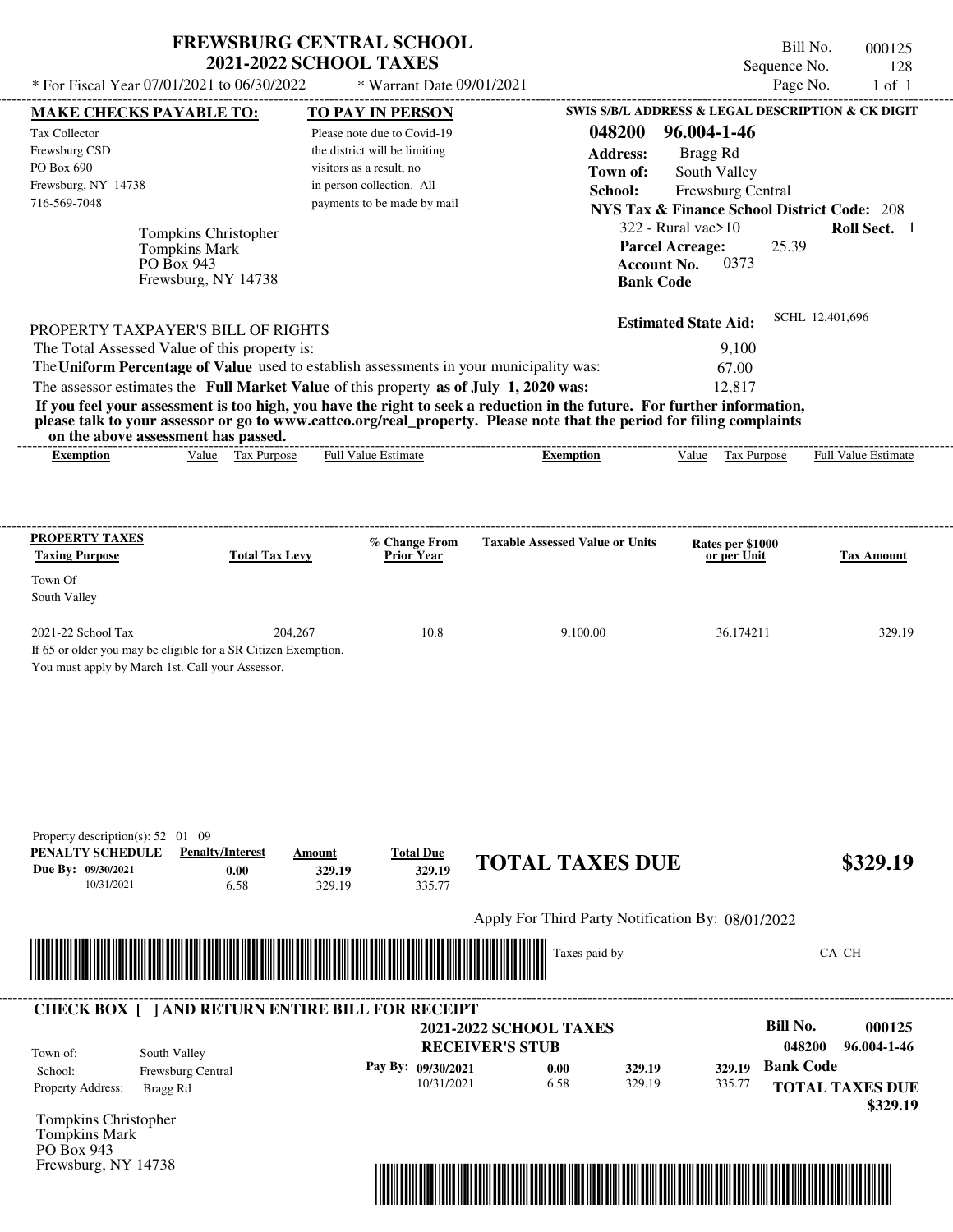# FREWSBURG CENTRAL SCHOOL
## 2021-2022 SCHOOL TAXES

* For Fiscal Year 07/01/2021 to 06/30/2022 * Warrant Date 09/01/2021

Bill No. 000125
Sequence No. 128
Page No. 1 of 1

**MAKE CHECKS PAYABLE TO:**
Tax Collector
Frewsburg CSD
PO Box 690
Frewsburg, NY 14738
716-569-7048

**TO PAY IN PERSON**
Please note due to Covid-19 the district will be limiting visitors as a result, no in person collection. All payments to be made by mail

**SWIS S/B/L ADDRESS & LEGAL DESCRIPTION & CK DIGIT**
**048200 96.004-1-46**
**Address:** Bragg Rd
**Town of:** South Valley
**School:** Frewsburg Central
**NYS Tax & Finance School District Code:** 208
322 - Rural vac>10 **Roll Sect.** 1
**Parcel Acreage:** 25.39
**Account No.** 0373
**Bank Code**

Tompkins Christopher
Tompkins Mark
PO Box 943
Frewsburg, NY 14738

**Estimated State Aid:** SCHL 12,401,696

PROPERTY TAXPAYER'S BILL OF RIGHTS

The Total Assessed Value of this property is: 9,100
The **Uniform Percentage of Value** used to establish assessments in your municipality was: 67.00
The assessor estimates the **Full Market Value** of this property **as of July 1, 2020 was:** 12,817

**If you feel your assessment is too high, you have the right to seek a reduction in the future. For further information, please talk to your assessor or go to www.cattco.org/real_property. Please note that the period for filing complaints on the above assessment has passed.**

| Exemption | Value | Tax Purpose | Full Value Estimate | Exemption | Value | Tax Purpose | Full Value Estimate |
|---|---|---|---|---|---|---|---|

| PROPERTY TAXES Taxing Purpose | Total Tax Levy | % Change From Prior Year | Taxable Assessed Value or Units | Rates per $1000 or per Unit | Tax Amount |
|---|---|---|---|---|---|
| Town Of South Valley | | | | | |
| 2021-22 School Tax | 204,267 | 10.8 | 9,100.00 | 36.174211 | 329.19 |

If 65 or older you may be eligible for a SR Citizen Exemption.
You must apply by March 1st. Call your Assessor.

Property description(s): 52 01 09

| PENALTY SCHEDULE | Penalty/Interest | Amount | Total Due |
|---|---|---|---|
| Due By: 09/30/2021 | 0.00 | 329.19 | 329.19 |
| 10/31/2021 | 6.58 | 329.19 | 335.77 |

**TOTAL TAXES DUE $329.19**

Apply For Third Party Notification By: 08/01/2022

Taxes paid by_______________________________CA CH

**CHECK BOX [ ] AND RETURN ENTIRE BILL FOR RECEIPT**

**2021-2022 SCHOOL TAXES**
**RECEIVER'S STUB**

**Bill No.** 000125
048200 96.004-1-46

Town of: South Valley
School: Frewsburg Central
Property Address: Bragg Rd

| Pay By: | Penalty/Interest | Amount | Total Due |
|---|---|---|---|
| 09/30/2021 | 0.00 | 329.19 | 329.19 |
| 10/31/2021 | 6.58 | 329.19 | 335.77 |

**Bank Code**
**TOTAL TAXES DUE $329.19**

Tompkins Christopher
Tompkins Mark
PO Box 943
Frewsburg, NY 14738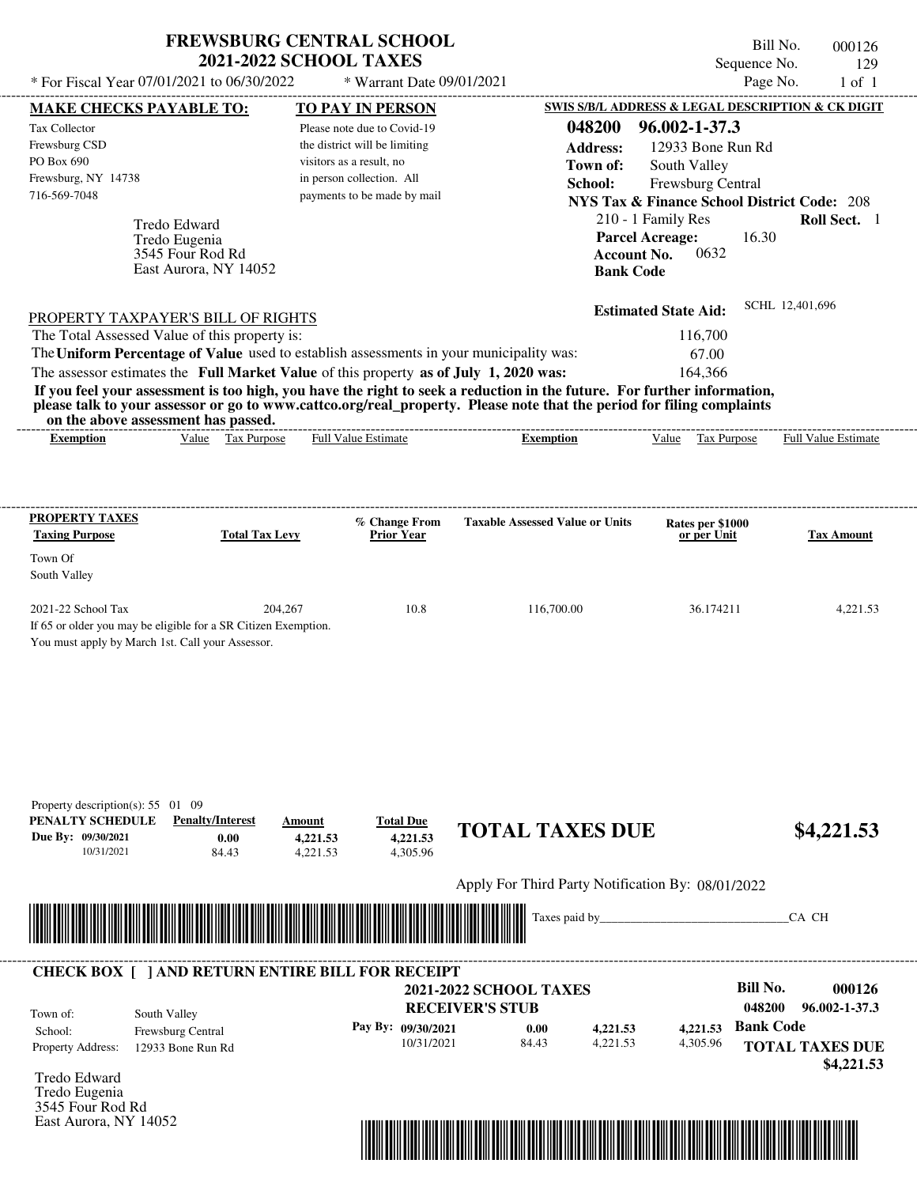# FREWSBURG CENTRAL SCHOOL
## 2021-2022 SCHOOL TAXES

\* For Fiscal Year 07/01/2021 to 06/30/2022 \* Warrant Date 09/01/2021

Bill No. 000126
Sequence No. 129
Page No. 1 of 1

**MAKE CHECKS PAYABLE TO:**
Tax Collector
Frewsburg CSD
PO Box 690
Frewsburg, NY 14738
716-569-7048

**TO PAY IN PERSON**
Please note due to Covid-19 the district will be limiting visitors as a result, no in person collection. All payments to be made by mail

**SWIS S/B/L ADDRESS & LEGAL DESCRIPTION & CK DIGIT**
**048200 96.002-1-37.3**
**Address:** 12933 Bone Run Rd
**Town of:** South Valley
**School:** Frewsburg Central
**NYS Tax & Finance School District Code:** 208
210 - 1 Family Res **Roll Sect.** 1
**Parcel Acreage:** 16.30
**Account No.** 0632
**Bank Code**

Tredo Edward
Tredo Eugenia
3545 Four Rod Rd
East Aurora, NY 14052

**Estimated State Aid:** SCHL 12,401,696

PROPERTY TAXPAYER'S BILL OF RIGHTS

The Total Assessed Value of this property is: 116,700
The **Uniform Percentage of Value** used to establish assessments in your municipality was: 67.00
The assessor estimates the **Full Market Value** of this property **as of July 1, 2020 was:** 164,366

**If you feel your assessment is too high, you have the right to seek a reduction in the future. For further information, please talk to your assessor or go to www.cattco.org/real_property. Please note that the period for filing complaints on the above assessment has passed.**

| Exemption | Value | Tax Purpose | Full Value Estimate | Exemption | Value | Tax Purpose | Full Value Estimate |
|---|---|---|---|---|---|---|---|

| PROPERTY TAXES Taxing Purpose | Total Tax Levy | % Change From Prior Year | Taxable Assessed Value or Units | Rates per $1000 or per Unit | Tax Amount |
|---|---|---|---|---|---|
| Town Of South Valley | | | | | |
| 2021-22 School Tax | 204,267 | 10.8 | 116,700.00 | 36.174211 | 4,221.53 |

If 65 or older you may be eligible for a SR Citizen Exemption.
You must apply by March 1st. Call your Assessor.

Property description(s): 55 01 09

| PENALTY SCHEDULE | Penalty/Interest | Amount | Total Due |
|---|---|---|---|
| Due By: 09/30/2021 | 0.00 | 4,221.53 | 4,221.53 |
| 10/31/2021 | 84.43 | 4,221.53 | 4,305.96 |

**TOTAL TAXES DUE $4,221.53**

Apply For Third Party Notification By: 08/01/2022

Taxes paid by_______________________________CA CH

---

**CHECK BOX [ ] AND RETURN ENTIRE BILL FOR RECEIPT**

**2021-2022 SCHOOL TAXES**
**RECEIVER'S STUB**

**Bill No. 000126**
**048200 96.002-1-37.3**

Town of: South Valley
School: Frewsburg Central
Property Address: 12933 Bone Run Rd

| Pay By: | Penalty/Interest | Amount | Total Due |
|---|---|---|---|
| 09/30/2021 | 0.00 | 4,221.53 | 4,221.53 |
| 10/31/2021 | 84.43 | 4,221.53 | 4,305.96 |

**Bank Code**

**TOTAL TAXES DUE $4,221.53**

Tredo Edward
Tredo Eugenia
3545 Four Rod Rd
East Aurora, NY 14052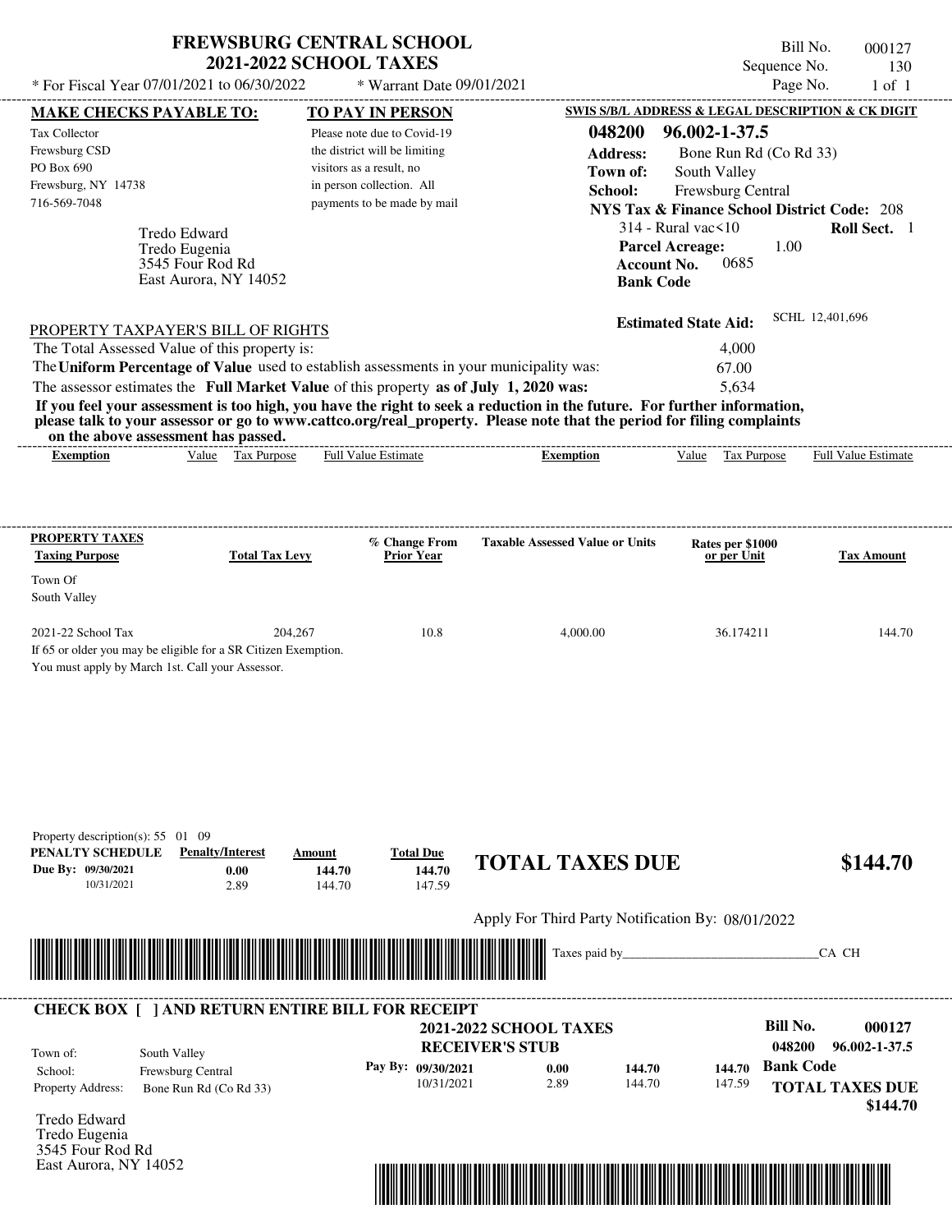# FREWSBURG CENTRAL SCHOOL
## 2021-2022 SCHOOL TAXES

\* For Fiscal Year 07/01/2021 to 06/30/2022 \* Warrant Date 09/01/2021

Bill No. 000127
Sequence No. 130
Page No. 1 of 1

**MAKE CHECKS PAYABLE TO:**
Tax Collector
Frewsburg CSD
PO Box 690
Frewsburg, NY 14738
716-569-7048

**TO PAY IN PERSON**
Please note due to Covid-19 the district will be limiting visitors as a result, no in person collection. All payments to be made by mail

**SWIS S/B/L ADDRESS & LEGAL DESCRIPTION & CK DIGIT**
**048200 96.002-1-37.5**
**Address:** Bone Run Rd (Co Rd 33)
**Town of:** South Valley
**School:** Frewsburg Central
**NYS Tax & Finance School District Code:** 208
314 - Rural vac<10 **Roll Sect.** 1
**Parcel Acreage:** 1.00
**Account No.** 0685
**Bank Code**

Tredo Edward
Tredo Eugenia
3545 Four Rod Rd
East Aurora, NY 14052

**Estimated State Aid:** SCHL 12,401,696

PROPERTY TAXPAYER'S BILL OF RIGHTS

The Total Assessed Value of this property is: 4,000
The **Uniform Percentage of Value** used to establish assessments in your municipality was: 67.00
The assessor estimates the **Full Market Value** of this property **as of July 1, 2020 was:** 5,634

**If you feel your assessment is too high, you have the right to seek a reduction in the future. For further information, please talk to your assessor or go to www.cattco.org/real_property. Please note that the period for filing complaints on the above assessment has passed.**

| Exemption | Value | Tax Purpose | Full Value Estimate | Exemption | Value | Tax Purpose | Full Value Estimate |
|---|---|---|---|---|---|---|---|

| PROPERTY TAXES Taxing Purpose | Total Tax Levy | % Change From Prior Year | Taxable Assessed Value or Units | Rates per $1000 or per Unit | Tax Amount |
|---|---|---|---|---|---|
| Town Of South Valley | | | | | |
| 2021-22 School Tax | 204,267 | 10.8 | 4,000.00 | 36.174211 | 144.70 |

If 65 or older you may be eligible for a SR Citizen Exemption.
You must apply by March 1st. Call your Assessor.

Property description(s): 55 01 09

| PENALTY SCHEDULE | Penalty/Interest | Amount | Total Due |
|---|---|---|---|
| Due By: 09/30/2021 | 0.00 | 144.70 | 144.70 |
| 10/31/2021 | 2.89 | 144.70 | 147.59 |

**TOTAL TAXES DUE $144.70**

Apply For Third Party Notification By: 08/01/2022

Taxes paid by_______________________________CA CH

**CHECK BOX [ ] AND RETURN ENTIRE BILL FOR RECEIPT**

**2021-2022 SCHOOL TAXES**
**RECEIVER'S STUB**

**Bill No. 000127**
**048200 96.002-1-37.5**

Town of: South Valley
School: Frewsburg Central
Property Address: Bone Run Rd (Co Rd 33)

| Pay By: | | | |
|---|---|---|---|
| 09/30/2021 | 0.00 | 144.70 | 144.70 |
| 10/31/2021 | 2.89 | 144.70 | 147.59 |

**Bank Code**

**TOTAL TAXES DUE $144.70**

Tredo Edward
Tredo Eugenia
3545 Four Rod Rd
East Aurora, NY 14052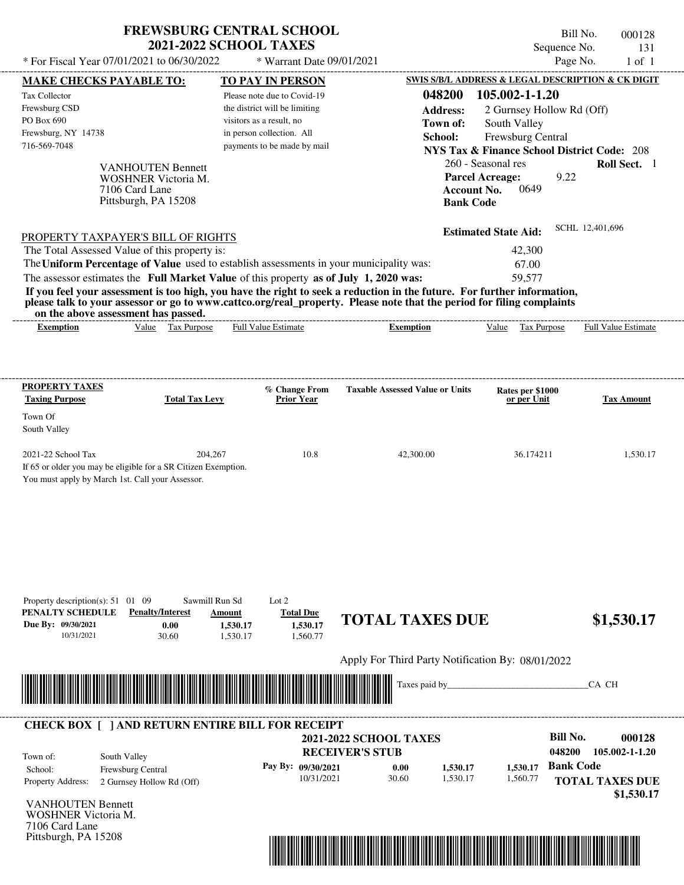# FREWSBURG CENTRAL SCHOOL
## 2021-2022 SCHOOL TAXES

\* For Fiscal Year 07/01/2021 to 06/30/2022 — \* Warrant Date 09/01/2021

Bill No. 000128
Sequence No. 131
Page No. 1 of 1

**MAKE CHECKS PAYABLE TO:**
Tax Collector
Frewsburg CSD
PO Box 690
Frewsburg, NY 14738
716-569-7048

**TO PAY IN PERSON**
Please note due to Covid-19 the district will be limiting visitors as a result, no in person collection. All payments to be made by mail

**SWIS S/B/L ADDRESS & LEGAL DESCRIPTION & CK DIGIT**
**048200 105.002-1-1.20**
**Address:** 2 Gurnsey Hollow Rd (Off)
**Town of:** South Valley
**School:** Frewsburg Central
**NYS Tax & Finance School District Code:** 208
260 - Seasonal res — **Roll Sect.** 1
**Parcel Acreage:** 9.22
**Account No.** 0649
**Bank Code**

VANHOUTEN Bennett
WOSHNER Victoria M.
7106 Card Lane
Pittsburgh, PA 15208

**Estimated State Aid:** SCHL 12,401,696

PROPERTY TAXPAYER'S BILL OF RIGHTS

The Total Assessed Value of this property is: 42,300
The **Uniform Percentage of Value** used to establish assessments in your municipality was: 67.00
The assessor estimates the **Full Market Value** of this property **as of July 1, 2020 was:** 59,577

**If you feel your assessment is too high, you have the right to seek a reduction in the future. For further information, please talk to your assessor or go to www.cattco.org/real_property. Please note that the period for filing complaints on the above assessment has passed.**

| Exemption | Value | Tax Purpose | Full Value Estimate | Exemption | Value | Tax Purpose | Full Value Estimate |
|---|---|---|---|---|---|---|---|

| PROPERTY TAXES Taxing Purpose | Total Tax Levy | % Change From Prior Year | Taxable Assessed Value or Units | Rates per $1000 or per Unit | Tax Amount |
|---|---|---|---|---|---|
| Town Of South Valley | | | | | |
| 2021-22 School Tax | 204,267 | 10.8 | 42,300.00 | 36.174211 | 1,530.17 |

If 65 or older you may be eligible for a SR Citizen Exemption.
You must apply by March 1st. Call your Assessor.

Property description(s): 51 01 09 Sawmill Run Sd Lot 2

| PENALTY SCHEDULE | Penalty/Interest | Amount | Total Due |
|---|---|---|---|
| Due By: 09/30/2021 | 0.00 | 1,530.17 | 1,530.17 |
| 10/31/2021 | 30.60 | 1,530.17 | 1,560.77 |

**TOTAL TAXES DUE $1,530.17**

Apply For Third Party Notification By: 08/01/2022

Taxes paid by_______________________________CA CH

**CHECK BOX [ ] AND RETURN ENTIRE BILL FOR RECEIPT**

**2021-2022 SCHOOL TAXES**
**RECEIVER'S STUB**

**Bill No. 000128**
**048200 105.002-1-1.20**

Town of: South Valley
School: Frewsburg Central
Property Address: 2 Gurnsey Hollow Rd (Off)

| Pay By: | | | |
|---|---|---|---|
| 09/30/2021 | 0.00 | 1,530.17 | 1,530.17 |
| 10/31/2021 | 30.60 | 1,530.17 | 1,560.77 |

**Bank Code**
**TOTAL TAXES DUE $1,530.17**

VANHOUTEN Bennett
WOSHNER Victoria M.
7106 Card Lane
Pittsburgh, PA 15208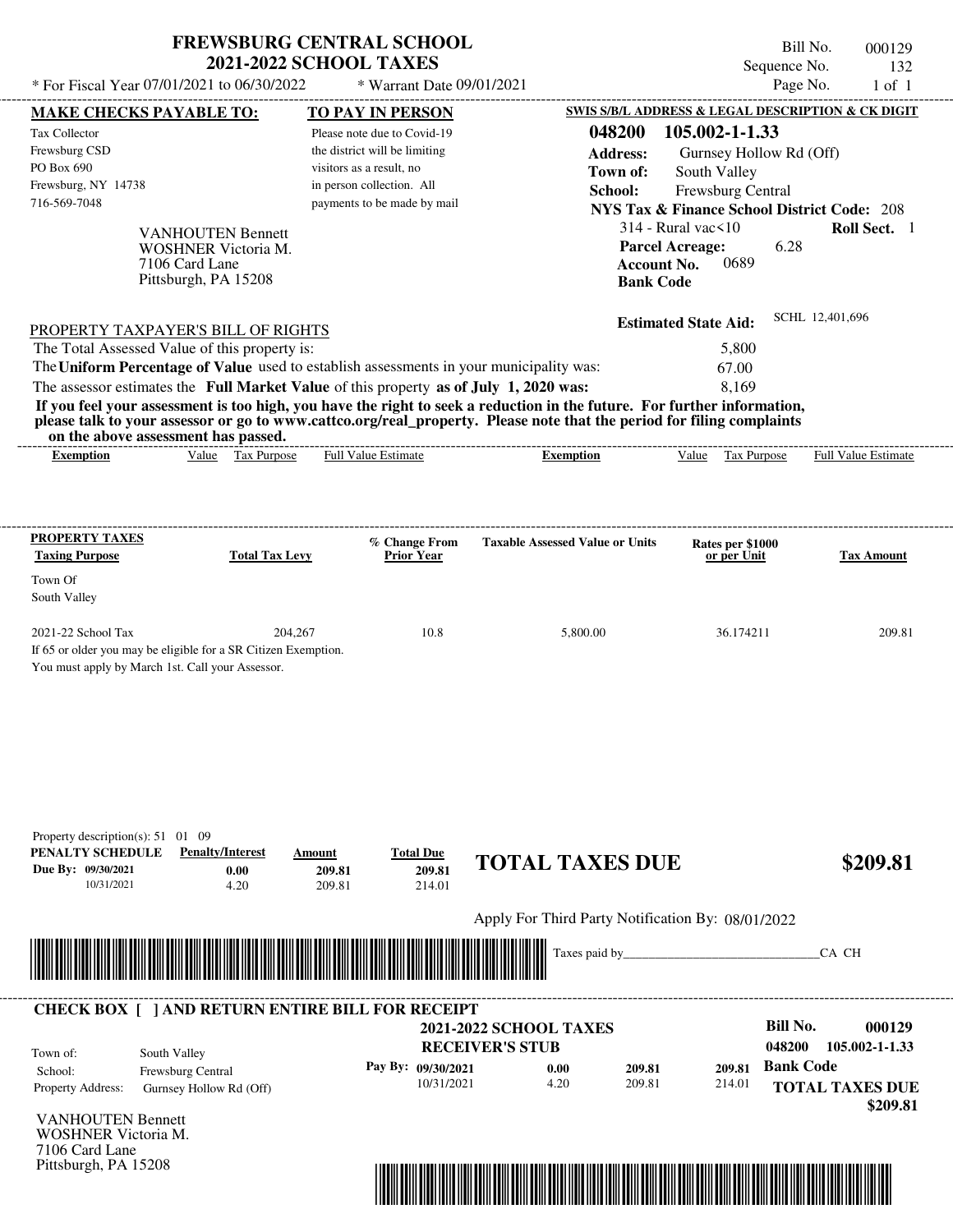# FREWSBURG CENTRAL SCHOOL
## 2021-2022 SCHOOL TAXES

\* For Fiscal Year 07/01/2021 to 06/30/2022 \* Warrant Date 09/01/2021

Bill No. 000129
Sequence No. 132
Page No. 1 of 1

**MAKE CHECKS PAYABLE TO:**

Tax Collector
Frewsburg CSD
PO Box 690
Frewsburg, NY 14738
716-569-7048

**TO PAY IN PERSON**

Please note due to Covid-19 the district will be limiting visitors as a result, no in person collection. All payments to be made by mail

**SWIS S/B/L ADDRESS & LEGAL DESCRIPTION & CK DIGIT**

**048200 105.002-1-1.33**

**Address:** Gurnsey Hollow Rd (Off)
**Town of:** South Valley
**School:** Frewsburg Central
**NYS Tax & Finance School District Code:** 208
314 - Rural vac<10 **Roll Sect.** 1
**Parcel Acreage:** 6.28
**Account No.** 0689
**Bank Code**

VANHOUTEN Bennett
WOSHNER Victoria M.
7106 Card Lane
Pittsburgh, PA 15208

**Estimated State Aid:** SCHL 12,401,696

PROPERTY TAXPAYER'S BILL OF RIGHTS

| | |
|---|---|
| The Total Assessed Value of this property is: | 5,800 |
| The **Uniform Percentage of Value** used to establish assessments in your municipality was: | 67.00 |
| The assessor estimates the **Full Market Value** of this property **as of July 1, 2020 was:** | 8,169 |

**If you feel your assessment is too high, you have the right to seek a reduction in the future. For further information, please talk to your assessor or go to www.cattco.org/real_property. Please note that the period for filing complaints on the above assessment has passed.**

| Exemption | Value | Tax Purpose | Full Value Estimate | Exemption | Value | Tax Purpose | Full Value Estimate |
|---|---|---|---|---|---|---|---|

| PROPERTY TAXES Taxing Purpose | Total Tax Levy | % Change From Prior Year | Taxable Assessed Value or Units | Rates per $1000 or per Unit | Tax Amount |
|---|---|---|---|---|---|
| Town Of South Valley | | | | | |
| 2021-22 School Tax | 204,267 | 10.8 | 5,800.00 | 36.174211 | 209.81 |

If 65 or older you may be eligible for a SR Citizen Exemption.
You must apply by March 1st. Call your Assessor.

Property description(s): 51 01 09

| PENALTY SCHEDULE | Penalty/Interest | Amount | Total Due |
|---|---|---|---|
| Due By: 09/30/2021 | 0.00 | 209.81 | 209.81 |
| 10/31/2021 | 4.20 | 209.81 | 214.01 |

**TOTAL TAXES DUE $209.81**

Apply For Third Party Notification By: 08/01/2022

Taxes paid by_______________________________CA CH

**CHECK BOX [ ] AND RETURN ENTIRE BILL FOR RECEIPT**

**2021-2022 SCHOOL TAXES**
**RECEIVER'S STUB**

Bill No. **000129**
048200 **105.002-1-1.33**

Town of: South Valley
School: Frewsburg Central
Property Address: Gurnsey Hollow Rd (Off)

| Pay By: | | | |
|---|---|---|---|
| 09/30/2021 | 0.00 | 209.81 | 209.81 |
| 10/31/2021 | 4.20 | 209.81 | 214.01 |

**Bank Code**

**TOTAL TAXES DUE $209.81**

VANHOUTEN Bennett
WOSHNER Victoria M.
7106 Card Lane
Pittsburgh, PA 15208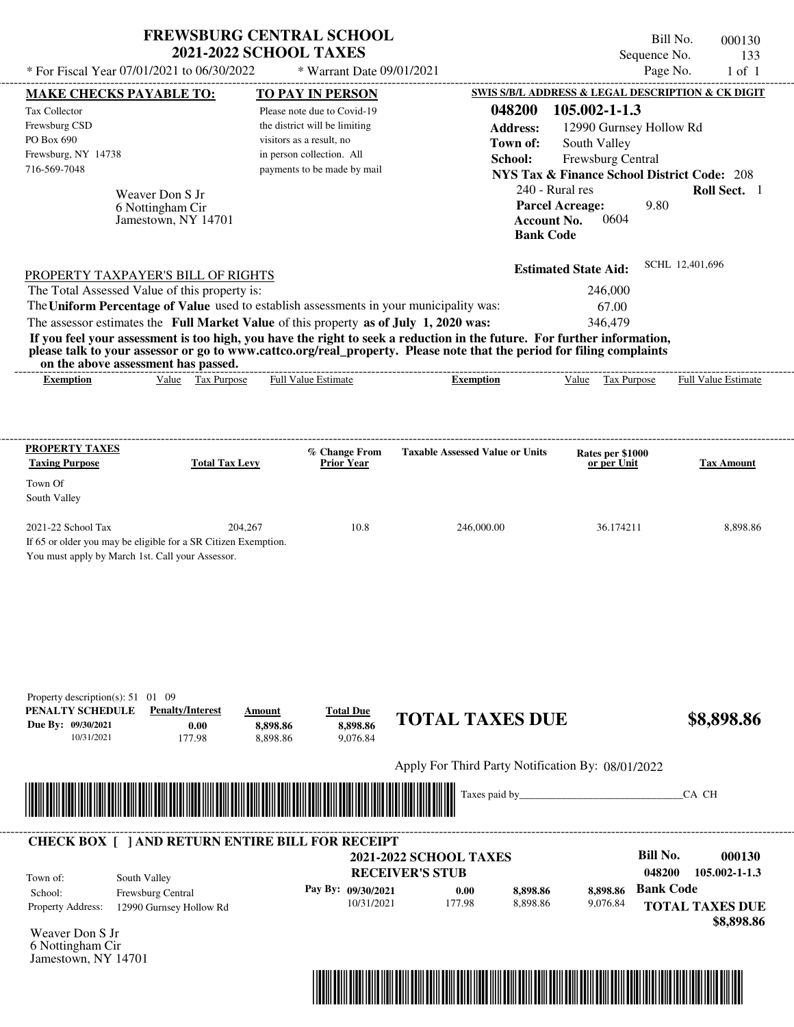# FREWSBURG CENTRAL SCHOOL
## 2021-2022 SCHOOL TAXES

\* For Fiscal Year 07/01/2021 to 06/30/2022 \* Warrant Date 09/01/2021

Bill No. 000130
Sequence No. 133
Page No. 1 of 1

**MAKE CHECKS PAYABLE TO:**

Tax Collector
Frewsburg CSD
PO Box 690
Frewsburg, NY 14738
716-569-7048

Weaver Don S Jr
6 Nottingham Cir
Jamestown, NY 14701

**TO PAY IN PERSON**

Please note due to Covid-19 the district will be limiting visitors as a result, no in person collection. All payments to be made by mail

**SWIS S/B/L ADDRESS & LEGAL DESCRIPTION & CK DIGIT**

**048200 105.002-1-1.3**
**Address:** 12990 Gurnsey Hollow Rd
**Town of:** South Valley
**School:** Frewsburg Central
**NYS Tax & Finance School District Code:** 208
240 - Rural res **Roll Sect.** 1
**Parcel Acreage:** 9.80
**Account No.** 0604
**Bank Code**

**Estimated State Aid:** SCHL 12,401,696

PROPERTY TAXPAYER'S BILL OF RIGHTS

The Total Assessed Value of this property is: 246,000
The **Uniform Percentage of Value** used to establish assessments in your municipality was: 67.00
The assessor estimates the **Full Market Value** of this property **as of July 1, 2020 was:** 346,479

**If you feel your assessment is too high, you have the right to seek a reduction in the future. For further information, please talk to your assessor or go to www.cattco.org/real_property. Please note that the period for filing complaints on the above assessment has passed.**

| Exemption | Value | Tax Purpose | Full Value Estimate | Exemption | Value | Tax Purpose | Full Value Estimate |
|---|---|---|---|---|---|---|---|

| PROPERTY TAXES Taxing Purpose | Total Tax Levy | % Change From Prior Year | Taxable Assessed Value or Units | Rates per $1000 or per Unit | Tax Amount |
|---|---|---|---|---|---|
| Town Of South Valley | | | | | |
| 2021-22 School Tax | 204,267 | 10.8 | 246,000.00 | 36.174211 | 8,898.86 |

If 65 or older you may be eligible for a SR Citizen Exemption.
You must apply by March 1st. Call your Assessor.

Property description(s): 51 01 09

| PENALTY SCHEDULE | Penalty/Interest | Amount | Total Due |
|---|---|---|---|
| Due By: 09/30/2021 | 0.00 | 8,898.86 | 8,898.86 |
| 10/31/2021 | 177.98 | 8,898.86 | 9,076.84 |

**TOTAL TAXES DUE $8,898.86**

Apply For Third Party Notification By: 08/01/2022

Taxes paid by_______________________________CA CH

---

**CHECK BOX [ ] AND RETURN ENTIRE BILL FOR RECEIPT**

**2021-2022 SCHOOL TAXES**
**RECEIVER'S STUB**

**Bill No. 000130**
**048200 105.002-1-1.3**

Town of: South Valley
School: Frewsburg Central
Property Address: 12990 Gurnsey Hollow Rd

| Pay By: | | | |
|---|---|---|---|
| 09/30/2021 | 0.00 | 8,898.86 | 8,898.86 |
| 10/31/2021 | 177.98 | 8,898.86 | 9,076.84 |

**Bank Code**

**TOTAL TAXES DUE**
**$8,898.86**

Weaver Don S Jr
6 Nottingham Cir
Jamestown, NY 14701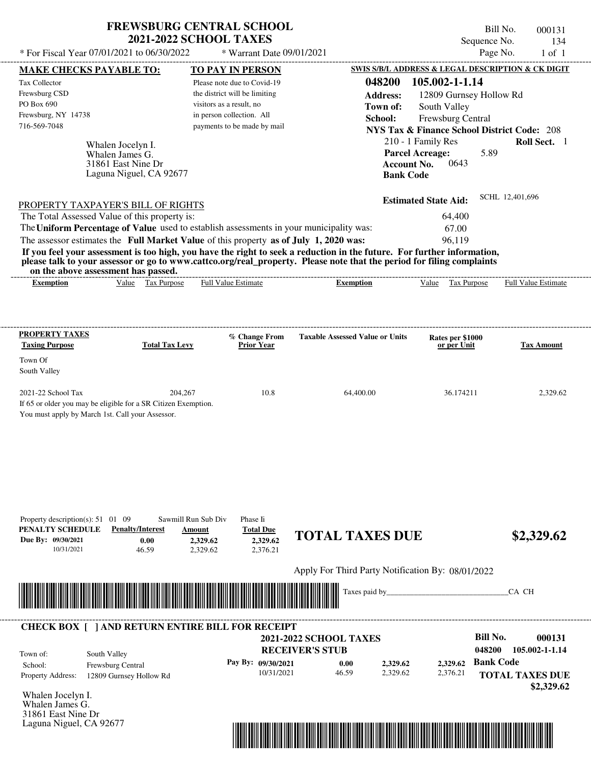# FREWSBURG CENTRAL SCHOOL
## 2021-2022 SCHOOL TAXES

\* For Fiscal Year 07/01/2021 to 06/30/2022 &nbsp;&nbsp; \* Warrant Date 09/01/2021

Bill No. 000131
Sequence No. 134
Page No. 1 of 1

**MAKE CHECKS PAYABLE TO:**
Tax Collector
Frewsburg CSD
PO Box 690
Frewsburg, NY 14738
716-569-7048

**TO PAY IN PERSON**
Please note due to Covid-19 the district will be limiting visitors as a result, no in person collection. All payments to be made by mail

**SWIS S/B/L ADDRESS & LEGAL DESCRIPTION & CK DIGIT**
**048200 105.002-1-1.14**
**Address:** 12809 Gurnsey Hollow Rd
**Town of:** South Valley
**School:** Frewsburg Central
**NYS Tax & Finance School District Code:** 208
210 - 1 Family Res &nbsp;&nbsp; **Roll Sect.** 1
**Parcel Acreage:** 5.89
**Account No.** 0643
**Bank Code**

Whalen Jocelyn I.
Whalen James G.
31861 East Nine Dr
Laguna Niguel, CA 92677

**Estimated State Aid:** SCHL 12,401,696

PROPERTY TAXPAYER'S BILL OF RIGHTS

| | |
|---|---|
| The Total Assessed Value of this property is: | 64,400 |
| The **Uniform Percentage of Value** used to establish assessments in your municipality was: | 67.00 |
| The assessor estimates the **Full Market Value** of this property **as of July 1, 2020 was:** | 96,119 |

**If you feel your assessment is too high, you have the right to seek a reduction in the future. For further information, please talk to your assessor or go to www.cattco.org/real_property. Please note that the period for filing complaints on the above assessment has passed.**

| Exemption | Value | Tax Purpose | Full Value Estimate | Exemption | Value | Tax Purpose | Full Value Estimate |
|---|---|---|---|---|---|---|---|

**PROPERTY TAXES**

| Taxing Purpose | Total Tax Levy | % Change From Prior Year | Taxable Assessed Value or Units | Rates per $1000 or per Unit | Tax Amount |
|---|---|---|---|---|---|
| Town Of South Valley | | | | | |
| 2021-22 School Tax | 204,267 | 10.8 | 64,400.00 | 36.174211 | 2,329.62 |

If 65 or older you may be eligible for a SR Citizen Exemption.
You must apply by March 1st. Call your Assessor.

Property description(s): 51 01 09 &nbsp;&nbsp; Sawmill Run Sub Div &nbsp;&nbsp; Phase Ii

| PENALTY SCHEDULE | Penalty/Interest | Amount | Total Due |
|---|---|---|---|
| Due By: 09/30/2021 | 0.00 | 2,329.62 | 2,329.62 |
| 10/31/2021 | 46.59 | 2,329.62 | 2,376.21 |

**TOTAL TAXES DUE $2,329.62**

Apply For Third Party Notification By: 08/01/2022

Taxes paid by\_\_\_\_\_\_\_\_\_\_\_\_\_\_\_\_\_\_\_\_\_\_\_\_\_\_\_\_\_\_CA CH

---

**CHECK BOX [ ] AND RETURN ENTIRE BILL FOR RECEIPT**

**2021-2022 SCHOOL TAXES**
**RECEIVER'S STUB**

Bill No. **000131**
048200 **105.002-1-1.14**

Town of: South Valley
School: Frewsburg Central
Property Address: 12809 Gurnsey Hollow Rd

| Pay By: | Penalty/Interest | Amount | Total Due |
|---|---|---|---|
| 09/30/2021 | 0.00 | 2,329.62 | 2,329.62 |
| 10/31/2021 | 46.59 | 2,329.62 | 2,376.21 |

**Bank Code**

**TOTAL TAXES DUE $2,329.62**

Whalen Jocelyn I.
Whalen James G.
31861 East Nine Dr
Laguna Niguel, CA 92677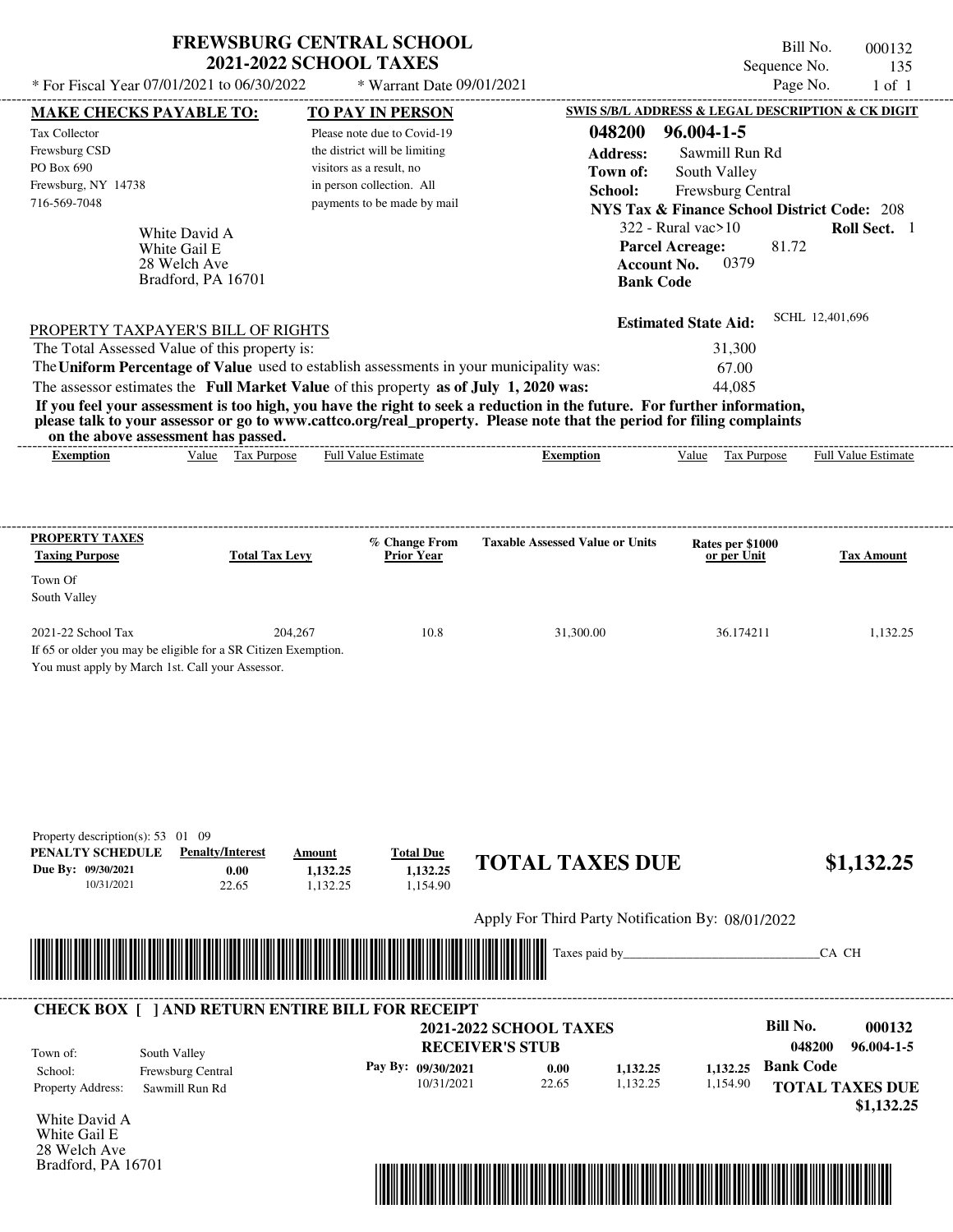# FREWSBURG CENTRAL SCHOOL
## 2021-2022 SCHOOL TAXES

Bill No. 000132
Sequence No. 135
Page No. 1 of 1

\* For Fiscal Year 07/01/2021 to 06/30/2022 \* Warrant Date 09/01/2021

**MAKE CHECKS PAYABLE TO:**
Tax Collector
Frewsburg CSD
PO Box 690
Frewsburg, NY 14738
716-569-7048

**TO PAY IN PERSON**
Please note due to Covid-19 the district will be limiting visitors as a result, no in person collection. All payments to be made by mail

**SWIS S/B/L ADDRESS & LEGAL DESCRIPTION & CK DIGIT**
**048200 96.004-1-5**
**Address:** Sawmill Run Rd
**Town of:** South Valley
**School:** Frewsburg Central
**NYS Tax & Finance School District Code:** 208
322 - Rural vac>10 **Roll Sect.** 1
**Parcel Acreage:** 81.72
**Account No.** 0379
**Bank Code**

White David A
White Gail E
28 Welch Ave
Bradford, PA 16701

**Estimated State Aid:** SCHL 12,401,696

PROPERTY TAXPAYER'S BILL OF RIGHTS

The Total Assessed Value of this property is: 31,300
The **Uniform Percentage of Value** used to establish assessments in your municipality was: 67.00
The assessor estimates the **Full Market Value** of this property **as of July 1, 2020 was:** 44,085

**If you feel your assessment is too high, you have the right to seek a reduction in the future. For further information, please talk to your assessor or go to www.cattco.org/real_property. Please note that the period for filing complaints on the above assessment has passed.**

| Exemption | Value | Tax Purpose | Full Value Estimate | Exemption | Value | Tax Purpose | Full Value Estimate |
|---|---|---|---|---|---|---|---|

| PROPERTY TAXES Taxing Purpose | Total Tax Levy | % Change From Prior Year | Taxable Assessed Value or Units | Rates per $1000 or per Unit | Tax Amount |
|---|---|---|---|---|---|
| Town Of South Valley | | | | | |
| 2021-22 School Tax | 204,267 | 10.8 | 31,300.00 | 36.174211 | 1,132.25 |

If 65 or older you may be eligible for a SR Citizen Exemption.
You must apply by March 1st. Call your Assessor.

Property description(s): 53 01 09

| PENALTY SCHEDULE | Penalty/Interest | Amount | Total Due |
|---|---|---|---|
| Due By: 09/30/2021 | 0.00 | 1,132.25 | 1,132.25 |
| 10/31/2021 | 22.65 | 1,132.25 | 1,154.90 |

**TOTAL TAXES DUE $1,132.25**

Apply For Third Party Notification By: 08/01/2022

Taxes paid by_______________________________CA CH

---

**CHECK BOX [ ] AND RETURN ENTIRE BILL FOR RECEIPT**

**2021-2022 SCHOOL TAXES**
**RECEIVER'S STUB**

**Bill No. 000132**
048200 96.004-1-5

Town of: South Valley
School: Frewsburg Central
Property Address: Sawmill Run Rd

| Pay By: | Penalty/Interest | Amount | Total Due |
|---|---|---|---|
| 09/30/2021 | 0.00 | 1,132.25 | 1,132.25 |
| 10/31/2021 | 22.65 | 1,132.25 | 1,154.90 |

**Bank Code**

**TOTAL TAXES DUE $1,132.25**

White David A
White Gail E
28 Welch Ave
Bradford, PA 16701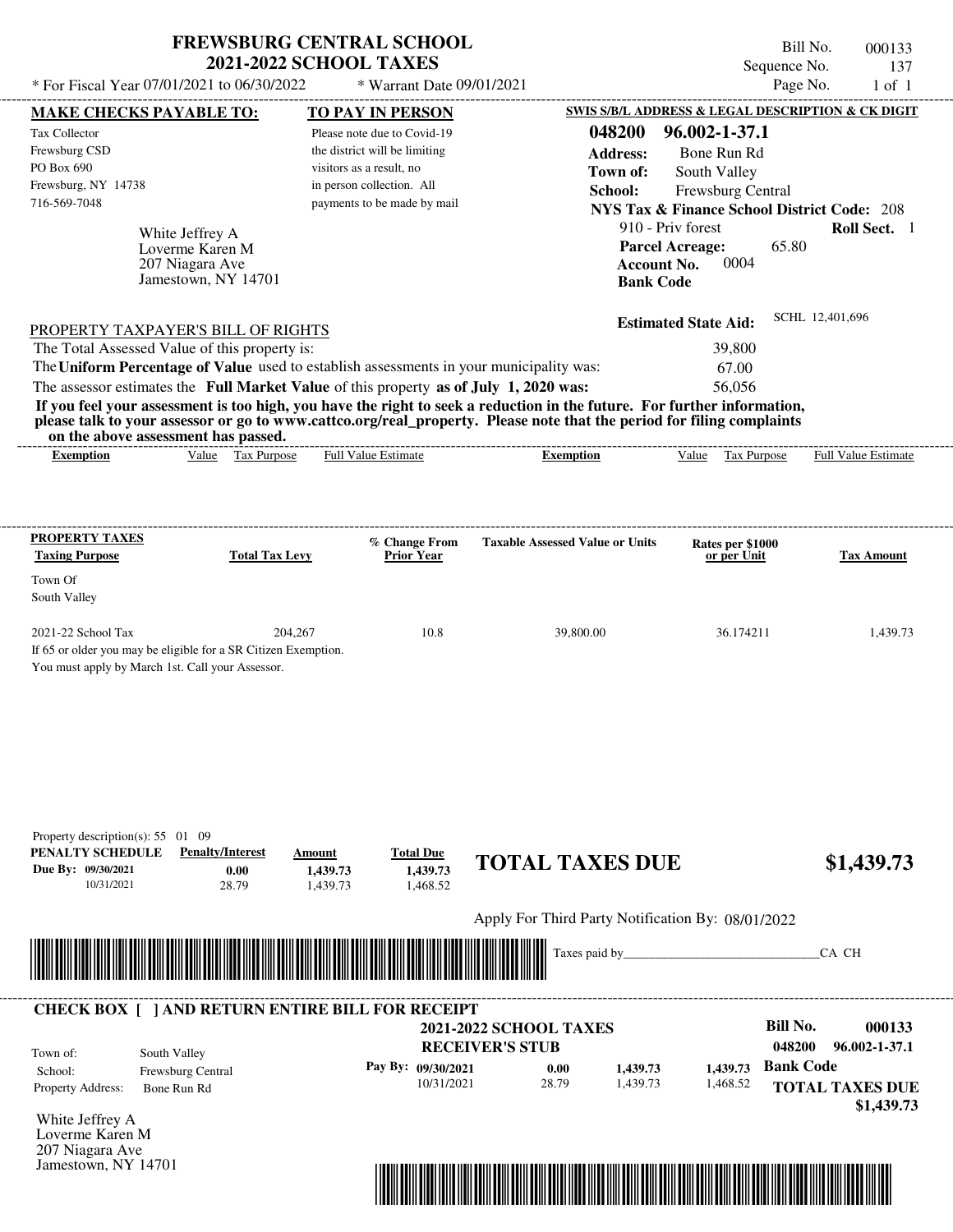# FREWSBURG CENTRAL SCHOOL
## 2021-2022 SCHOOL TAXES

Bill No. 000133
Sequence No. 137
Page No. 1 of 1

\* For Fiscal Year 07/01/2021 to 06/30/2022    \* Warrant Date 09/01/2021

**MAKE CHECKS PAYABLE TO:**

Tax Collector
Frewsburg CSD
PO Box 690
Frewsburg, NY 14738
716-569-7048

**TO PAY IN PERSON**

Please note due to Covid-19 the district will be limiting visitors as a result, no in person collection. All payments to be made by mail

**SWIS S/B/L ADDRESS & LEGAL DESCRIPTION & CK DIGIT**

**048200 96.002-1-37.1**
**Address:** Bone Run Rd
**Town of:** South Valley
**School:** Frewsburg Central
**NYS Tax & Finance School District Code:** 208
910 - Priv forest    **Roll Sect.** 1
**Parcel Acreage:** 65.80
**Account No.** 0004
**Bank Code**

White Jeffrey A
Loverme Karen M
207 Niagara Ave
Jamestown, NY 14701

**Estimated State Aid:** SCHL 12,401,696

PROPERTY TAXPAYER'S BILL OF RIGHTS

The Total Assessed Value of this property is: 39,800
The **Uniform Percentage of Value** used to establish assessments in your municipality was: 67.00
The assessor estimates the **Full Market Value** of this property **as of July 1, 2020 was:** 56,056

**If you feel your assessment is too high, you have the right to seek a reduction in the future. For further information, please talk to your assessor or go to www.cattco.org/real_property. Please note that the period for filing complaints on the above assessment has passed.**

| Exemption | Value | Tax Purpose | Full Value Estimate | Exemption | Value | Tax Purpose | Full Value Estimate |
|---|---|---|---|---|---|---|---|

| PROPERTY TAXES Taxing Purpose | Total Tax Levy | % Change From Prior Year | Taxable Assessed Value or Units | Rates per $1000 or per Unit | Tax Amount |
|---|---|---|---|---|---|
| Town Of South Valley | | | | | |
| 2021-22 School Tax | 204,267 | 10.8 | 39,800.00 | 36.174211 | 1,439.73 |

If 65 or older you may be eligible for a SR Citizen Exemption.
You must apply by March 1st. Call your Assessor.

Property description(s): 55 01 09

| PENALTY SCHEDULE | Penalty/Interest | Amount | Total Due |
|---|---|---|---|
| Due By: 09/30/2021 | 0.00 | 1,439.73 | 1,439.73 |
| 10/31/2021 | 28.79 | 1,439.73 | 1,468.52 |

**TOTAL TAXES DUE $1,439.73**

Apply For Third Party Notification By: 08/01/2022

Taxes paid by_______________________________CA CH

**CHECK BOX [ ] AND RETURN ENTIRE BILL FOR RECEIPT**

**2021-2022 SCHOOL TAXES**
**RECEIVER'S STUB**

**Bill No. 000133**
**048200 96.002-1-37.1**

Town of: South Valley
School: Frewsburg Central
Property Address: Bone Run Rd

| Pay By: | | | |
|---|---|---|---|
| 09/30/2021 | 0.00 | 1,439.73 | 1,439.73 |
| 10/31/2021 | 28.79 | 1,439.73 | 1,468.52 |

**Bank Code**

**TOTAL TAXES DUE $1,439.73**

White Jeffrey A
Loverme Karen M
207 Niagara Ave
Jamestown, NY 14701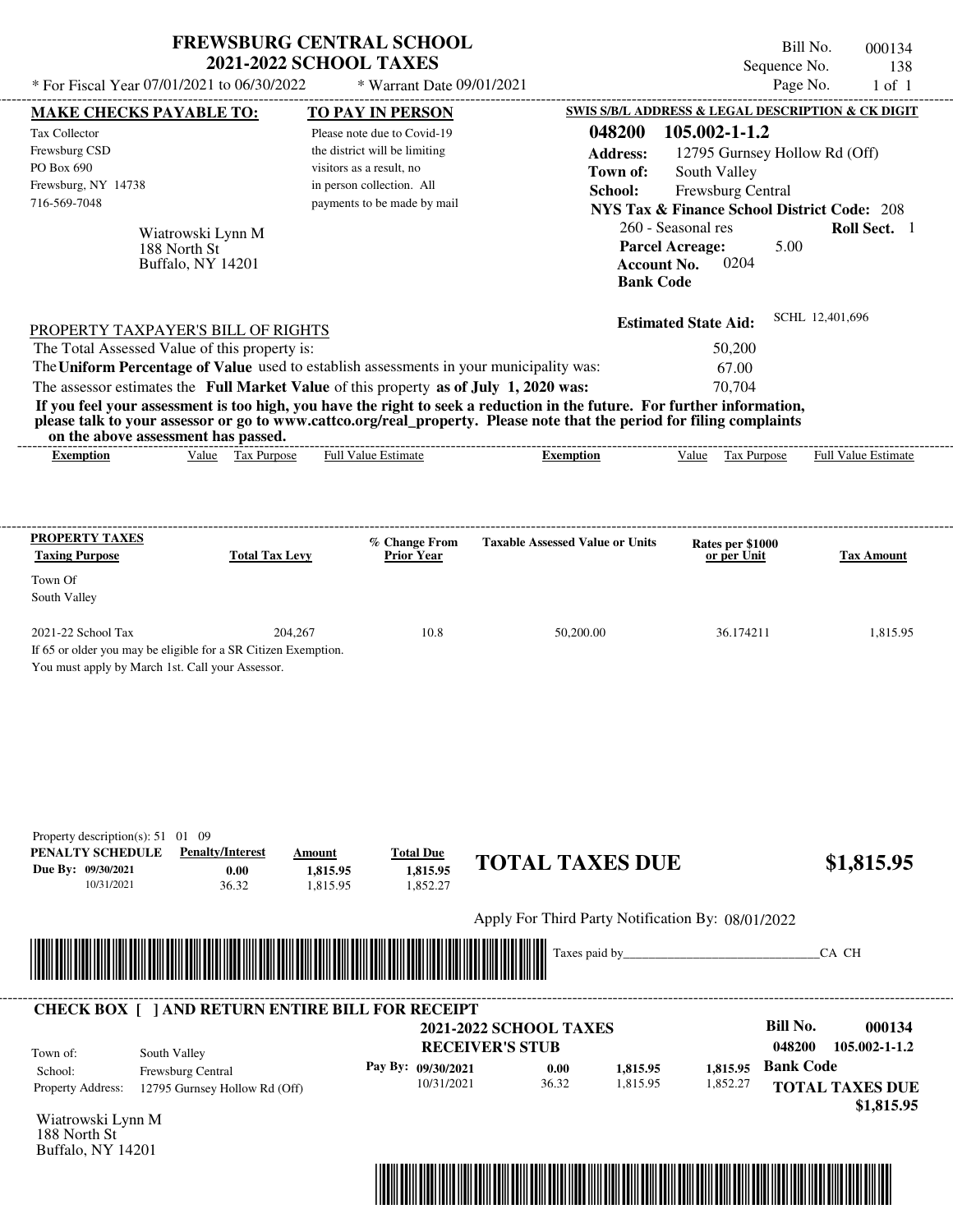# FREWSBURG CENTRAL SCHOOL
## 2021-2022 SCHOOL TAXES

\* For Fiscal Year 07/01/2021 to 06/30/2022 \* Warrant Date 09/01/2021

Bill No. 000134
Sequence No. 138
Page No. 1 of 1

**MAKE CHECKS PAYABLE TO:**

Tax Collector
Frewsburg CSD
PO Box 690
Frewsburg, NY 14738
716-569-7048

Wiatrowski Lynn M
188 North St
Buffalo, NY 14201

**TO PAY IN PERSON**

Please note due to Covid-19 the district will be limiting visitors as a result, no in person collection. All payments to be made by mail

**SWIS S/B/L ADDRESS & LEGAL DESCRIPTION & CK DIGIT**

**048200 105.002-1-1.2**
**Address:** 12795 Gurnsey Hollow Rd (Off)
**Town of:** South Valley
**School:** Frewsburg Central
**NYS Tax & Finance School District Code:** 208
260 - Seasonal res **Roll Sect.** 1
**Parcel Acreage:** 5.00
**Account No.** 0204
**Bank Code**

**Estimated State Aid:** SCHL 12,401,696

PROPERTY TAXPAYER'S BILL OF RIGHTS

The Total Assessed Value of this property is: 50,200
The **Uniform Percentage of Value** used to establish assessments in your municipality was: 67.00
The assessor estimates the **Full Market Value** of this property **as of July 1, 2020 was:** 70,704

**If you feel your assessment is too high, you have the right to seek a reduction in the future. For further information, please talk to your assessor or go to www.cattco.org/real_property. Please note that the period for filing complaints on the above assessment has passed.**

| Exemption | Value | Tax Purpose | Full Value Estimate | Exemption | Value | Tax Purpose | Full Value Estimate |
|---|---|---|---|---|---|---|---|

**PROPERTY TAXES**

| Taxing Purpose | Total Tax Levy | % Change From Prior Year | Taxable Assessed Value or Units | Rates per $1000 or per Unit | Tax Amount |
|---|---|---|---|---|---|
| Town Of South Valley | | | | | |
| 2021-22 School Tax | 204,267 | 10.8 | 50,200.00 | 36.174211 | 1,815.95 |

If 65 or older you may be eligible for a SR Citizen Exemption.
You must apply by March 1st. Call your Assessor.

Property description(s): 51 01 09

| PENALTY SCHEDULE | Penalty/Interest | Amount | Total Due |
|---|---|---|---|
| Due By: 09/30/2021 | 0.00 | 1,815.95 | 1,815.95 |
| 10/31/2021 | 36.32 | 1,815.95 | 1,852.27 |

**TOTAL TAXES DUE** **$1,815.95**

Apply For Third Party Notification By: 08/01/2022

Taxes paid by_______________________________CA CH

---

**CHECK BOX [ ] AND RETURN ENTIRE BILL FOR RECEIPT**

**2021-2022 SCHOOL TAXES**
**RECEIVER'S STUB**

**Bill No. 000134**
**048200 105.002-1-1.2**

Town of: South Valley
School: Frewsburg Central
Property Address: 12795 Gurnsey Hollow Rd (Off)

| Pay By: | Penalty/Interest | Amount | Total Due |
|---|---|---|---|
| 09/30/2021 | 0.00 | 1,815.95 | 1,815.95 |
| 10/31/2021 | 36.32 | 1,815.95 | 1,852.27 |

**Bank Code**

**TOTAL TAXES DUE**
**$1,815.95**

Wiatrowski Lynn M
188 North St
Buffalo, NY 14201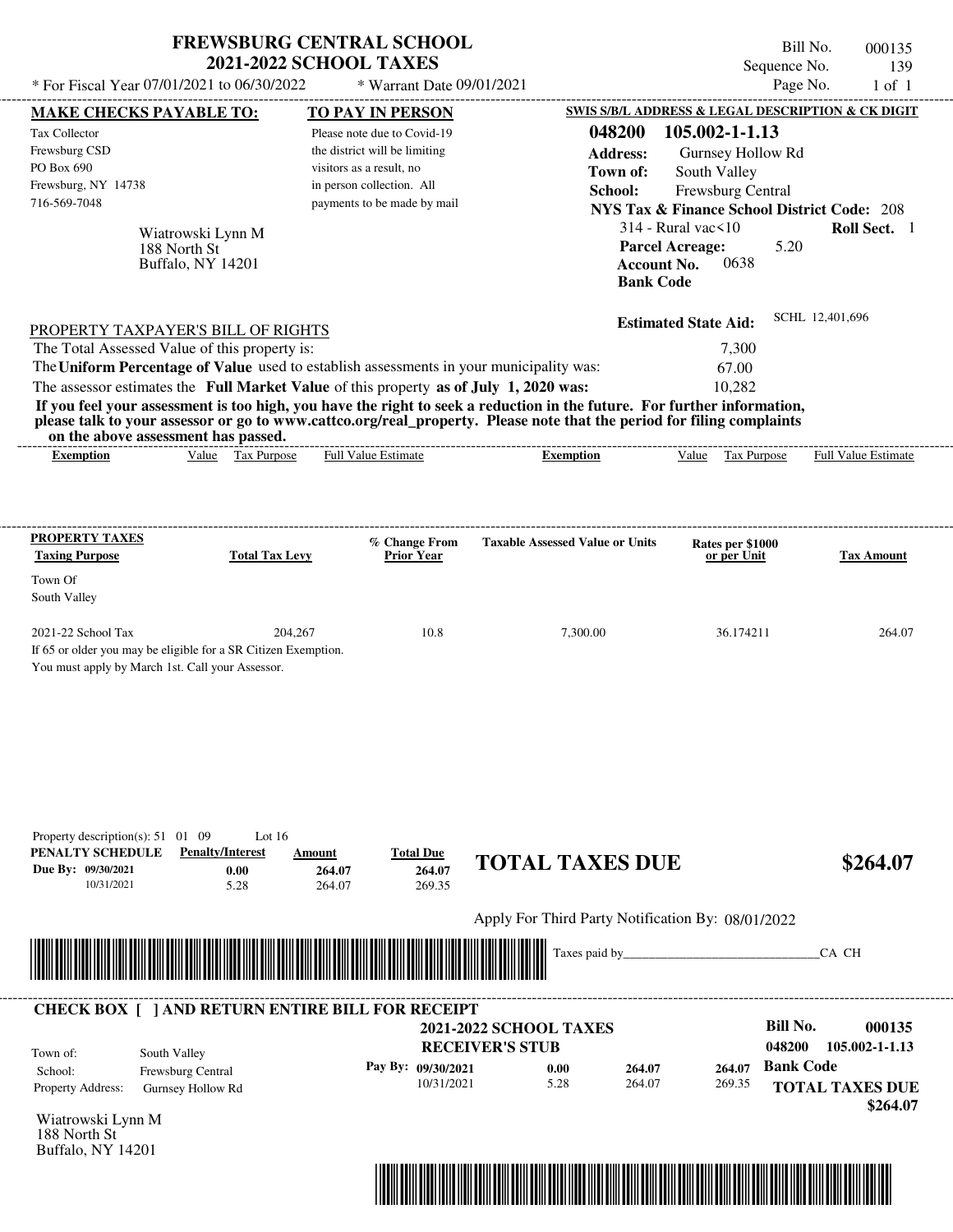# FREWSBURG CENTRAL SCHOOL
## 2021-2022 SCHOOL TAXES

\* For Fiscal Year 07/01/2021 to 06/30/2022 \* Warrant Date 09/01/2021

Bill No. 000135
Sequence No. 139
Page No. 1 of 1

**MAKE CHECKS PAYABLE TO:**

Tax Collector
Frewsburg CSD
PO Box 690
Frewsburg, NY 14738
716-569-7048

Wiatrowski Lynn M
188 North St
Buffalo, NY 14201

**TO PAY IN PERSON**

Please note due to Covid-19 the district will be limiting visitors as a result, no in person collection. All payments to be made by mail

**SWIS S/B/L ADDRESS & LEGAL DESCRIPTION & CK DIGIT**

**048200 105.002-1-1.13**
**Address:** Gurnsey Hollow Rd
**Town of:** South Valley
**School:** Frewsburg Central
**NYS Tax & Finance School District Code:** 208
314 - Rural vac<10 **Roll Sect.** 1
**Parcel Acreage:** 5.20
**Account No.** 0638
**Bank Code**

**Estimated State Aid:** SCHL 12,401,696

PROPERTY TAXPAYER'S BILL OF RIGHTS

The Total Assessed Value of this property is: 7,300
The **Uniform Percentage of Value** used to establish assessments in your municipality was: 67.00
The assessor estimates the **Full Market Value** of this property **as of July 1, 2020 was:** 10,282

**If you feel your assessment is too high, you have the right to seek a reduction in the future. For further information, please talk to your assessor or go to www.cattco.org/real_property. Please note that the period for filing complaints on the above assessment has passed.**

| Exemption | Value | Tax Purpose | Full Value Estimate | Exemption | Value | Tax Purpose | Full Value Estimate |
|---|---|---|---|---|---|---|---|

| PROPERTY TAXES Taxing Purpose | Total Tax Levy | % Change From Prior Year | Taxable Assessed Value or Units | Rates per $1000 or per Unit | Tax Amount |
|---|---|---|---|---|---|
| Town Of South Valley | | | | | |
| 2021-22 School Tax | 204,267 | 10.8 | 7,300.00 | 36.174211 | 264.07 |

If 65 or older you may be eligible for a SR Citizen Exemption.
You must apply by March 1st. Call your Assessor.

Property description(s): 51 01 09 Lot 16

| PENALTY SCHEDULE | Penalty/Interest | Amount | Total Due |
|---|---|---|---|
| Due By: 09/30/2021 | 0.00 | 264.07 | 264.07 |
| 10/31/2021 | 5.28 | 264.07 | 269.35 |

**TOTAL TAXES DUE** **$264.07**

Apply For Third Party Notification By: 08/01/2022

Taxes paid by_______________________________CA CH

**CHECK BOX [ ] AND RETURN ENTIRE BILL FOR RECEIPT**

**2021-2022 SCHOOL TAXES**
**RECEIVER'S STUB**

**Bill No.** **000135**
**048200 105.002-1-1.13**

Town of: South Valley
School: Frewsburg Central
Property Address: Gurnsey Hollow Rd

| Pay By: | | | |
|---|---|---|---|
| 09/30/2021 | 0.00 | 264.07 | 264.07 |
| 10/31/2021 | 5.28 | 264.07 | 269.35 |

**Bank Code**

**TOTAL TAXES DUE** **$264.07**

Wiatrowski Lynn M
188 North St
Buffalo, NY 14201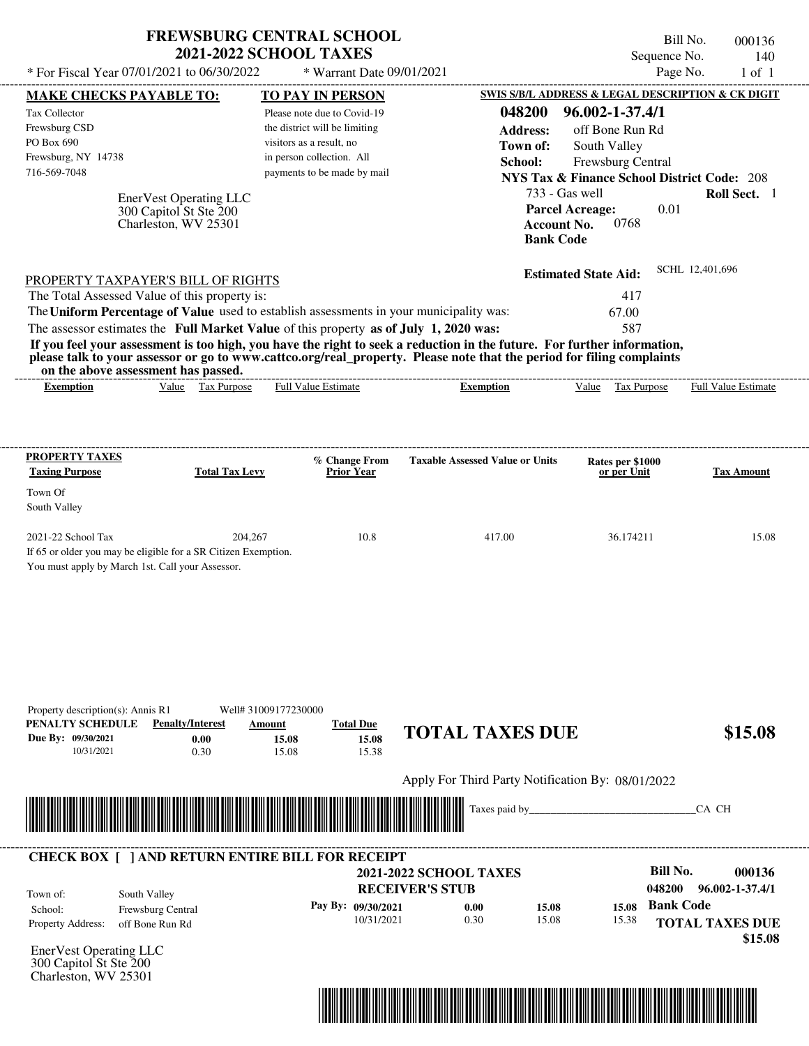# FREWSBURG CENTRAL SCHOOL
## 2021-2022 SCHOOL TAXES

\* For Fiscal Year 07/01/2021 to 06/30/2022 \* Warrant Date 09/01/2021

Bill No. 000136
Sequence No. 140
Page No. 1 of 1

**MAKE CHECKS PAYABLE TO:**

Tax Collector
Frewsburg CSD
PO Box 690
Frewsburg, NY 14738
716-569-7048

**TO PAY IN PERSON**

Please note due to Covid-19 the district will be limiting visitors as a result, no in person collection. All payments to be made by mail

EnerVest Operating LLC
300 Capitol St Ste 200
Charleston, WV 25301

**SWIS S/B/L ADDRESS & LEGAL DESCRIPTION & CK DIGIT**

**048200 96.002-1-37.4/1**
**Address:** off Bone Run Rd
**Town of:** South Valley
**School:** Frewsburg Central
**NYS Tax & Finance School District Code:** 208
733 - Gas well **Roll Sect.** 1
**Parcel Acreage:** 0.01
**Account No.** 0768
**Bank Code**

**Estimated State Aid:** SCHL 12,401,696

PROPERTY TAXPAYER'S BILL OF RIGHTS

The Total Assessed Value of this property is: 417
The **Uniform Percentage of Value** used to establish assessments in your municipality was: 67.00
The assessor estimates the **Full Market Value** of this property **as of July 1, 2020 was:** 587

**If you feel your assessment is too high, you have the right to seek a reduction in the future. For further information, please talk to your assessor or go to www.cattco.org/real_property. Please note that the period for filing complaints on the above assessment has passed.**

| Exemption | Value | Tax Purpose | Full Value Estimate | Exemption | Value | Tax Purpose | Full Value Estimate |
|---|---|---|---|---|---|---|---|

| PROPERTY TAXES Taxing Purpose | Total Tax Levy | % Change From Prior Year | Taxable Assessed Value or Units | Rates per $1000 or per Unit | Tax Amount |
|---|---|---|---|---|---|
| Town Of South Valley | | | | | |
| 2021-22 School Tax | 204,267 | 10.8 | 417.00 | 36.174211 | 15.08 |

If 65 or older you may be eligible for a SR Citizen Exemption.
You must apply by March 1st. Call your Assessor.

Property description(s): Annis R1 Well# 31009177230000

| PENALTY SCHEDULE | Penalty/Interest | Amount | Total Due |
|---|---|---|---|
| Due By: 09/30/2021 | 0.00 | 15.08 | 15.08 |
| 10/31/2021 | 0.30 | 15.08 | 15.38 |

**TOTAL TAXES DUE $15.08**

Apply For Third Party Notification By: 08/01/2022

Taxes paid by_______________________________CA CH

**CHECK BOX [ ] AND RETURN ENTIRE BILL FOR RECEIPT**

**2021-2022 SCHOOL TAXES**
**RECEIVER'S STUB**

**Bill No. 000136**
**048200 96.002-1-37.4/1**

Town of: South Valley
School: Frewsburg Central
Property Address: off Bone Run Rd

| Pay By: | | | |
|---|---|---|---|
| 09/30/2021 | 0.00 | 15.08 | 15.08 |
| 10/31/2021 | 0.30 | 15.08 | 15.38 |

**Bank Code**

**TOTAL TAXES DUE $15.08**

EnerVest Operating LLC
300 Capitol St Ste 200
Charleston, WV 25301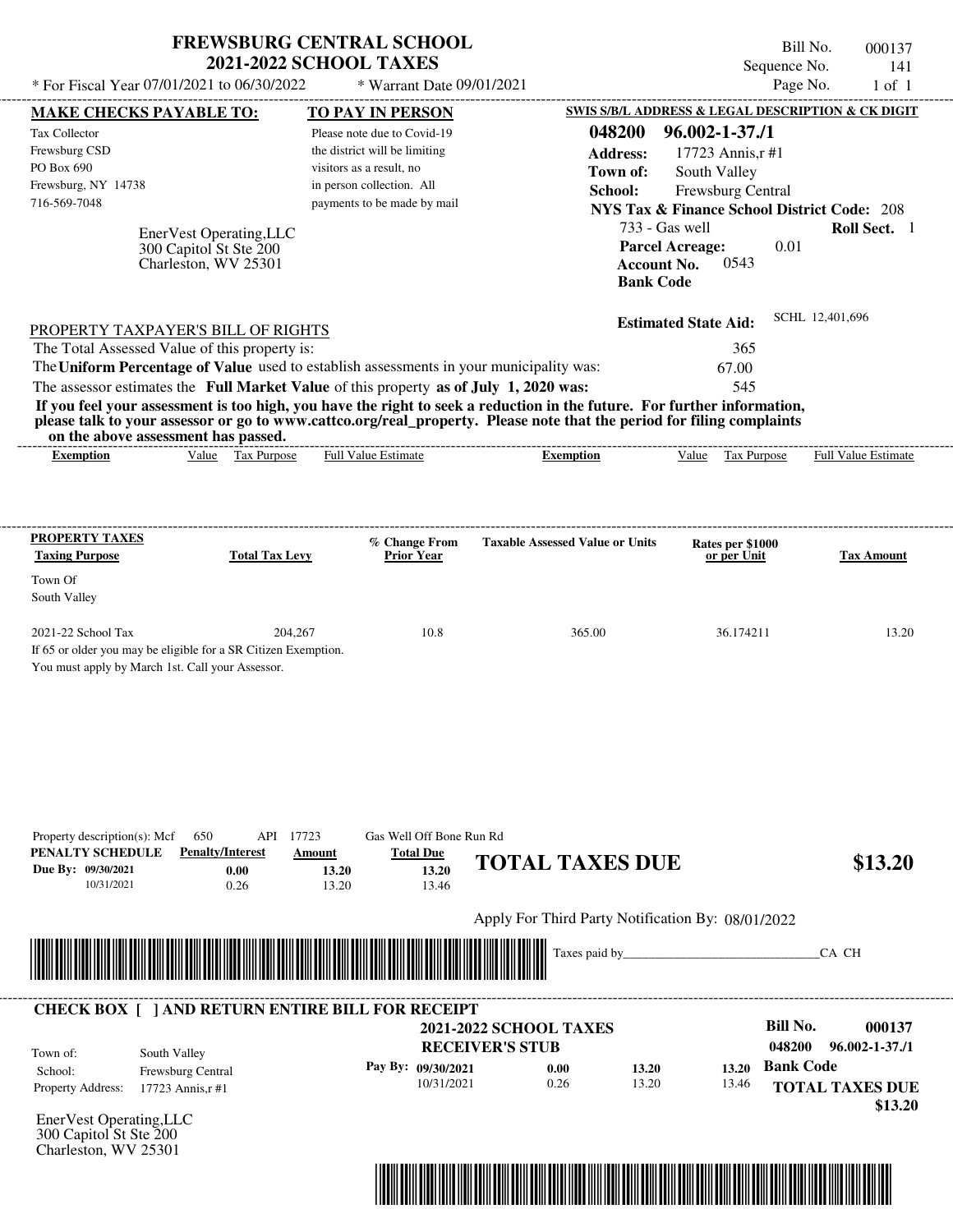# FREWSBURG CENTRAL SCHOOL
## 2021-2022 SCHOOL TAXES

\* For Fiscal Year 07/01/2021 to 06/30/2022 &nbsp;&nbsp; \* Warrant Date 09/01/2021

Bill No. 000137
Sequence No. 141
Page No. 1 of 1

**MAKE CHECKS PAYABLE TO:**

Tax Collector
Frewsburg CSD
PO Box 690
Frewsburg, NY 14738
716-569-7048

**TO PAY IN PERSON**

Please note due to Covid-19 the district will be limiting visitors as a result, no in person collection. All payments to be made by mail

**SWIS S/B/L ADDRESS & LEGAL DESCRIPTION & CK DIGIT**

**048200 96.002-1-37./1**
**Address:** 17723 Annis,r #1
**Town of:** South Valley
**School:** Frewsburg Central
**NYS Tax & Finance School District Code:** 208
733 - Gas well &nbsp;&nbsp; **Roll Sect.** 1
**Parcel Acreage:** 0.01
**Account No.** 0543
**Bank Code**

EnerVest Operating,LLC
300 Capitol St Ste 200
Charleston, WV 25301

**Estimated State Aid:** SCHL 12,401,696

PROPERTY TAXPAYER'S BILL OF RIGHTS

The Total Assessed Value of this property is: 365
The **Uniform Percentage of Value** used to establish assessments in your municipality was: 67.00
The assessor estimates the **Full Market Value** of this property **as of July 1, 2020 was:** 545

**If you feel your assessment is too high, you have the right to seek a reduction in the future. For further information, please talk to your assessor or go to www.cattco.org/real_property. Please note that the period for filing complaints on the above assessment has passed.**

| Exemption | Value | Tax Purpose | Full Value Estimate | Exemption | Value | Tax Purpose | Full Value Estimate |
|---|---|---|---|---|---|---|---|

| PROPERTY TAXES Taxing Purpose | Total Tax Levy | % Change From Prior Year | Taxable Assessed Value or Units | Rates per $1000 or per Unit | Tax Amount |
|---|---|---|---|---|---|
| Town Of South Valley | | | | | |
| 2021-22 School Tax | 204,267 | 10.8 | 365.00 | 36.174211 | 13.20 |

If 65 or older you may be eligible for a SR Citizen Exemption.
You must apply by March 1st. Call your Assessor.

Property description(s): Mcf 650 API 17723 Gas Well Off Bone Run Rd

| PENALTY SCHEDULE | Penalty/Interest | Amount | Total Due |
|---|---|---|---|
| Due By: 09/30/2021 | 0.00 | 13.20 | 13.20 |
| 10/31/2021 | 0.26 | 13.20 | 13.46 |

**TOTAL TAXES DUE $13.20**

Apply For Third Party Notification By: 08/01/2022

Taxes paid by______________________________CA CH

---

**CHECK BOX [ ] AND RETURN ENTIRE BILL FOR RECEIPT**

**2021-2022 SCHOOL TAXES**
**RECEIVER'S STUB**

**Bill No. 000137**
**048200 96.002-1-37./1**

Town of: South Valley
School: Frewsburg Central
Property Address: 17723 Annis,r #1

| Pay By: | | | |
|---|---|---|---|
| 09/30/2021 | 0.00 | 13.20 | 13.20 |
| 10/31/2021 | 0.26 | 13.20 | 13.46 |

**Bank Code**

**TOTAL TAXES DUE $13.20**

EnerVest Operating,LLC
300 Capitol St Ste 200
Charleston, WV 25301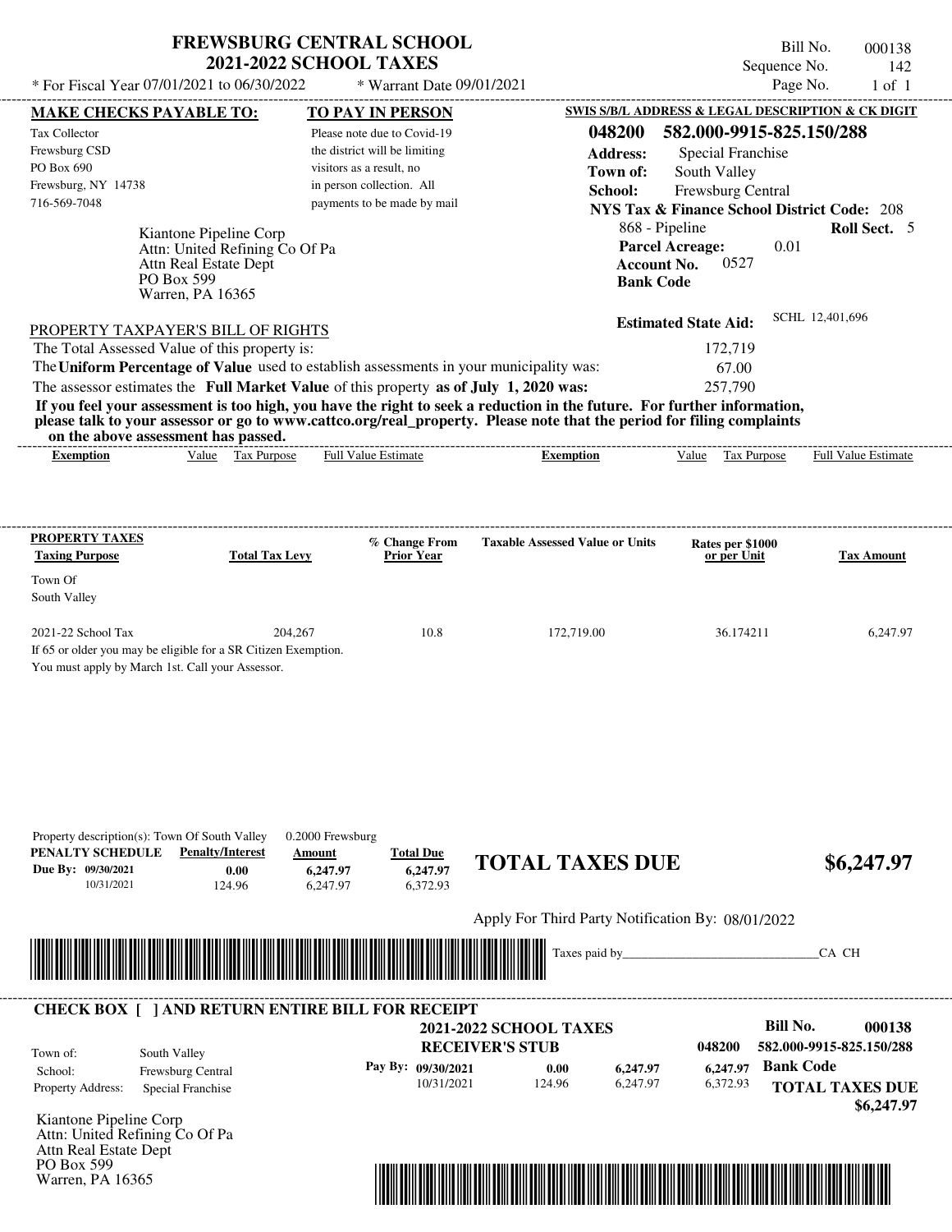# FREWSBURG CENTRAL SCHOOL
## 2021-2022 SCHOOL TAXES

\* For Fiscal Year 07/01/2021 to 06/30/2022 \* Warrant Date 09/01/2021

Bill No. 000138
Sequence No. 142
Page No. 1 of 1

**MAKE CHECKS PAYABLE TO:**

Tax Collector
Frewsburg CSD
PO Box 690
Frewsburg, NY 14738
716-569-7048

**TO PAY IN PERSON**

Please note due to Covid-19 the district will be limiting visitors as a result, no in person collection. All payments to be made by mail

**SWIS S/B/L ADDRESS & LEGAL DESCRIPTION & CK DIGIT**

**048200 582.000-9915-825.150/288**

**Address:** Special Franchise
**Town of:** South Valley
**School:** Frewsburg Central
**NYS Tax & Finance School District Code:** 208
868 - Pipeline **Roll Sect.** 5
**Parcel Acreage:** 0.01
**Account No.** 0527
**Bank Code**

Kiantone Pipeline Corp
Attn: United Refining Co Of Pa
Attn Real Estate Dept
PO Box 599
Warren, PA 16365

**Estimated State Aid:** SCHL 12,401,696

PROPERTY TAXPAYER'S BILL OF RIGHTS

The Total Assessed Value of this property is: 172,719
The **Uniform Percentage of Value** used to establish assessments in your municipality was: 67.00
The assessor estimates the **Full Market Value** of this property **as of July 1, 2020 was:** 257,790

**If you feel your assessment is too high, you have the right to seek a reduction in the future. For further information, please talk to your assessor or go to www.cattco.org/real_property. Please note that the period for filing complaints on the above assessment has passed.**

| Exemption | Value | Tax Purpose | Full Value Estimate | Exemption | Value | Tax Purpose | Full Value Estimate |
|---|---|---|---|---|---|---|---|

| PROPERTY TAXES Taxing Purpose | Total Tax Levy | % Change From Prior Year | Taxable Assessed Value or Units | Rates per $1000 or per Unit | Tax Amount |
|---|---|---|---|---|---|
| Town Of South Valley | | | | | |
| 2021-22 School Tax | 204,267 | 10.8 | 172,719.00 | 36.174211 | 6,247.97 |

If 65 or older you may be eligible for a SR Citizen Exemption.
You must apply by March 1st. Call your Assessor.

Property description(s): Town Of South Valley 0.2000 Frewsburg

| PENALTY SCHEDULE | Penalty/Interest | Amount | Total Due |
|---|---|---|---|
| Due By: 09/30/2021 | 0.00 | 6,247.97 | 6,247.97 |
| 10/31/2021 | 124.96 | 6,247.97 | 6,372.93 |

**TOTAL TAXES DUE $6,247.97**

Apply For Third Party Notification By: 08/01/2022

Taxes paid by______________________________CA CH

**CHECK BOX [ ] AND RETURN ENTIRE BILL FOR RECEIPT**

**2021-2022 SCHOOL TAXES**
**RECEIVER'S STUB**

**Bill No. 000138**
**048200 582.000-9915-825.150/288**

Town of: South Valley
School: Frewsburg Central
Property Address: Special Franchise

| Pay By: | | | | |
|---|---|---|---|---|
| 09/30/2021 | 0.00 | 6,247.97 | 6,247.97 | **Bank Code** |
| 10/31/2021 | 124.96 | 6,247.97 | 6,372.93 | |

**TOTAL TAXES DUE $6,247.97**

Kiantone Pipeline Corp
Attn: United Refining Co Of Pa
Attn Real Estate Dept
PO Box 599
Warren, PA 16365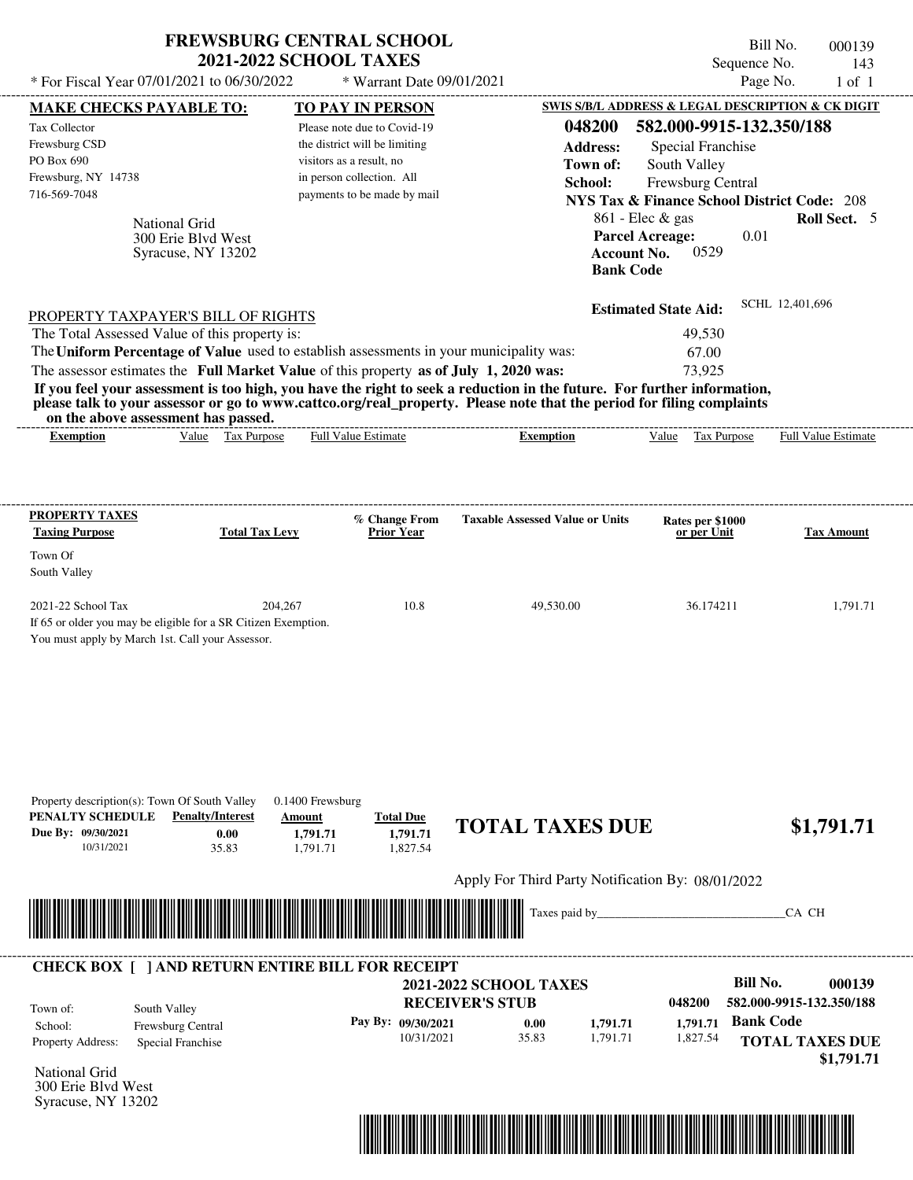# FREWSBURG CENTRAL SCHOOL
## 2021-2022 SCHOOL TAXES

\* For Fiscal Year 07/01/2021 to 06/30/2022 &nbsp;&nbsp; \* Warrant Date 09/01/2021

Bill No. 000139
Sequence No. 143
Page No. 1 of 1

**MAKE CHECKS PAYABLE TO:**

Tax Collector
Frewsburg CSD
PO Box 690
Frewsburg, NY 14738
716-569-7048

**TO PAY IN PERSON**

Please note due to Covid-19 the district will be limiting visitors as a result, no in person collection. All payments to be made by mail

**SWIS S/B/L ADDRESS & LEGAL DESCRIPTION & CK DIGIT**

**048200 582.000-9915-132.350/188**

**Address:** Special Franchise
**Town of:** South Valley
**School:** Frewsburg Central
**NYS Tax & Finance School District Code:** 208
861 - Elec & gas &nbsp;&nbsp; **Roll Sect.** 5
**Parcel Acreage:** 0.01
**Account No.** 0529
**Bank Code**

National Grid
300 Erie Blvd West
Syracuse, NY 13202

**Estimated State Aid:** SCHL 12,401,696

PROPERTY TAXPAYER'S BILL OF RIGHTS

The Total Assessed Value of this property is: 49,530
The **Uniform Percentage of Value** used to establish assessments in your municipality was: 67.00
The assessor estimates the **Full Market Value** of this property **as of July 1, 2020 was:** 73,925

**If you feel your assessment is too high, you have the right to seek a reduction in the future. For further information, please talk to your assessor or go to www.cattco.org/real_property. Please note that the period for filing complaints on the above assessment has passed.**

| Exemption | Value | Tax Purpose | Full Value Estimate | Exemption | Value | Tax Purpose | Full Value Estimate |
|---|---|---|---|---|---|---|---|

| PROPERTY TAXES Taxing Purpose | Total Tax Levy | % Change From Prior Year | Taxable Assessed Value or Units | Rates per $1000 or per Unit | Tax Amount |
|---|---|---|---|---|---|
| Town Of South Valley | | | | | |
| 2021-22 School Tax | 204,267 | 10.8 | 49,530.00 | 36.174211 | 1,791.71 |

If 65 or older you may be eligible for a SR Citizen Exemption.
You must apply by March 1st. Call your Assessor.

Property description(s): Town Of South Valley &nbsp; 0.1400 Frewsburg

| PENALTY SCHEDULE | Penalty/Interest | Amount | Total Due |
|---|---|---|---|
| Due By: 09/30/2021 | 0.00 | 1,791.71 | 1,791.71 |
| 10/31/2021 | 35.83 | 1,791.71 | 1,827.54 |

**TOTAL TAXES DUE $1,791.71**

Apply For Third Party Notification By: 08/01/2022

Taxes paid by_______________________________CA CH

**CHECK BOX [ ] AND RETURN ENTIRE BILL FOR RECEIPT**

**2021-2022 SCHOOL TAXES**
**RECEIVER'S STUB**

**Bill No. 000139**
048200 **582.000-9915-132.350/188**

Town of: South Valley
School: Frewsburg Central
Property Address: Special Franchise

| Pay By: | | | | |
|---|---|---|---|---|
| 09/30/2021 | 0.00 | 1,791.71 | 1,791.71 | **Bank Code** |
| 10/31/2021 | 35.83 | 1,791.71 | 1,827.54 | |

**TOTAL TAXES DUE $1,791.71**

National Grid
300 Erie Blvd West
Syracuse, NY 13202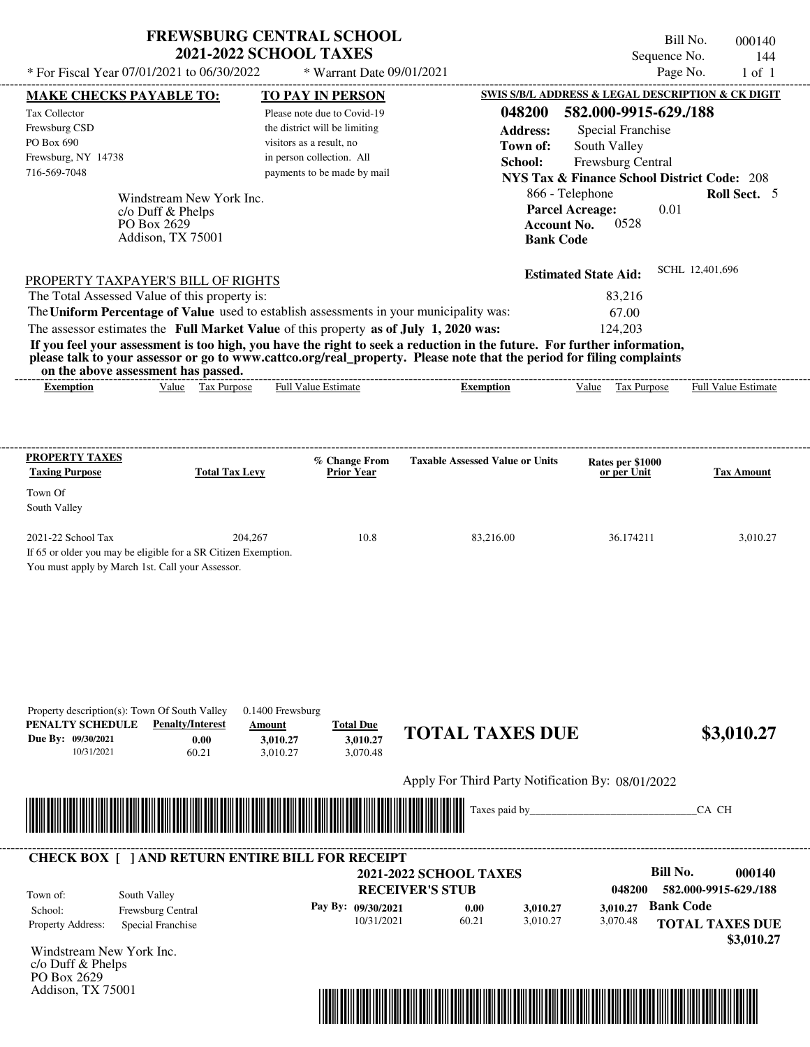# FREWSBURG CENTRAL SCHOOL
## 2021-2022 SCHOOL TAXES

\* For Fiscal Year 07/01/2021 to 06/30/2022 \* Warrant Date 09/01/2021

Bill No. 000140
Sequence No. 144
Page No. 1 of 1

**MAKE CHECKS PAYABLE TO:**

Tax Collector
Frewsburg CSD
PO Box 690
Frewsburg, NY 14738
716-569-7048

**TO PAY IN PERSON**

Please note due to Covid-19 the district will be limiting visitors as a result, no in person collection. All payments to be made by mail

**SWIS S/B/L ADDRESS & LEGAL DESCRIPTION & CK DIGIT**

**048200 582.000-9915-629./188**

**Address:** Special Franchise
**Town of:** South Valley
**School:** Frewsburg Central
**NYS Tax & Finance School District Code:** 208
866 - Telephone **Roll Sect.** 5
**Parcel Acreage:** 0.01
**Account No.** 0528
**Bank Code**

Windstream New York Inc.
c/o Duff & Phelps
PO Box 2629
Addison, TX 75001

**Estimated State Aid:** SCHL 12,401,696

PROPERTY TAXPAYER'S BILL OF RIGHTS

The Total Assessed Value of this property is: 83,216
The **Uniform Percentage of Value** used to establish assessments in your municipality was: 67.00
The assessor estimates the **Full Market Value** of this property **as of July 1, 2020 was:** 124,203

**If you feel your assessment is too high, you have the right to seek a reduction in the future. For further information, please talk to your assessor or go to www.cattco.org/real_property. Please note that the period for filing complaints on the above assessment has passed.**

| Exemption | Value | Tax Purpose | Full Value Estimate | Exemption | Value | Tax Purpose | Full Value Estimate |
|---|---|---|---|---|---|---|---|

| PROPERTY TAXES Taxing Purpose | Total Tax Levy | % Change From Prior Year | Taxable Assessed Value or Units | Rates per $1000 or per Unit | Tax Amount |
|---|---|---|---|---|---|
| Town Of South Valley | | | | | |
| 2021-22 School Tax | 204,267 | 10.8 | 83,216.00 | 36.174211 | 3,010.27 |

If 65 or older you may be eligible for a SR Citizen Exemption.
You must apply by March 1st. Call your Assessor.

Property description(s): Town Of South Valley 0.1400 Frewsburg

| PENALTY SCHEDULE | Penalty/Interest | Amount | Total Due |
|---|---|---|---|
| Due By: 09/30/2021 | 0.00 | 3,010.27 | 3,010.27 |
| 10/31/2021 | 60.21 | 3,010.27 | 3,070.48 |

**TOTAL TAXES DUE $3,010.27**

Apply For Third Party Notification By: 08/01/2022

Taxes paid by_______________________________CA CH

**CHECK BOX [ ] AND RETURN ENTIRE BILL FOR RECEIPT**

**2021-2022 SCHOOL TAXES**
**RECEIVER'S STUB**

**Bill No. 000140**
**048200 582.000-9915-629./188**

Town of: South Valley
School: Frewsburg Central
Property Address: Special Franchise

| Pay By: | | | |
|---|---|---|---|
| 09/30/2021 | 0.00 | 3,010.27 | 3,010.27 |
| 10/31/2021 | 60.21 | 3,010.27 | 3,070.48 |

**Bank Code**

**TOTAL TAXES DUE $3,010.27**

Windstream New York Inc.
c/o Duff & Phelps
PO Box 2629
Addison, TX 75001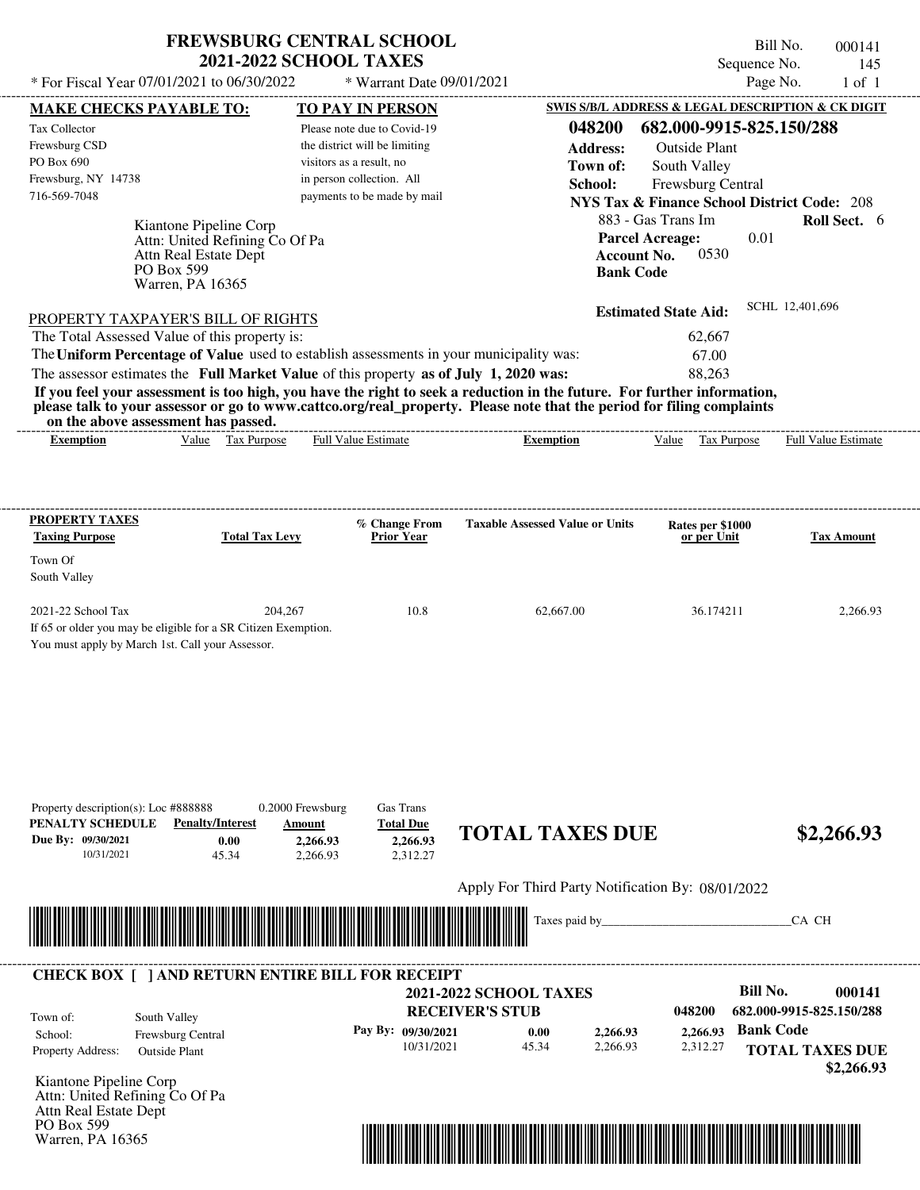# FREWSBURG CENTRAL SCHOOL
## 2021-2022 SCHOOL TAXES

Bill No. 000141
Sequence No. 145
Page No. 1 of 1

* For Fiscal Year 07/01/2021 to 06/30/2022 * Warrant Date 09/01/2021

**MAKE CHECKS PAYABLE TO:**
Tax Collector
Frewsburg CSD
PO Box 690
Frewsburg, NY 14738
716-569-7048

**TO PAY IN PERSON**
Please note due to Covid-19 the district will be limiting visitors as a result, no in person collection. All payments to be made by mail

**SWIS S/B/L ADDRESS & LEGAL DESCRIPTION & CK DIGIT**
**048200 682.000-9915-825.150/288**
**Address:** Outside Plant
**Town of:** South Valley
**School:** Frewsburg Central
**NYS Tax & Finance School District Code:** 208
883 - Gas Trans Im **Roll Sect.** 6
**Parcel Acreage:** 0.01
**Account No.** 0530
**Bank Code**

Kiantone Pipeline Corp
Attn: United Refining Co Of Pa
Attn Real Estate Dept
PO Box 599
Warren, PA 16365

**Estimated State Aid:** SCHL 12,401,696

PROPERTY TAXPAYER'S BILL OF RIGHTS

| | |
|---|---|
| The Total Assessed Value of this property is: | 62,667 |
| The **Uniform Percentage of Value** used to establish assessments in your municipality was: | 67.00 |
| The assessor estimates the **Full Market Value** of this property **as of July 1, 2020 was:** | 88,263 |

**If you feel your assessment is too high, you have the right to seek a reduction in the future. For further information, please talk to your assessor or go to www.cattco.org/real_property. Please note that the period for filing complaints on the above assessment has passed.**

| Exemption | Value | Tax Purpose | Full Value Estimate | Exemption | Value | Tax Purpose | Full Value Estimate |
|---|---|---|---|---|---|---|---|

| PROPERTY TAXES Taxing Purpose | Total Tax Levy | % Change From Prior Year | Taxable Assessed Value or Units | Rates per $1000 or per Unit | Tax Amount |
|---|---|---|---|---|---|
| Town Of South Valley | | | | | |
| 2021-22 School Tax | 204,267 | 10.8 | 62,667.00 | 36.174211 | 2,266.93 |

If 65 or older you may be eligible for a SR Citizen Exemption.
You must apply by March 1st. Call your Assessor.

Property description(s): Loc #888888 0.2000 Frewsburg Gas Trans

| PENALTY SCHEDULE | Penalty/Interest | Amount | Total Due |
|---|---|---|---|
| Due By: 09/30/2021 | 0.00 | 2,266.93 | 2,266.93 |
| 10/31/2021 | 45.34 | 2,266.93 | 2,312.27 |

**TOTAL TAXES DUE** **$2,266.93**

Apply For Third Party Notification By: 08/01/2022

Taxes paid by_______________________________CA CH

**CHECK BOX [ ] AND RETURN ENTIRE BILL FOR RECEIPT**

**2021-2022 SCHOOL TAXES**
**RECEIVER'S STUB**

**Bill No. 000141**
048200 682.000-9915-825.150/288
**Bank Code**

| | |
|---|---|
| Town of: | South Valley |
| School: | Frewsburg Central |
| Property Address: | Outside Plant |

| Pay By: | Penalty/Interest | Amount | Total Due |
|---|---|---|---|
| 09/30/2021 | 0.00 | 2,266.93 | 2,266.93 |
| 10/31/2021 | 45.34 | 2,266.93 | 2,312.27 |

**TOTAL TAXES DUE $2,266.93**

Kiantone Pipeline Corp
Attn: United Refining Co Of Pa
Attn Real Estate Dept
PO Box 599
Warren, PA 16365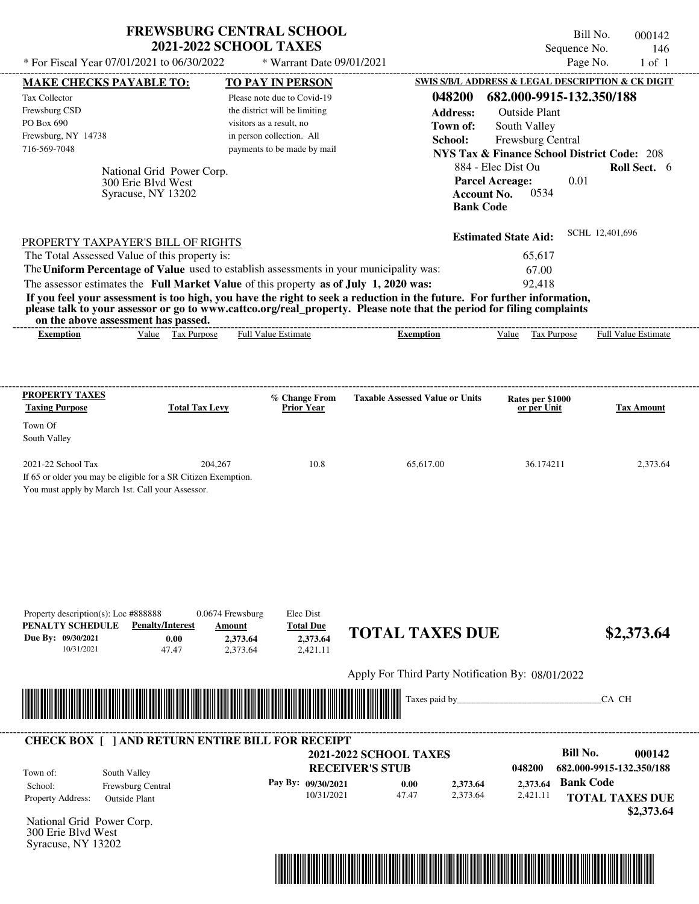# FREWSBURG CENTRAL SCHOOL
## 2021-2022 SCHOOL TAXES

\* For Fiscal Year 07/01/2021 to 06/30/2022 \* Warrant Date 09/01/2021

Bill No. 000142
Sequence No. 146
Page No. 1 of 1

**MAKE CHECKS PAYABLE TO:**

Tax Collector
Frewsburg CSD
PO Box 690
Frewsburg, NY 14738
716-569-7048

**TO PAY IN PERSON**

Please note due to Covid-19 the district will be limiting visitors as a result, no in person collection. All payments to be made by mail

National Grid Power Corp.
300 Erie Blvd West
Syracuse, NY 13202

**SWIS S/B/L ADDRESS & LEGAL DESCRIPTION & CK DIGIT**

**048200 682.000-9915-132.350/188**

**Address:** Outside Plant
**Town of:** South Valley
**School:** Frewsburg Central
**NYS Tax & Finance School District Code:** 208
884 - Elec Dist Ou **Roll Sect.** 6
**Parcel Acreage:** 0.01
**Account No.** 0534
**Bank Code**

**Estimated State Aid:** SCHL 12,401,696

PROPERTY TAXPAYER'S BILL OF RIGHTS

The Total Assessed Value of this property is: 65,617
The **Uniform Percentage of Value** used to establish assessments in your municipality was: 67.00
The assessor estimates the **Full Market Value** of this property **as of July 1, 2020 was:** 92,418

**If you feel your assessment is too high, you have the right to seek a reduction in the future. For further information, please talk to your assessor or go to www.cattco.org/real_property. Please note that the period for filing complaints on the above assessment has passed.**

| Exemption | Value | Tax Purpose | Full Value Estimate | Exemption | Value | Tax Purpose | Full Value Estimate |
|---|---|---|---|---|---|---|---|

| PROPERTY TAXES Taxing Purpose | Total Tax Levy | % Change From Prior Year | Taxable Assessed Value or Units | Rates per $1000 or per Unit | Tax Amount |
|---|---|---|---|---|---|
| Town Of South Valley | | | | | |
| 2021-22 School Tax | 204,267 | 10.8 | 65,617.00 | 36.174211 | 2,373.64 |

If 65 or older you may be eligible for a SR Citizen Exemption.
You must apply by March 1st. Call your Assessor.

Property description(s): Loc #888888 0.0674 Frewsburg Elec Dist

| PENALTY SCHEDULE | Penalty/Interest | Amount | Total Due |
|---|---|---|---|
| Due By: 09/30/2021 | 0.00 | 2,373.64 | 2,373.64 |
| 10/31/2021 | 47.47 | 2,373.64 | 2,421.11 |

**TOTAL TAXES DUE $2,373.64**

Apply For Third Party Notification By: 08/01/2022

Taxes paid by______________________________CA CH

**CHECK BOX [ ] AND RETURN ENTIRE BILL FOR RECEIPT**

**2021-2022 SCHOOL TAXES**
**RECEIVER'S STUB**

**Bill No. 000142**
048200 682.000-9915-132.350/188

Town of: South Valley
School: Frewsburg Central
Property Address: Outside Plant

| Pay By: | | | | |
|---|---|---|---|---|
| 09/30/2021 | 0.00 | 2,373.64 | 2,373.64 | **Bank Code** |
| 10/31/2021 | 47.47 | 2,373.64 | 2,421.11 | |

**TOTAL TAXES DUE $2,373.64**

National Grid Power Corp.
300 Erie Blvd West
Syracuse, NY 13202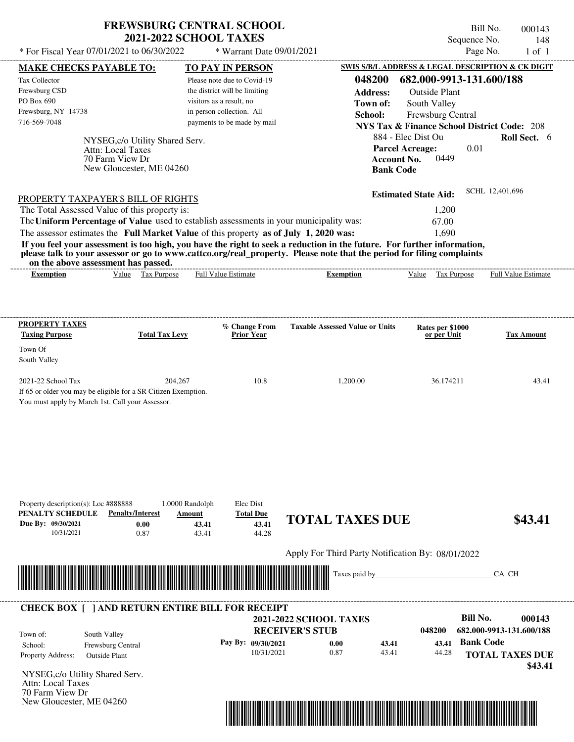# FREWSBURG CENTRAL SCHOOL
## 2021-2022 SCHOOL TAXES

\* For Fiscal Year 07/01/2021 to 06/30/2022 \* Warrant Date 09/01/2021

Bill No. 000143
Sequence No. 148
Page No. 1 of 1

**MAKE CHECKS PAYABLE TO:**

Tax Collector
Frewsburg CSD
PO Box 690
Frewsburg, NY 14738
716-569-7048

**TO PAY IN PERSON**

Please note due to Covid-19 the district will be limiting visitors as a result, no in person collection. All payments to be made by mail

**SWIS S/B/L ADDRESS & LEGAL DESCRIPTION & CK DIGIT**

**048200 682.000-9913-131.600/188**

**Address:** Outside Plant
**Town of:** South Valley
**School:** Frewsburg Central
**NYS Tax & Finance School District Code:** 208
884 - Elec Dist Ou **Roll Sect.** 6
**Parcel Acreage:** 0.01
**Account No.** 0449
**Bank Code**

NYSEG,c/o Utility Shared Serv.
Attn: Local Taxes
70 Farm View Dr
New Gloucester, ME 04260

**Estimated State Aid:** SCHL 12,401,696

PROPERTY TAXPAYER'S BILL OF RIGHTS

The Total Assessed Value of this property is: 1,200
The **Uniform Percentage of Value** used to establish assessments in your municipality was: 67.00
The assessor estimates the **Full Market Value** of this property **as of July 1, 2020 was:** 1,690

**If you feel your assessment is too high, you have the right to seek a reduction in the future. For further information, please talk to your assessor or go to www.cattco.org/real_property. Please note that the period for filing complaints on the above assessment has passed.**

| Exemption | Value | Tax Purpose | Full Value Estimate | Exemption | Value | Tax Purpose | Full Value Estimate |
|---|---|---|---|---|---|---|---|

**PROPERTY TAXES**

| Taxing Purpose | Total Tax Levy | % Change From Prior Year | Taxable Assessed Value or Units | Rates per $1000 or per Unit | Tax Amount |
|---|---|---|---|---|---|
| Town Of South Valley | | | | | |
| 2021-22 School Tax | 204,267 | 10.8 | 1,200.00 | 36.174211 | 43.41 |

If 65 or older you may be eligible for a SR Citizen Exemption.
You must apply by March 1st. Call your Assessor.

Property description(s): Loc #888888 1.0000 Randolph Elec Dist

| PENALTY SCHEDULE | Penalty/Interest | Amount | Total Due |
|---|---|---|---|
| Due By: 09/30/2021 | 0.00 | 43.41 | 43.41 |
| 10/31/2021 | 0.87 | 43.41 | 44.28 |

**TOTAL TAXES DUE $43.41**

Apply For Third Party Notification By: 08/01/2022

Taxes paid by______________________________CA CH

**CHECK BOX [ ] AND RETURN ENTIRE BILL FOR RECEIPT**

**2021-2022 SCHOOL TAXES**
**RECEIVER'S STUB**

**Bill No. 000143**
048200 682.000-9913-131.600/188

Town of: South Valley
School: Frewsburg Central
Property Address: Outside Plant

| Pay By: | | | | |
|---|---|---|---|---|
| 09/30/2021 | 0.00 | 43.41 | 43.41 | |
| 10/31/2021 | 0.87 | 43.41 | 44.28 | |

**Bank Code**

**TOTAL TAXES DUE $43.41**

NYSEG,c/o Utility Shared Serv.
Attn: Local Taxes
70 Farm View Dr
New Gloucester, ME 04260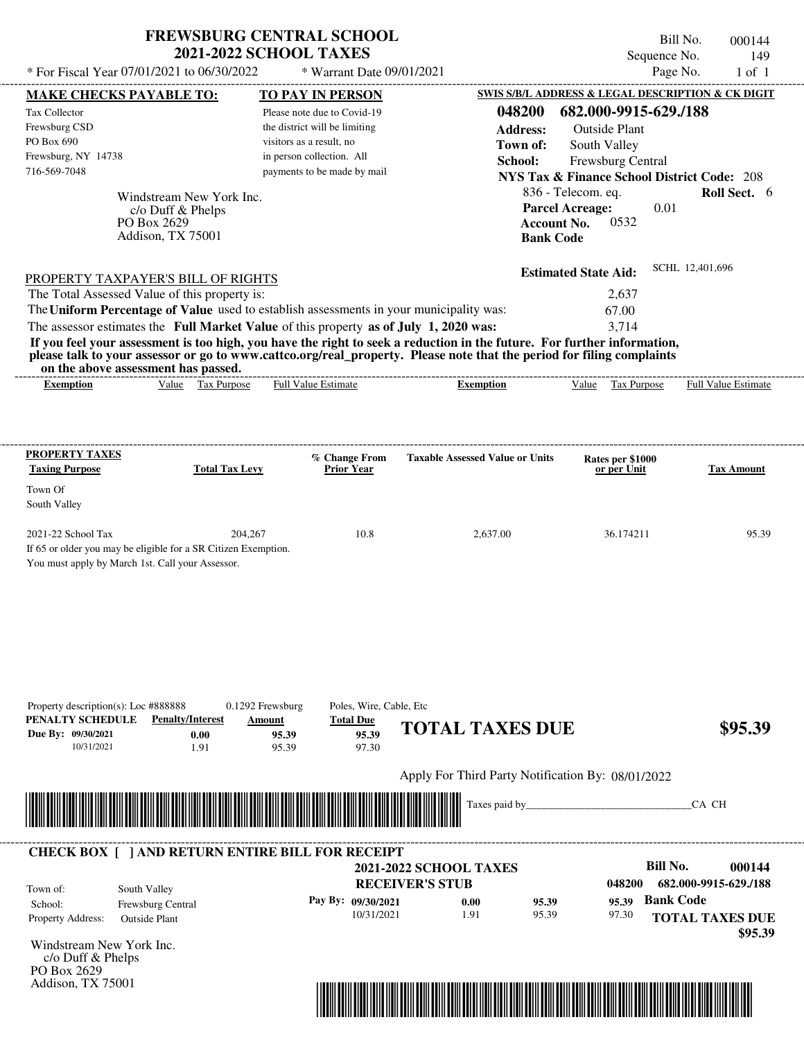# FREWSBURG CENTRAL SCHOOL
## 2021-2022 SCHOOL TAXES

\* For Fiscal Year 07/01/2021 to 06/30/2022 \* Warrant Date 09/01/2021

Bill No. 000144
Sequence No. 149
Page No. 1 of 1

**MAKE CHECKS PAYABLE TO:**

Tax Collector
Frewsburg CSD
PO Box 690
Frewsburg, NY 14738
716-569-7048

**TO PAY IN PERSON**

Please note due to Covid-19 the district will be limiting visitors as a result, no in person collection. All payments to be made by mail

**SWIS S/B/L ADDRESS & LEGAL DESCRIPTION & CK DIGIT**

**048200 682.000-9915-629./188**

**Address:** Outside Plant
**Town of:** South Valley
**School:** Frewsburg Central
**NYS Tax & Finance School District Code:** 208
836 - Telecom. eq. **Roll Sect.** 6
**Parcel Acreage:** 0.01
**Account No.** 0532
**Bank Code**

Windstream New York Inc.
c/o Duff & Phelps
PO Box 2629
Addison, TX 75001

**Estimated State Aid:** SCHL 12,401,696

PROPERTY TAXPAYER'S BILL OF RIGHTS

The Total Assessed Value of this property is: 2,637
The **Uniform Percentage of Value** used to establish assessments in your municipality was: 67.00
The assessor estimates the **Full Market Value** of this property **as of July 1, 2020 was:** 3,714

**If you feel your assessment is too high, you have the right to seek a reduction in the future. For further information, please talk to your assessor or go to www.cattco.org/real_property. Please note that the period for filing complaints on the above assessment has passed.**

| Exemption | Value | Tax Purpose | Full Value Estimate | Exemption | Value | Tax Purpose | Full Value Estimate |
|---|---|---|---|---|---|---|---|

| PROPERTY TAXES Taxing Purpose | Total Tax Levy | % Change From Prior Year | Taxable Assessed Value or Units | Rates per $1000 or per Unit | Tax Amount |
|---|---|---|---|---|---|
| Town Of South Valley | | | | | |
| 2021-22 School Tax | 204,267 | 10.8 | 2,637.00 | 36.174211 | 95.39 |

If 65 or older you may be eligible for a SR Citizen Exemption.
You must apply by March 1st. Call your Assessor.

Property description(s): Loc #888888 0.1292 Frewsburg Poles, Wire, Cable, Etc

| PENALTY SCHEDULE | Penalty/Interest | Amount | Total Due |
|---|---|---|---|
| Due By: 09/30/2021 | 0.00 | 95.39 | 95.39 |
| 10/31/2021 | 1.91 | 95.39 | 97.30 |

**TOTAL TAXES DUE $95.39**

Apply For Third Party Notification By: 08/01/2022

Taxes paid by_______________________________CA CH

**CHECK BOX [ ] AND RETURN ENTIRE BILL FOR RECEIPT**

**2021-2022 SCHOOL TAXES**
**RECEIVER'S STUB**

**Bill No. 000144**
**048200 682.000-9915-629./188**

Town of: South Valley
School: Frewsburg Central
Property Address: Outside Plant

| Pay By: | | | | |
|---|---|---|---|---|
| 09/30/2021 | 0.00 | 95.39 | 95.39 | **Bank Code** |
| 10/31/2021 | 1.91 | 95.39 | 97.30 | **TOTAL TAXES DUE** |

**$95.39**

Windstream New York Inc.
c/o Duff & Phelps
PO Box 2629
Addison, TX 75001